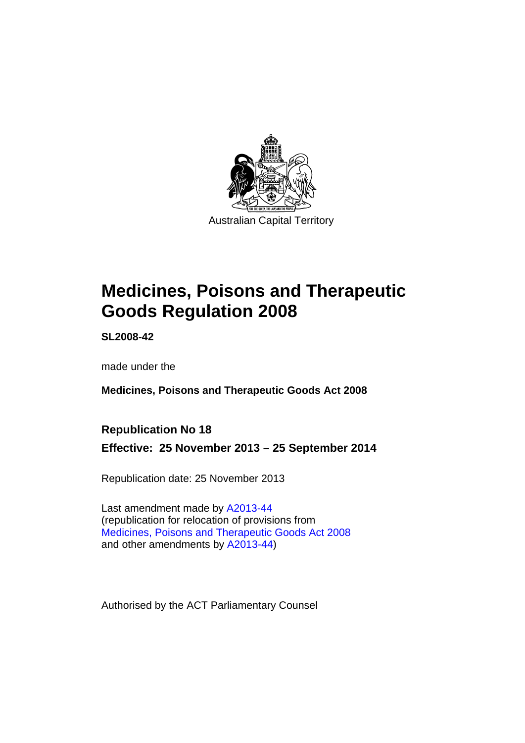Australian Capital Territory

# Medicines, Poisons and Therapeutic Goods Regulation 2008

**SL2008-42**

made under the

**Medicines, Poisons and Therapeutic Goods Act 2008**

**Republication No 18**

**Effective: 25 November 2013 – 25 September 2014**

Republication date: 25 November 2013

Last amendment made by A2013-44
(republication for relocation of provisions from
Medicines, Poisons and Therapeutic Goods Act 2008
and other amendments by A2013-44)

Authorised by the ACT Parliamentary Counsel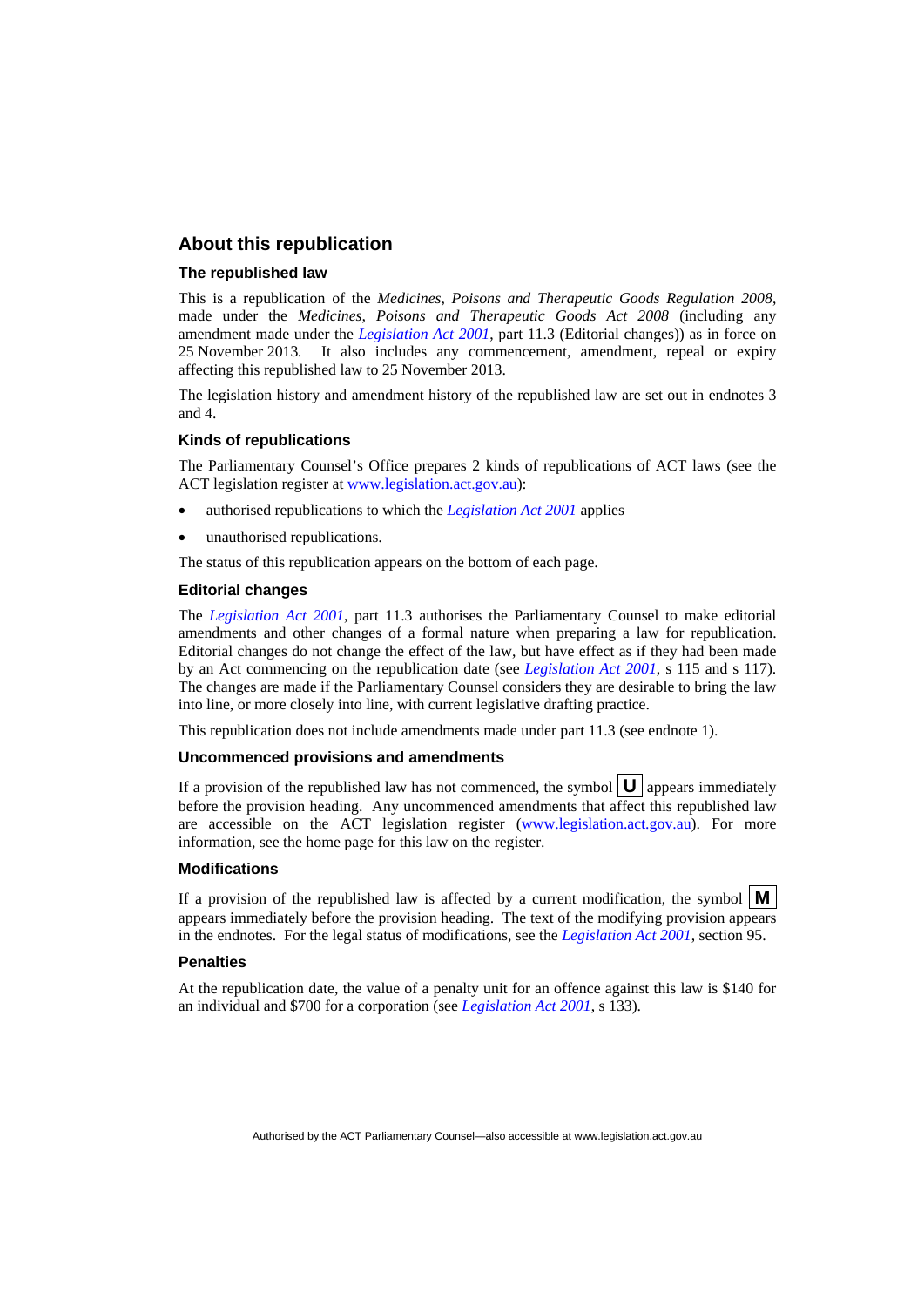## About this republication

### The republished law

This is a republication of the *Medicines, Poisons and Therapeutic Goods Regulation 2008*, made under the *Medicines, Poisons and Therapeutic Goods Act 2008* (including any amendment made under the *Legislation Act 2001*, part 11.3 (Editorial changes)) as in force on 25 November 2013*.* It also includes any commencement, amendment, repeal or expiry affecting this republished law to 25 November 2013.

The legislation history and amendment history of the republished law are set out in endnotes 3 and 4.

### Kinds of republications

The Parliamentary Counsel's Office prepares 2 kinds of republications of ACT laws (see the ACT legislation register at www.legislation.act.gov.au):

- authorised republications to which the *Legislation Act 2001* applies
- unauthorised republications.

The status of this republication appears on the bottom of each page.

### Editorial changes

The *Legislation Act 2001*, part 11.3 authorises the Parliamentary Counsel to make editorial amendments and other changes of a formal nature when preparing a law for republication. Editorial changes do not change the effect of the law, but have effect as if they had been made by an Act commencing on the republication date (see *Legislation Act 2001*, s 115 and s 117). The changes are made if the Parliamentary Counsel considers they are desirable to bring the law into line, or more closely into line, with current legislative drafting practice.

This republication does not include amendments made under part 11.3 (see endnote 1).

### Uncommenced provisions and amendments

If a provision of the republished law has not commenced, the symbol **U** appears immediately before the provision heading. Any uncommenced amendments that affect this republished law are accessible on the ACT legislation register (www.legislation.act.gov.au). For more information, see the home page for this law on the register.

### Modifications

If a provision of the republished law is affected by a current modification, the symbol **M** appears immediately before the provision heading. The text of the modifying provision appears in the endnotes. For the legal status of modifications, see the *Legislation Act 2001*, section 95.

### Penalties

At the republication date, the value of a penalty unit for an offence against this law is $140 for an individual and $700 for a corporation (see *Legislation Act 2001*, s 133).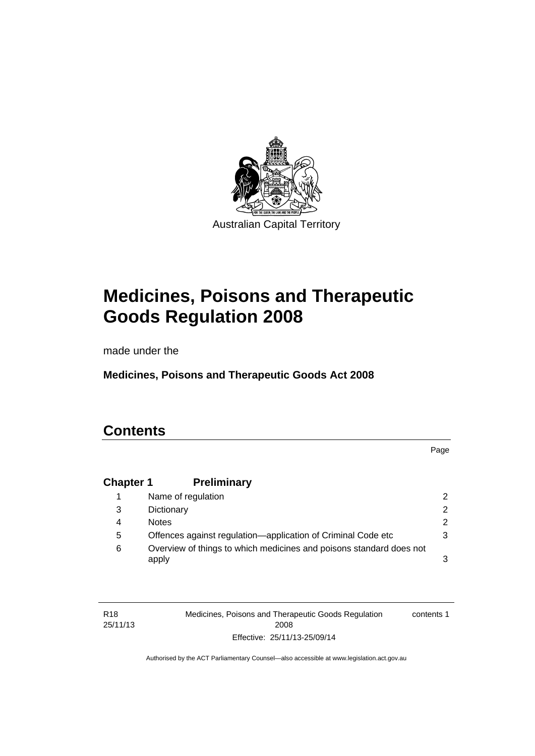Australian Capital Territory

# Medicines, Poisons and Therapeutic Goods Regulation 2008

made under the

**Medicines, Poisons and Therapeutic Goods Act 2008**

## Contents

| | | Page |
|---|---|---|
| **Chapter 1** | **Preliminary** | |
| 1 | Name of regulation | 2 |
| 3 | Dictionary | 2 |
| 4 | Notes | 2 |
| 5 | Offences against regulation—application of Criminal Code etc | 3 |
| 6 | Overview of things to which medicines and poisons standard does not apply | 3 |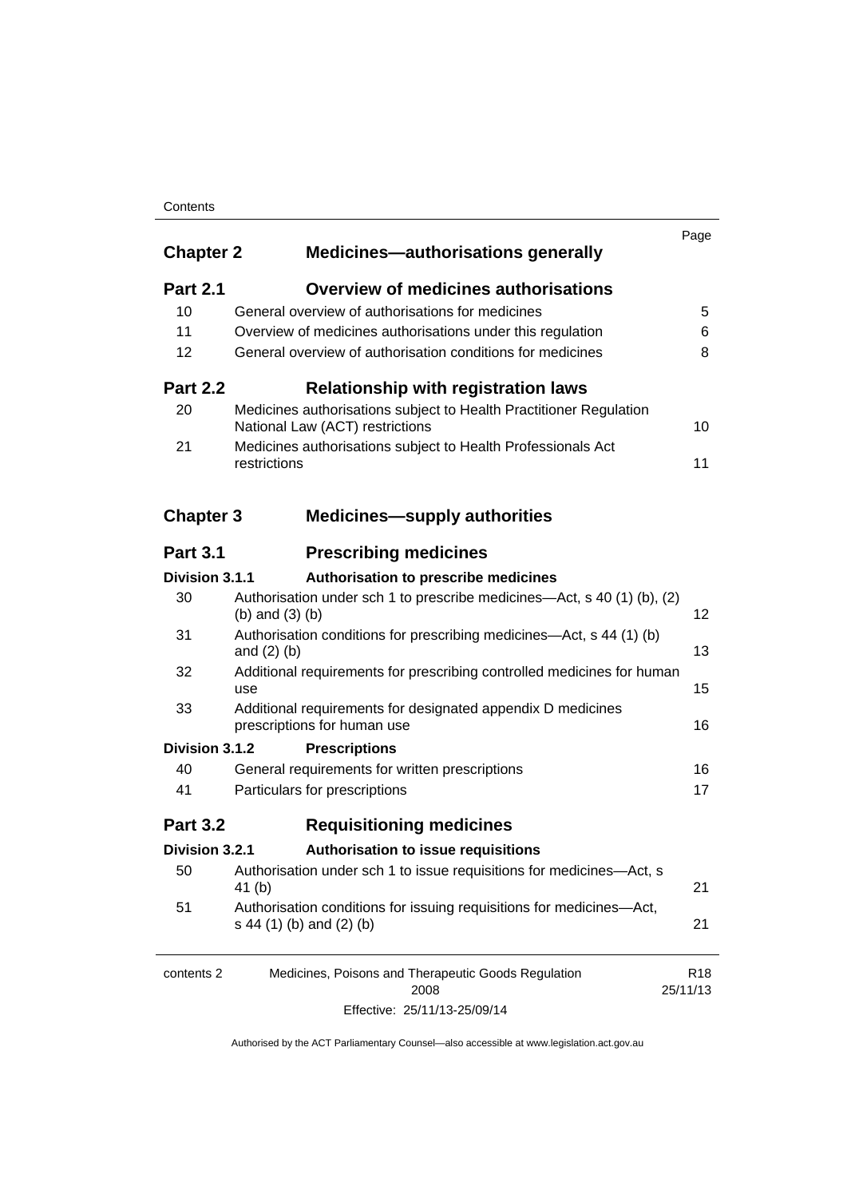| | | Page |
|---|---|---|
| **Chapter 2** | **Medicines—authorisations generally** | |
| **Part 2.1** | **Overview of medicines authorisations** | |
| 10 | General overview of authorisations for medicines | 5 |
| 11 | Overview of medicines authorisations under this regulation | 6 |
| 12 | General overview of authorisation conditions for medicines | 8 |
| **Part 2.2** | **Relationship with registration laws** | |
| 20 | Medicines authorisations subject to Health Practitioner Regulation National Law (ACT) restrictions | 10 |
| 21 | Medicines authorisations subject to Health Professionals Act restrictions | 11 |
| **Chapter 3** | **Medicines—supply authorities** | |
| **Part 3.1** | **Prescribing medicines** | |
| **Division 3.1.1** | **Authorisation to prescribe medicines** | |
| 30 | Authorisation under sch 1 to prescribe medicines—Act, s 40 (1) (b), (2) (b) and (3) (b) | 12 |
| 31 | Authorisation conditions for prescribing medicines—Act, s 44 (1) (b) and (2) (b) | 13 |
| 32 | Additional requirements for prescribing controlled medicines for human use | 15 |
| 33 | Additional requirements for designated appendix D medicines prescriptions for human use | 16 |
| **Division 3.1.2** | **Prescriptions** | |
| 40 | General requirements for written prescriptions | 16 |
| 41 | Particulars for prescriptions | 17 |
| **Part 3.2** | **Requisitioning medicines** | |
| **Division 3.2.1** | **Authorisation to issue requisitions** | |
| 50 | Authorisation under sch 1 to issue requisitions for medicines—Act, s 41 (b) | 21 |
| 51 | Authorisation conditions for issuing requisitions for medicines—Act, s 44 (1) (b) and (2) (b) | 21 |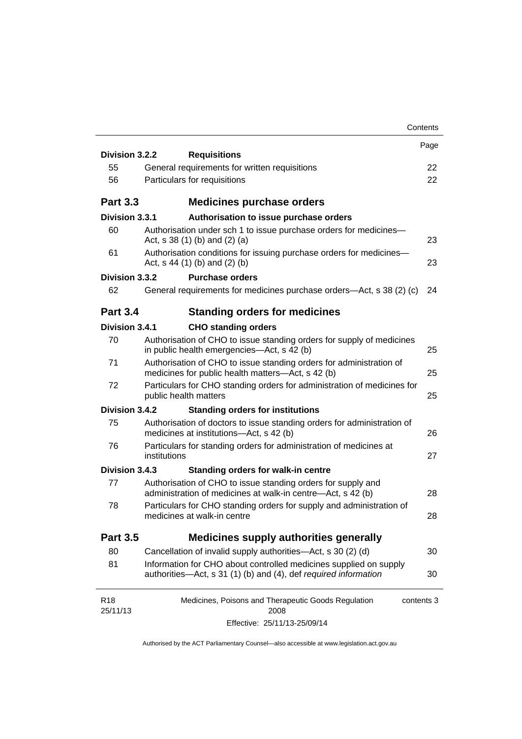| | | Page |
|---|---|---|
| **Division 3.2.2** | **Requisitions** | |
| 55 | General requirements for written requisitions | 22 |
| 56 | Particulars for requisitions | 22 |
| **Part 3.3** | **Medicines purchase orders** | |
| **Division 3.3.1** | **Authorisation to issue purchase orders** | |
| 60 | Authorisation under sch 1 to issue purchase orders for medicines—Act, s 38 (1) (b) and (2) (a) | 23 |
| 61 | Authorisation conditions for issuing purchase orders for medicines—Act, s 44 (1) (b) and (2) (b) | 23 |
| **Division 3.3.2** | **Purchase orders** | |
| 62 | General requirements for medicines purchase orders—Act, s 38 (2) (c) | 24 |
| **Part 3.4** | **Standing orders for medicines** | |
| **Division 3.4.1** | **CHO standing orders** | |
| 70 | Authorisation of CHO to issue standing orders for supply of medicines in public health emergencies—Act, s 42 (b) | 25 |
| 71 | Authorisation of CHO to issue standing orders for administration of medicines for public health matters—Act, s 42 (b) | 25 |
| 72 | Particulars for CHO standing orders for administration of medicines for public health matters | 25 |
| **Division 3.4.2** | **Standing orders for institutions** | |
| 75 | Authorisation of doctors to issue standing orders for administration of medicines at institutions—Act, s 42 (b) | 26 |
| 76 | Particulars for standing orders for administration of medicines at institutions | 27 |
| **Division 3.4.3** | **Standing orders for walk-in centre** | |
| 77 | Authorisation of CHO to issue standing orders for supply and administration of medicines at walk-in centre—Act, s 42 (b) | 28 |
| 78 | Particulars for CHO standing orders for supply and administration of medicines at walk-in centre | 28 |
| **Part 3.5** | **Medicines supply authorities generally** | |
| 80 | Cancellation of invalid supply authorities—Act, s 30 (2) (d) | 30 |
| 81 | Information for CHO about controlled medicines supplied on supply authorities—Act, s 31 (1) (b) and (4), def *required information* | 30 |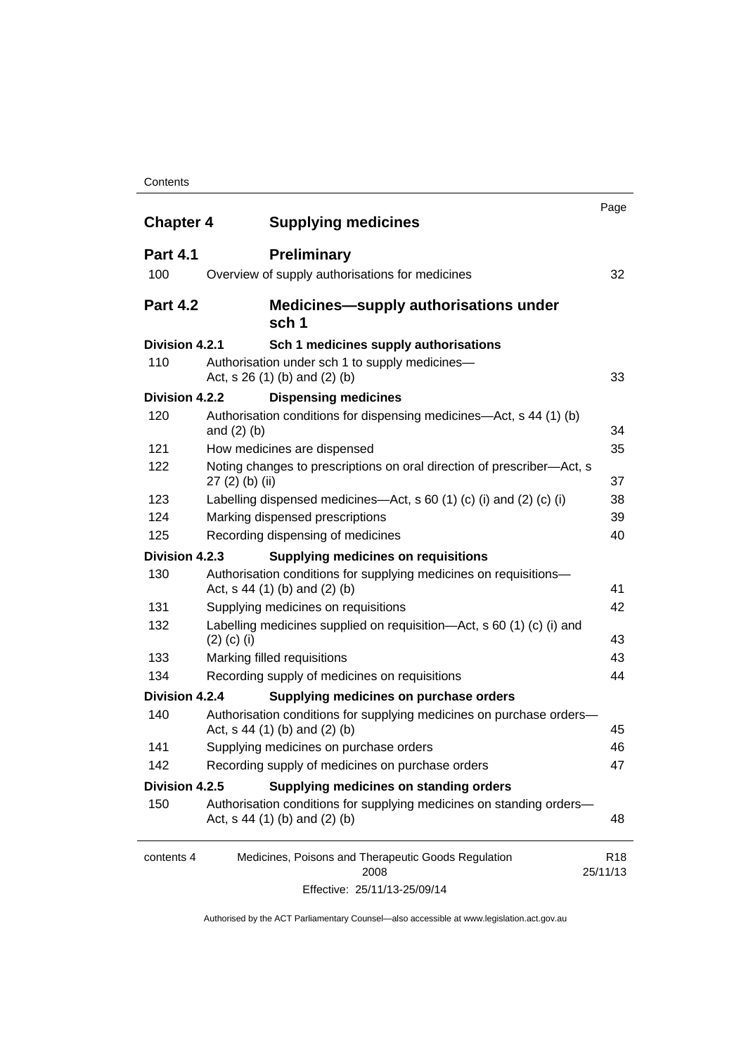| | | Page |
|---|---|---|
| **Chapter 4** | **Supplying medicines** | |
| **Part 4.1** | **Preliminary** | |
| 100 | Overview of supply authorisations for medicines | 32 |
| **Part 4.2** | **Medicines—supply authorisations under sch 1** | |
| **Division 4.2.1** | **Sch 1 medicines supply authorisations** | |
| 110 | Authorisation under sch 1 to supply medicines—Act, s 26 (1) (b) and (2) (b) | 33 |
| **Division 4.2.2** | **Dispensing medicines** | |
| 120 | Authorisation conditions for dispensing medicines—Act, s 44 (1) (b) and (2) (b) | 34 |
| 121 | How medicines are dispensed | 35 |
| 122 | Noting changes to prescriptions on oral direction of prescriber—Act, s 27 (2) (b) (ii) | 37 |
| 123 | Labelling dispensed medicines—Act, s 60 (1) (c) (i) and (2) (c) (i) | 38 |
| 124 | Marking dispensed prescriptions | 39 |
| 125 | Recording dispensing of medicines | 40 |
| **Division 4.2.3** | **Supplying medicines on requisitions** | |
| 130 | Authorisation conditions for supplying medicines on requisitions—Act, s 44 (1) (b) and (2) (b) | 41 |
| 131 | Supplying medicines on requisitions | 42 |
| 132 | Labelling medicines supplied on requisition—Act, s 60 (1) (c) (i) and (2) (c) (i) | 43 |
| 133 | Marking filled requisitions | 43 |
| 134 | Recording supply of medicines on requisitions | 44 |
| **Division 4.2.4** | **Supplying medicines on purchase orders** | |
| 140 | Authorisation conditions for supplying medicines on purchase orders—Act, s 44 (1) (b) and (2) (b) | 45 |
| 141 | Supplying medicines on purchase orders | 46 |
| 142 | Recording supply of medicines on purchase orders | 47 |
| **Division 4.2.5** | **Supplying medicines on standing orders** | |
| 150 | Authorisation conditions for supplying medicines on standing orders—Act, s 44 (1) (b) and (2) (b) | 48 |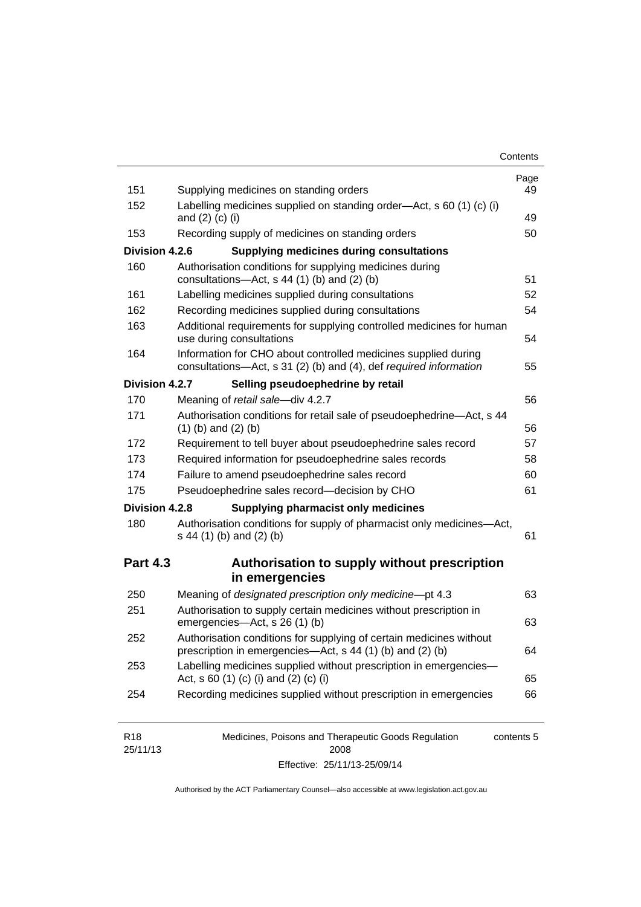| | | Page |
|---|---|---|
| 151 | Supplying medicines on standing orders | 49 |
| 152 | Labelling medicines supplied on standing order—Act, s 60 (1) (c) (i) and (2) (c) (i) | 49 |
| 153 | Recording supply of medicines on standing orders | 50 |
| **Division 4.2.6** | **Supplying medicines during consultations** | |
| 160 | Authorisation conditions for supplying medicines during consultations—Act, s 44 (1) (b) and (2) (b) | 51 |
| 161 | Labelling medicines supplied during consultations | 52 |
| 162 | Recording medicines supplied during consultations | 54 |
| 163 | Additional requirements for supplying controlled medicines for human use during consultations | 54 |
| 164 | Information for CHO about controlled medicines supplied during consultations—Act, s 31 (2) (b) and (4), def *required information* | 55 |
| **Division 4.2.7** | **Selling pseudoephedrine by retail** | |
| 170 | Meaning of *retail sale*—div 4.2.7 | 56 |
| 171 | Authorisation conditions for retail sale of pseudoephedrine—Act, s 44 (1) (b) and (2) (b) | 56 |
| 172 | Requirement to tell buyer about pseudoephedrine sales record | 57 |
| 173 | Required information for pseudoephedrine sales records | 58 |
| 174 | Failure to amend pseudoephedrine sales record | 60 |
| 175 | Pseudoephedrine sales record—decision by CHO | 61 |
| **Division 4.2.8** | **Supplying pharmacist only medicines** | |
| 180 | Authorisation conditions for supply of pharmacist only medicines—Act, s 44 (1) (b) and (2) (b) | 61 |

## Part 4.3 Authorisation to supply without prescription in emergencies

| | | |
|---|---|---|
| 250 | Meaning of *designated prescription only medicine*—pt 4.3 | 63 |
| 251 | Authorisation to supply certain medicines without prescription in emergencies—Act, s 26 (1) (b) | 63 |
| 252 | Authorisation conditions for supplying of certain medicines without prescription in emergencies—Act, s 44 (1) (b) and (2) (b) | 64 |
| 253 | Labelling medicines supplied without prescription in emergencies—Act, s 60 (1) (c) (i) and (2) (c) (i) | 65 |
| 254 | Recording medicines supplied without prescription in emergencies | 66 |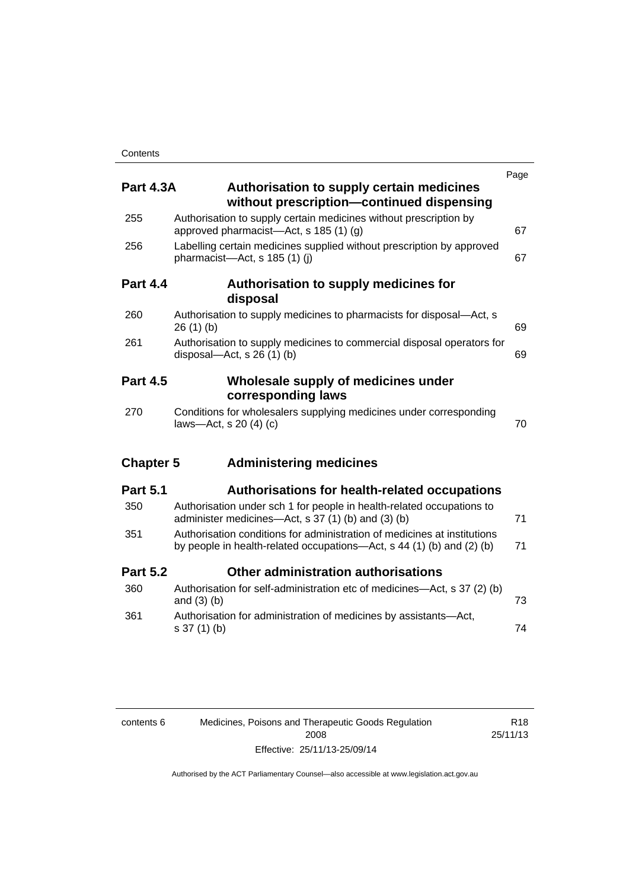| | | Page |
|---|---|---|
| **Part 4.3A** | **Authorisation to supply certain medicines without prescription—continued dispensing** | |
| 255 | Authorisation to supply certain medicines without prescription by approved pharmacist—Act, s 185 (1) (g) | 67 |
| 256 | Labelling certain medicines supplied without prescription by approved pharmacist—Act, s 185 (1) (j) | 67 |
| **Part 4.4** | **Authorisation to supply medicines for disposal** | |
| 260 | Authorisation to supply medicines to pharmacists for disposal—Act, s 26 (1) (b) | 69 |
| 261 | Authorisation to supply medicines to commercial disposal operators for disposal—Act, s 26 (1) (b) | 69 |
| **Part 4.5** | **Wholesale supply of medicines under corresponding laws** | |
| 270 | Conditions for wholesalers supplying medicines under corresponding laws—Act, s 20 (4) (c) | 70 |
| **Chapter 5** | **Administering medicines** | |
| **Part 5.1** | **Authorisations for health-related occupations** | |
| 350 | Authorisation under sch 1 for people in health-related occupations to administer medicines—Act, s 37 (1) (b) and (3) (b) | 71 |
| 351 | Authorisation conditions for administration of medicines at institutions by people in health-related occupations—Act, s 44 (1) (b) and (2) (b) | 71 |
| **Part 5.2** | **Other administration authorisations** | |
| 360 | Authorisation for self-administration etc of medicines—Act, s 37 (2) (b) and (3) (b) | 73 |
| 361 | Authorisation for administration of medicines by assistants—Act, s 37 (1) (b) | 74 |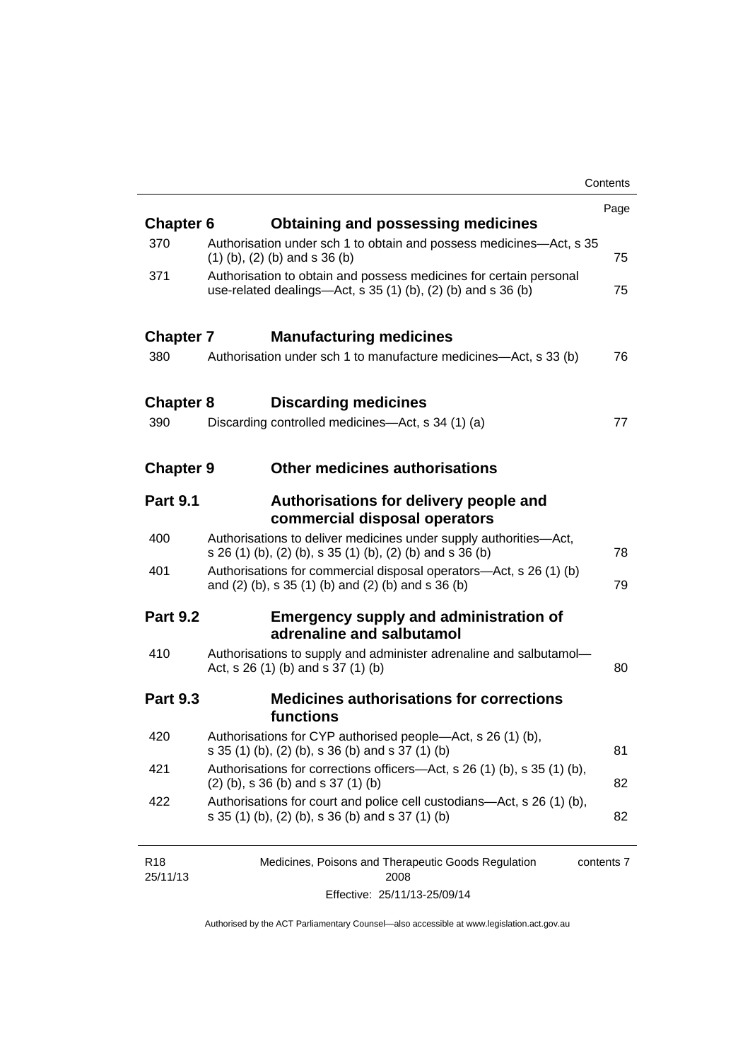| | | Page |
|---|---|---|
| **Chapter 6** | **Obtaining and possessing medicines** | |
| 370 | Authorisation under sch 1 to obtain and possess medicines—Act, s 35 (1) (b), (2) (b) and s 36 (b) | 75 |
| 371 | Authorisation to obtain and possess medicines for certain personal use-related dealings—Act, s 35 (1) (b), (2) (b) and s 36 (b) | 75 |
| **Chapter 7** | **Manufacturing medicines** | |
| 380 | Authorisation under sch 1 to manufacture medicines—Act, s 33 (b) | 76 |
| **Chapter 8** | **Discarding medicines** | |
| 390 | Discarding controlled medicines—Act, s 34 (1) (a) | 77 |
| **Chapter 9** | **Other medicines authorisations** | |
| **Part 9.1** | **Authorisations for delivery people and commercial disposal operators** | |
| 400 | Authorisations to deliver medicines under supply authorities—Act, s 26 (1) (b), (2) (b), s 35 (1) (b), (2) (b) and s 36 (b) | 78 |
| 401 | Authorisations for commercial disposal operators—Act, s 26 (1) (b) and (2) (b), s 35 (1) (b) and (2) (b) and s 36 (b) | 79 |
| **Part 9.2** | **Emergency supply and administration of adrenaline and salbutamol** | |
| 410 | Authorisations to supply and administer adrenaline and salbutamol—Act, s 26 (1) (b) and s 37 (1) (b) | 80 |
| **Part 9.3** | **Medicines authorisations for corrections functions** | |
| 420 | Authorisations for CYP authorised people—Act, s 26 (1) (b), s 35 (1) (b), (2) (b), s 36 (b) and s 37 (1) (b) | 81 |
| 421 | Authorisations for corrections officers—Act, s 26 (1) (b), s 35 (1) (b), (2) (b), s 36 (b) and s 37 (1) (b) | 82 |
| 422 | Authorisations for court and police cell custodians—Act, s 26 (1) (b), s 35 (1) (b), (2) (b), s 36 (b) and s 37 (1) (b) | 82 |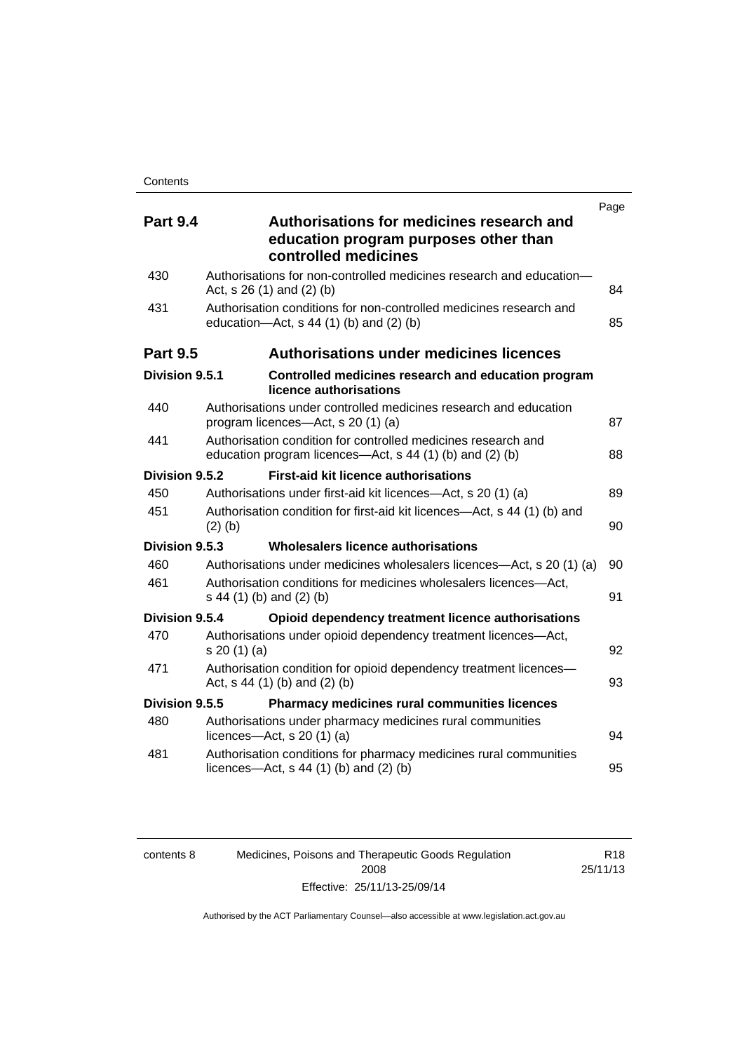| | | Page |
|---|---|---|
| **Part 9.4** | **Authorisations for medicines research and education program purposes other than controlled medicines** | |
| 430 | Authorisations for non-controlled medicines research and education—Act, s 26 (1) and (2) (b) | 84 |
| 431 | Authorisation conditions for non-controlled medicines research and education—Act, s 44 (1) (b) and (2) (b) | 85 |
| **Part 9.5** | **Authorisations under medicines licences** | |
| **Division 9.5.1** | **Controlled medicines research and education program licence authorisations** | |
| 440 | Authorisations under controlled medicines research and education program licences—Act, s 20 (1) (a) | 87 |
| 441 | Authorisation condition for controlled medicines research and education program licences—Act, s 44 (1) (b) and (2) (b) | 88 |
| **Division 9.5.2** | **First-aid kit licence authorisations** | |
| 450 | Authorisations under first-aid kit licences—Act, s 20 (1) (a) | 89 |
| 451 | Authorisation condition for first-aid kit licences—Act, s 44 (1) (b) and (2) (b) | 90 |
| **Division 9.5.3** | **Wholesalers licence authorisations** | |
| 460 | Authorisations under medicines wholesalers licences—Act, s 20 (1) (a) | 90 |
| 461 | Authorisation conditions for medicines wholesalers licences—Act, s 44 (1) (b) and (2) (b) | 91 |
| **Division 9.5.4** | **Opioid dependency treatment licence authorisations** | |
| 470 | Authorisations under opioid dependency treatment licences—Act, s 20 (1) (a) | 92 |
| 471 | Authorisation condition for opioid dependency treatment licences—Act, s 44 (1) (b) and (2) (b) | 93 |
| **Division 9.5.5** | **Pharmacy medicines rural communities licences** | |
| 480 | Authorisations under pharmacy medicines rural communities licences—Act, s 20 (1) (a) | 94 |
| 481 | Authorisation conditions for pharmacy medicines rural communities licences—Act, s 44 (1) (b) and (2) (b) | 95 |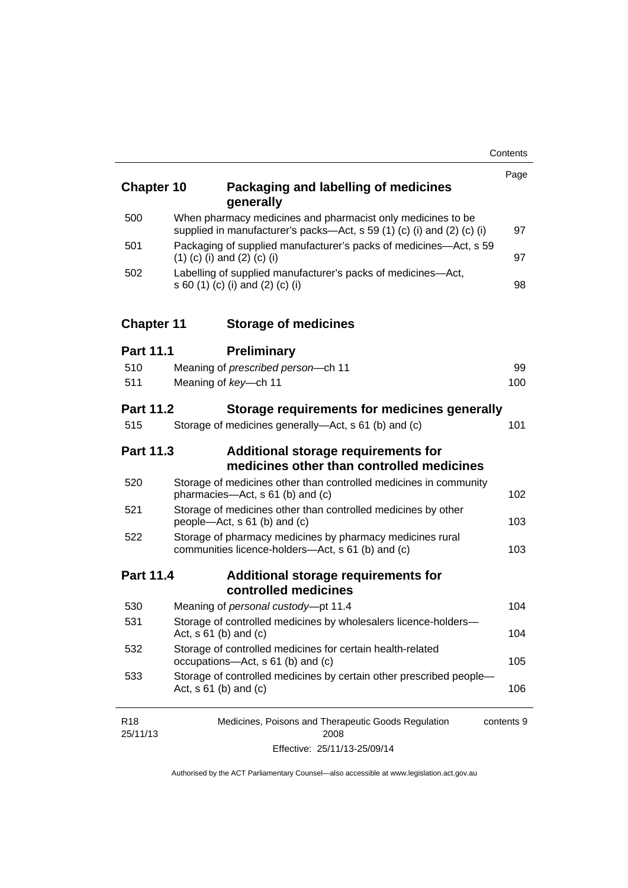| | | Page |
|---|---|---|
| **Chapter 10** | **Packaging and labelling of medicines generally** | |
| 500 | When pharmacy medicines and pharmacist only medicines to be supplied in manufacturer's packs—Act, s 59 (1) (c) (i) and (2) (c) (i) | 97 |
| 501 | Packaging of supplied manufacturer's packs of medicines—Act, s 59 (1) (c) (i) and (2) (c) (i) | 97 |
| 502 | Labelling of supplied manufacturer's packs of medicines—Act, s 60 (1) (c) (i) and (2) (c) (i) | 98 |
| **Chapter 11** | **Storage of medicines** | |
| **Part 11.1** | **Preliminary** | |
| 510 | Meaning of *prescribed person*—ch 11 | 99 |
| 511 | Meaning of *key*—ch 11 | 100 |
| **Part 11.2** | **Storage requirements for medicines generally** | |
| 515 | Storage of medicines generally—Act, s 61 (b) and (c) | 101 |
| **Part 11.3** | **Additional storage requirements for medicines other than controlled medicines** | |
| 520 | Storage of medicines other than controlled medicines in community pharmacies—Act, s 61 (b) and (c) | 102 |
| 521 | Storage of medicines other than controlled medicines by other people—Act, s 61 (b) and (c) | 103 |
| 522 | Storage of pharmacy medicines by pharmacy medicines rural communities licence-holders—Act, s 61 (b) and (c) | 103 |
| **Part 11.4** | **Additional storage requirements for controlled medicines** | |
| 530 | Meaning of *personal custody*—pt 11.4 | 104 |
| 531 | Storage of controlled medicines by wholesalers licence-holders—Act, s 61 (b) and (c) | 104 |
| 532 | Storage of controlled medicines for certain health-related occupations—Act, s 61 (b) and (c) | 105 |
| 533 | Storage of controlled medicines by certain other prescribed people—Act, s 61 (b) and (c) | 106 |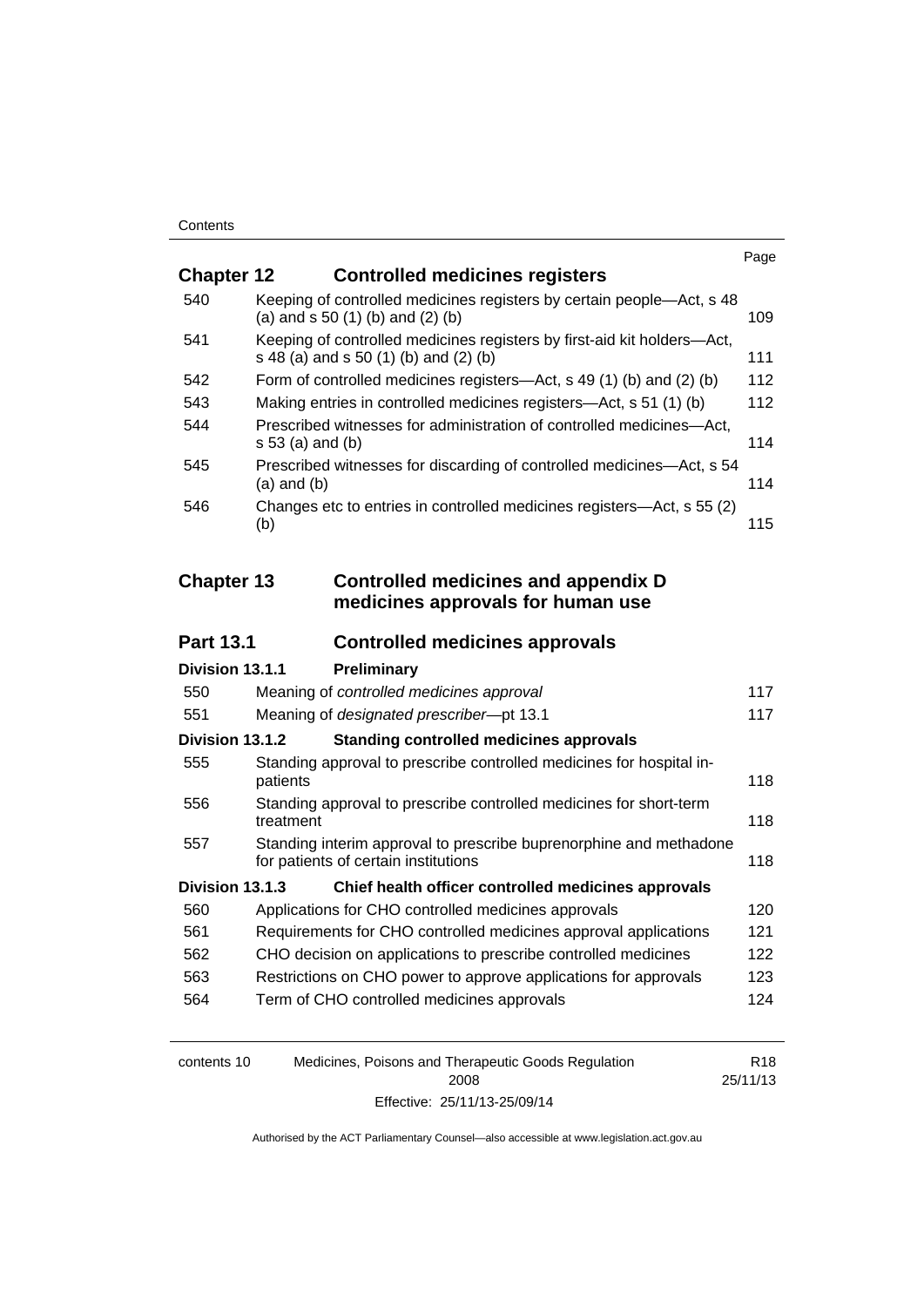| | | Page |
|---|---|---|
| **Chapter 12** | **Controlled medicines registers** | |
| 540 | Keeping of controlled medicines registers by certain people—Act, s 48 (a) and s 50 (1) (b) and (2) (b) | 109 |
| 541 | Keeping of controlled medicines registers by first-aid kit holders—Act, s 48 (a) and s 50 (1) (b) and (2) (b) | 111 |
| 542 | Form of controlled medicines registers—Act, s 49 (1) (b) and (2) (b) | 112 |
| 543 | Making entries in controlled medicines registers—Act, s 51 (1) (b) | 112 |
| 544 | Prescribed witnesses for administration of controlled medicines—Act, s 53 (a) and (b) | 114 |
| 545 | Prescribed witnesses for discarding of controlled medicines—Act, s 54 (a) and (b) | 114 |
| 546 | Changes etc to entries in controlled medicines registers—Act, s 55 (2) (b) | 115 |
| **Chapter 13** | **Controlled medicines and appendix D medicines approvals for human use** | |
| **Part 13.1** | **Controlled medicines approvals** | |
| **Division 13.1.1** | **Preliminary** | |
| 550 | Meaning of *controlled medicines approval* | 117 |
| 551 | Meaning of *designated prescriber*—pt 13.1 | 117 |
| **Division 13.1.2** | **Standing controlled medicines approvals** | |
| 555 | Standing approval to prescribe controlled medicines for hospital in-patients | 118 |
| 556 | Standing approval to prescribe controlled medicines for short-term treatment | 118 |
| 557 | Standing interim approval to prescribe buprenorphine and methadone for patients of certain institutions | 118 |
| **Division 13.1.3** | **Chief health officer controlled medicines approvals** | |
| 560 | Applications for CHO controlled medicines approvals | 120 |
| 561 | Requirements for CHO controlled medicines approval applications | 121 |
| 562 | CHO decision on applications to prescribe controlled medicines | 122 |
| 563 | Restrictions on CHO power to approve applications for approvals | 123 |
| 564 | Term of CHO controlled medicines approvals | 124 |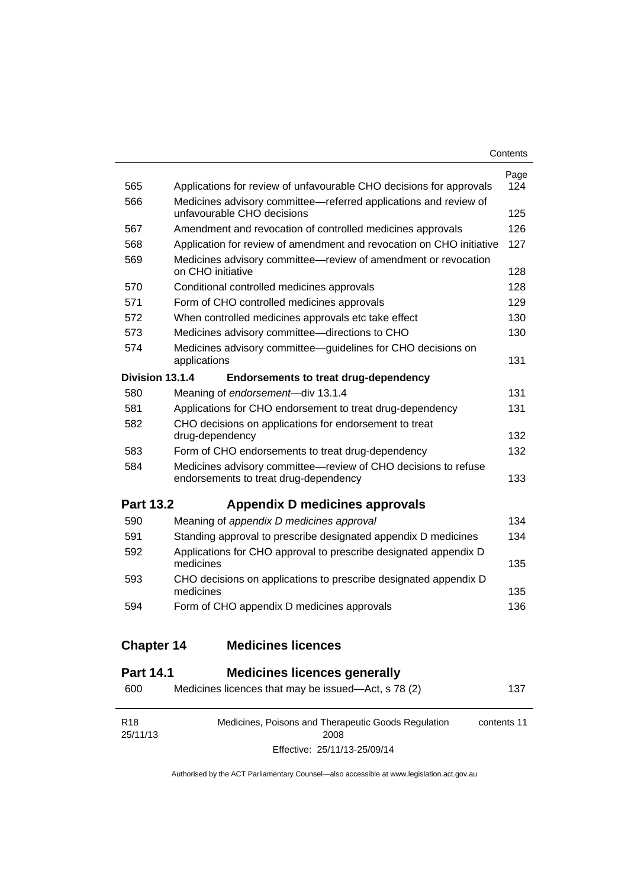| | | Page |
|---|---|---|
| 565 | Applications for review of unfavourable CHO decisions for approvals | 124 |
| 566 | Medicines advisory committee—referred applications and review of unfavourable CHO decisions | 125 |
| 567 | Amendment and revocation of controlled medicines approvals | 126 |
| 568 | Application for review of amendment and revocation on CHO initiative | 127 |
| 569 | Medicines advisory committee—review of amendment or revocation on CHO initiative | 128 |
| 570 | Conditional controlled medicines approvals | 128 |
| 571 | Form of CHO controlled medicines approvals | 129 |
| 572 | When controlled medicines approvals etc take effect | 130 |
| 573 | Medicines advisory committee—directions to CHO | 130 |
| 574 | Medicines advisory committee—guidelines for CHO decisions on applications | 131 |
| **Division 13.1.4** | **Endorsements to treat drug-dependency** | |
| 580 | Meaning of *endorsement*—div 13.1.4 | 131 |
| 581 | Applications for CHO endorsement to treat drug-dependency | 131 |
| 582 | CHO decisions on applications for endorsement to treat drug-dependency | 132 |
| 583 | Form of CHO endorsements to treat drug-dependency | 132 |
| 584 | Medicines advisory committee—review of CHO decisions to refuse endorsements to treat drug-dependency | 133 |

## Part 13.2 Appendix D medicines approvals

| | | |
|---|---|---|
| 590 | Meaning of *appendix D medicines approval* | 134 |
| 591 | Standing approval to prescribe designated appendix D medicines | 134 |
| 592 | Applications for CHO approval to prescribe designated appendix D medicines | 135 |
| 593 | CHO decisions on applications to prescribe designated appendix D medicines | 135 |
| 594 | Form of CHO appendix D medicines approvals | 136 |

# Chapter 14 Medicines licences

## Part 14.1 Medicines licences generally

| | | |
|---|---|---|
| 600 | Medicines licences that may be issued—Act, s 78 (2) | 137 |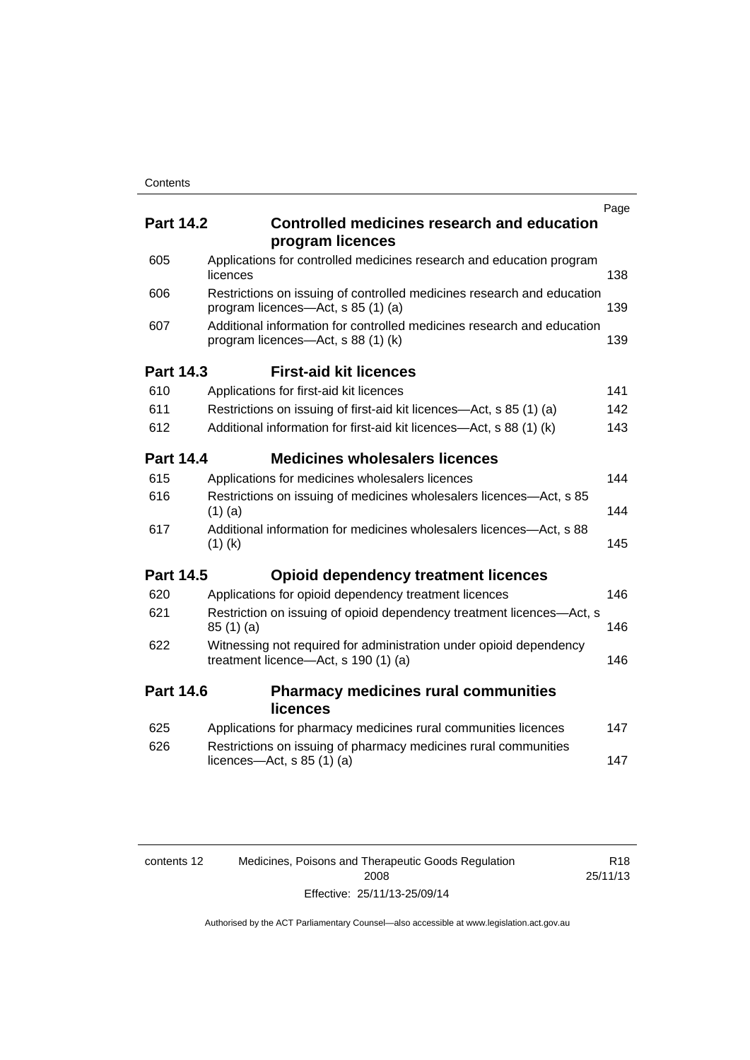| | | Page |
|---|---|---|
| **Part 14.2** | **Controlled medicines research and education program licences** | |
| 605 | Applications for controlled medicines research and education program licences | 138 |
| 606 | Restrictions on issuing of controlled medicines research and education program licences—Act, s 85 (1) (a) | 139 |
| 607 | Additional information for controlled medicines research and education program licences—Act, s 88 (1) (k) | 139 |
| **Part 14.3** | **First-aid kit licences** | |
| 610 | Applications for first-aid kit licences | 141 |
| 611 | Restrictions on issuing of first-aid kit licences—Act, s 85 (1) (a) | 142 |
| 612 | Additional information for first-aid kit licences—Act, s 88 (1) (k) | 143 |
| **Part 14.4** | **Medicines wholesalers licences** | |
| 615 | Applications for medicines wholesalers licences | 144 |
| 616 | Restrictions on issuing of medicines wholesalers licences—Act, s 85 (1) (a) | 144 |
| 617 | Additional information for medicines wholesalers licences—Act, s 88 (1) (k) | 145 |
| **Part 14.5** | **Opioid dependency treatment licences** | |
| 620 | Applications for opioid dependency treatment licences | 146 |
| 621 | Restriction on issuing of opioid dependency treatment licences—Act, s 85 (1) (a) | 146 |
| 622 | Witnessing not required for administration under opioid dependency treatment licence—Act, s 190 (1) (a) | 146 |
| **Part 14.6** | **Pharmacy medicines rural communities licences** | |
| 625 | Applications for pharmacy medicines rural communities licences | 147 |
| 626 | Restrictions on issuing of pharmacy medicines rural communities licences—Act, s 85 (1) (a) | 147 |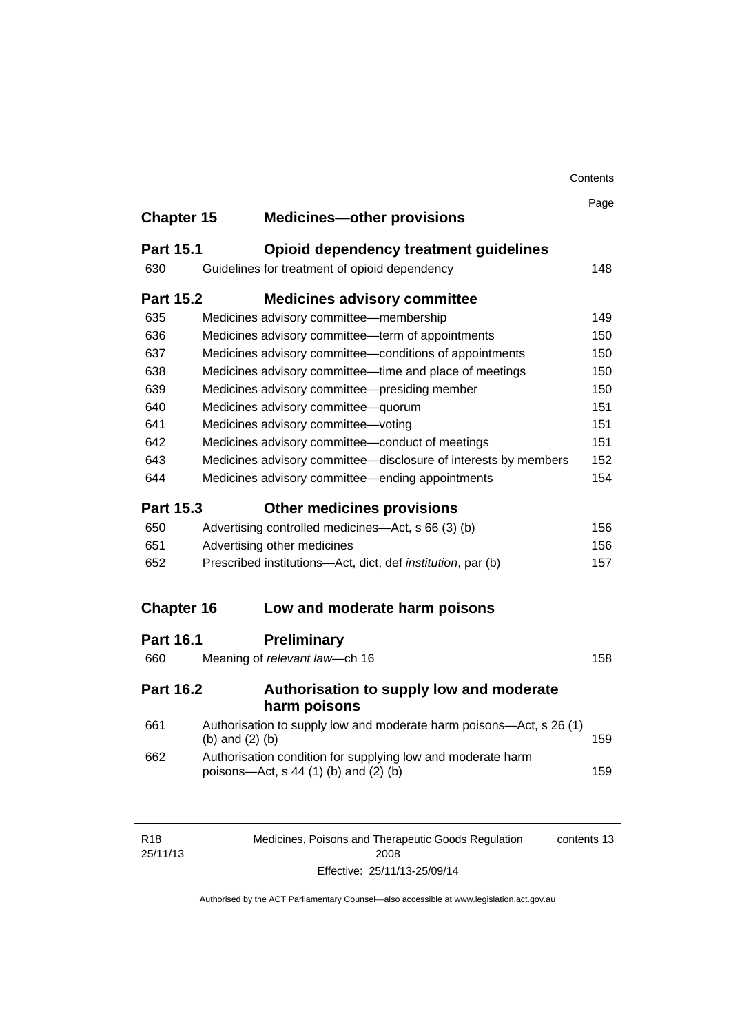| | | Page |
|---|---|---|
| **Chapter 15** | **Medicines—other provisions** | |
| **Part 15.1** | **Opioid dependency treatment guidelines** | |
| 630 | Guidelines for treatment of opioid dependency | 148 |
| **Part 15.2** | **Medicines advisory committee** | |
| 635 | Medicines advisory committee—membership | 149 |
| 636 | Medicines advisory committee—term of appointments | 150 |
| 637 | Medicines advisory committee—conditions of appointments | 150 |
| 638 | Medicines advisory committee—time and place of meetings | 150 |
| 639 | Medicines advisory committee—presiding member | 150 |
| 640 | Medicines advisory committee—quorum | 151 |
| 641 | Medicines advisory committee—voting | 151 |
| 642 | Medicines advisory committee—conduct of meetings | 151 |
| 643 | Medicines advisory committee—disclosure of interests by members | 152 |
| 644 | Medicines advisory committee—ending appointments | 154 |
| **Part 15.3** | **Other medicines provisions** | |
| 650 | Advertising controlled medicines—Act, s 66 (3) (b) | 156 |
| 651 | Advertising other medicines | 156 |
| 652 | Prescribed institutions—Act, dict, def *institution*, par (b) | 157 |
| **Chapter 16** | **Low and moderate harm poisons** | |
| **Part 16.1** | **Preliminary** | |
| 660 | Meaning of *relevant law*—ch 16 | 158 |
| **Part 16.2** | **Authorisation to supply low and moderate harm poisons** | |
| 661 | Authorisation to supply low and moderate harm poisons—Act, s 26 (1) (b) and (2) (b) | 159 |
| 662 | Authorisation condition for supplying low and moderate harm poisons—Act, s 44 (1) (b) and (2) (b) | 159 |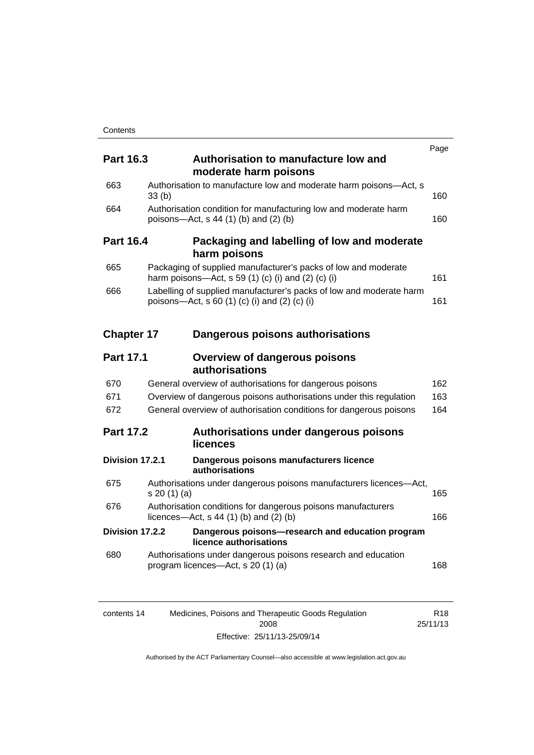| | | Page |
|---|---|---|
| **Part 16.3** | **Authorisation to manufacture low and moderate harm poisons** | |
| 663 | Authorisation to manufacture low and moderate harm poisons—Act, s 33 (b) | 160 |
| 664 | Authorisation condition for manufacturing low and moderate harm poisons—Act, s 44 (1) (b) and (2) (b) | 160 |
| **Part 16.4** | **Packaging and labelling of low and moderate harm poisons** | |
| 665 | Packaging of supplied manufacturer's packs of low and moderate harm poisons—Act, s 59 (1) (c) (i) and (2) (c) (i) | 161 |
| 666 | Labelling of supplied manufacturer's packs of low and moderate harm poisons—Act, s 60 (1) (c) (i) and (2) (c) (i) | 161 |
| **Chapter 17** | **Dangerous poisons authorisations** | |
| **Part 17.1** | **Overview of dangerous poisons authorisations** | |
| 670 | General overview of authorisations for dangerous poisons | 162 |
| 671 | Overview of dangerous poisons authorisations under this regulation | 163 |
| 672 | General overview of authorisation conditions for dangerous poisons | 164 |
| **Part 17.2** | **Authorisations under dangerous poisons licences** | |
| **Division 17.2.1** | **Dangerous poisons manufacturers licence authorisations** | |
| 675 | Authorisations under dangerous poisons manufacturers licences—Act, s 20 (1) (a) | 165 |
| 676 | Authorisation conditions for dangerous poisons manufacturers licences—Act, s 44 (1) (b) and (2) (b) | 166 |
| **Division 17.2.2** | **Dangerous poisons—research and education program licence authorisations** | |
| 680 | Authorisations under dangerous poisons research and education program licences—Act, s 20 (1) (a) | 168 |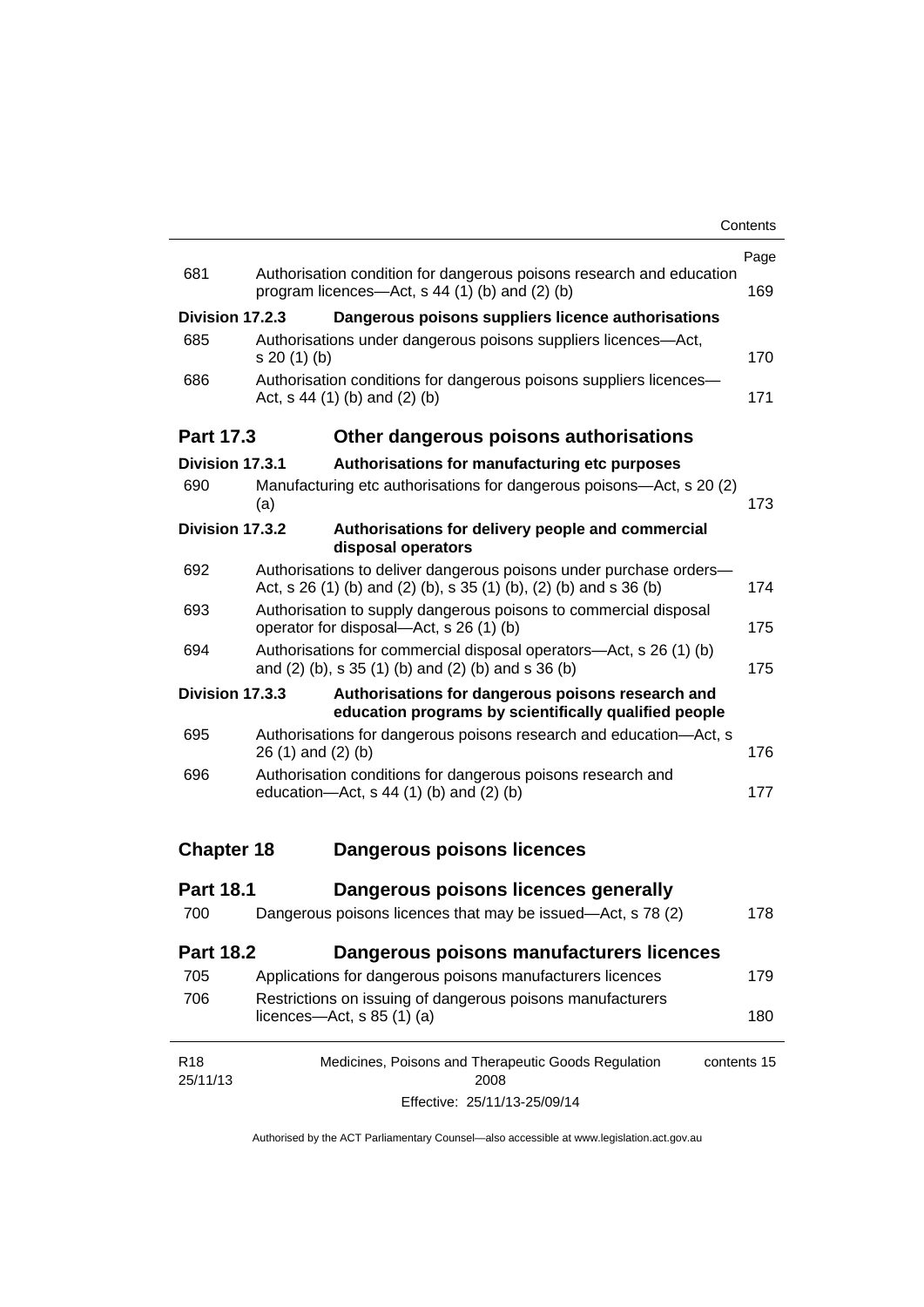| | | Page |
|---|---|---|
| 681 | Authorisation condition for dangerous poisons research and education program licences—Act, s 44 (1) (b) and (2) (b) | 169 |
| **Division 17.2.3** | **Dangerous poisons suppliers licence authorisations** | |
| 685 | Authorisations under dangerous poisons suppliers licences—Act, s 20 (1) (b) | 170 |
| 686 | Authorisation conditions for dangerous poisons suppliers licences—Act, s 44 (1) (b) and (2) (b) | 171 |
| **Part 17.3** | **Other dangerous poisons authorisations** | |
| **Division 17.3.1** | **Authorisations for manufacturing etc purposes** | |
| 690 | Manufacturing etc authorisations for dangerous poisons—Act, s 20 (2) (a) | 173 |
| **Division 17.3.2** | **Authorisations for delivery people and commercial disposal operators** | |
| 692 | Authorisations to deliver dangerous poisons under purchase orders—Act, s 26 (1) (b) and (2) (b), s 35 (1) (b), (2) (b) and s 36 (b) | 174 |
| 693 | Authorisation to supply dangerous poisons to commercial disposal operator for disposal—Act, s 26 (1) (b) | 175 |
| 694 | Authorisations for commercial disposal operators—Act, s 26 (1) (b) and (2) (b), s 35 (1) (b) and (2) (b) and s 36 (b) | 175 |
| **Division 17.3.3** | **Authorisations for dangerous poisons research and education programs by scientifically qualified people** | |
| 695 | Authorisations for dangerous poisons research and education—Act, s 26 (1) and (2) (b) | 176 |
| 696 | Authorisation conditions for dangerous poisons research and education—Act, s 44 (1) (b) and (2) (b) | 177 |
| **Chapter 18** | **Dangerous poisons licences** | |
| **Part 18.1** | **Dangerous poisons licences generally** | |
| 700 | Dangerous poisons licences that may be issued—Act, s 78 (2) | 178 |
| **Part 18.2** | **Dangerous poisons manufacturers licences** | |
| 705 | Applications for dangerous poisons manufacturers licences | 179 |
| 706 | Restrictions on issuing of dangerous poisons manufacturers licences—Act, s 85 (1) (a) | 180 |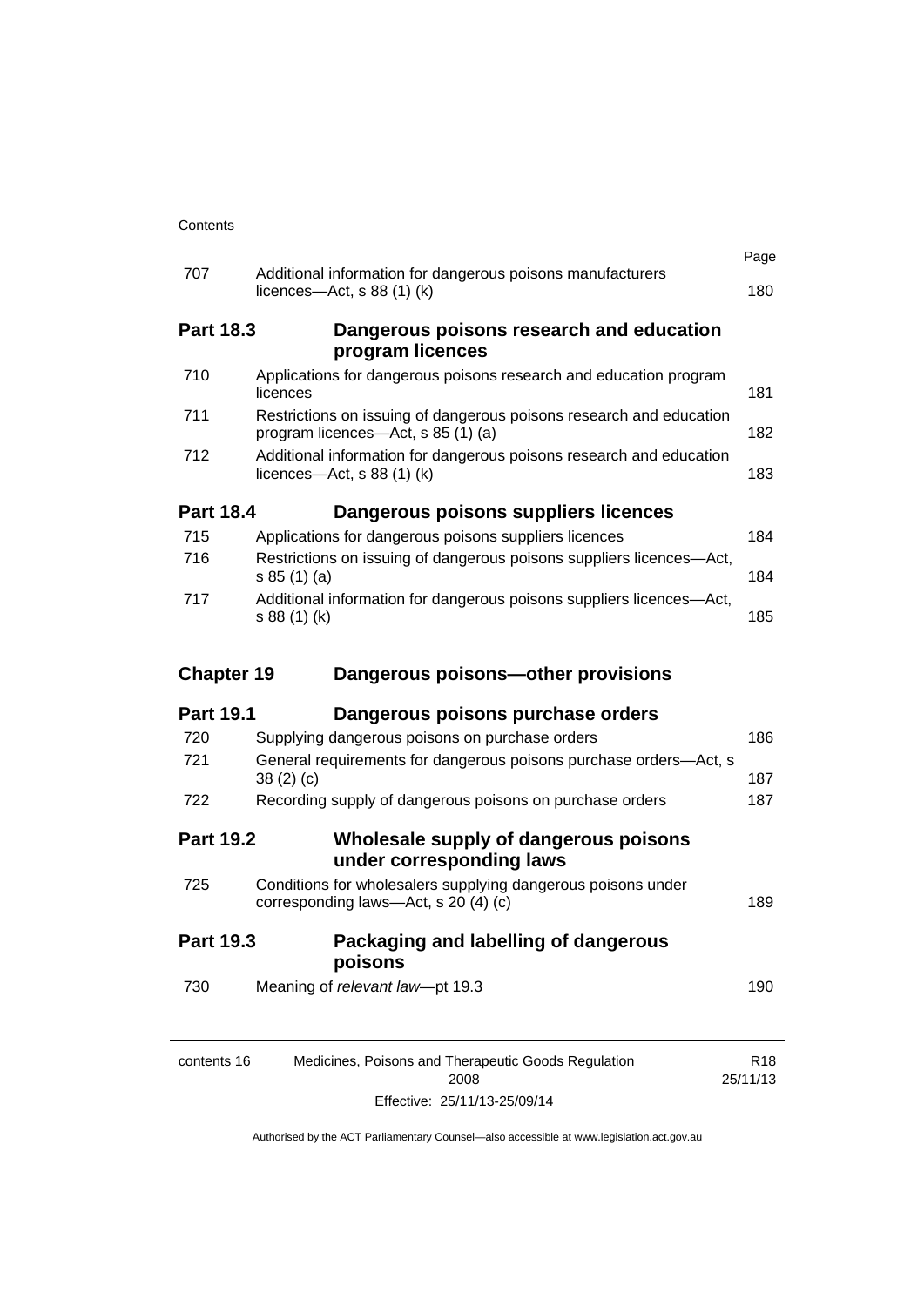| | | Page |
|---|---|---|
| 707 | Additional information for dangerous poisons manufacturers licences—Act, s 88 (1) (k) | 180 |
| **Part 18.3** | **Dangerous poisons research and education program licences** | |
| 710 | Applications for dangerous poisons research and education program licences | 181 |
| 711 | Restrictions on issuing of dangerous poisons research and education program licences—Act, s 85 (1) (a) | 182 |
| 712 | Additional information for dangerous poisons research and education licences—Act, s 88 (1) (k) | 183 |
| **Part 18.4** | **Dangerous poisons suppliers licences** | |
| 715 | Applications for dangerous poisons suppliers licences | 184 |
| 716 | Restrictions on issuing of dangerous poisons suppliers licences—Act, s 85 (1) (a) | 184 |
| 717 | Additional information for dangerous poisons suppliers licences—Act, s 88 (1) (k) | 185 |
| **Chapter 19** | **Dangerous poisons—other provisions** | |
| **Part 19.1** | **Dangerous poisons purchase orders** | |
| 720 | Supplying dangerous poisons on purchase orders | 186 |
| 721 | General requirements for dangerous poisons purchase orders—Act, s 38 (2) (c) | 187 |
| 722 | Recording supply of dangerous poisons on purchase orders | 187 |
| **Part 19.2** | **Wholesale supply of dangerous poisons under corresponding laws** | |
| 725 | Conditions for wholesalers supplying dangerous poisons under corresponding laws—Act, s 20 (4) (c) | 189 |
| **Part 19.3** | **Packaging and labelling of dangerous poisons** | |
| 730 | Meaning of *relevant law*—pt 19.3 | 190 |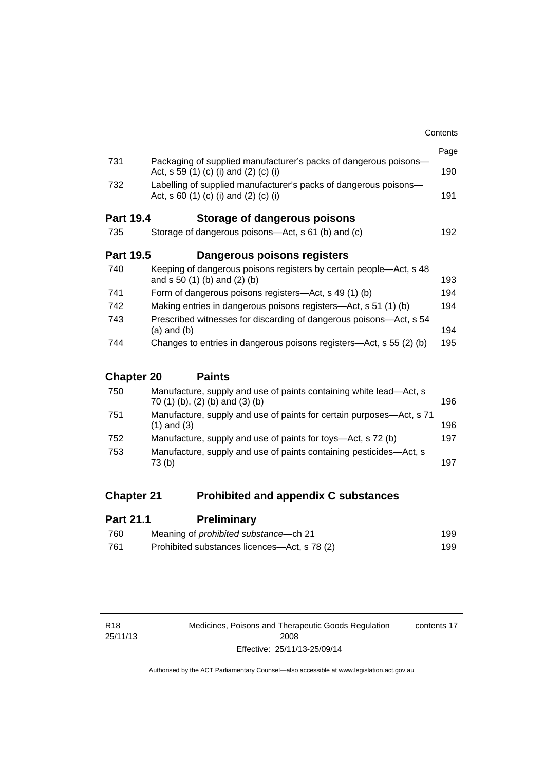| | | Page |
|---|---|---|
| 731 | Packaging of supplied manufacturer's packs of dangerous poisons—Act, s 59 (1) (c) (i) and (2) (c) (i) | 190 |
| 732 | Labelling of supplied manufacturer's packs of dangerous poisons—Act, s 60 (1) (c) (i) and (2) (c) (i) | 191 |

## Part 19.4 Storage of dangerous poisons

| | | |
|---|---|---|
| 735 | Storage of dangerous poisons—Act, s 61 (b) and (c) | 192 |

## Part 19.5 Dangerous poisons registers

| | | |
|---|---|---|
| 740 | Keeping of dangerous poisons registers by certain people—Act, s 48 and s 50 (1) (b) and (2) (b) | 193 |
| 741 | Form of dangerous poisons registers—Act, s 49 (1) (b) | 194 |
| 742 | Making entries in dangerous poisons registers—Act, s 51 (1) (b) | 194 |
| 743 | Prescribed witnesses for discarding of dangerous poisons—Act, s 54 (a) and (b) | 194 |
| 744 | Changes to entries in dangerous poisons registers—Act, s 55 (2) (b) | 195 |

## Chapter 20 Paints

| | | |
|---|---|---|
| 750 | Manufacture, supply and use of paints containing white lead—Act, s 70 (1) (b), (2) (b) and (3) (b) | 196 |
| 751 | Manufacture, supply and use of paints for certain purposes—Act, s 71 (1) and (3) | 196 |
| 752 | Manufacture, supply and use of paints for toys—Act, s 72 (b) | 197 |
| 753 | Manufacture, supply and use of paints containing pesticides—Act, s 73 (b) | 197 |

## Chapter 21 Prohibited and appendix C substances

## Part 21.1 Preliminary

| | | |
|---|---|---|
| 760 | Meaning of *prohibited substance*—ch 21 | 199 |
| 761 | Prohibited substances licences—Act, s 78 (2) | 199 |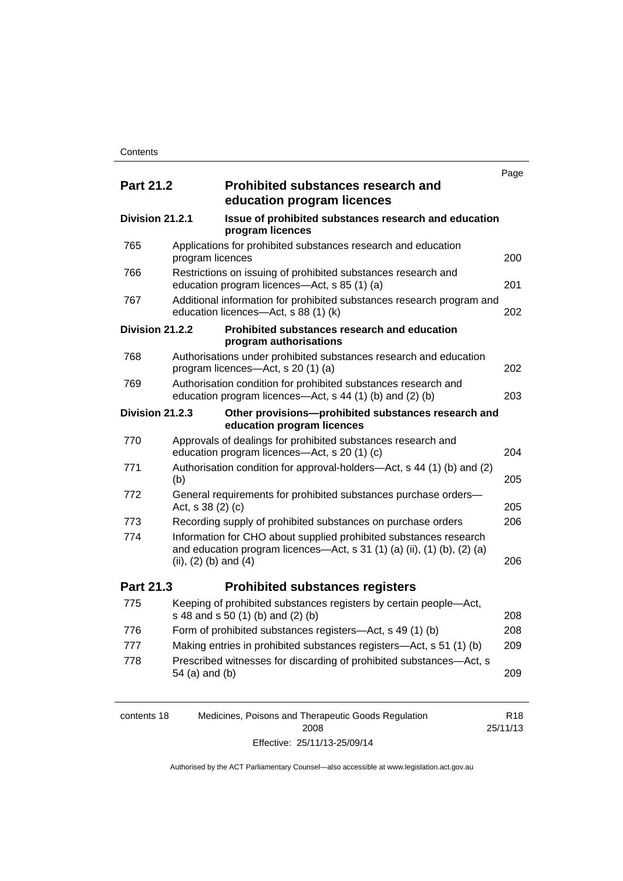| | | Page |
|---|---|---|
| **Part 21.2** | **Prohibited substances research and education program licences** | |
| **Division 21.2.1** | **Issue of prohibited substances research and education program licences** | |
| 765 | Applications for prohibited substances research and education program licences | 200 |
| 766 | Restrictions on issuing of prohibited substances research and education program licences—Act, s 85 (1) (a) | 201 |
| 767 | Additional information for prohibited substances research program and education licences—Act, s 88 (1) (k) | 202 |
| **Division 21.2.2** | **Prohibited substances research and education program authorisations** | |
| 768 | Authorisations under prohibited substances research and education program licences—Act, s 20 (1) (a) | 202 |
| 769 | Authorisation condition for prohibited substances research and education program licences—Act, s 44 (1) (b) and (2) (b) | 203 |
| **Division 21.2.3** | **Other provisions—prohibited substances research and education program licences** | |
| 770 | Approvals of dealings for prohibited substances research and education program licences—Act, s 20 (1) (c) | 204 |
| 771 | Authorisation condition for approval-holders—Act, s 44 (1) (b) and (2) (b) | 205 |
| 772 | General requirements for prohibited substances purchase orders—Act, s 38 (2) (c) | 205 |
| 773 | Recording supply of prohibited substances on purchase orders | 206 |
| 774 | Information for CHO about supplied prohibited substances research and education program licences—Act, s 31 (1) (a) (ii), (1) (b), (2) (a) (ii), (2) (b) and (4) | 206 |
| **Part 21.3** | **Prohibited substances registers** | |
| 775 | Keeping of prohibited substances registers by certain people—Act, s 48 and s 50 (1) (b) and (2) (b) | 208 |
| 776 | Form of prohibited substances registers—Act, s 49 (1) (b) | 208 |
| 777 | Making entries in prohibited substances registers—Act, s 51 (1) (b) | 209 |
| 778 | Prescribed witnesses for discarding of prohibited substances—Act, s 54 (a) and (b) | 209 |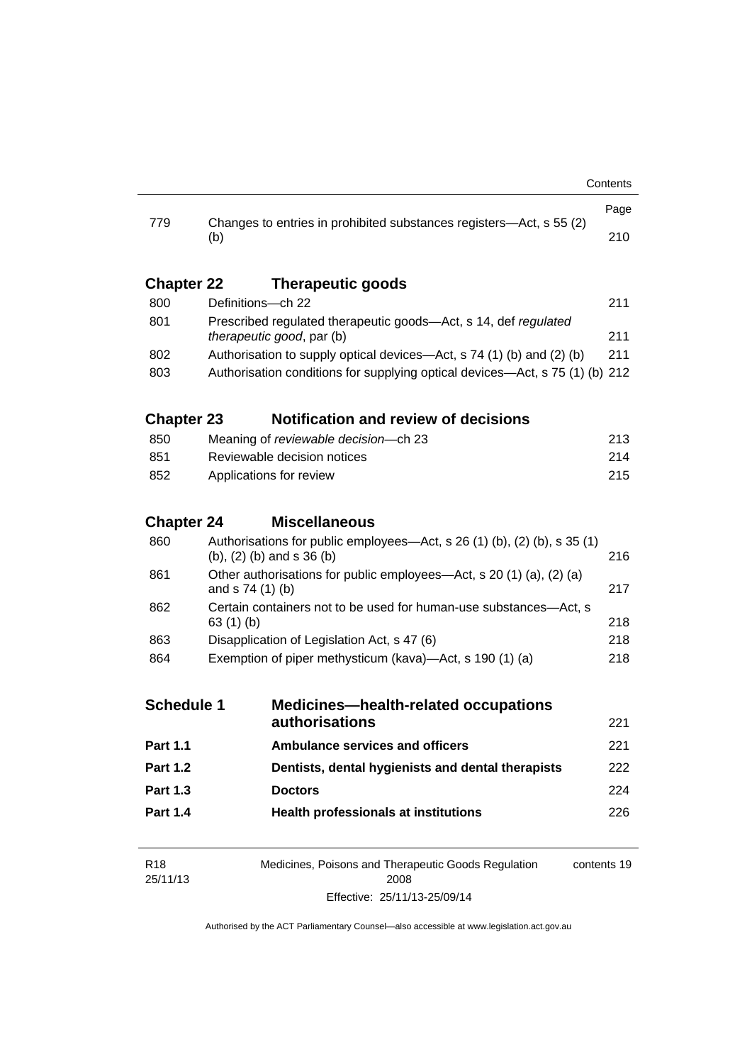| | | Page |
|---|---|---|
| 779 | Changes to entries in prohibited substances registers—Act, s 55 (2) (b) | 210 |

**Chapter 22 Therapeutic goods**

| | | |
|---|---|---|
| 800 | Definitions—ch 22 | 211 |
| 801 | Prescribed regulated therapeutic goods—Act, s 14, def *regulated therapeutic good*, par (b) | 211 |
| 802 | Authorisation to supply optical devices—Act, s 74 (1) (b) and (2) (b) | 211 |
| 803 | Authorisation conditions for supplying optical devices—Act, s 75 (1) (b) | 212 |

**Chapter 23 Notification and review of decisions**

| | | |
|---|---|---|
| 850 | Meaning of *reviewable decision*—ch 23 | 213 |
| 851 | Reviewable decision notices | 214 |
| 852 | Applications for review | 215 |

**Chapter 24 Miscellaneous**

| | | |
|---|---|---|
| 860 | Authorisations for public employees—Act, s 26 (1) (b), (2) (b), s 35 (1) (b), (2) (b) and s 36 (b) | 216 |
| 861 | Other authorisations for public employees—Act, s 20 (1) (a), (2) (a) and s 74 (1) (b) | 217 |
| 862 | Certain containers not to be used for human-use substances—Act, s 63 (1) (b) | 218 |
| 863 | Disapplication of Legislation Act, s 47 (6) | 218 |
| 864 | Exemption of piper methysticum (kava)—Act, s 190 (1) (a) | 218 |

| | | |
|---|---|---|
| **Schedule 1** | **Medicines—health-related occupations authorisations** | 221 |
| **Part 1.1** | **Ambulance services and officers** | 221 |
| **Part 1.2** | **Dentists, dental hygienists and dental therapists** | 222 |
| **Part 1.3** | **Doctors** | 224 |
| **Part 1.4** | **Health professionals at institutions** | 226 |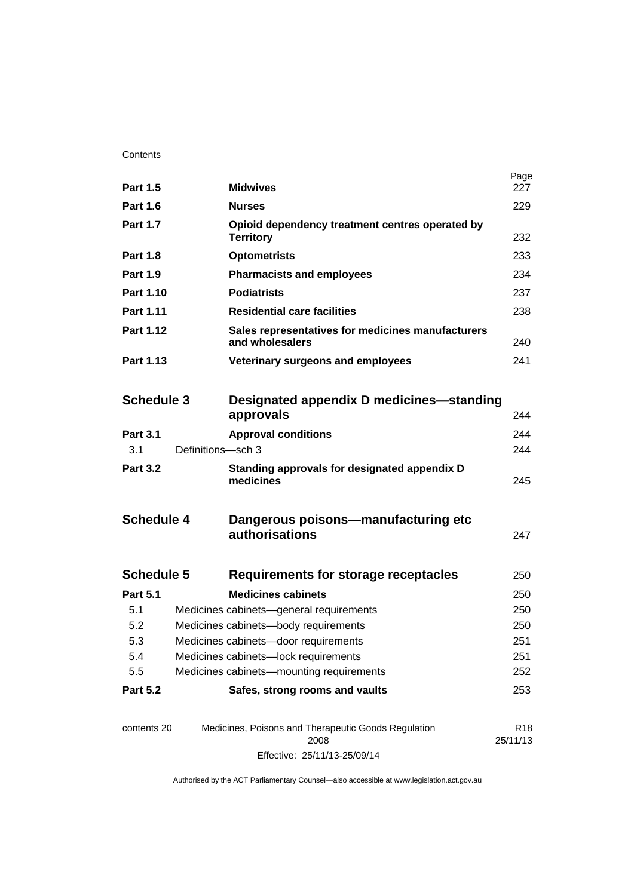| | | Page |
|---|---|---|
| **Part 1.5** | **Midwives** | 227 |
| **Part 1.6** | **Nurses** | 229 |
| **Part 1.7** | **Opioid dependency treatment centres operated by Territory** | 232 |
| **Part 1.8** | **Optometrists** | 233 |
| **Part 1.9** | **Pharmacists and employees** | 234 |
| **Part 1.10** | **Podiatrists** | 237 |
| **Part 1.11** | **Residential care facilities** | 238 |
| **Part 1.12** | **Sales representatives for medicines manufacturers and wholesalers** | 240 |
| **Part 1.13** | **Veterinary surgeons and employees** | 241 |
| | | |
| **Schedule 3** | **Designated appendix D medicines—standing approvals** | 244 |
| **Part 3.1** | **Approval conditions** | 244 |
| 3.1 | Definitions—sch 3 | 244 |
| **Part 3.2** | **Standing approvals for designated appendix D medicines** | 245 |
| | | |
| **Schedule 4** | **Dangerous poisons—manufacturing etc authorisations** | 247 |
| | | |
| **Schedule 5** | **Requirements for storage receptacles** | 250 |
| **Part 5.1** | **Medicines cabinets** | 250 |
| 5.1 | Medicines cabinets—general requirements | 250 |
| 5.2 | Medicines cabinets—body requirements | 250 |
| 5.3 | Medicines cabinets—door requirements | 251 |
| 5.4 | Medicines cabinets—lock requirements | 251 |
| 5.5 | Medicines cabinets—mounting requirements | 252 |
| **Part 5.2** | **Safes, strong rooms and vaults** | 253 |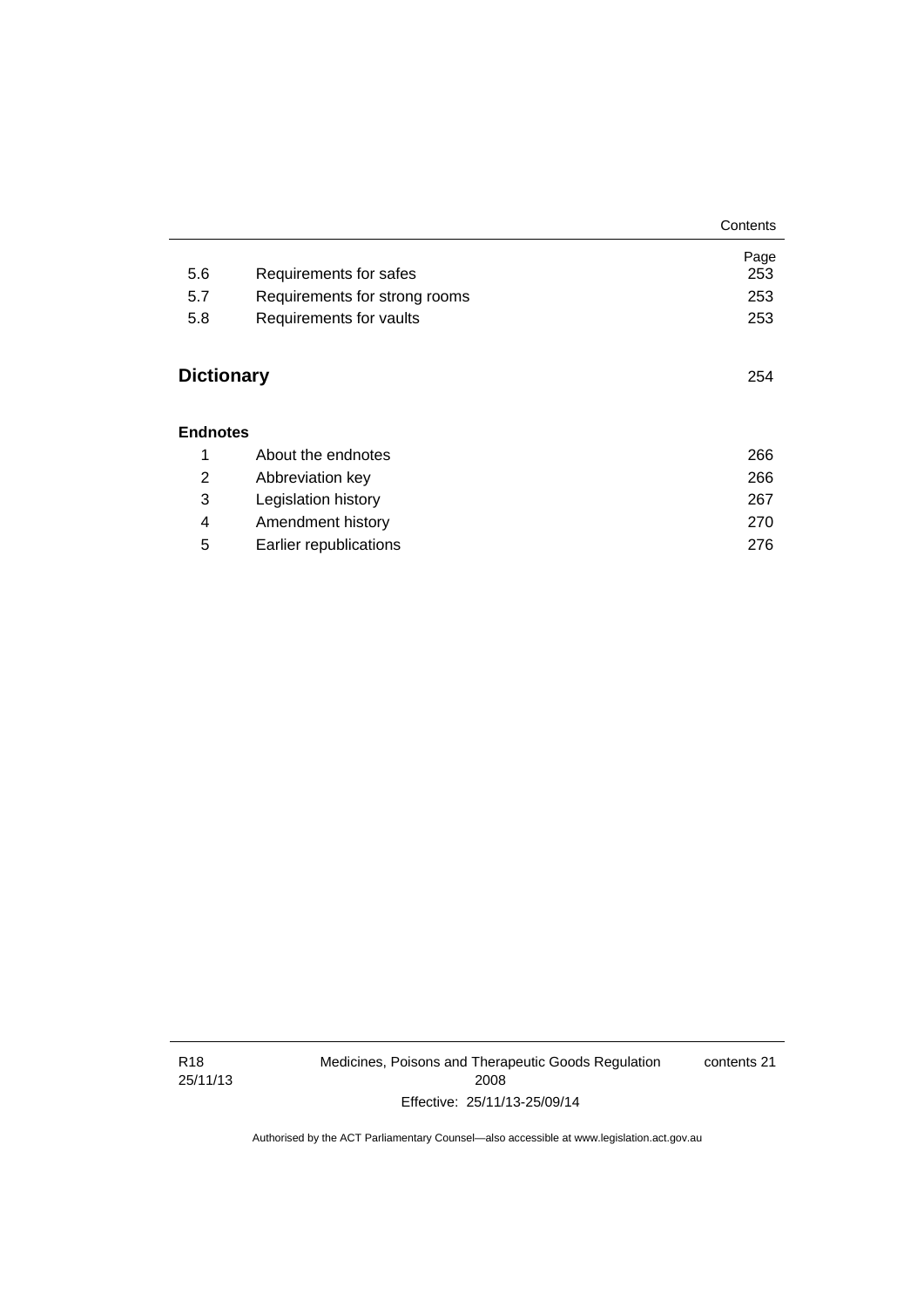| | | Page |
|---|---|---|
| 5.6 | Requirements for safes | 253 |
| 5.7 | Requirements for strong rooms | 253 |
| 5.8 | Requirements for vaults | 253 |

## Dictionary 254

**Endnotes**

| | | |
|---|---|---|
| 1 | About the endnotes | 266 |
| 2 | Abbreviation key | 266 |
| 3 | Legislation history | 267 |
| 4 | Amendment history | 270 |
| 5 | Earlier republications | 276 |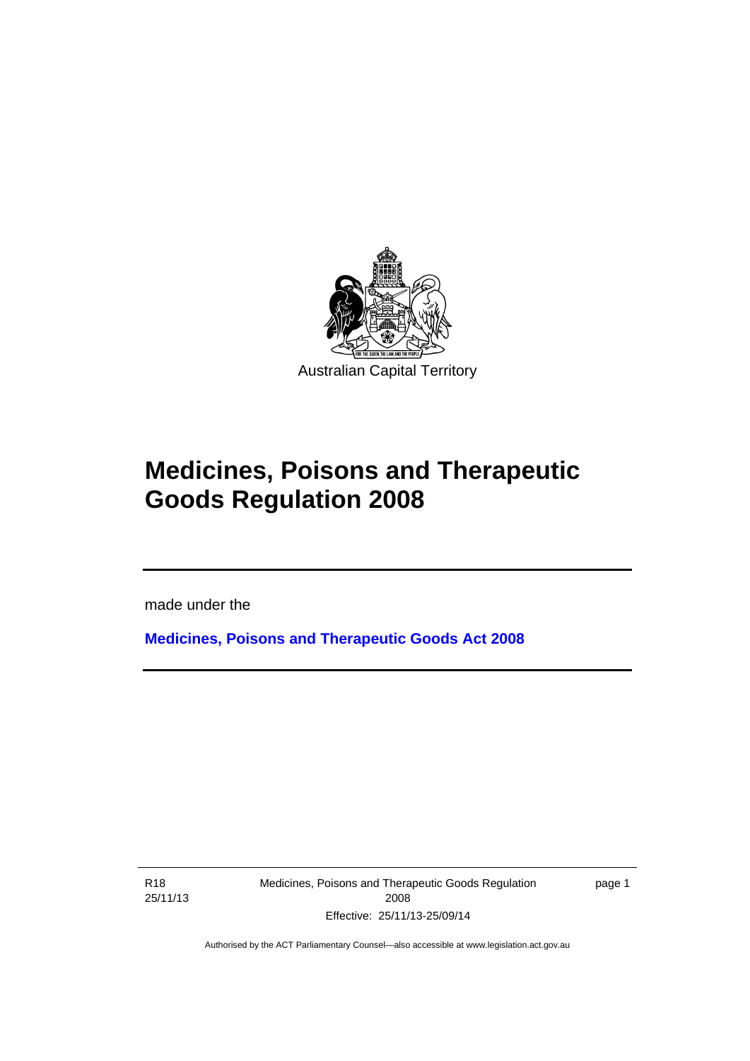Australian Capital Territory

# Medicines, Poisons and Therapeutic Goods Regulation 2008

made under the

**Medicines, Poisons and Therapeutic Goods Act 2008**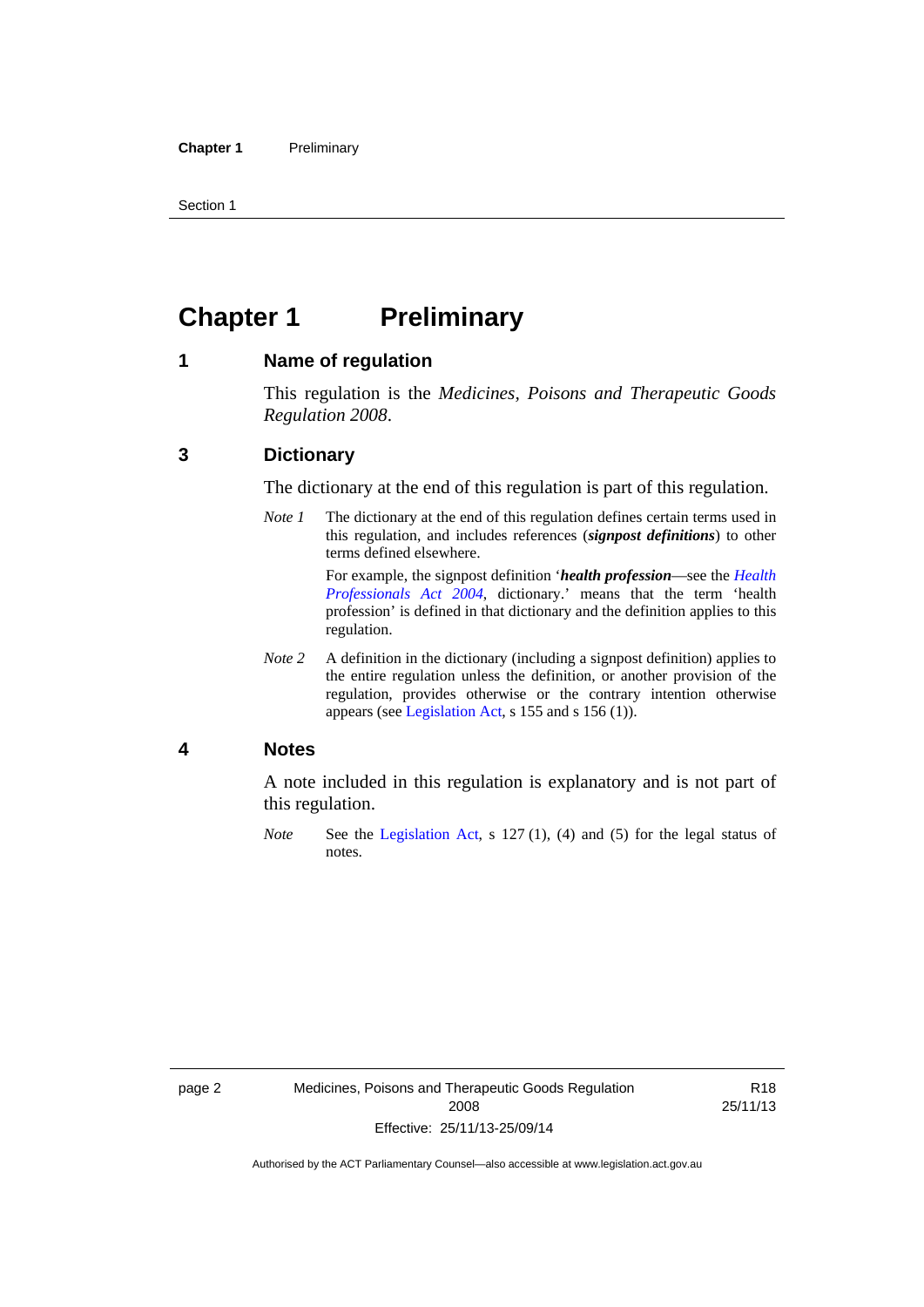# Chapter 1 Preliminary

## 1 Name of regulation

This regulation is the *Medicines, Poisons and Therapeutic Goods Regulation 2008*.

## 3 Dictionary

The dictionary at the end of this regulation is part of this regulation.

*Note 1* The dictionary at the end of this regulation defines certain terms used in this regulation, and includes references (***signpost definitions***) to other terms defined elsewhere.

For example, the signpost definition '***health profession***—see the *Health Professionals Act 2004*, dictionary.' means that the term 'health profession' is defined in that dictionary and the definition applies to this regulation.

*Note 2* A definition in the dictionary (including a signpost definition) applies to the entire regulation unless the definition, or another provision of the regulation, provides otherwise or the contrary intention otherwise appears (see Legislation Act, s 155 and s 156 (1)).

## 4 Notes

A note included in this regulation is explanatory and is not part of this regulation.

*Note* See the Legislation Act, s 127 (1), (4) and (5) for the legal status of notes.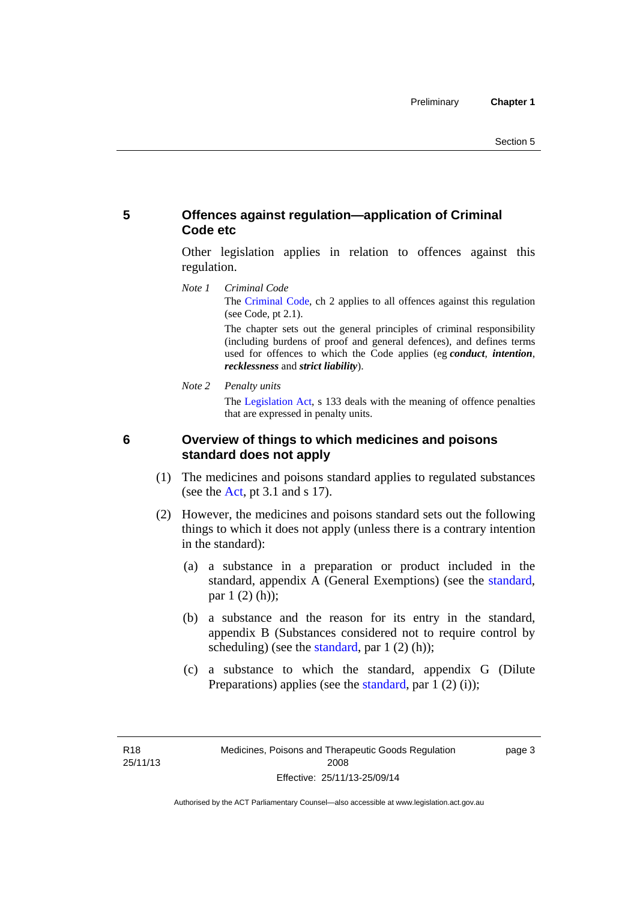## 5 Offences against regulation—application of Criminal Code etc

Other legislation applies in relation to offences against this regulation.

*Note 1* *Criminal Code*

The Criminal Code, ch 2 applies to all offences against this regulation (see Code, pt 2.1).

The chapter sets out the general principles of criminal responsibility (including burdens of proof and general defences), and defines terms used for offences to which the Code applies (eg ***conduct***, ***intention***, ***recklessness*** and ***strict liability***).

*Note 2* *Penalty units*

The Legislation Act, s 133 deals with the meaning of offence penalties that are expressed in penalty units.

## 6 Overview of things to which medicines and poisons standard does not apply

(1) The medicines and poisons standard applies to regulated substances (see the Act, pt 3.1 and s 17).

(2) However, the medicines and poisons standard sets out the following things to which it does not apply (unless there is a contrary intention in the standard):

(a) a substance in a preparation or product included in the standard, appendix A (General Exemptions) (see the standard, par 1 (2) (h));

(b) a substance and the reason for its entry in the standard, appendix B (Substances considered not to require control by scheduling) (see the standard, par 1 (2) (h));

(c) a substance to which the standard, appendix G (Dilute Preparations) applies (see the standard, par 1 (2) (i));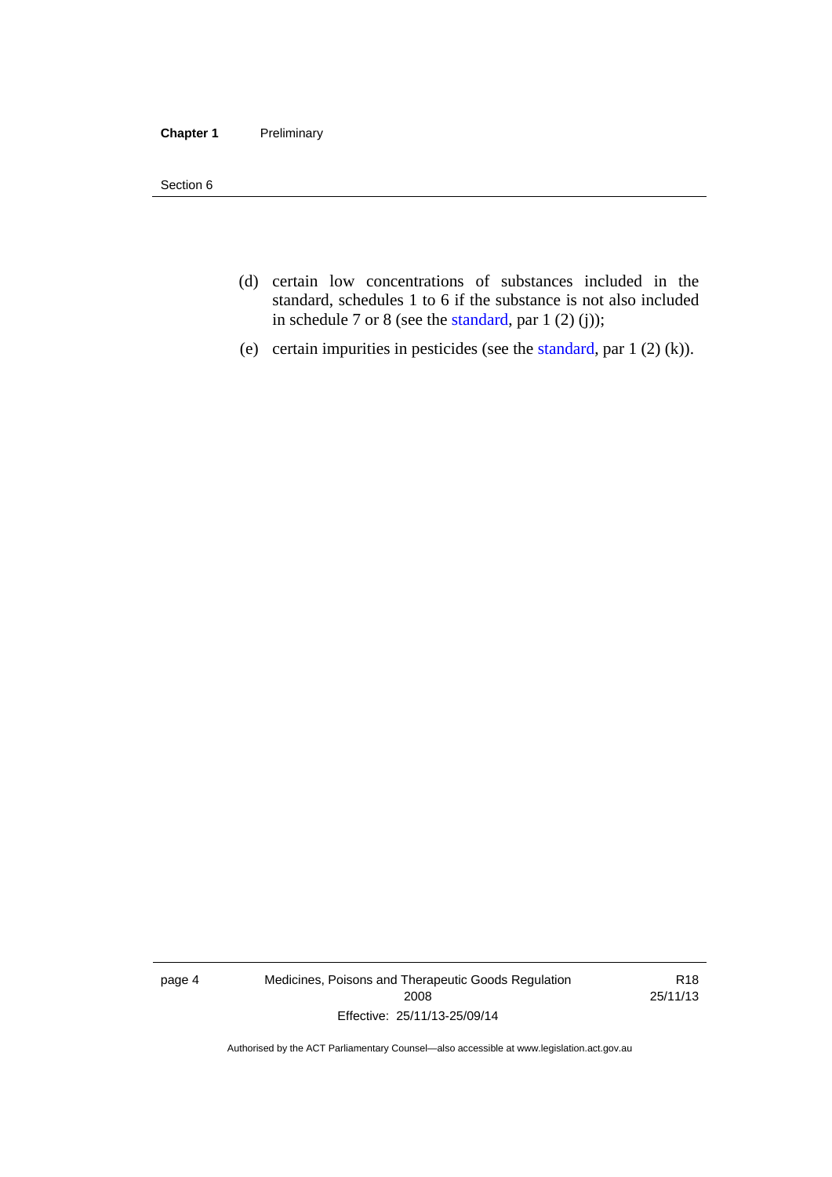(d) certain low concentrations of substances included in the standard, schedules 1 to 6 if the substance is not also included in schedule 7 or 8 (see the standard, par 1 (2) (j));

(e) certain impurities in pesticides (see the standard, par 1 (2) (k)).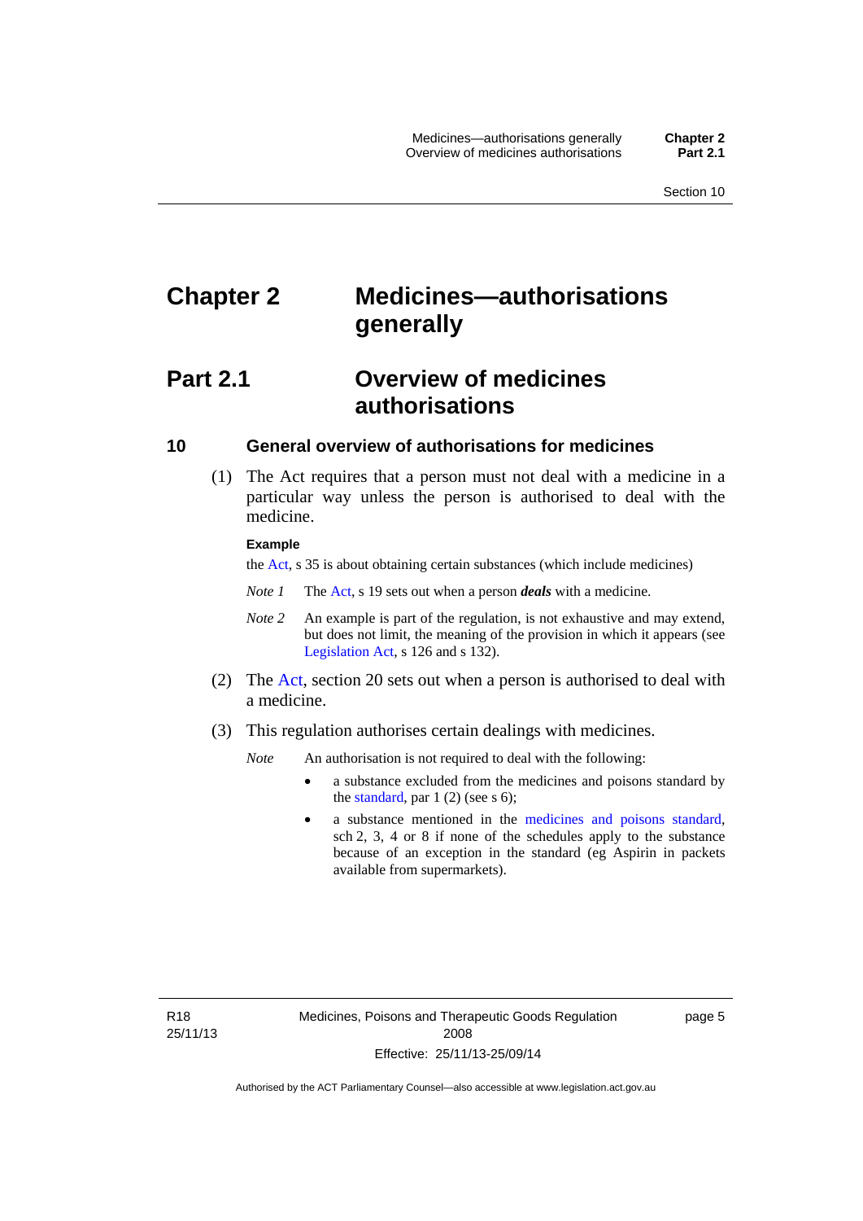# Chapter 2 Medicines—authorisations generally

## Part 2.1 Overview of medicines authorisations

### 10 General overview of authorisations for medicines

(1) The Act requires that a person must not deal with a medicine in a particular way unless the person is authorised to deal with the medicine.

**Example**

the Act, s 35 is about obtaining certain substances (which include medicines)

*Note 1* The Act, s 19 sets out when a person ***deals*** with a medicine.

*Note 2* An example is part of the regulation, is not exhaustive and may extend, but does not limit, the meaning of the provision in which it appears (see Legislation Act, s 126 and s 132).

(2) The Act, section 20 sets out when a person is authorised to deal with a medicine.

(3) This regulation authorises certain dealings with medicines.

*Note* An authorisation is not required to deal with the following:

- a substance excluded from the medicines and poisons standard by the standard, par 1 (2) (see s 6);
- a substance mentioned in the medicines and poisons standard, sch 2, 3, 4 or 8 if none of the schedules apply to the substance because of an exception in the standard (eg Aspirin in packets available from supermarkets).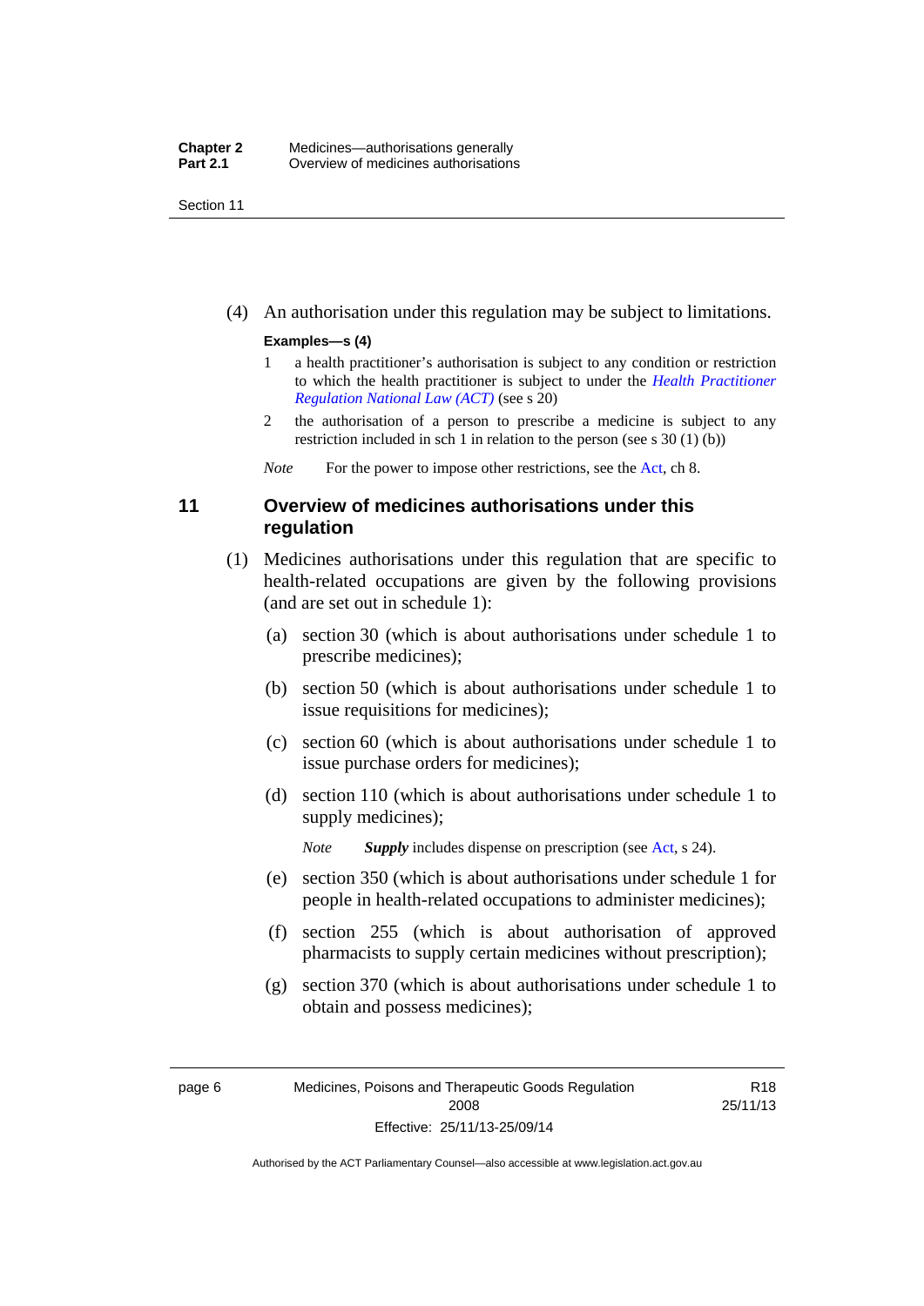(4) An authorisation under this regulation may be subject to limitations.

**Examples—s (4)**

1 a health practitioner's authorisation is subject to any condition or restriction to which the health practitioner is subject to under the *Health Practitioner Regulation National Law (ACT)* (see s 20)

2 the authorisation of a person to prescribe a medicine is subject to any restriction included in sch 1 in relation to the person (see s 30 (1) (b))

*Note* For the power to impose other restrictions, see the Act, ch 8.

## 11 Overview of medicines authorisations under this regulation

(1) Medicines authorisations under this regulation that are specific to health-related occupations are given by the following provisions (and are set out in schedule 1):

(a) section 30 (which is about authorisations under schedule 1 to prescribe medicines);

(b) section 50 (which is about authorisations under schedule 1 to issue requisitions for medicines);

(c) section 60 (which is about authorisations under schedule 1 to issue purchase orders for medicines);

(d) section 110 (which is about authorisations under schedule 1 to supply medicines);

*Note* ***Supply*** includes dispense on prescription (see Act, s 24).

(e) section 350 (which is about authorisations under schedule 1 for people in health-related occupations to administer medicines);

(f) section 255 (which is about authorisation of approved pharmacists to supply certain medicines without prescription);

(g) section 370 (which is about authorisations under schedule 1 to obtain and possess medicines);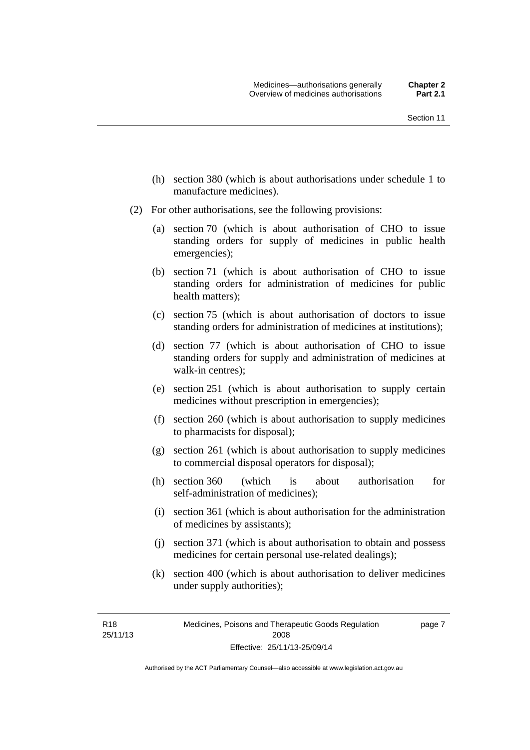(h) section 380 (which is about authorisations under schedule 1 to manufacture medicines).

(2) For other authorisations, see the following provisions:

(a) section 70 (which is about authorisation of CHO to issue standing orders for supply of medicines in public health emergencies);

(b) section 71 (which is about authorisation of CHO to issue standing orders for administration of medicines for public health matters);

(c) section 75 (which is about authorisation of doctors to issue standing orders for administration of medicines at institutions);

(d) section 77 (which is about authorisation of CHO to issue standing orders for supply and administration of medicines at walk-in centres);

(e) section 251 (which is about authorisation to supply certain medicines without prescription in emergencies);

(f) section 260 (which is about authorisation to supply medicines to pharmacists for disposal);

(g) section 261 (which is about authorisation to supply medicines to commercial disposal operators for disposal);

(h) section 360 (which is about authorisation for self-administration of medicines);

(i) section 361 (which is about authorisation for the administration of medicines by assistants);

(j) section 371 (which is about authorisation to obtain and possess medicines for certain personal use-related dealings);

(k) section 400 (which is about authorisation to deliver medicines under supply authorities);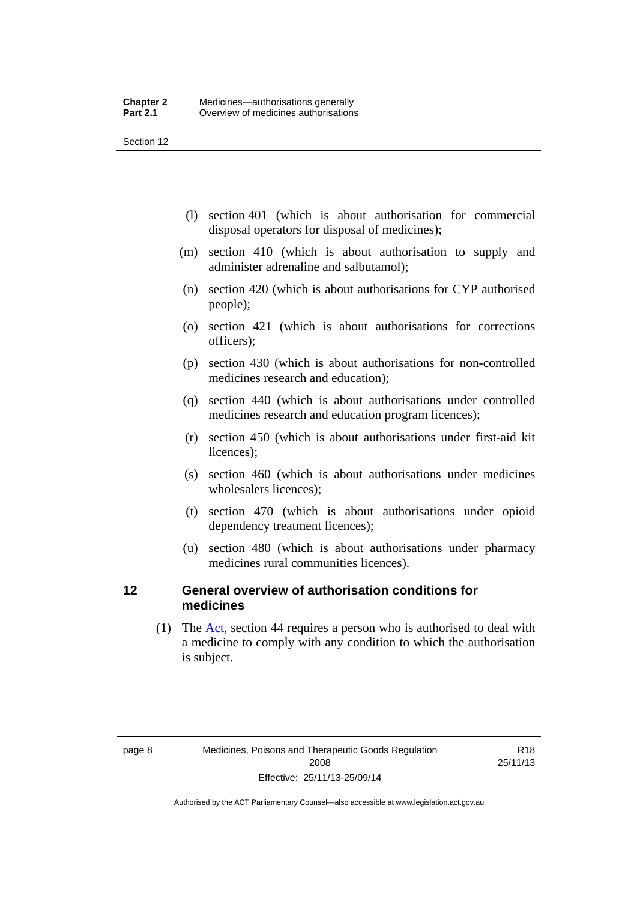(l) section 401 (which is about authorisation for commercial disposal operators for disposal of medicines);

(m) section 410 (which is about authorisation to supply and administer adrenaline and salbutamol);

(n) section 420 (which is about authorisations for CYP authorised people);

(o) section 421 (which is about authorisations for corrections officers);

(p) section 430 (which is about authorisations for non-controlled medicines research and education);

(q) section 440 (which is about authorisations under controlled medicines research and education program licences);

(r) section 450 (which is about authorisations under first-aid kit licences);

(s) section 460 (which is about authorisations under medicines wholesalers licences);

(t) section 470 (which is about authorisations under opioid dependency treatment licences);

(u) section 480 (which is about authorisations under pharmacy medicines rural communities licences).

## 12 General overview of authorisation conditions for medicines

(1) The Act, section 44 requires a person who is authorised to deal with a medicine to comply with any condition to which the authorisation is subject.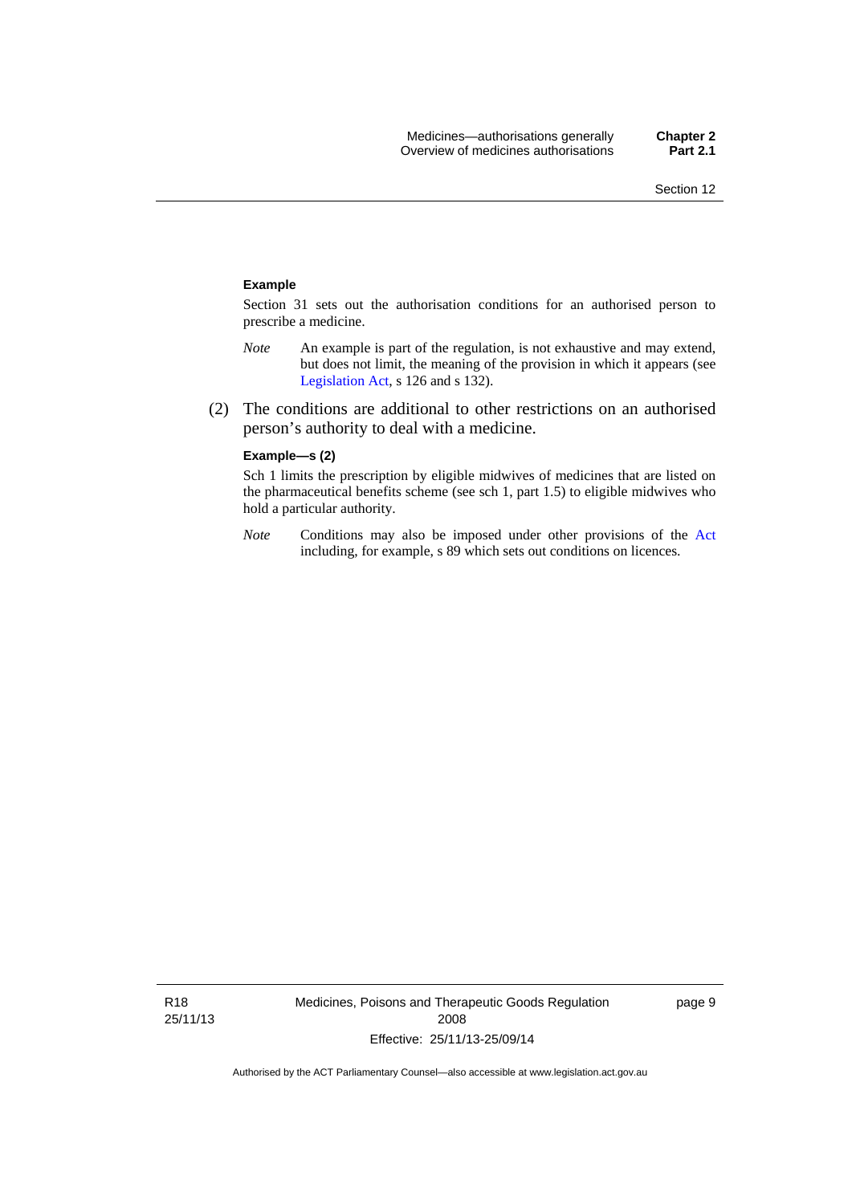**Example**

Section 31 sets out the authorisation conditions for an authorised person to prescribe a medicine.

*Note* An example is part of the regulation, is not exhaustive and may extend, but does not limit, the meaning of the provision in which it appears (see Legislation Act, s 126 and s 132).

(2) The conditions are additional to other restrictions on an authorised person's authority to deal with a medicine.

**Example—s (2)**

Sch 1 limits the prescription by eligible midwives of medicines that are listed on the pharmaceutical benefits scheme (see sch 1, part 1.5) to eligible midwives who hold a particular authority.

*Note* Conditions may also be imposed under other provisions of the Act including, for example, s 89 which sets out conditions on licences.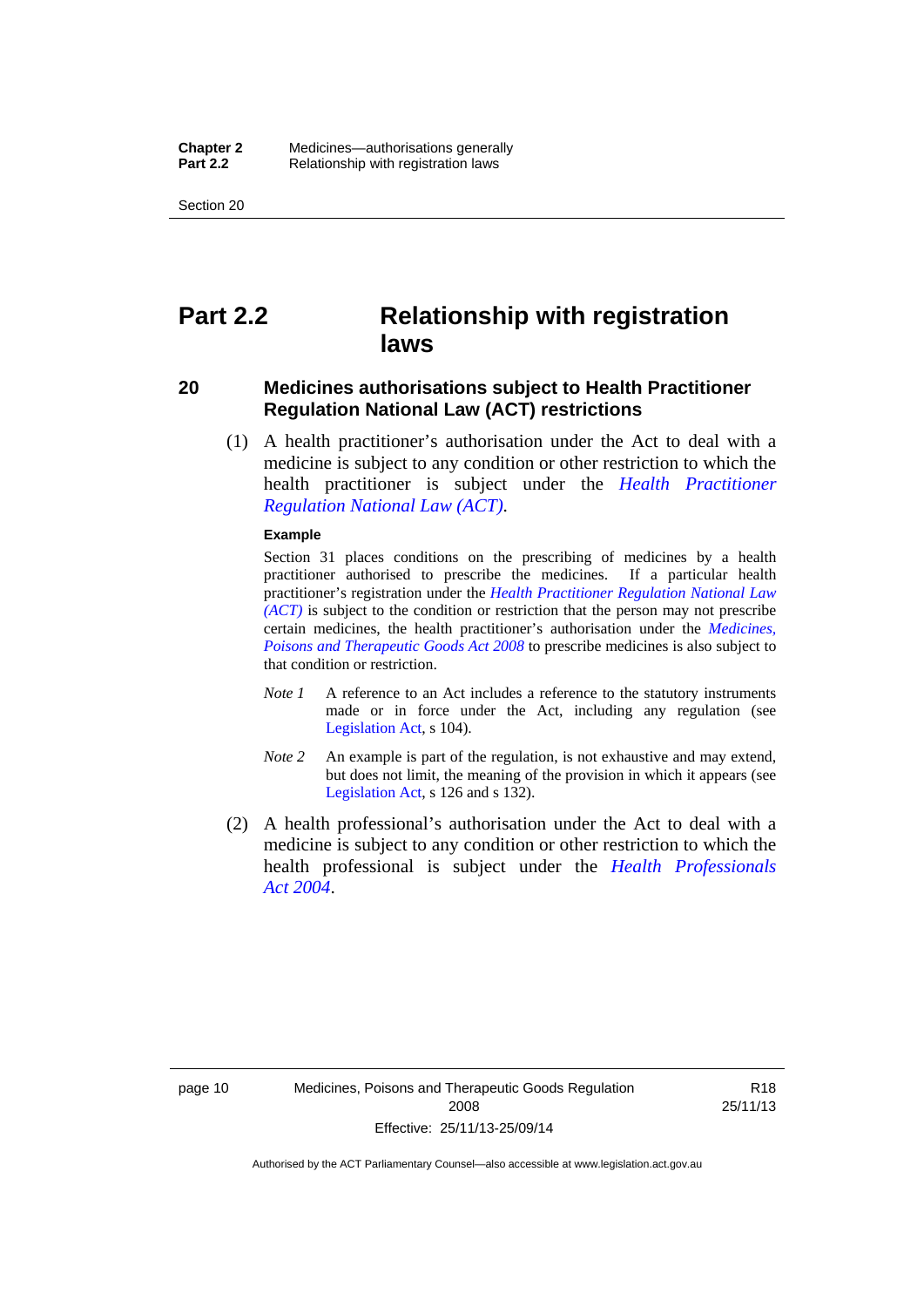# Part 2.2 Relationship with registration laws

## 20 Medicines authorisations subject to Health Practitioner Regulation National Law (ACT) restrictions

(1) A health practitioner's authorisation under the Act to deal with a medicine is subject to any condition or other restriction to which the health practitioner is subject under the *Health Practitioner Regulation National Law (ACT)*.

**Example**

Section 31 places conditions on the prescribing of medicines by a health practitioner authorised to prescribe the medicines. If a particular health practitioner's registration under the *Health Practitioner Regulation National Law (ACT)* is subject to the condition or restriction that the person may not prescribe certain medicines, the health practitioner's authorisation under the *Medicines, Poisons and Therapeutic Goods Act 2008* to prescribe medicines is also subject to that condition or restriction.

*Note 1* A reference to an Act includes a reference to the statutory instruments made or in force under the Act, including any regulation (see Legislation Act, s 104).

*Note 2* An example is part of the regulation, is not exhaustive and may extend, but does not limit, the meaning of the provision in which it appears (see Legislation Act, s 126 and s 132).

(2) A health professional's authorisation under the Act to deal with a medicine is subject to any condition or other restriction to which the health professional is subject under the *Health Professionals Act 2004*.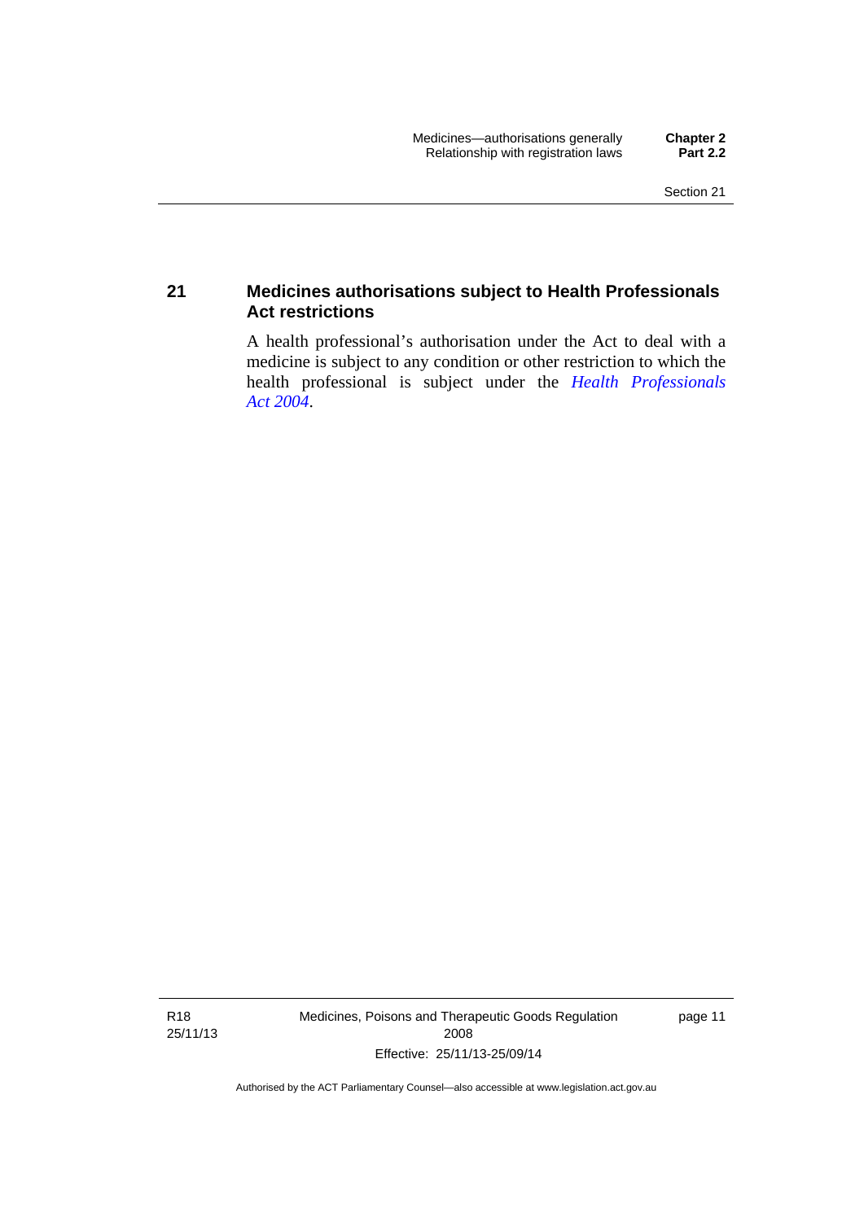## 21 Medicines authorisations subject to Health Professionals Act restrictions

A health professional's authorisation under the Act to deal with a medicine is subject to any condition or other restriction to which the health professional is subject under the *Health Professionals Act 2004*.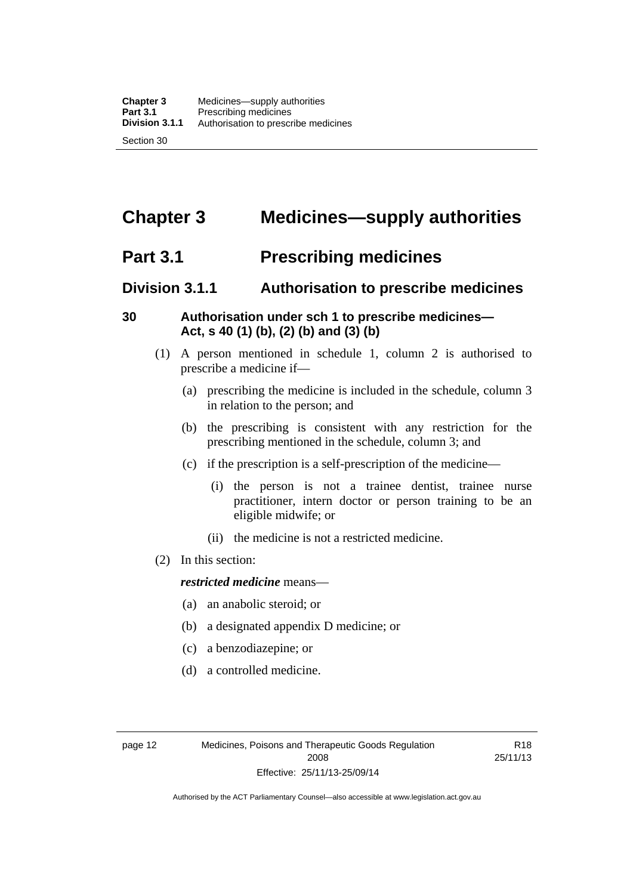# Chapter 3 Medicines—supply authorities

## Part 3.1 Prescribing medicines

### Division 3.1.1 Authorisation to prescribe medicines

#### 30 Authorisation under sch 1 to prescribe medicines—Act, s 40 (1) (b), (2) (b) and (3) (b)

(1) A person mentioned in schedule 1, column 2 is authorised to prescribe a medicine if—

(a) prescribing the medicine is included in the schedule, column 3 in relation to the person; and

(b) the prescribing is consistent with any restriction for the prescribing mentioned in the schedule, column 3; and

(c) if the prescription is a self-prescription of the medicine—

(i) the person is not a trainee dentist, trainee nurse practitioner, intern doctor or person training to be an eligible midwife; or

(ii) the medicine is not a restricted medicine.

(2) In this section:

***restricted medicine*** means—

(a) an anabolic steroid; or

(b) a designated appendix D medicine; or

(c) a benzodiazepine; or

(d) a controlled medicine.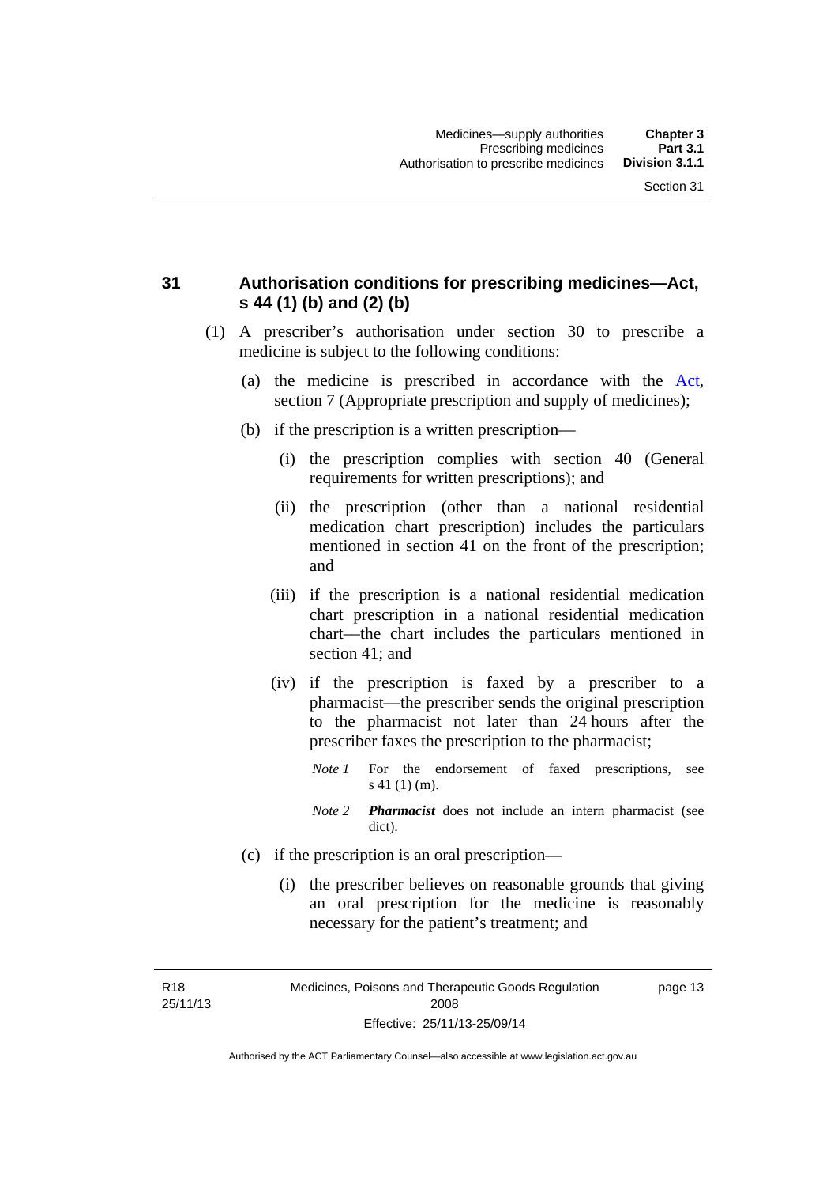## 31 Authorisation conditions for prescribing medicines—Act, s 44 (1) (b) and (2) (b)

(1) A prescriber's authorisation under section 30 to prescribe a medicine is subject to the following conditions:

(a) the medicine is prescribed in accordance with the Act, section 7 (Appropriate prescription and supply of medicines);

(b) if the prescription is a written prescription—

(i) the prescription complies with section 40 (General requirements for written prescriptions); and

(ii) the prescription (other than a national residential medication chart prescription) includes the particulars mentioned in section 41 on the front of the prescription; and

(iii) if the prescription is a national residential medication chart prescription in a national residential medication chart—the chart includes the particulars mentioned in section 41; and

(iv) if the prescription is faxed by a prescriber to a pharmacist—the prescriber sends the original prescription to the pharmacist not later than 24 hours after the prescriber faxes the prescription to the pharmacist;

*Note 1* For the endorsement of faxed prescriptions, see s 41 (1) (m).

*Note 2* ***Pharmacist*** does not include an intern pharmacist (see dict).

(c) if the prescription is an oral prescription—

(i) the prescriber believes on reasonable grounds that giving an oral prescription for the medicine is reasonably necessary for the patient's treatment; and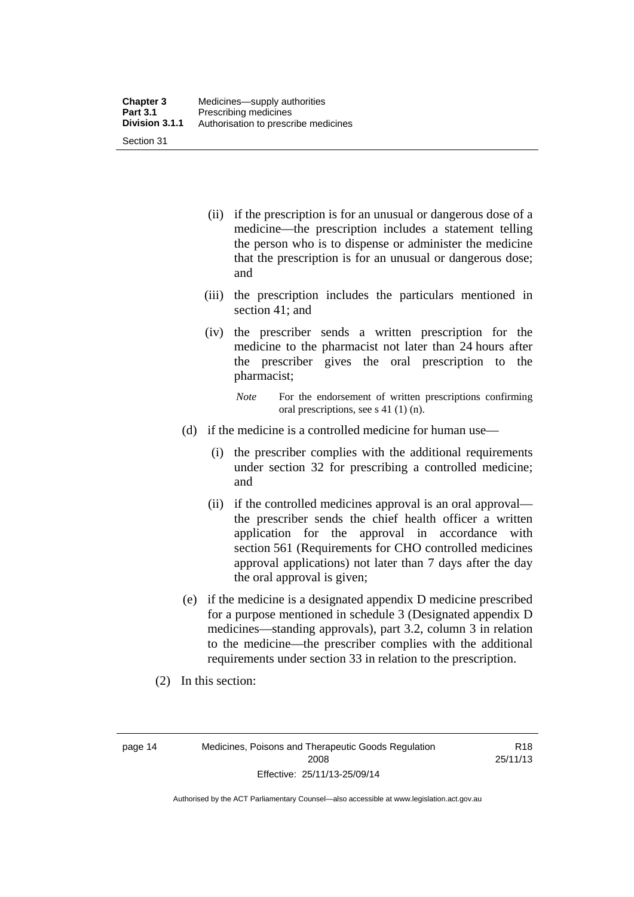(ii) if the prescription is for an unusual or dangerous dose of a medicine—the prescription includes a statement telling the person who is to dispense or administer the medicine that the prescription is for an unusual or dangerous dose; and

(iii) the prescription includes the particulars mentioned in section 41; and

(iv) the prescriber sends a written prescription for the medicine to the pharmacist not later than 24 hours after the prescriber gives the oral prescription to the pharmacist;

*Note* For the endorsement of written prescriptions confirming oral prescriptions, see s 41 (1) (n).

(d) if the medicine is a controlled medicine for human use—

(i) the prescriber complies with the additional requirements under section 32 for prescribing a controlled medicine; and

(ii) if the controlled medicines approval is an oral approval—the prescriber sends the chief health officer a written application for the approval in accordance with section 561 (Requirements for CHO controlled medicines approval applications) not later than 7 days after the day the oral approval is given;

(e) if the medicine is a designated appendix D medicine prescribed for a purpose mentioned in schedule 3 (Designated appendix D medicines—standing approvals), part 3.2, column 3 in relation to the medicine—the prescriber complies with the additional requirements under section 33 in relation to the prescription.

(2) In this section: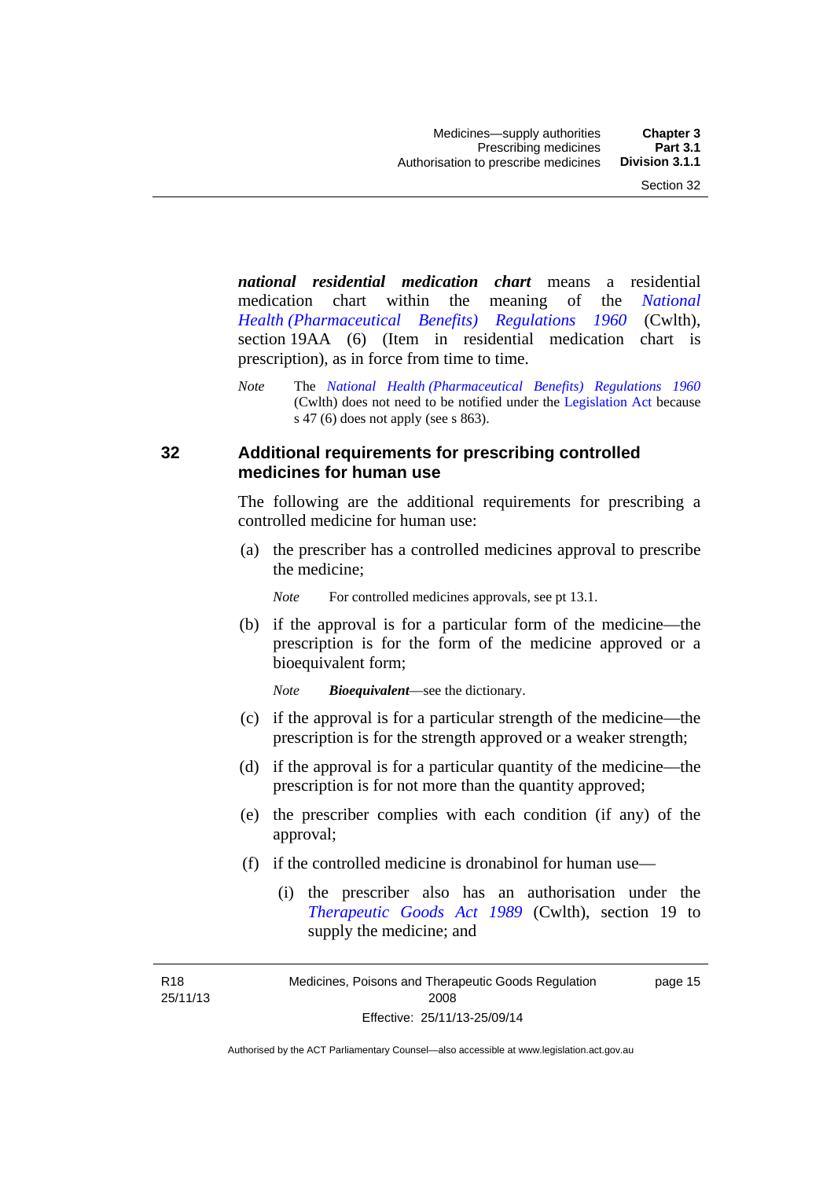***national residential medication chart*** means a residential medication chart within the meaning of the *National Health (Pharmaceutical Benefits) Regulations 1960* (Cwlth), section 19AA (6) (Item in residential medication chart is prescription), as in force from time to time.

*Note* The *National Health (Pharmaceutical Benefits) Regulations 1960* (Cwlth) does not need to be notified under the Legislation Act because s 47 (6) does not apply (see s 863).

## 32 Additional requirements for prescribing controlled medicines for human use

The following are the additional requirements for prescribing a controlled medicine for human use:

(a) the prescriber has a controlled medicines approval to prescribe the medicine;

*Note* For controlled medicines approvals, see pt 13.1.

(b) if the approval is for a particular form of the medicine—the prescription is for the form of the medicine approved or a bioequivalent form;

*Note* ***Bioequivalent***—see the dictionary.

(c) if the approval is for a particular strength of the medicine—the prescription is for the strength approved or a weaker strength;

(d) if the approval is for a particular quantity of the medicine—the prescription is for not more than the quantity approved;

(e) the prescriber complies with each condition (if any) of the approval;

(f) if the controlled medicine is dronabinol for human use—

(i) the prescriber also has an authorisation under the *Therapeutic Goods Act 1989* (Cwlth), section 19 to supply the medicine; and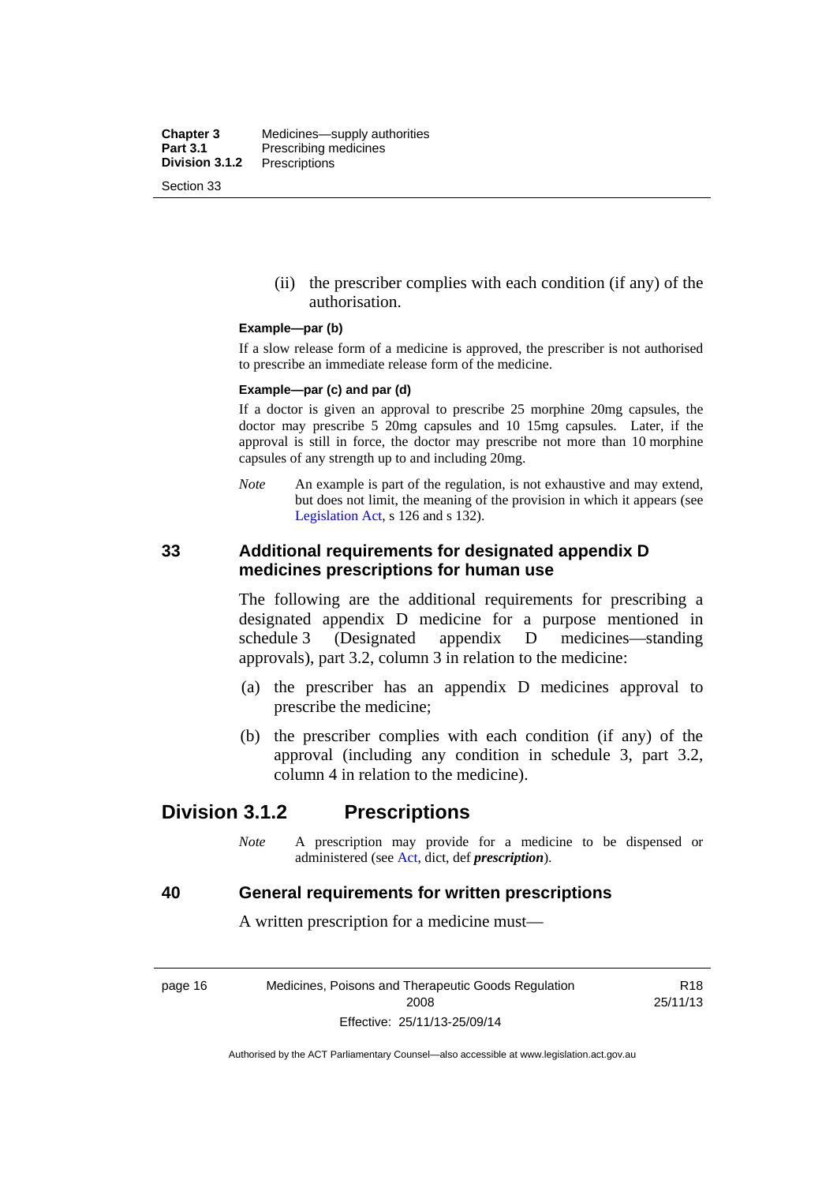(ii) the prescriber complies with each condition (if any) of the authorisation.

**Example—par (b)**

If a slow release form of a medicine is approved, the prescriber is not authorised to prescribe an immediate release form of the medicine.

**Example—par (c) and par (d)**

If a doctor is given an approval to prescribe 25 morphine 20mg capsules, the doctor may prescribe 5 20mg capsules and 10 15mg capsules. Later, if the approval is still in force, the doctor may prescribe not more than 10 morphine capsules of any strength up to and including 20mg.

*Note* An example is part of the regulation, is not exhaustive and may extend, but does not limit, the meaning of the provision in which it appears (see Legislation Act, s 126 and s 132).

### 33 Additional requirements for designated appendix D medicines prescriptions for human use

The following are the additional requirements for prescribing a designated appendix D medicine for a purpose mentioned in schedule 3 (Designated appendix D medicines—standing approvals), part 3.2, column 3 in relation to the medicine:

(a) the prescriber has an appendix D medicines approval to prescribe the medicine;

(b) the prescriber complies with each condition (if any) of the approval (including any condition in schedule 3, part 3.2, column 4 in relation to the medicine).

## Division 3.1.2 Prescriptions

*Note* A prescription may provide for a medicine to be dispensed or administered (see Act, dict, def ***prescription***).

### 40 General requirements for written prescriptions

A written prescription for a medicine must—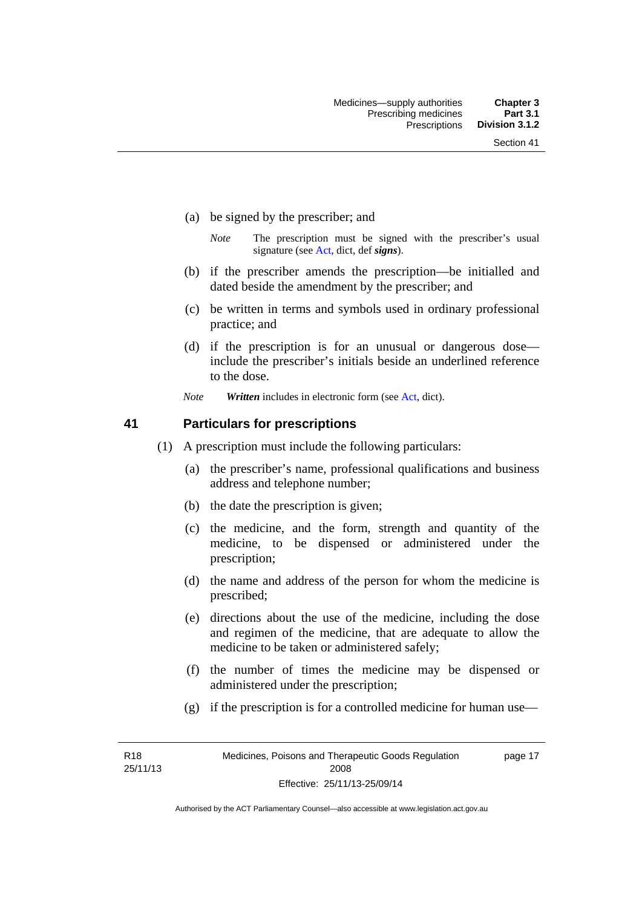(a) be signed by the prescriber; and

*Note* The prescription must be signed with the prescriber's usual signature (see Act, dict, def ***signs***).

(b) if the prescriber amends the prescription—be initialled and dated beside the amendment by the prescriber; and

(c) be written in terms and symbols used in ordinary professional practice; and

(d) if the prescription is for an unusual or dangerous dose—include the prescriber's initials beside an underlined reference to the dose.

*Note* ***Written*** includes in electronic form (see Act, dict).

## 41 Particulars for prescriptions

(1) A prescription must include the following particulars:

(a) the prescriber's name, professional qualifications and business address and telephone number;

(b) the date the prescription is given;

(c) the medicine, and the form, strength and quantity of the medicine, to be dispensed or administered under the prescription;

(d) the name and address of the person for whom the medicine is prescribed;

(e) directions about the use of the medicine, including the dose and regimen of the medicine, that are adequate to allow the medicine to be taken or administered safely;

(f) the number of times the medicine may be dispensed or administered under the prescription;

(g) if the prescription is for a controlled medicine for human use—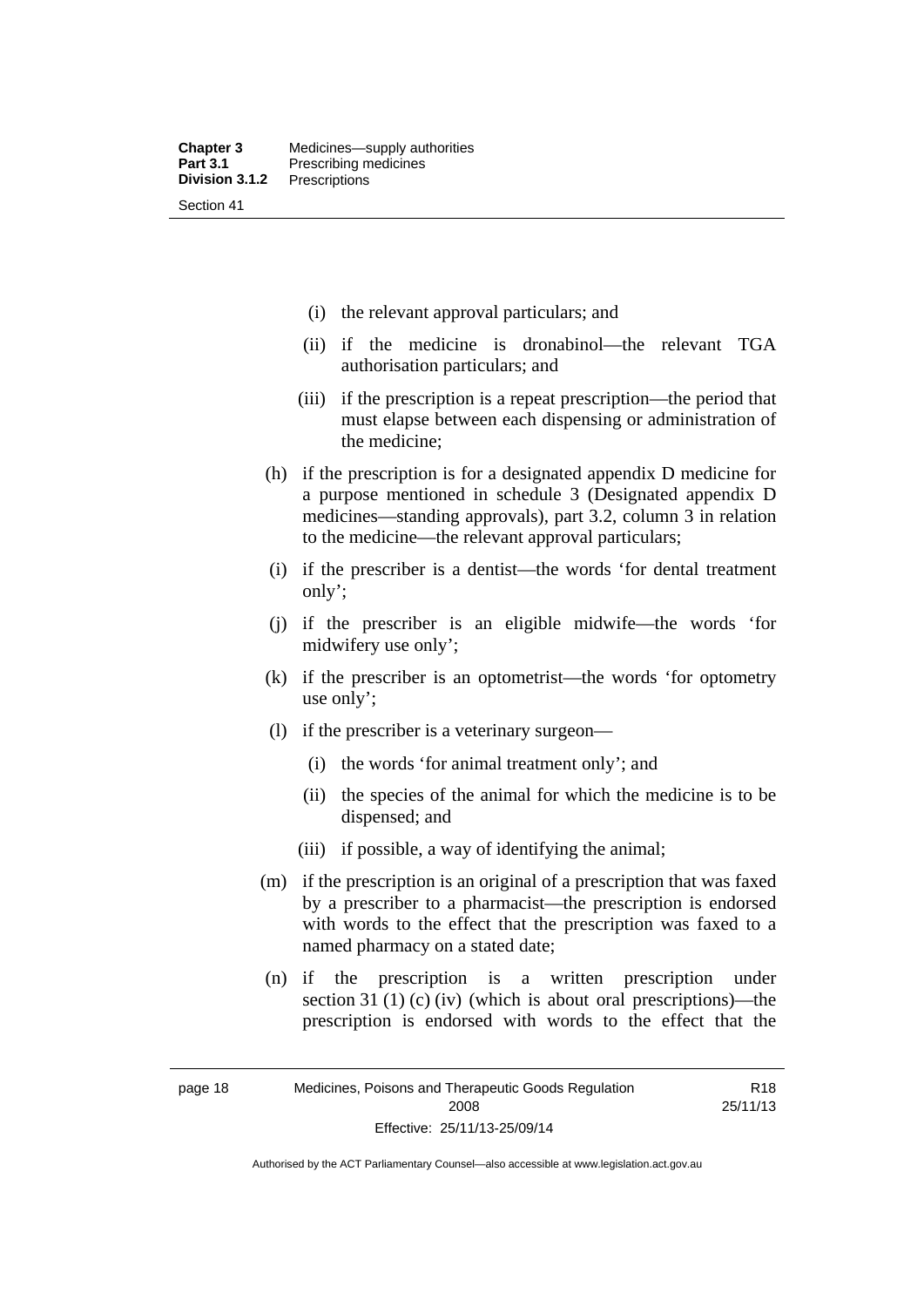(i) the relevant approval particulars; and

(ii) if the medicine is dronabinol—the relevant TGA authorisation particulars; and

(iii) if the prescription is a repeat prescription—the period that must elapse between each dispensing or administration of the medicine;

(h) if the prescription is for a designated appendix D medicine for a purpose mentioned in schedule 3 (Designated appendix D medicines—standing approvals), part 3.2, column 3 in relation to the medicine—the relevant approval particulars;

(i) if the prescriber is a dentist—the words 'for dental treatment only';

(j) if the prescriber is an eligible midwife—the words 'for midwifery use only';

(k) if the prescriber is an optometrist—the words 'for optometry use only';

(l) if the prescriber is a veterinary surgeon—

(i) the words 'for animal treatment only'; and

(ii) the species of the animal for which the medicine is to be dispensed; and

(iii) if possible, a way of identifying the animal;

(m) if the prescription is an original of a prescription that was faxed by a prescriber to a pharmacist—the prescription is endorsed with words to the effect that the prescription was faxed to a named pharmacy on a stated date;

(n) if the prescription is a written prescription under section 31 (1) (c) (iv) (which is about oral prescriptions)—the prescription is endorsed with words to the effect that the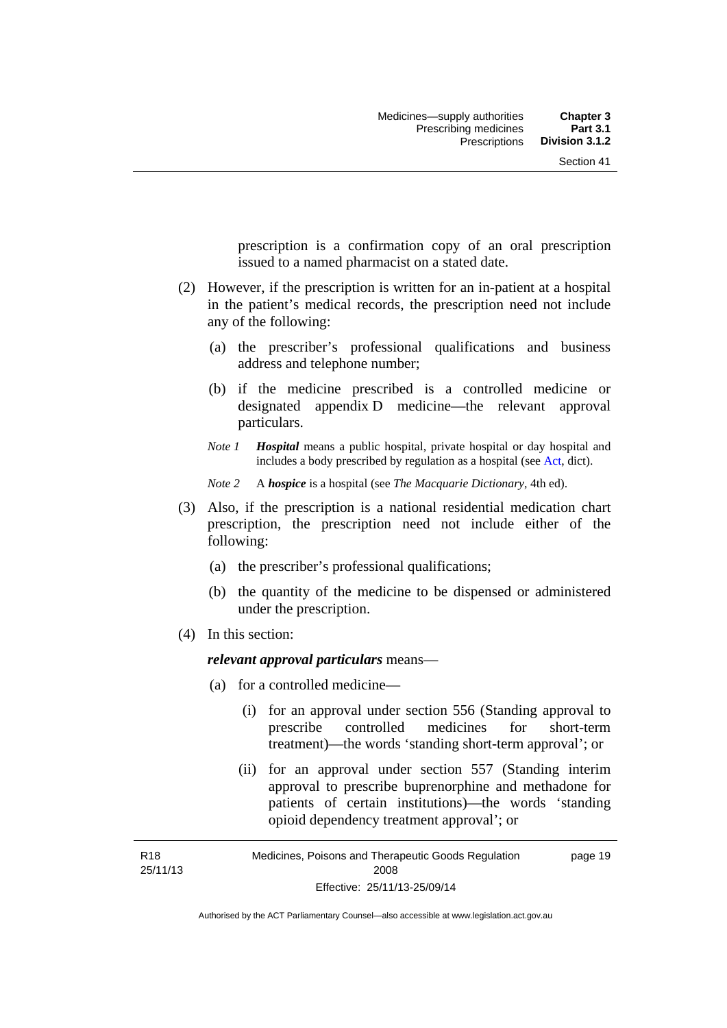prescription is a confirmation copy of an oral prescription issued to a named pharmacist on a stated date.

(2) However, if the prescription is written for an in-patient at a hospital in the patient's medical records, the prescription need not include any of the following:

(a) the prescriber's professional qualifications and business address and telephone number;

(b) if the medicine prescribed is a controlled medicine or designated appendix D medicine—the relevant approval particulars.

*Note 1* ***Hospital*** means a public hospital, private hospital or day hospital and includes a body prescribed by regulation as a hospital (see Act, dict).

*Note 2* A ***hospice*** is a hospital (see *The Macquarie Dictionary*, 4th ed).

(3) Also, if the prescription is a national residential medication chart prescription, the prescription need not include either of the following:

(a) the prescriber's professional qualifications;

(b) the quantity of the medicine to be dispensed or administered under the prescription.

(4) In this section:

***relevant approval particulars*** means—

(a) for a controlled medicine—

(i) for an approval under section 556 (Standing approval to prescribe controlled medicines for short-term treatment)—the words 'standing short-term approval'; or

(ii) for an approval under section 557 (Standing interim approval to prescribe buprenorphine and methadone for patients of certain institutions)—the words 'standing opioid dependency treatment approval'; or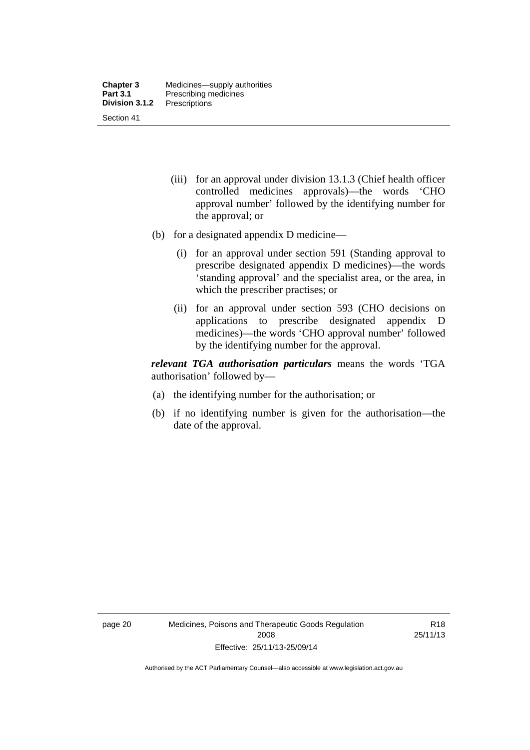(iii) for an approval under division 13.1.3 (Chief health officer controlled medicines approvals)—the words 'CHO approval number' followed by the identifying number for the approval; or

(b) for a designated appendix D medicine—

(i) for an approval under section 591 (Standing approval to prescribe designated appendix D medicines)—the words 'standing approval' and the specialist area, or the area, in which the prescriber practises; or

(ii) for an approval under section 593 (CHO decisions on applications to prescribe designated appendix D medicines)—the words 'CHO approval number' followed by the identifying number for the approval.

***relevant TGA authorisation particulars*** means the words 'TGA authorisation' followed by—

(a) the identifying number for the authorisation; or

(b) if no identifying number is given for the authorisation—the date of the approval.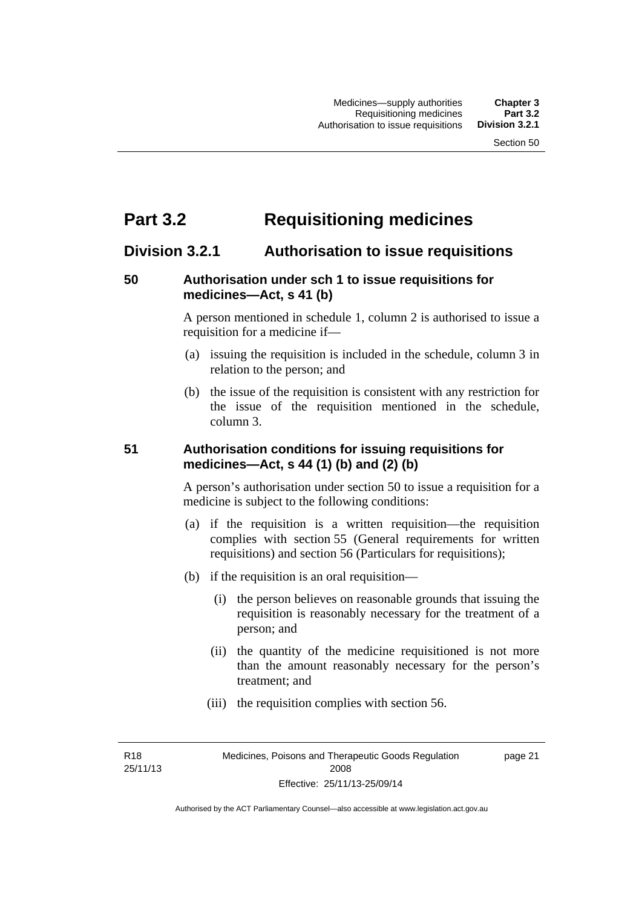# Part 3.2 Requisitioning medicines

## Division 3.2.1 Authorisation to issue requisitions

### 50 Authorisation under sch 1 to issue requisitions for medicines—Act, s 41 (b)

A person mentioned in schedule 1, column 2 is authorised to issue a requisition for a medicine if—

(a) issuing the requisition is included in the schedule, column 3 in relation to the person; and

(b) the issue of the requisition is consistent with any restriction for the issue of the requisition mentioned in the schedule, column 3.

### 51 Authorisation conditions for issuing requisitions for medicines—Act, s 44 (1) (b) and (2) (b)

A person's authorisation under section 50 to issue a requisition for a medicine is subject to the following conditions:

(a) if the requisition is a written requisition—the requisition complies with section 55 (General requirements for written requisitions) and section 56 (Particulars for requisitions);

(b) if the requisition is an oral requisition—

(i) the person believes on reasonable grounds that issuing the requisition is reasonably necessary for the treatment of a person; and

(ii) the quantity of the medicine requisitioned is not more than the amount reasonably necessary for the person's treatment; and

(iii) the requisition complies with section 56.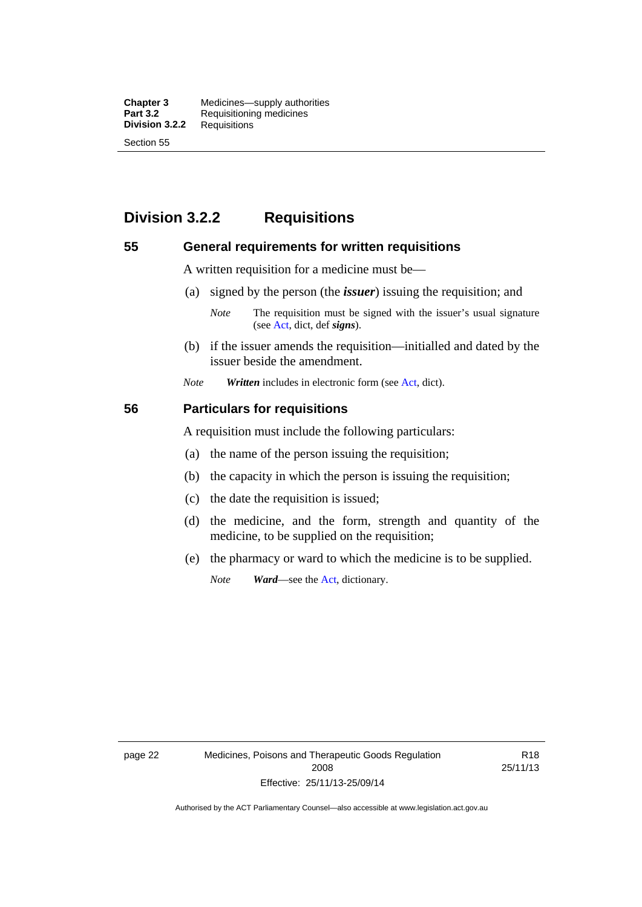## Division 3.2.2 Requisitions

### 55 General requirements for written requisitions

A written requisition for a medicine must be—

(a) signed by the person (the ***issuer***) issuing the requisition; and

> *Note* The requisition must be signed with the issuer's usual signature (see Act, dict, def ***signs***).

(b) if the issuer amends the requisition—initialled and dated by the issuer beside the amendment.

*Note* ***Written*** includes in electronic form (see Act, dict).

### 56 Particulars for requisitions

A requisition must include the following particulars:

(a) the name of the person issuing the requisition;

(b) the capacity in which the person is issuing the requisition;

(c) the date the requisition is issued;

(d) the medicine, and the form, strength and quantity of the medicine, to be supplied on the requisition;

(e) the pharmacy or ward to which the medicine is to be supplied.

> *Note* ***Ward***—see the Act, dictionary.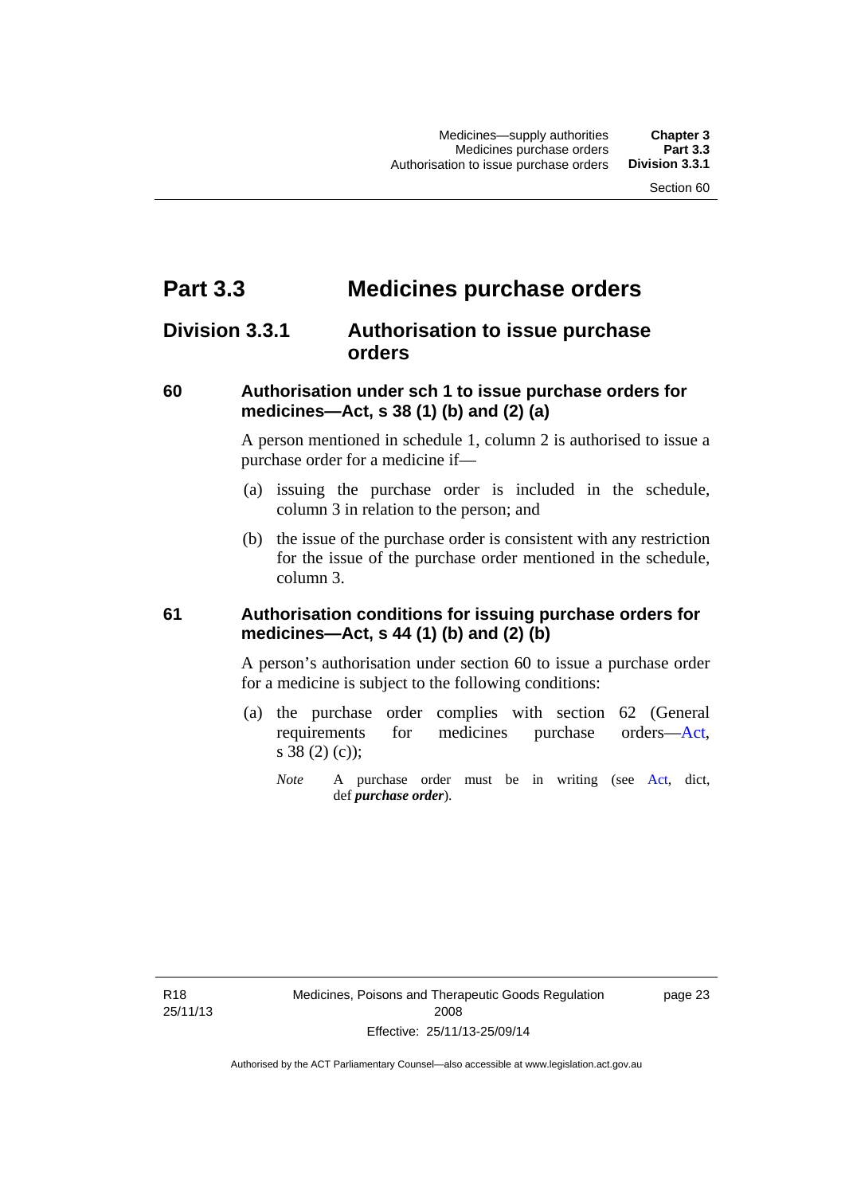# Part 3.3 Medicines purchase orders

## Division 3.3.1 Authorisation to issue purchase orders

### 60 Authorisation under sch 1 to issue purchase orders for medicines—Act, s 38 (1) (b) and (2) (a)

A person mentioned in schedule 1, column 2 is authorised to issue a purchase order for a medicine if—

(a) issuing the purchase order is included in the schedule, column 3 in relation to the person; and

(b) the issue of the purchase order is consistent with any restriction for the issue of the purchase order mentioned in the schedule, column 3.

### 61 Authorisation conditions for issuing purchase orders for medicines—Act, s 44 (1) (b) and (2) (b)

A person's authorisation under section 60 to issue a purchase order for a medicine is subject to the following conditions:

(a) the purchase order complies with section 62 (General requirements for medicines purchase orders—Act, s 38 (2) (c));

*Note* A purchase order must be in writing (see Act, dict, def ***purchase order***).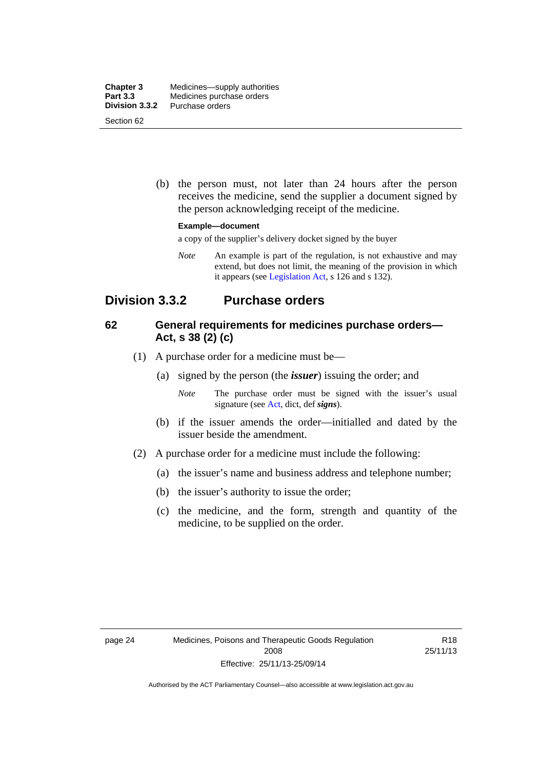(b) the person must, not later than 24 hours after the person receives the medicine, send the supplier a document signed by the person acknowledging receipt of the medicine.

**Example—document**

a copy of the supplier's delivery docket signed by the buyer

*Note* An example is part of the regulation, is not exhaustive and may extend, but does not limit, the meaning of the provision in which it appears (see Legislation Act, s 126 and s 132).

## Division 3.3.2 Purchase orders

### 62 General requirements for medicines purchase orders—Act, s 38 (2) (c)

(1) A purchase order for a medicine must be—

(a) signed by the person (the ***issuer***) issuing the order; and

*Note* The purchase order must be signed with the issuer's usual signature (see Act, dict, def ***signs***).

(b) if the issuer amends the order—initialled and dated by the issuer beside the amendment.

(2) A purchase order for a medicine must include the following:

(a) the issuer's name and business address and telephone number;

(b) the issuer's authority to issue the order;

(c) the medicine, and the form, strength and quantity of the medicine, to be supplied on the order.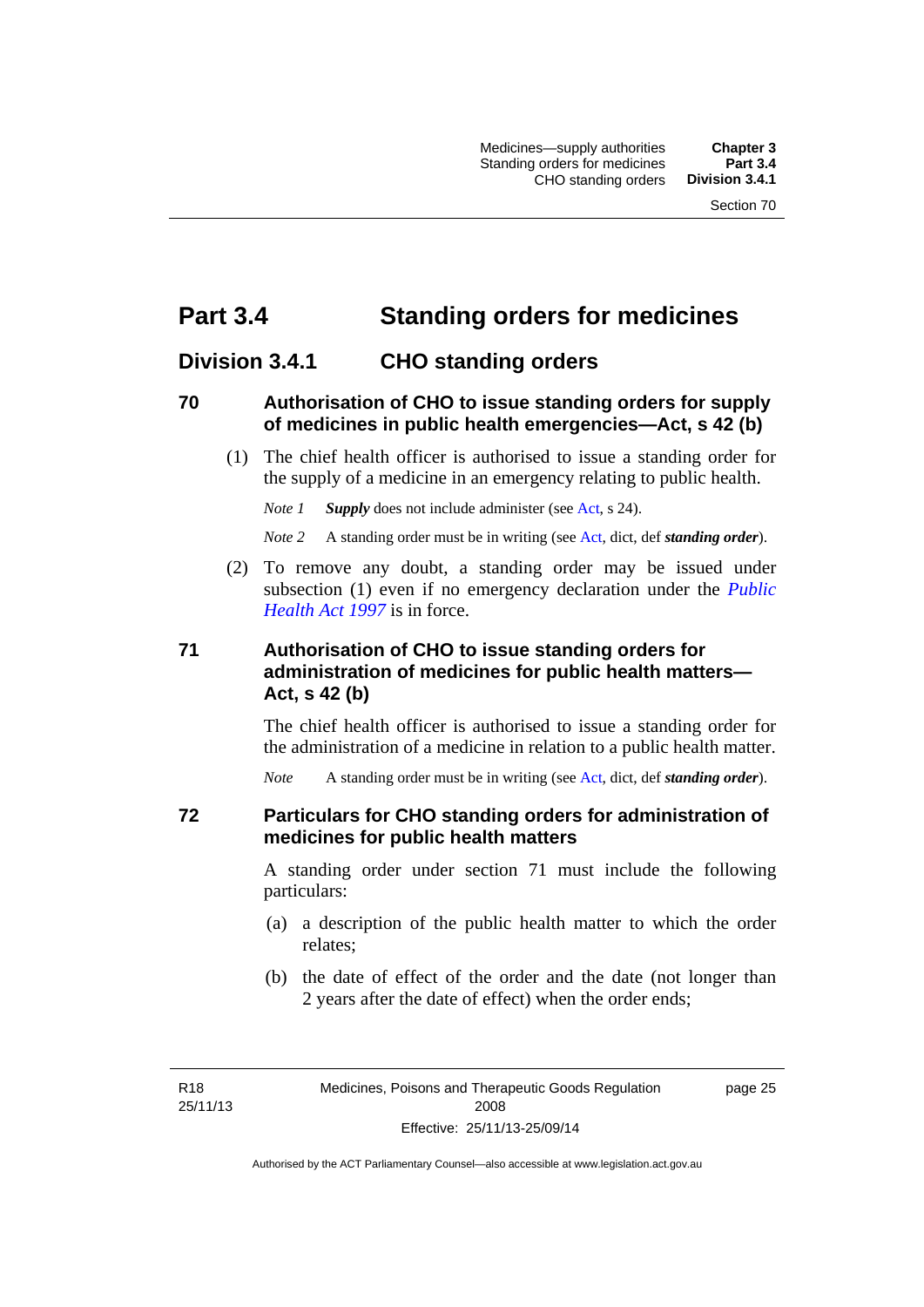# Part 3.4 Standing orders for medicines

## Division 3.4.1 CHO standing orders

### 70 Authorisation of CHO to issue standing orders for supply of medicines in public health emergencies—Act, s 42 (b)

(1) The chief health officer is authorised to issue a standing order for the supply of a medicine in an emergency relating to public health.

*Note 1* ***Supply*** does not include administer (see Act, s 24).

*Note 2* A standing order must be in writing (see Act, dict, def ***standing order***).

(2) To remove any doubt, a standing order may be issued under subsection (1) even if no emergency declaration under the *Public Health Act 1997* is in force.

### 71 Authorisation of CHO to issue standing orders for administration of medicines for public health matters—Act, s 42 (b)

The chief health officer is authorised to issue a standing order for the administration of a medicine in relation to a public health matter.

*Note* A standing order must be in writing (see Act, dict, def ***standing order***).

### 72 Particulars for CHO standing orders for administration of medicines for public health matters

A standing order under section 71 must include the following particulars:

(a) a description of the public health matter to which the order relates;

(b) the date of effect of the order and the date (not longer than 2 years after the date of effect) when the order ends;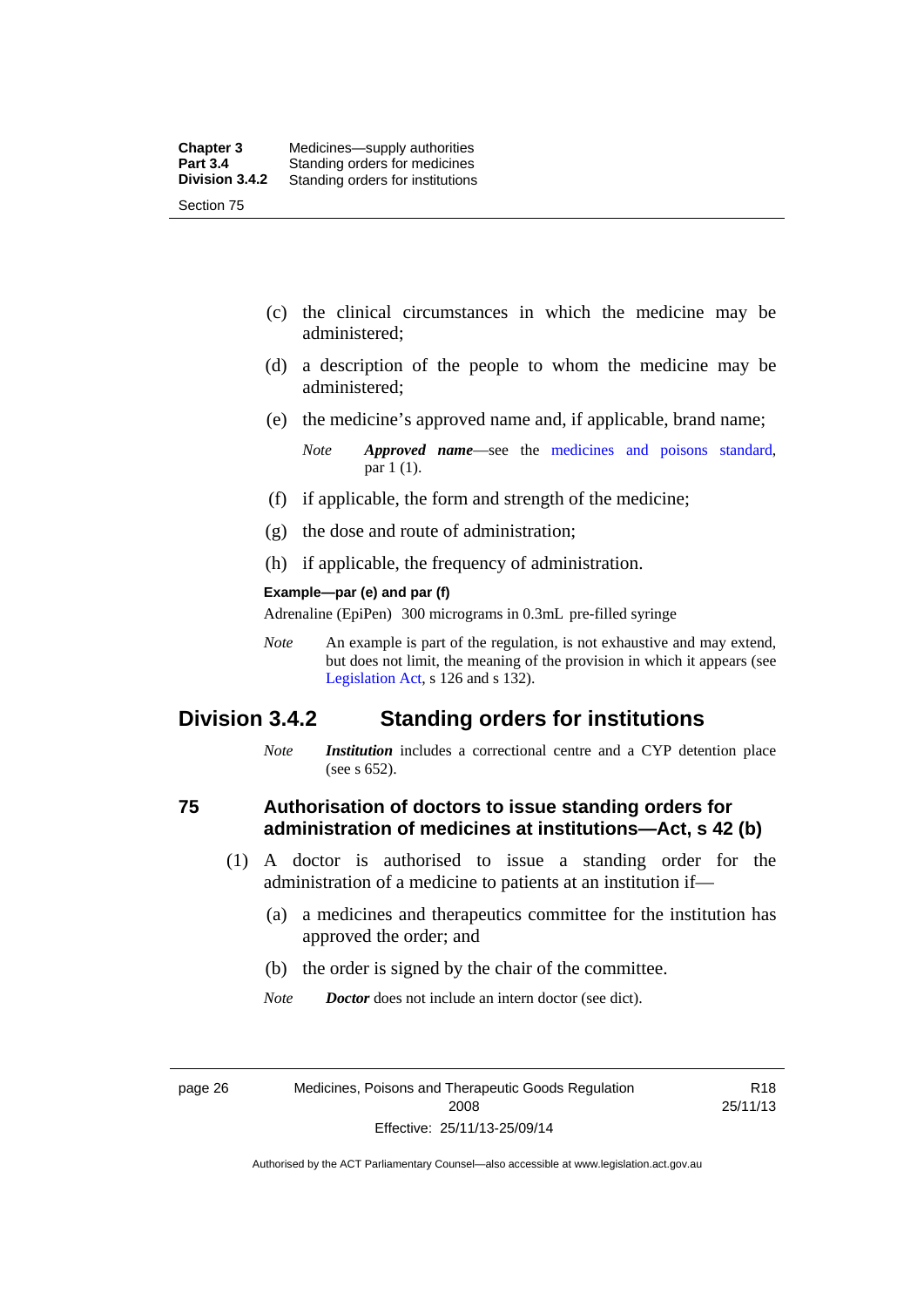(c) the clinical circumstances in which the medicine may be administered;

(d) a description of the people to whom the medicine may be administered;

(e) the medicine's approved name and, if applicable, brand name;

*Note* ***Approved name***—see the medicines and poisons standard, par 1 (1).

(f) if applicable, the form and strength of the medicine;

(g) the dose and route of administration;

(h) if applicable, the frequency of administration.

**Example—par (e) and par (f)**

Adrenaline (EpiPen) 300 micrograms in 0.3mL pre-filled syringe

*Note* An example is part of the regulation, is not exhaustive and may extend, but does not limit, the meaning of the provision in which it appears (see Legislation Act, s 126 and s 132).

## Division 3.4.2 Standing orders for institutions

*Note* ***Institution*** includes a correctional centre and a CYP detention place (see s 652).

### 75 Authorisation of doctors to issue standing orders for administration of medicines at institutions—Act, s 42 (b)

(1) A doctor is authorised to issue a standing order for the administration of a medicine to patients at an institution if—

(a) a medicines and therapeutics committee for the institution has approved the order; and

(b) the order is signed by the chair of the committee.

*Note* ***Doctor*** does not include an intern doctor (see dict).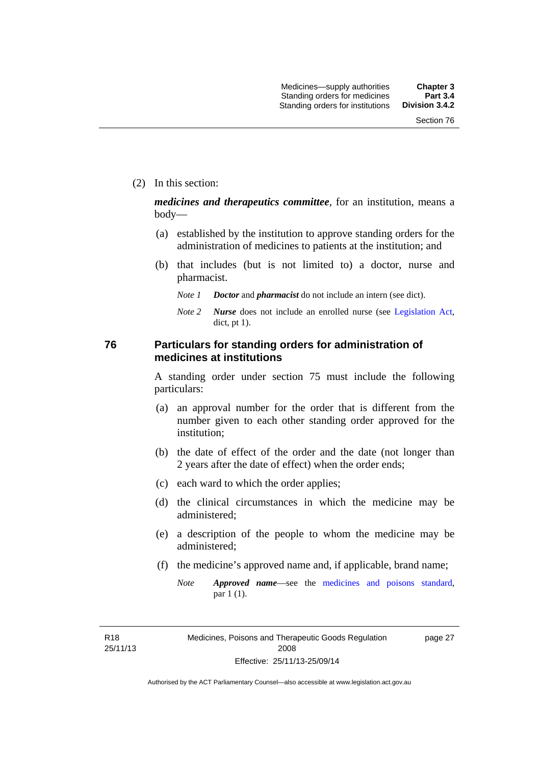(2) In this section:

***medicines and therapeutics committee***, for an institution, means a body—

(a) established by the institution to approve standing orders for the administration of medicines to patients at the institution; and

(b) that includes (but is not limited to) a doctor, nurse and pharmacist.

*Note 1* ***Doctor*** and ***pharmacist*** do not include an intern (see dict).

*Note 2* ***Nurse*** does not include an enrolled nurse (see Legislation Act, dict, pt 1).

## 76 Particulars for standing orders for administration of medicines at institutions

A standing order under section 75 must include the following particulars:

(a) an approval number for the order that is different from the number given to each other standing order approved for the institution;

(b) the date of effect of the order and the date (not longer than 2 years after the date of effect) when the order ends;

(c) each ward to which the order applies;

(d) the clinical circumstances in which the medicine may be administered;

(e) a description of the people to whom the medicine may be administered;

(f) the medicine's approved name and, if applicable, brand name;

*Note* ***Approved name***—see the medicines and poisons standard, par 1 (1).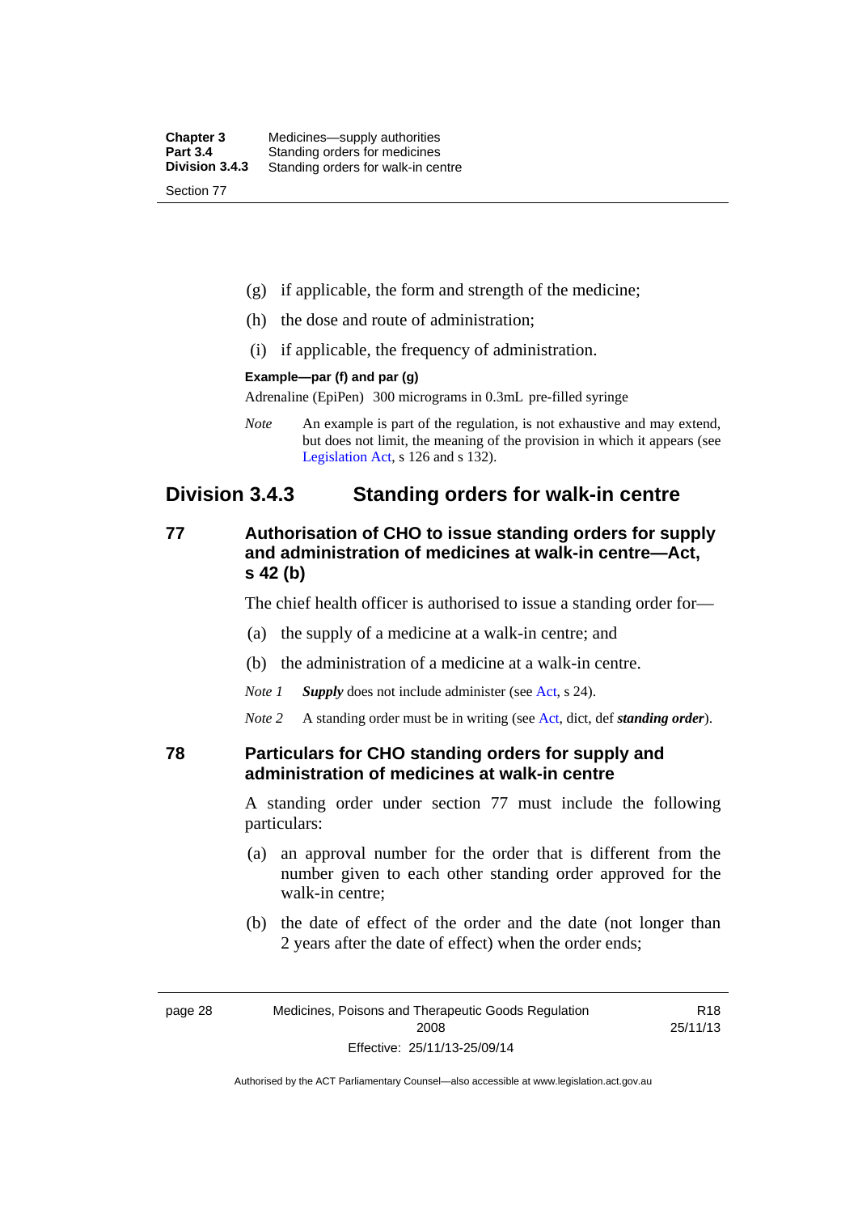(g) if applicable, the form and strength of the medicine;

(h) the dose and route of administration;

(i) if applicable, the frequency of administration.

**Example—par (f) and par (g)**

Adrenaline (EpiPen) 300 micrograms in 0.3mL pre-filled syringe

*Note* An example is part of the regulation, is not exhaustive and may extend, but does not limit, the meaning of the provision in which it appears (see Legislation Act, s 126 and s 132).

## Division 3.4.3 Standing orders for walk-in centre

### 77 Authorisation of CHO to issue standing orders for supply and administration of medicines at walk-in centre—Act, s 42 (b)

The chief health officer is authorised to issue a standing order for—

(a) the supply of a medicine at a walk-in centre; and

(b) the administration of a medicine at a walk-in centre.

*Note 1* ***Supply*** does not include administer (see Act, s 24).

*Note 2* A standing order must be in writing (see Act, dict, def ***standing order***).

### 78 Particulars for CHO standing orders for supply and administration of medicines at walk-in centre

A standing order under section 77 must include the following particulars:

(a) an approval number for the order that is different from the number given to each other standing order approved for the walk-in centre;

(b) the date of effect of the order and the date (not longer than 2 years after the date of effect) when the order ends;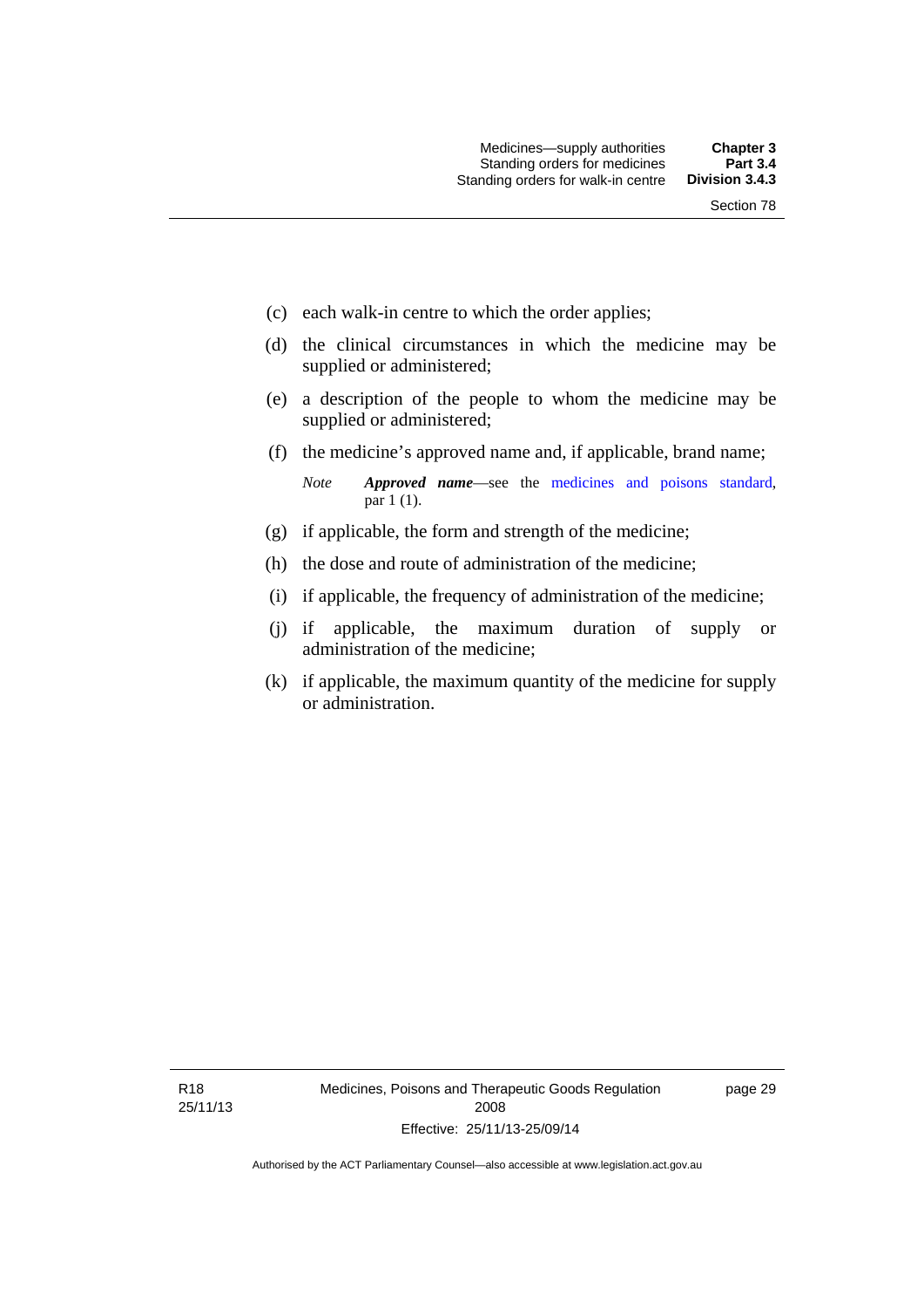(c) each walk-in centre to which the order applies;

(d) the clinical circumstances in which the medicine may be supplied or administered;

(e) a description of the people to whom the medicine may be supplied or administered;

(f) the medicine's approved name and, if applicable, brand name;

*Note* ***Approved name***—see the medicines and poisons standard, par 1 (1).

(g) if applicable, the form and strength of the medicine;

(h) the dose and route of administration of the medicine;

(i) if applicable, the frequency of administration of the medicine;

(j) if applicable, the maximum duration of supply or administration of the medicine;

(k) if applicable, the maximum quantity of the medicine for supply or administration.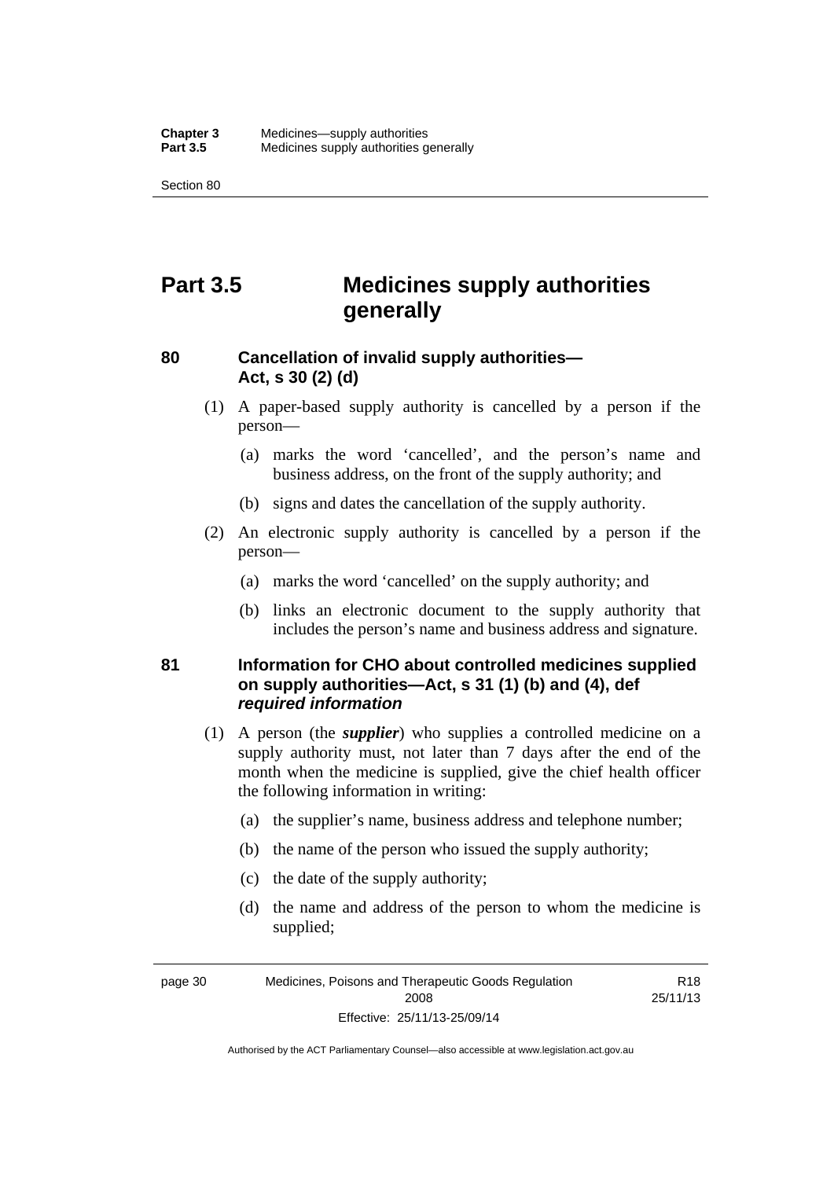# Part 3.5 Medicines supply authorities generally

## 80 Cancellation of invalid supply authorities—Act, s 30 (2) (d)

(1) A paper-based supply authority is cancelled by a person if the person—

(a) marks the word 'cancelled', and the person's name and business address, on the front of the supply authority; and

(b) signs and dates the cancellation of the supply authority.

(2) An electronic supply authority is cancelled by a person if the person—

(a) marks the word 'cancelled' on the supply authority; and

(b) links an electronic document to the supply authority that includes the person's name and business address and signature.

## 81 Information for CHO about controlled medicines supplied on supply authorities—Act, s 31 (1) (b) and (4), def *required information*

(1) A person (the ***supplier***) who supplies a controlled medicine on a supply authority must, not later than 7 days after the end of the month when the medicine is supplied, give the chief health officer the following information in writing:

(a) the supplier's name, business address and telephone number;

(b) the name of the person who issued the supply authority;

(c) the date of the supply authority;

(d) the name and address of the person to whom the medicine is supplied;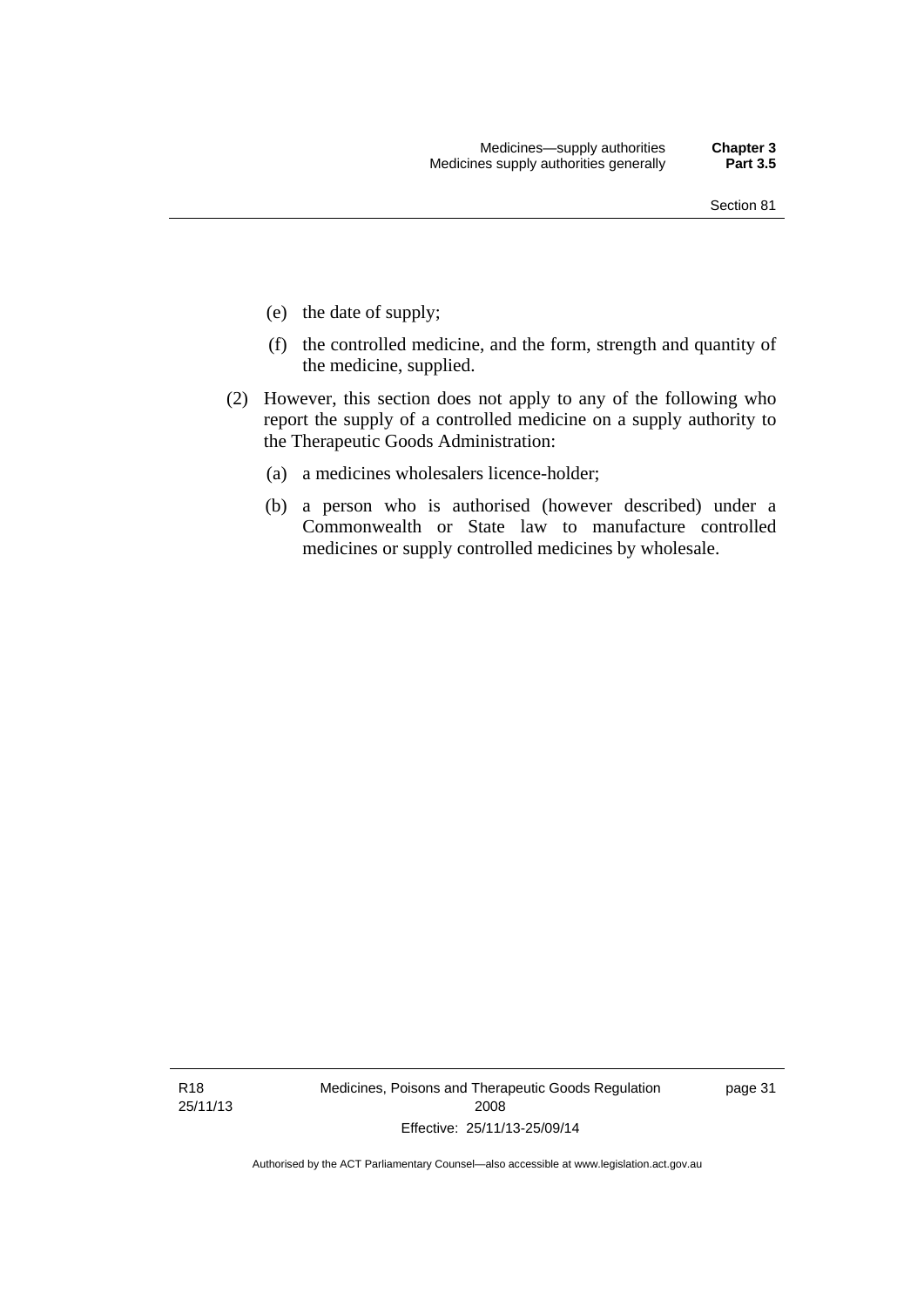(e) the date of supply;

(f) the controlled medicine, and the form, strength and quantity of the medicine, supplied.

(2) However, this section does not apply to any of the following who report the supply of a controlled medicine on a supply authority to the Therapeutic Goods Administration:

(a) a medicines wholesalers licence-holder;

(b) a person who is authorised (however described) under a Commonwealth or State law to manufacture controlled medicines or supply controlled medicines by wholesale.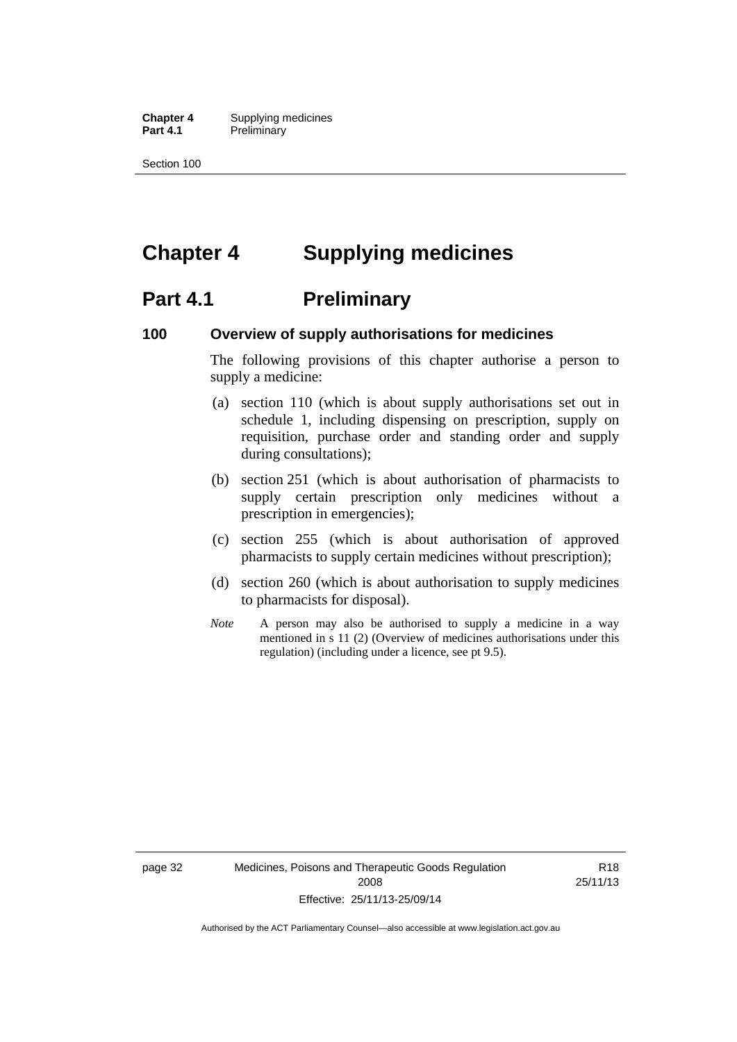# Chapter 4 Supplying medicines

## Part 4.1 Preliminary

### 100 Overview of supply authorisations for medicines

The following provisions of this chapter authorise a person to supply a medicine:

(a) section 110 (which is about supply authorisations set out in schedule 1, including dispensing on prescription, supply on requisition, purchase order and standing order and supply during consultations);

(b) section 251 (which is about authorisation of pharmacists to supply certain prescription only medicines without a prescription in emergencies);

(c) section 255 (which is about authorisation of approved pharmacists to supply certain medicines without prescription);

(d) section 260 (which is about authorisation to supply medicines to pharmacists for disposal).

*Note* A person may also be authorised to supply a medicine in a way mentioned in s 11 (2) (Overview of medicines authorisations under this regulation) (including under a licence, see pt 9.5).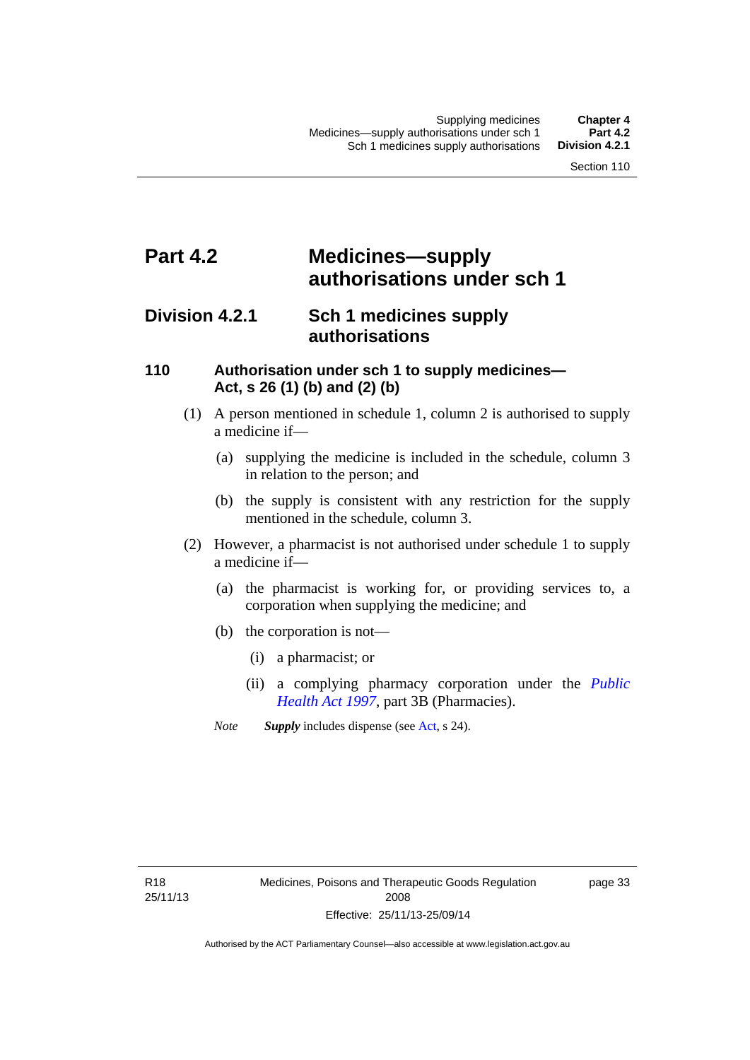# Part 4.2 Medicines—supply authorisations under sch 1

## Division 4.2.1 Sch 1 medicines supply authorisations

### 110 Authorisation under sch 1 to supply medicines—Act, s 26 (1) (b) and (2) (b)

(1) A person mentioned in schedule 1, column 2 is authorised to supply a medicine if—

(a) supplying the medicine is included in the schedule, column 3 in relation to the person; and

(b) the supply is consistent with any restriction for the supply mentioned in the schedule, column 3.

(2) However, a pharmacist is not authorised under schedule 1 to supply a medicine if—

(a) the pharmacist is working for, or providing services to, a corporation when supplying the medicine; and

(b) the corporation is not—

(i) a pharmacist; or

(ii) a complying pharmacy corporation under the *Public Health Act 1997*, part 3B (Pharmacies).

*Note* ***Supply*** includes dispense (see Act, s 24).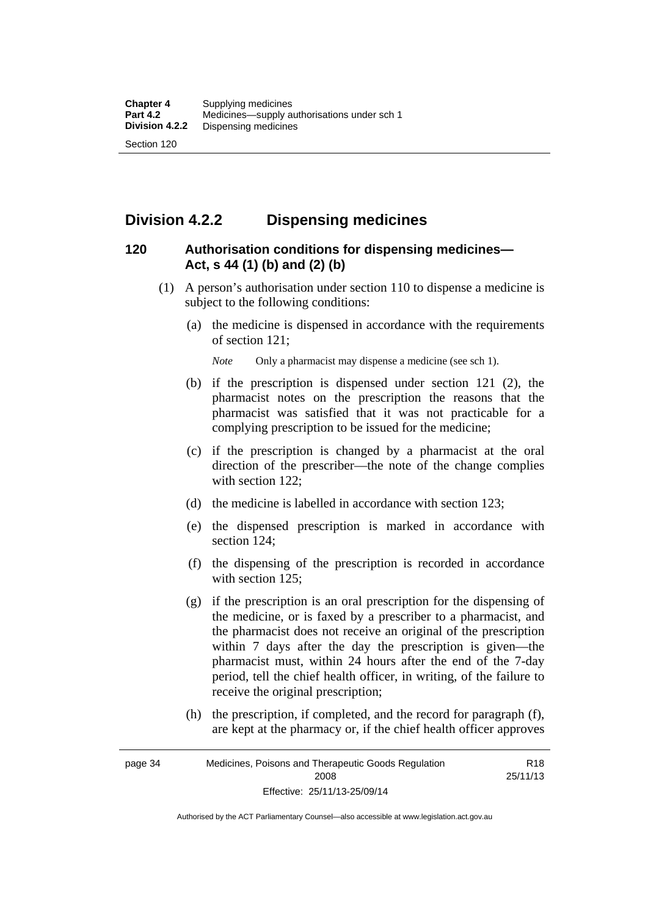## Division 4.2.2 Dispensing medicines

### 120 Authorisation conditions for dispensing medicines—Act, s 44 (1) (b) and (2) (b)

(1) A person's authorisation under section 110 to dispense a medicine is subject to the following conditions:

(a) the medicine is dispensed in accordance with the requirements of section 121;

*Note* Only a pharmacist may dispense a medicine (see sch 1).

(b) if the prescription is dispensed under section 121 (2), the pharmacist notes on the prescription the reasons that the pharmacist was satisfied that it was not practicable for a complying prescription to be issued for the medicine;

(c) if the prescription is changed by a pharmacist at the oral direction of the prescriber—the note of the change complies with section 122;

(d) the medicine is labelled in accordance with section 123;

(e) the dispensed prescription is marked in accordance with section 124;

(f) the dispensing of the prescription is recorded in accordance with section 125;

(g) if the prescription is an oral prescription for the dispensing of the medicine, or is faxed by a prescriber to a pharmacist, and the pharmacist does not receive an original of the prescription within 7 days after the day the prescription is given—the pharmacist must, within 24 hours after the end of the 7-day period, tell the chief health officer, in writing, of the failure to receive the original prescription;

(h) the prescription, if completed, and the record for paragraph (f), are kept at the pharmacy or, if the chief health officer approves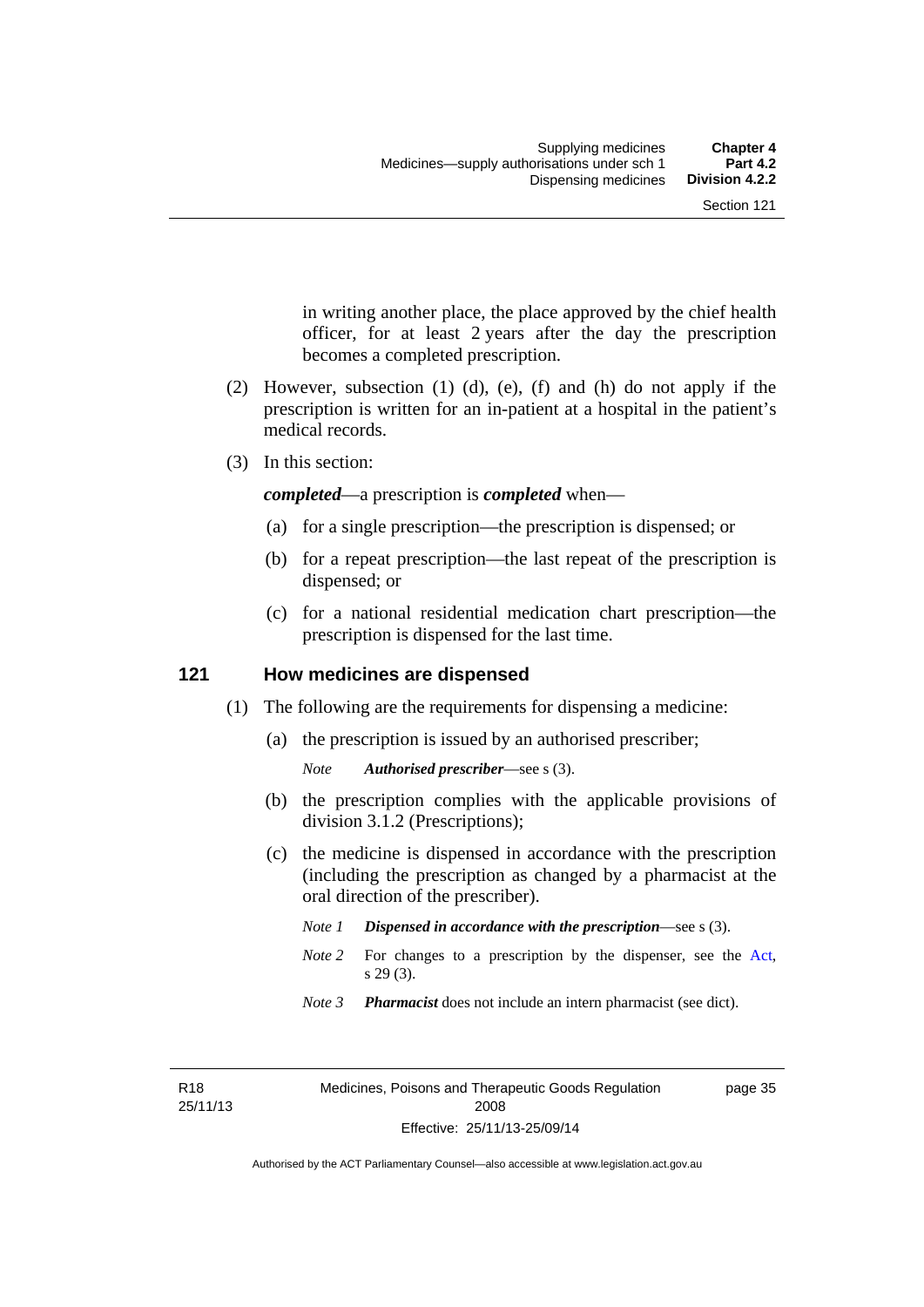in writing another place, the place approved by the chief health officer, for at least 2 years after the day the prescription becomes a completed prescription.

(2) However, subsection (1) (d), (e), (f) and (h) do not apply if the prescription is written for an in-patient at a hospital in the patient's medical records.

(3) In this section:

***completed***—a prescription is ***completed*** when—

(a) for a single prescription—the prescription is dispensed; or

(b) for a repeat prescription—the last repeat of the prescription is dispensed; or

(c) for a national residential medication chart prescription—the prescription is dispensed for the last time.

## 121 How medicines are dispensed

(1) The following are the requirements for dispensing a medicine:

(a) the prescription is issued by an authorised prescriber;

*Note* ***Authorised prescriber***—see s (3).

(b) the prescription complies with the applicable provisions of division 3.1.2 (Prescriptions);

(c) the medicine is dispensed in accordance with the prescription (including the prescription as changed by a pharmacist at the oral direction of the prescriber).

*Note 1* ***Dispensed in accordance with the prescription***—see s (3).

*Note 2* For changes to a prescription by the dispenser, see the Act, s 29 (3).

*Note 3* ***Pharmacist*** does not include an intern pharmacist (see dict).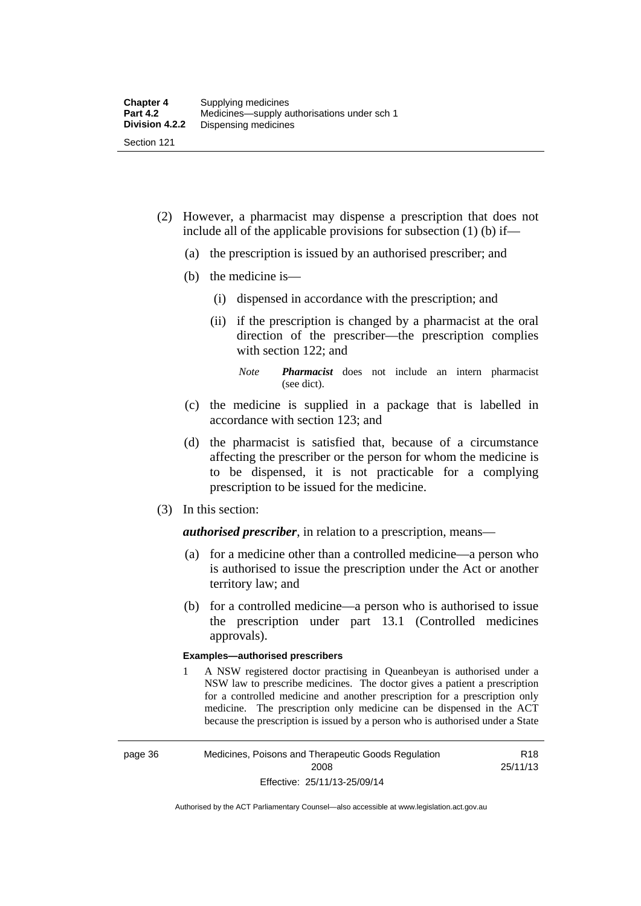(2) However, a pharmacist may dispense a prescription that does not include all of the applicable provisions for subsection (1) (b) if—

(a) the prescription is issued by an authorised prescriber; and

(b) the medicine is—

(i) dispensed in accordance with the prescription; and

(ii) if the prescription is changed by a pharmacist at the oral direction of the prescriber—the prescription complies with section 122; and

*Note* ***Pharmacist*** does not include an intern pharmacist (see dict).

(c) the medicine is supplied in a package that is labelled in accordance with section 123; and

(d) the pharmacist is satisfied that, because of a circumstance affecting the prescriber or the person for whom the medicine is to be dispensed, it is not practicable for a complying prescription to be issued for the medicine.

(3) In this section:

***authorised prescriber***, in relation to a prescription, means—

(a) for a medicine other than a controlled medicine—a person who is authorised to issue the prescription under the Act or another territory law; and

(b) for a controlled medicine—a person who is authorised to issue the prescription under part 13.1 (Controlled medicines approvals).

**Examples—authorised prescribers**

1 A NSW registered doctor practising in Queanbeyan is authorised under a NSW law to prescribe medicines. The doctor gives a patient a prescription for a controlled medicine and another prescription for a prescription only medicine. The prescription only medicine can be dispensed in the ACT because the prescription is issued by a person who is authorised under a State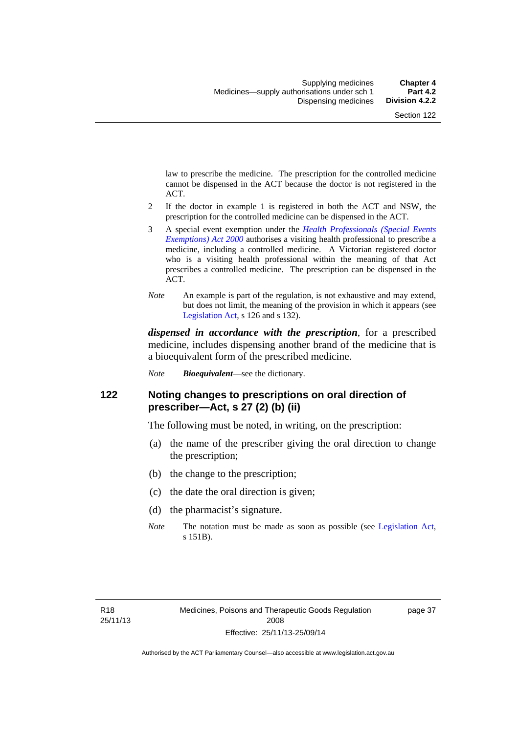law to prescribe the medicine. The prescription for the controlled medicine cannot be dispensed in the ACT because the doctor is not registered in the ACT.

2 If the doctor in example 1 is registered in both the ACT and NSW, the prescription for the controlled medicine can be dispensed in the ACT.

3 A special event exemption under the *Health Professionals (Special Events Exemptions) Act 2000* authorises a visiting health professional to prescribe a medicine, including a controlled medicine. A Victorian registered doctor who is a visiting health professional within the meaning of that Act prescribes a controlled medicine. The prescription can be dispensed in the ACT.

*Note* An example is part of the regulation, is not exhaustive and may extend, but does not limit, the meaning of the provision in which it appears (see Legislation Act, s 126 and s 132).

***dispensed in accordance with the prescription***, for a prescribed medicine, includes dispensing another brand of the medicine that is a bioequivalent form of the prescribed medicine.

*Note* ***Bioequivalent***—see the dictionary.

## 122 Noting changes to prescriptions on oral direction of prescriber—Act, s 27 (2) (b) (ii)

The following must be noted, in writing, on the prescription:

(a) the name of the prescriber giving the oral direction to change the prescription;

(b) the change to the prescription;

(c) the date the oral direction is given;

(d) the pharmacist's signature.

*Note* The notation must be made as soon as possible (see Legislation Act, s 151B).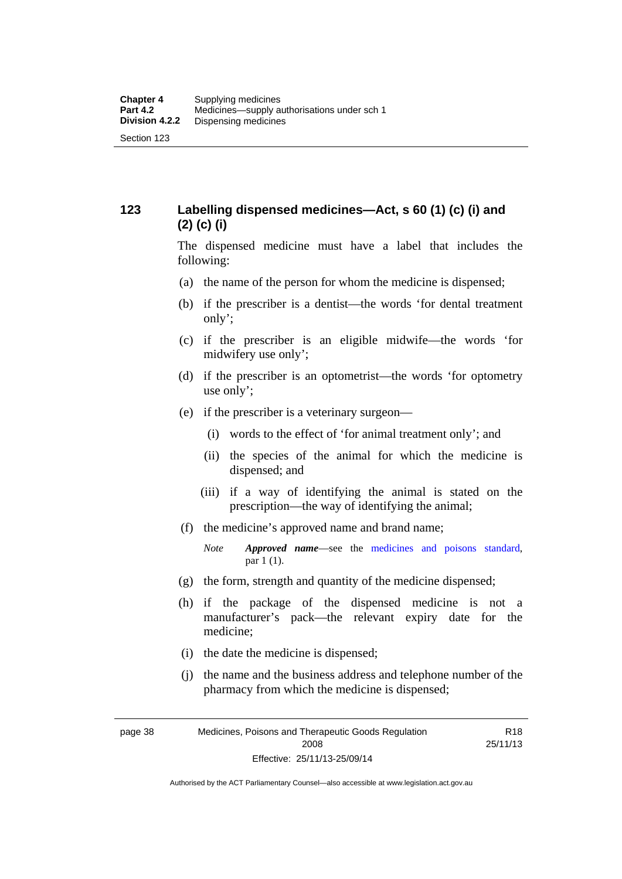## 123 Labelling dispensed medicines—Act, s 60 (1) (c) (i) and (2) (c) (i)

The dispensed medicine must have a label that includes the following:

(a) the name of the person for whom the medicine is dispensed;

(b) if the prescriber is a dentist—the words 'for dental treatment only';

(c) if the prescriber is an eligible midwife—the words 'for midwifery use only';

(d) if the prescriber is an optometrist—the words 'for optometry use only';

(e) if the prescriber is a veterinary surgeon—

(i) words to the effect of 'for animal treatment only'; and

(ii) the species of the animal for which the medicine is dispensed; and

(iii) if a way of identifying the animal is stated on the prescription—the way of identifying the animal;

(f) the medicine's approved name and brand name;

*Note* ***Approved name***—see the medicines and poisons standard, par 1 (1).

(g) the form, strength and quantity of the medicine dispensed;

(h) if the package of the dispensed medicine is not a manufacturer's pack—the relevant expiry date for the medicine;

(i) the date the medicine is dispensed;

(j) the name and the business address and telephone number of the pharmacy from which the medicine is dispensed;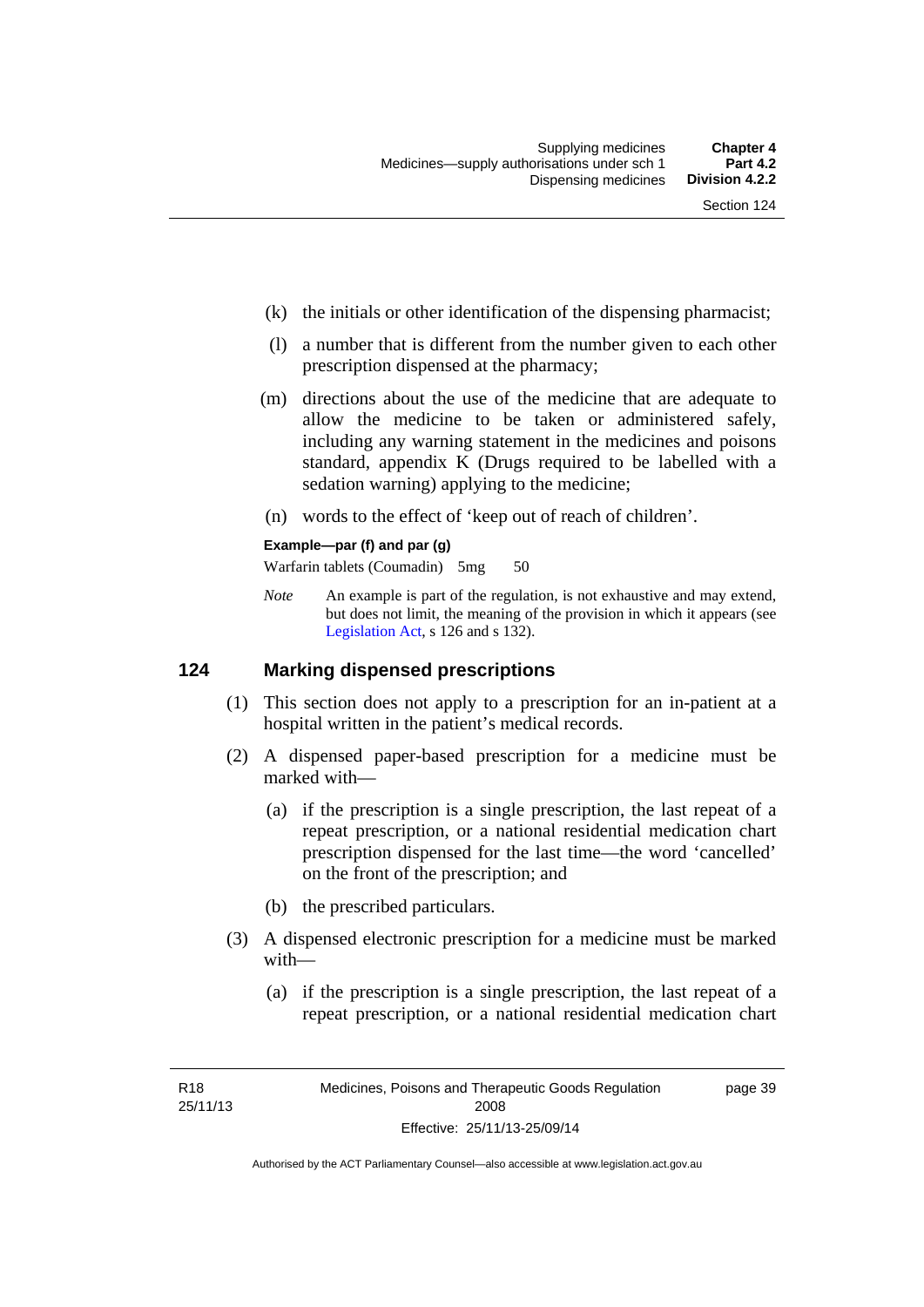(k) the initials or other identification of the dispensing pharmacist;

(l) a number that is different from the number given to each other prescription dispensed at the pharmacy;

(m) directions about the use of the medicine that are adequate to allow the medicine to be taken or administered safely, including any warning statement in the medicines and poisons standard, appendix K (Drugs required to be labelled with a sedation warning) applying to the medicine;

(n) words to the effect of 'keep out of reach of children'.

**Example—par (f) and par (g)**

Warfarin tablets (Coumadin) 5mg 50

*Note* An example is part of the regulation, is not exhaustive and may extend, but does not limit, the meaning of the provision in which it appears (see Legislation Act, s 126 and s 132).

## 124 Marking dispensed prescriptions

(1) This section does not apply to a prescription for an in-patient at a hospital written in the patient's medical records.

(2) A dispensed paper-based prescription for a medicine must be marked with—

(a) if the prescription is a single prescription, the last repeat of a repeat prescription, or a national residential medication chart prescription dispensed for the last time—the word 'cancelled' on the front of the prescription; and

(b) the prescribed particulars.

(3) A dispensed electronic prescription for a medicine must be marked with—

(a) if the prescription is a single prescription, the last repeat of a repeat prescription, or a national residential medication chart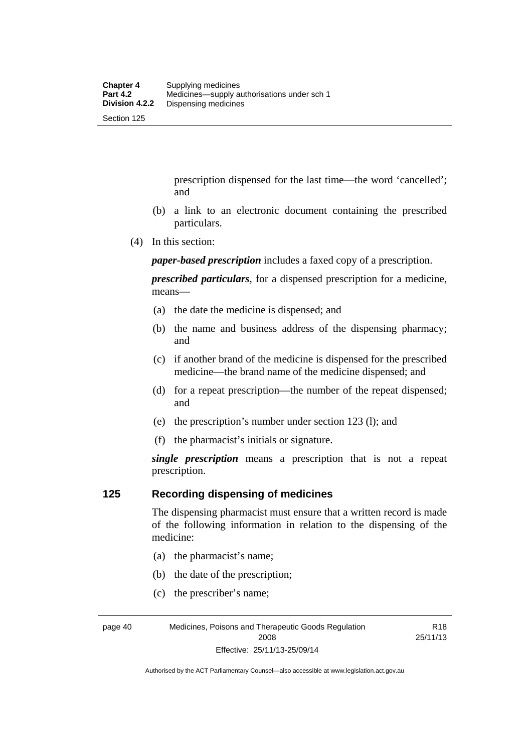prescription dispensed for the last time—the word 'cancelled'; and

(b) a link to an electronic document containing the prescribed particulars.

(4) In this section:

***paper-based prescription*** includes a faxed copy of a prescription.

***prescribed particulars***, for a dispensed prescription for a medicine, means—

(a) the date the medicine is dispensed; and

(b) the name and business address of the dispensing pharmacy; and

(c) if another brand of the medicine is dispensed for the prescribed medicine—the brand name of the medicine dispensed; and

(d) for a repeat prescription—the number of the repeat dispensed; and

(e) the prescription's number under section 123 (l); and

(f) the pharmacist's initials or signature.

***single prescription*** means a prescription that is not a repeat prescription.

## 125 Recording dispensing of medicines

The dispensing pharmacist must ensure that a written record is made of the following information in relation to the dispensing of the medicine:

(a) the pharmacist's name;

(b) the date of the prescription;

(c) the prescriber's name;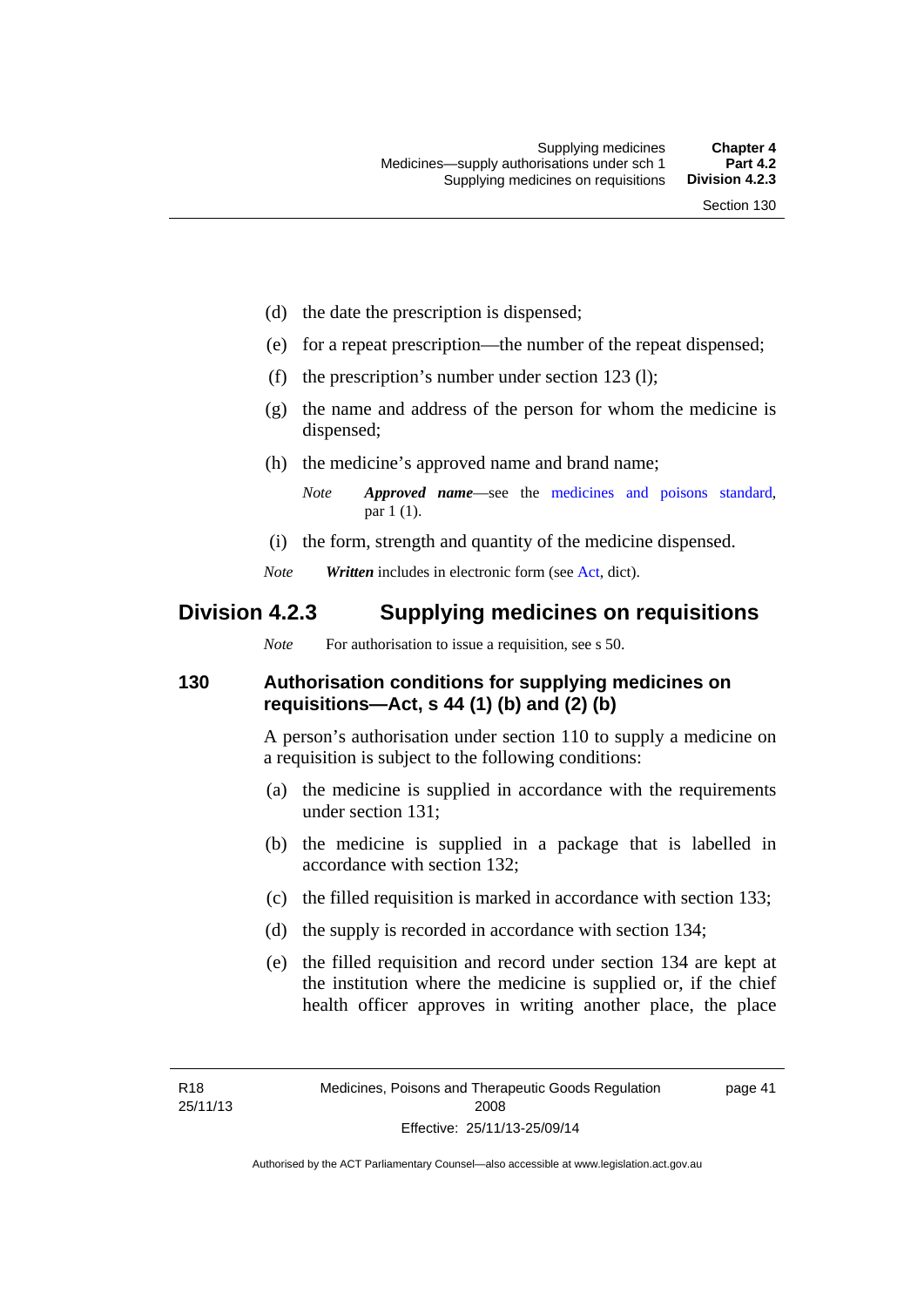(d) the date the prescription is dispensed;

(e) for a repeat prescription—the number of the repeat dispensed;

(f) the prescription's number under section 123 (l);

(g) the name and address of the person for whom the medicine is dispensed;

(h) the medicine's approved name and brand name;

*Note* ***Approved name***—see the medicines and poisons standard, par 1 (1).

(i) the form, strength and quantity of the medicine dispensed.

*Note* ***Written*** includes in electronic form (see Act, dict).

## Division 4.2.3 Supplying medicines on requisitions

*Note* For authorisation to issue a requisition, see s 50.

### 130 Authorisation conditions for supplying medicines on requisitions—Act, s 44 (1) (b) and (2) (b)

A person's authorisation under section 110 to supply a medicine on a requisition is subject to the following conditions:

(a) the medicine is supplied in accordance with the requirements under section 131;

(b) the medicine is supplied in a package that is labelled in accordance with section 132;

(c) the filled requisition is marked in accordance with section 133;

(d) the supply is recorded in accordance with section 134;

(e) the filled requisition and record under section 134 are kept at the institution where the medicine is supplied or, if the chief health officer approves in writing another place, the place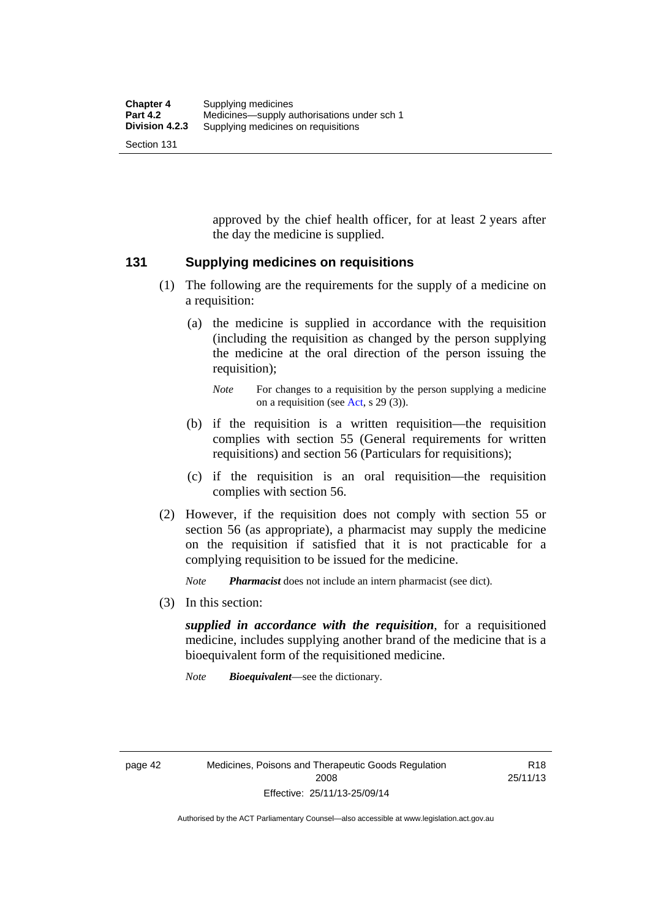approved by the chief health officer, for at least 2 years after the day the medicine is supplied.

## 131 Supplying medicines on requisitions

(1) The following are the requirements for the supply of a medicine on a requisition:

(a) the medicine is supplied in accordance with the requisition (including the requisition as changed by the person supplying the medicine at the oral direction of the person issuing the requisition);

*Note* For changes to a requisition by the person supplying a medicine on a requisition (see Act, s 29 (3)).

(b) if the requisition is a written requisition—the requisition complies with section 55 (General requirements for written requisitions) and section 56 (Particulars for requisitions);

(c) if the requisition is an oral requisition—the requisition complies with section 56.

(2) However, if the requisition does not comply with section 55 or section 56 (as appropriate), a pharmacist may supply the medicine on the requisition if satisfied that it is not practicable for a complying requisition to be issued for the medicine.

*Note* ***Pharmacist*** does not include an intern pharmacist (see dict).

(3) In this section:

***supplied in accordance with the requisition***, for a requisitioned medicine, includes supplying another brand of the medicine that is a bioequivalent form of the requisitioned medicine.

*Note* ***Bioequivalent***—see the dictionary.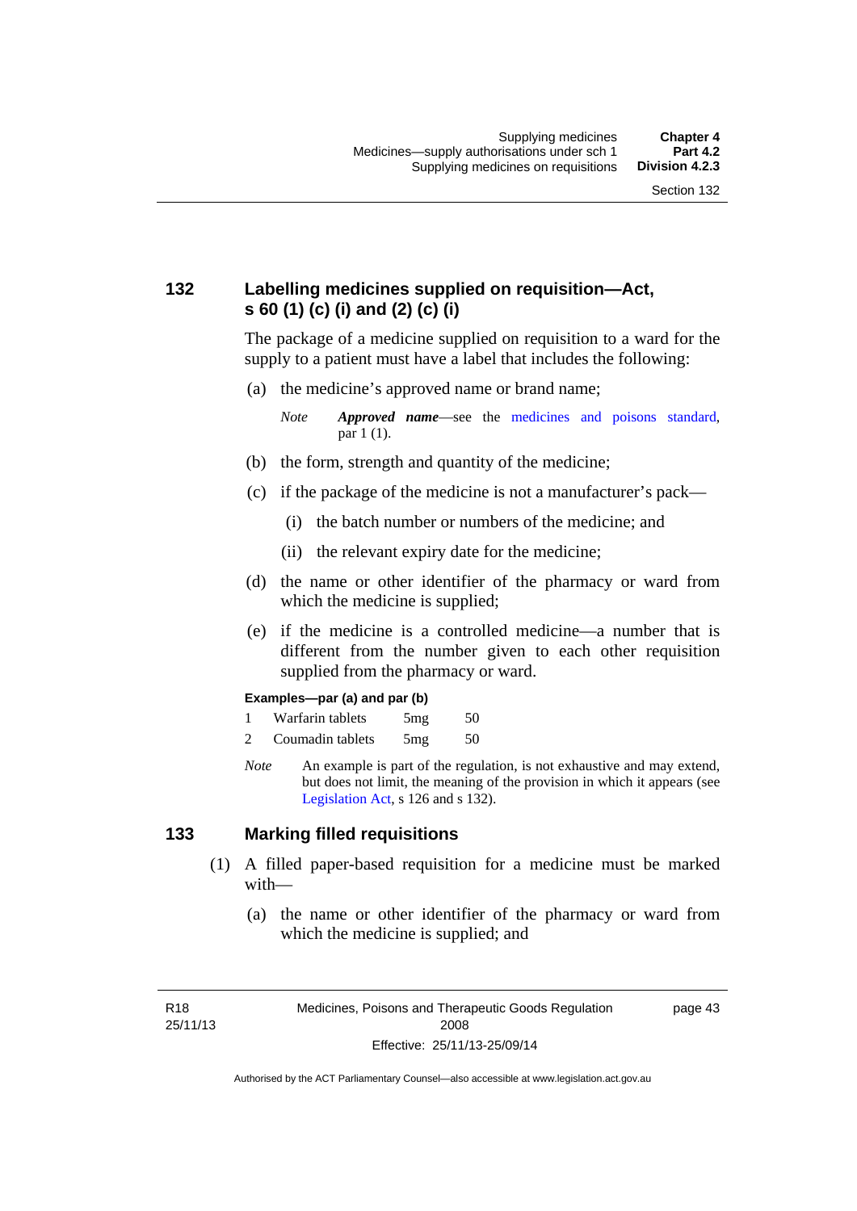## 132 Labelling medicines supplied on requisition—Act, s 60 (1) (c) (i) and (2) (c) (i)

The package of a medicine supplied on requisition to a ward for the supply to a patient must have a label that includes the following:

(a) the medicine's approved name or brand name;

*Note* ***Approved name***—see the medicines and poisons standard, par 1 (1).

(b) the form, strength and quantity of the medicine;

(c) if the package of the medicine is not a manufacturer's pack—

(i) the batch number or numbers of the medicine; and

(ii) the relevant expiry date for the medicine;

(d) the name or other identifier of the pharmacy or ward from which the medicine is supplied;

(e) if the medicine is a controlled medicine—a number that is different from the number given to each other requisition supplied from the pharmacy or ward.

**Examples—par (a) and par (b)**

| | | | |
|---|---|---|---|
| 1 | Warfarin tablets | 5mg | 50 |
| 2 | Coumadin tablets | 5mg | 50 |

*Note* An example is part of the regulation, is not exhaustive and may extend, but does not limit, the meaning of the provision in which it appears (see Legislation Act, s 126 and s 132).

## 133 Marking filled requisitions

(1) A filled paper-based requisition for a medicine must be marked with—

(a) the name or other identifier of the pharmacy or ward from which the medicine is supplied; and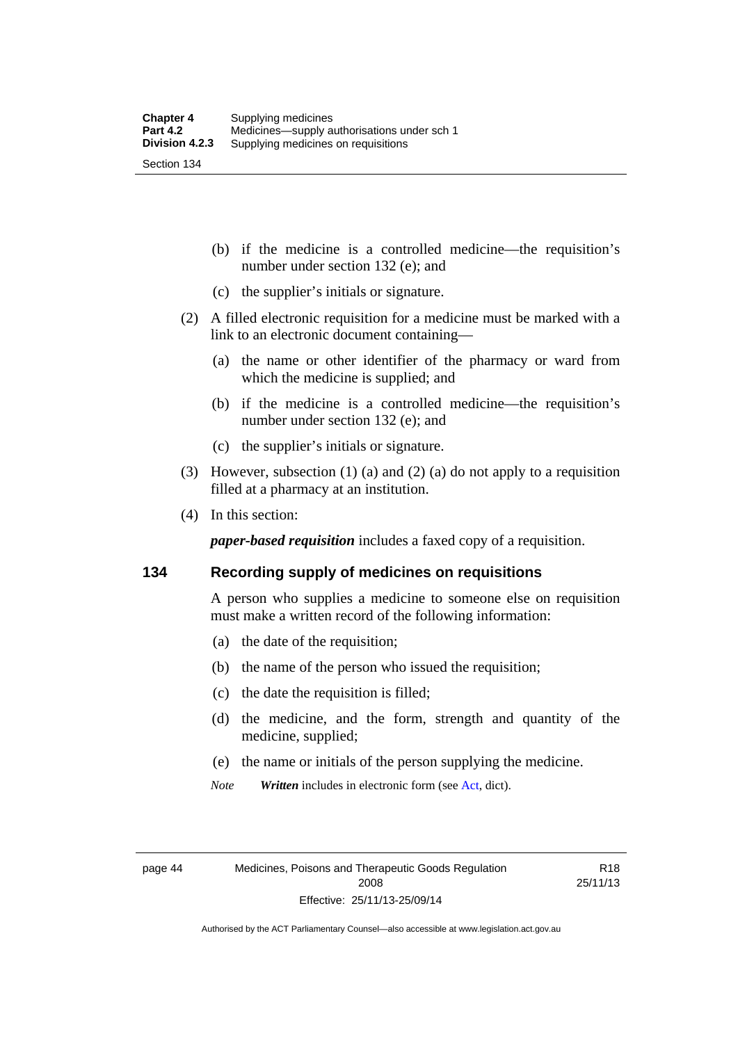(b) if the medicine is a controlled medicine—the requisition's number under section 132 (e); and

(c) the supplier's initials or signature.

(2) A filled electronic requisition for a medicine must be marked with a link to an electronic document containing—

(a) the name or other identifier of the pharmacy or ward from which the medicine is supplied; and

(b) if the medicine is a controlled medicine—the requisition's number under section 132 (e); and

(c) the supplier's initials or signature.

(3) However, subsection (1) (a) and (2) (a) do not apply to a requisition filled at a pharmacy at an institution.

(4) In this section:

***paper-based requisition*** includes a faxed copy of a requisition.

## 134 Recording supply of medicines on requisitions

A person who supplies a medicine to someone else on requisition must make a written record of the following information:

(a) the date of the requisition;

(b) the name of the person who issued the requisition;

(c) the date the requisition is filled;

(d) the medicine, and the form, strength and quantity of the medicine, supplied;

(e) the name or initials of the person supplying the medicine.

*Note* ***Written*** includes in electronic form (see Act, dict).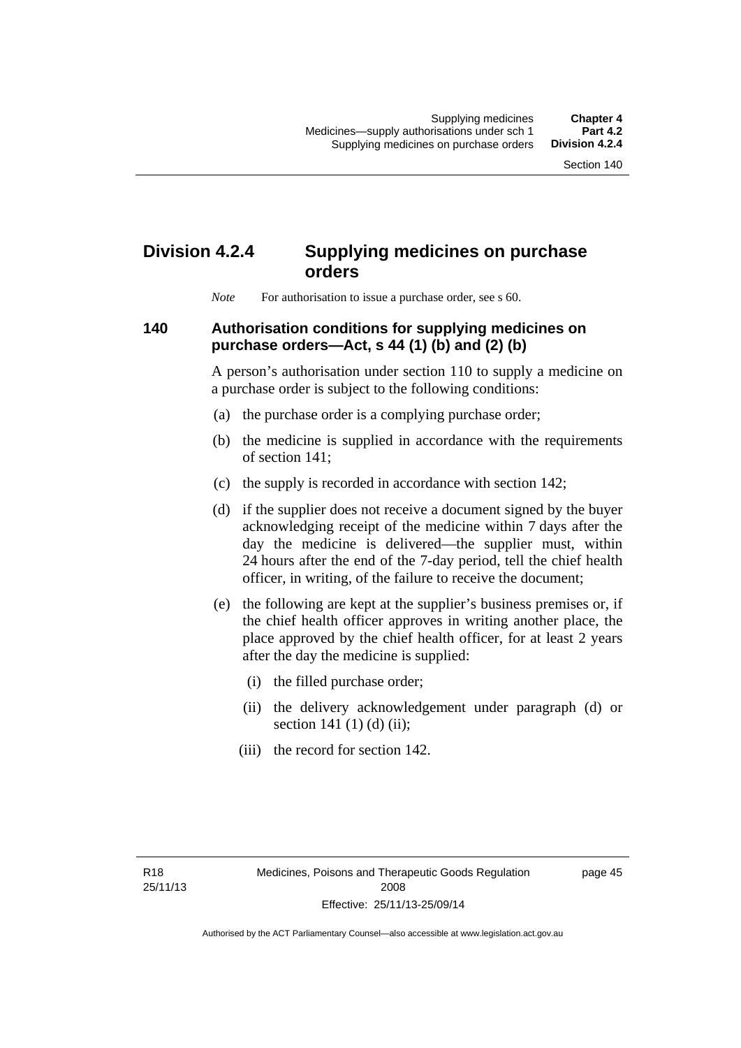## Division 4.2.4 Supplying medicines on purchase orders

*Note* For authorisation to issue a purchase order, see s 60.

### 140 Authorisation conditions for supplying medicines on purchase orders—Act, s 44 (1) (b) and (2) (b)

A person's authorisation under section 110 to supply a medicine on a purchase order is subject to the following conditions:

(a) the purchase order is a complying purchase order;

(b) the medicine is supplied in accordance with the requirements of section 141;

(c) the supply is recorded in accordance with section 142;

(d) if the supplier does not receive a document signed by the buyer acknowledging receipt of the medicine within 7 days after the day the medicine is delivered—the supplier must, within 24 hours after the end of the 7-day period, tell the chief health officer, in writing, of the failure to receive the document;

(e) the following are kept at the supplier's business premises or, if the chief health officer approves in writing another place, the place approved by the chief health officer, for at least 2 years after the day the medicine is supplied:

(i) the filled purchase order;

(ii) the delivery acknowledgement under paragraph (d) or section 141 (1) (d) (ii);

(iii) the record for section 142.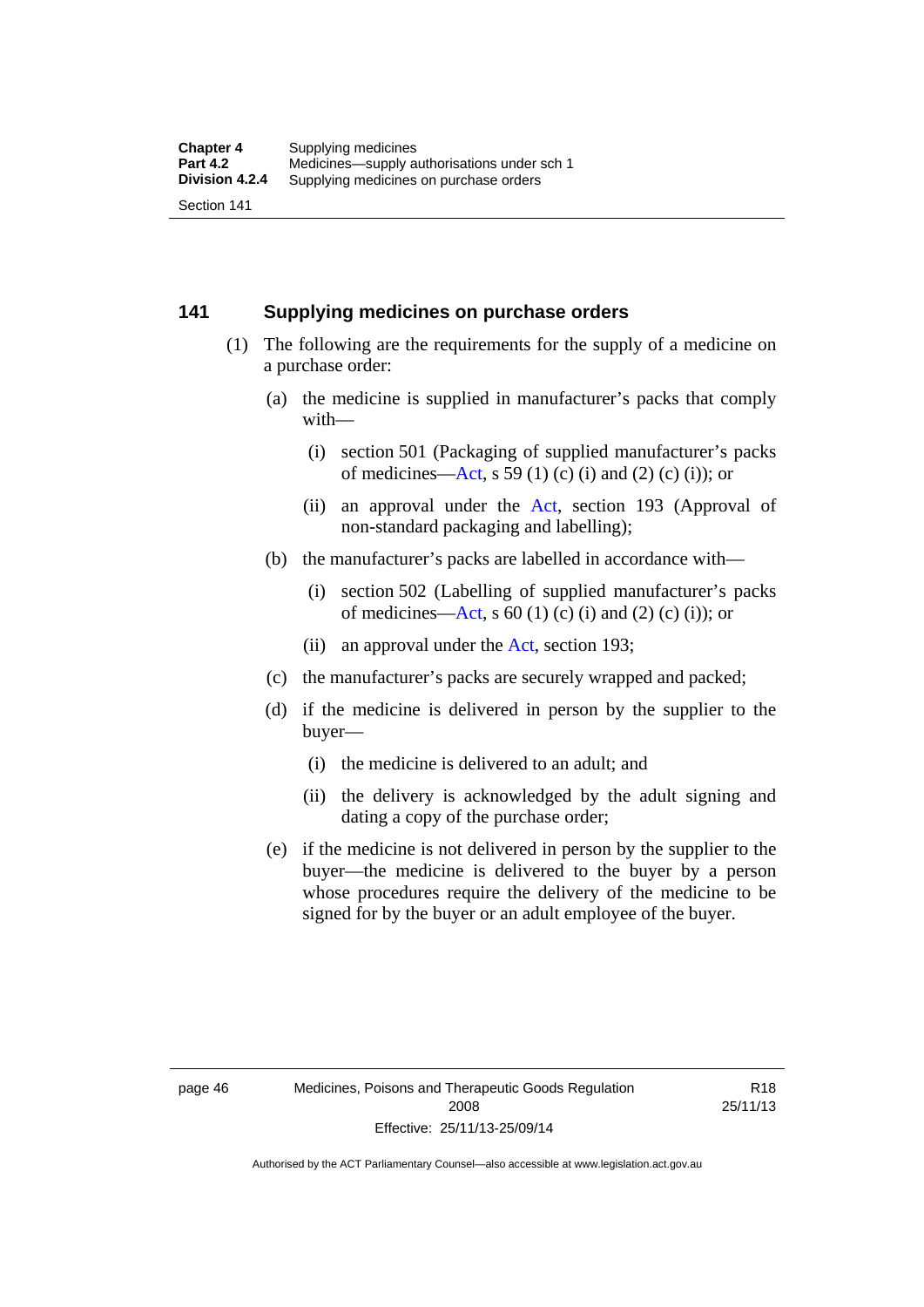## 141 Supplying medicines on purchase orders

(1) The following are the requirements for the supply of a medicine on a purchase order:

(a) the medicine is supplied in manufacturer's packs that comply with—

(i) section 501 (Packaging of supplied manufacturer's packs of medicines—Act, s 59 (1) (c) (i) and (2) (c) (i)); or

(ii) an approval under the Act, section 193 (Approval of non-standard packaging and labelling);

(b) the manufacturer's packs are labelled in accordance with—

(i) section 502 (Labelling of supplied manufacturer's packs of medicines—Act, s 60 (1) (c) (i) and (2) (c) (i)); or

(ii) an approval under the Act, section 193;

(c) the manufacturer's packs are securely wrapped and packed;

(d) if the medicine is delivered in person by the supplier to the buyer—

(i) the medicine is delivered to an adult; and

(ii) the delivery is acknowledged by the adult signing and dating a copy of the purchase order;

(e) if the medicine is not delivered in person by the supplier to the buyer—the medicine is delivered to the buyer by a person whose procedures require the delivery of the medicine to be signed for by the buyer or an adult employee of the buyer.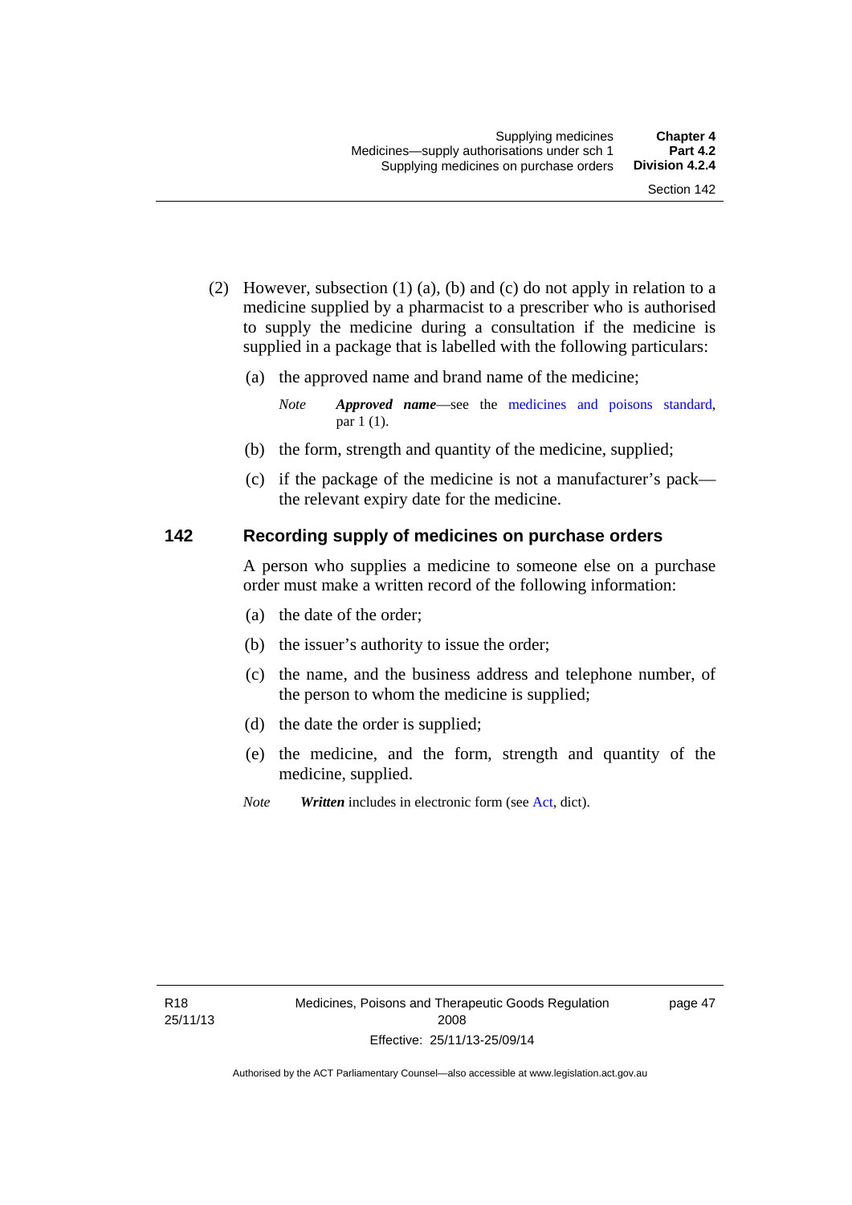(2) However, subsection (1) (a), (b) and (c) do not apply in relation to a medicine supplied by a pharmacist to a prescriber who is authorised to supply the medicine during a consultation if the medicine is supplied in a package that is labelled with the following particulars:

(a) the approved name and brand name of the medicine;

*Note* ***Approved name***—see the medicines and poisons standard, par 1 (1).

(b) the form, strength and quantity of the medicine, supplied;

(c) if the package of the medicine is not a manufacturer's pack—the relevant expiry date for the medicine.

## 142 Recording supply of medicines on purchase orders

A person who supplies a medicine to someone else on a purchase order must make a written record of the following information:

(a) the date of the order;

(b) the issuer's authority to issue the order;

(c) the name, and the business address and telephone number, of the person to whom the medicine is supplied;

(d) the date the order is supplied;

(e) the medicine, and the form, strength and quantity of the medicine, supplied.

*Note* ***Written*** includes in electronic form (see Act, dict).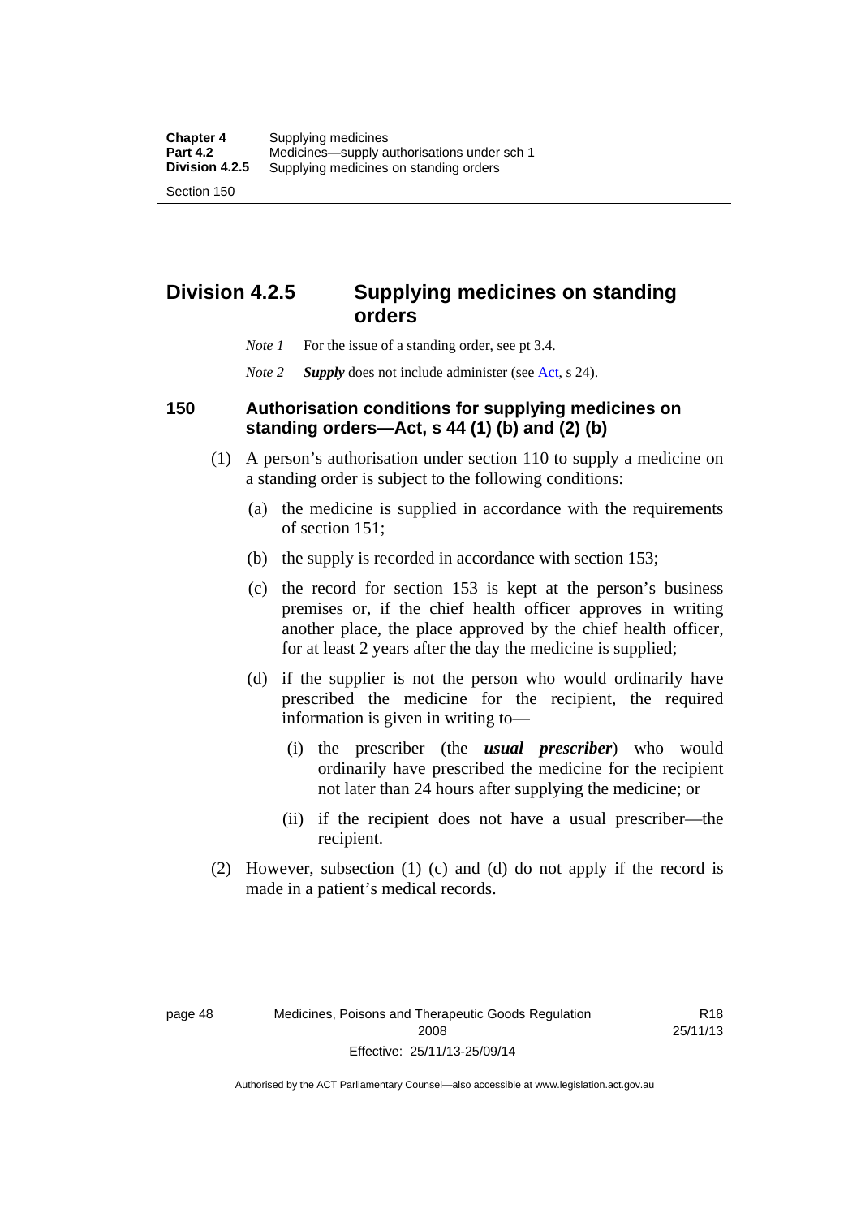## Division 4.2.5 Supplying medicines on standing orders

*Note 1* For the issue of a standing order, see pt 3.4.

*Note 2* ***Supply*** does not include administer (see Act, s 24).

### 150 Authorisation conditions for supplying medicines on standing orders—Act, s 44 (1) (b) and (2) (b)

(1) A person's authorisation under section 110 to supply a medicine on a standing order is subject to the following conditions:

(a) the medicine is supplied in accordance with the requirements of section 151;

(b) the supply is recorded in accordance with section 153;

(c) the record for section 153 is kept at the person's business premises or, if the chief health officer approves in writing another place, the place approved by the chief health officer, for at least 2 years after the day the medicine is supplied;

(d) if the supplier is not the person who would ordinarily have prescribed the medicine for the recipient, the required information is given in writing to—

(i) the prescriber (the ***usual prescriber***) who would ordinarily have prescribed the medicine for the recipient not later than 24 hours after supplying the medicine; or

(ii) if the recipient does not have a usual prescriber—the recipient.

(2) However, subsection (1) (c) and (d) do not apply if the record is made in a patient's medical records.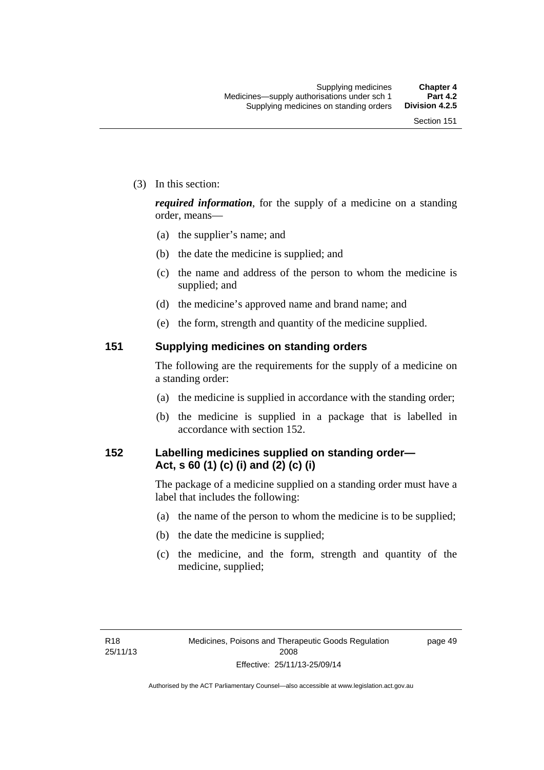(3) In this section:

***required information***, for the supply of a medicine on a standing order, means—

(a) the supplier's name; and

(b) the date the medicine is supplied; and

(c) the name and address of the person to whom the medicine is supplied; and

(d) the medicine's approved name and brand name; and

(e) the form, strength and quantity of the medicine supplied.

## 151 Supplying medicines on standing orders

The following are the requirements for the supply of a medicine on a standing order:

(a) the medicine is supplied in accordance with the standing order;

(b) the medicine is supplied in a package that is labelled in accordance with section 152.

## 152 Labelling medicines supplied on standing order—Act, s 60 (1) (c) (i) and (2) (c) (i)

The package of a medicine supplied on a standing order must have a label that includes the following:

(a) the name of the person to whom the medicine is to be supplied;

(b) the date the medicine is supplied;

(c) the medicine, and the form, strength and quantity of the medicine, supplied;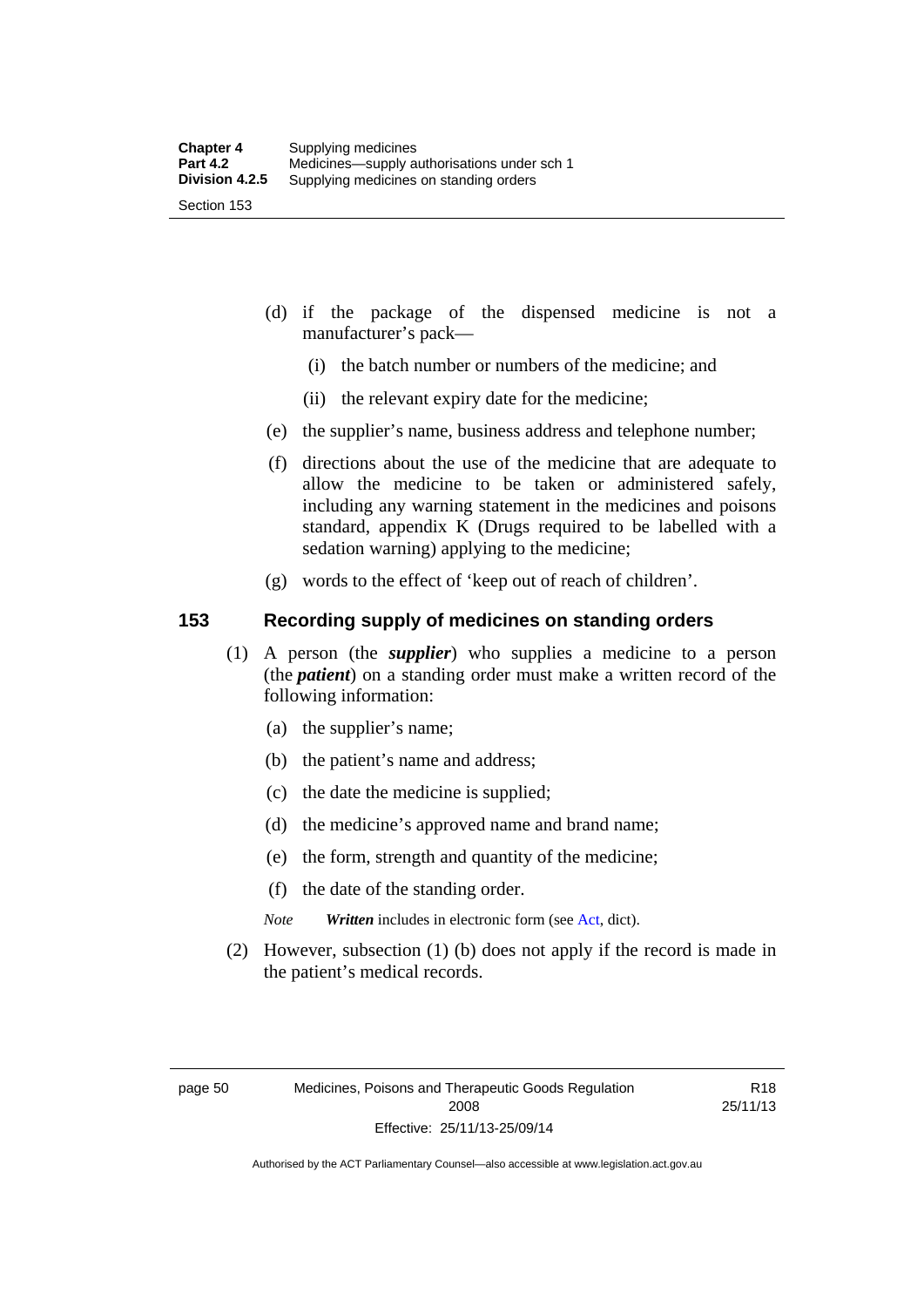(d) if the package of the dispensed medicine is not a manufacturer's pack—

(i) the batch number or numbers of the medicine; and

(ii) the relevant expiry date for the medicine;

(e) the supplier's name, business address and telephone number;

(f) directions about the use of the medicine that are adequate to allow the medicine to be taken or administered safely, including any warning statement in the medicines and poisons standard, appendix K (Drugs required to be labelled with a sedation warning) applying to the medicine;

(g) words to the effect of 'keep out of reach of children'.

## 153 Recording supply of medicines on standing orders

(1) A person (the ***supplier***) who supplies a medicine to a person (the ***patient***) on a standing order must make a written record of the following information:

(a) the supplier's name;

(b) the patient's name and address;

(c) the date the medicine is supplied;

(d) the medicine's approved name and brand name;

(e) the form, strength and quantity of the medicine;

(f) the date of the standing order.

*Note* ***Written*** includes in electronic form (see Act, dict).

(2) However, subsection (1) (b) does not apply if the record is made in the patient's medical records.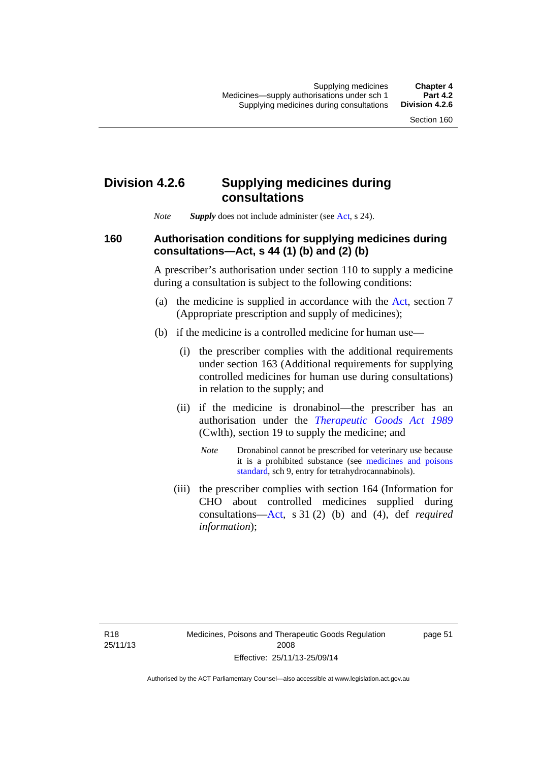## Division 4.2.6 Supplying medicines during consultations

*Note* ***Supply*** does not include administer (see Act, s 24).

### 160 Authorisation conditions for supplying medicines during consultations—Act, s 44 (1) (b) and (2) (b)

A prescriber's authorisation under section 110 to supply a medicine during a consultation is subject to the following conditions:

(a) the medicine is supplied in accordance with the Act, section 7 (Appropriate prescription and supply of medicines);

(b) if the medicine is a controlled medicine for human use—

(i) the prescriber complies with the additional requirements under section 163 (Additional requirements for supplying controlled medicines for human use during consultations) in relation to the supply; and

(ii) if the medicine is dronabinol—the prescriber has an authorisation under the *Therapeutic Goods Act 1989* (Cwlth), section 19 to supply the medicine; and

*Note* Dronabinol cannot be prescribed for veterinary use because it is a prohibited substance (see medicines and poisons standard, sch 9, entry for tetrahydrocannabinols).

(iii) the prescriber complies with section 164 (Information for CHO about controlled medicines supplied during consultations—Act, s 31 (2) (b) and (4), def *required information*);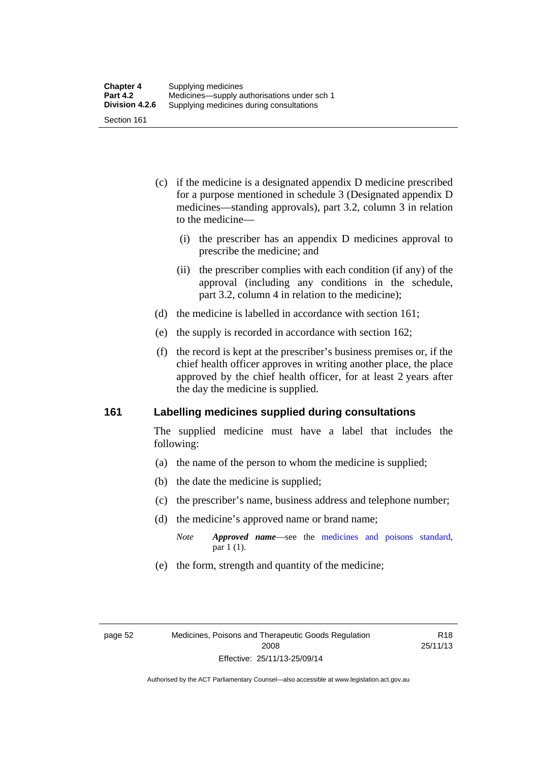(c) if the medicine is a designated appendix D medicine prescribed for a purpose mentioned in schedule 3 (Designated appendix D medicines—standing approvals), part 3.2, column 3 in relation to the medicine—

(i) the prescriber has an appendix D medicines approval to prescribe the medicine; and

(ii) the prescriber complies with each condition (if any) of the approval (including any conditions in the schedule, part 3.2, column 4 in relation to the medicine);

(d) the medicine is labelled in accordance with section 161;

(e) the supply is recorded in accordance with section 162;

(f) the record is kept at the prescriber's business premises or, if the chief health officer approves in writing another place, the place approved by the chief health officer, for at least 2 years after the day the medicine is supplied.

## 161 Labelling medicines supplied during consultations

The supplied medicine must have a label that includes the following:

(a) the name of the person to whom the medicine is supplied;

(b) the date the medicine is supplied;

(c) the prescriber's name, business address and telephone number;

(d) the medicine's approved name or brand name;

*Note* ***Approved name***—see the medicines and poisons standard, par 1 (1).

(e) the form, strength and quantity of the medicine;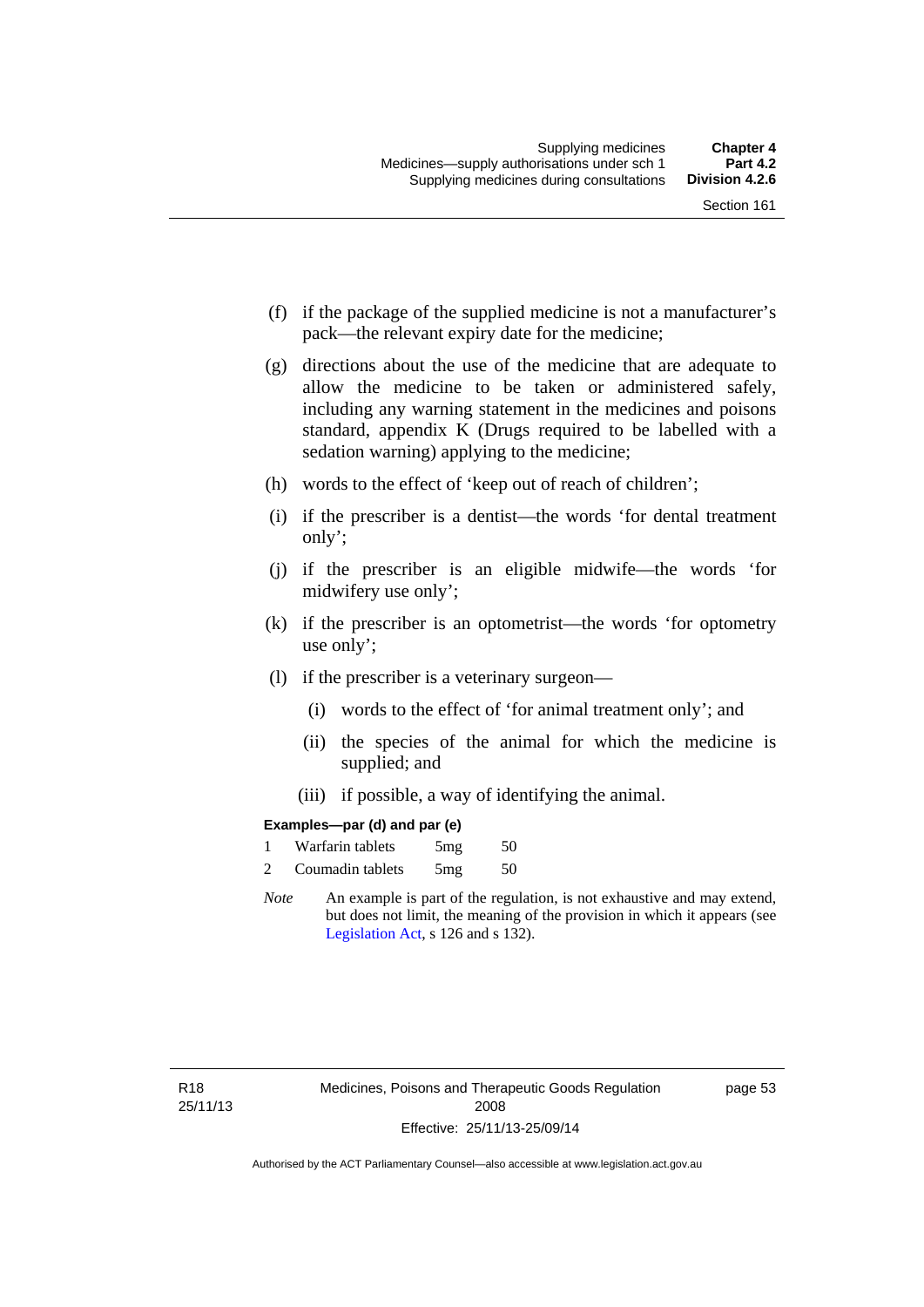(f) if the package of the supplied medicine is not a manufacturer's pack—the relevant expiry date for the medicine;

(g) directions about the use of the medicine that are adequate to allow the medicine to be taken or administered safely, including any warning statement in the medicines and poisons standard, appendix K (Drugs required to be labelled with a sedation warning) applying to the medicine;

(h) words to the effect of 'keep out of reach of children';

(i) if the prescriber is a dentist—the words 'for dental treatment only';

(j) if the prescriber is an eligible midwife—the words 'for midwifery use only';

(k) if the prescriber is an optometrist—the words 'for optometry use only';

(l) if the prescriber is a veterinary surgeon—

   (i) words to the effect of 'for animal treatment only'; and

   (ii) the species of the animal for which the medicine is supplied; and

   (iii) if possible, a way of identifying the animal.

**Examples—par (d) and par (e)**

1 Warfarin tablets 5mg 50

2 Coumadin tablets 5mg 50

*Note* An example is part of the regulation, is not exhaustive and may extend, but does not limit, the meaning of the provision in which it appears (see Legislation Act, s 126 and s 132).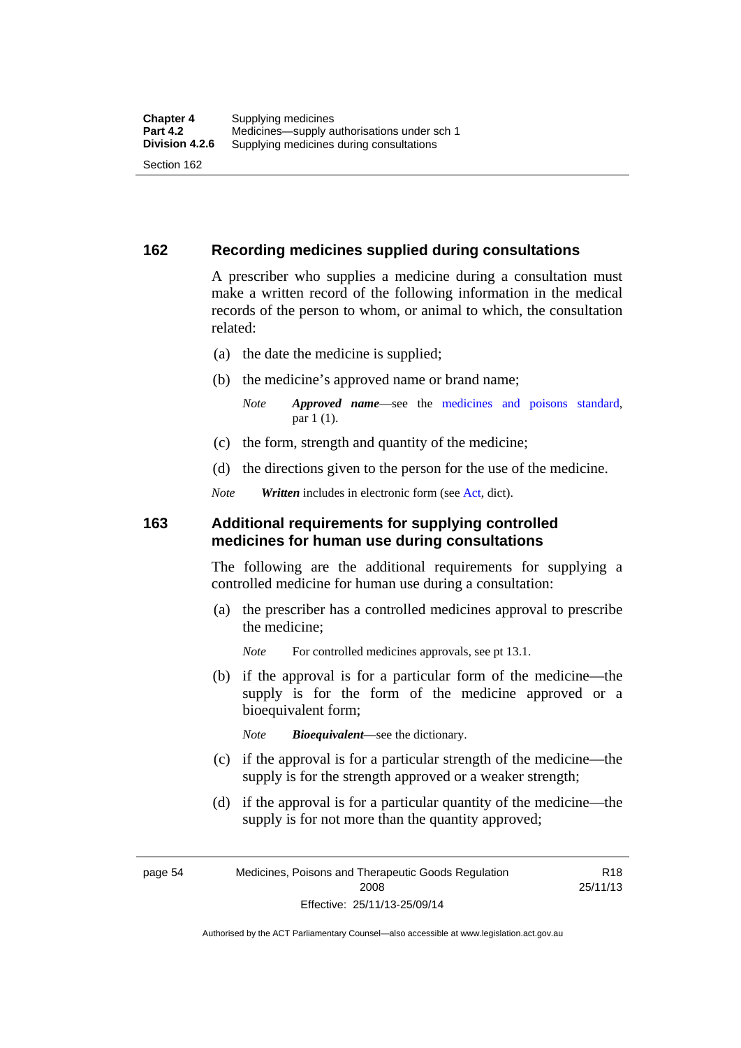## 162 Recording medicines supplied during consultations

A prescriber who supplies a medicine during a consultation must make a written record of the following information in the medical records of the person to whom, or animal to which, the consultation related:

(a) the date the medicine is supplied;

(b) the medicine's approved name or brand name;

*Note* ***Approved name***—see the medicines and poisons standard, par 1 (1).

(c) the form, strength and quantity of the medicine;

(d) the directions given to the person for the use of the medicine.

*Note* ***Written*** includes in electronic form (see Act, dict).

## 163 Additional requirements for supplying controlled medicines for human use during consultations

The following are the additional requirements for supplying a controlled medicine for human use during a consultation:

(a) the prescriber has a controlled medicines approval to prescribe the medicine;

*Note* For controlled medicines approvals, see pt 13.1.

(b) if the approval is for a particular form of the medicine—the supply is for the form of the medicine approved or a bioequivalent form;

*Note* ***Bioequivalent***—see the dictionary.

(c) if the approval is for a particular strength of the medicine—the supply is for the strength approved or a weaker strength;

(d) if the approval is for a particular quantity of the medicine—the supply is for not more than the quantity approved;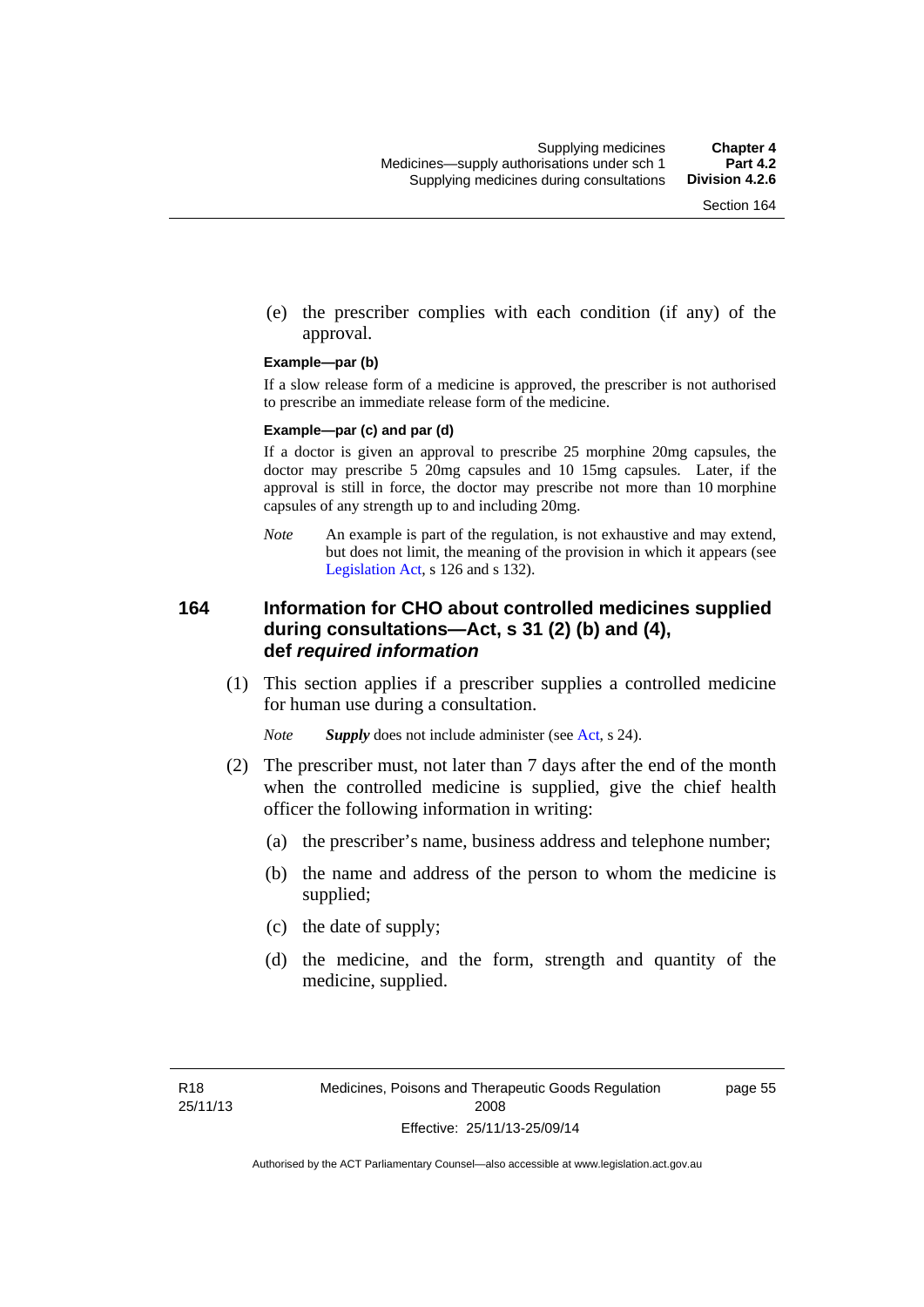(e) the prescriber complies with each condition (if any) of the approval.

**Example—par (b)**

If a slow release form of a medicine is approved, the prescriber is not authorised to prescribe an immediate release form of the medicine.

**Example—par (c) and par (d)**

If a doctor is given an approval to prescribe 25 morphine 20mg capsules, the doctor may prescribe 5 20mg capsules and 10 15mg capsules. Later, if the approval is still in force, the doctor may prescribe not more than 10 morphine capsules of any strength up to and including 20mg.

*Note* An example is part of the regulation, is not exhaustive and may extend, but does not limit, the meaning of the provision in which it appears (see Legislation Act, s 126 and s 132).

### 164 Information for CHO about controlled medicines supplied during consultations—Act, s 31 (2) (b) and (4), def *required information*

(1) This section applies if a prescriber supplies a controlled medicine for human use during a consultation.

*Note* ***Supply*** does not include administer (see Act, s 24).

(2) The prescriber must, not later than 7 days after the end of the month when the controlled medicine is supplied, give the chief health officer the following information in writing:

(a) the prescriber's name, business address and telephone number;

(b) the name and address of the person to whom the medicine is supplied;

(c) the date of supply;

(d) the medicine, and the form, strength and quantity of the medicine, supplied.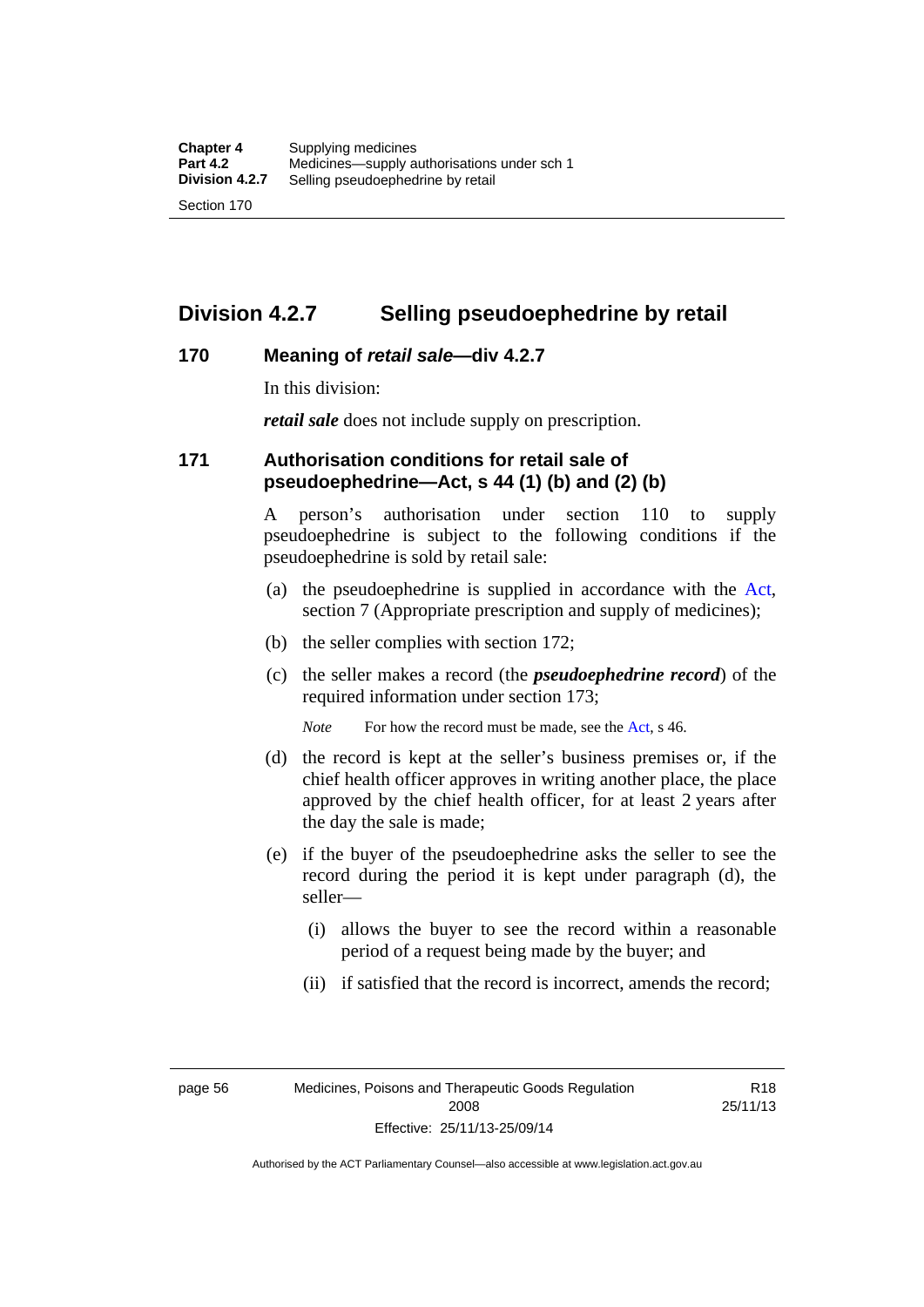## Division 4.2.7 Selling pseudoephedrine by retail

### 170 Meaning of *retail sale*—div 4.2.7

In this division:

***retail sale*** does not include supply on prescription.

### 171 Authorisation conditions for retail sale of pseudoephedrine—Act, s 44 (1) (b) and (2) (b)

A person's authorisation under section 110 to supply pseudoephedrine is subject to the following conditions if the pseudoephedrine is sold by retail sale:

(a) the pseudoephedrine is supplied in accordance with the Act, section 7 (Appropriate prescription and supply of medicines);

(b) the seller complies with section 172;

(c) the seller makes a record (the ***pseudoephedrine record***) of the required information under section 173;

*Note* For how the record must be made, see the Act, s 46.

(d) the record is kept at the seller's business premises or, if the chief health officer approves in writing another place, the place approved by the chief health officer, for at least 2 years after the day the sale is made;

(e) if the buyer of the pseudoephedrine asks the seller to see the record during the period it is kept under paragraph (d), the seller—

(i) allows the buyer to see the record within a reasonable period of a request being made by the buyer; and

(ii) if satisfied that the record is incorrect, amends the record;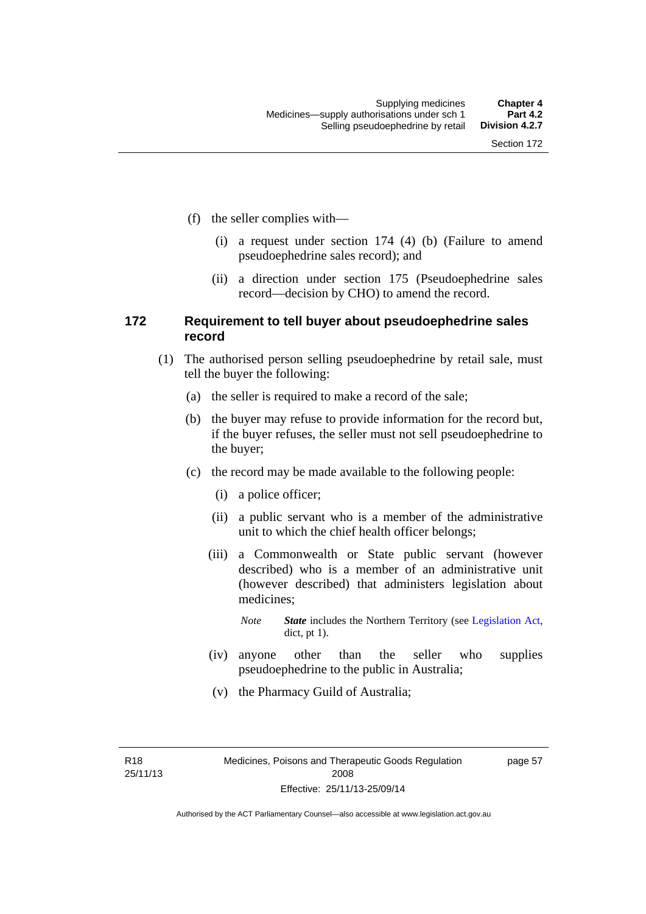(f) the seller complies with—

(i) a request under section 174 (4) (b) (Failure to amend pseudoephedrine sales record); and

(ii) a direction under section 175 (Pseudoephedrine sales record—decision by CHO) to amend the record.

### 172 Requirement to tell buyer about pseudoephedrine sales record

(1) The authorised person selling pseudoephedrine by retail sale, must tell the buyer the following:

(a) the seller is required to make a record of the sale;

(b) the buyer may refuse to provide information for the record but, if the buyer refuses, the seller must not sell pseudoephedrine to the buyer;

(c) the record may be made available to the following people:

(i) a police officer;

(ii) a public servant who is a member of the administrative unit to which the chief health officer belongs;

(iii) a Commonwealth or State public servant (however described) who is a member of an administrative unit (however described) that administers legislation about medicines;

*Note* ***State*** includes the Northern Territory (see Legislation Act, dict, pt 1).

(iv) anyone other than the seller who supplies pseudoephedrine to the public in Australia;

(v) the Pharmacy Guild of Australia;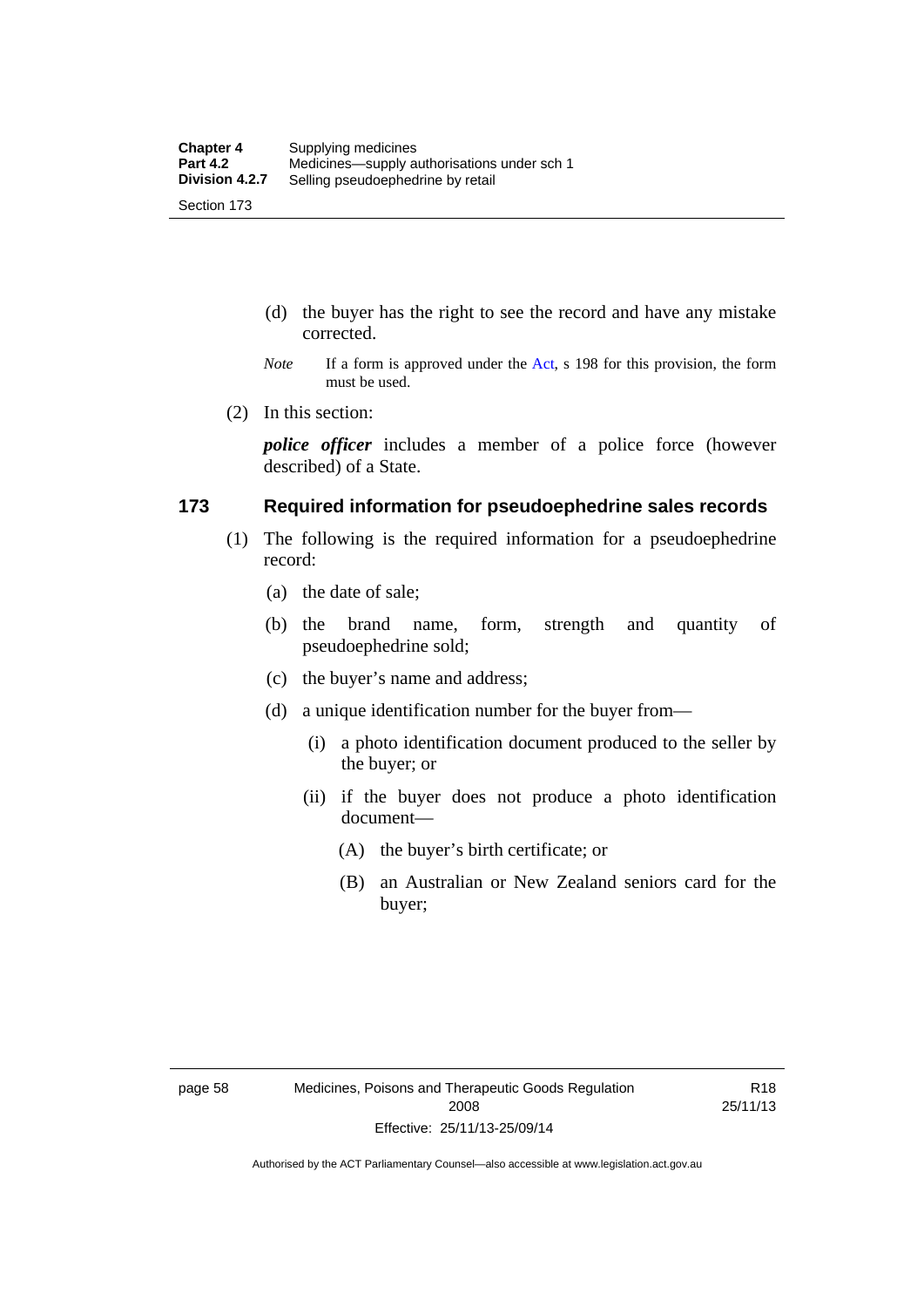(d) the buyer has the right to see the record and have any mistake corrected.

*Note* If a form is approved under the Act, s 198 for this provision, the form must be used.

(2) In this section:

***police officer*** includes a member of a police force (however described) of a State.

## 173 Required information for pseudoephedrine sales records

(1) The following is the required information for a pseudoephedrine record:

(a) the date of sale;

(b) the brand name, form, strength and quantity of pseudoephedrine sold;

(c) the buyer's name and address;

(d) a unique identification number for the buyer from—

(i) a photo identification document produced to the seller by the buyer; or

(ii) if the buyer does not produce a photo identification document—

(A) the buyer's birth certificate; or

(B) an Australian or New Zealand seniors card for the buyer;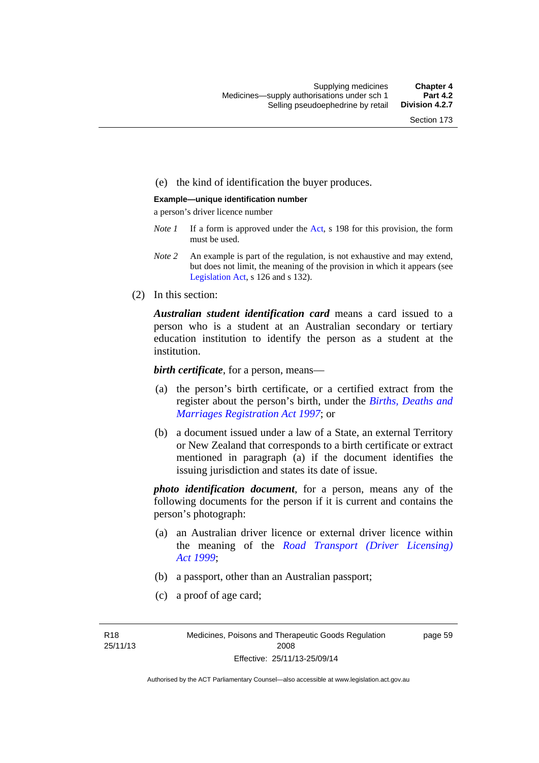(e) the kind of identification the buyer produces.

**Example—unique identification number**

a person's driver licence number

*Note 1* If a form is approved under the Act, s 198 for this provision, the form must be used.

*Note 2* An example is part of the regulation, is not exhaustive and may extend, but does not limit, the meaning of the provision in which it appears (see Legislation Act, s 126 and s 132).

(2) In this section:

***Australian student identification card*** means a card issued to a person who is a student at an Australian secondary or tertiary education institution to identify the person as a student at the institution.

***birth certificate***, for a person, means—

(a) the person's birth certificate, or a certified extract from the register about the person's birth, under the *Births, Deaths and Marriages Registration Act 1997*; or

(b) a document issued under a law of a State, an external Territory or New Zealand that corresponds to a birth certificate or extract mentioned in paragraph (a) if the document identifies the issuing jurisdiction and states its date of issue.

***photo identification document***, for a person, means any of the following documents for the person if it is current and contains the person's photograph:

(a) an Australian driver licence or external driver licence within the meaning of the *Road Transport (Driver Licensing) Act 1999*;

(b) a passport, other than an Australian passport;

(c) a proof of age card;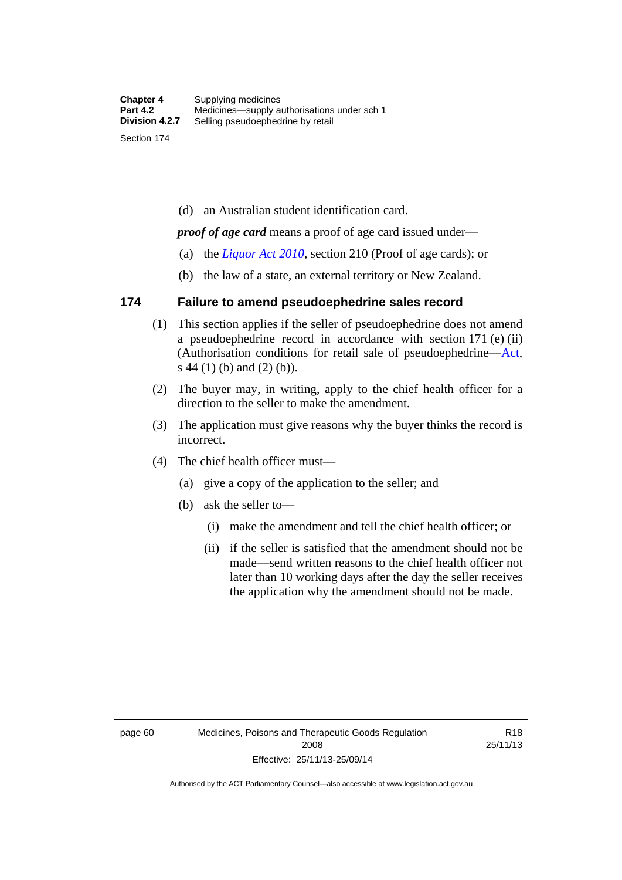(d) an Australian student identification card.

***proof of age card*** means a proof of age card issued under—

(a) the *Liquor Act 2010*, section 210 (Proof of age cards); or

(b) the law of a state, an external territory or New Zealand.

## 174 Failure to amend pseudoephedrine sales record

(1) This section applies if the seller of pseudoephedrine does not amend a pseudoephedrine record in accordance with section 171 (e) (ii) (Authorisation conditions for retail sale of pseudoephedrine—Act, s 44 (1) (b) and (2) (b)).

(2) The buyer may, in writing, apply to the chief health officer for a direction to the seller to make the amendment.

(3) The application must give reasons why the buyer thinks the record is incorrect.

(4) The chief health officer must—

(a) give a copy of the application to the seller; and

(b) ask the seller to—

(i) make the amendment and tell the chief health officer; or

(ii) if the seller is satisfied that the amendment should not be made—send written reasons to the chief health officer not later than 10 working days after the day the seller receives the application why the amendment should not be made.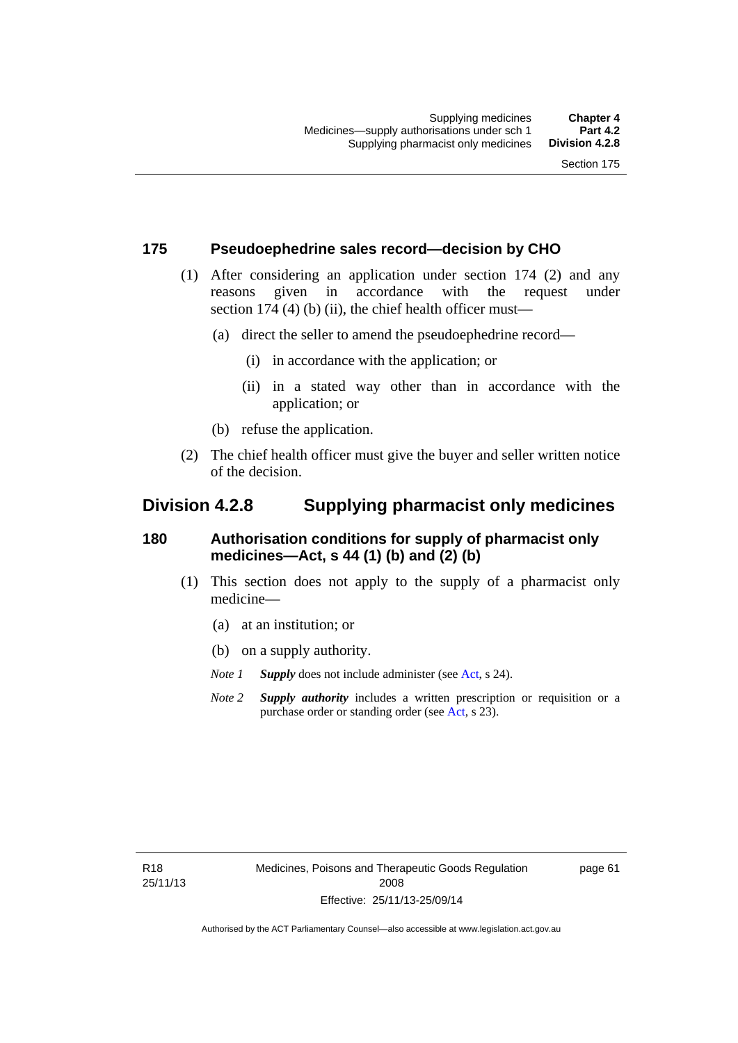### 175 Pseudoephedrine sales record—decision by CHO

(1) After considering an application under section 174 (2) and any reasons given in accordance with the request under section 174 (4) (b) (ii), the chief health officer must—

(a) direct the seller to amend the pseudoephedrine record—

(i) in accordance with the application; or

(ii) in a stated way other than in accordance with the application; or

(b) refuse the application.

(2) The chief health officer must give the buyer and seller written notice of the decision.

## Division 4.2.8 Supplying pharmacist only medicines

### 180 Authorisation conditions for supply of pharmacist only medicines—Act, s 44 (1) (b) and (2) (b)

(1) This section does not apply to the supply of a pharmacist only medicine—

(a) at an institution; or

(b) on a supply authority.

*Note 1* ***Supply*** does not include administer (see Act, s 24).

*Note 2* ***Supply authority*** includes a written prescription or requisition or a purchase order or standing order (see Act, s 23).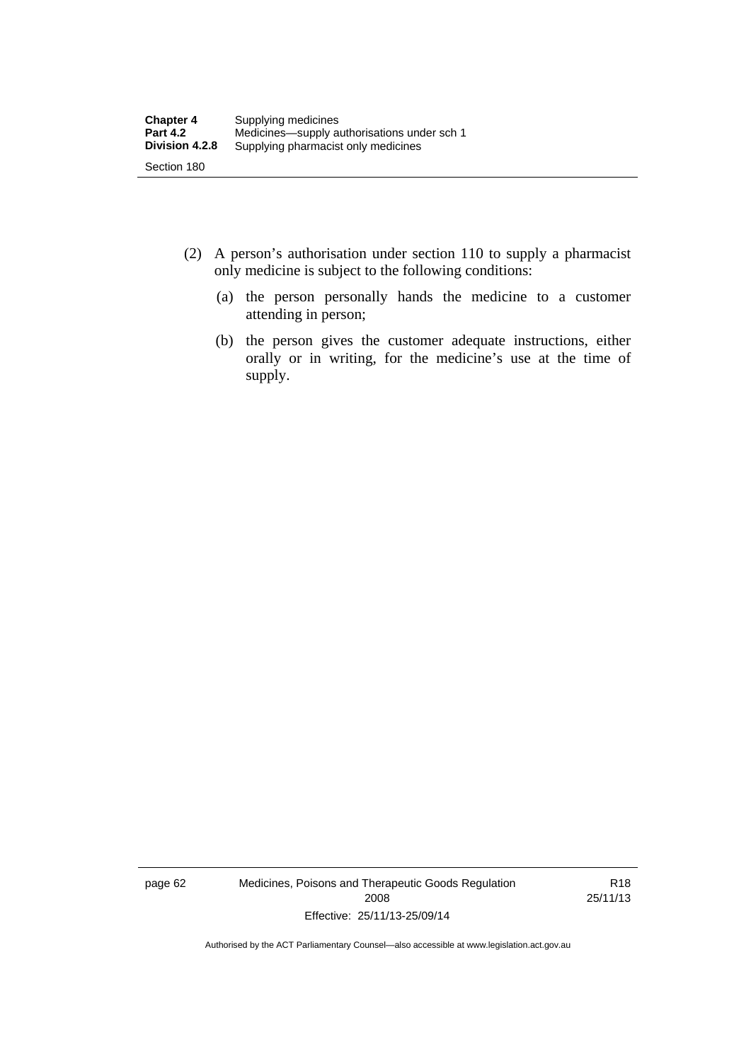(2) A person's authorisation under section 110 to supply a pharmacist only medicine is subject to the following conditions:

(a) the person personally hands the medicine to a customer attending in person;

(b) the person gives the customer adequate instructions, either orally or in writing, for the medicine's use at the time of supply.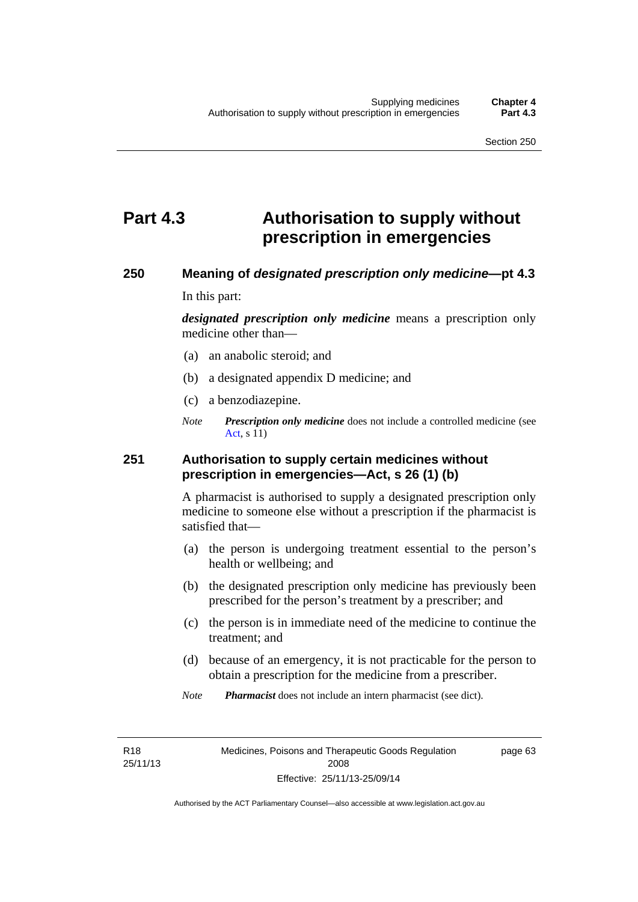# Part 4.3 Authorisation to supply without prescription in emergencies

## 250 Meaning of *designated prescription only medicine*—pt 4.3

In this part:

***designated prescription only medicine*** means a prescription only medicine other than—

(a) an anabolic steroid; and

(b) a designated appendix D medicine; and

(c) a benzodiazepine.

*Note* ***Prescription only medicine*** does not include a controlled medicine (see Act, s 11)

## 251 Authorisation to supply certain medicines without prescription in emergencies—Act, s 26 (1) (b)

A pharmacist is authorised to supply a designated prescription only medicine to someone else without a prescription if the pharmacist is satisfied that—

(a) the person is undergoing treatment essential to the person's health or wellbeing; and

(b) the designated prescription only medicine has previously been prescribed for the person's treatment by a prescriber; and

(c) the person is in immediate need of the medicine to continue the treatment; and

(d) because of an emergency, it is not practicable for the person to obtain a prescription for the medicine from a prescriber.

*Note* ***Pharmacist*** does not include an intern pharmacist (see dict).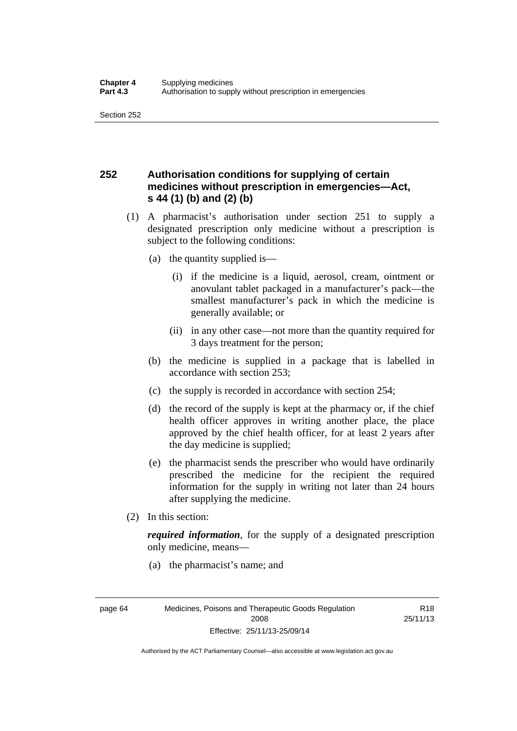## 252 Authorisation conditions for supplying of certain medicines without prescription in emergencies—Act, s 44 (1) (b) and (2) (b)

(1) A pharmacist's authorisation under section 251 to supply a designated prescription only medicine without a prescription is subject to the following conditions:

(a) the quantity supplied is—

(i) if the medicine is a liquid, aerosol, cream, ointment or anovulant tablet packaged in a manufacturer's pack—the smallest manufacturer's pack in which the medicine is generally available; or

(ii) in any other case—not more than the quantity required for 3 days treatment for the person;

(b) the medicine is supplied in a package that is labelled in accordance with section 253;

(c) the supply is recorded in accordance with section 254;

(d) the record of the supply is kept at the pharmacy or, if the chief health officer approves in writing another place, the place approved by the chief health officer, for at least 2 years after the day medicine is supplied;

(e) the pharmacist sends the prescriber who would have ordinarily prescribed the medicine for the recipient the required information for the supply in writing not later than 24 hours after supplying the medicine.

(2) In this section:

***required information***, for the supply of a designated prescription only medicine, means—

(a) the pharmacist's name; and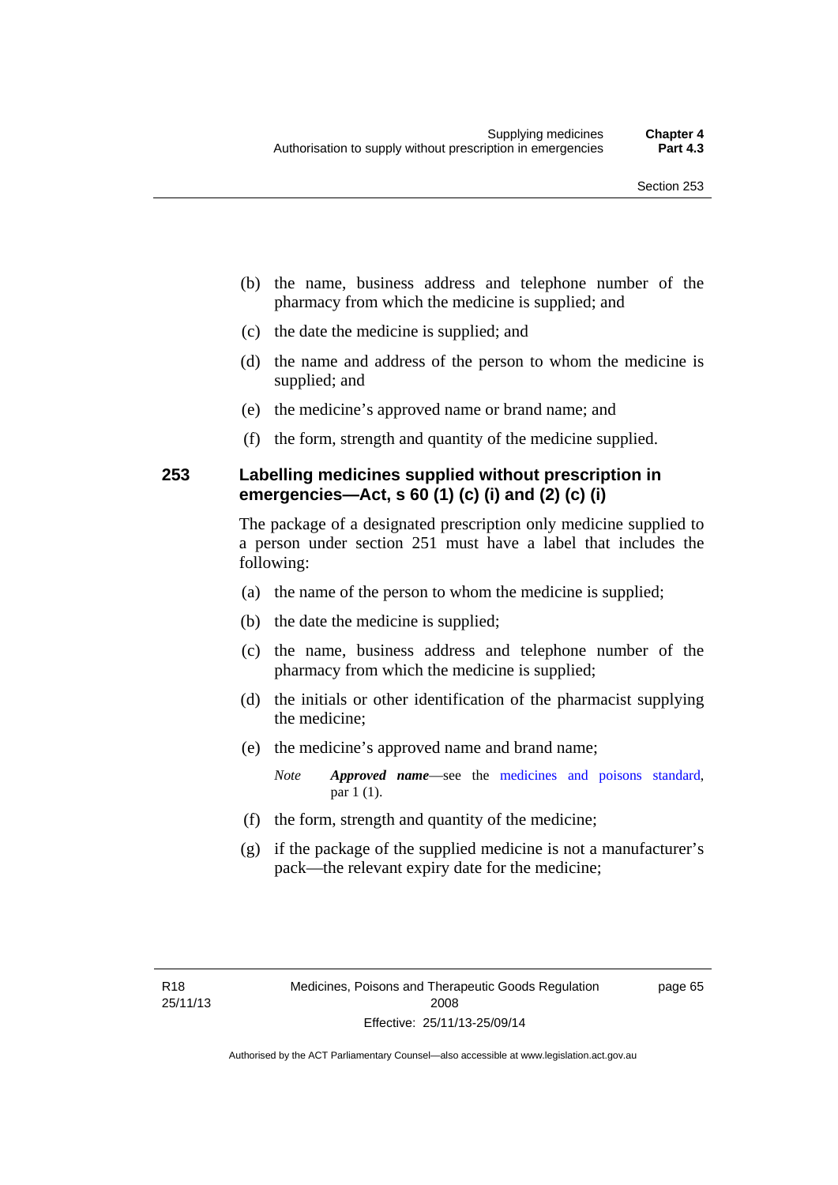(b) the name, business address and telephone number of the pharmacy from which the medicine is supplied; and

(c) the date the medicine is supplied; and

(d) the name and address of the person to whom the medicine is supplied; and

(e) the medicine's approved name or brand name; and

(f) the form, strength and quantity of the medicine supplied.

## 253 Labelling medicines supplied without prescription in emergencies—Act, s 60 (1) (c) (i) and (2) (c) (i)

The package of a designated prescription only medicine supplied to a person under section 251 must have a label that includes the following:

(a) the name of the person to whom the medicine is supplied;

(b) the date the medicine is supplied;

(c) the name, business address and telephone number of the pharmacy from which the medicine is supplied;

(d) the initials or other identification of the pharmacist supplying the medicine;

(e) the medicine's approved name and brand name;

*Note* ***Approved name***—see the medicines and poisons standard, par 1 (1).

(f) the form, strength and quantity of the medicine;

(g) if the package of the supplied medicine is not a manufacturer's pack—the relevant expiry date for the medicine;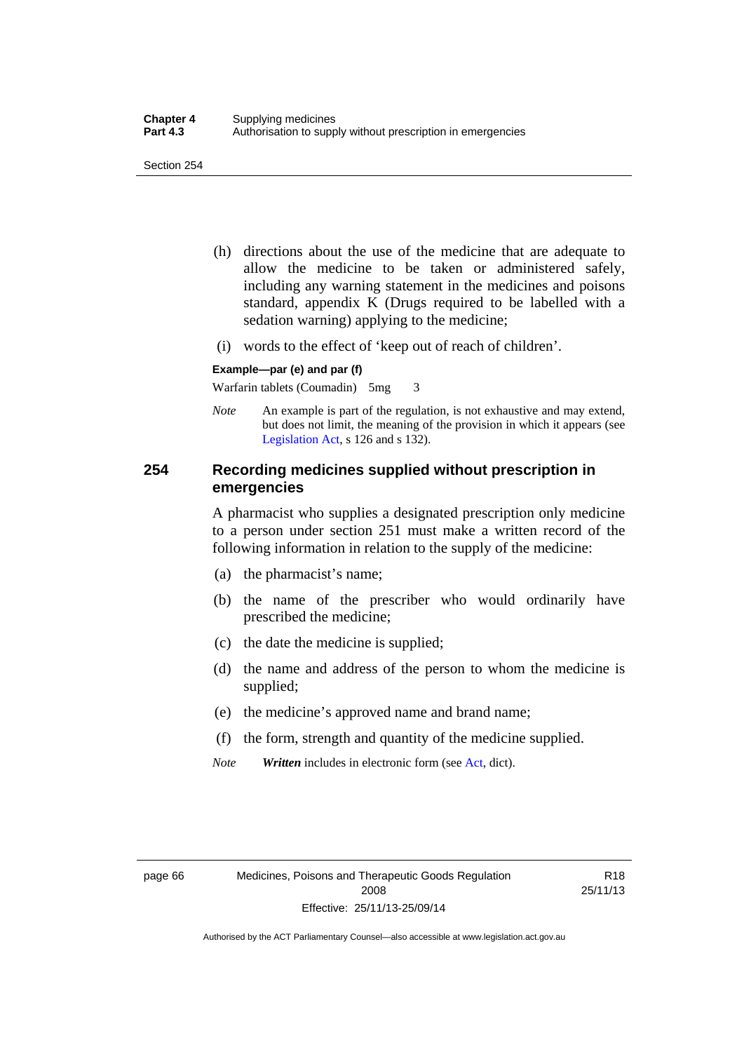(h) directions about the use of the medicine that are adequate to allow the medicine to be taken or administered safely, including any warning statement in the medicines and poisons standard, appendix K (Drugs required to be labelled with a sedation warning) applying to the medicine;

(i) words to the effect of 'keep out of reach of children'.

**Example—par (e) and par (f)**

Warfarin tablets (Coumadin) 5mg 3

*Note* An example is part of the regulation, is not exhaustive and may extend, but does not limit, the meaning of the provision in which it appears (see Legislation Act, s 126 and s 132).

## 254 Recording medicines supplied without prescription in emergencies

A pharmacist who supplies a designated prescription only medicine to a person under section 251 must make a written record of the following information in relation to the supply of the medicine:

(a) the pharmacist's name;

(b) the name of the prescriber who would ordinarily have prescribed the medicine;

(c) the date the medicine is supplied;

(d) the name and address of the person to whom the medicine is supplied;

(e) the medicine's approved name and brand name;

(f) the form, strength and quantity of the medicine supplied.

*Note* ***Written*** includes in electronic form (see Act, dict).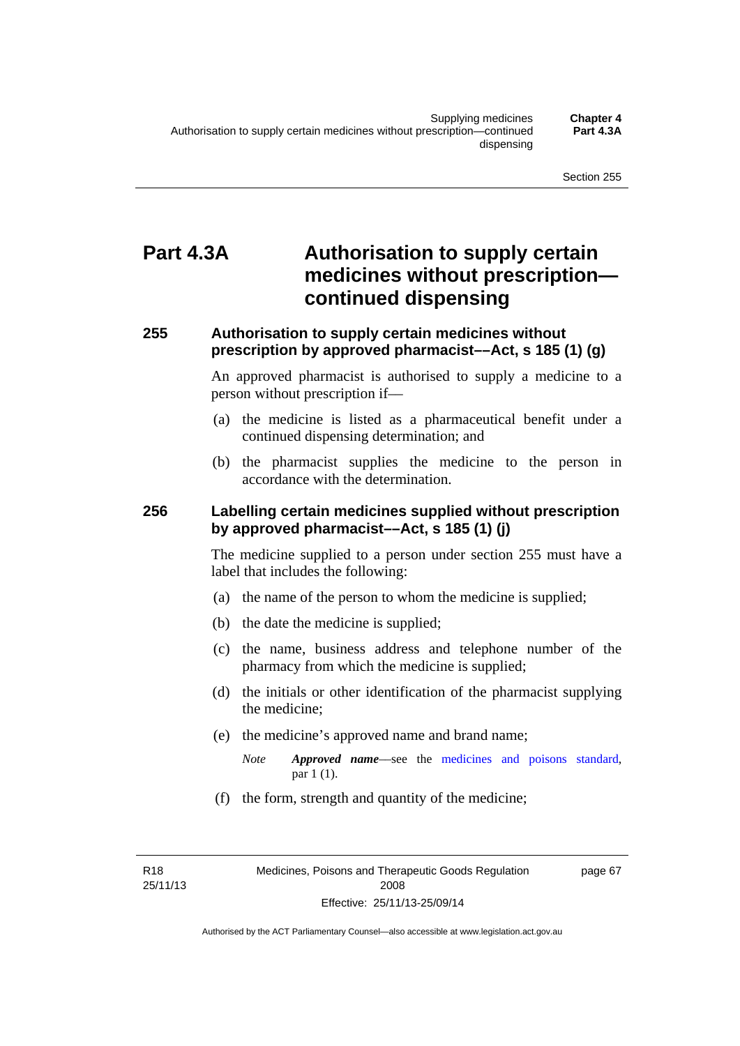# Part 4.3A Authorisation to supply certain medicines without prescription—continued dispensing

## 255 Authorisation to supply certain medicines without prescription by approved pharmacist––Act, s 185 (1) (g)

An approved pharmacist is authorised to supply a medicine to a person without prescription if—

(a) the medicine is listed as a pharmaceutical benefit under a continued dispensing determination; and

(b) the pharmacist supplies the medicine to the person in accordance with the determination.

## 256 Labelling certain medicines supplied without prescription by approved pharmacist––Act, s 185 (1) (j)

The medicine supplied to a person under section 255 must have a label that includes the following:

(a) the name of the person to whom the medicine is supplied;

(b) the date the medicine is supplied;

(c) the name, business address and telephone number of the pharmacy from which the medicine is supplied;

(d) the initials or other identification of the pharmacist supplying the medicine;

(e) the medicine's approved name and brand name;

*Note* ***Approved name***—see the medicines and poisons standard, par 1 (1).

(f) the form, strength and quantity of the medicine;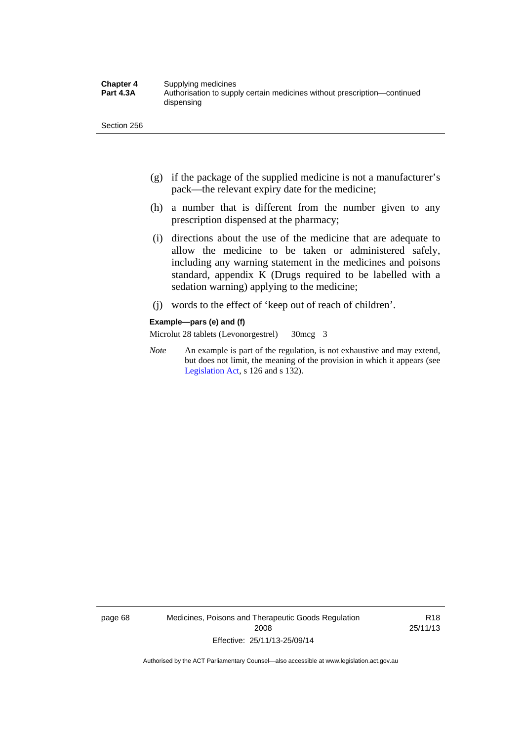(g) if the package of the supplied medicine is not a manufacturer's pack—the relevant expiry date for the medicine;

(h) a number that is different from the number given to any prescription dispensed at the pharmacy;

(i) directions about the use of the medicine that are adequate to allow the medicine to be taken or administered safely, including any warning statement in the medicines and poisons standard, appendix K (Drugs required to be labelled with a sedation warning) applying to the medicine;

(j) words to the effect of 'keep out of reach of children'.

**Example—pars (e) and (f)**

Microlut 28 tablets (Levonorgestrel) 30mcg 3

*Note* An example is part of the regulation, is not exhaustive and may extend, but does not limit, the meaning of the provision in which it appears (see Legislation Act, s 126 and s 132).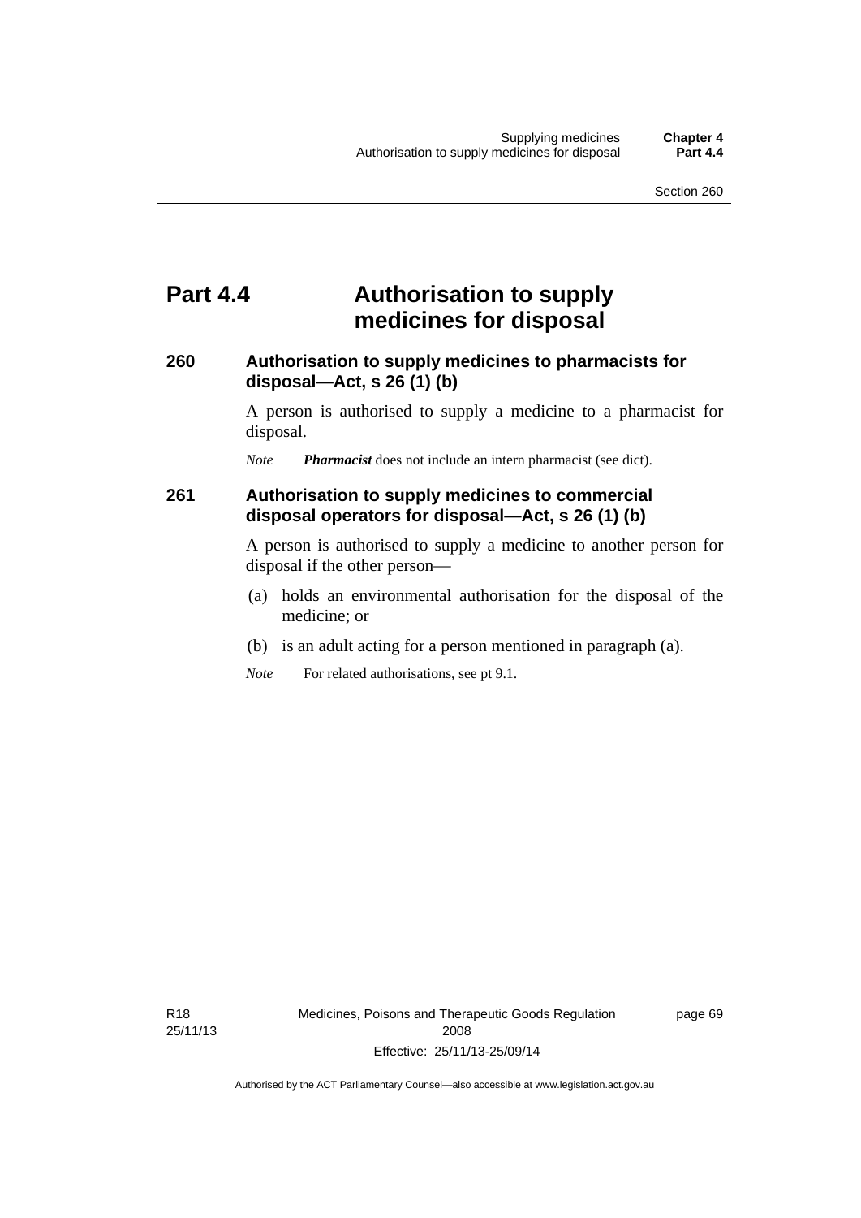# Part 4.4 Authorisation to supply medicines for disposal

### 260 Authorisation to supply medicines to pharmacists for disposal—Act, s 26 (1) (b)

A person is authorised to supply a medicine to a pharmacist for disposal.

*Note* ***Pharmacist*** does not include an intern pharmacist (see dict).

### 261 Authorisation to supply medicines to commercial disposal operators for disposal—Act, s 26 (1) (b)

A person is authorised to supply a medicine to another person for disposal if the other person—

(a) holds an environmental authorisation for the disposal of the medicine; or

(b) is an adult acting for a person mentioned in paragraph (a).

*Note* For related authorisations, see pt 9.1.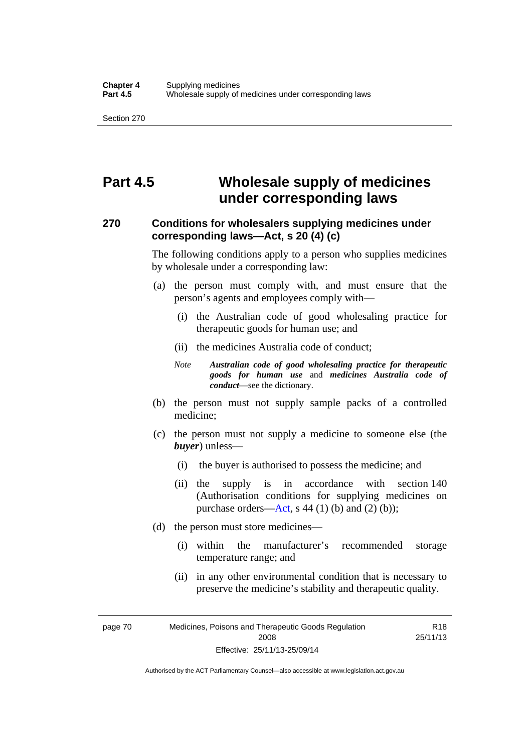# Part 4.5 Wholesale supply of medicines under corresponding laws

## 270 Conditions for wholesalers supplying medicines under corresponding laws—Act, s 20 (4) (c)

The following conditions apply to a person who supplies medicines by wholesale under a corresponding law:

(a) the person must comply with, and must ensure that the person's agents and employees comply with—

(i) the Australian code of good wholesaling practice for therapeutic goods for human use; and

(ii) the medicines Australia code of conduct;

*Note* ***Australian code of good wholesaling practice for therapeutic goods for human use*** and ***medicines Australia code of conduct***—see the dictionary.

(b) the person must not supply sample packs of a controlled medicine;

(c) the person must not supply a medicine to someone else (the ***buyer***) unless—

(i) the buyer is authorised to possess the medicine; and

(ii) the supply is in accordance with section 140 (Authorisation conditions for supplying medicines on purchase orders—Act, s 44 (1) (b) and (2) (b));

(d) the person must store medicines—

(i) within the manufacturer's recommended storage temperature range; and

(ii) in any other environmental condition that is necessary to preserve the medicine's stability and therapeutic quality.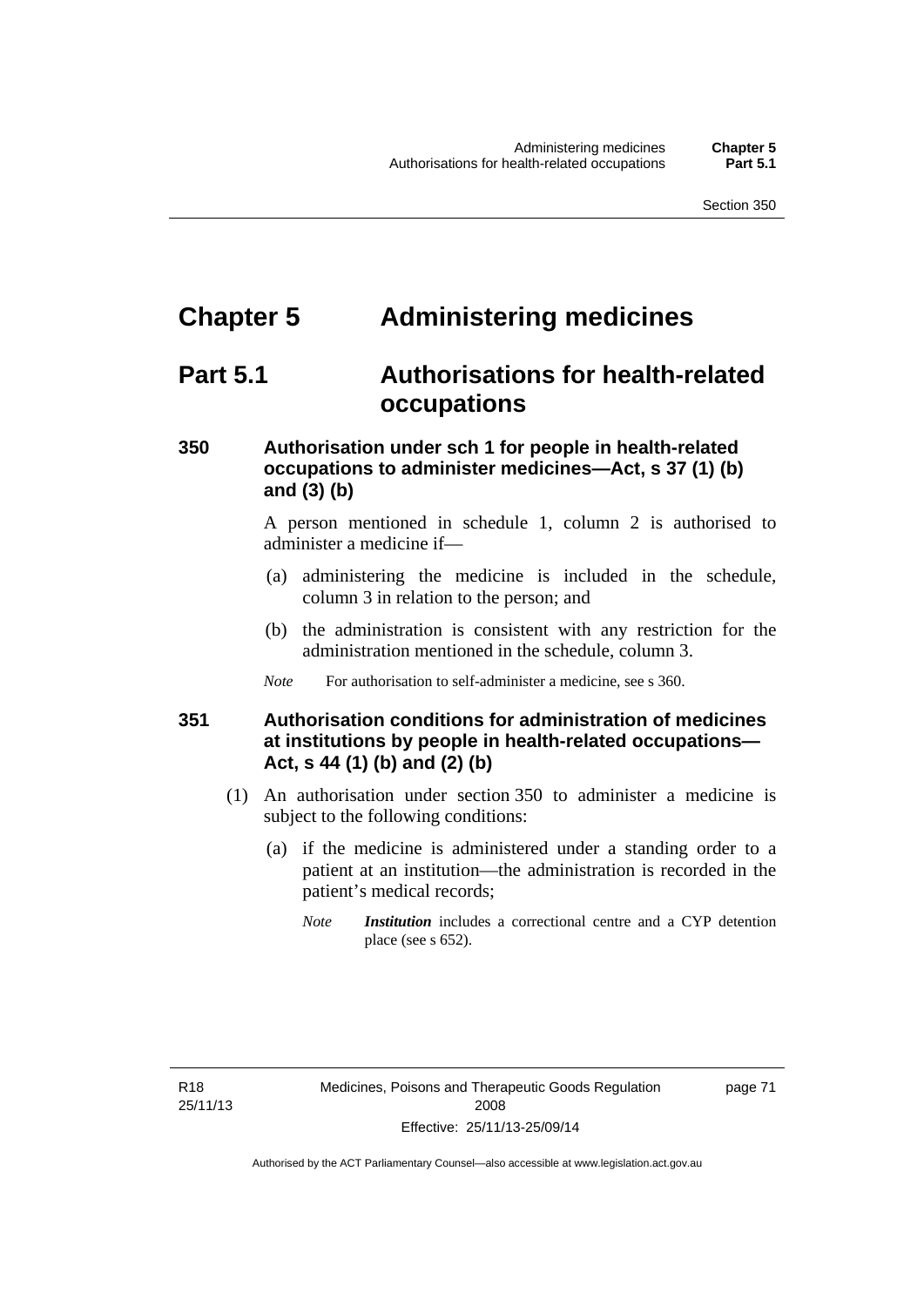# Chapter 5 Administering medicines

## Part 5.1 Authorisations for health-related occupations

### 350 Authorisation under sch 1 for people in health-related occupations to administer medicines—Act, s 37 (1) (b) and (3) (b)

A person mentioned in schedule 1, column 2 is authorised to administer a medicine if—

(a) administering the medicine is included in the schedule, column 3 in relation to the person; and

(b) the administration is consistent with any restriction for the administration mentioned in the schedule, column 3.

*Note* For authorisation to self-administer a medicine, see s 360.

### 351 Authorisation conditions for administration of medicines at institutions by people in health-related occupations—Act, s 44 (1) (b) and (2) (b)

(1) An authorisation under section 350 to administer a medicine is subject to the following conditions:

(a) if the medicine is administered under a standing order to a patient at an institution—the administration is recorded in the patient's medical records;

*Note* ***Institution*** includes a correctional centre and a CYP detention place (see s 652).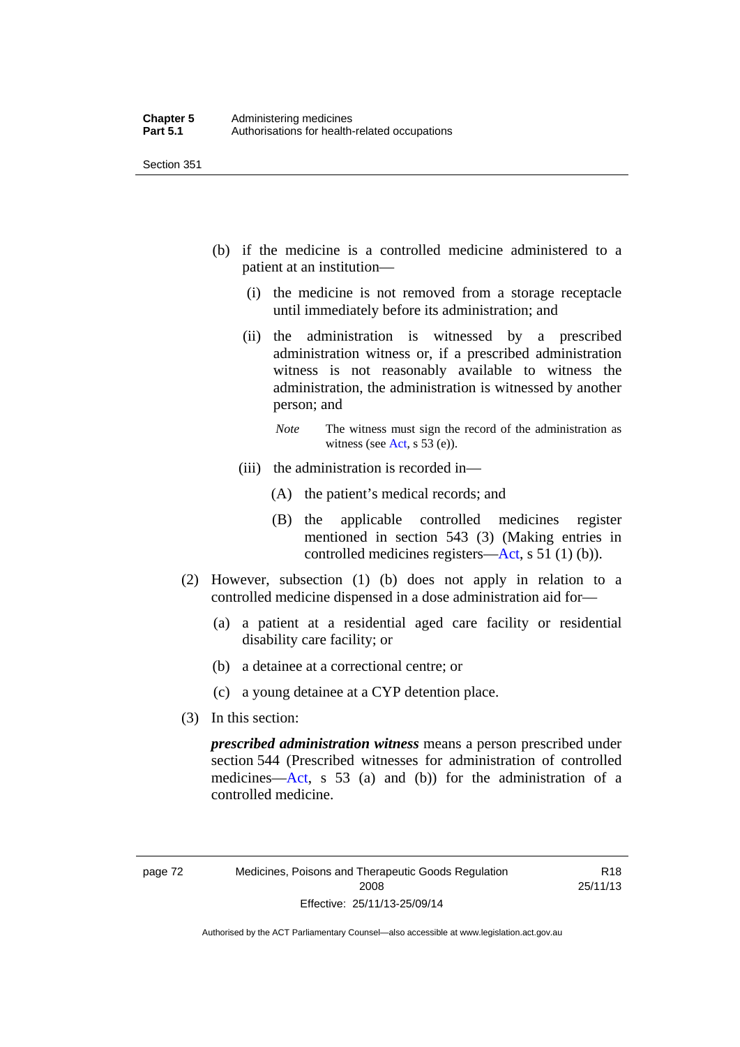(b) if the medicine is a controlled medicine administered to a patient at an institution—

   (i) the medicine is not removed from a storage receptacle until immediately before its administration; and

   (ii) the administration is witnessed by a prescribed administration witness or, if a prescribed administration witness is not reasonably available to witness the administration, the administration is witnessed by another person; and

   *Note* The witness must sign the record of the administration as witness (see Act, s 53 (e)).

   (iii) the administration is recorded in—

      (A) the patient's medical records; and

      (B) the applicable controlled medicines register mentioned in section 543 (3) (Making entries in controlled medicines registers—Act, s 51 (1) (b)).

(2) However, subsection (1) (b) does not apply in relation to a controlled medicine dispensed in a dose administration aid for—

   (a) a patient at a residential aged care facility or residential disability care facility; or

   (b) a detainee at a correctional centre; or

   (c) a young detainee at a CYP detention place.

(3) In this section:

***prescribed administration witness*** means a person prescribed under section 544 (Prescribed witnesses for administration of controlled medicines—Act, s 53 (a) and (b)) for the administration of a controlled medicine.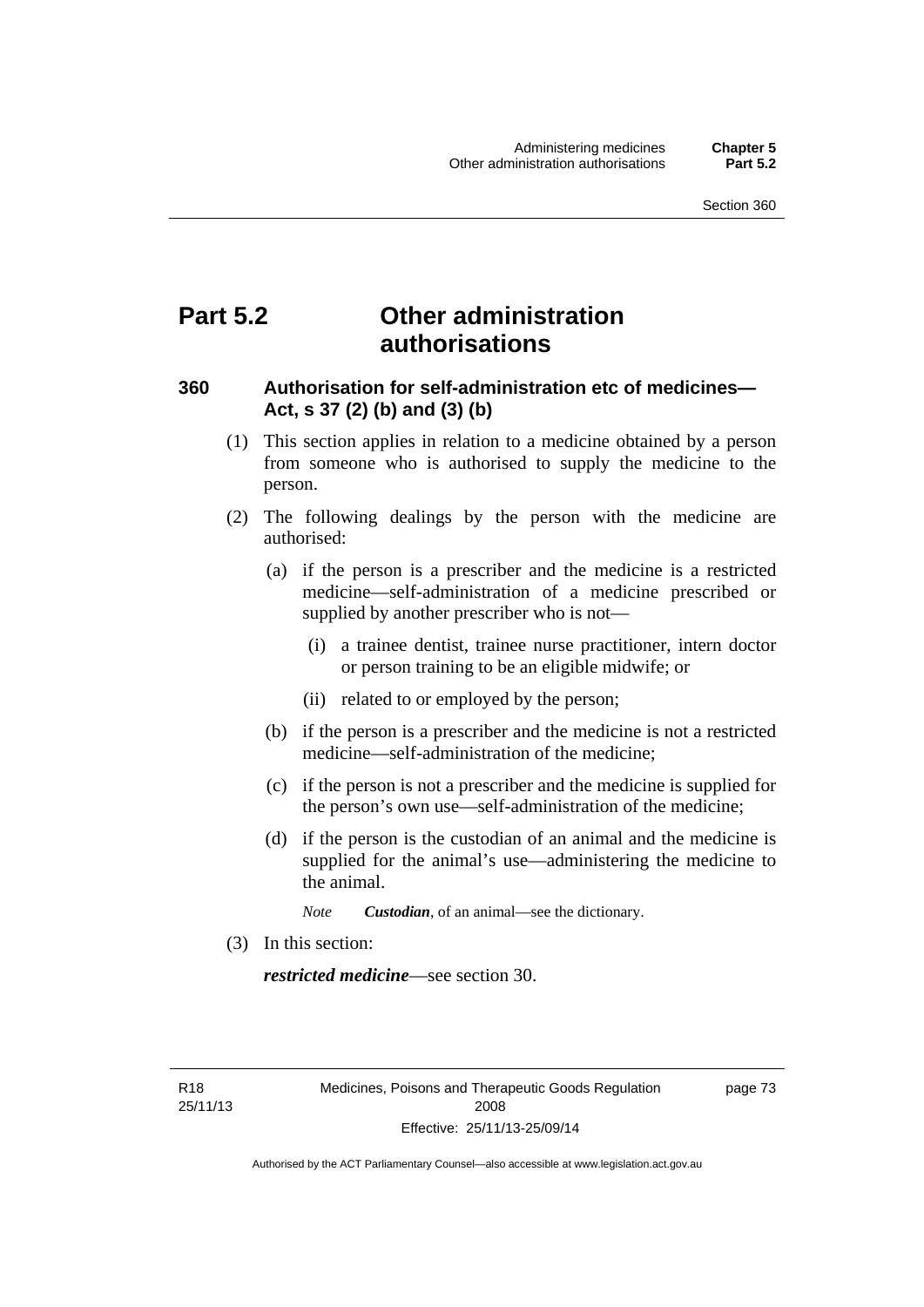# Part 5.2 Other administration authorisations

## 360 Authorisation for self-administration etc of medicines—Act, s 37 (2) (b) and (3) (b)

(1) This section applies in relation to a medicine obtained by a person from someone who is authorised to supply the medicine to the person.

(2) The following dealings by the person with the medicine are authorised:

(a) if the person is a prescriber and the medicine is a restricted medicine—self-administration of a medicine prescribed or supplied by another prescriber who is not—

(i) a trainee dentist, trainee nurse practitioner, intern doctor or person training to be an eligible midwife; or

(ii) related to or employed by the person;

(b) if the person is a prescriber and the medicine is not a restricted medicine—self-administration of the medicine;

(c) if the person is not a prescriber and the medicine is supplied for the person's own use—self-administration of the medicine;

(d) if the person is the custodian of an animal and the medicine is supplied for the animal's use—administering the medicine to the animal.

*Note* ***Custodian***, of an animal—see the dictionary.

(3) In this section:

***restricted medicine***—see section 30.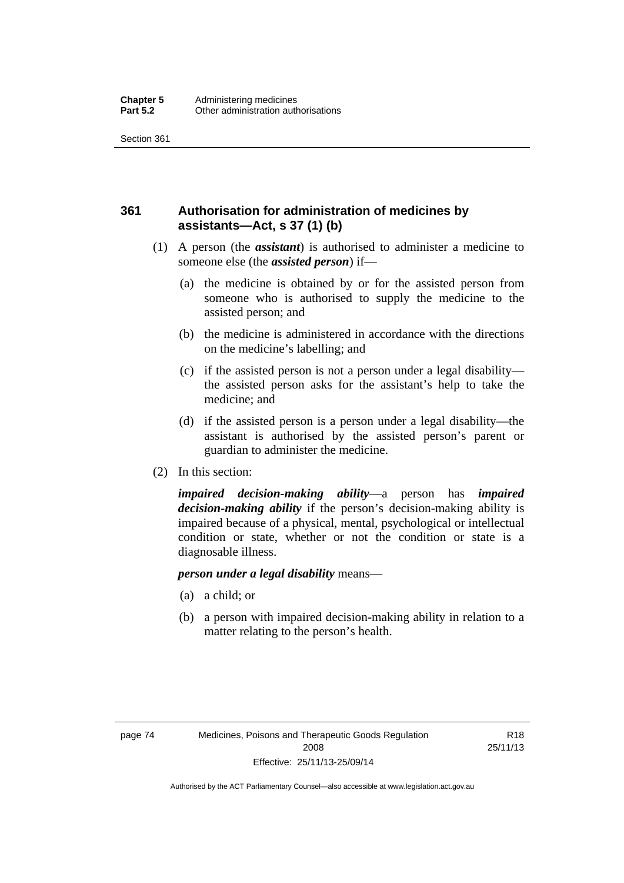## 361 Authorisation for administration of medicines by assistants—Act, s 37 (1) (b)

(1) A person (the ***assistant***) is authorised to administer a medicine to someone else (the ***assisted person***) if—

(a) the medicine is obtained by or for the assisted person from someone who is authorised to supply the medicine to the assisted person; and

(b) the medicine is administered in accordance with the directions on the medicine's labelling; and

(c) if the assisted person is not a person under a legal disability—the assisted person asks for the assistant's help to take the medicine; and

(d) if the assisted person is a person under a legal disability—the assistant is authorised by the assisted person's parent or guardian to administer the medicine.

(2) In this section:

***impaired decision-making ability***—a person has ***impaired decision-making ability*** if the person's decision-making ability is impaired because of a physical, mental, psychological or intellectual condition or state, whether or not the condition or state is a diagnosable illness.

***person under a legal disability*** means—

(a) a child; or

(b) a person with impaired decision-making ability in relation to a matter relating to the person's health.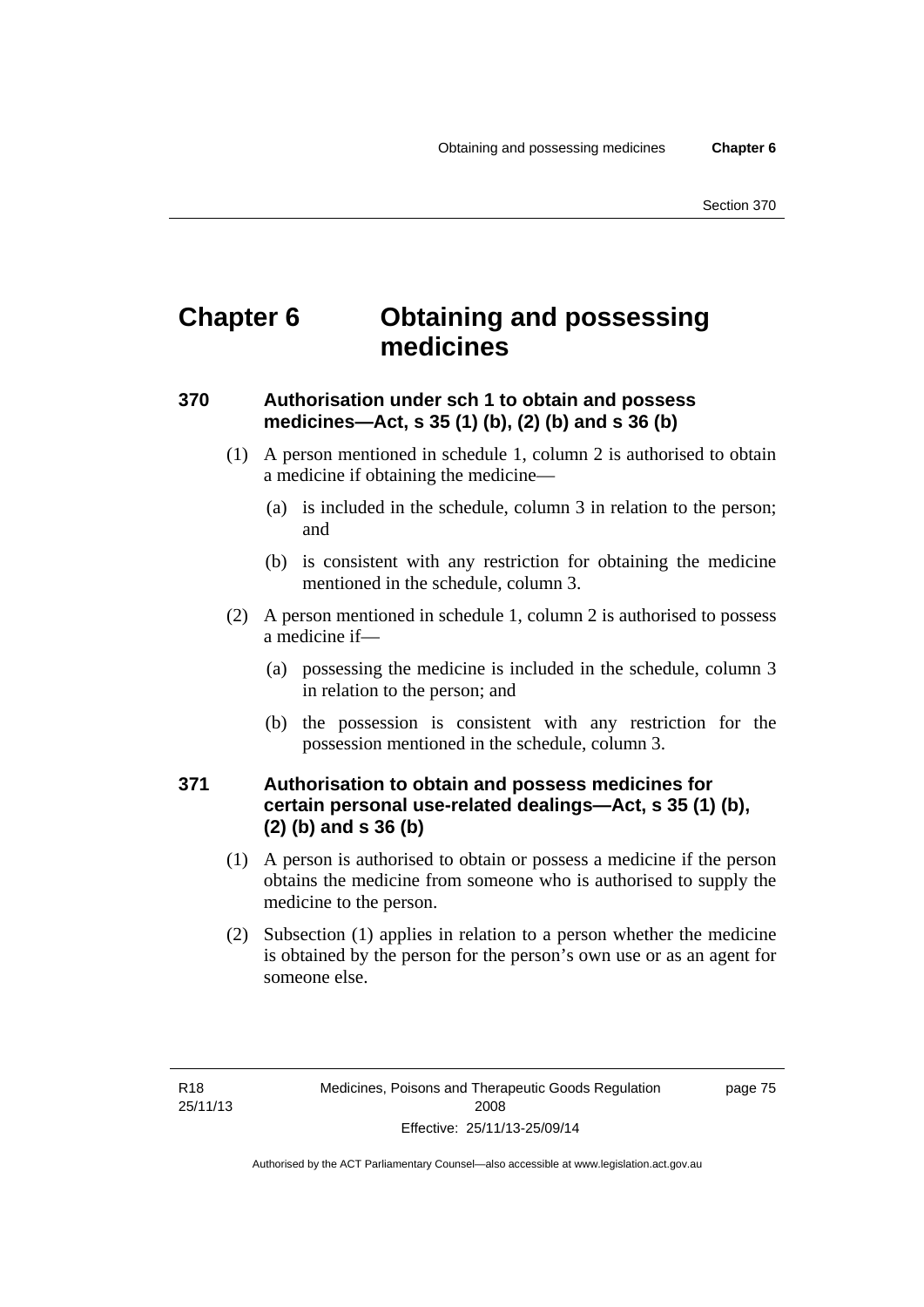# Chapter 6 Obtaining and possessing medicines

## 370 Authorisation under sch 1 to obtain and possess medicines—Act, s 35 (1) (b), (2) (b) and s 36 (b)

(1) A person mentioned in schedule 1, column 2 is authorised to obtain a medicine if obtaining the medicine—

(a) is included in the schedule, column 3 in relation to the person; and

(b) is consistent with any restriction for obtaining the medicine mentioned in the schedule, column 3.

(2) A person mentioned in schedule 1, column 2 is authorised to possess a medicine if—

(a) possessing the medicine is included in the schedule, column 3 in relation to the person; and

(b) the possession is consistent with any restriction for the possession mentioned in the schedule, column 3.

## 371 Authorisation to obtain and possess medicines for certain personal use-related dealings—Act, s 35 (1) (b), (2) (b) and s 36 (b)

(1) A person is authorised to obtain or possess a medicine if the person obtains the medicine from someone who is authorised to supply the medicine to the person.

(2) Subsection (1) applies in relation to a person whether the medicine is obtained by the person for the person's own use or as an agent for someone else.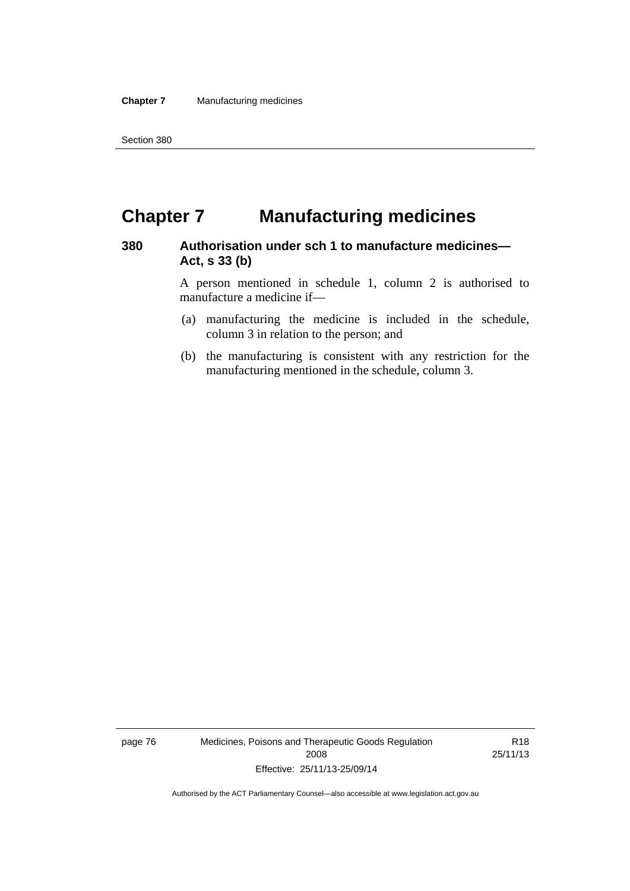# Chapter 7 Manufacturing medicines

## 380 Authorisation under sch 1 to manufacture medicines—Act, s 33 (b)

A person mentioned in schedule 1, column 2 is authorised to manufacture a medicine if—

(a) manufacturing the medicine is included in the schedule, column 3 in relation to the person; and

(b) the manufacturing is consistent with any restriction for the manufacturing mentioned in the schedule, column 3.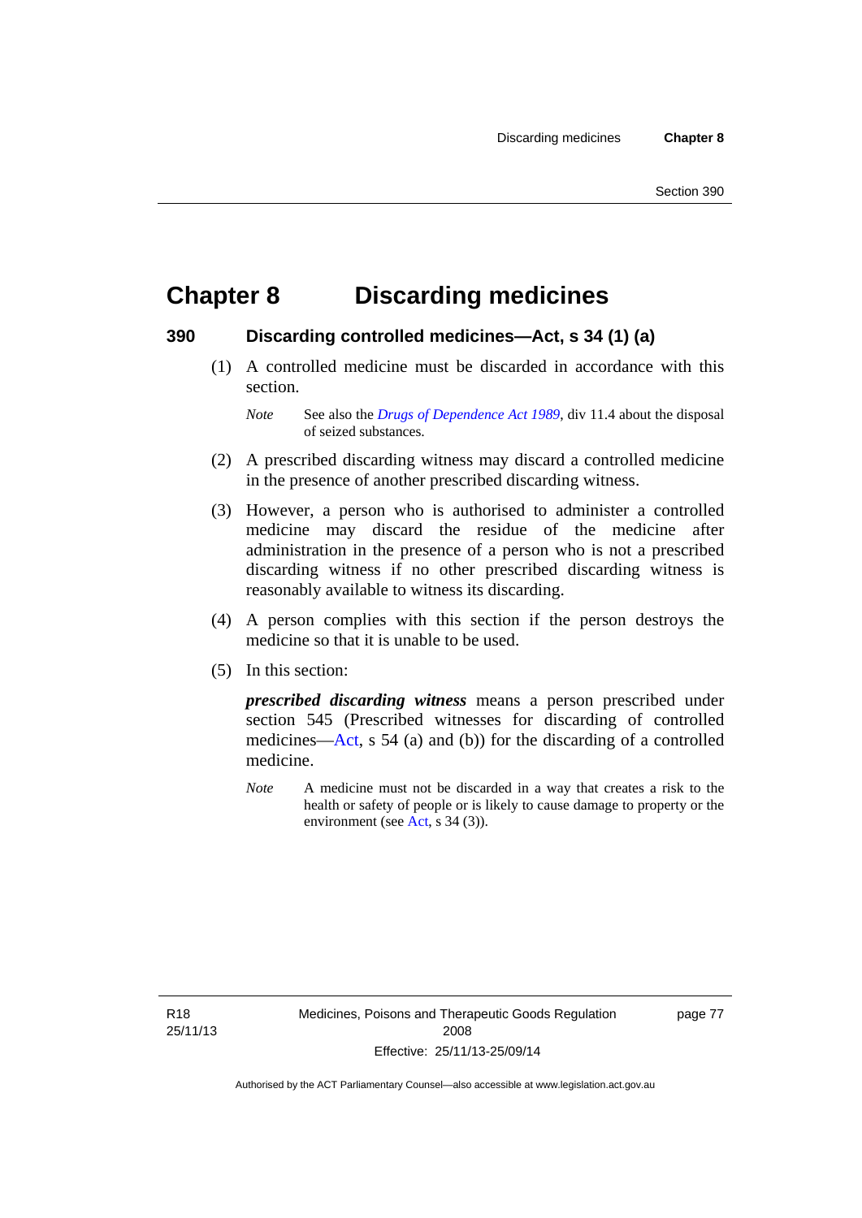# Chapter 8 Discarding medicines

## 390 Discarding controlled medicines—Act, s 34 (1) (a)

(1) A controlled medicine must be discarded in accordance with this section.

*Note* See also the *Drugs of Dependence Act 1989*, div 11.4 about the disposal of seized substances.

(2) A prescribed discarding witness may discard a controlled medicine in the presence of another prescribed discarding witness.

(3) However, a person who is authorised to administer a controlled medicine may discard the residue of the medicine after administration in the presence of a person who is not a prescribed discarding witness if no other prescribed discarding witness is reasonably available to witness its discarding.

(4) A person complies with this section if the person destroys the medicine so that it is unable to be used.

(5) In this section:

***prescribed discarding witness*** means a person prescribed under section 545 (Prescribed witnesses for discarding of controlled medicines—Act, s 54 (a) and (b)) for the discarding of a controlled medicine.

*Note* A medicine must not be discarded in a way that creates a risk to the health or safety of people or is likely to cause damage to property or the environment (see Act, s 34 (3)).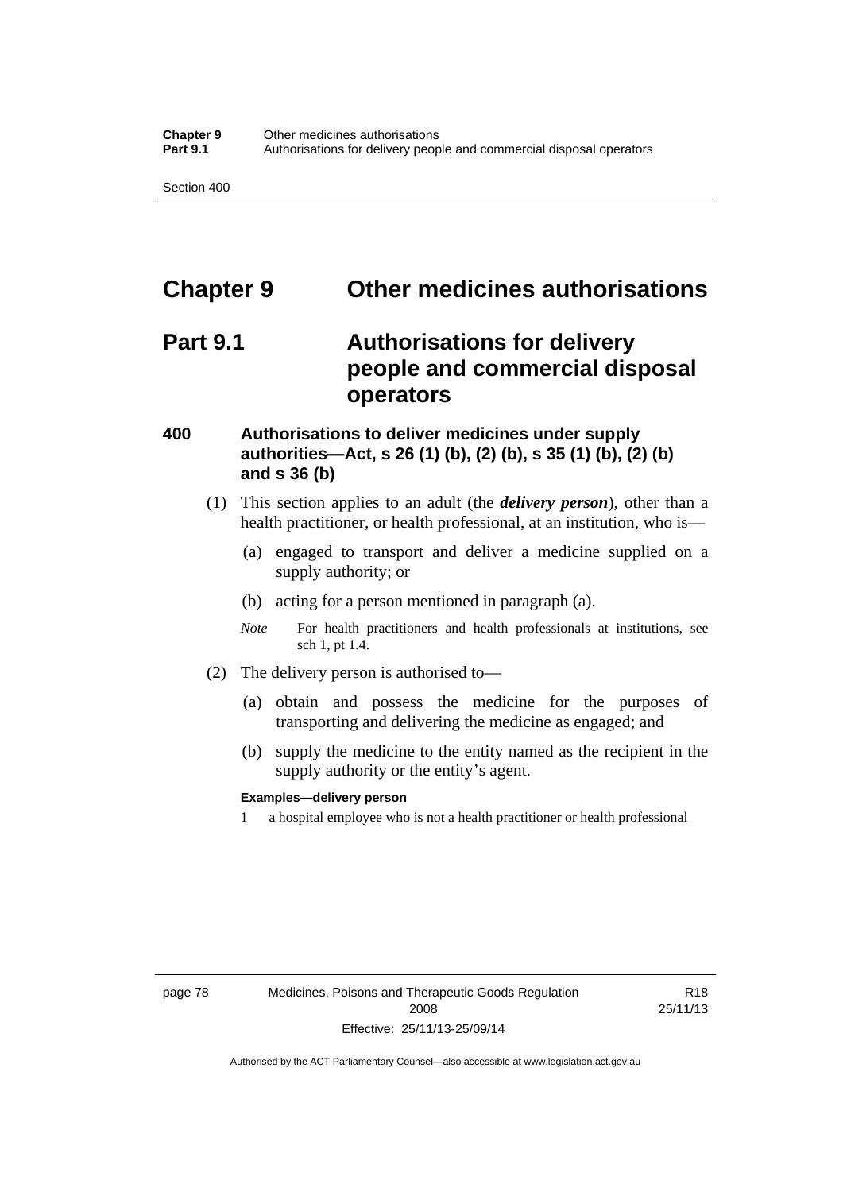# Chapter 9 Other medicines authorisations

## Part 9.1 Authorisations for delivery people and commercial disposal operators

### 400 Authorisations to deliver medicines under supply authorities—Act, s 26 (1) (b), (2) (b), s 35 (1) (b), (2) (b) and s 36 (b)

(1) This section applies to an adult (the ***delivery person***), other than a health practitioner, or health professional, at an institution, who is—

(a) engaged to transport and deliver a medicine supplied on a supply authority; or

(b) acting for a person mentioned in paragraph (a).

*Note* For health practitioners and health professionals at institutions, see sch 1, pt 1.4.

(2) The delivery person is authorised to—

(a) obtain and possess the medicine for the purposes of transporting and delivering the medicine as engaged; and

(b) supply the medicine to the entity named as the recipient in the supply authority or the entity's agent.

**Examples—delivery person**

1 a hospital employee who is not a health practitioner or health professional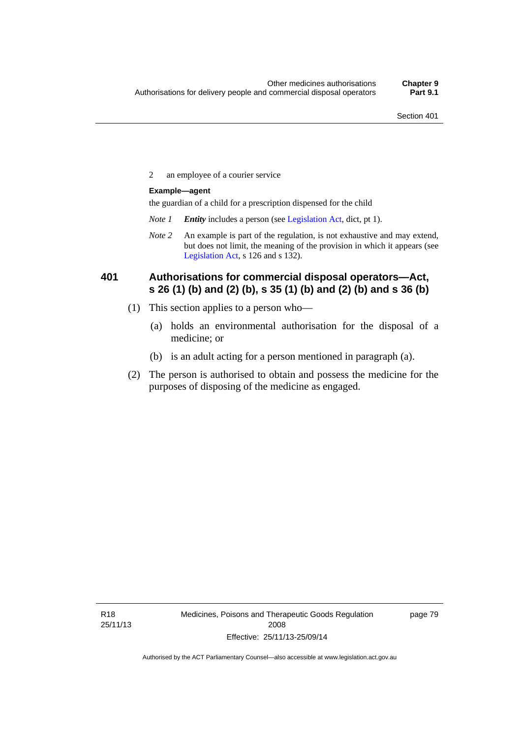2 an employee of a courier service

**Example—agent**

the guardian of a child for a prescription dispensed for the child

*Note 1* ***Entity*** includes a person (see Legislation Act, dict, pt 1).

*Note 2* An example is part of the regulation, is not exhaustive and may extend, but does not limit, the meaning of the provision in which it appears (see Legislation Act, s 126 and s 132).

## 401 Authorisations for commercial disposal operators—Act, s 26 (1) (b) and (2) (b), s 35 (1) (b) and (2) (b) and s 36 (b)

(1) This section applies to a person who—

(a) holds an environmental authorisation for the disposal of a medicine; or

(b) is an adult acting for a person mentioned in paragraph (a).

(2) The person is authorised to obtain and possess the medicine for the purposes of disposing of the medicine as engaged.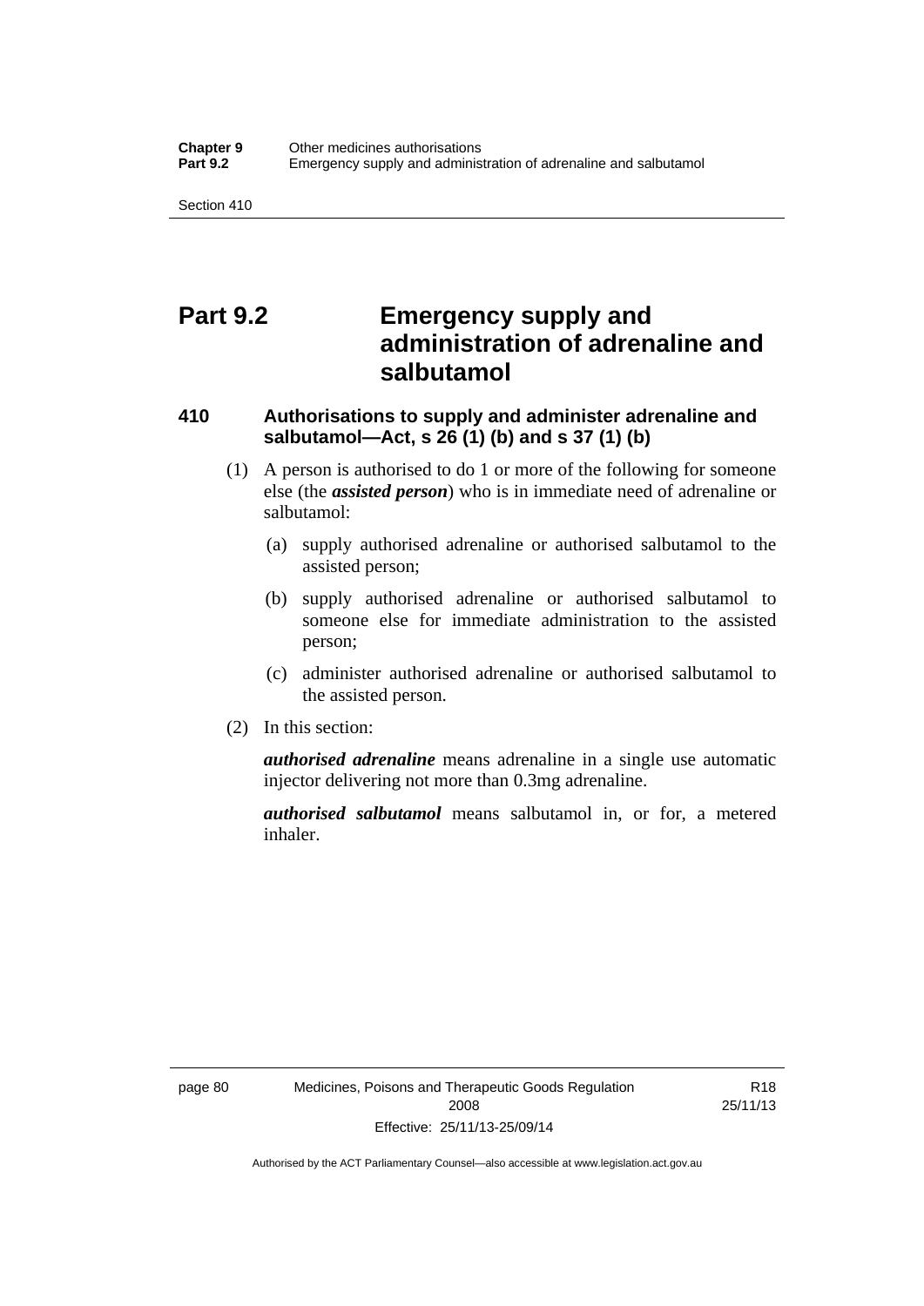# Part 9.2 Emergency supply and administration of adrenaline and salbutamol

## 410 Authorisations to supply and administer adrenaline and salbutamol—Act, s 26 (1) (b) and s 37 (1) (b)

(1) A person is authorised to do 1 or more of the following for someone else (the ***assisted person***) who is in immediate need of adrenaline or salbutamol:

(a) supply authorised adrenaline or authorised salbutamol to the assisted person;

(b) supply authorised adrenaline or authorised salbutamol to someone else for immediate administration to the assisted person;

(c) administer authorised adrenaline or authorised salbutamol to the assisted person.

(2) In this section:

***authorised adrenaline*** means adrenaline in a single use automatic injector delivering not more than 0.3mg adrenaline.

***authorised salbutamol*** means salbutamol in, or for, a metered inhaler.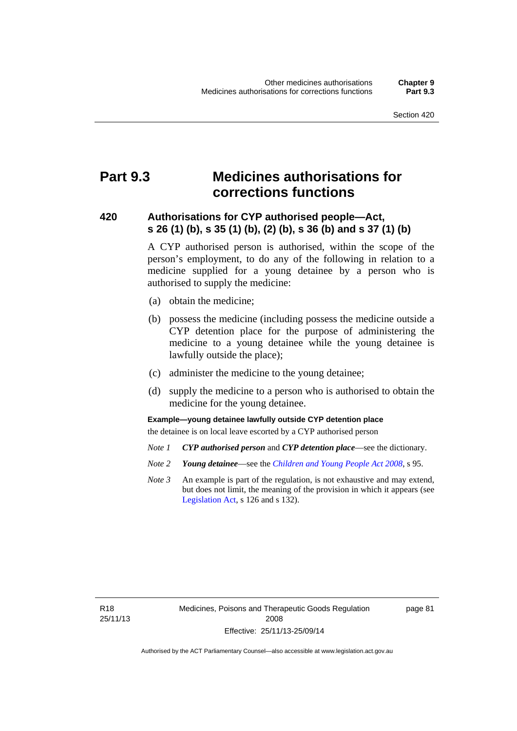# Part 9.3 Medicines authorisations for corrections functions

## 420 Authorisations for CYP authorised people—Act, s 26 (1) (b), s 35 (1) (b), (2) (b), s 36 (b) and s 37 (1) (b)

A CYP authorised person is authorised, within the scope of the person's employment, to do any of the following in relation to a medicine supplied for a young detainee by a person who is authorised to supply the medicine:

(a) obtain the medicine;

(b) possess the medicine (including possess the medicine outside a CYP detention place for the purpose of administering the medicine to a young detainee while the young detainee is lawfully outside the place);

(c) administer the medicine to the young detainee;

(d) supply the medicine to a person who is authorised to obtain the medicine for the young detainee.

**Example—young detainee lawfully outside CYP detention place**

the detainee is on local leave escorted by a CYP authorised person

*Note 1* ***CYP authorised person*** and ***CYP detention place***—see the dictionary.

*Note 2* ***Young detainee***—see the *Children and Young People Act 2008*, s 95.

*Note 3* An example is part of the regulation, is not exhaustive and may extend, but does not limit, the meaning of the provision in which it appears (see Legislation Act, s 126 and s 132).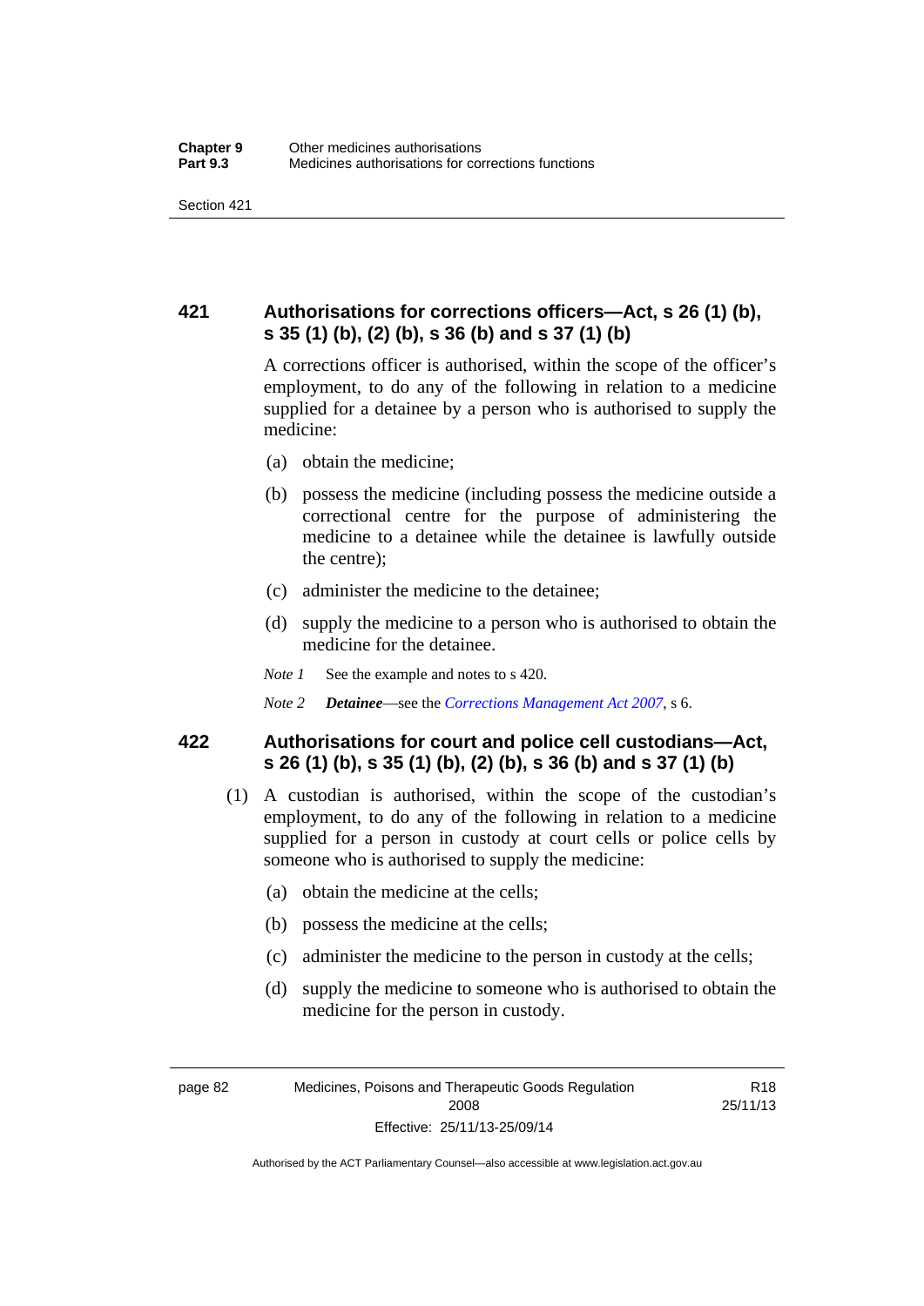## 421 Authorisations for corrections officers—Act, s 26 (1) (b), s 35 (1) (b), (2) (b), s 36 (b) and s 37 (1) (b)

A corrections officer is authorised, within the scope of the officer's employment, to do any of the following in relation to a medicine supplied for a detainee by a person who is authorised to supply the medicine:

(a) obtain the medicine;

(b) possess the medicine (including possess the medicine outside a correctional centre for the purpose of administering the medicine to a detainee while the detainee is lawfully outside the centre);

(c) administer the medicine to the detainee;

(d) supply the medicine to a person who is authorised to obtain the medicine for the detainee.

*Note 1* See the example and notes to s 420.

*Note 2* ***Detainee***—see the *Corrections Management Act 2007*, s 6.

## 422 Authorisations for court and police cell custodians—Act, s 26 (1) (b), s 35 (1) (b), (2) (b), s 36 (b) and s 37 (1) (b)

(1) A custodian is authorised, within the scope of the custodian's employment, to do any of the following in relation to a medicine supplied for a person in custody at court cells or police cells by someone who is authorised to supply the medicine:

(a) obtain the medicine at the cells;

(b) possess the medicine at the cells;

(c) administer the medicine to the person in custody at the cells;

(d) supply the medicine to someone who is authorised to obtain the medicine for the person in custody.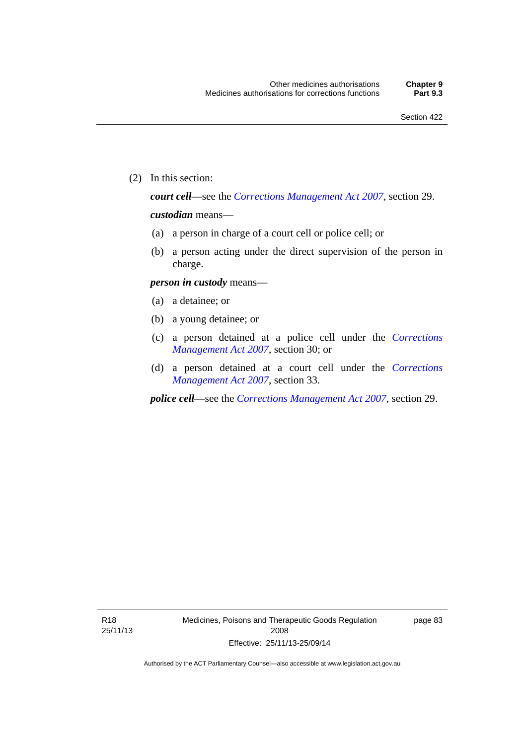(2) In this section:

***court cell***—see the *Corrections Management Act 2007*, section 29.

***custodian*** means—

(a) a person in charge of a court cell or police cell; or

(b) a person acting under the direct supervision of the person in charge.

***person in custody*** means—

(a) a detainee; or

(b) a young detainee; or

(c) a person detained at a police cell under the *Corrections Management Act 2007*, section 30; or

(d) a person detained at a court cell under the *Corrections Management Act 2007*, section 33.

***police cell***—see the *Corrections Management Act 2007*, section 29.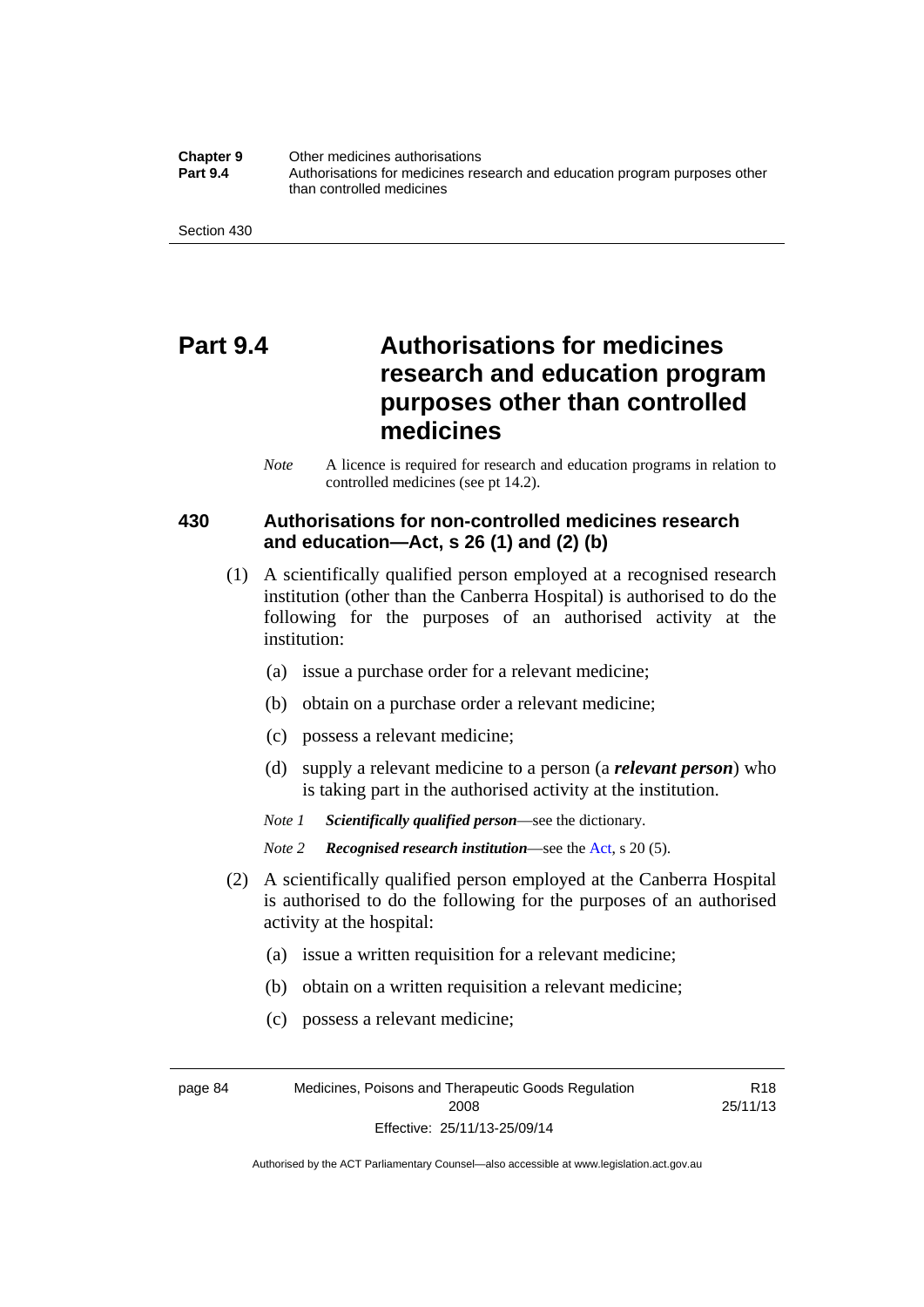# Part 9.4 Authorisations for medicines research and education program purposes other than controlled medicines

*Note* A licence is required for research and education programs in relation to controlled medicines (see pt 14.2).

## 430 Authorisations for non-controlled medicines research and education—Act, s 26 (1) and (2) (b)

(1) A scientifically qualified person employed at a recognised research institution (other than the Canberra Hospital) is authorised to do the following for the purposes of an authorised activity at the institution:

(a) issue a purchase order for a relevant medicine;

(b) obtain on a purchase order a relevant medicine;

(c) possess a relevant medicine;

(d) supply a relevant medicine to a person (a ***relevant person***) who is taking part in the authorised activity at the institution.

*Note 1* ***Scientifically qualified person***—see the dictionary.

*Note 2* ***Recognised research institution***—see the Act, s 20 (5).

(2) A scientifically qualified person employed at the Canberra Hospital is authorised to do the following for the purposes of an authorised activity at the hospital:

(a) issue a written requisition for a relevant medicine;

(b) obtain on a written requisition a relevant medicine;

(c) possess a relevant medicine;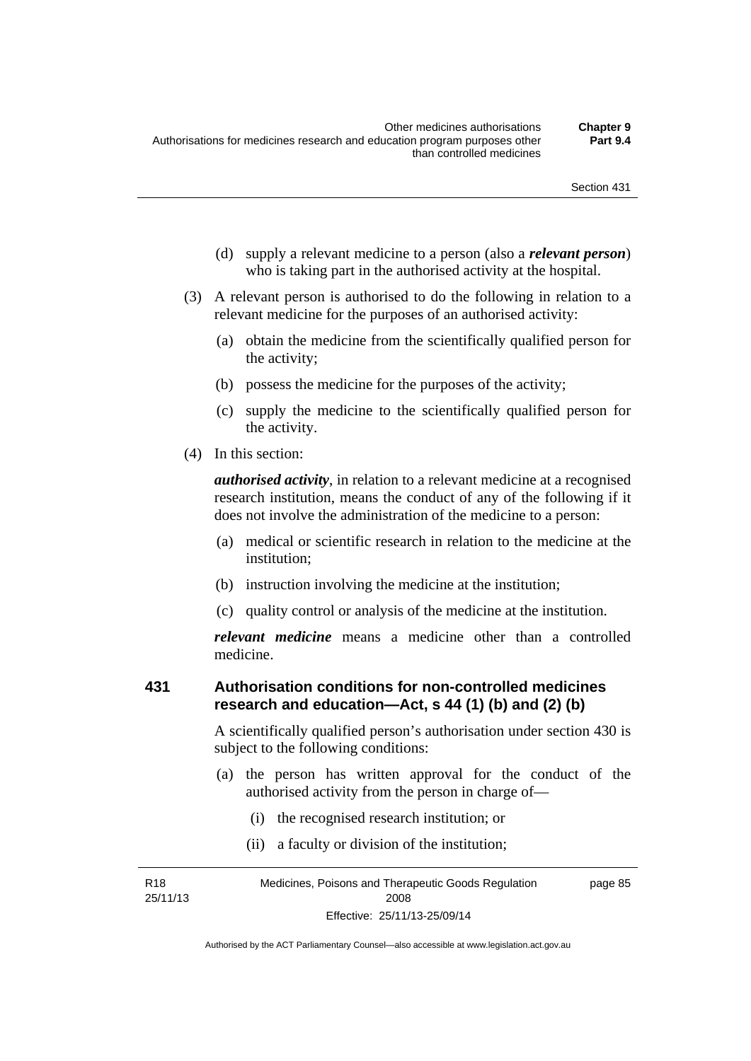(d) supply a relevant medicine to a person (also a ***relevant person***) who is taking part in the authorised activity at the hospital.

(3) A relevant person is authorised to do the following in relation to a relevant medicine for the purposes of an authorised activity:

(a) obtain the medicine from the scientifically qualified person for the activity;

(b) possess the medicine for the purposes of the activity;

(c) supply the medicine to the scientifically qualified person for the activity.

(4) In this section:

***authorised activity***, in relation to a relevant medicine at a recognised research institution, means the conduct of any of the following if it does not involve the administration of the medicine to a person:

(a) medical or scientific research in relation to the medicine at the institution;

(b) instruction involving the medicine at the institution;

(c) quality control or analysis of the medicine at the institution.

***relevant medicine*** means a medicine other than a controlled medicine.

## 431 Authorisation conditions for non-controlled medicines research and education—Act, s 44 (1) (b) and (2) (b)

A scientifically qualified person's authorisation under section 430 is subject to the following conditions:

(a) the person has written approval for the conduct of the authorised activity from the person in charge of—

(i) the recognised research institution; or

(ii) a faculty or division of the institution;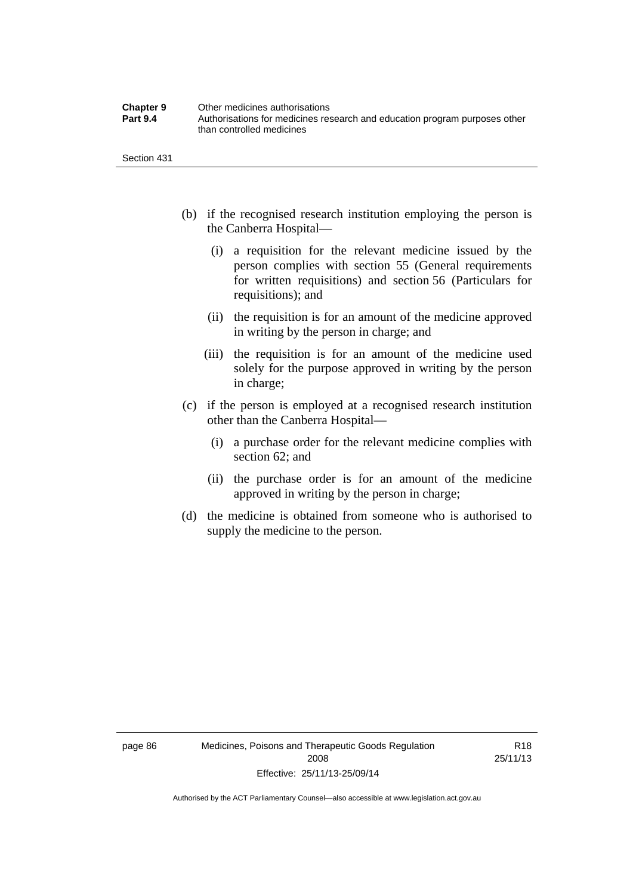(b) if the recognised research institution employing the person is the Canberra Hospital—

  (i) a requisition for the relevant medicine issued by the person complies with section 55 (General requirements for written requisitions) and section 56 (Particulars for requisitions); and

  (ii) the requisition is for an amount of the medicine approved in writing by the person in charge; and

  (iii) the requisition is for an amount of the medicine used solely for the purpose approved in writing by the person in charge;

(c) if the person is employed at a recognised research institution other than the Canberra Hospital—

  (i) a purchase order for the relevant medicine complies with section 62; and

  (ii) the purchase order is for an amount of the medicine approved in writing by the person in charge;

(d) the medicine is obtained from someone who is authorised to supply the medicine to the person.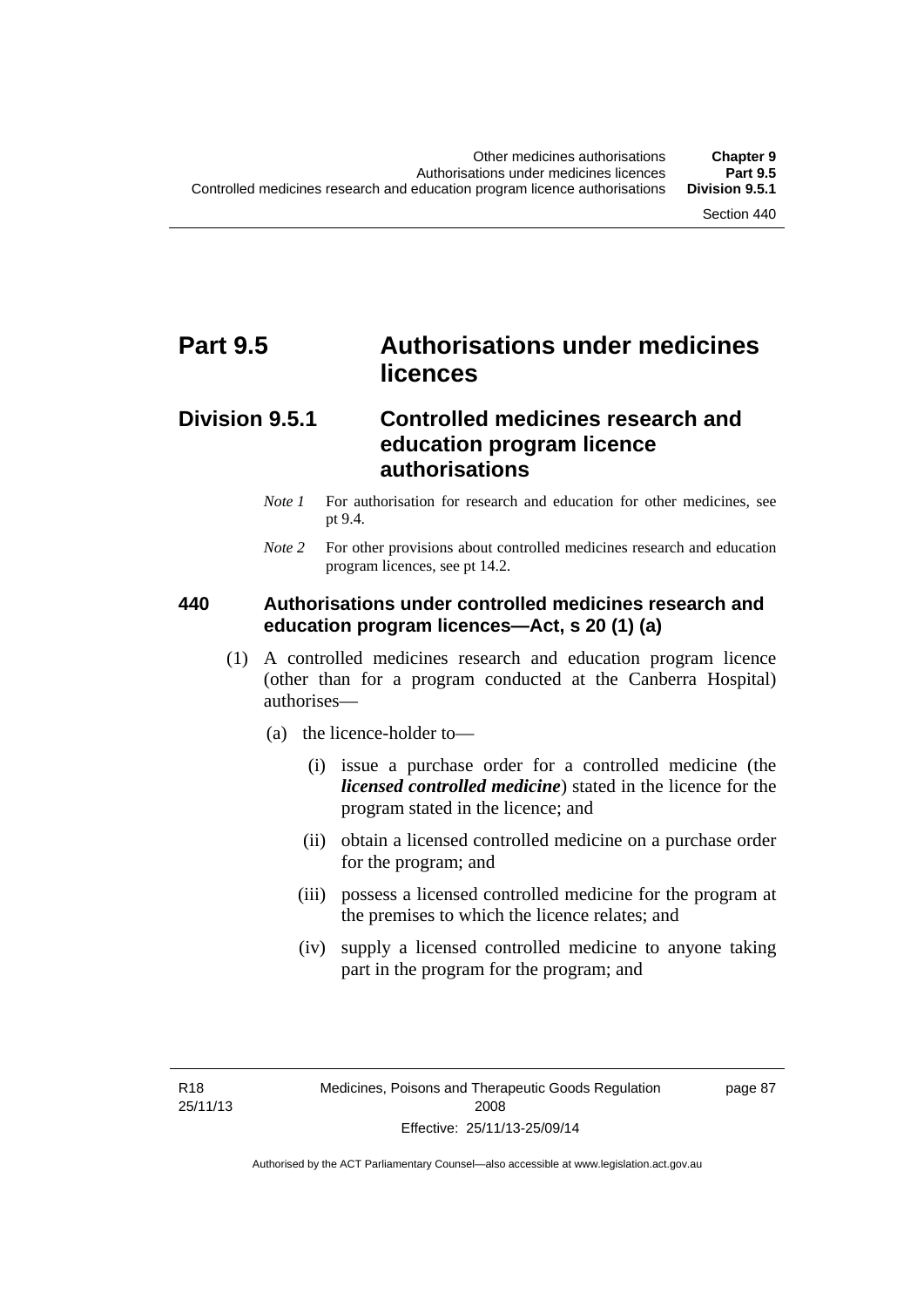# Part 9.5 Authorisations under medicines licences

## Division 9.5.1 Controlled medicines research and education program licence authorisations

*Note 1* For authorisation for research and education for other medicines, see pt 9.4.

*Note 2* For other provisions about controlled medicines research and education program licences, see pt 14.2.

### 440 Authorisations under controlled medicines research and education program licences—Act, s 20 (1) (a)

(1) A controlled medicines research and education program licence (other than for a program conducted at the Canberra Hospital) authorises—

(a) the licence-holder to—

(i) issue a purchase order for a controlled medicine (the ***licensed controlled medicine***) stated in the licence for the program stated in the licence; and

(ii) obtain a licensed controlled medicine on a purchase order for the program; and

(iii) possess a licensed controlled medicine for the program at the premises to which the licence relates; and

(iv) supply a licensed controlled medicine to anyone taking part in the program for the program; and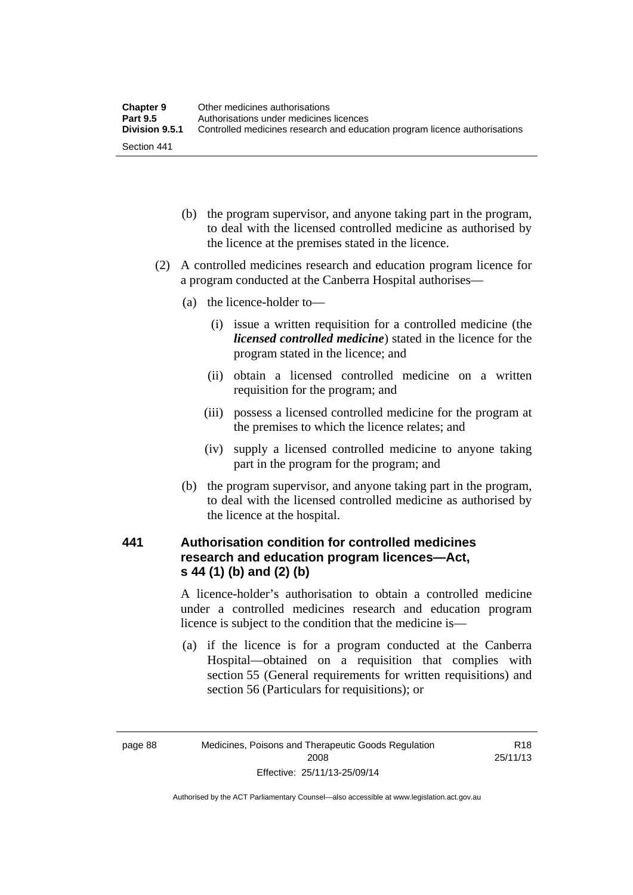(b) the program supervisor, and anyone taking part in the program, to deal with the licensed controlled medicine as authorised by the licence at the premises stated in the licence.

(2) A controlled medicines research and education program licence for a program conducted at the Canberra Hospital authorises—

(a) the licence-holder to—

(i) issue a written requisition for a controlled medicine (the ***licensed controlled medicine***) stated in the licence for the program stated in the licence; and

(ii) obtain a licensed controlled medicine on a written requisition for the program; and

(iii) possess a licensed controlled medicine for the program at the premises to which the licence relates; and

(iv) supply a licensed controlled medicine to anyone taking part in the program for the program; and

(b) the program supervisor, and anyone taking part in the program, to deal with the licensed controlled medicine as authorised by the licence at the hospital.

### 441 Authorisation condition for controlled medicines research and education program licences—Act, s 44 (1) (b) and (2) (b)

A licence-holder's authorisation to obtain a controlled medicine under a controlled medicines research and education program licence is subject to the condition that the medicine is—

(a) if the licence is for a program conducted at the Canberra Hospital—obtained on a requisition that complies with section 55 (General requirements for written requisitions) and section 56 (Particulars for requisitions); or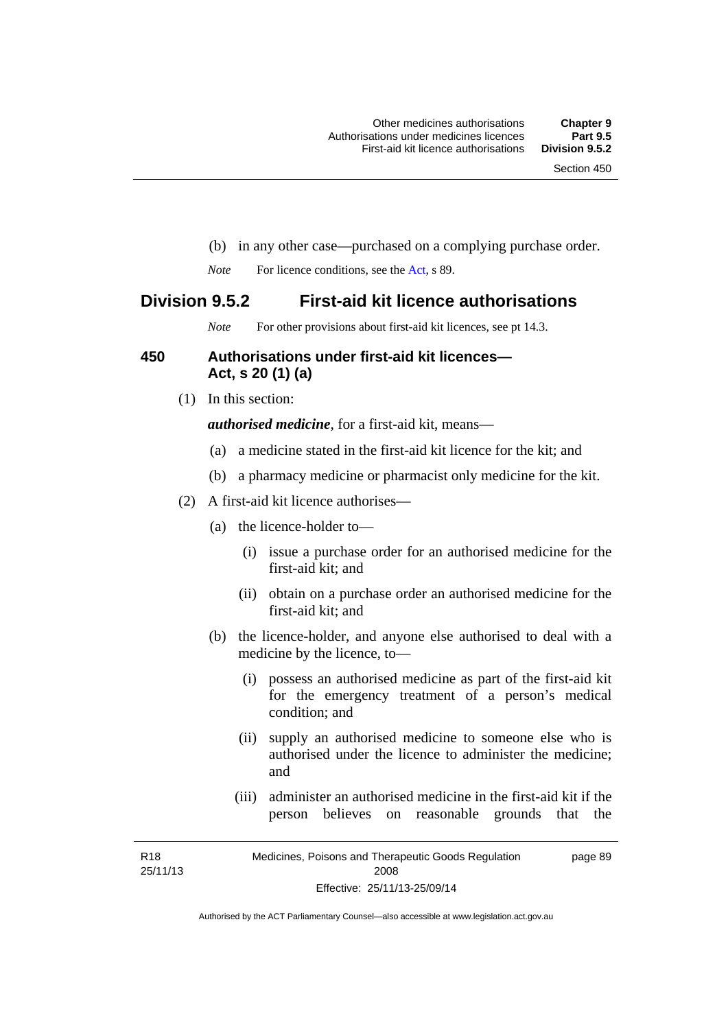(b) in any other case—purchased on a complying purchase order.

*Note* For licence conditions, see the Act, s 89.

## Division 9.5.2 First-aid kit licence authorisations

*Note* For other provisions about first-aid kit licences, see pt 14.3.

### 450 Authorisations under first-aid kit licences—Act, s 20 (1) (a)

(1) In this section:

***authorised medicine***, for a first-aid kit, means—

(a) a medicine stated in the first-aid kit licence for the kit; and

(b) a pharmacy medicine or pharmacist only medicine for the kit.

(2) A first-aid kit licence authorises—

(a) the licence-holder to—

(i) issue a purchase order for an authorised medicine for the first-aid kit; and

(ii) obtain on a purchase order an authorised medicine for the first-aid kit; and

(b) the licence-holder, and anyone else authorised to deal with a medicine by the licence, to—

(i) possess an authorised medicine as part of the first-aid kit for the emergency treatment of a person's medical condition; and

(ii) supply an authorised medicine to someone else who is authorised under the licence to administer the medicine; and

(iii) administer an authorised medicine in the first-aid kit if the person believes on reasonable grounds that the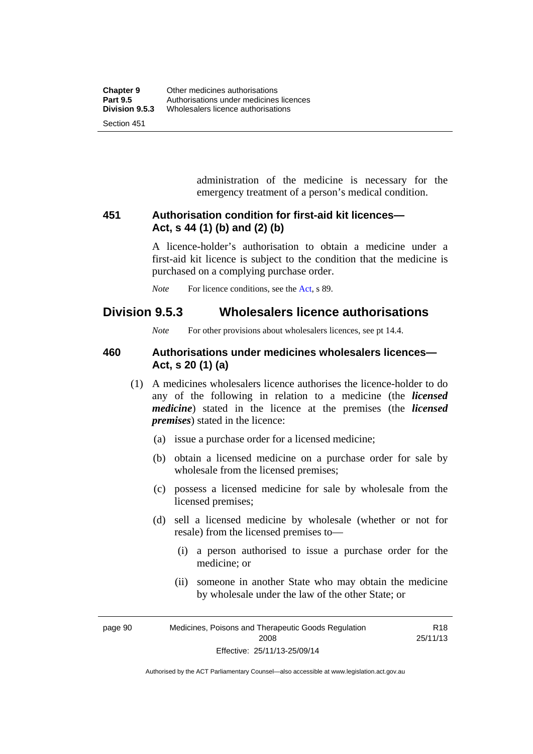administration of the medicine is necessary for the emergency treatment of a person's medical condition.

### 451 Authorisation condition for first-aid kit licences—Act, s 44 (1) (b) and (2) (b)

A licence-holder's authorisation to obtain a medicine under a first-aid kit licence is subject to the condition that the medicine is purchased on a complying purchase order.

*Note* For licence conditions, see the Act, s 89.

## Division 9.5.3 Wholesalers licence authorisations

*Note* For other provisions about wholesalers licences, see pt 14.4.

### 460 Authorisations under medicines wholesalers licences—Act, s 20 (1) (a)

(1) A medicines wholesalers licence authorises the licence-holder to do any of the following in relation to a medicine (the ***licensed medicine***) stated in the licence at the premises (the ***licensed premises***) stated in the licence:

- (a) issue a purchase order for a licensed medicine;
- (b) obtain a licensed medicine on a purchase order for sale by wholesale from the licensed premises;
- (c) possess a licensed medicine for sale by wholesale from the licensed premises;
- (d) sell a licensed medicine by wholesale (whether or not for resale) from the licensed premises to—
  - (i) a person authorised to issue a purchase order for the medicine; or
  - (ii) someone in another State who may obtain the medicine by wholesale under the law of the other State; or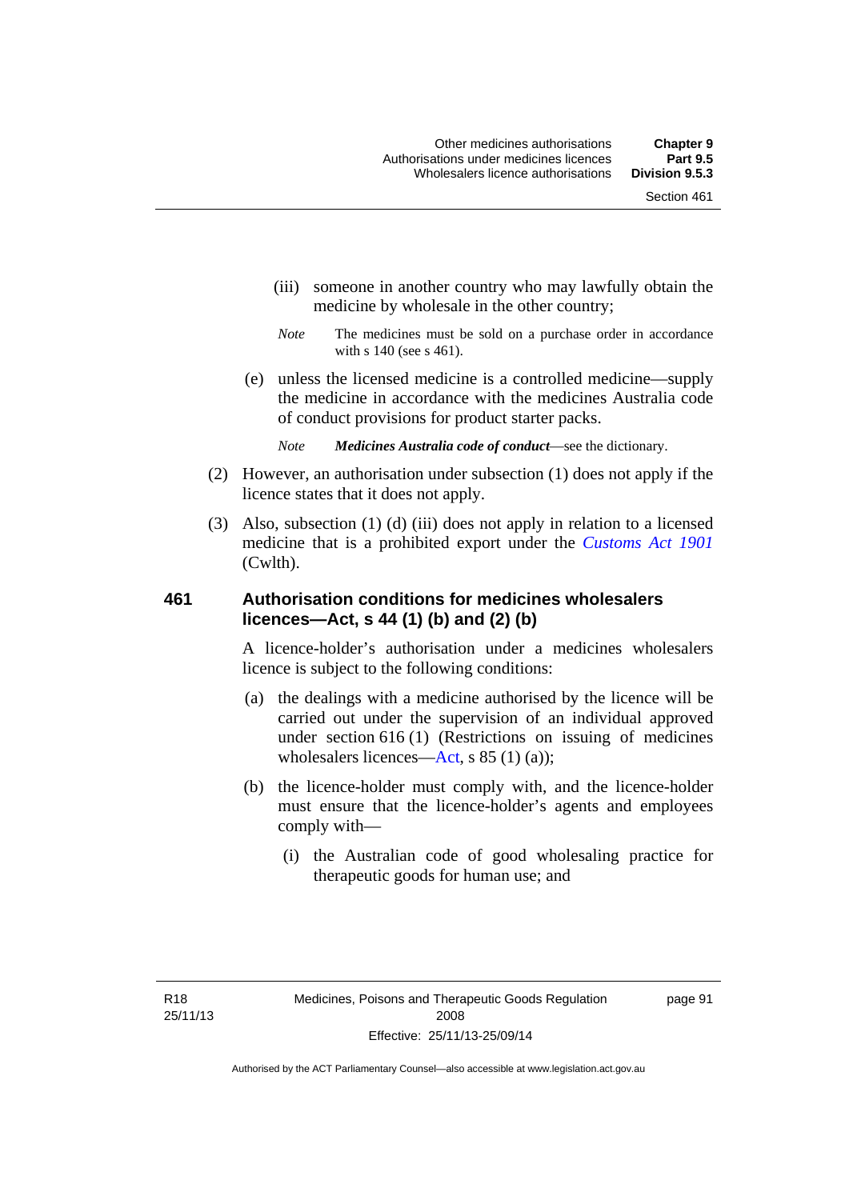(iii) someone in another country who may lawfully obtain the medicine by wholesale in the other country;

*Note* The medicines must be sold on a purchase order in accordance with s 140 (see s 461).

(e) unless the licensed medicine is a controlled medicine—supply the medicine in accordance with the medicines Australia code of conduct provisions for product starter packs.

*Note* ***Medicines Australia code of conduct***—see the dictionary.

(2) However, an authorisation under subsection (1) does not apply if the licence states that it does not apply.

(3) Also, subsection (1) (d) (iii) does not apply in relation to a licensed medicine that is a prohibited export under the *Customs Act 1901* (Cwlth).

### 461 Authorisation conditions for medicines wholesalers licences—Act, s 44 (1) (b) and (2) (b)

A licence-holder's authorisation under a medicines wholesalers licence is subject to the following conditions:

(a) the dealings with a medicine authorised by the licence will be carried out under the supervision of an individual approved under section 616 (1) (Restrictions on issuing of medicines wholesalers licences—Act, s 85 (1) (a));

(b) the licence-holder must comply with, and the licence-holder must ensure that the licence-holder's agents and employees comply with—

(i) the Australian code of good wholesaling practice for therapeutic goods for human use; and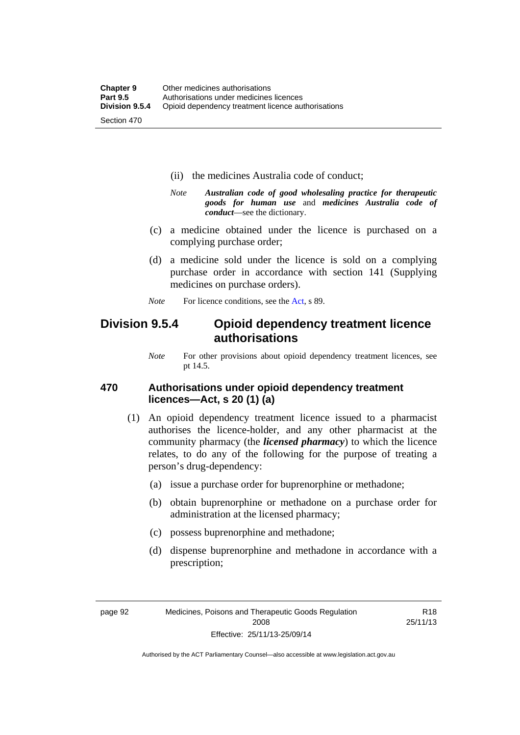(ii) the medicines Australia code of conduct;

*Note* ***Australian code of good wholesaling practice for therapeutic goods for human use*** and ***medicines Australia code of conduct***—see the dictionary.

(c) a medicine obtained under the licence is purchased on a complying purchase order;

(d) a medicine sold under the licence is sold on a complying purchase order in accordance with section 141 (Supplying medicines on purchase orders).

*Note* For licence conditions, see the Act, s 89.

## Division 9.5.4 Opioid dependency treatment licence authorisations

*Note* For other provisions about opioid dependency treatment licences, see pt 14.5.

### 470 Authorisations under opioid dependency treatment licences—Act, s 20 (1) (a)

(1) An opioid dependency treatment licence issued to a pharmacist authorises the licence-holder, and any other pharmacist at the community pharmacy (the ***licensed pharmacy***) to which the licence relates, to do any of the following for the purpose of treating a person's drug-dependency:

(a) issue a purchase order for buprenorphine or methadone;

(b) obtain buprenorphine or methadone on a purchase order for administration at the licensed pharmacy;

(c) possess buprenorphine and methadone;

(d) dispense buprenorphine and methadone in accordance with a prescription;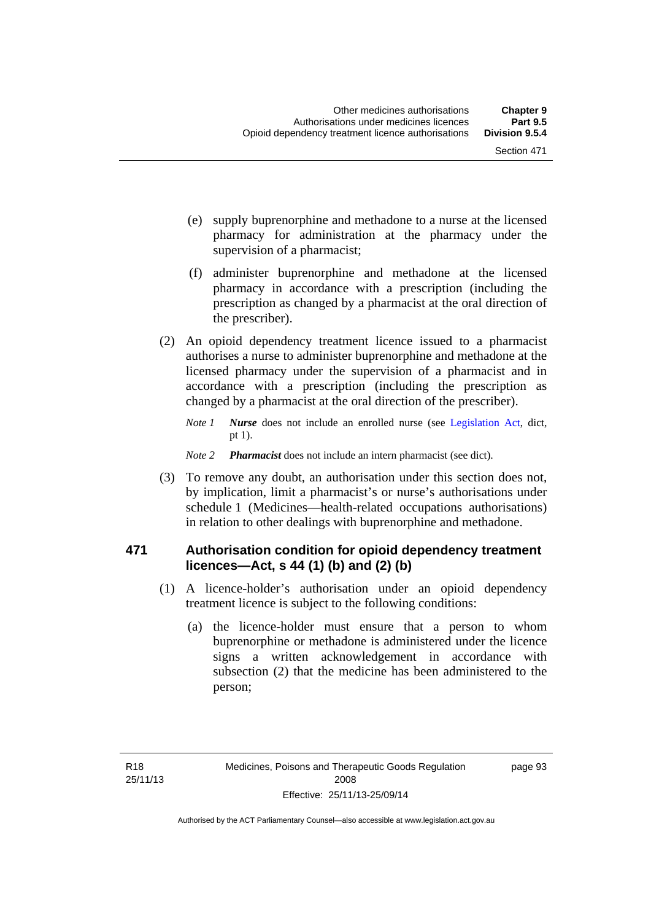(e) supply buprenorphine and methadone to a nurse at the licensed pharmacy for administration at the pharmacy under the supervision of a pharmacist;

(f) administer buprenorphine and methadone at the licensed pharmacy in accordance with a prescription (including the prescription as changed by a pharmacist at the oral direction of the prescriber).

(2) An opioid dependency treatment licence issued to a pharmacist authorises a nurse to administer buprenorphine and methadone at the licensed pharmacy under the supervision of a pharmacist and in accordance with a prescription (including the prescription as changed by a pharmacist at the oral direction of the prescriber).

*Note 1* ***Nurse*** does not include an enrolled nurse (see Legislation Act, dict, pt 1).

*Note 2* ***Pharmacist*** does not include an intern pharmacist (see dict).

(3) To remove any doubt, an authorisation under this section does not, by implication, limit a pharmacist's or nurse's authorisations under schedule 1 (Medicines—health-related occupations authorisations) in relation to other dealings with buprenorphine and methadone.

## 471 Authorisation condition for opioid dependency treatment licences—Act, s 44 (1) (b) and (2) (b)

(1) A licence-holder's authorisation under an opioid dependency treatment licence is subject to the following conditions:

(a) the licence-holder must ensure that a person to whom buprenorphine or methadone is administered under the licence signs a written acknowledgement in accordance with subsection (2) that the medicine has been administered to the person;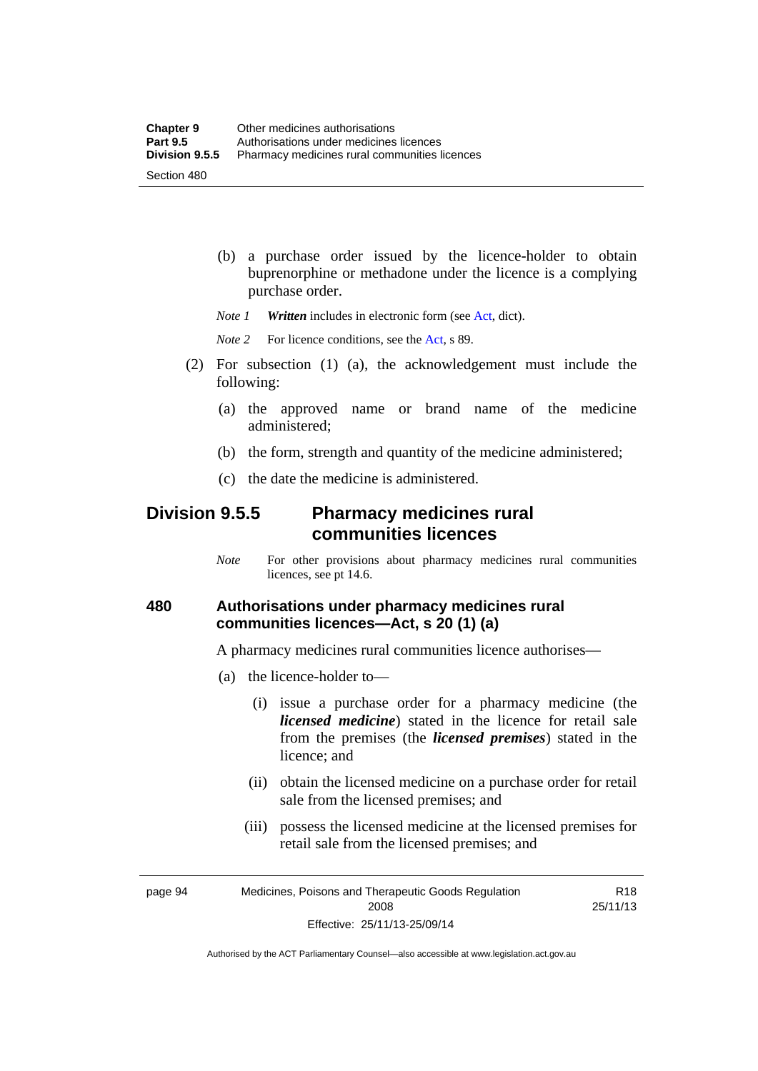(b) a purchase order issued by the licence-holder to obtain buprenorphine or methadone under the licence is a complying purchase order.

*Note 1* ***Written*** includes in electronic form (see Act, dict).

*Note 2* For licence conditions, see the Act, s 89.

(2) For subsection (1) (a), the acknowledgement must include the following:

(a) the approved name or brand name of the medicine administered;

(b) the form, strength and quantity of the medicine administered;

(c) the date the medicine is administered.

## Division 9.5.5 Pharmacy medicines rural communities licences

*Note* For other provisions about pharmacy medicines rural communities licences, see pt 14.6.

### 480 Authorisations under pharmacy medicines rural communities licences—Act, s 20 (1) (a)

A pharmacy medicines rural communities licence authorises—

(a) the licence-holder to—

(i) issue a purchase order for a pharmacy medicine (the ***licensed medicine***) stated in the licence for retail sale from the premises (the ***licensed premises***) stated in the licence; and

(ii) obtain the licensed medicine on a purchase order for retail sale from the licensed premises; and

(iii) possess the licensed medicine at the licensed premises for retail sale from the licensed premises; and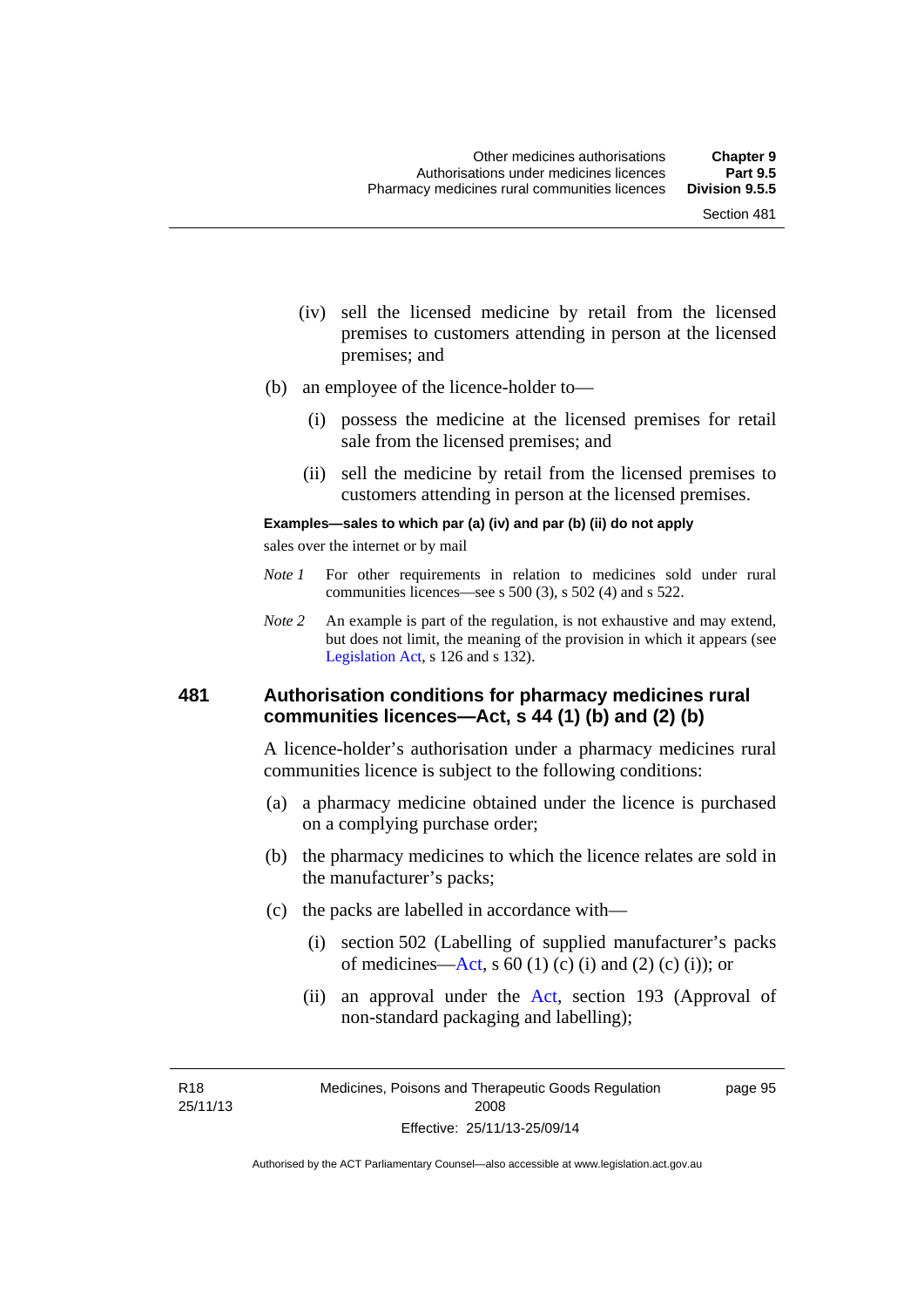(iv) sell the licensed medicine by retail from the licensed premises to customers attending in person at the licensed premises; and

(b) an employee of the licence-holder to—

(i) possess the medicine at the licensed premises for retail sale from the licensed premises; and

(ii) sell the medicine by retail from the licensed premises to customers attending in person at the licensed premises.

**Examples—sales to which par (a) (iv) and par (b) (ii) do not apply**

sales over the internet or by mail

*Note 1* For other requirements in relation to medicines sold under rural communities licences—see s 500 (3), s 502 (4) and s 522.

*Note 2* An example is part of the regulation, is not exhaustive and may extend, but does not limit, the meaning of the provision in which it appears (see Legislation Act, s 126 and s 132).

## 481 Authorisation conditions for pharmacy medicines rural communities licences—Act, s 44 (1) (b) and (2) (b)

A licence-holder's authorisation under a pharmacy medicines rural communities licence is subject to the following conditions:

(a) a pharmacy medicine obtained under the licence is purchased on a complying purchase order;

(b) the pharmacy medicines to which the licence relates are sold in the manufacturer's packs;

(c) the packs are labelled in accordance with—

(i) section 502 (Labelling of supplied manufacturer's packs of medicines—Act, s 60 (1) (c) (i) and (2) (c) (i)); or

(ii) an approval under the Act, section 193 (Approval of non-standard packaging and labelling);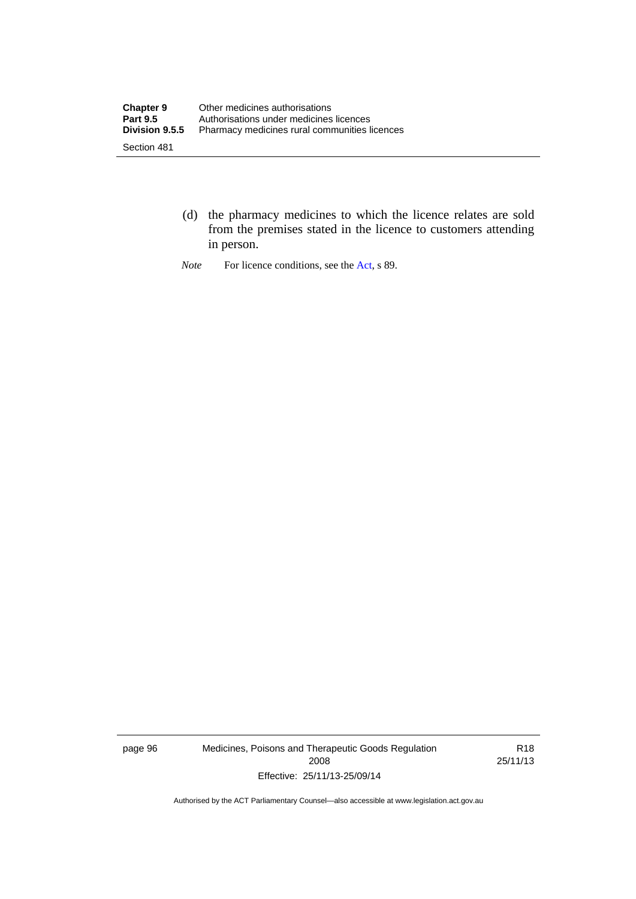(d) the pharmacy medicines to which the licence relates are sold from the premises stated in the licence to customers attending in person.

*Note* For licence conditions, see the Act, s 89.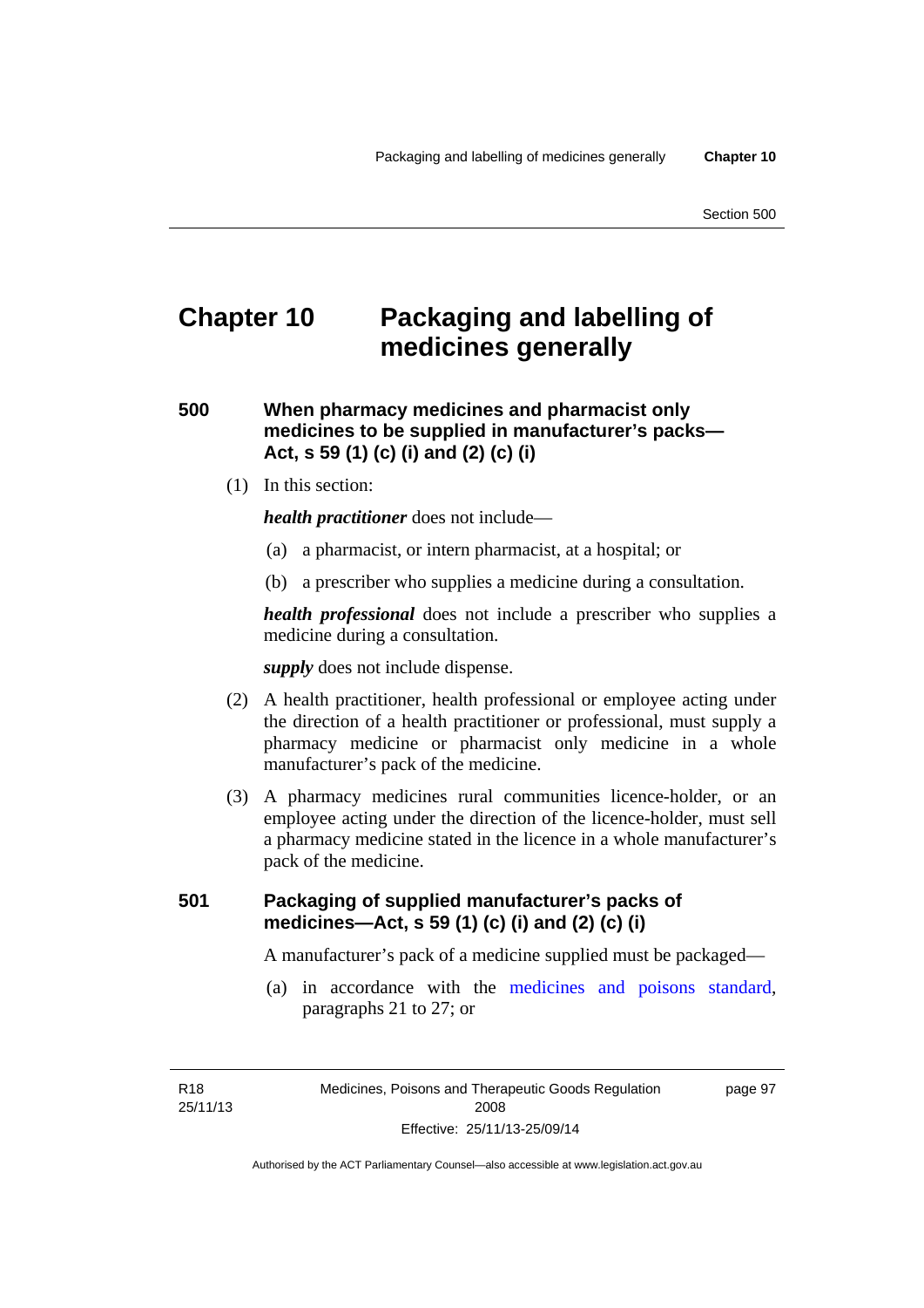# Chapter 10 Packaging and labelling of medicines generally

## 500 When pharmacy medicines and pharmacist only medicines to be supplied in manufacturer's packs—Act, s 59 (1) (c) (i) and (2) (c) (i)

(1) In this section:

***health practitioner*** does not include—

(a) a pharmacist, or intern pharmacist, at a hospital; or

(b) a prescriber who supplies a medicine during a consultation.

***health professional*** does not include a prescriber who supplies a medicine during a consultation.

***supply*** does not include dispense.

(2) A health practitioner, health professional or employee acting under the direction of a health practitioner or professional, must supply a pharmacy medicine or pharmacist only medicine in a whole manufacturer's pack of the medicine.

(3) A pharmacy medicines rural communities licence-holder, or an employee acting under the direction of the licence-holder, must sell a pharmacy medicine stated in the licence in a whole manufacturer's pack of the medicine.

## 501 Packaging of supplied manufacturer's packs of medicines—Act, s 59 (1) (c) (i) and (2) (c) (i)

A manufacturer's pack of a medicine supplied must be packaged—

(a) in accordance with the medicines and poisons standard, paragraphs 21 to 27; or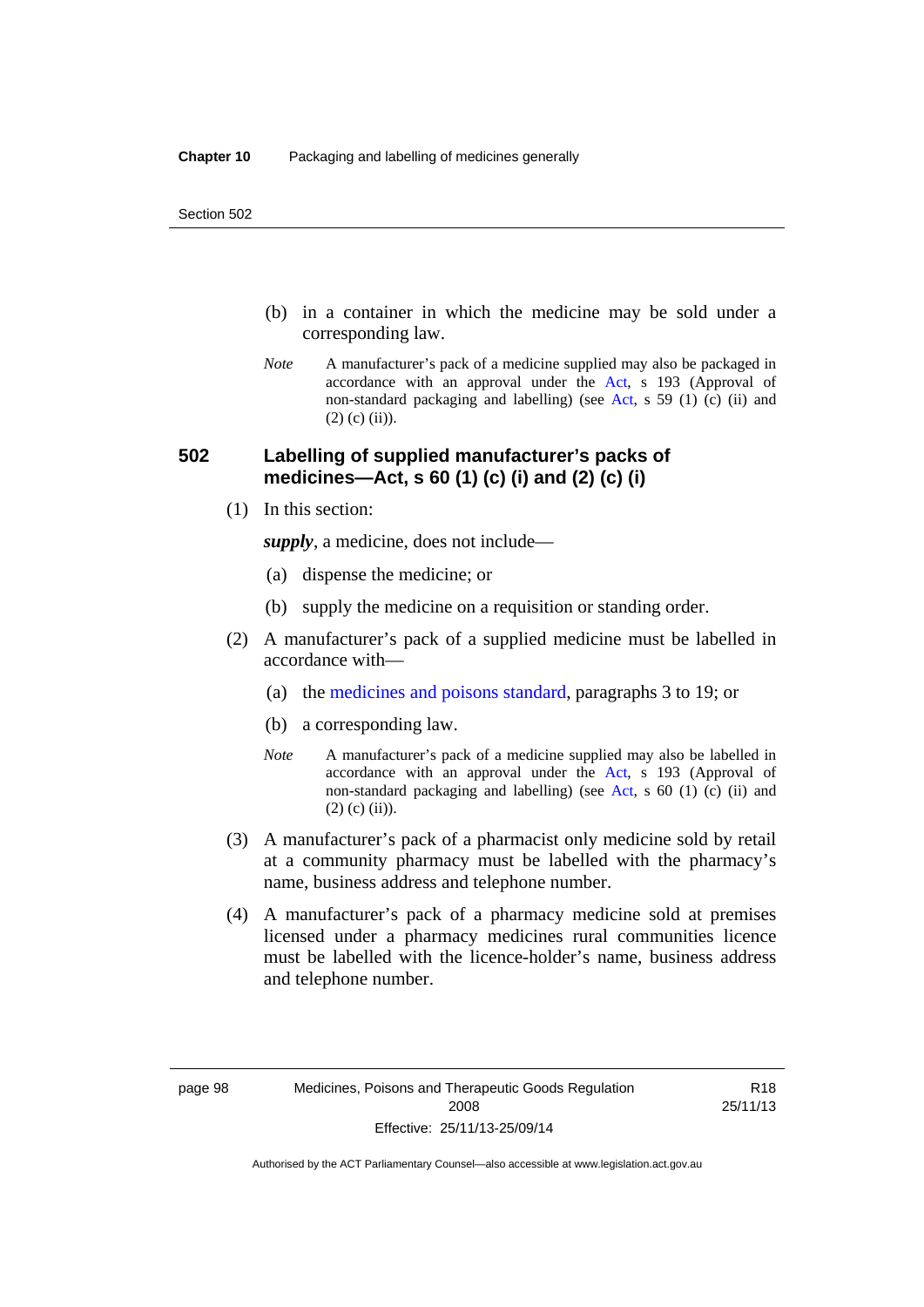(b) in a container in which the medicine may be sold under a corresponding law.

*Note* A manufacturer's pack of a medicine supplied may also be packaged in accordance with an approval under the Act, s 193 (Approval of non-standard packaging and labelling) (see Act, s 59 (1) (c) (ii) and (2) (c) (ii)).

## 502 Labelling of supplied manufacturer's packs of medicines—Act, s 60 (1) (c) (i) and (2) (c) (i)

(1) In this section:

***supply***, a medicine, does not include—

(a) dispense the medicine; or

(b) supply the medicine on a requisition or standing order.

(2) A manufacturer's pack of a supplied medicine must be labelled in accordance with—

(a) the medicines and poisons standard, paragraphs 3 to 19; or

(b) a corresponding law.

*Note* A manufacturer's pack of a medicine supplied may also be labelled in accordance with an approval under the Act, s 193 (Approval of non-standard packaging and labelling) (see Act, s 60 (1) (c) (ii) and (2) (c) (ii)).

(3) A manufacturer's pack of a pharmacist only medicine sold by retail at a community pharmacy must be labelled with the pharmacy's name, business address and telephone number.

(4) A manufacturer's pack of a pharmacy medicine sold at premises licensed under a pharmacy medicines rural communities licence must be labelled with the licence-holder's name, business address and telephone number.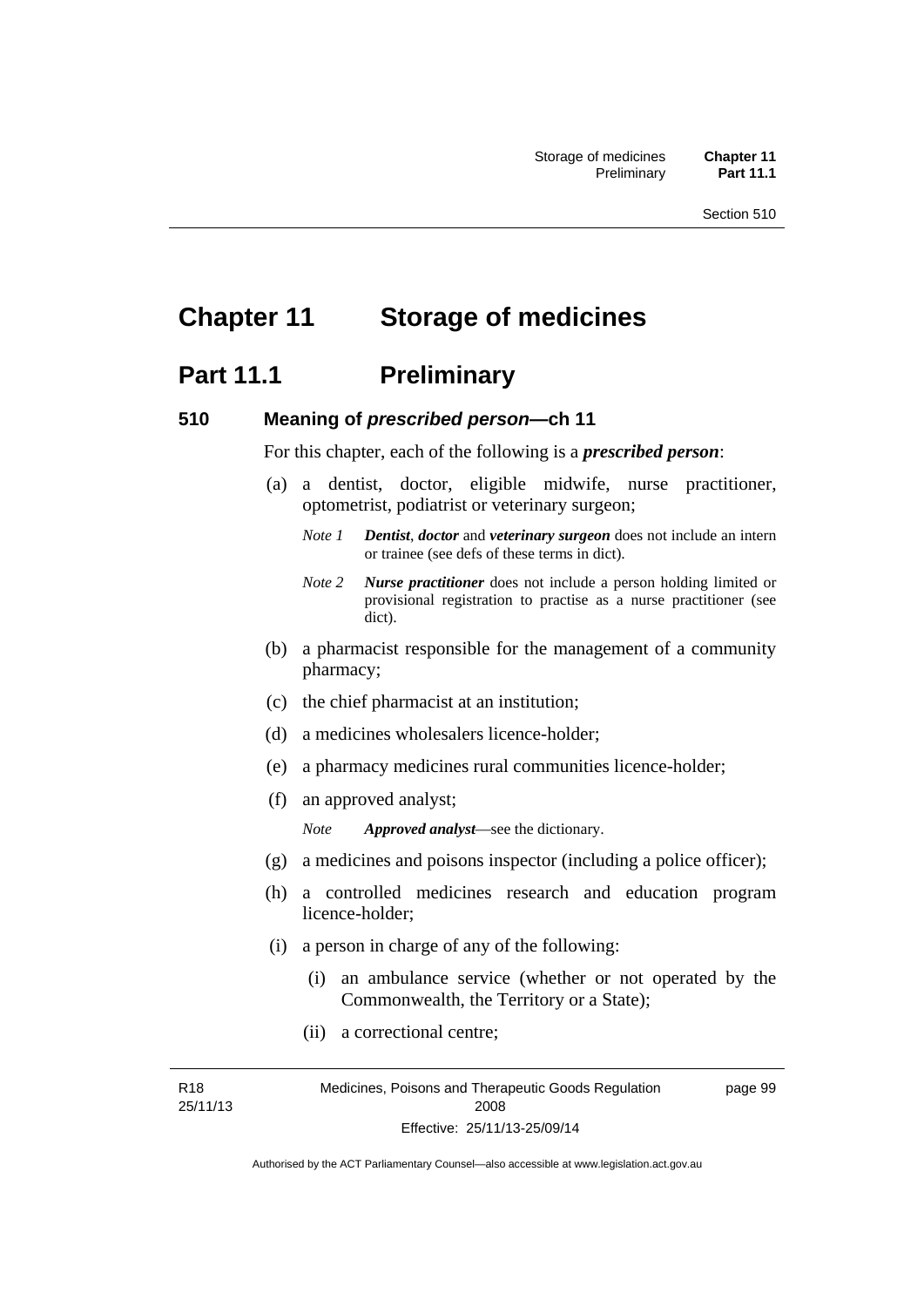# Chapter 11 Storage of medicines

## Part 11.1 Preliminary

### 510 Meaning of *prescribed person*—ch 11

For this chapter, each of the following is a ***prescribed person***:

(a) a dentist, doctor, eligible midwife, nurse practitioner, optometrist, podiatrist or veterinary surgeon;

*Note 1* ***Dentist***, ***doctor*** and ***veterinary surgeon*** does not include an intern or trainee (see defs of these terms in dict).

*Note 2* ***Nurse practitioner*** does not include a person holding limited or provisional registration to practise as a nurse practitioner (see dict).

(b) a pharmacist responsible for the management of a community pharmacy;

(c) the chief pharmacist at an institution;

(d) a medicines wholesalers licence-holder;

(e) a pharmacy medicines rural communities licence-holder;

(f) an approved analyst;

*Note* ***Approved analyst***—see the dictionary.

(g) a medicines and poisons inspector (including a police officer);

(h) a controlled medicines research and education program licence-holder;

(i) a person in charge of any of the following:

(i) an ambulance service (whether or not operated by the Commonwealth, the Territory or a State);

(ii) a correctional centre;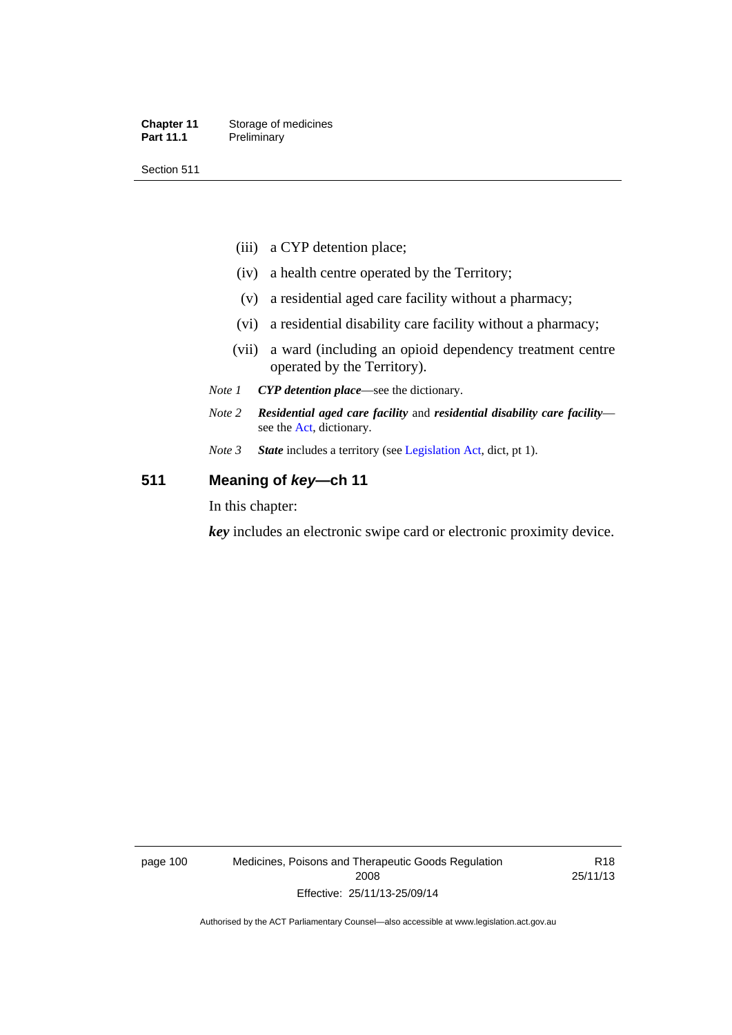(iii) a CYP detention place;

(iv) a health centre operated by the Territory;

(v) a residential aged care facility without a pharmacy;

(vi) a residential disability care facility without a pharmacy;

(vii) a ward (including an opioid dependency treatment centre operated by the Territory).

*Note 1* ***CYP detention place***—see the dictionary.

*Note 2* ***Residential aged care facility*** and ***residential disability care facility***—see the Act, dictionary.

*Note 3* ***State*** includes a territory (see Legislation Act, dict, pt 1).

## 511 Meaning of *key*—ch 11

In this chapter:

***key*** includes an electronic swipe card or electronic proximity device.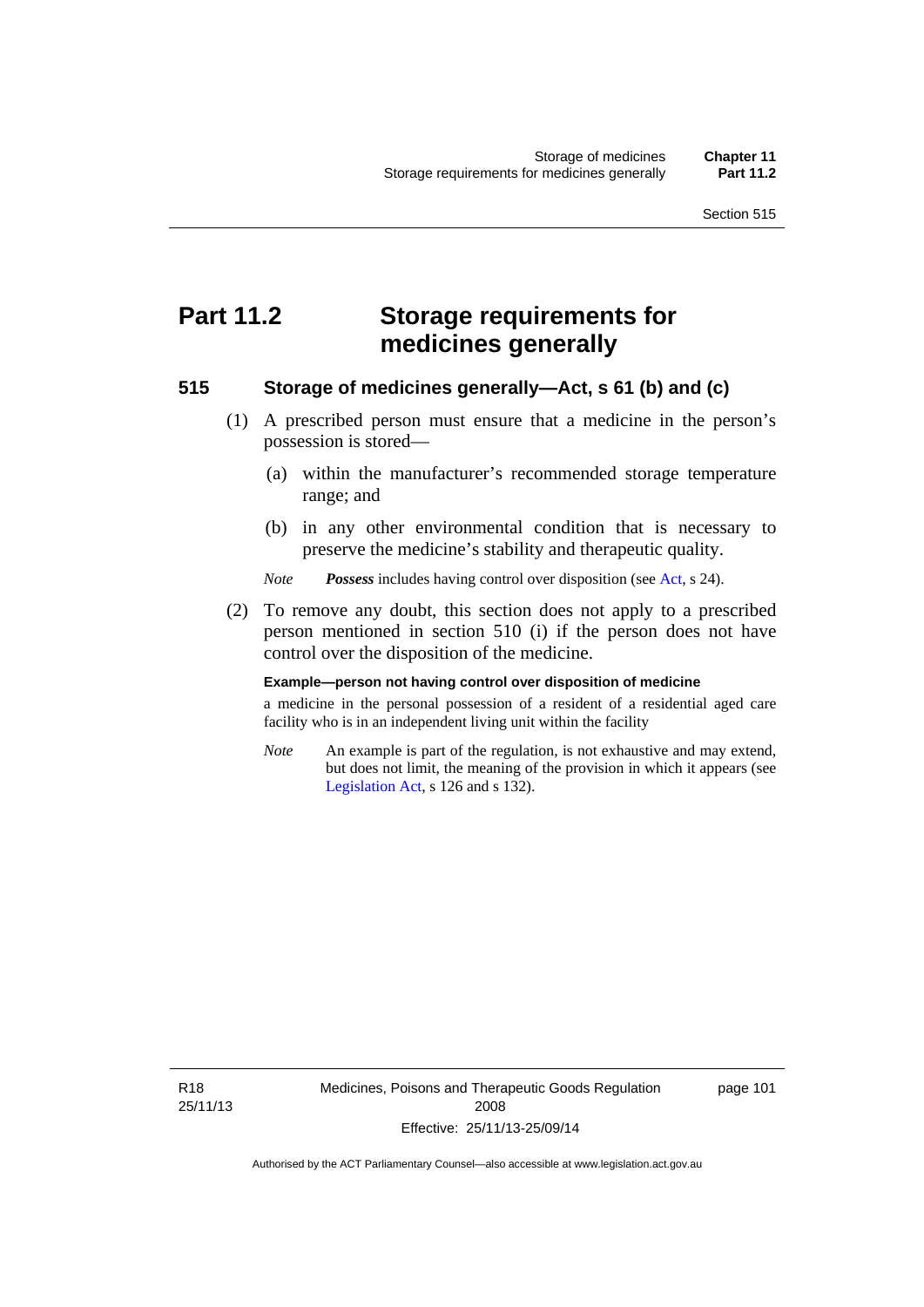# Part 11.2 Storage requirements for medicines generally

## 515 Storage of medicines generally—Act, s 61 (b) and (c)

(1) A prescribed person must ensure that a medicine in the person's possession is stored—

(a) within the manufacturer's recommended storage temperature range; and

(b) in any other environmental condition that is necessary to preserve the medicine's stability and therapeutic quality.

*Note* ***Possess*** includes having control over disposition (see Act, s 24).

(2) To remove any doubt, this section does not apply to a prescribed person mentioned in section 510 (i) if the person does not have control over the disposition of the medicine.

**Example—person not having control over disposition of medicine**

a medicine in the personal possession of a resident of a residential aged care facility who is in an independent living unit within the facility

*Note* An example is part of the regulation, is not exhaustive and may extend, but does not limit, the meaning of the provision in which it appears (see Legislation Act, s 126 and s 132).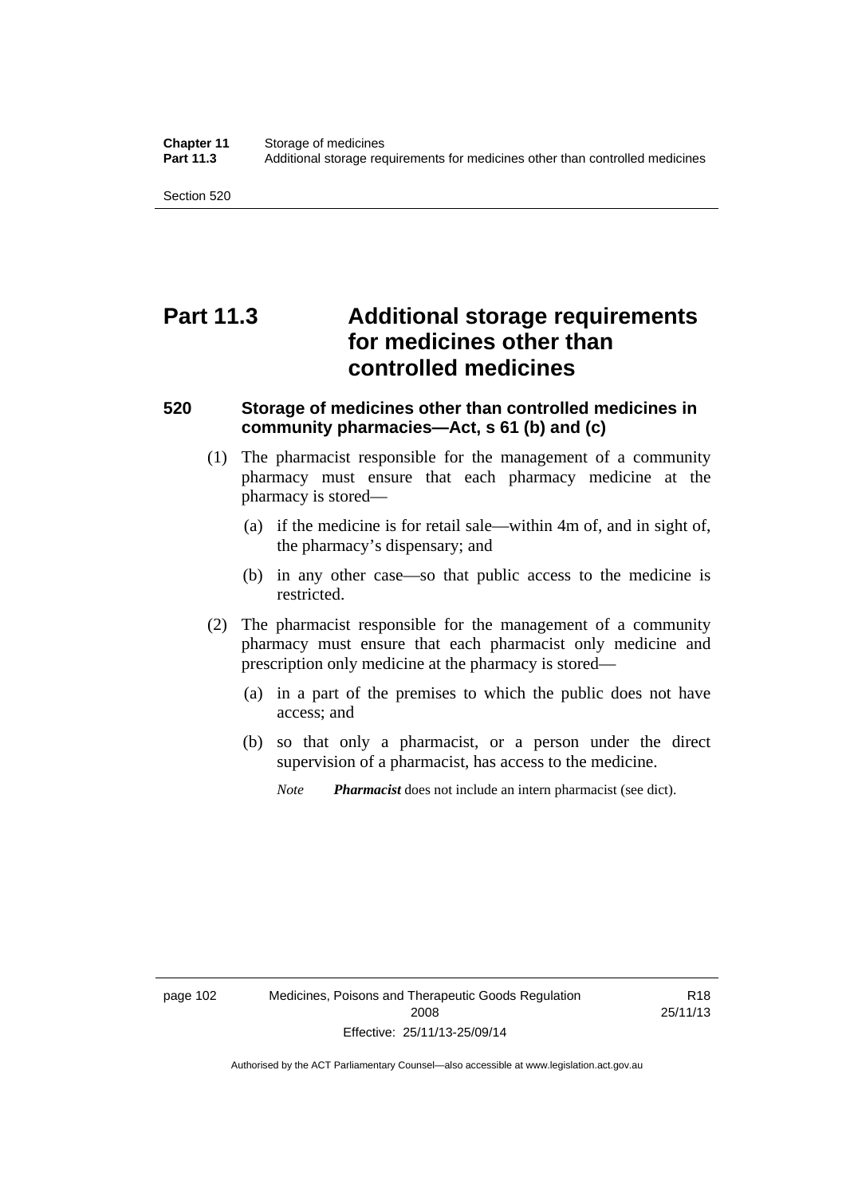# Part 11.3 Additional storage requirements for medicines other than controlled medicines

### 520 Storage of medicines other than controlled medicines in community pharmacies—Act, s 61 (b) and (c)

(1) The pharmacist responsible for the management of a community pharmacy must ensure that each pharmacy medicine at the pharmacy is stored—

- (a) if the medicine is for retail sale—within 4m of, and in sight of, the pharmacy's dispensary; and
- (b) in any other case—so that public access to the medicine is restricted.

(2) The pharmacist responsible for the management of a community pharmacy must ensure that each pharmacist only medicine and prescription only medicine at the pharmacy is stored—

- (a) in a part of the premises to which the public does not have access; and
- (b) so that only a pharmacist, or a person under the direct supervision of a pharmacist, has access to the medicine.

*Note* ***Pharmacist*** does not include an intern pharmacist (see dict).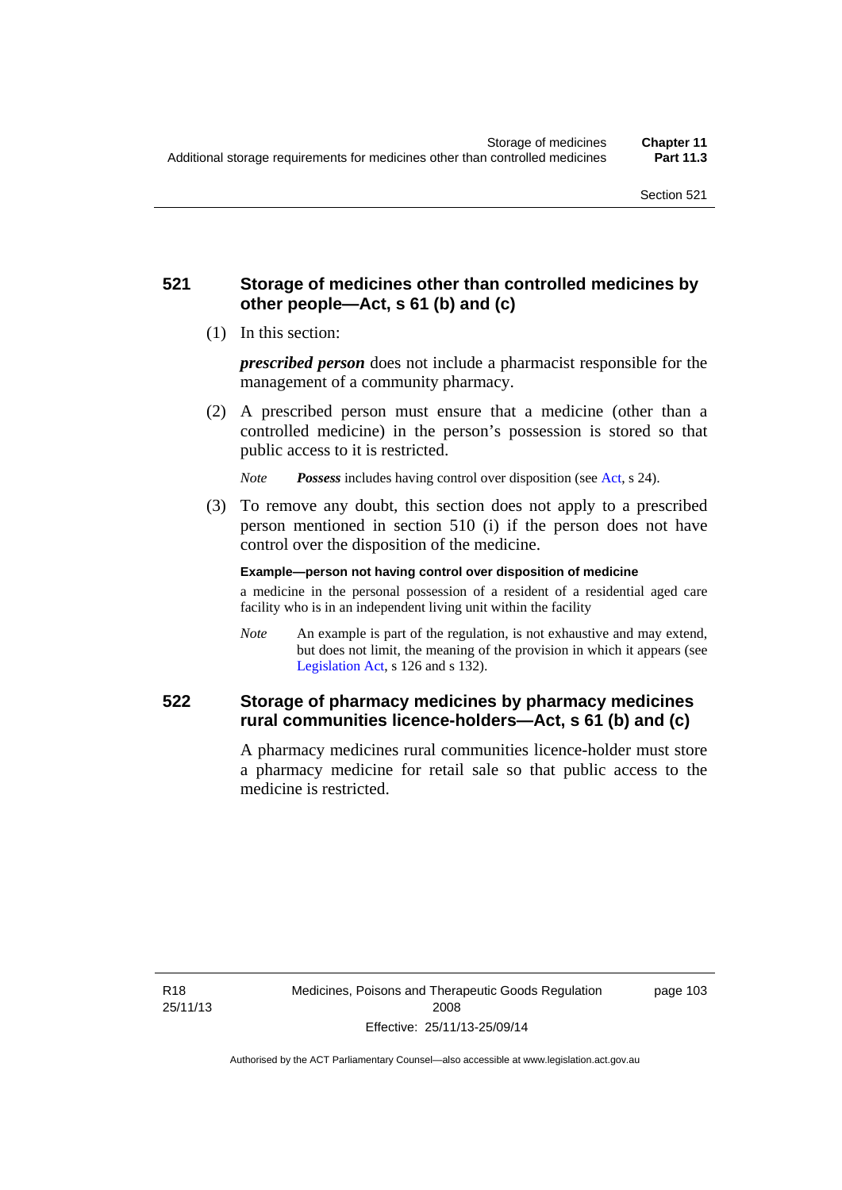## 521 Storage of medicines other than controlled medicines by other people—Act, s 61 (b) and (c)

(1) In this section:

***prescribed person*** does not include a pharmacist responsible for the management of a community pharmacy.

(2) A prescribed person must ensure that a medicine (other than a controlled medicine) in the person's possession is stored so that public access to it is restricted.

*Note* ***Possess*** includes having control over disposition (see Act, s 24).

(3) To remove any doubt, this section does not apply to a prescribed person mentioned in section 510 (i) if the person does not have control over the disposition of the medicine.

**Example—person not having control over disposition of medicine**

a medicine in the personal possession of a resident of a residential aged care facility who is in an independent living unit within the facility

*Note* An example is part of the regulation, is not exhaustive and may extend, but does not limit, the meaning of the provision in which it appears (see Legislation Act, s 126 and s 132).

## 522 Storage of pharmacy medicines by pharmacy medicines rural communities licence-holders—Act, s 61 (b) and (c)

A pharmacy medicines rural communities licence-holder must store a pharmacy medicine for retail sale so that public access to the medicine is restricted.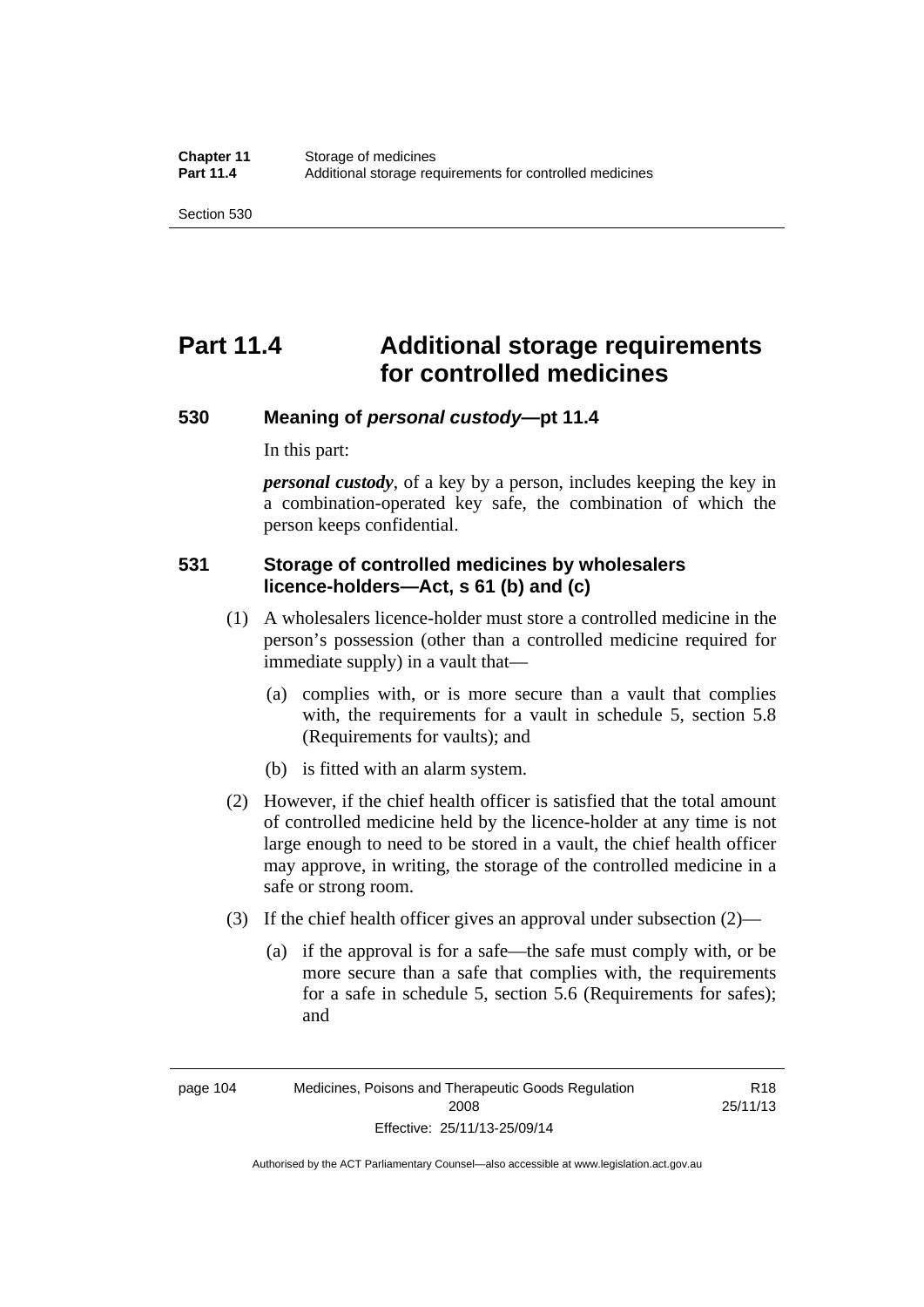# Part 11.4 Additional storage requirements for controlled medicines

## 530 Meaning of *personal custody*—pt 11.4

In this part:

***personal custody***, of a key by a person, includes keeping the key in a combination-operated key safe, the combination of which the person keeps confidential.

## 531 Storage of controlled medicines by wholesalers licence-holders—Act, s 61 (b) and (c)

(1) A wholesalers licence-holder must store a controlled medicine in the person's possession (other than a controlled medicine required for immediate supply) in a vault that—

(a) complies with, or is more secure than a vault that complies with, the requirements for a vault in schedule 5, section 5.8 (Requirements for vaults); and

(b) is fitted with an alarm system.

(2) However, if the chief health officer is satisfied that the total amount of controlled medicine held by the licence-holder at any time is not large enough to need to be stored in a vault, the chief health officer may approve, in writing, the storage of the controlled medicine in a safe or strong room.

(3) If the chief health officer gives an approval under subsection (2)—

(a) if the approval is for a safe—the safe must comply with, or be more secure than a safe that complies with, the requirements for a safe in schedule 5, section 5.6 (Requirements for safes); and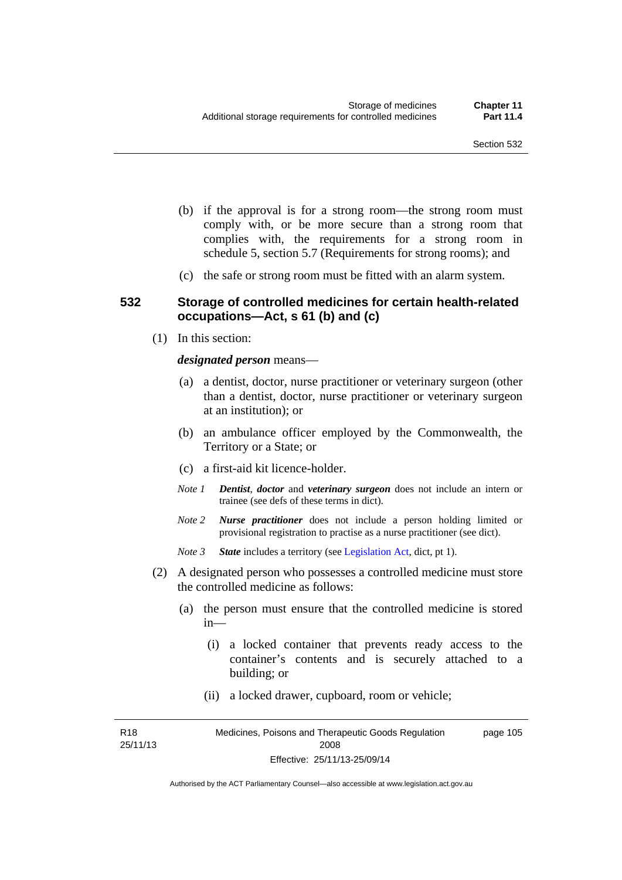(b) if the approval is for a strong room—the strong room must comply with, or be more secure than a strong room that complies with, the requirements for a strong room in schedule 5, section 5.7 (Requirements for strong rooms); and

(c) the safe or strong room must be fitted with an alarm system.

## 532 Storage of controlled medicines for certain health-related occupations—Act, s 61 (b) and (c)

(1) In this section:

***designated person*** means—

(a) a dentist, doctor, nurse practitioner or veterinary surgeon (other than a dentist, doctor, nurse practitioner or veterinary surgeon at an institution); or

(b) an ambulance officer employed by the Commonwealth, the Territory or a State; or

(c) a first-aid kit licence-holder.

*Note 1* ***Dentist***, ***doctor*** and ***veterinary surgeon*** does not include an intern or trainee (see defs of these terms in dict).

*Note 2* ***Nurse practitioner*** does not include a person holding limited or provisional registration to practise as a nurse practitioner (see dict).

*Note 3* ***State*** includes a territory (see Legislation Act, dict, pt 1).

(2) A designated person who possesses a controlled medicine must store the controlled medicine as follows:

(a) the person must ensure that the controlled medicine is stored in—

(i) a locked container that prevents ready access to the container's contents and is securely attached to a building; or

(ii) a locked drawer, cupboard, room or vehicle;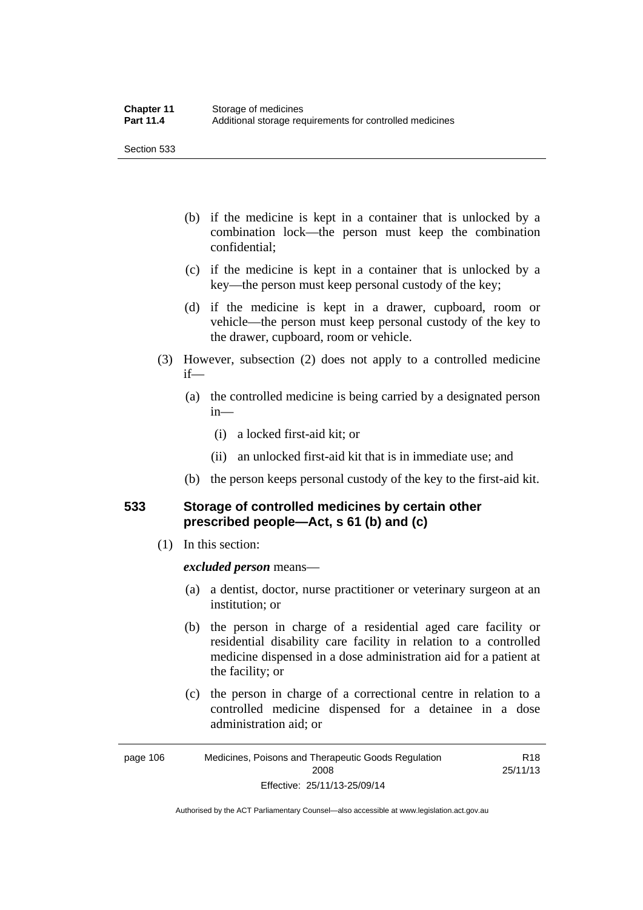(b) if the medicine is kept in a container that is unlocked by a combination lock—the person must keep the combination confidential;

(c) if the medicine is kept in a container that is unlocked by a key—the person must keep personal custody of the key;

(d) if the medicine is kept in a drawer, cupboard, room or vehicle—the person must keep personal custody of the key to the drawer, cupboard, room or vehicle.

(3) However, subsection (2) does not apply to a controlled medicine if—

(a) the controlled medicine is being carried by a designated person in—

(i) a locked first-aid kit; or

(ii) an unlocked first-aid kit that is in immediate use; and

(b) the person keeps personal custody of the key to the first-aid kit.

## 533 Storage of controlled medicines by certain other prescribed people—Act, s 61 (b) and (c)

(1) In this section:

***excluded person*** means—

(a) a dentist, doctor, nurse practitioner or veterinary surgeon at an institution; or

(b) the person in charge of a residential aged care facility or residential disability care facility in relation to a controlled medicine dispensed in a dose administration aid for a patient at the facility; or

(c) the person in charge of a correctional centre in relation to a controlled medicine dispensed for a detainee in a dose administration aid; or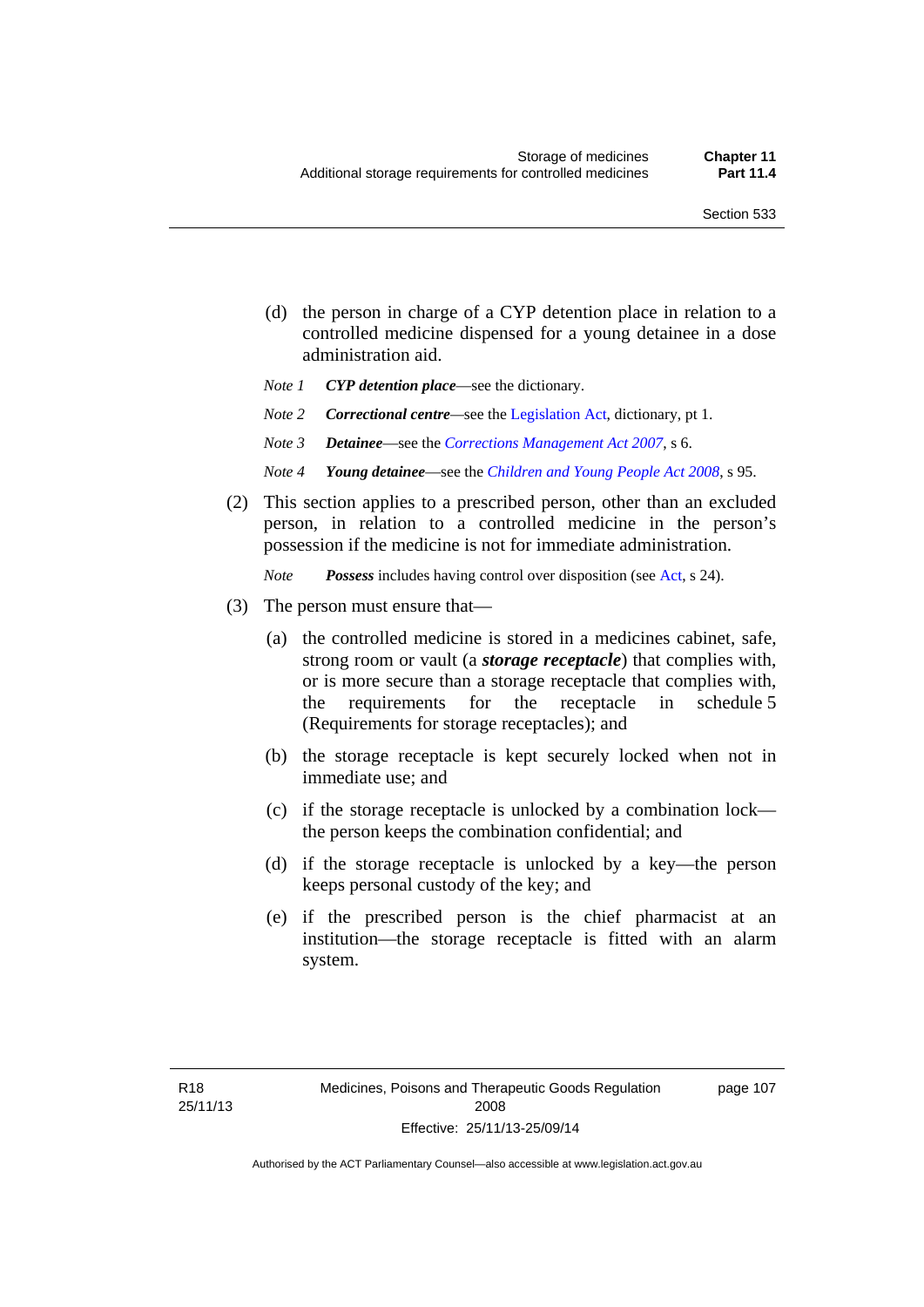(d) the person in charge of a CYP detention place in relation to a controlled medicine dispensed for a young detainee in a dose administration aid.

*Note 1* ***CYP detention place***—see the dictionary.

*Note 2* ***Correctional centre***—see the Legislation Act, dictionary, pt 1.

*Note 3* ***Detainee***—see the *Corrections Management Act 2007*, s 6.

*Note 4* ***Young detainee***—see the *Children and Young People Act 2008*, s 95.

(2) This section applies to a prescribed person, other than an excluded person, in relation to a controlled medicine in the person's possession if the medicine is not for immediate administration.

*Note* ***Possess*** includes having control over disposition (see Act, s 24).

(3) The person must ensure that—

(a) the controlled medicine is stored in a medicines cabinet, safe, strong room or vault (a ***storage receptacle***) that complies with, or is more secure than a storage receptacle that complies with, the requirements for the receptacle in schedule 5 (Requirements for storage receptacles); and

(b) the storage receptacle is kept securely locked when not in immediate use; and

(c) if the storage receptacle is unlocked by a combination lock—the person keeps the combination confidential; and

(d) if the storage receptacle is unlocked by a key—the person keeps personal custody of the key; and

(e) if the prescribed person is the chief pharmacist at an institution—the storage receptacle is fitted with an alarm system.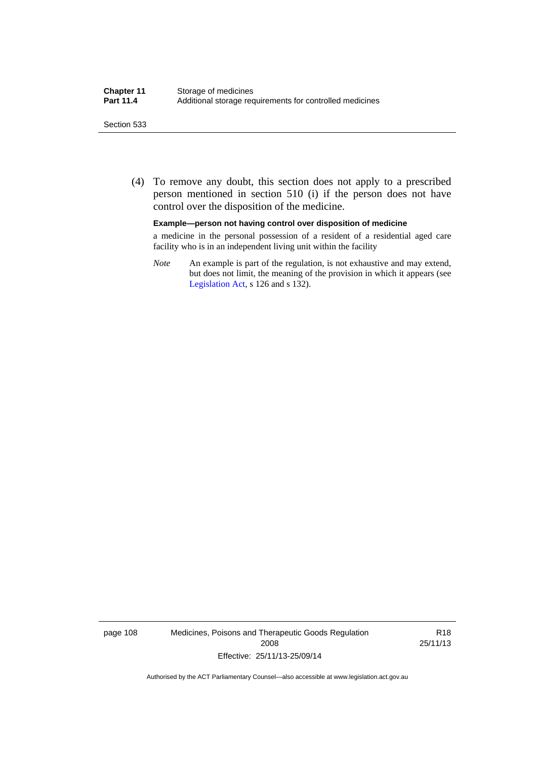(4) To remove any doubt, this section does not apply to a prescribed person mentioned in section 510 (i) if the person does not have control over the disposition of the medicine.

**Example—person not having control over disposition of medicine**

a medicine in the personal possession of a resident of a residential aged care facility who is in an independent living unit within the facility

*Note* An example is part of the regulation, is not exhaustive and may extend, but does not limit, the meaning of the provision in which it appears (see Legislation Act, s 126 and s 132).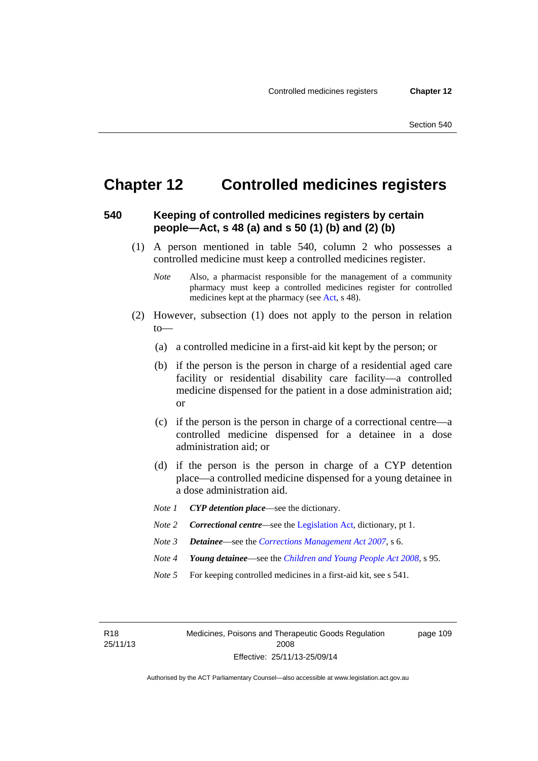# Chapter 12 Controlled medicines registers

## 540 Keeping of controlled medicines registers by certain people—Act, s 48 (a) and s 50 (1) (b) and (2) (b)

(1) A person mentioned in table 540, column 2 who possesses a controlled medicine must keep a controlled medicines register.

*Note* Also, a pharmacist responsible for the management of a community pharmacy must keep a controlled medicines register for controlled medicines kept at the pharmacy (see Act, s 48).

(2) However, subsection (1) does not apply to the person in relation to—

(a) a controlled medicine in a first-aid kit kept by the person; or

(b) if the person is the person in charge of a residential aged care facility or residential disability care facility—a controlled medicine dispensed for the patient in a dose administration aid; or

(c) if the person is the person in charge of a correctional centre—a controlled medicine dispensed for a detainee in a dose administration aid; or

(d) if the person is the person in charge of a CYP detention place—a controlled medicine dispensed for a young detainee in a dose administration aid.

*Note 1* ***CYP detention place***—see the dictionary.

*Note 2* ***Correctional centre***—see the Legislation Act, dictionary, pt 1.

*Note 3* ***Detainee***—see the *Corrections Management Act 2007*, s 6.

*Note 4* ***Young detainee***—see the *Children and Young People Act 2008*, s 95.

*Note 5* For keeping controlled medicines in a first-aid kit, see s 541.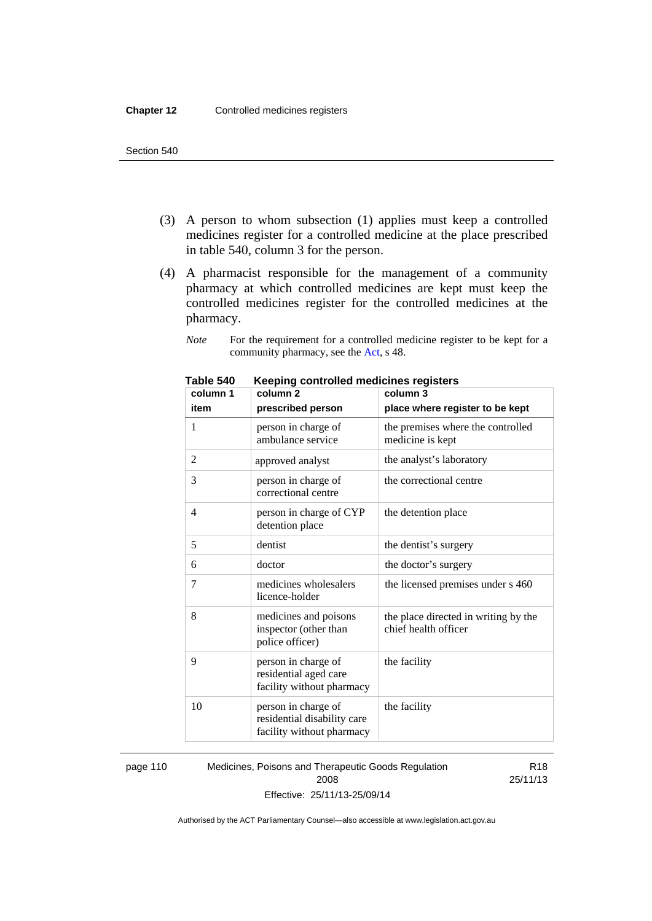(3) A person to whom subsection (1) applies must keep a controlled medicines register for a controlled medicine at the place prescribed in table 540, column 3 for the person.

(4) A pharmacist responsible for the management of a community pharmacy at which controlled medicines are kept must keep the controlled medicines register for the controlled medicines at the pharmacy.

*Note* For the requirement for a controlled medicine register to be kept for a community pharmacy, see the Act, s 48.

**Table 540 Keeping controlled medicines registers**

| column 1<br>item | column 2<br>prescribed person | column 3<br>place where register to be kept |
|---|---|---|
| 1 | person in charge of ambulance service | the premises where the controlled medicine is kept |
| 2 | approved analyst | the analyst's laboratory |
| 3 | person in charge of correctional centre | the correctional centre |
| 4 | person in charge of CYP detention place | the detention place |
| 5 | dentist | the dentist's surgery |
| 6 | doctor | the doctor's surgery |
| 7 | medicines wholesalers licence-holder | the licensed premises under s 460 |
| 8 | medicines and poisons inspector (other than police officer) | the place directed in writing by the chief health officer |
| 9 | person in charge of residential aged care facility without pharmacy | the facility |
| 10 | person in charge of residential disability care facility without pharmacy | the facility |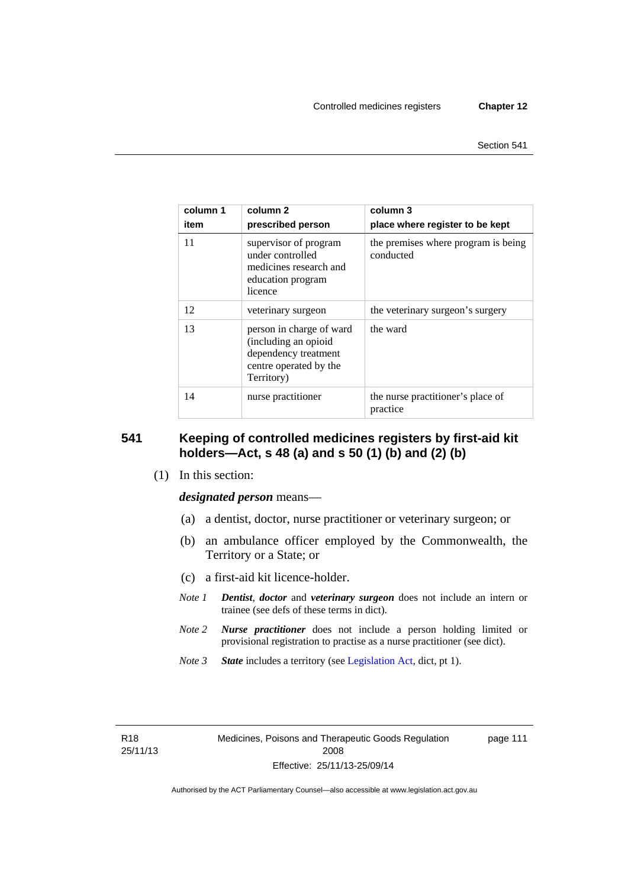| column 1 item | column 2 prescribed person | column 3 place where register to be kept |
|---|---|---|
| 11 | supervisor of program under controlled medicines research and education program licence | the premises where program is being conducted |
| 12 | veterinary surgeon | the veterinary surgeon's surgery |
| 13 | person in charge of ward (including an opioid dependency treatment centre operated by the Territory) | the ward |
| 14 | nurse practitioner | the nurse practitioner's place of practice |

## 541 Keeping of controlled medicines registers by first-aid kit holders—Act, s 48 (a) and s 50 (1) (b) and (2) (b)

(1) In this section:

***designated person*** means—

(a) a dentist, doctor, nurse practitioner or veterinary surgeon; or

(b) an ambulance officer employed by the Commonwealth, the Territory or a State; or

(c) a first-aid kit licence-holder.

*Note 1* ***Dentist***, ***doctor*** and ***veterinary surgeon*** does not include an intern or trainee (see defs of these terms in dict).

*Note 2* ***Nurse practitioner*** does not include a person holding limited or provisional registration to practise as a nurse practitioner (see dict).

*Note 3* ***State*** includes a territory (see Legislation Act, dict, pt 1).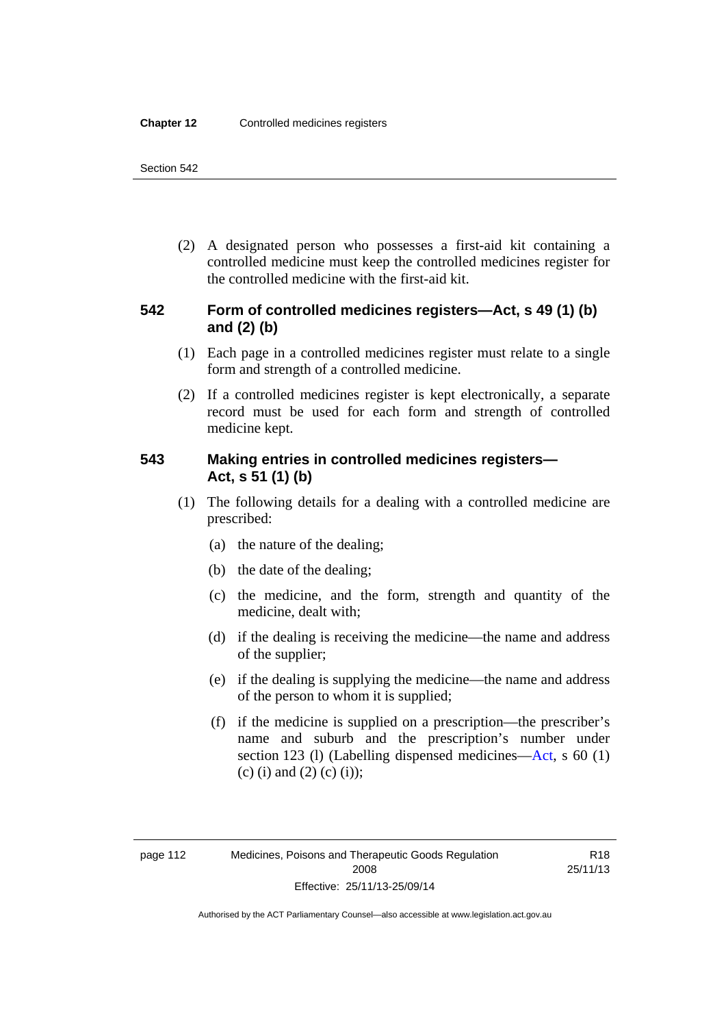(2) A designated person who possesses a first-aid kit containing a controlled medicine must keep the controlled medicines register for the controlled medicine with the first-aid kit.

### 542 Form of controlled medicines registers—Act, s 49 (1) (b) and (2) (b)

(1) Each page in a controlled medicines register must relate to a single form and strength of a controlled medicine.

(2) If a controlled medicines register is kept electronically, a separate record must be used for each form and strength of controlled medicine kept.

### 543 Making entries in controlled medicines registers—Act, s 51 (1) (b)

(1) The following details for a dealing with a controlled medicine are prescribed:

(a) the nature of the dealing;

(b) the date of the dealing;

(c) the medicine, and the form, strength and quantity of the medicine, dealt with;

(d) if the dealing is receiving the medicine—the name and address of the supplier;

(e) if the dealing is supplying the medicine—the name and address of the person to whom it is supplied;

(f) if the medicine is supplied on a prescription—the prescriber's name and suburb and the prescription's number under section 123 (l) (Labelling dispensed medicines—Act, s 60 (1) (c) (i) and (2) (c) (i));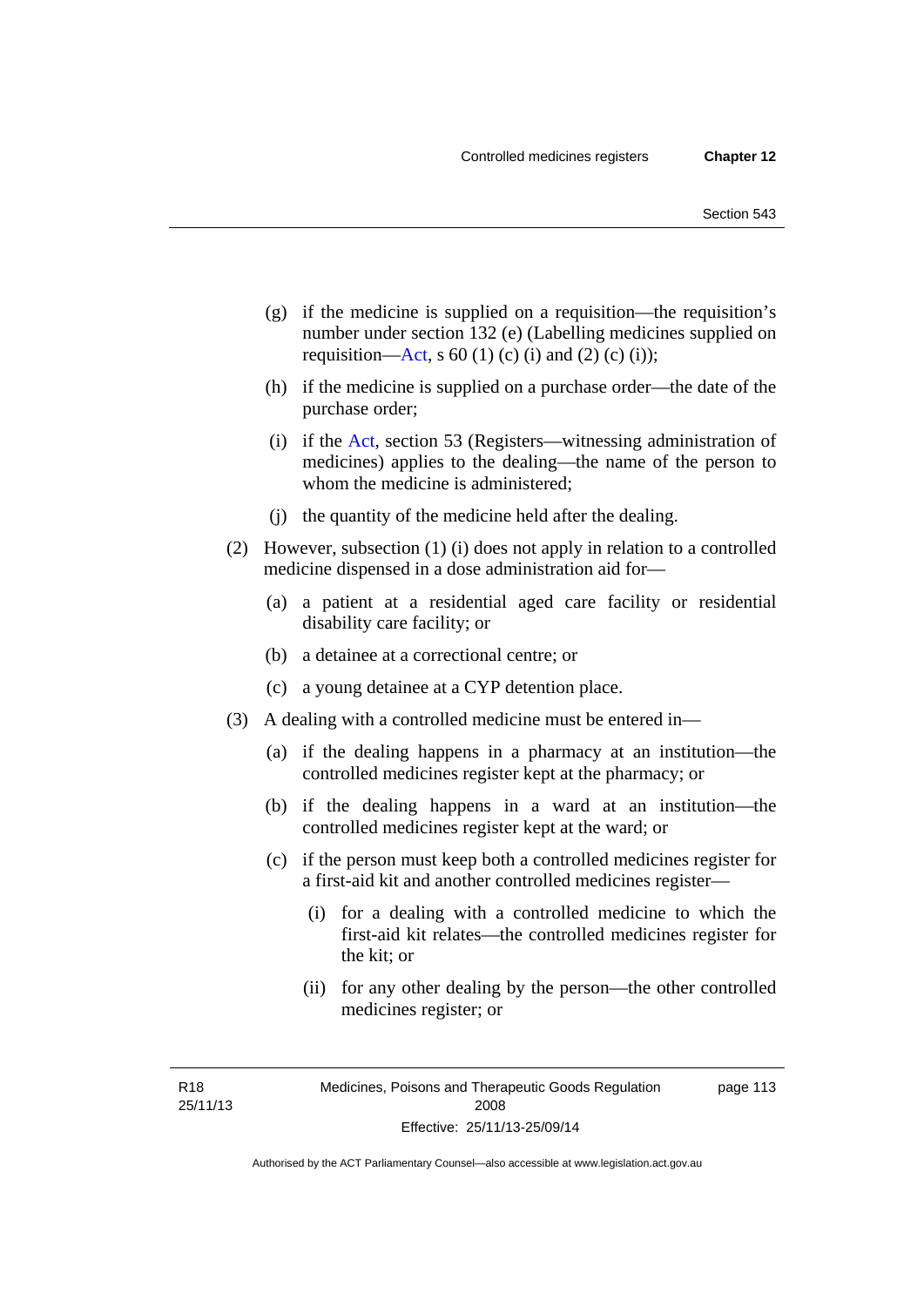(g) if the medicine is supplied on a requisition—the requisition's number under section 132 (e) (Labelling medicines supplied on requisition—Act, s 60 (1) (c) (i) and (2) (c) (i));

(h) if the medicine is supplied on a purchase order—the date of the purchase order;

(i) if the Act, section 53 (Registers—witnessing administration of medicines) applies to the dealing—the name of the person to whom the medicine is administered;

(j) the quantity of the medicine held after the dealing.

(2) However, subsection (1) (i) does not apply in relation to a controlled medicine dispensed in a dose administration aid for—

(a) a patient at a residential aged care facility or residential disability care facility; or

(b) a detainee at a correctional centre; or

(c) a young detainee at a CYP detention place.

(3) A dealing with a controlled medicine must be entered in—

(a) if the dealing happens in a pharmacy at an institution—the controlled medicines register kept at the pharmacy; or

(b) if the dealing happens in a ward at an institution—the controlled medicines register kept at the ward; or

(c) if the person must keep both a controlled medicines register for a first-aid kit and another controlled medicines register—

(i) for a dealing with a controlled medicine to which the first-aid kit relates—the controlled medicines register for the kit; or

(ii) for any other dealing by the person—the other controlled medicines register; or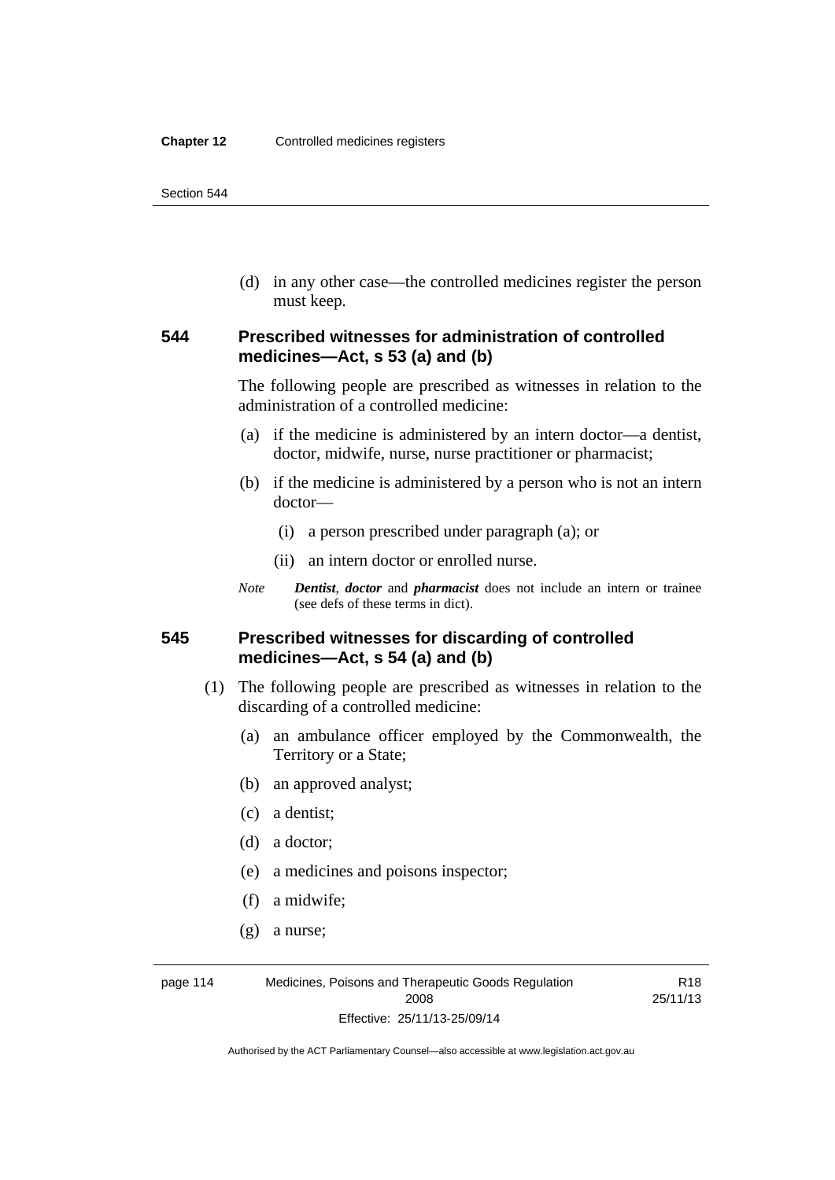(d) in any other case—the controlled medicines register the person must keep.

### 544 Prescribed witnesses for administration of controlled medicines—Act, s 53 (a) and (b)

The following people are prescribed as witnesses in relation to the administration of a controlled medicine:

(a) if the medicine is administered by an intern doctor—a dentist, doctor, midwife, nurse, nurse practitioner or pharmacist;

(b) if the medicine is administered by a person who is not an intern doctor—

(i) a person prescribed under paragraph (a); or

(ii) an intern doctor or enrolled nurse.

*Note* ***Dentist***, ***doctor*** and ***pharmacist*** does not include an intern or trainee (see defs of these terms in dict).

### 545 Prescribed witnesses for discarding of controlled medicines—Act, s 54 (a) and (b)

(1) The following people are prescribed as witnesses in relation to the discarding of a controlled medicine:

(a) an ambulance officer employed by the Commonwealth, the Territory or a State;

(b) an approved analyst;

(c) a dentist;

(d) a doctor;

(e) a medicines and poisons inspector;

(f) a midwife;

(g) a nurse;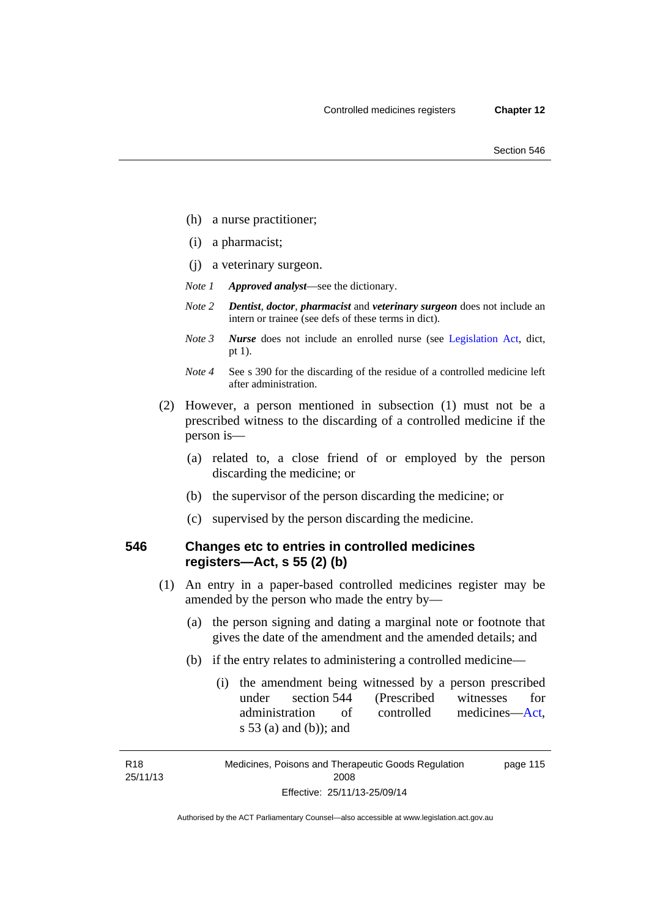(h) a nurse practitioner;

(i) a pharmacist;

(j) a veterinary surgeon.

*Note 1* ***Approved analyst***—see the dictionary.

*Note 2* ***Dentist***, ***doctor***, ***pharmacist*** and ***veterinary surgeon*** does not include an intern or trainee (see defs of these terms in dict).

*Note 3* ***Nurse*** does not include an enrolled nurse (see Legislation Act, dict, pt 1).

*Note 4* See s 390 for the discarding of the residue of a controlled medicine left after administration.

(2) However, a person mentioned in subsection (1) must not be a prescribed witness to the discarding of a controlled medicine if the person is—

(a) related to, a close friend of or employed by the person discarding the medicine; or

(b) the supervisor of the person discarding the medicine; or

(c) supervised by the person discarding the medicine.

### 546 Changes etc to entries in controlled medicines registers—Act, s 55 (2) (b)

(1) An entry in a paper-based controlled medicines register may be amended by the person who made the entry by—

(a) the person signing and dating a marginal note or footnote that gives the date of the amendment and the amended details; and

(b) if the entry relates to administering a controlled medicine—

(i) the amendment being witnessed by a person prescribed under section 544 (Prescribed witnesses for administration of controlled medicines—Act, s 53 (a) and (b)); and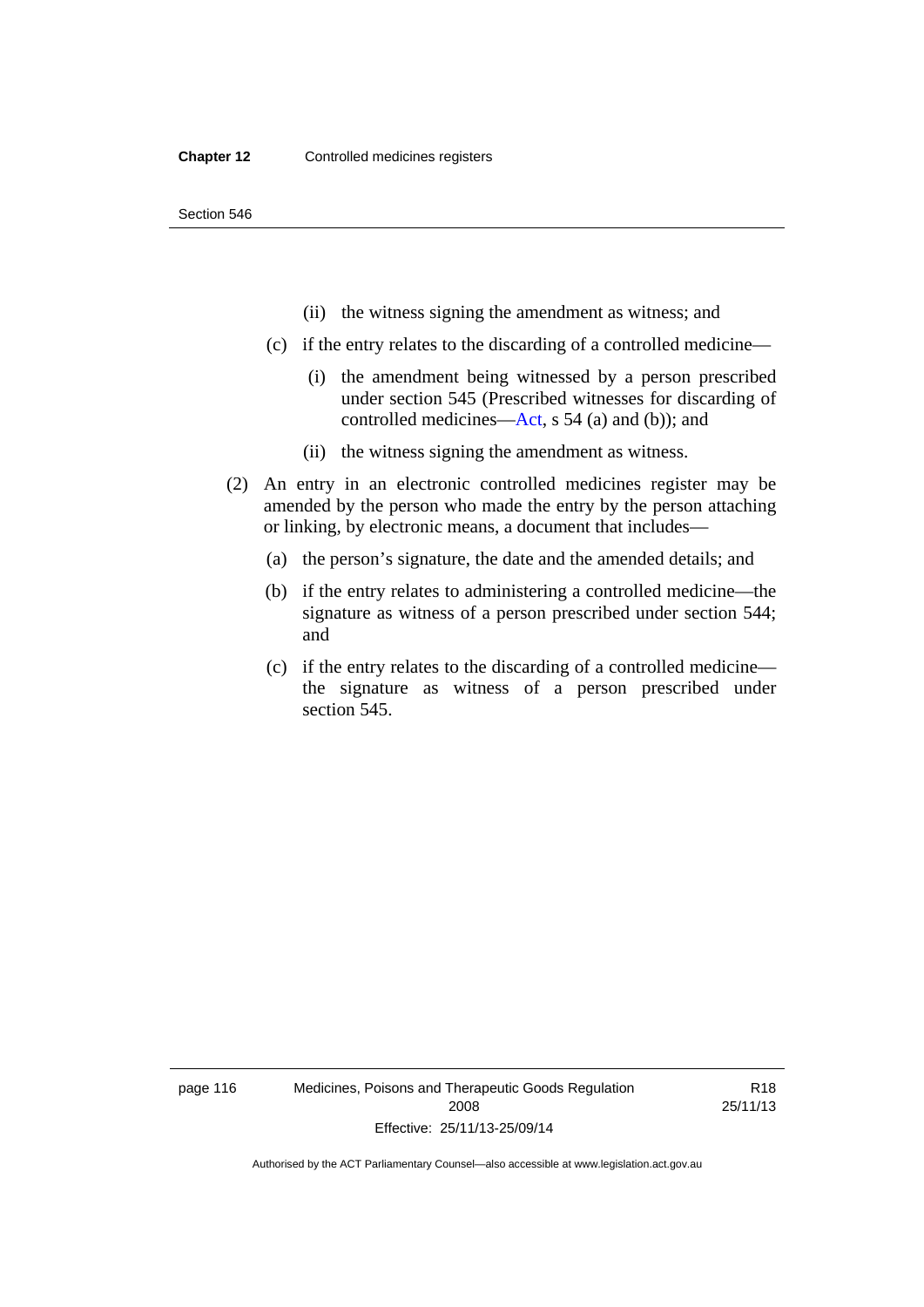(ii) the witness signing the amendment as witness; and

(c) if the entry relates to the discarding of a controlled medicine—

(i) the amendment being witnessed by a person prescribed under section 545 (Prescribed witnesses for discarding of controlled medicines—Act, s 54 (a) and (b)); and

(ii) the witness signing the amendment as witness.

(2) An entry in an electronic controlled medicines register may be amended by the person who made the entry by the person attaching or linking, by electronic means, a document that includes—

(a) the person's signature, the date and the amended details; and

(b) if the entry relates to administering a controlled medicine—the signature as witness of a person prescribed under section 544; and

(c) if the entry relates to the discarding of a controlled medicine—the signature as witness of a person prescribed under section 545.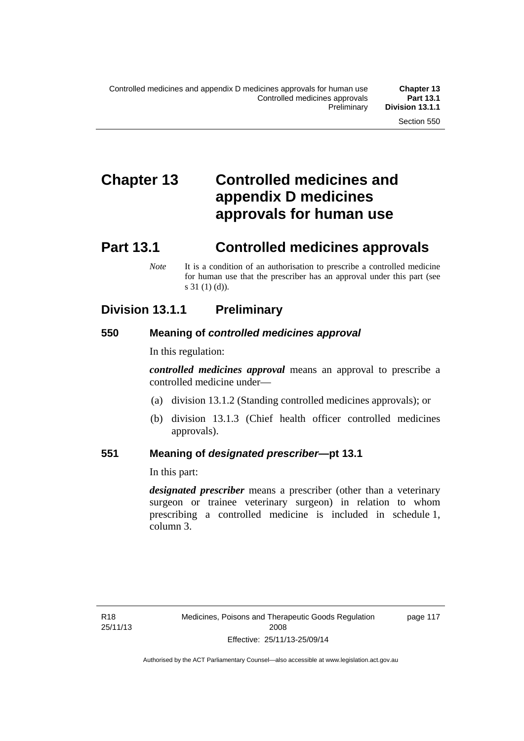# Chapter 13 Controlled medicines and appendix D medicines approvals for human use

## Part 13.1 Controlled medicines approvals

*Note* It is a condition of an authorisation to prescribe a controlled medicine for human use that the prescriber has an approval under this part (see s 31 (1) (d)).

### Division 13.1.1 Preliminary

#### 550 Meaning of *controlled medicines approval*

In this regulation:

***controlled medicines approval*** means an approval to prescribe a controlled medicine under—

(a) division 13.1.2 (Standing controlled medicines approvals); or

(b) division 13.1.3 (Chief health officer controlled medicines approvals).

#### 551 Meaning of *designated prescriber*—pt 13.1

In this part:

***designated prescriber*** means a prescriber (other than a veterinary surgeon or trainee veterinary surgeon) in relation to whom prescribing a controlled medicine is included in schedule 1, column 3.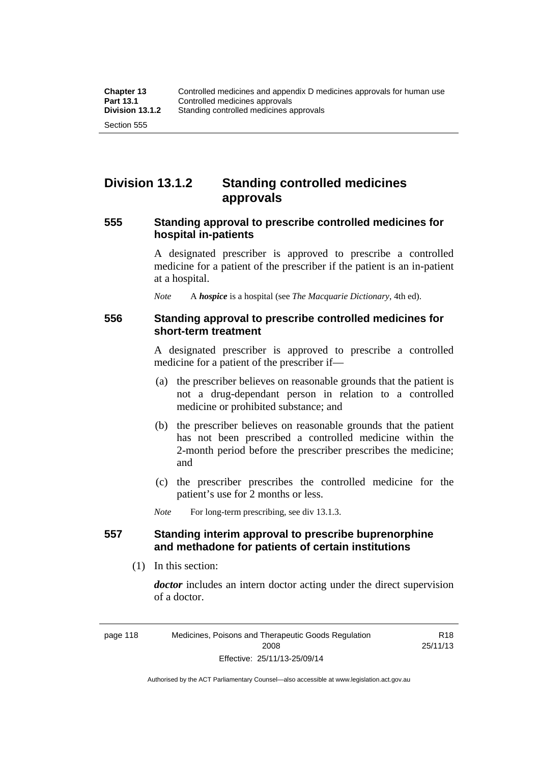## Division 13.1.2 Standing controlled medicines approvals

### 555 Standing approval to prescribe controlled medicines for hospital in-patients

A designated prescriber is approved to prescribe a controlled medicine for a patient of the prescriber if the patient is an in-patient at a hospital.

*Note* A ***hospice*** is a hospital (see *The Macquarie Dictionary*, 4th ed).

### 556 Standing approval to prescribe controlled medicines for short-term treatment

A designated prescriber is approved to prescribe a controlled medicine for a patient of the prescriber if—

(a) the prescriber believes on reasonable grounds that the patient is not a drug-dependant person in relation to a controlled medicine or prohibited substance; and

(b) the prescriber believes on reasonable grounds that the patient has not been prescribed a controlled medicine within the 2-month period before the prescriber prescribes the medicine; and

(c) the prescriber prescribes the controlled medicine for the patient's use for 2 months or less.

*Note* For long-term prescribing, see div 13.1.3.

### 557 Standing interim approval to prescribe buprenorphine and methadone for patients of certain institutions

(1) In this section:

***doctor*** includes an intern doctor acting under the direct supervision of a doctor.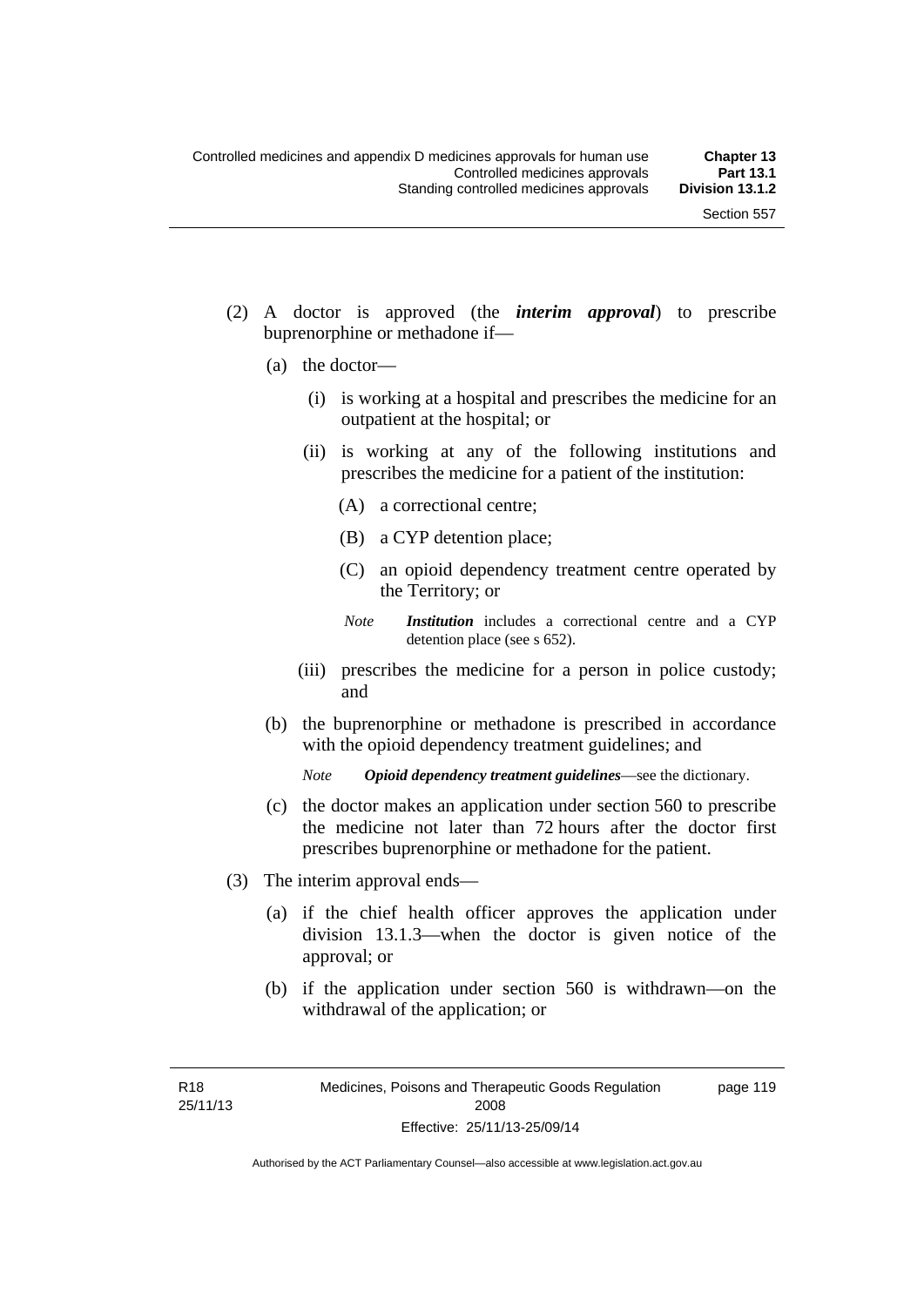(2) A doctor is approved (the ***interim approval***) to prescribe buprenorphine or methadone if—

(a) the doctor—

(i) is working at a hospital and prescribes the medicine for an outpatient at the hospital; or

(ii) is working at any of the following institutions and prescribes the medicine for a patient of the institution:

(A) a correctional centre;

(B) a CYP detention place;

(C) an opioid dependency treatment centre operated by the Territory; or

*Note* ***Institution*** includes a correctional centre and a CYP detention place (see s 652).

(iii) prescribes the medicine for a person in police custody; and

(b) the buprenorphine or methadone is prescribed in accordance with the opioid dependency treatment guidelines; and

*Note* ***Opioid dependency treatment guidelines***—see the dictionary.

(c) the doctor makes an application under section 560 to prescribe the medicine not later than 72 hours after the doctor first prescribes buprenorphine or methadone for the patient.

(3) The interim approval ends—

(a) if the chief health officer approves the application under division 13.1.3—when the doctor is given notice of the approval; or

(b) if the application under section 560 is withdrawn—on the withdrawal of the application; or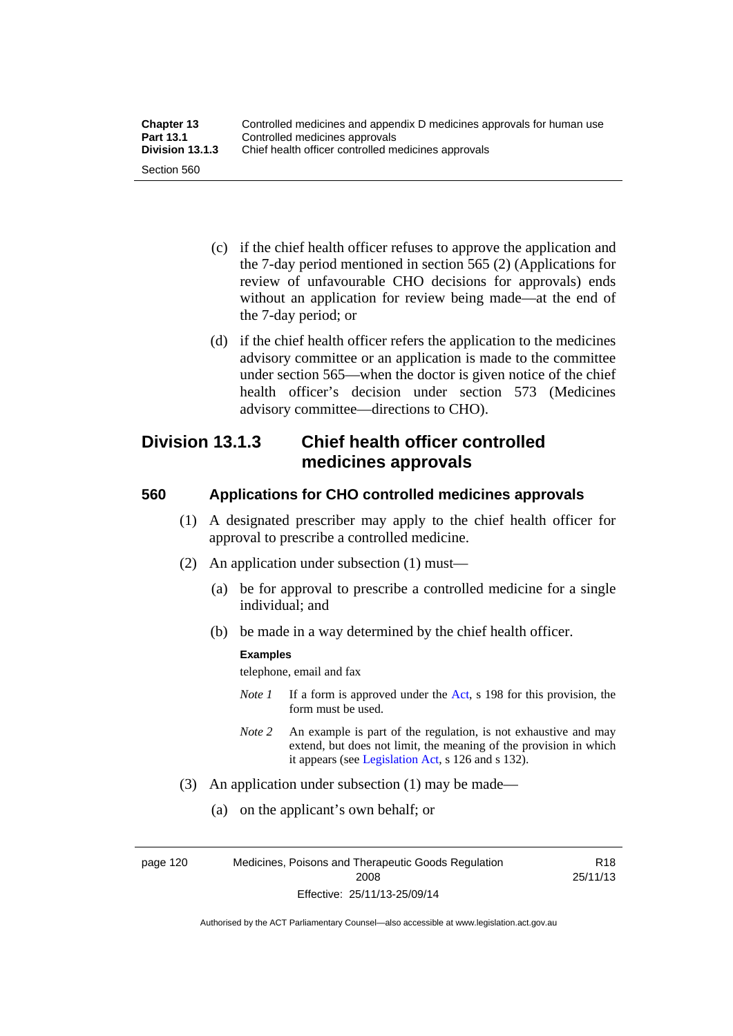(c) if the chief health officer refuses to approve the application and the 7-day period mentioned in section 565 (2) (Applications for review of unfavourable CHO decisions for approvals) ends without an application for review being made—at the end of the 7-day period; or

(d) if the chief health officer refers the application to the medicines advisory committee or an application is made to the committee under section 565—when the doctor is given notice of the chief health officer's decision under section 573 (Medicines advisory committee—directions to CHO).

## Division 13.1.3 Chief health officer controlled medicines approvals

### 560 Applications for CHO controlled medicines approvals

(1) A designated prescriber may apply to the chief health officer for approval to prescribe a controlled medicine.

(2) An application under subsection (1) must—

(a) be for approval to prescribe a controlled medicine for a single individual; and

(b) be made in a way determined by the chief health officer.

**Examples**

telephone, email and fax

*Note 1* If a form is approved under the Act, s 198 for this provision, the form must be used.

*Note 2* An example is part of the regulation, is not exhaustive and may extend, but does not limit, the meaning of the provision in which it appears (see Legislation Act, s 126 and s 132).

(3) An application under subsection (1) may be made—

(a) on the applicant's own behalf; or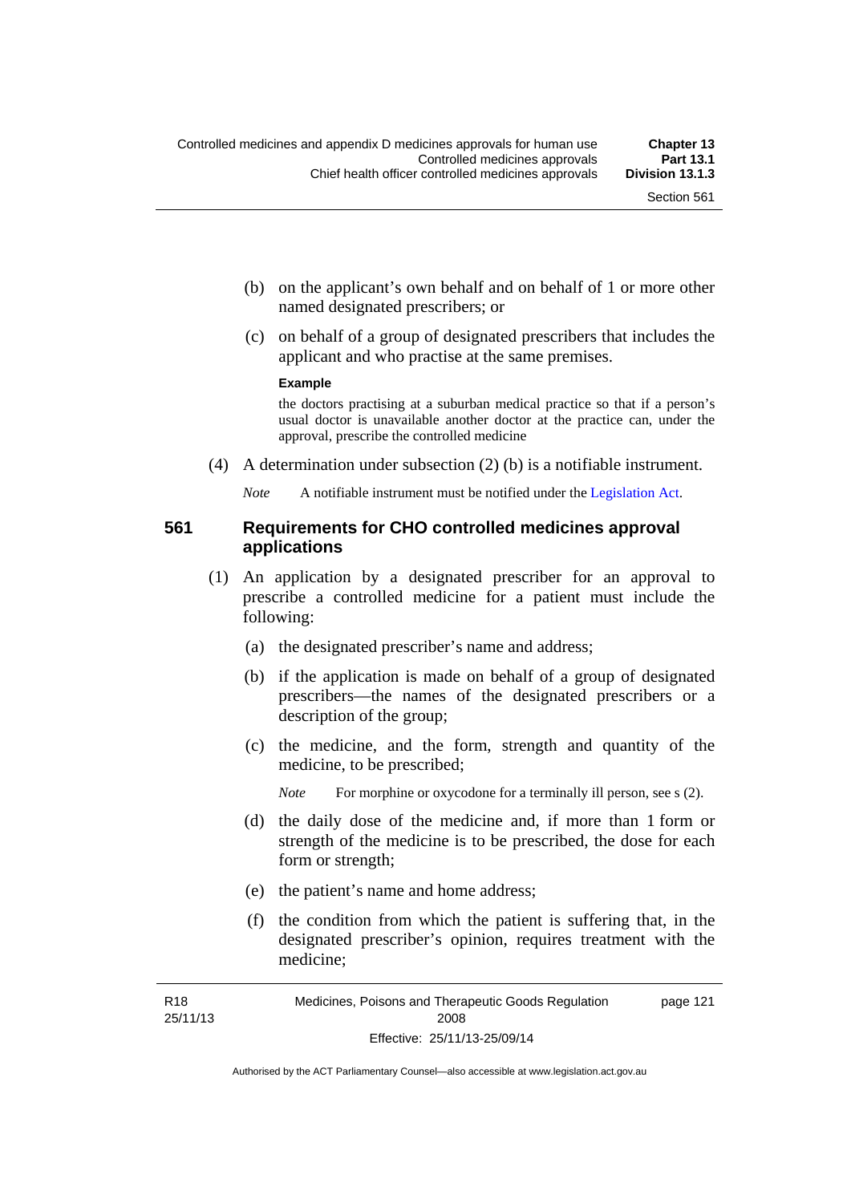(b) on the applicant's own behalf and on behalf of 1 or more other named designated prescribers; or

(c) on behalf of a group of designated prescribers that includes the applicant and who practise at the same premises.

**Example**

the doctors practising at a suburban medical practice so that if a person's usual doctor is unavailable another doctor at the practice can, under the approval, prescribe the controlled medicine

(4) A determination under subsection (2) (b) is a notifiable instrument.

*Note* A notifiable instrument must be notified under the Legislation Act.

## 561 Requirements for CHO controlled medicines approval applications

(1) An application by a designated prescriber for an approval to prescribe a controlled medicine for a patient must include the following:

(a) the designated prescriber's name and address;

(b) if the application is made on behalf of a group of designated prescribers—the names of the designated prescribers or a description of the group;

(c) the medicine, and the form, strength and quantity of the medicine, to be prescribed;

*Note* For morphine or oxycodone for a terminally ill person, see s (2).

(d) the daily dose of the medicine and, if more than 1 form or strength of the medicine is to be prescribed, the dose for each form or strength;

(e) the patient's name and home address;

(f) the condition from which the patient is suffering that, in the designated prescriber's opinion, requires treatment with the medicine;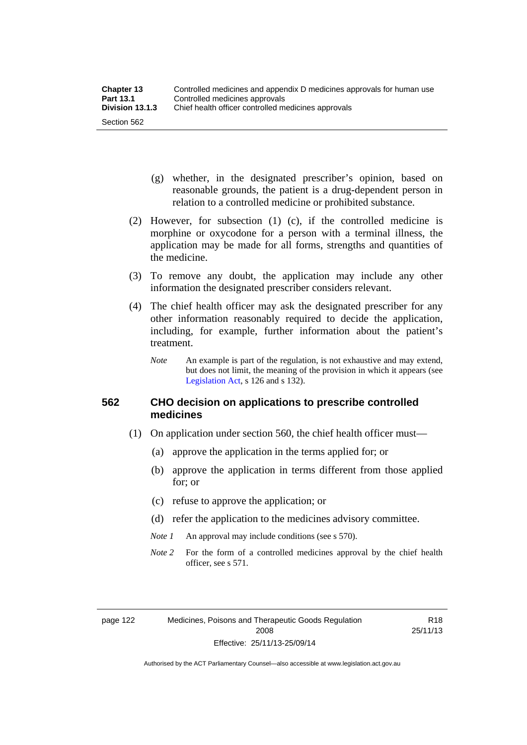(g) whether, in the designated prescriber's opinion, based on reasonable grounds, the patient is a drug-dependent person in relation to a controlled medicine or prohibited substance.

(2) However, for subsection (1) (c), if the controlled medicine is morphine or oxycodone for a person with a terminal illness, the application may be made for all forms, strengths and quantities of the medicine.

(3) To remove any doubt, the application may include any other information the designated prescriber considers relevant.

(4) The chief health officer may ask the designated prescriber for any other information reasonably required to decide the application, including, for example, further information about the patient's treatment.

*Note* An example is part of the regulation, is not exhaustive and may extend, but does not limit, the meaning of the provision in which it appears (see Legislation Act, s 126 and s 132).

## 562 CHO decision on applications to prescribe controlled medicines

(1) On application under section 560, the chief health officer must—

(a) approve the application in the terms applied for; or

(b) approve the application in terms different from those applied for; or

(c) refuse to approve the application; or

(d) refer the application to the medicines advisory committee.

*Note 1* An approval may include conditions (see s 570).

*Note 2* For the form of a controlled medicines approval by the chief health officer, see s 571.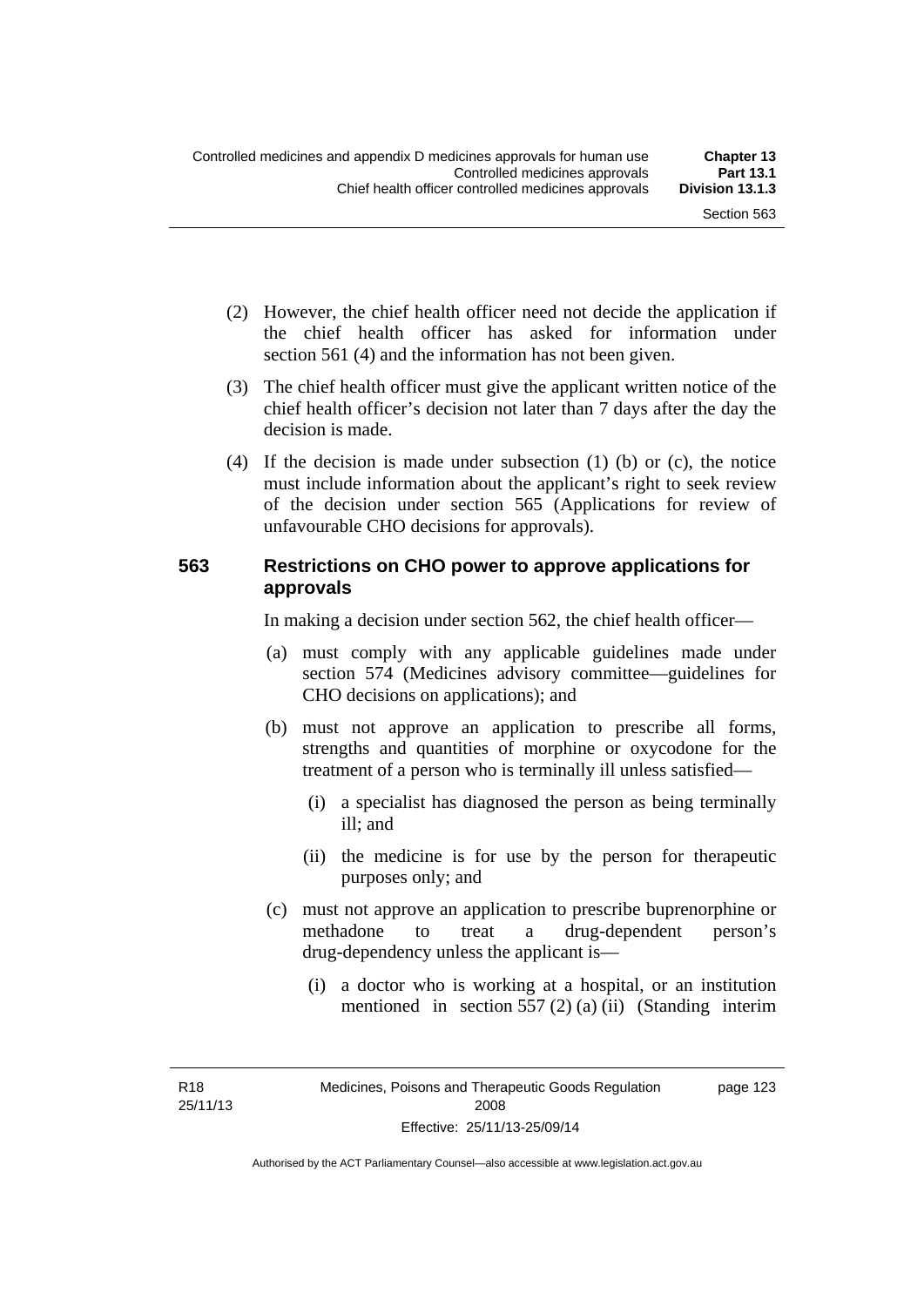(2) However, the chief health officer need not decide the application if the chief health officer has asked for information under section 561 (4) and the information has not been given.

(3) The chief health officer must give the applicant written notice of the chief health officer's decision not later than 7 days after the day the decision is made.

(4) If the decision is made under subsection (1) (b) or (c), the notice must include information about the applicant's right to seek review of the decision under section 565 (Applications for review of unfavourable CHO decisions for approvals).

### 563 Restrictions on CHO power to approve applications for approvals

In making a decision under section 562, the chief health officer—

(a) must comply with any applicable guidelines made under section 574 (Medicines advisory committee—guidelines for CHO decisions on applications); and

(b) must not approve an application to prescribe all forms, strengths and quantities of morphine or oxycodone for the treatment of a person who is terminally ill unless satisfied—

(i) a specialist has diagnosed the person as being terminally ill; and

(ii) the medicine is for use by the person for therapeutic purposes only; and

(c) must not approve an application to prescribe buprenorphine or methadone to treat a drug-dependent person's drug-dependency unless the applicant is—

(i) a doctor who is working at a hospital, or an institution mentioned in section 557 (2) (a) (ii) (Standing interim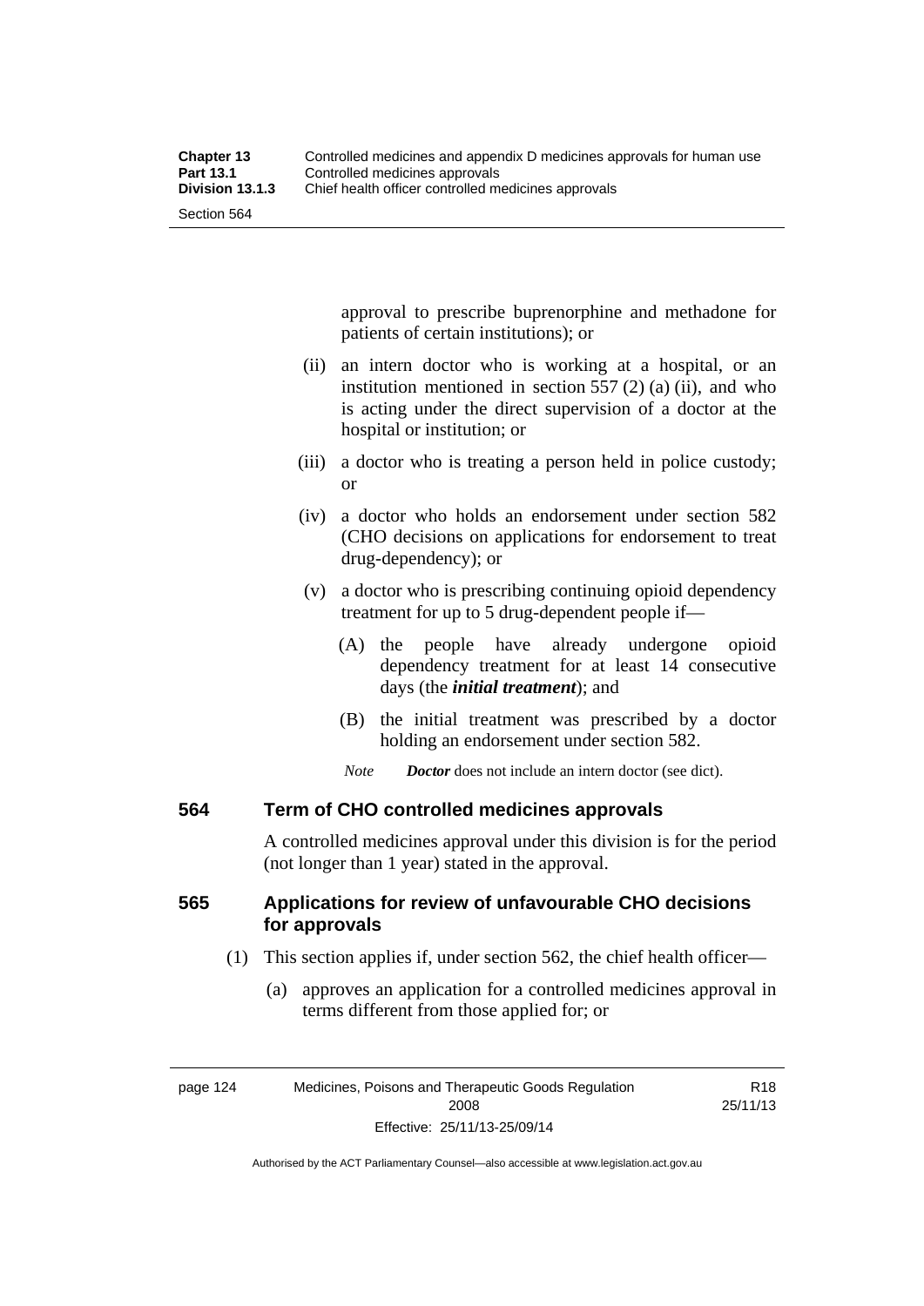approval to prescribe buprenorphine and methadone for patients of certain institutions); or

(ii) an intern doctor who is working at a hospital, or an institution mentioned in section 557 (2) (a) (ii), and who is acting under the direct supervision of a doctor at the hospital or institution; or

(iii) a doctor who is treating a person held in police custody; or

(iv) a doctor who holds an endorsement under section 582 (CHO decisions on applications for endorsement to treat drug-dependency); or

(v) a doctor who is prescribing continuing opioid dependency treatment for up to 5 drug-dependent people if—

(A) the people have already undergone opioid dependency treatment for at least 14 consecutive days (the ***initial treatment***); and

(B) the initial treatment was prescribed by a doctor holding an endorsement under section 582.

*Note* ***Doctor*** does not include an intern doctor (see dict).

## 564 Term of CHO controlled medicines approvals

A controlled medicines approval under this division is for the period (not longer than 1 year) stated in the approval.

## 565 Applications for review of unfavourable CHO decisions for approvals

(1) This section applies if, under section 562, the chief health officer—

(a) approves an application for a controlled medicines approval in terms different from those applied for; or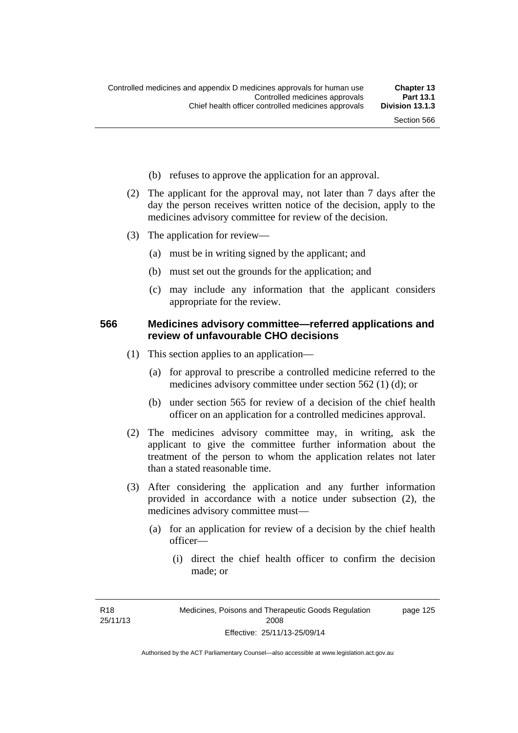(b) refuses to approve the application for an approval.

(2) The applicant for the approval may, not later than 7 days after the day the person receives written notice of the decision, apply to the medicines advisory committee for review of the decision.

(3) The application for review—

(a) must be in writing signed by the applicant; and

(b) must set out the grounds for the application; and

(c) may include any information that the applicant considers appropriate for the review.

### 566 Medicines advisory committee—referred applications and review of unfavourable CHO decisions

(1) This section applies to an application—

(a) for approval to prescribe a controlled medicine referred to the medicines advisory committee under section 562 (1) (d); or

(b) under section 565 for review of a decision of the chief health officer on an application for a controlled medicines approval.

(2) The medicines advisory committee may, in writing, ask the applicant to give the committee further information about the treatment of the person to whom the application relates not later than a stated reasonable time.

(3) After considering the application and any further information provided in accordance with a notice under subsection (2), the medicines advisory committee must—

(a) for an application for review of a decision by the chief health officer—

(i) direct the chief health officer to confirm the decision made; or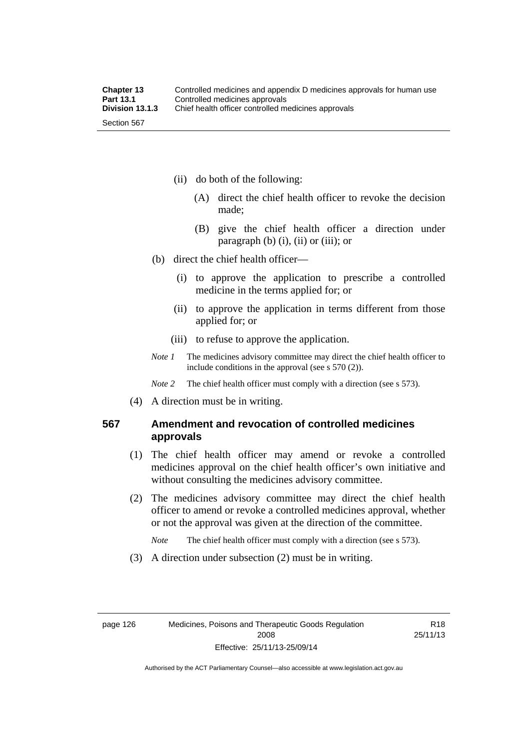(ii) do both of the following:

(A) direct the chief health officer to revoke the decision made;

(B) give the chief health officer a direction under paragraph (b) (i), (ii) or (iii); or

(b) direct the chief health officer—

(i) to approve the application to prescribe a controlled medicine in the terms applied for; or

(ii) to approve the application in terms different from those applied for; or

(iii) to refuse to approve the application.

*Note 1* The medicines advisory committee may direct the chief health officer to include conditions in the approval (see s 570 (2)).

*Note 2* The chief health officer must comply with a direction (see s 573).

(4) A direction must be in writing.

### 567 Amendment and revocation of controlled medicines approvals

(1) The chief health officer may amend or revoke a controlled medicines approval on the chief health officer's own initiative and without consulting the medicines advisory committee.

(2) The medicines advisory committee may direct the chief health officer to amend or revoke a controlled medicines approval, whether or not the approval was given at the direction of the committee.

*Note* The chief health officer must comply with a direction (see s 573).

(3) A direction under subsection (2) must be in writing.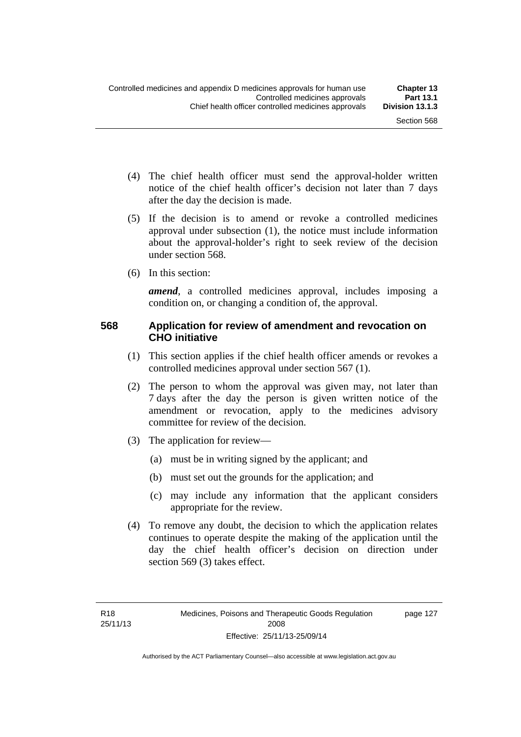(4) The chief health officer must send the approval-holder written notice of the chief health officer's decision not later than 7 days after the day the decision is made.

(5) If the decision is to amend or revoke a controlled medicines approval under subsection (1), the notice must include information about the approval-holder's right to seek review of the decision under section 568.

(6) In this section:

***amend***, a controlled medicines approval, includes imposing a condition on, or changing a condition of, the approval.

### 568 Application for review of amendment and revocation on CHO initiative

(1) This section applies if the chief health officer amends or revokes a controlled medicines approval under section 567 (1).

(2) The person to whom the approval was given may, not later than 7 days after the day the person is given written notice of the amendment or revocation, apply to the medicines advisory committee for review of the decision.

(3) The application for review—

(a) must be in writing signed by the applicant; and

(b) must set out the grounds for the application; and

(c) may include any information that the applicant considers appropriate for the review.

(4) To remove any doubt, the decision to which the application relates continues to operate despite the making of the application until the day the chief health officer's decision on direction under section 569 (3) takes effect.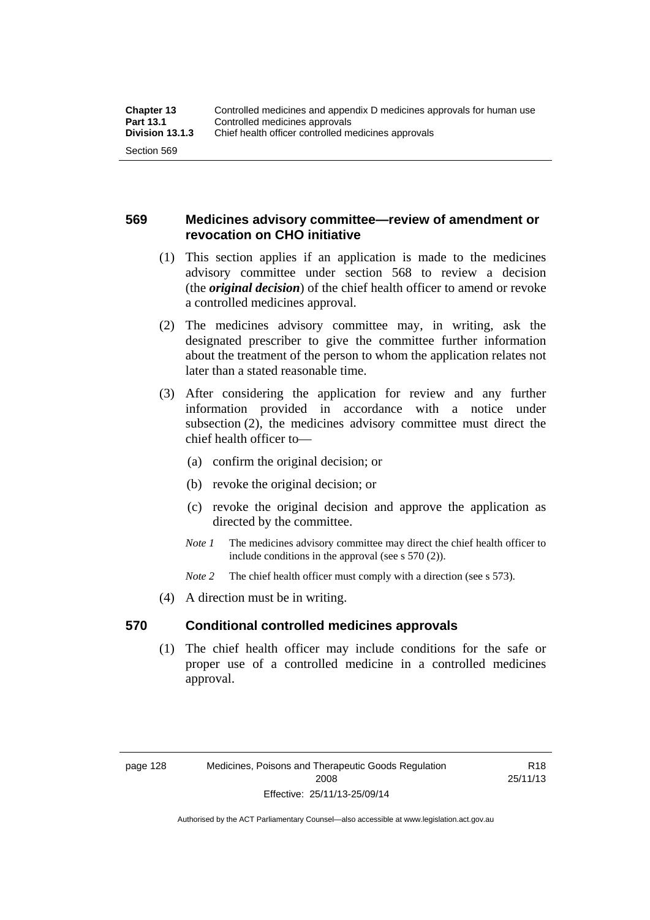## 569 Medicines advisory committee—review of amendment or revocation on CHO initiative

(1) This section applies if an application is made to the medicines advisory committee under section 568 to review a decision (the ***original decision***) of the chief health officer to amend or revoke a controlled medicines approval.

(2) The medicines advisory committee may, in writing, ask the designated prescriber to give the committee further information about the treatment of the person to whom the application relates not later than a stated reasonable time.

(3) After considering the application for review and any further information provided in accordance with a notice under subsection (2), the medicines advisory committee must direct the chief health officer to—

(a) confirm the original decision; or

(b) revoke the original decision; or

(c) revoke the original decision and approve the application as directed by the committee.

*Note 1* The medicines advisory committee may direct the chief health officer to include conditions in the approval (see s 570 (2)).

*Note 2* The chief health officer must comply with a direction (see s 573).

(4) A direction must be in writing.

## 570 Conditional controlled medicines approvals

(1) The chief health officer may include conditions for the safe or proper use of a controlled medicine in a controlled medicines approval.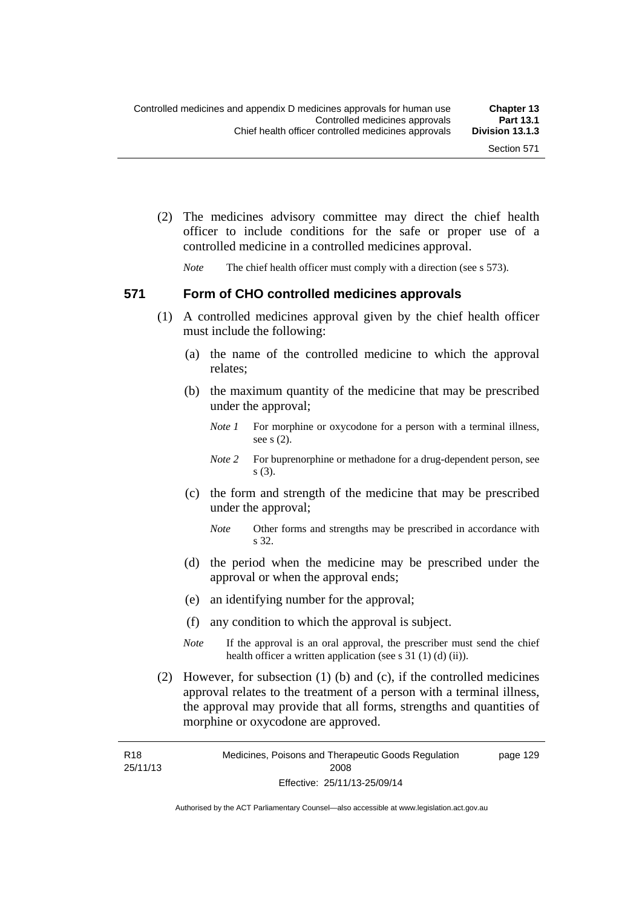(2) The medicines advisory committee may direct the chief health officer to include conditions for the safe or proper use of a controlled medicine in a controlled medicines approval.

*Note* The chief health officer must comply with a direction (see s 573).

### 571 Form of CHO controlled medicines approvals

(1) A controlled medicines approval given by the chief health officer must include the following:

(a) the name of the controlled medicine to which the approval relates;

(b) the maximum quantity of the medicine that may be prescribed under the approval;

*Note 1* For morphine or oxycodone for a person with a terminal illness, see s (2).

*Note 2* For buprenorphine or methadone for a drug-dependent person, see s (3).

(c) the form and strength of the medicine that may be prescribed under the approval;

*Note* Other forms and strengths may be prescribed in accordance with s 32.

(d) the period when the medicine may be prescribed under the approval or when the approval ends;

(e) an identifying number for the approval;

(f) any condition to which the approval is subject.

*Note* If the approval is an oral approval, the prescriber must send the chief health officer a written application (see s 31 (1) (d) (ii)).

(2) However, for subsection (1) (b) and (c), if the controlled medicines approval relates to the treatment of a person with a terminal illness, the approval may provide that all forms, strengths and quantities of morphine or oxycodone are approved.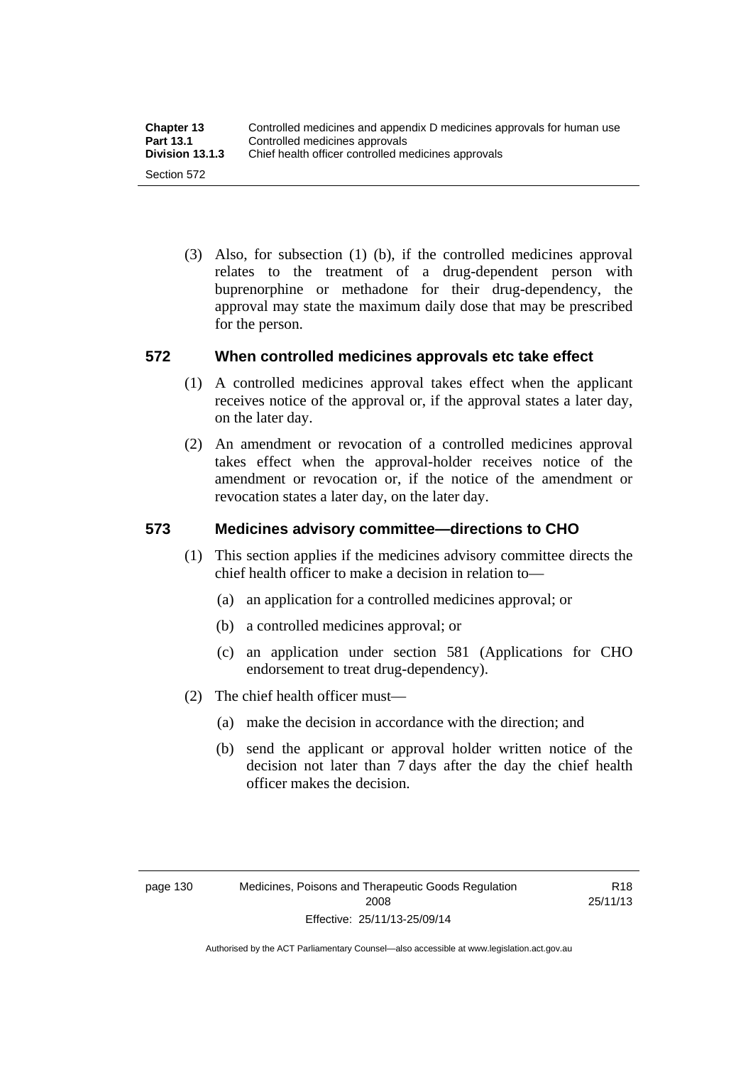(3) Also, for subsection (1) (b), if the controlled medicines approval relates to the treatment of a drug-dependent person with buprenorphine or methadone for their drug-dependency, the approval may state the maximum daily dose that may be prescribed for the person.

## 572 When controlled medicines approvals etc take effect

(1) A controlled medicines approval takes effect when the applicant receives notice of the approval or, if the approval states a later day, on the later day.

(2) An amendment or revocation of a controlled medicines approval takes effect when the approval-holder receives notice of the amendment or revocation or, if the notice of the amendment or revocation states a later day, on the later day.

## 573 Medicines advisory committee—directions to CHO

(1) This section applies if the medicines advisory committee directs the chief health officer to make a decision in relation to—

(a) an application for a controlled medicines approval; or

(b) a controlled medicines approval; or

(c) an application under section 581 (Applications for CHO endorsement to treat drug-dependency).

(2) The chief health officer must—

(a) make the decision in accordance with the direction; and

(b) send the applicant or approval holder written notice of the decision not later than 7 days after the day the chief health officer makes the decision.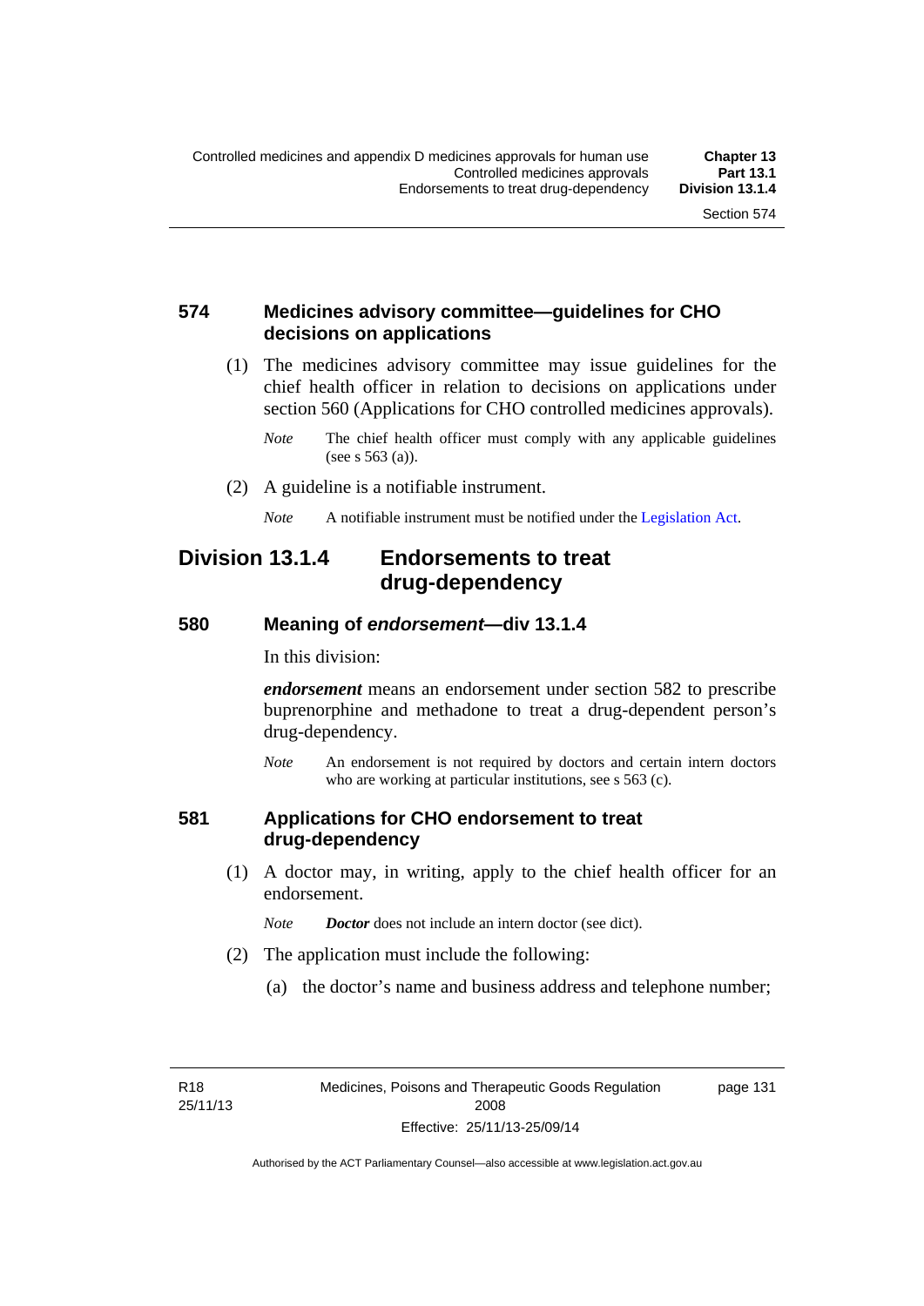## 574 Medicines advisory committee—guidelines for CHO decisions on applications

(1) The medicines advisory committee may issue guidelines for the chief health officer in relation to decisions on applications under section 560 (Applications for CHO controlled medicines approvals).

*Note* The chief health officer must comply with any applicable guidelines (see s 563 (a)).

(2) A guideline is a notifiable instrument.

*Note* A notifiable instrument must be notified under the Legislation Act.

# Division 13.1.4 Endorsements to treat drug-dependency

## 580 Meaning of *endorsement*—div 13.1.4

In this division:

***endorsement*** means an endorsement under section 582 to prescribe buprenorphine and methadone to treat a drug-dependent person's drug-dependency.

*Note* An endorsement is not required by doctors and certain intern doctors who are working at particular institutions, see s 563 (c).

## 581 Applications for CHO endorsement to treat drug-dependency

(1) A doctor may, in writing, apply to the chief health officer for an endorsement.

*Note* ***Doctor*** does not include an intern doctor (see dict).

(2) The application must include the following:

(a) the doctor's name and business address and telephone number;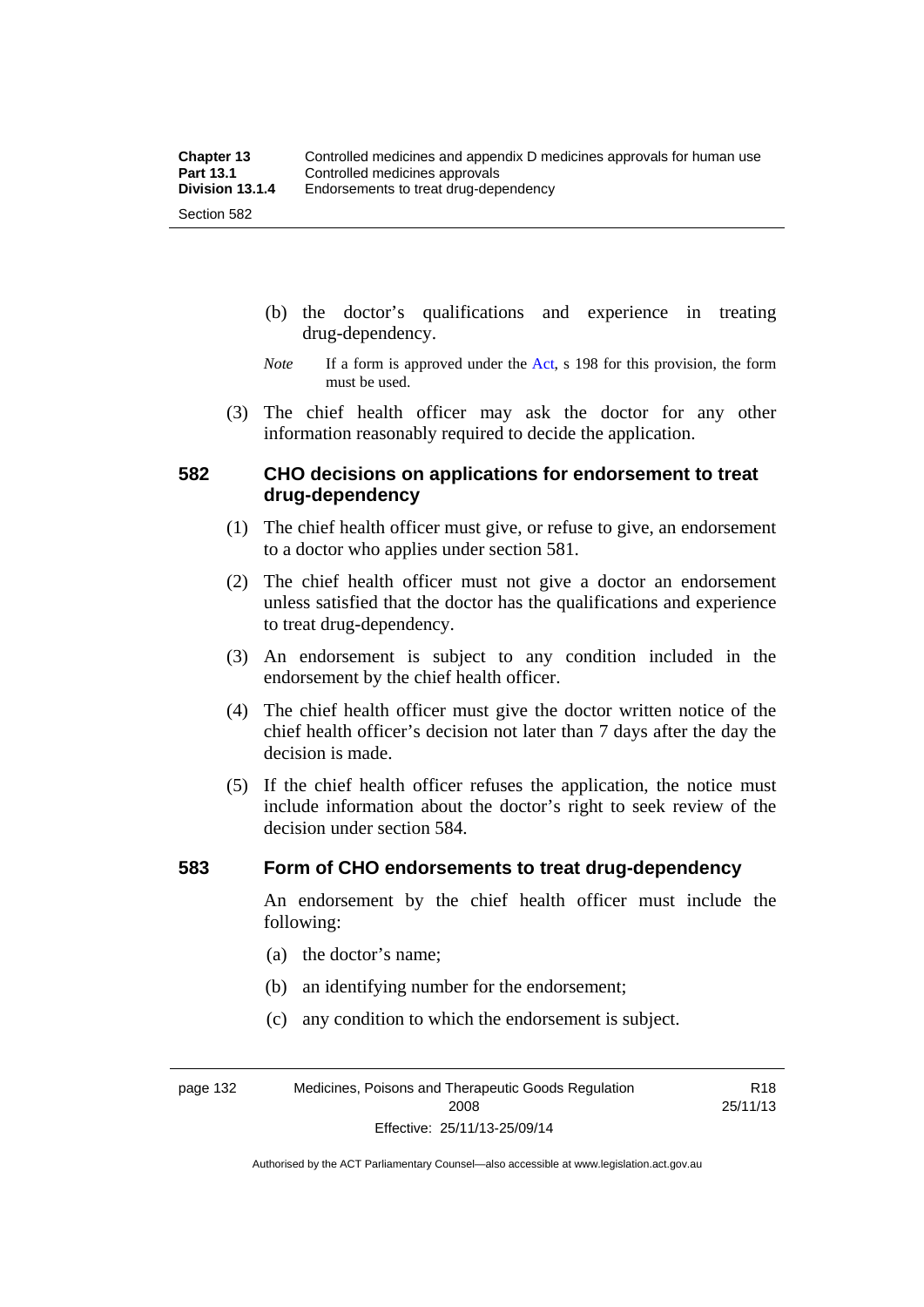(b) the doctor's qualifications and experience in treating drug-dependency.

*Note* If a form is approved under the Act, s 198 for this provision, the form must be used.

(3) The chief health officer may ask the doctor for any other information reasonably required to decide the application.

## 582 CHO decisions on applications for endorsement to treat drug-dependency

(1) The chief health officer must give, or refuse to give, an endorsement to a doctor who applies under section 581.

(2) The chief health officer must not give a doctor an endorsement unless satisfied that the doctor has the qualifications and experience to treat drug-dependency.

(3) An endorsement is subject to any condition included in the endorsement by the chief health officer.

(4) The chief health officer must give the doctor written notice of the chief health officer's decision not later than 7 days after the day the decision is made.

(5) If the chief health officer refuses the application, the notice must include information about the doctor's right to seek review of the decision under section 584.

## 583 Form of CHO endorsements to treat drug-dependency

An endorsement by the chief health officer must include the following:

(a) the doctor's name;

(b) an identifying number for the endorsement;

(c) any condition to which the endorsement is subject.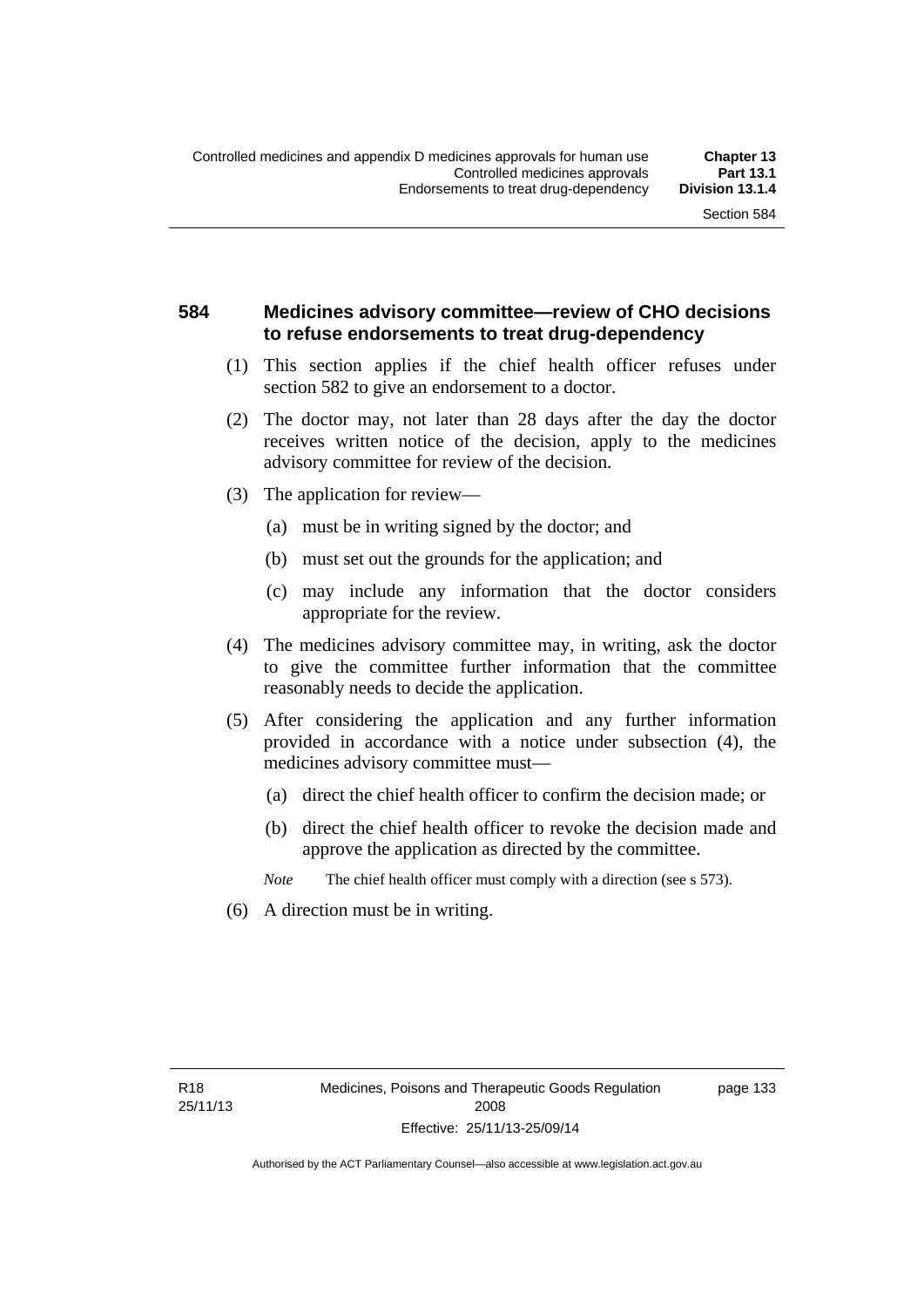## 584 Medicines advisory committee—review of CHO decisions to refuse endorsements to treat drug-dependency

(1) This section applies if the chief health officer refuses under section 582 to give an endorsement to a doctor.

(2) The doctor may, not later than 28 days after the day the doctor receives written notice of the decision, apply to the medicines advisory committee for review of the decision.

(3) The application for review—

  (a) must be in writing signed by the doctor; and

  (b) must set out the grounds for the application; and

  (c) may include any information that the doctor considers appropriate for the review.

(4) The medicines advisory committee may, in writing, ask the doctor to give the committee further information that the committee reasonably needs to decide the application.

(5) After considering the application and any further information provided in accordance with a notice under subsection (4), the medicines advisory committee must—

  (a) direct the chief health officer to confirm the decision made; or

  (b) direct the chief health officer to revoke the decision made and approve the application as directed by the committee.

*Note* The chief health officer must comply with a direction (see s 573).

(6) A direction must be in writing.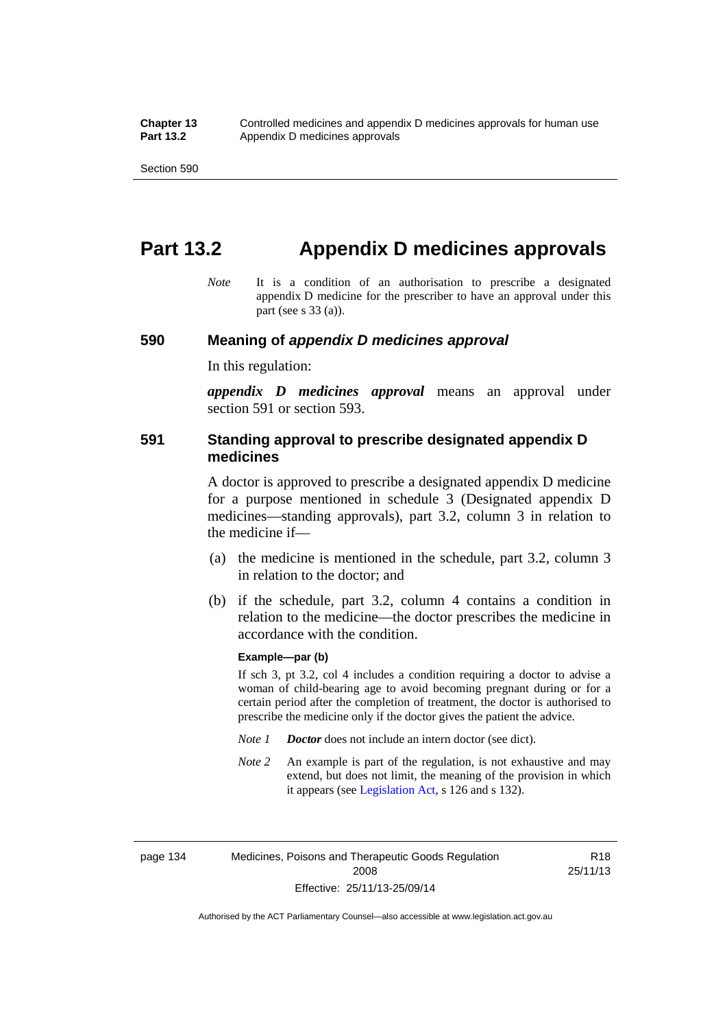# Part 13.2 Appendix D medicines approvals

*Note* It is a condition of an authorisation to prescribe a designated appendix D medicine for the prescriber to have an approval under this part (see s 33 (a)).

## 590 Meaning of *appendix D medicines approval*

In this regulation:

***appendix D medicines approval*** means an approval under section 591 or section 593.

## 591 Standing approval to prescribe designated appendix D medicines

A doctor is approved to prescribe a designated appendix D medicine for a purpose mentioned in schedule 3 (Designated appendix D medicines—standing approvals), part 3.2, column 3 in relation to the medicine if—

(a) the medicine is mentioned in the schedule, part 3.2, column 3 in relation to the doctor; and

(b) if the schedule, part 3.2, column 4 contains a condition in relation to the medicine—the doctor prescribes the medicine in accordance with the condition.

**Example—par (b)**

If sch 3, pt 3.2, col 4 includes a condition requiring a doctor to advise a woman of child-bearing age to avoid becoming pregnant during or for a certain period after the completion of treatment, the doctor is authorised to prescribe the medicine only if the doctor gives the patient the advice.

*Note 1* ***Doctor*** does not include an intern doctor (see dict).

*Note 2* An example is part of the regulation, is not exhaustive and may extend, but does not limit, the meaning of the provision in which it appears (see Legislation Act, s 126 and s 132).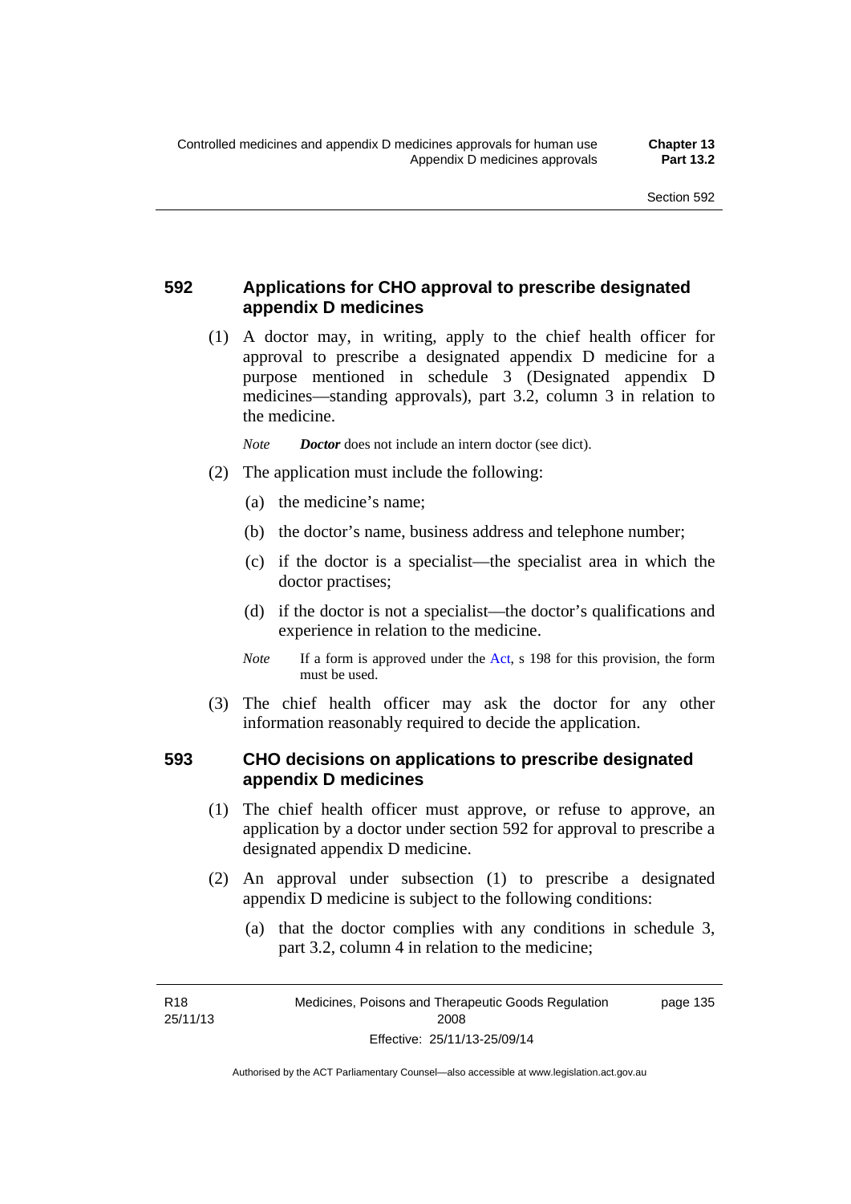## 592 Applications for CHO approval to prescribe designated appendix D medicines

(1) A doctor may, in writing, apply to the chief health officer for approval to prescribe a designated appendix D medicine for a purpose mentioned in schedule 3 (Designated appendix D medicines—standing approvals), part 3.2, column 3 in relation to the medicine.

*Note* ***Doctor*** does not include an intern doctor (see dict).

(2) The application must include the following:

(a) the medicine's name;

(b) the doctor's name, business address and telephone number;

(c) if the doctor is a specialist—the specialist area in which the doctor practises;

(d) if the doctor is not a specialist—the doctor's qualifications and experience in relation to the medicine.

*Note* If a form is approved under the Act, s 198 for this provision, the form must be used.

(3) The chief health officer may ask the doctor for any other information reasonably required to decide the application.

## 593 CHO decisions on applications to prescribe designated appendix D medicines

(1) The chief health officer must approve, or refuse to approve, an application by a doctor under section 592 for approval to prescribe a designated appendix D medicine.

(2) An approval under subsection (1) to prescribe a designated appendix D medicine is subject to the following conditions:

(a) that the doctor complies with any conditions in schedule 3, part 3.2, column 4 in relation to the medicine;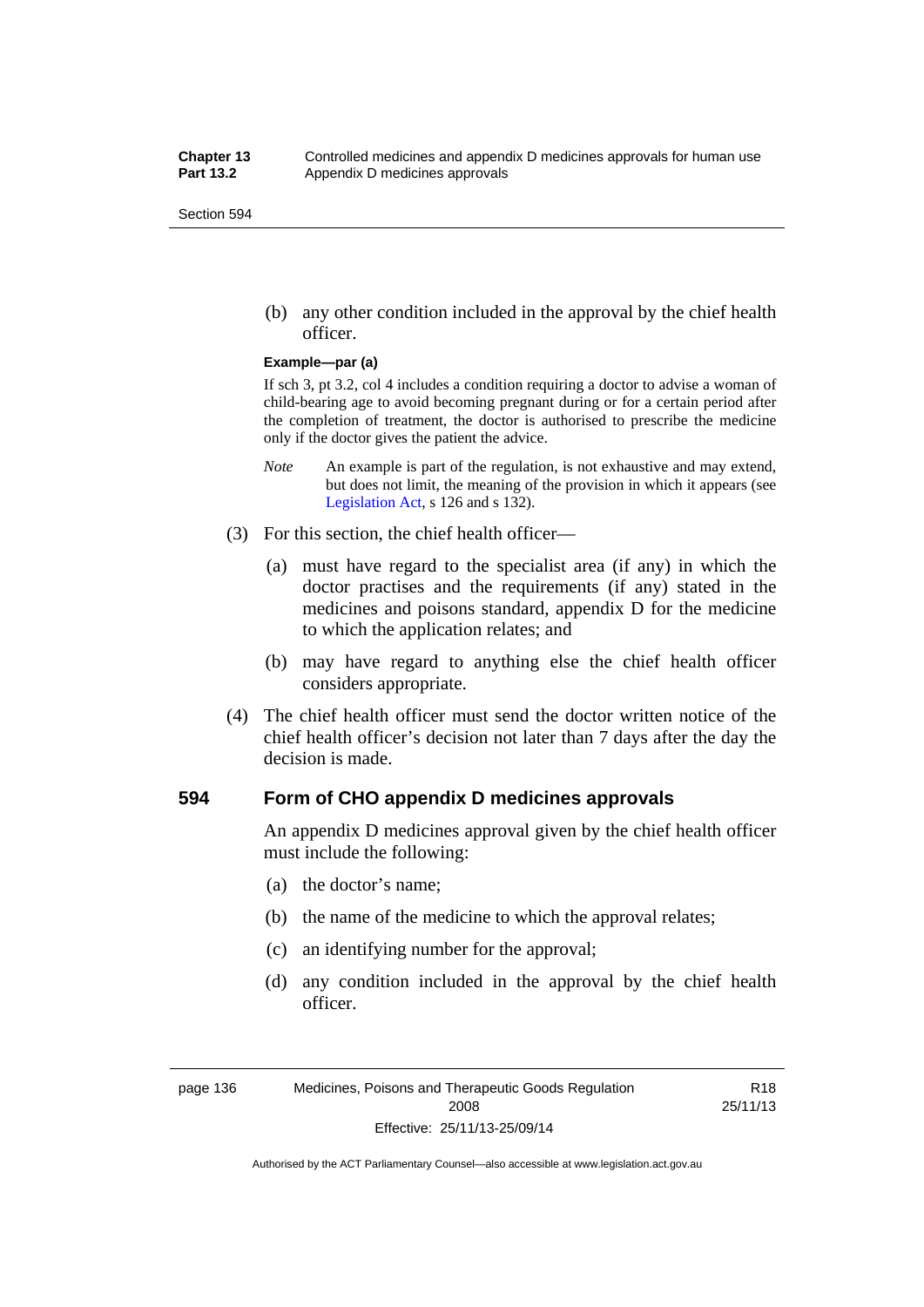(b) any other condition included in the approval by the chief health officer.

**Example—par (a)**

If sch 3, pt 3.2, col 4 includes a condition requiring a doctor to advise a woman of child-bearing age to avoid becoming pregnant during or for a certain period after the completion of treatment, the doctor is authorised to prescribe the medicine only if the doctor gives the patient the advice.

*Note* An example is part of the regulation, is not exhaustive and may extend, but does not limit, the meaning of the provision in which it appears (see Legislation Act, s 126 and s 132).

(3) For this section, the chief health officer—

(a) must have regard to the specialist area (if any) in which the doctor practises and the requirements (if any) stated in the medicines and poisons standard, appendix D for the medicine to which the application relates; and

(b) may have regard to anything else the chief health officer considers appropriate.

(4) The chief health officer must send the doctor written notice of the chief health officer's decision not later than 7 days after the day the decision is made.

### 594 Form of CHO appendix D medicines approvals

An appendix D medicines approval given by the chief health officer must include the following:

(a) the doctor's name;

(b) the name of the medicine to which the approval relates;

(c) an identifying number for the approval;

(d) any condition included in the approval by the chief health officer.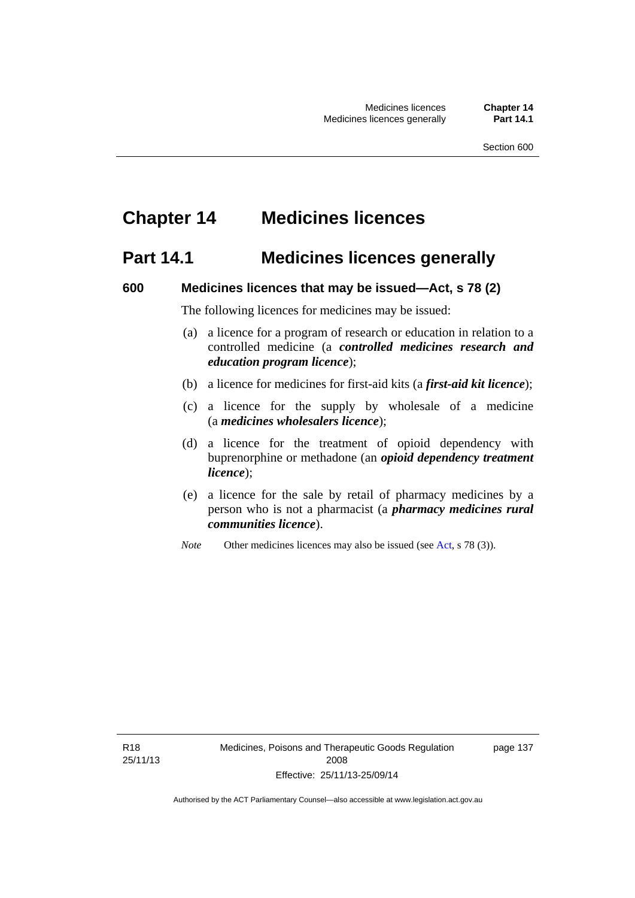# Chapter 14 Medicines licences

## Part 14.1 Medicines licences generally

### 600 Medicines licences that may be issued—Act, s 78 (2)

The following licences for medicines may be issued:

(a) a licence for a program of research or education in relation to a controlled medicine (a ***controlled medicines research and education program licence***);

(b) a licence for medicines for first-aid kits (a ***first-aid kit licence***);

(c) a licence for the supply by wholesale of a medicine (a ***medicines wholesalers licence***);

(d) a licence for the treatment of opioid dependency with buprenorphine or methadone (an ***opioid dependency treatment licence***);

(e) a licence for the sale by retail of pharmacy medicines by a person who is not a pharmacist (a ***pharmacy medicines rural communities licence***).

*Note* Other medicines licences may also be issued (see Act, s 78 (3)).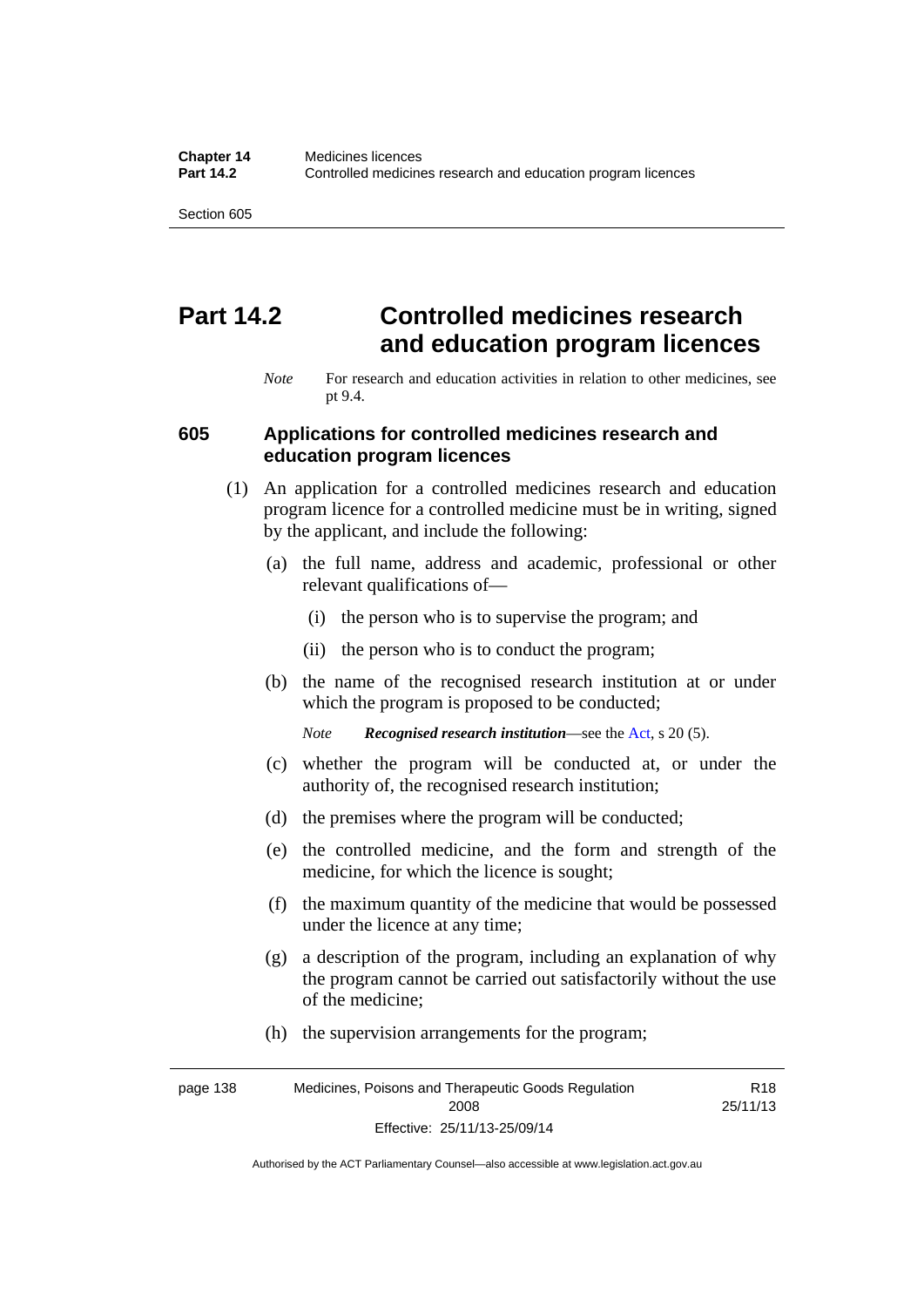# Part 14.2 Controlled medicines research and education program licences

*Note* For research and education activities in relation to other medicines, see pt 9.4.

## 605 Applications for controlled medicines research and education program licences

(1) An application for a controlled medicines research and education program licence for a controlled medicine must be in writing, signed by the applicant, and include the following:

(a) the full name, address and academic, professional or other relevant qualifications of—

(i) the person who is to supervise the program; and

(ii) the person who is to conduct the program;

(b) the name of the recognised research institution at or under which the program is proposed to be conducted;

*Note* ***Recognised research institution***—see the Act, s 20 (5).

(c) whether the program will be conducted at, or under the authority of, the recognised research institution;

(d) the premises where the program will be conducted;

(e) the controlled medicine, and the form and strength of the medicine, for which the licence is sought;

(f) the maximum quantity of the medicine that would be possessed under the licence at any time;

(g) a description of the program, including an explanation of why the program cannot be carried out satisfactorily without the use of the medicine;

(h) the supervision arrangements for the program;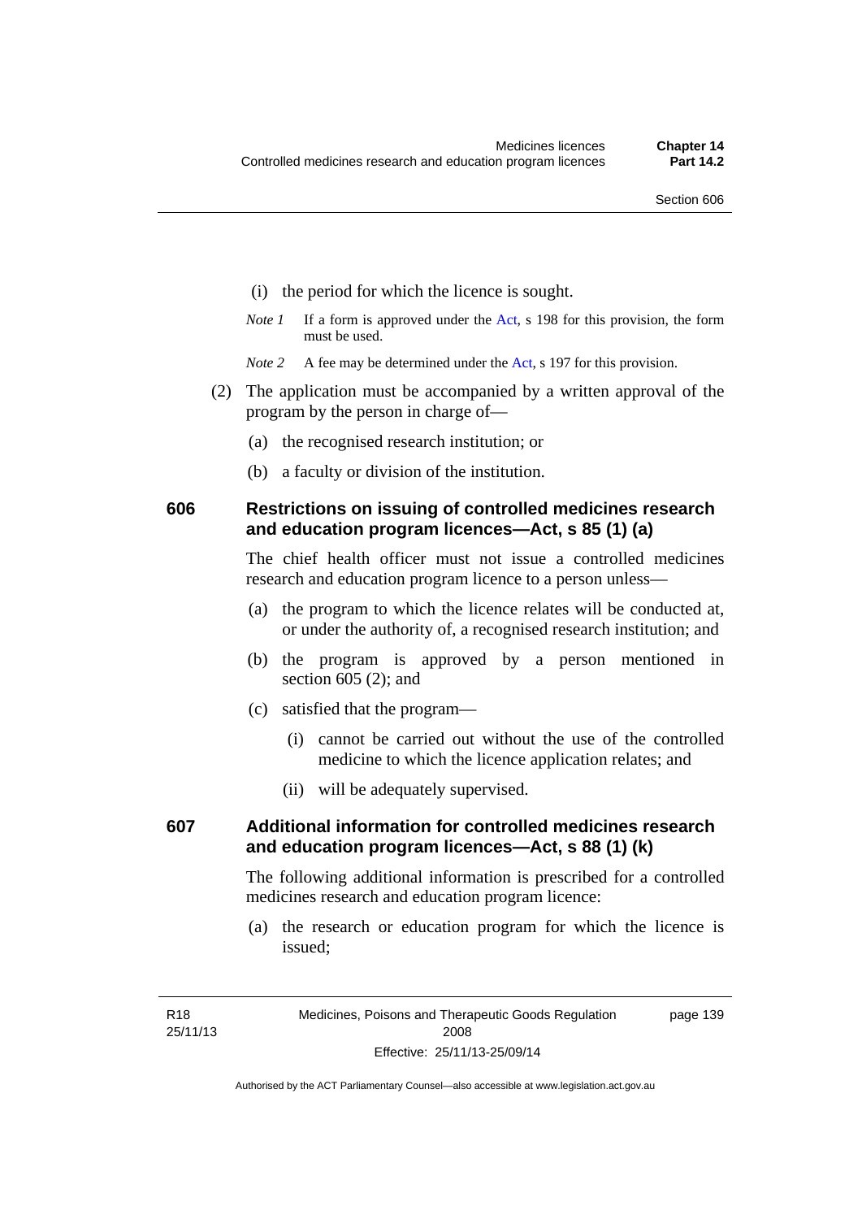(i) the period for which the licence is sought.

*Note 1* If a form is approved under the Act, s 198 for this provision, the form must be used.

*Note 2* A fee may be determined under the Act, s 197 for this provision.

(2) The application must be accompanied by a written approval of the program by the person in charge of—

(a) the recognised research institution; or

(b) a faculty or division of the institution.

## 606 Restrictions on issuing of controlled medicines research and education program licences—Act, s 85 (1) (a)

The chief health officer must not issue a controlled medicines research and education program licence to a person unless—

(a) the program to which the licence relates will be conducted at, or under the authority of, a recognised research institution; and

(b) the program is approved by a person mentioned in section 605 (2); and

(c) satisfied that the program—

(i) cannot be carried out without the use of the controlled medicine to which the licence application relates; and

(ii) will be adequately supervised.

## 607 Additional information for controlled medicines research and education program licences—Act, s 88 (1) (k)

The following additional information is prescribed for a controlled medicines research and education program licence:

(a) the research or education program for which the licence is issued;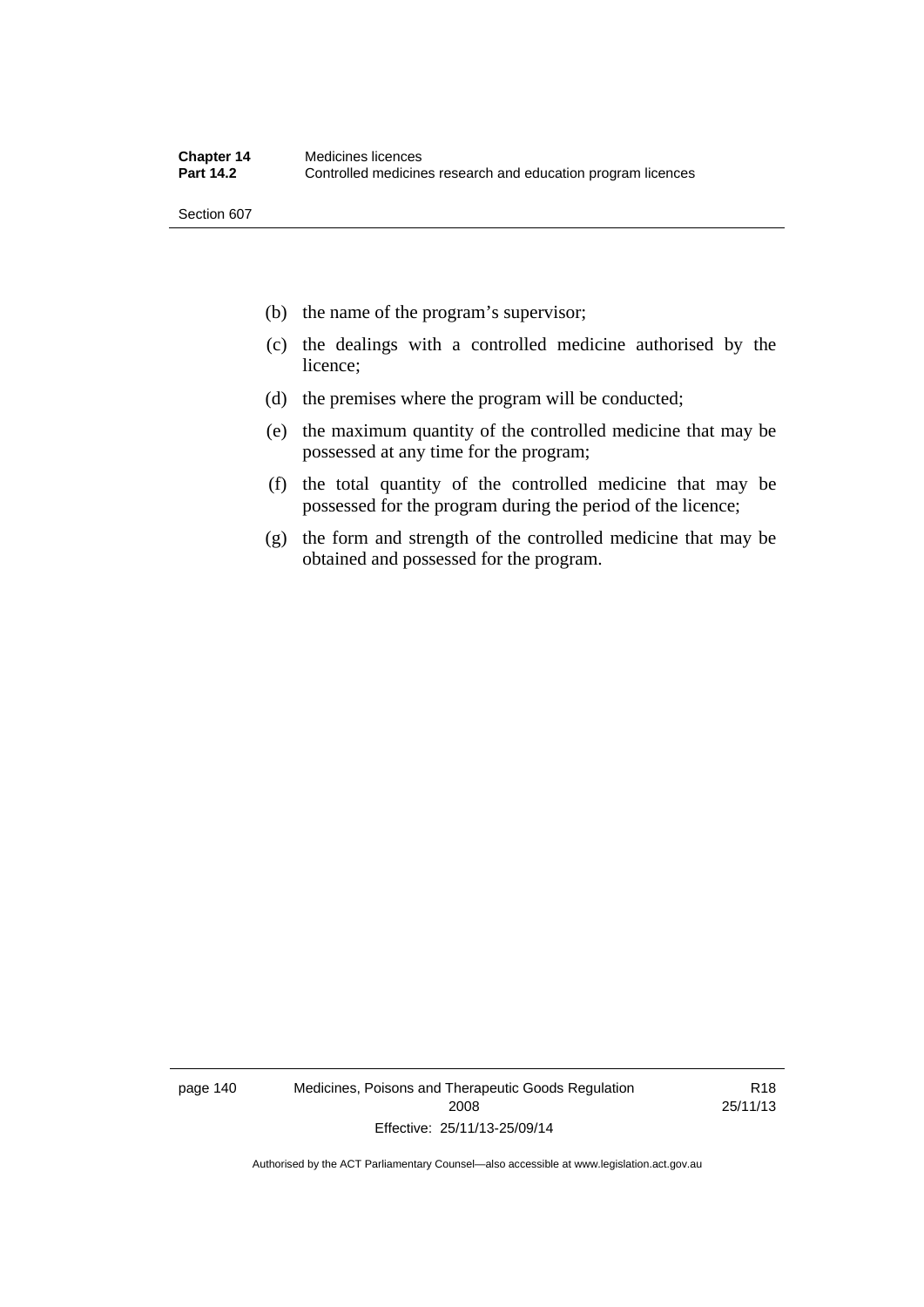(b) the name of the program's supervisor;

(c) the dealings with a controlled medicine authorised by the licence;

(d) the premises where the program will be conducted;

(e) the maximum quantity of the controlled medicine that may be possessed at any time for the program;

(f) the total quantity of the controlled medicine that may be possessed for the program during the period of the licence;

(g) the form and strength of the controlled medicine that may be obtained and possessed for the program.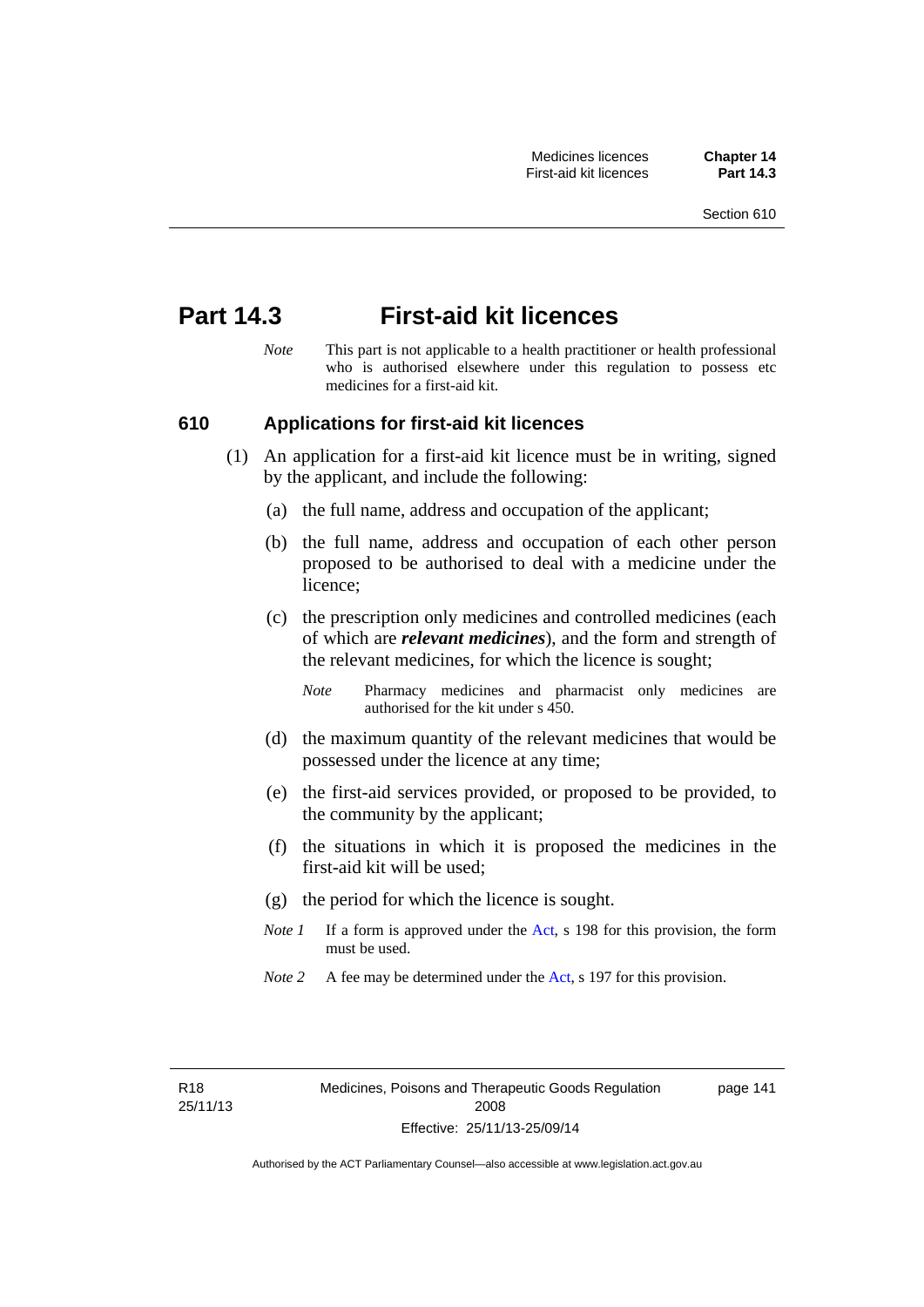# Part 14.3 First-aid kit licences

*Note* This part is not applicable to a health practitioner or health professional who is authorised elsewhere under this regulation to possess etc medicines for a first-aid kit.

## 610 Applications for first-aid kit licences

(1) An application for a first-aid kit licence must be in writing, signed by the applicant, and include the following:

(a) the full name, address and occupation of the applicant;

(b) the full name, address and occupation of each other person proposed to be authorised to deal with a medicine under the licence;

(c) the prescription only medicines and controlled medicines (each of which are ***relevant medicines***), and the form and strength of the relevant medicines, for which the licence is sought;

*Note* Pharmacy medicines and pharmacist only medicines are authorised for the kit under s 450.

(d) the maximum quantity of the relevant medicines that would be possessed under the licence at any time;

(e) the first-aid services provided, or proposed to be provided, to the community by the applicant;

(f) the situations in which it is proposed the medicines in the first-aid kit will be used;

(g) the period for which the licence is sought.

*Note 1* If a form is approved under the Act, s 198 for this provision, the form must be used.

*Note 2* A fee may be determined under the Act, s 197 for this provision.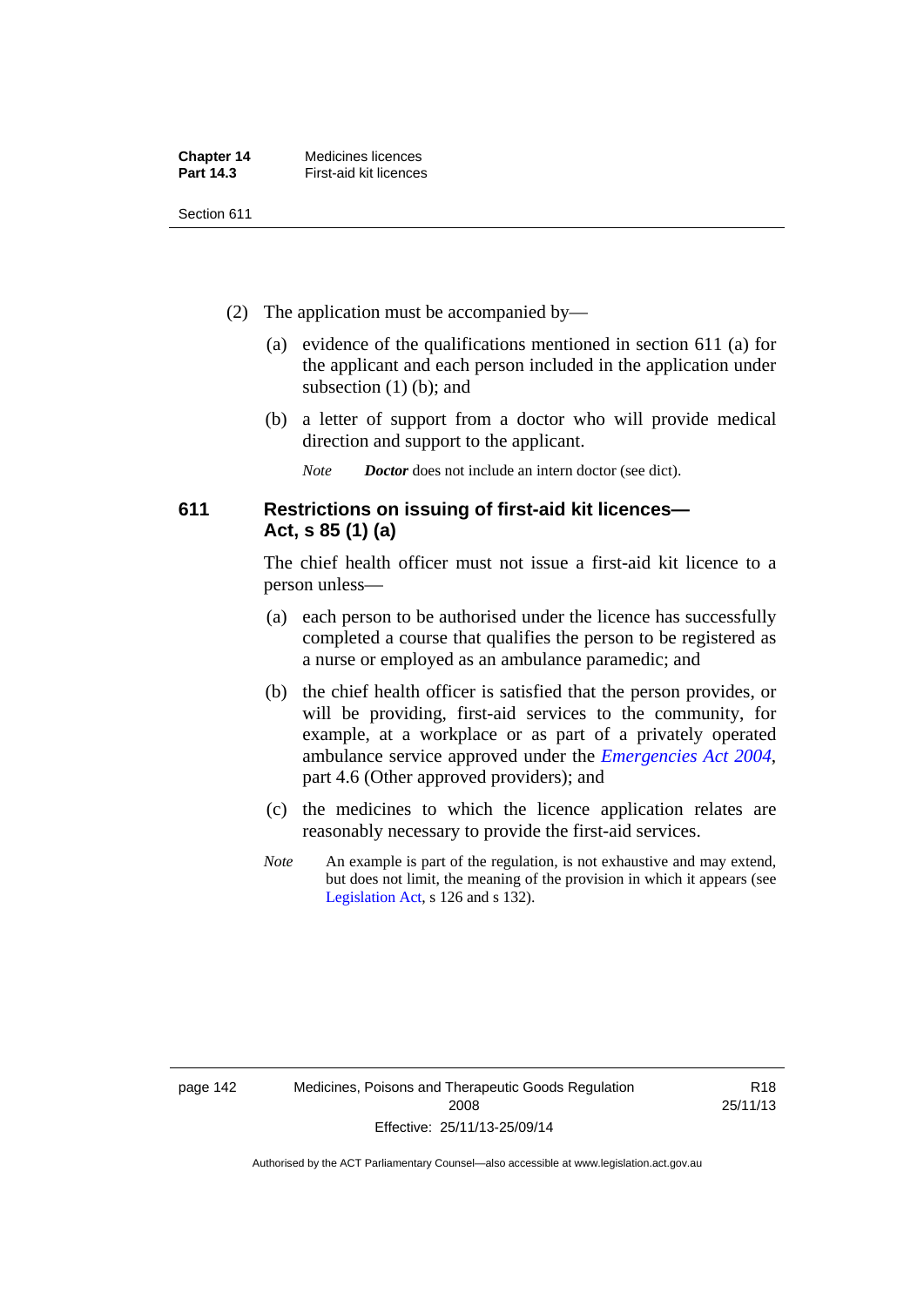(2) The application must be accompanied by—

(a) evidence of the qualifications mentioned in section 611 (a) for the applicant and each person included in the application under subsection (1) (b); and

(b) a letter of support from a doctor who will provide medical direction and support to the applicant.

*Note* ***Doctor*** does not include an intern doctor (see dict).

### 611 Restrictions on issuing of first-aid kit licences—Act, s 85 (1) (a)

The chief health officer must not issue a first-aid kit licence to a person unless—

(a) each person to be authorised under the licence has successfully completed a course that qualifies the person to be registered as a nurse or employed as an ambulance paramedic; and

(b) the chief health officer is satisfied that the person provides, or will be providing, first-aid services to the community, for example, at a workplace or as part of a privately operated ambulance service approved under the *Emergencies Act 2004*, part 4.6 (Other approved providers); and

(c) the medicines to which the licence application relates are reasonably necessary to provide the first-aid services.

*Note* An example is part of the regulation, is not exhaustive and may extend, but does not limit, the meaning of the provision in which it appears (see Legislation Act, s 126 and s 132).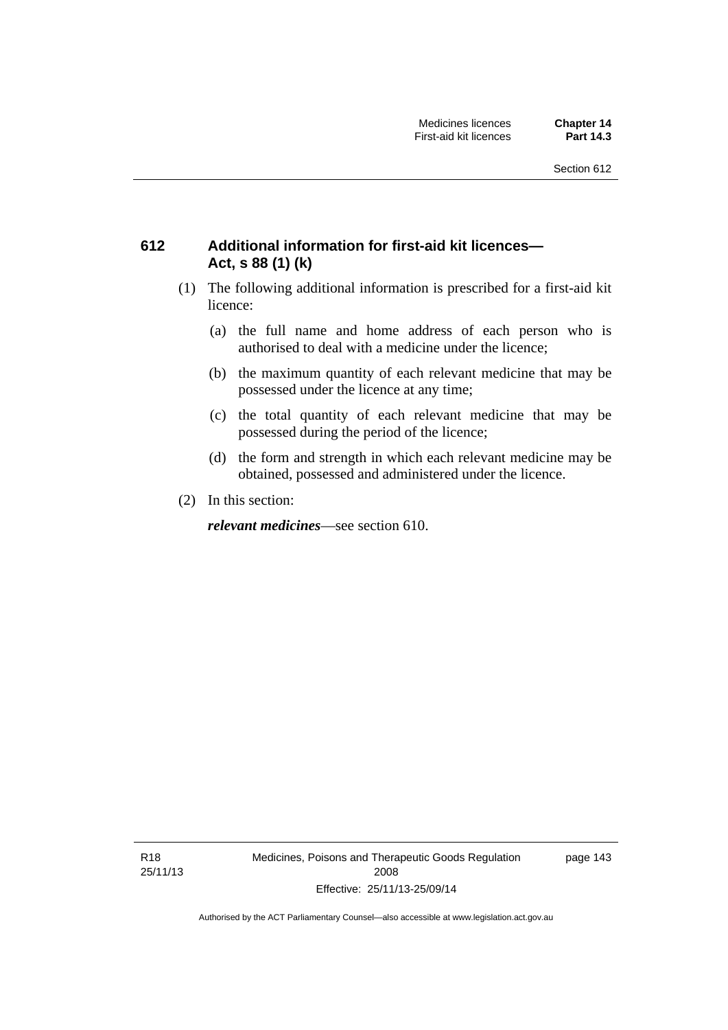## 612 Additional information for first-aid kit licences—Act, s 88 (1) (k)

(1) The following additional information is prescribed for a first-aid kit licence:

(a) the full name and home address of each person who is authorised to deal with a medicine under the licence;

(b) the maximum quantity of each relevant medicine that may be possessed under the licence at any time;

(c) the total quantity of each relevant medicine that may be possessed during the period of the licence;

(d) the form and strength in which each relevant medicine may be obtained, possessed and administered under the licence.

(2) In this section:

***relevant medicines***—see section 610.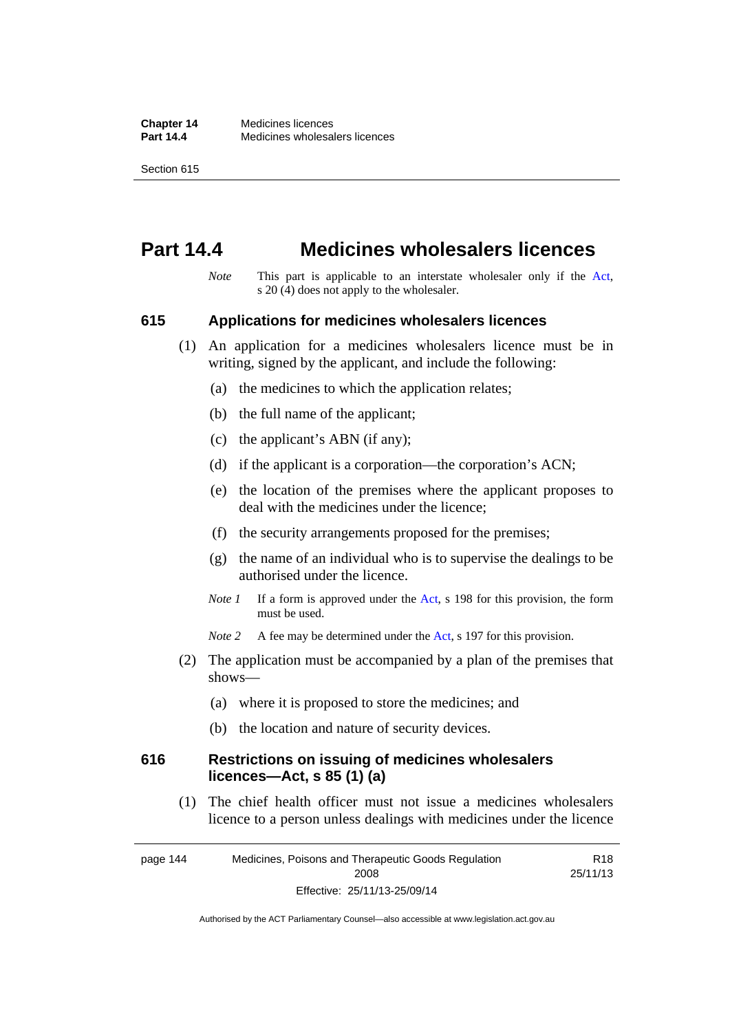# Part 14.4 Medicines wholesalers licences

*Note* This part is applicable to an interstate wholesaler only if the Act, s 20 (4) does not apply to the wholesaler.

## 615 Applications for medicines wholesalers licences

(1) An application for a medicines wholesalers licence must be in writing, signed by the applicant, and include the following:

(a) the medicines to which the application relates;

(b) the full name of the applicant;

(c) the applicant's ABN (if any);

(d) if the applicant is a corporation—the corporation's ACN;

(e) the location of the premises where the applicant proposes to deal with the medicines under the licence;

(f) the security arrangements proposed for the premises;

(g) the name of an individual who is to supervise the dealings to be authorised under the licence.

*Note 1* If a form is approved under the Act, s 198 for this provision, the form must be used.

*Note 2* A fee may be determined under the Act, s 197 for this provision.

(2) The application must be accompanied by a plan of the premises that shows—

(a) where it is proposed to store the medicines; and

(b) the location and nature of security devices.

## 616 Restrictions on issuing of medicines wholesalers licences—Act, s 85 (1) (a)

(1) The chief health officer must not issue a medicines wholesalers licence to a person unless dealings with medicines under the licence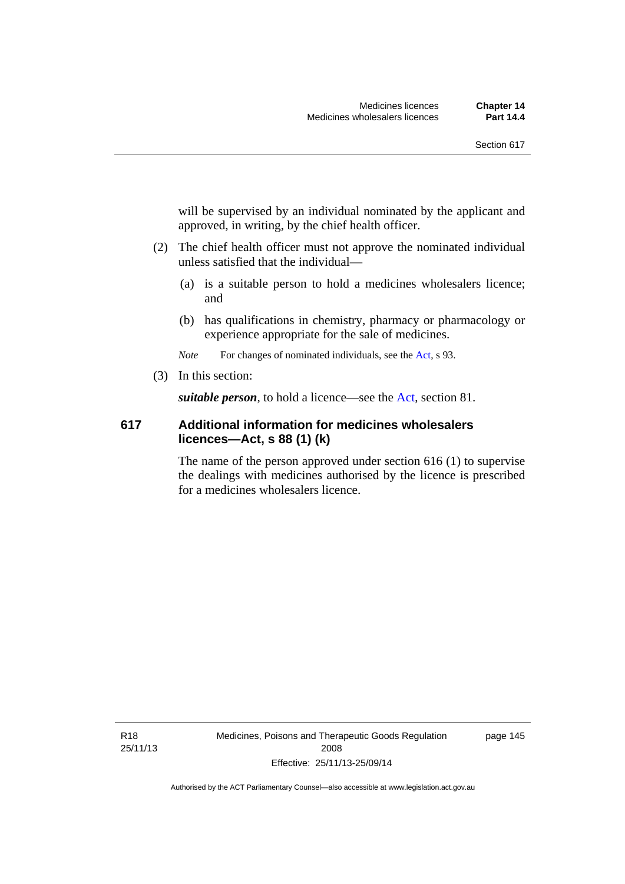will be supervised by an individual nominated by the applicant and approved, in writing, by the chief health officer.

(2) The chief health officer must not approve the nominated individual unless satisfied that the individual—

(a) is a suitable person to hold a medicines wholesalers licence; and

(b) has qualifications in chemistry, pharmacy or pharmacology or experience appropriate for the sale of medicines.

*Note* For changes of nominated individuals, see the Act, s 93.

(3) In this section:

***suitable person***, to hold a licence—see the Act, section 81.

### 617 Additional information for medicines wholesalers licences—Act, s 88 (1) (k)

The name of the person approved under section 616 (1) to supervise the dealings with medicines authorised by the licence is prescribed for a medicines wholesalers licence.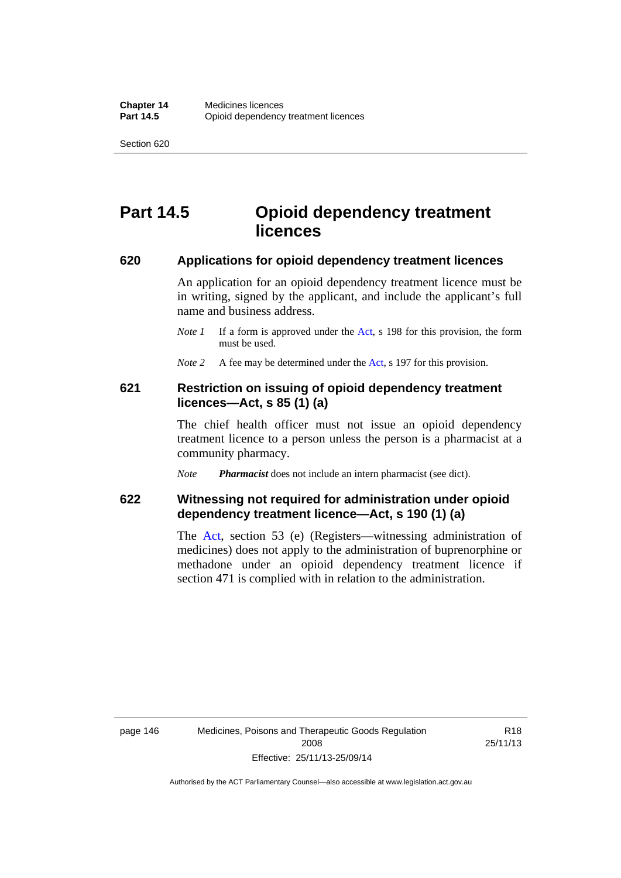# Part 14.5 Opioid dependency treatment licences

## 620 Applications for opioid dependency treatment licences

An application for an opioid dependency treatment licence must be in writing, signed by the applicant, and include the applicant's full name and business address.

*Note 1* If a form is approved under the Act, s 198 for this provision, the form must be used.

*Note 2* A fee may be determined under the Act, s 197 for this provision.

## 621 Restriction on issuing of opioid dependency treatment licences—Act, s 85 (1) (a)

The chief health officer must not issue an opioid dependency treatment licence to a person unless the person is a pharmacist at a community pharmacy.

*Note* ***Pharmacist*** does not include an intern pharmacist (see dict).

## 622 Witnessing not required for administration under opioid dependency treatment licence—Act, s 190 (1) (a)

The Act, section 53 (e) (Registers—witnessing administration of medicines) does not apply to the administration of buprenorphine or methadone under an opioid dependency treatment licence if section 471 is complied with in relation to the administration.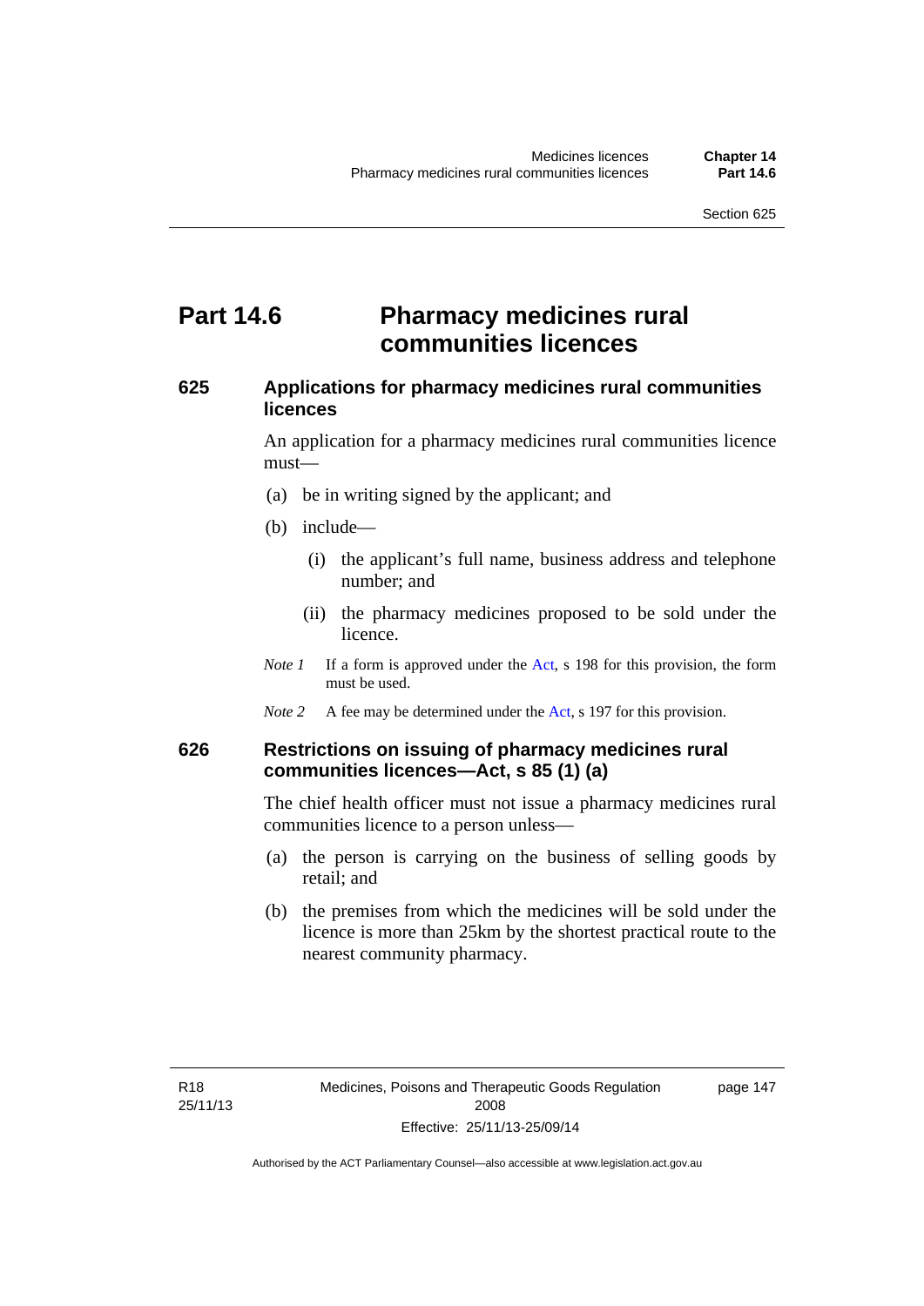# Part 14.6 Pharmacy medicines rural communities licences

## 625 Applications for pharmacy medicines rural communities licences

An application for a pharmacy medicines rural communities licence must—

(a) be in writing signed by the applicant; and

(b) include—

(i) the applicant's full name, business address and telephone number; and

(ii) the pharmacy medicines proposed to be sold under the licence.

*Note 1* If a form is approved under the Act, s 198 for this provision, the form must be used.

*Note 2* A fee may be determined under the Act, s 197 for this provision.

## 626 Restrictions on issuing of pharmacy medicines rural communities licences—Act, s 85 (1) (a)

The chief health officer must not issue a pharmacy medicines rural communities licence to a person unless—

(a) the person is carrying on the business of selling goods by retail; and

(b) the premises from which the medicines will be sold under the licence is more than 25km by the shortest practical route to the nearest community pharmacy.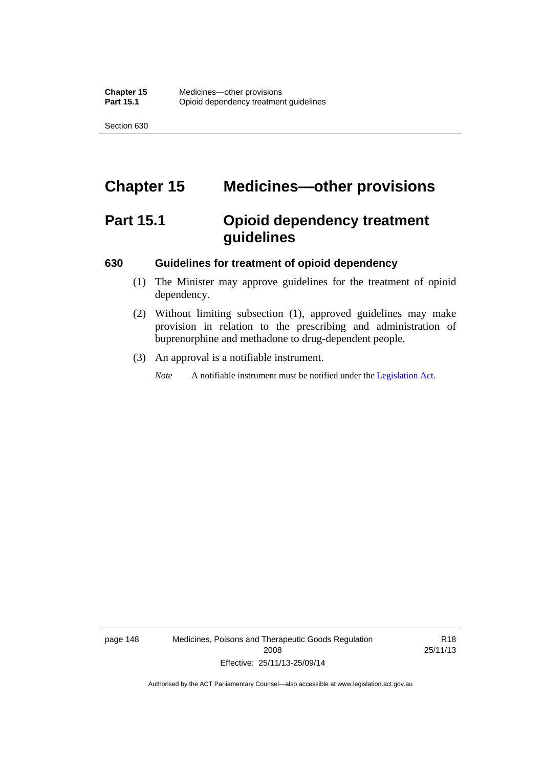# Chapter 15 Medicines—other provisions

## Part 15.1 Opioid dependency treatment guidelines

### 630 Guidelines for treatment of opioid dependency

(1) The Minister may approve guidelines for the treatment of opioid dependency.

(2) Without limiting subsection (1), approved guidelines may make provision in relation to the prescribing and administration of buprenorphine and methadone to drug-dependent people.

(3) An approval is a notifiable instrument.

*Note* A notifiable instrument must be notified under the Legislation Act.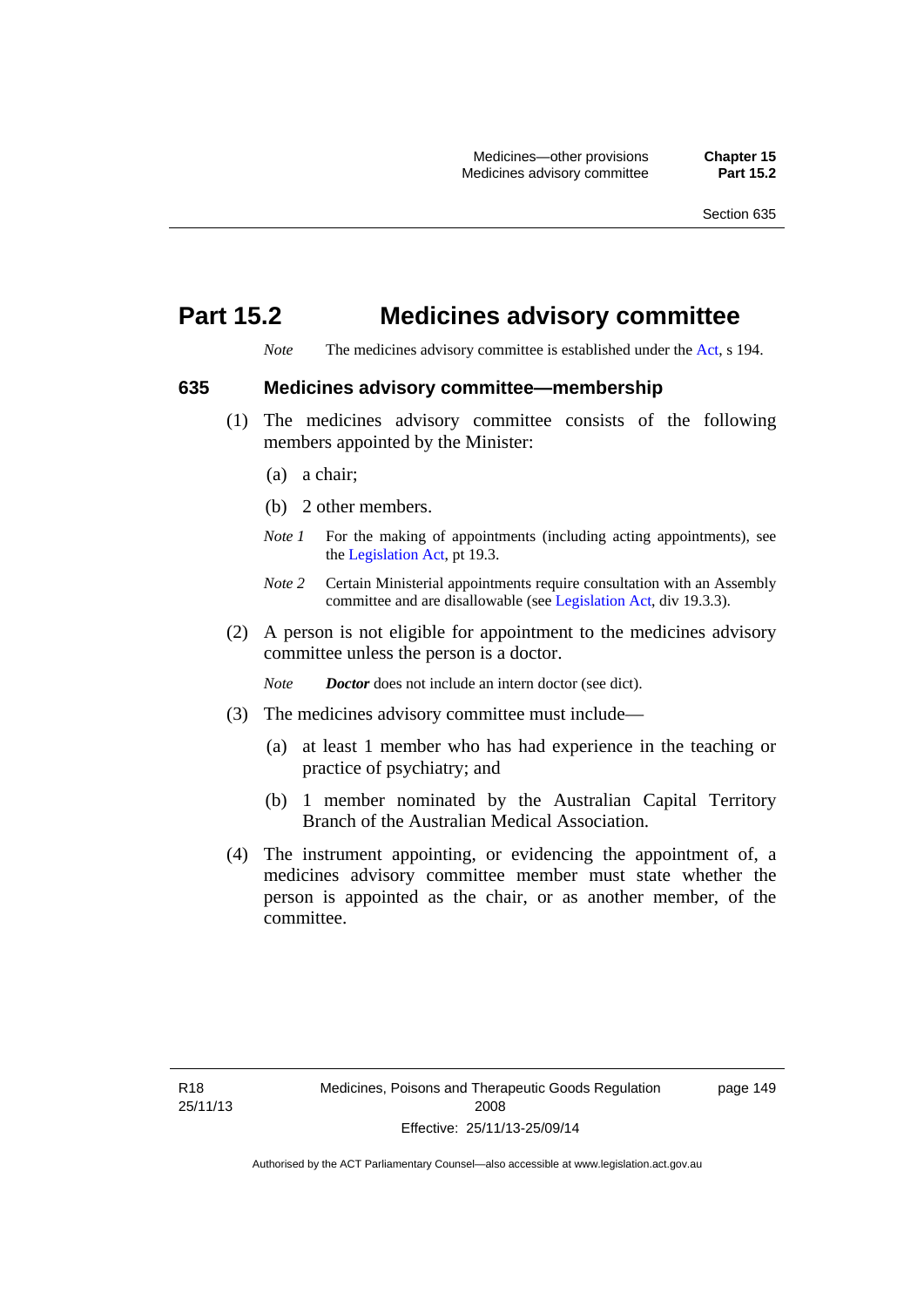# Part 15.2 Medicines advisory committee

*Note* The medicines advisory committee is established under the Act, s 194.

## 635 Medicines advisory committee—membership

(1) The medicines advisory committee consists of the following members appointed by the Minister:

(a) a chair;

(b) 2 other members.

*Note 1* For the making of appointments (including acting appointments), see the Legislation Act, pt 19.3.

*Note 2* Certain Ministerial appointments require consultation with an Assembly committee and are disallowable (see Legislation Act, div 19.3.3).

(2) A person is not eligible for appointment to the medicines advisory committee unless the person is a doctor.

*Note* ***Doctor*** does not include an intern doctor (see dict).

(3) The medicines advisory committee must include—

(a) at least 1 member who has had experience in the teaching or practice of psychiatry; and

(b) 1 member nominated by the Australian Capital Territory Branch of the Australian Medical Association.

(4) The instrument appointing, or evidencing the appointment of, a medicines advisory committee member must state whether the person is appointed as the chair, or as another member, of the committee.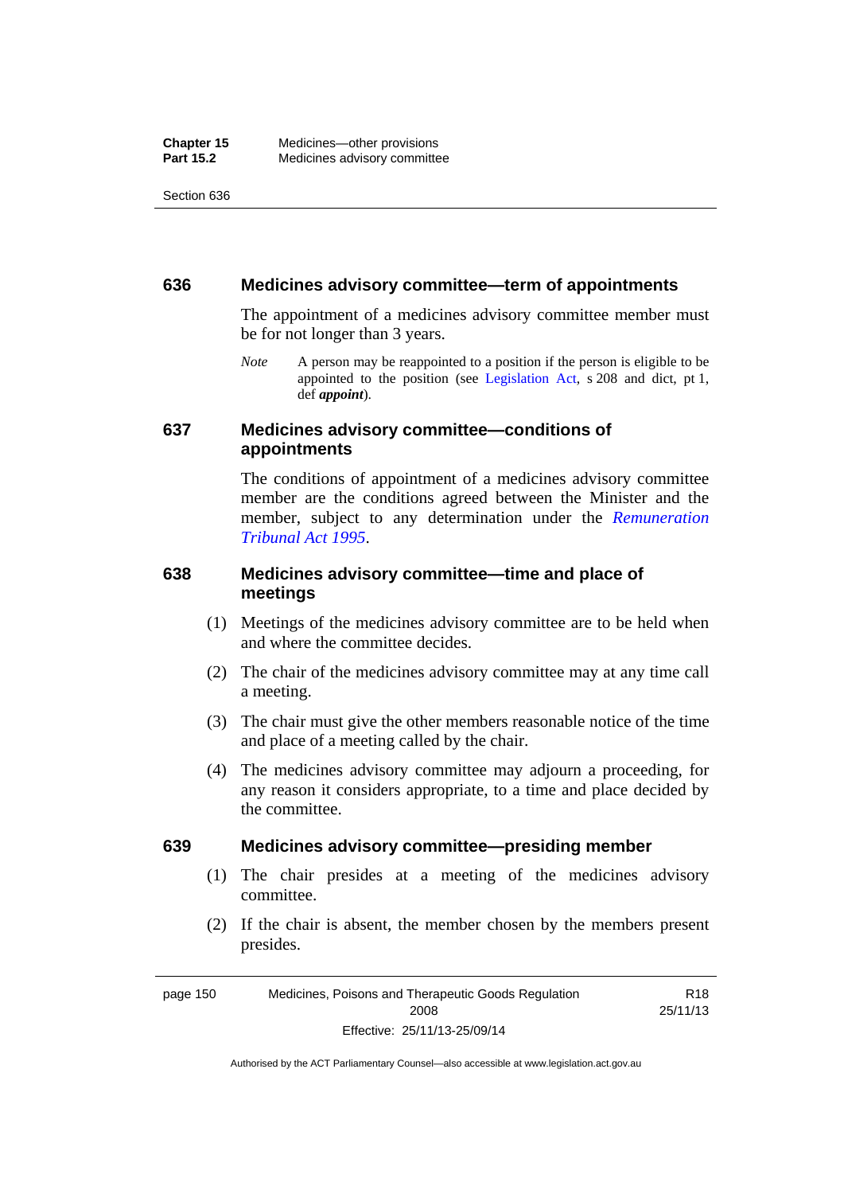### 636 Medicines advisory committee—term of appointments

The appointment of a medicines advisory committee member must be for not longer than 3 years.

*Note* A person may be reappointed to a position if the person is eligible to be appointed to the position (see Legislation Act, s 208 and dict, pt 1, def ***appoint***).

### 637 Medicines advisory committee—conditions of appointments

The conditions of appointment of a medicines advisory committee member are the conditions agreed between the Minister and the member, subject to any determination under the *Remuneration Tribunal Act 1995*.

### 638 Medicines advisory committee—time and place of meetings

(1) Meetings of the medicines advisory committee are to be held when and where the committee decides.

(2) The chair of the medicines advisory committee may at any time call a meeting.

(3) The chair must give the other members reasonable notice of the time and place of a meeting called by the chair.

(4) The medicines advisory committee may adjourn a proceeding, for any reason it considers appropriate, to a time and place decided by the committee.

### 639 Medicines advisory committee—presiding member

(1) The chair presides at a meeting of the medicines advisory committee.

(2) If the chair is absent, the member chosen by the members present presides.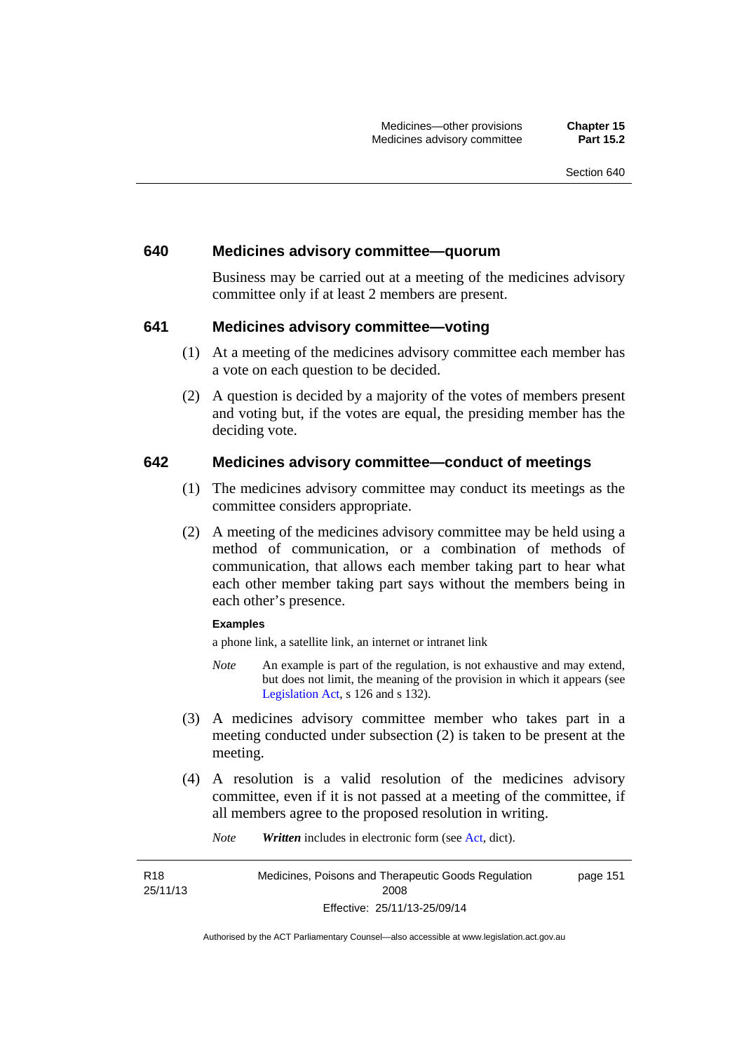### 640 Medicines advisory committee—quorum

Business may be carried out at a meeting of the medicines advisory committee only if at least 2 members are present.

### 641 Medicines advisory committee—voting

(1) At a meeting of the medicines advisory committee each member has a vote on each question to be decided.

(2) A question is decided by a majority of the votes of members present and voting but, if the votes are equal, the presiding member has the deciding vote.

### 642 Medicines advisory committee—conduct of meetings

(1) The medicines advisory committee may conduct its meetings as the committee considers appropriate.

(2) A meeting of the medicines advisory committee may be held using a method of communication, or a combination of methods of communication, that allows each member taking part to hear what each other member taking part says without the members being in each other's presence.

**Examples**

a phone link, a satellite link, an internet or intranet link

*Note* An example is part of the regulation, is not exhaustive and may extend, but does not limit, the meaning of the provision in which it appears (see Legislation Act, s 126 and s 132).

(3) A medicines advisory committee member who takes part in a meeting conducted under subsection (2) is taken to be present at the meeting.

(4) A resolution is a valid resolution of the medicines advisory committee, even if it is not passed at a meeting of the committee, if all members agree to the proposed resolution in writing.

*Note* ***Written*** includes in electronic form (see Act, dict).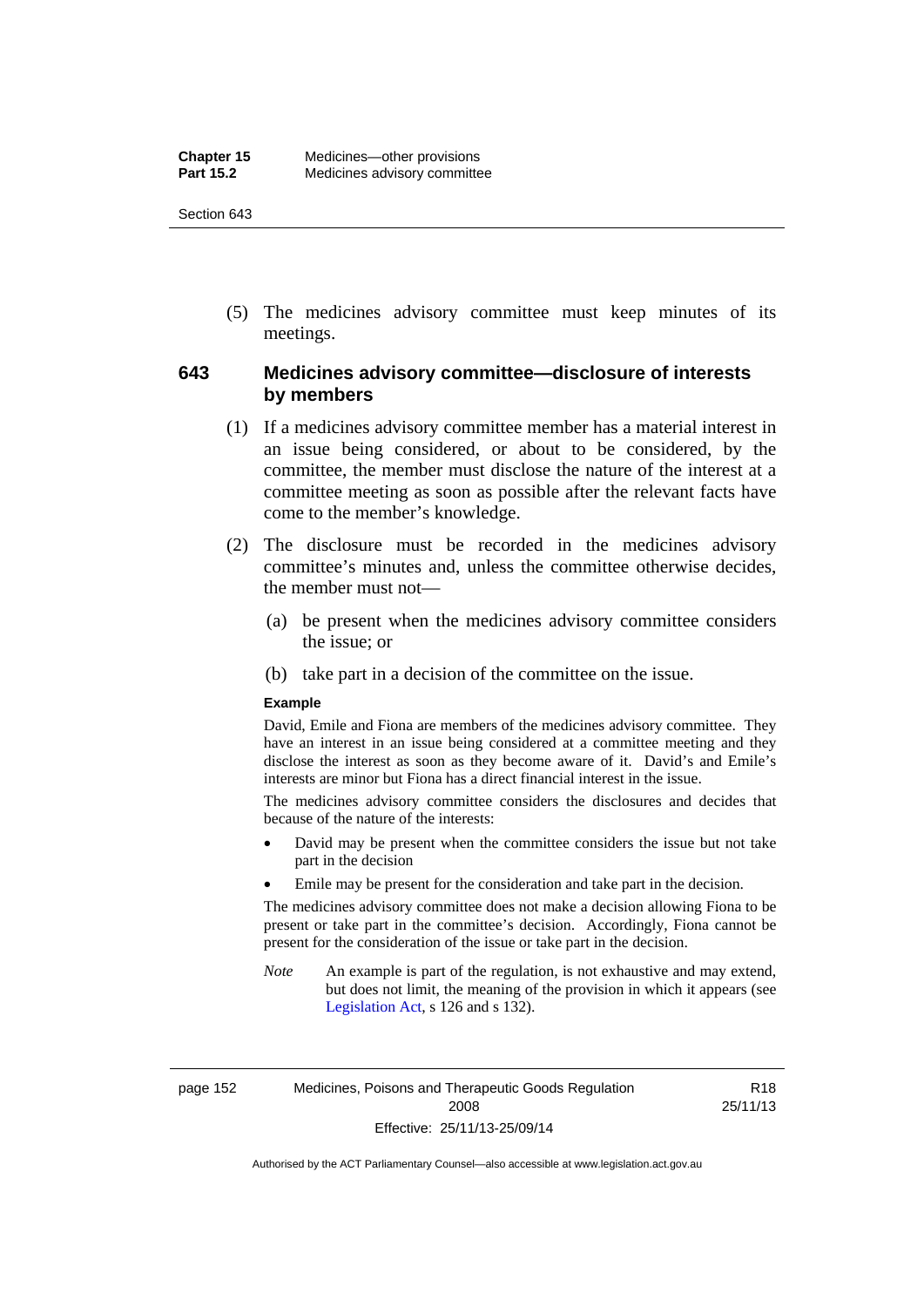(5) The medicines advisory committee must keep minutes of its meetings.

## 643 Medicines advisory committee—disclosure of interests by members

(1) If a medicines advisory committee member has a material interest in an issue being considered, or about to be considered, by the committee, the member must disclose the nature of the interest at a committee meeting as soon as possible after the relevant facts have come to the member's knowledge.

(2) The disclosure must be recorded in the medicines advisory committee's minutes and, unless the committee otherwise decides, the member must not—

(a) be present when the medicines advisory committee considers the issue; or

(b) take part in a decision of the committee on the issue.

**Example**

David, Emile and Fiona are members of the medicines advisory committee. They have an interest in an issue being considered at a committee meeting and they disclose the interest as soon as they become aware of it. David's and Emile's interests are minor but Fiona has a direct financial interest in the issue.

The medicines advisory committee considers the disclosures and decides that because of the nature of the interests:

- David may be present when the committee considers the issue but not take part in the decision
- Emile may be present for the consideration and take part in the decision.

The medicines advisory committee does not make a decision allowing Fiona to be present or take part in the committee's decision. Accordingly, Fiona cannot be present for the consideration of the issue or take part in the decision.

*Note* An example is part of the regulation, is not exhaustive and may extend, but does not limit, the meaning of the provision in which it appears (see Legislation Act, s 126 and s 132).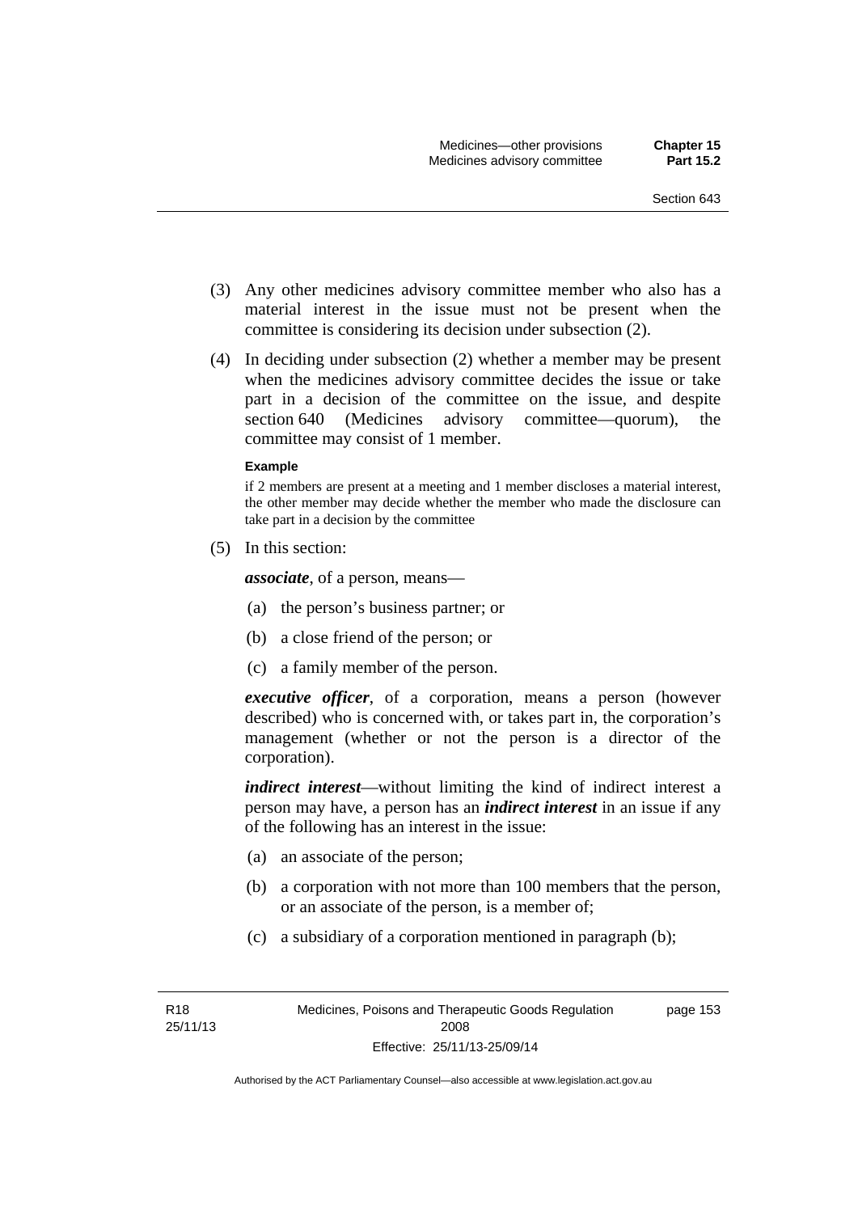(3) Any other medicines advisory committee member who also has a material interest in the issue must not be present when the committee is considering its decision under subsection (2).

(4) In deciding under subsection (2) whether a member may be present when the medicines advisory committee decides the issue or take part in a decision of the committee on the issue, and despite section 640 (Medicines advisory committee—quorum), the committee may consist of 1 member.

**Example**

if 2 members are present at a meeting and 1 member discloses a material interest, the other member may decide whether the member who made the disclosure can take part in a decision by the committee

(5) In this section:

***associate***, of a person, means—

(a) the person's business partner; or

(b) a close friend of the person; or

(c) a family member of the person.

***executive officer***, of a corporation, means a person (however described) who is concerned with, or takes part in, the corporation's management (whether or not the person is a director of the corporation).

***indirect interest***—without limiting the kind of indirect interest a person may have, a person has an ***indirect interest*** in an issue if any of the following has an interest in the issue:

(a) an associate of the person;

(b) a corporation with not more than 100 members that the person, or an associate of the person, is a member of;

(c) a subsidiary of a corporation mentioned in paragraph (b);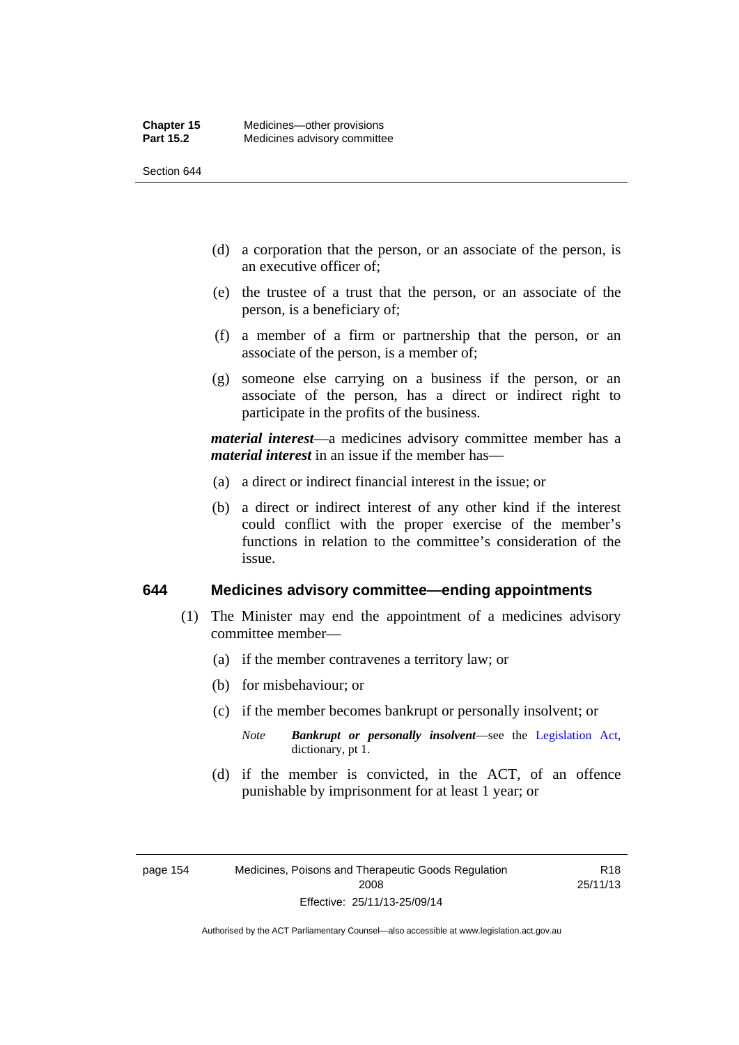(d) a corporation that the person, or an associate of the person, is an executive officer of;

(e) the trustee of a trust that the person, or an associate of the person, is a beneficiary of;

(f) a member of a firm or partnership that the person, or an associate of the person, is a member of;

(g) someone else carrying on a business if the person, or an associate of the person, has a direct or indirect right to participate in the profits of the business.

***material interest***—a medicines advisory committee member has a ***material interest*** in an issue if the member has—

(a) a direct or indirect financial interest in the issue; or

(b) a direct or indirect interest of any other kind if the interest could conflict with the proper exercise of the member's functions in relation to the committee's consideration of the issue.

## 644 Medicines advisory committee—ending appointments

(1) The Minister may end the appointment of a medicines advisory committee member—

(a) if the member contravenes a territory law; or

(b) for misbehaviour; or

(c) if the member becomes bankrupt or personally insolvent; or

*Note* ***Bankrupt or personally insolvent***—see the Legislation Act, dictionary, pt 1.

(d) if the member is convicted, in the ACT, of an offence punishable by imprisonment for at least 1 year; or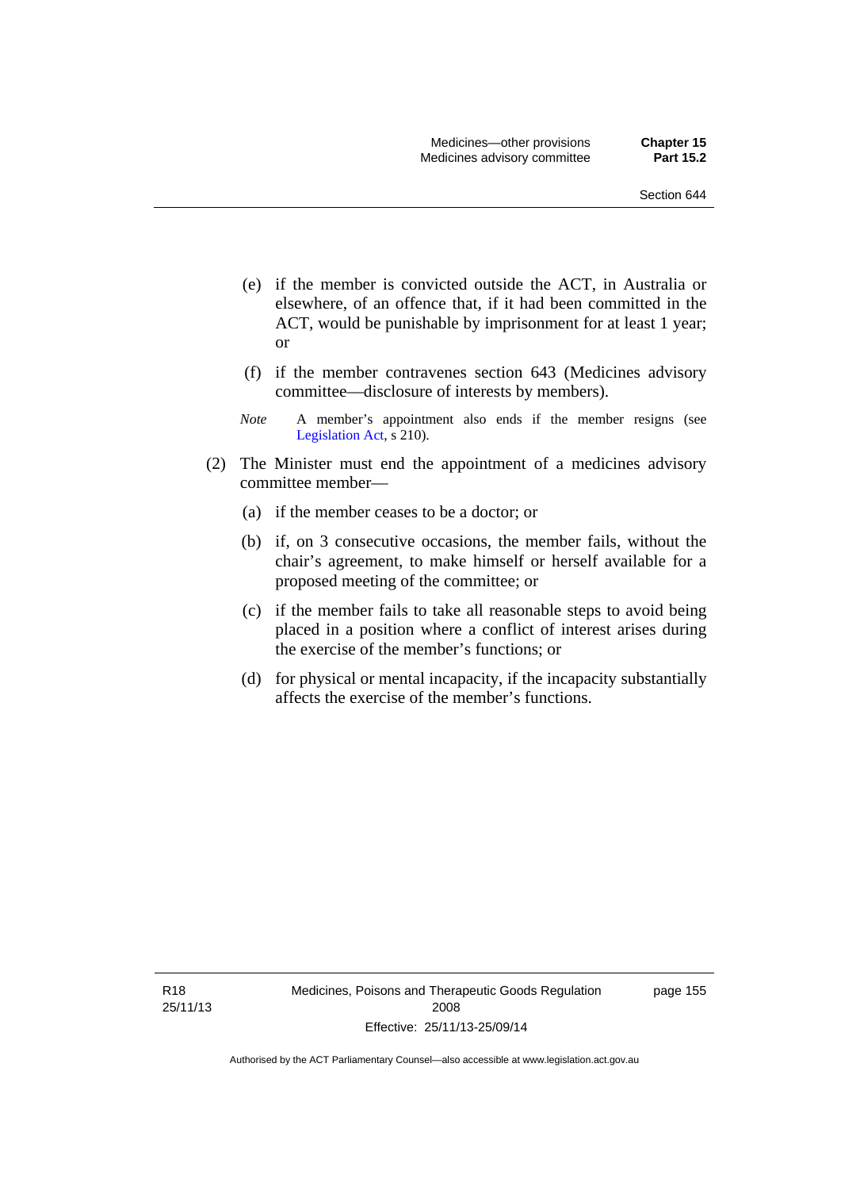(e) if the member is convicted outside the ACT, in Australia or elsewhere, of an offence that, if it had been committed in the ACT, would be punishable by imprisonment for at least 1 year; or

(f) if the member contravenes section 643 (Medicines advisory committee—disclosure of interests by members).

*Note* A member's appointment also ends if the member resigns (see Legislation Act, s 210).

(2) The Minister must end the appointment of a medicines advisory committee member—

(a) if the member ceases to be a doctor; or

(b) if, on 3 consecutive occasions, the member fails, without the chair's agreement, to make himself or herself available for a proposed meeting of the committee; or

(c) if the member fails to take all reasonable steps to avoid being placed in a position where a conflict of interest arises during the exercise of the member's functions; or

(d) for physical or mental incapacity, if the incapacity substantially affects the exercise of the member's functions.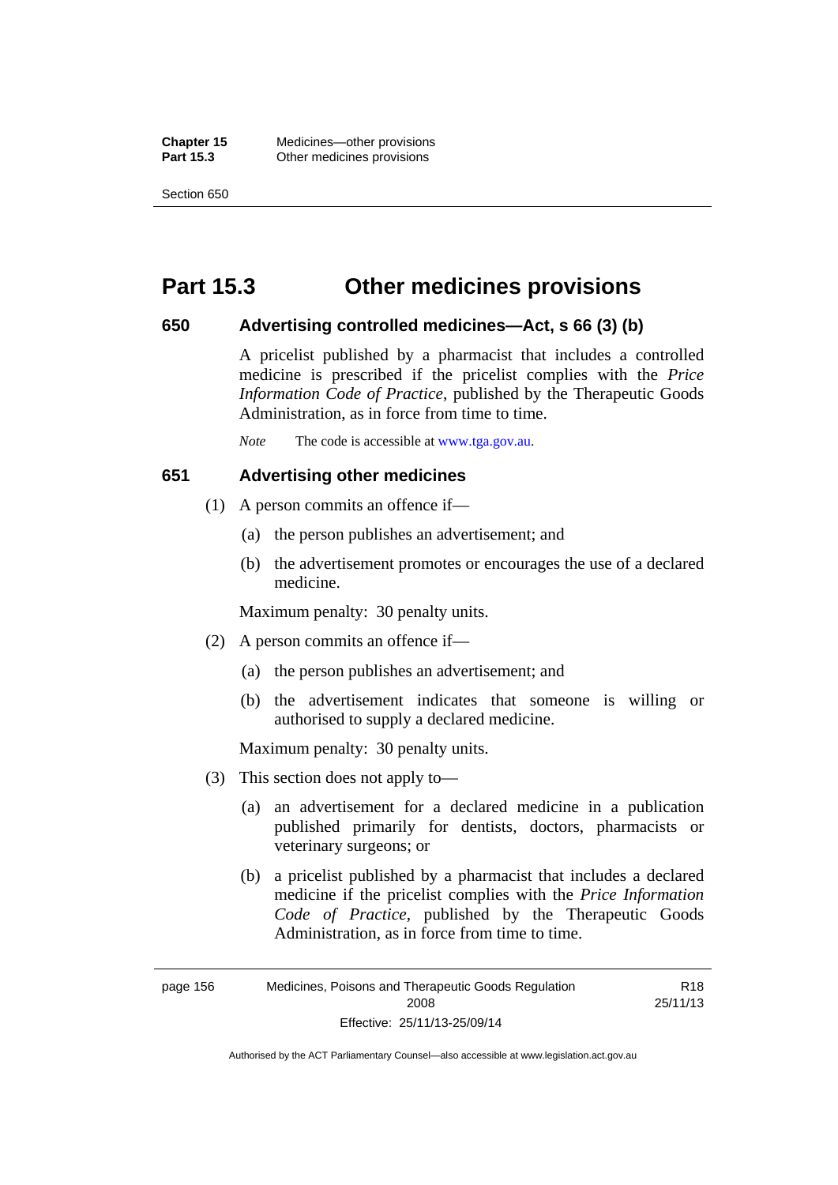# Part 15.3 Other medicines provisions

### 650 Advertising controlled medicines—Act, s 66 (3) (b)

A pricelist published by a pharmacist that includes a controlled medicine is prescribed if the pricelist complies with the *Price Information Code of Practice*, published by the Therapeutic Goods Administration, as in force from time to time.

*Note* The code is accessible at www.tga.gov.au.

### 651 Advertising other medicines

(1) A person commits an offence if—

(a) the person publishes an advertisement; and

(b) the advertisement promotes or encourages the use of a declared medicine.

Maximum penalty: 30 penalty units.

(2) A person commits an offence if—

(a) the person publishes an advertisement; and

(b) the advertisement indicates that someone is willing or authorised to supply a declared medicine.

Maximum penalty: 30 penalty units.

(3) This section does not apply to—

(a) an advertisement for a declared medicine in a publication published primarily for dentists, doctors, pharmacists or veterinary surgeons; or

(b) a pricelist published by a pharmacist that includes a declared medicine if the pricelist complies with the *Price Information Code of Practice*, published by the Therapeutic Goods Administration, as in force from time to time.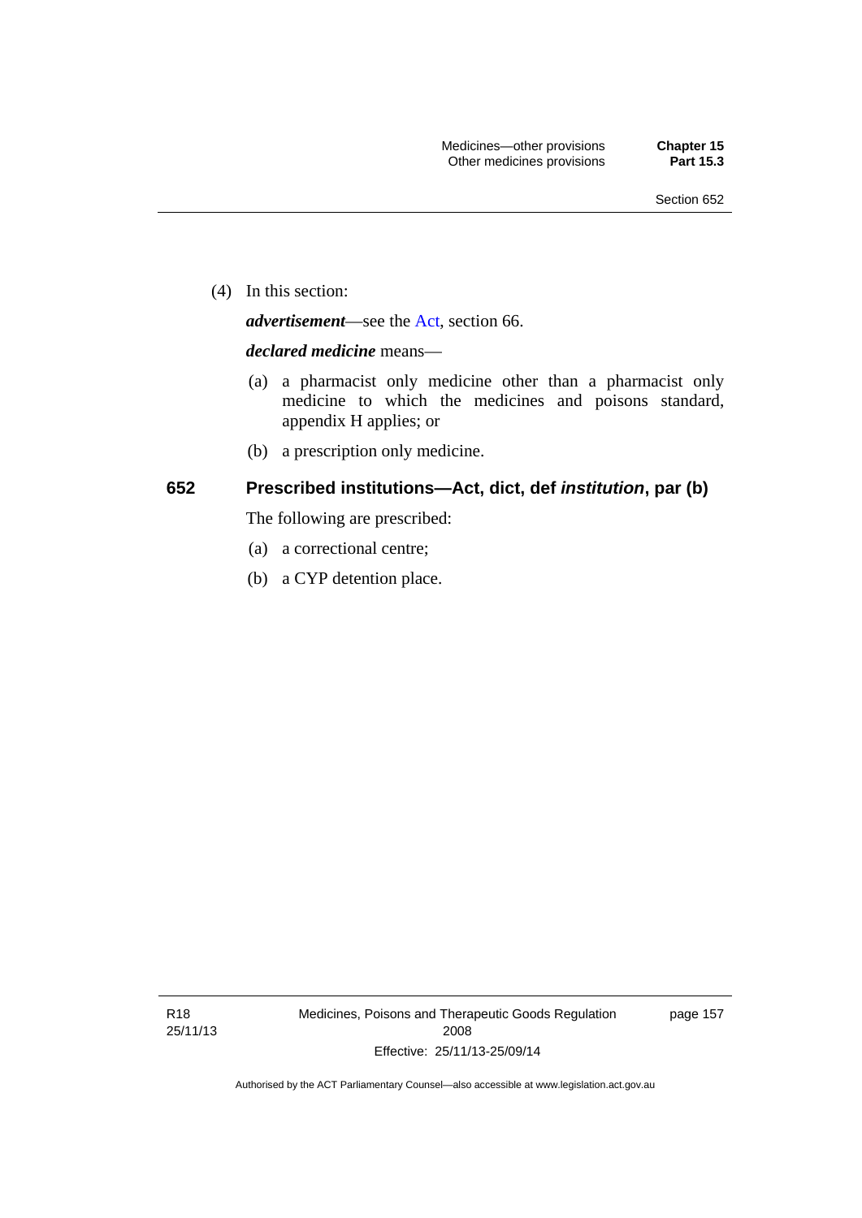(4) In this section:

***advertisement***—see the Act, section 66.

***declared medicine*** means—

(a) a pharmacist only medicine other than a pharmacist only medicine to which the medicines and poisons standard, appendix H applies; or

(b) a prescription only medicine.

### 652 Prescribed institutions—Act, dict, def *institution*, par (b)

The following are prescribed:

(a) a correctional centre;

(b) a CYP detention place.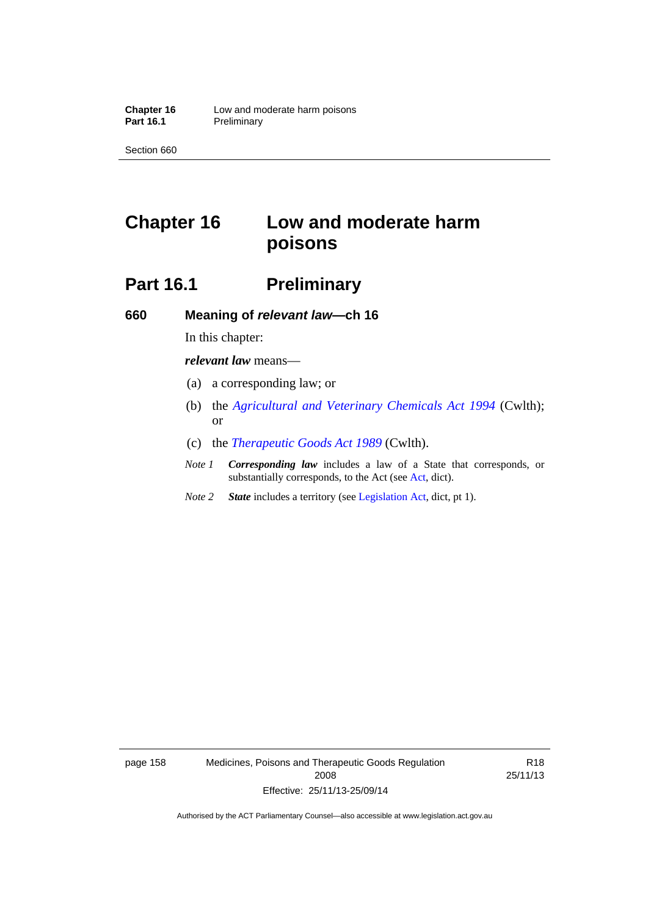# Chapter 16 Low and moderate harm poisons

## Part 16.1 Preliminary

### 660 Meaning of *relevant law*—ch 16

In this chapter:

***relevant law*** means—

(a) a corresponding law; or

(b) the *Agricultural and Veterinary Chemicals Act 1994* (Cwlth); or

(c) the *Therapeutic Goods Act 1989* (Cwlth).

*Note 1* ***Corresponding law*** includes a law of a State that corresponds, or substantially corresponds, to the Act (see Act, dict).

*Note 2* ***State*** includes a territory (see Legislation Act, dict, pt 1).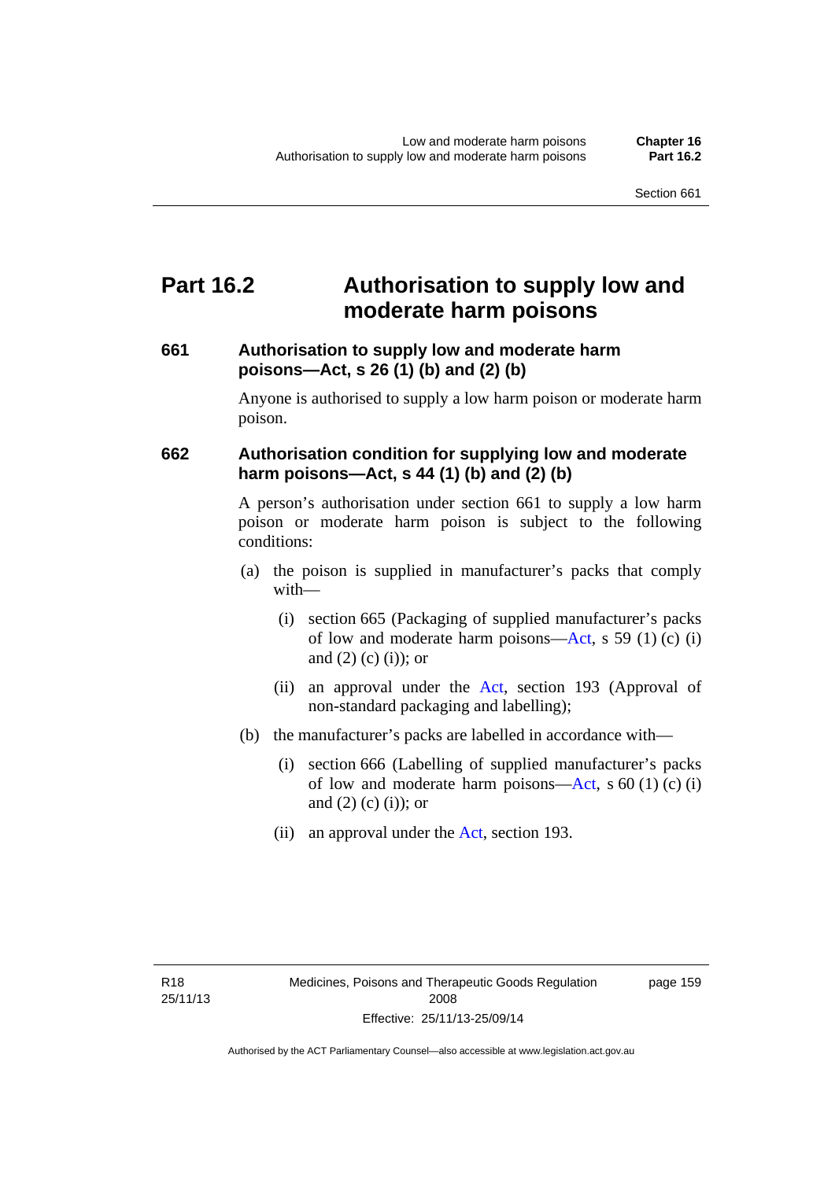# Part 16.2 Authorisation to supply low and moderate harm poisons

### 661 Authorisation to supply low and moderate harm poisons—Act, s 26 (1) (b) and (2) (b)

Anyone is authorised to supply a low harm poison or moderate harm poison.

### 662 Authorisation condition for supplying low and moderate harm poisons—Act, s 44 (1) (b) and (2) (b)

A person's authorisation under section 661 to supply a low harm poison or moderate harm poison is subject to the following conditions:

(a) the poison is supplied in manufacturer's packs that comply with—

(i) section 665 (Packaging of supplied manufacturer's packs of low and moderate harm poisons—Act, s 59 (1) (c) (i) and (2) (c) (i)); or

(ii) an approval under the Act, section 193 (Approval of non-standard packaging and labelling);

(b) the manufacturer's packs are labelled in accordance with—

(i) section 666 (Labelling of supplied manufacturer's packs of low and moderate harm poisons—Act, s 60 (1) (c) (i) and (2) (c) (i)); or

(ii) an approval under the Act, section 193.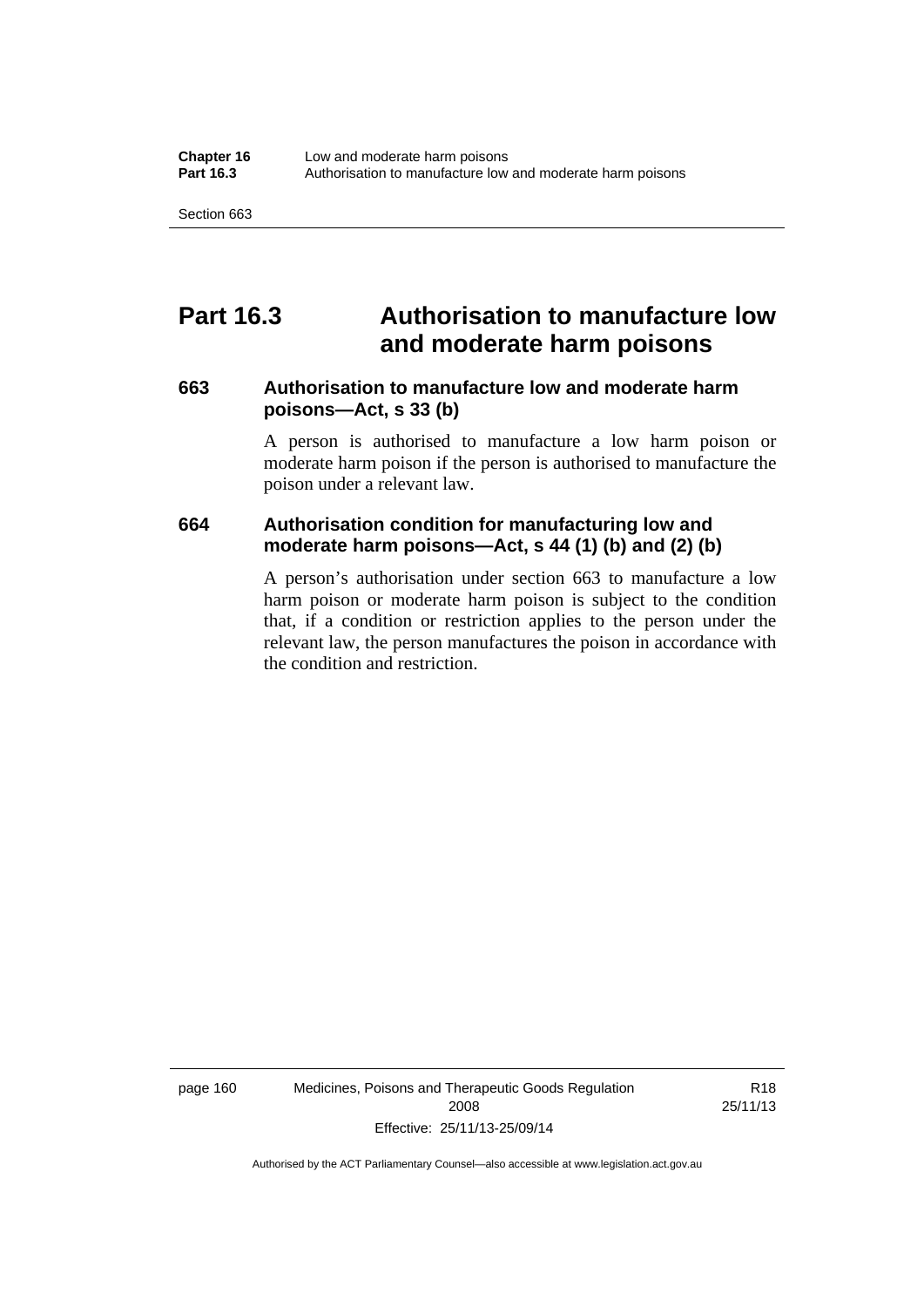# Part 16.3 Authorisation to manufacture low and moderate harm poisons

### 663 Authorisation to manufacture low and moderate harm poisons—Act, s 33 (b)

A person is authorised to manufacture a low harm poison or moderate harm poison if the person is authorised to manufacture the poison under a relevant law.

### 664 Authorisation condition for manufacturing low and moderate harm poisons—Act, s 44 (1) (b) and (2) (b)

A person's authorisation under section 663 to manufacture a low harm poison or moderate harm poison is subject to the condition that, if a condition or restriction applies to the person under the relevant law, the person manufactures the poison in accordance with the condition and restriction.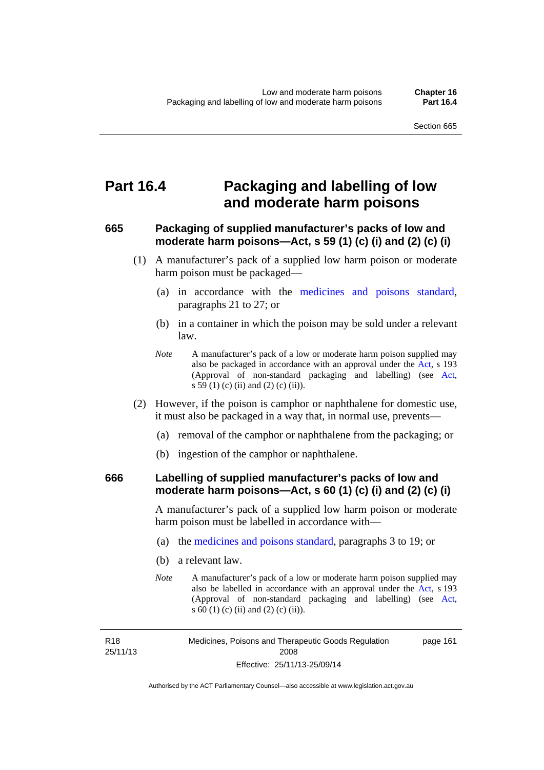# Part 16.4 Packaging and labelling of low and moderate harm poisons

## 665 Packaging of supplied manufacturer's packs of low and moderate harm poisons—Act, s 59 (1) (c) (i) and (2) (c) (i)

(1) A manufacturer's pack of a supplied low harm poison or moderate harm poison must be packaged—

(a) in accordance with the medicines and poisons standard, paragraphs 21 to 27; or

(b) in a container in which the poison may be sold under a relevant law.

*Note* A manufacturer's pack of a low or moderate harm poison supplied may also be packaged in accordance with an approval under the Act, s 193 (Approval of non-standard packaging and labelling) (see Act, s 59 (1) (c) (ii) and (2) (c) (ii)).

(2) However, if the poison is camphor or naphthalene for domestic use, it must also be packaged in a way that, in normal use, prevents—

(a) removal of the camphor or naphthalene from the packaging; or

(b) ingestion of the camphor or naphthalene.

## 666 Labelling of supplied manufacturer's packs of low and moderate harm poisons—Act, s 60 (1) (c) (i) and (2) (c) (i)

A manufacturer's pack of a supplied low harm poison or moderate harm poison must be labelled in accordance with—

(a) the medicines and poisons standard, paragraphs 3 to 19; or

(b) a relevant law.

*Note* A manufacturer's pack of a low or moderate harm poison supplied may also be labelled in accordance with an approval under the Act, s 193 (Approval of non-standard packaging and labelling) (see Act, s 60 (1) (c) (ii) and (2) (c) (ii)).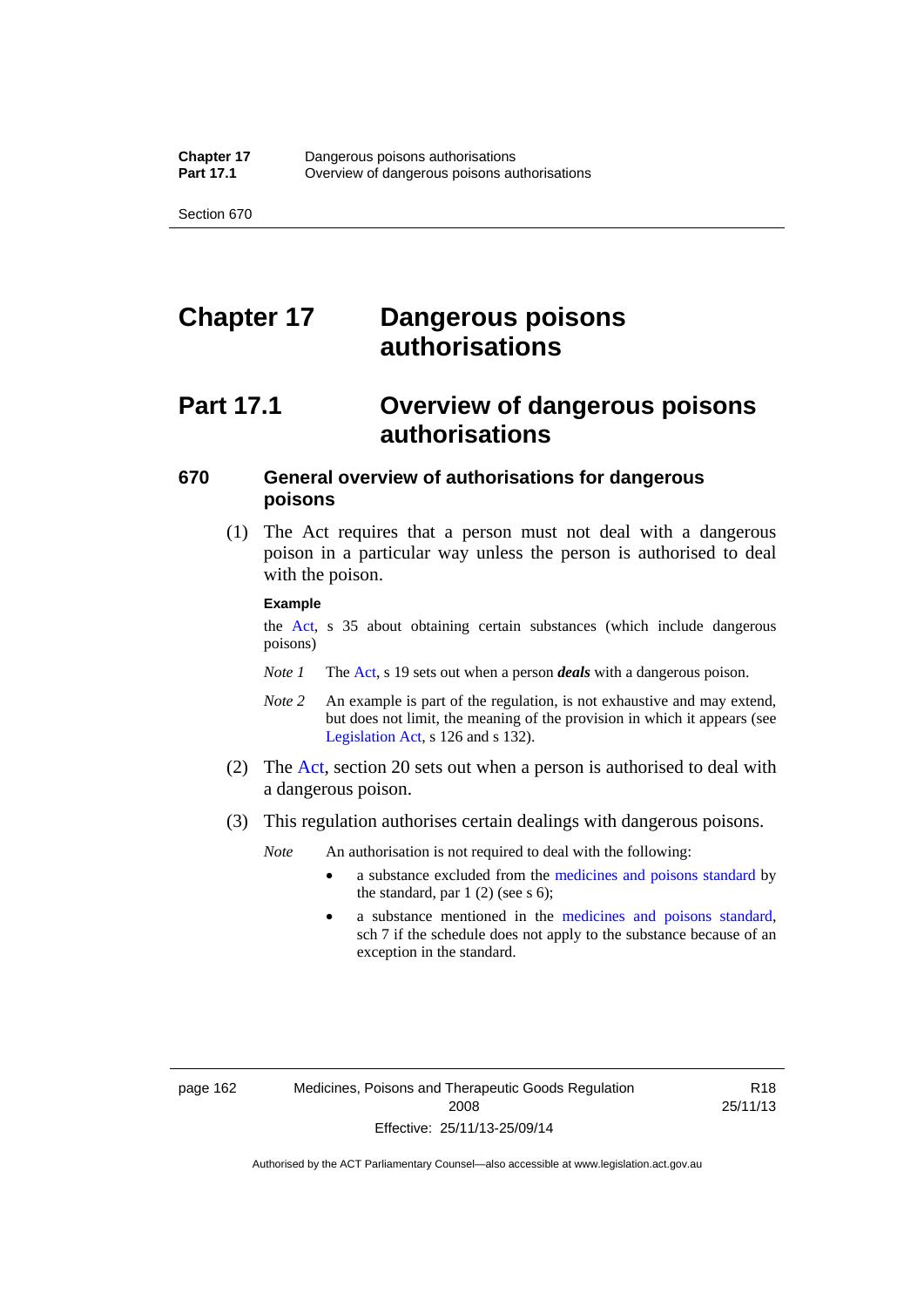# Chapter 17 Dangerous poisons authorisations

## Part 17.1 Overview of dangerous poisons authorisations

### 670 General overview of authorisations for dangerous poisons

(1) The Act requires that a person must not deal with a dangerous poison in a particular way unless the person is authorised to deal with the poison.

**Example**

the Act, s 35 about obtaining certain substances (which include dangerous poisons)

*Note 1* The Act, s 19 sets out when a person ***deals*** with a dangerous poison.

*Note 2* An example is part of the regulation, is not exhaustive and may extend, but does not limit, the meaning of the provision in which it appears (see Legislation Act, s 126 and s 132).

(2) The Act, section 20 sets out when a person is authorised to deal with a dangerous poison.

(3) This regulation authorises certain dealings with dangerous poisons.

*Note* An authorisation is not required to deal with the following:

- a substance excluded from the medicines and poisons standard by the standard, par 1 (2) (see s 6);
- a substance mentioned in the medicines and poisons standard, sch 7 if the schedule does not apply to the substance because of an exception in the standard.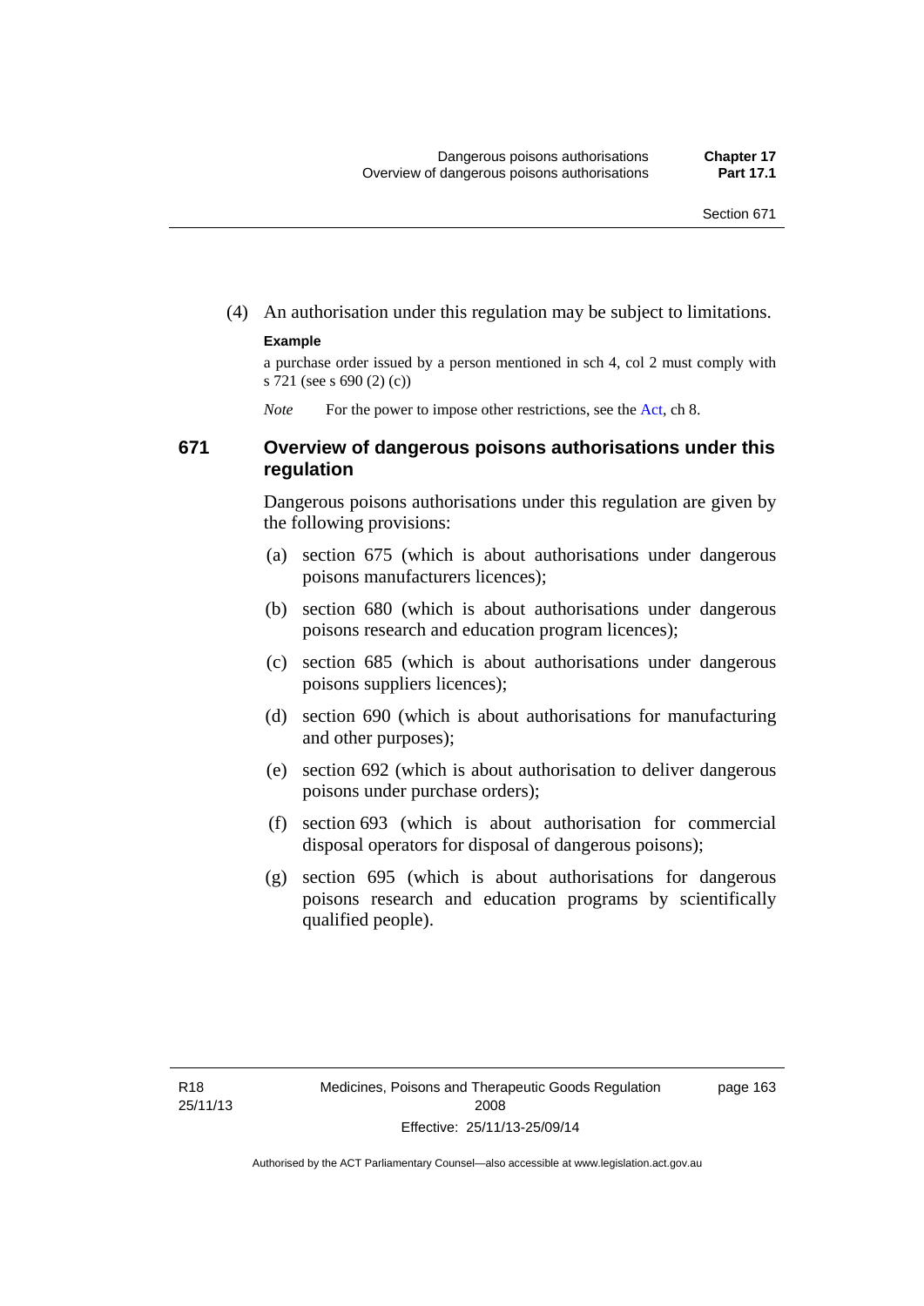(4) An authorisation under this regulation may be subject to limitations.

**Example**

a purchase order issued by a person mentioned in sch 4, col 2 must comply with s 721 (see s 690 (2) (c))

*Note* For the power to impose other restrictions, see the Act, ch 8.

### 671 Overview of dangerous poisons authorisations under this regulation

Dangerous poisons authorisations under this regulation are given by the following provisions:

(a) section 675 (which is about authorisations under dangerous poisons manufacturers licences);

(b) section 680 (which is about authorisations under dangerous poisons research and education program licences);

(c) section 685 (which is about authorisations under dangerous poisons suppliers licences);

(d) section 690 (which is about authorisations for manufacturing and other purposes);

(e) section 692 (which is about authorisation to deliver dangerous poisons under purchase orders);

(f) section 693 (which is about authorisation for commercial disposal operators for disposal of dangerous poisons);

(g) section 695 (which is about authorisations for dangerous poisons research and education programs by scientifically qualified people).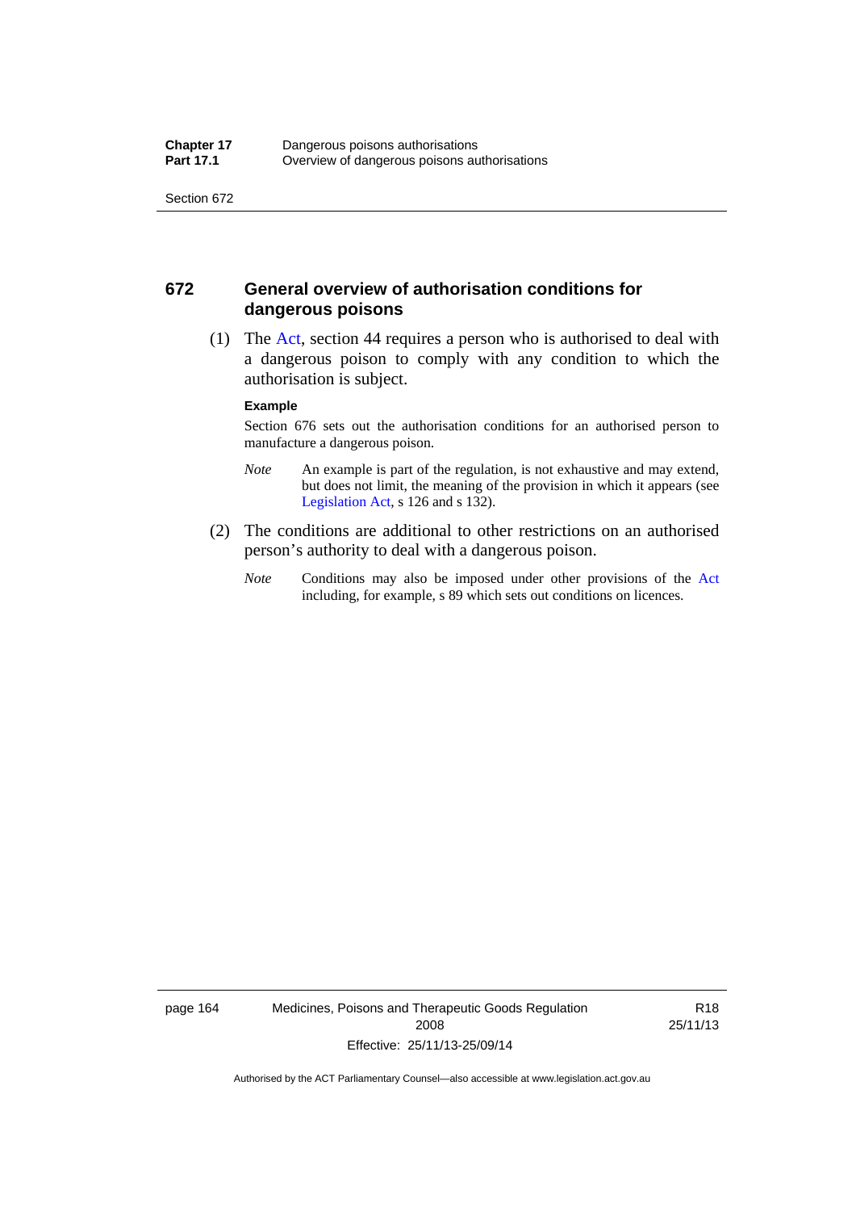## 672 General overview of authorisation conditions for dangerous poisons

(1) The Act, section 44 requires a person who is authorised to deal with a dangerous poison to comply with any condition to which the authorisation is subject.

**Example**

Section 676 sets out the authorisation conditions for an authorised person to manufacture a dangerous poison.

*Note* An example is part of the regulation, is not exhaustive and may extend, but does not limit, the meaning of the provision in which it appears (see Legislation Act, s 126 and s 132).

(2) The conditions are additional to other restrictions on an authorised person's authority to deal with a dangerous poison.

*Note* Conditions may also be imposed under other provisions of the Act including, for example, s 89 which sets out conditions on licences.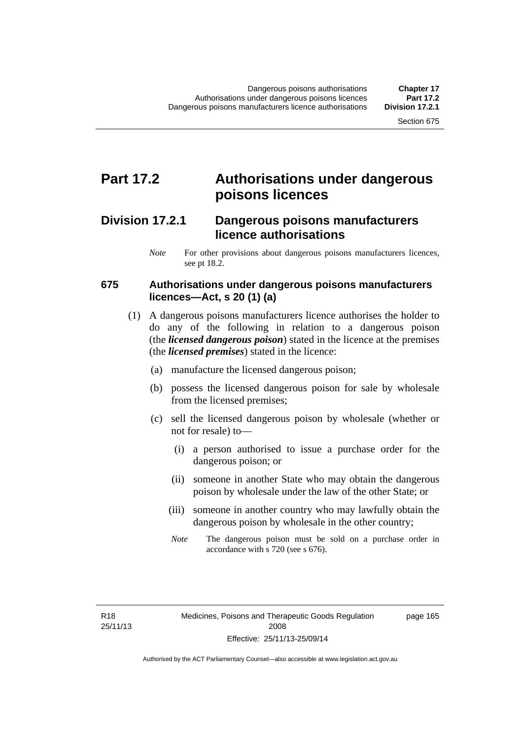# Part 17.2 Authorisations under dangerous poisons licences

## Division 17.2.1 Dangerous poisons manufacturers licence authorisations

*Note* For other provisions about dangerous poisons manufacturers licences, see pt 18.2.

### 675 Authorisations under dangerous poisons manufacturers licences—Act, s 20 (1) (a)

(1) A dangerous poisons manufacturers licence authorises the holder to do any of the following in relation to a dangerous poison (the ***licensed dangerous poison***) stated in the licence at the premises (the ***licensed premises***) stated in the licence:

(a) manufacture the licensed dangerous poison;

(b) possess the licensed dangerous poison for sale by wholesale from the licensed premises;

(c) sell the licensed dangerous poison by wholesale (whether or not for resale) to—

(i) a person authorised to issue a purchase order for the dangerous poison; or

(ii) someone in another State who may obtain the dangerous poison by wholesale under the law of the other State; or

(iii) someone in another country who may lawfully obtain the dangerous poison by wholesale in the other country;

*Note* The dangerous poison must be sold on a purchase order in accordance with s 720 (see s 676).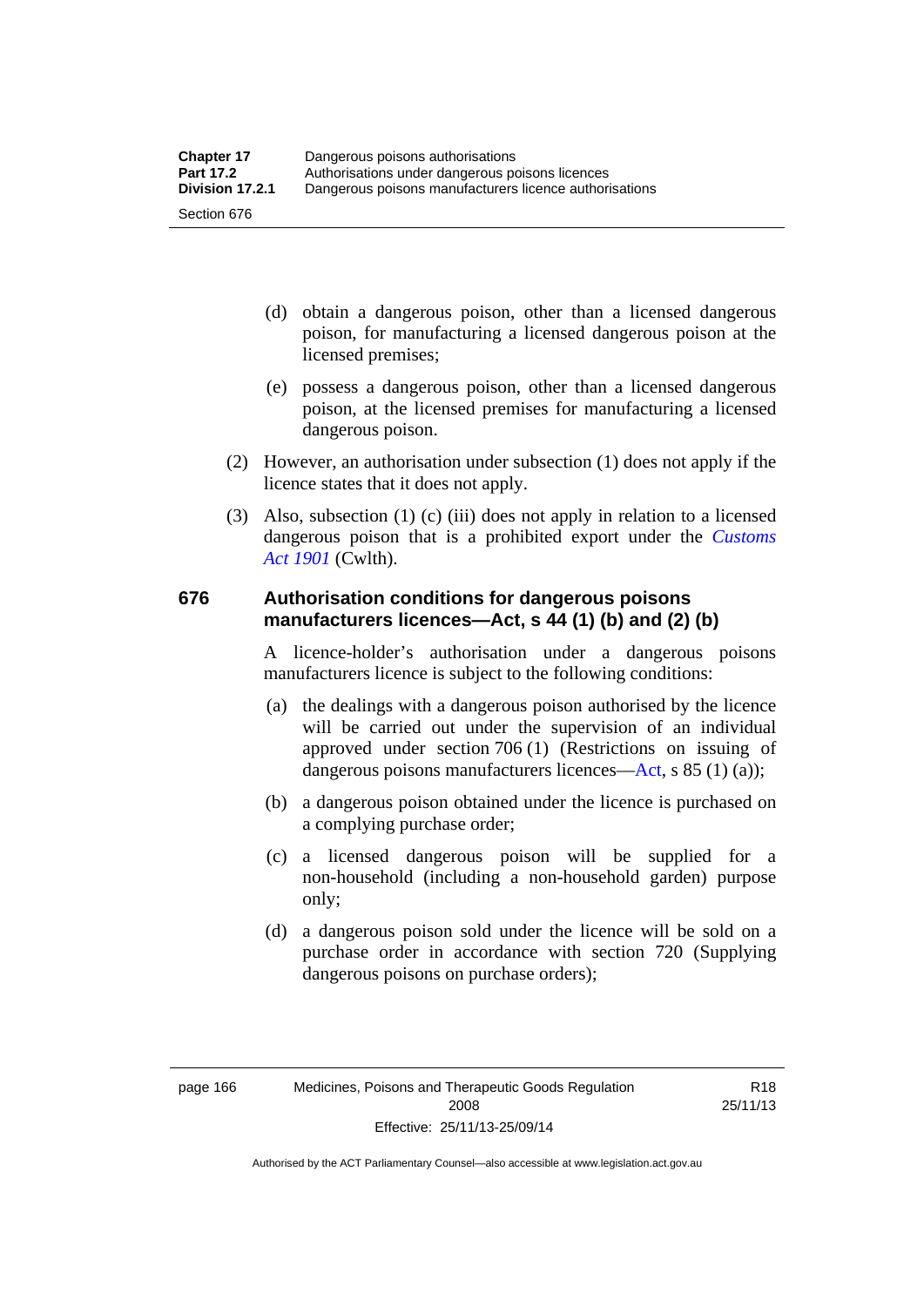(d) obtain a dangerous poison, other than a licensed dangerous poison, for manufacturing a licensed dangerous poison at the licensed premises;

(e) possess a dangerous poison, other than a licensed dangerous poison, at the licensed premises for manufacturing a licensed dangerous poison.

(2) However, an authorisation under subsection (1) does not apply if the licence states that it does not apply.

(3) Also, subsection (1) (c) (iii) does not apply in relation to a licensed dangerous poison that is a prohibited export under the *Customs Act 1901* (Cwlth).

## 676 Authorisation conditions for dangerous poisons manufacturers licences—Act, s 44 (1) (b) and (2) (b)

A licence-holder's authorisation under a dangerous poisons manufacturers licence is subject to the following conditions:

(a) the dealings with a dangerous poison authorised by the licence will be carried out under the supervision of an individual approved under section 706 (1) (Restrictions on issuing of dangerous poisons manufacturers licences—Act, s 85 (1) (a));

(b) a dangerous poison obtained under the licence is purchased on a complying purchase order;

(c) a licensed dangerous poison will be supplied for a non-household (including a non-household garden) purpose only;

(d) a dangerous poison sold under the licence will be sold on a purchase order in accordance with section 720 (Supplying dangerous poisons on purchase orders);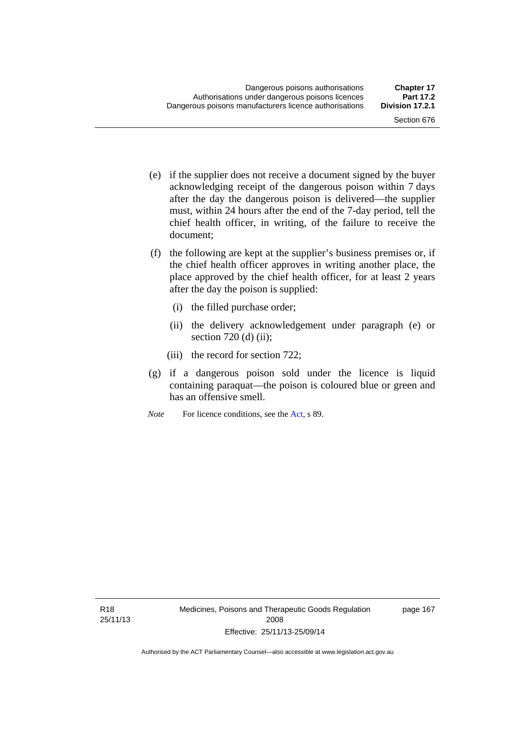(e) if the supplier does not receive a document signed by the buyer acknowledging receipt of the dangerous poison within 7 days after the day the dangerous poison is delivered—the supplier must, within 24 hours after the end of the 7-day period, tell the chief health officer, in writing, of the failure to receive the document;

(f) the following are kept at the supplier's business premises or, if the chief health officer approves in writing another place, the place approved by the chief health officer, for at least 2 years after the day the poison is supplied:

  (i) the filled purchase order;

  (ii) the delivery acknowledgement under paragraph (e) or section 720 (d) (ii);

  (iii) the record for section 722;

(g) if a dangerous poison sold under the licence is liquid containing paraquat—the poison is coloured blue or green and has an offensive smell.

*Note* For licence conditions, see the Act, s 89.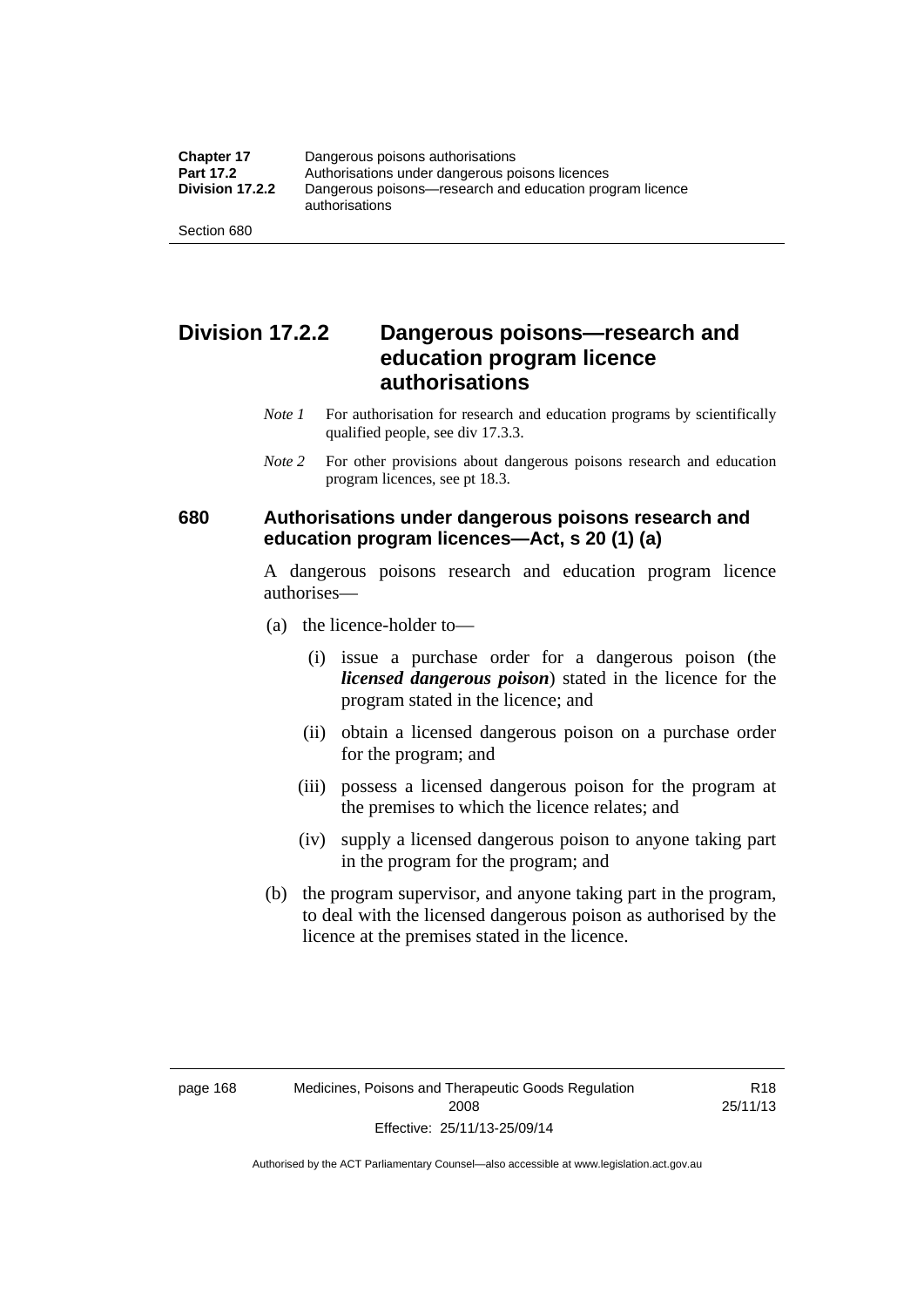## Division 17.2.2 Dangerous poisons—research and education program licence authorisations

*Note 1* For authorisation for research and education programs by scientifically qualified people, see div 17.3.3.

*Note 2* For other provisions about dangerous poisons research and education program licences, see pt 18.3.

### 680 Authorisations under dangerous poisons research and education program licences—Act, s 20 (1) (a)

A dangerous poisons research and education program licence authorises—

(a) the licence-holder to—

(i) issue a purchase order for a dangerous poison (the ***licensed dangerous poison***) stated in the licence for the program stated in the licence; and

(ii) obtain a licensed dangerous poison on a purchase order for the program; and

(iii) possess a licensed dangerous poison for the program at the premises to which the licence relates; and

(iv) supply a licensed dangerous poison to anyone taking part in the program for the program; and

(b) the program supervisor, and anyone taking part in the program, to deal with the licensed dangerous poison as authorised by the licence at the premises stated in the licence.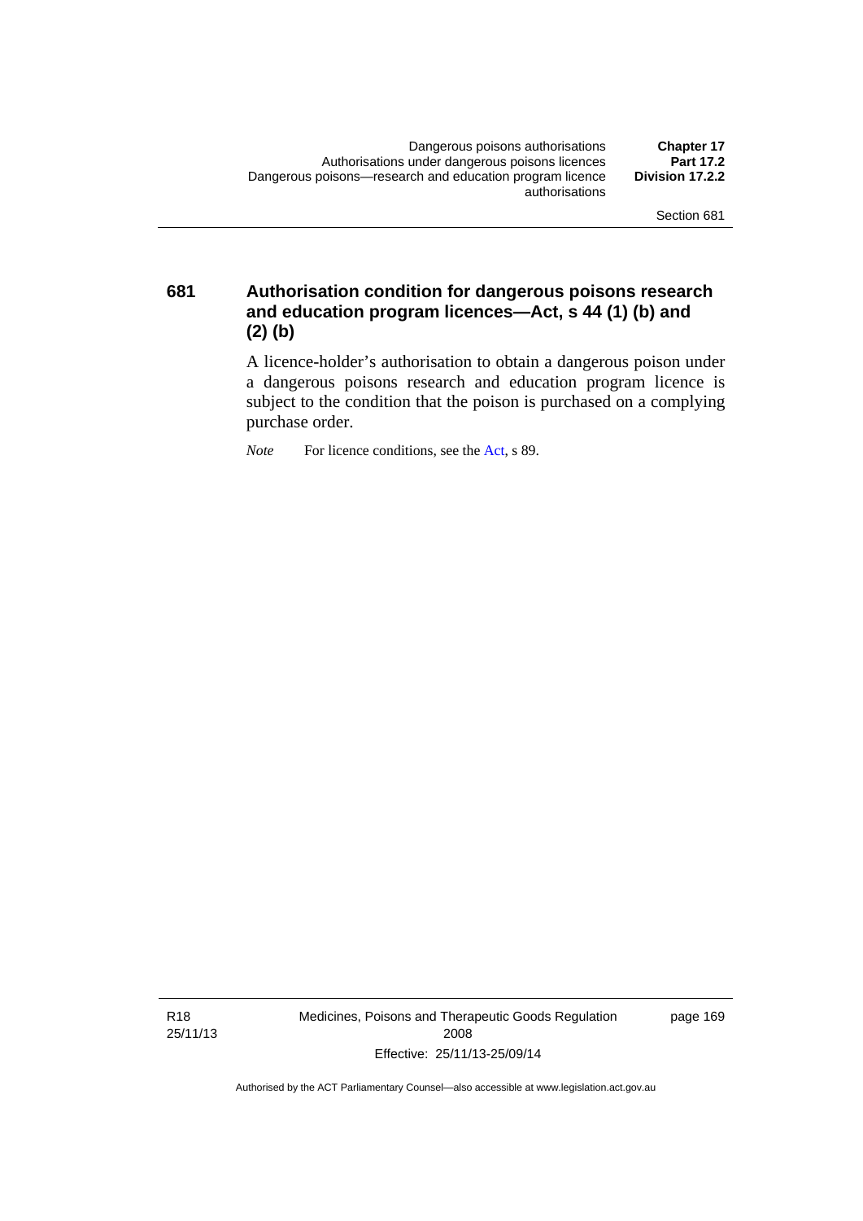### 681 Authorisation condition for dangerous poisons research and education program licences—Act, s 44 (1) (b) and (2) (b)

A licence-holder's authorisation to obtain a dangerous poison under a dangerous poisons research and education program licence is subject to the condition that the poison is purchased on a complying purchase order.

*Note* For licence conditions, see the Act, s 89.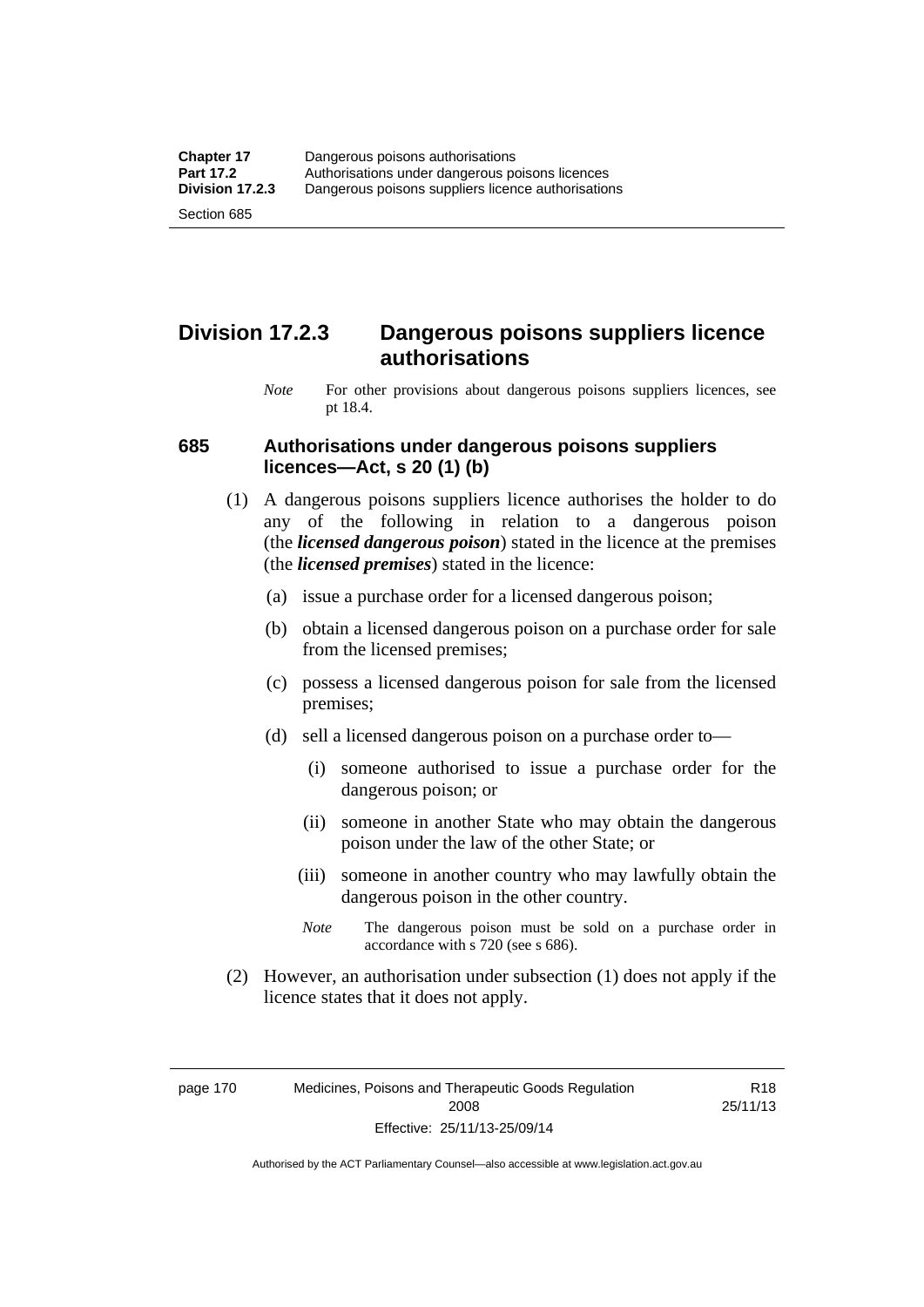## Division 17.2.3 Dangerous poisons suppliers licence authorisations

*Note* For other provisions about dangerous poisons suppliers licences, see pt 18.4.

### 685 Authorisations under dangerous poisons suppliers licences—Act, s 20 (1) (b)

(1) A dangerous poisons suppliers licence authorises the holder to do any of the following in relation to a dangerous poison (the ***licensed dangerous poison***) stated in the licence at the premises (the ***licensed premises***) stated in the licence:

(a) issue a purchase order for a licensed dangerous poison;

(b) obtain a licensed dangerous poison on a purchase order for sale from the licensed premises;

(c) possess a licensed dangerous poison for sale from the licensed premises;

(d) sell a licensed dangerous poison on a purchase order to—

(i) someone authorised to issue a purchase order for the dangerous poison; or

(ii) someone in another State who may obtain the dangerous poison under the law of the other State; or

(iii) someone in another country who may lawfully obtain the dangerous poison in the other country.

*Note* The dangerous poison must be sold on a purchase order in accordance with s 720 (see s 686).

(2) However, an authorisation under subsection (1) does not apply if the licence states that it does not apply.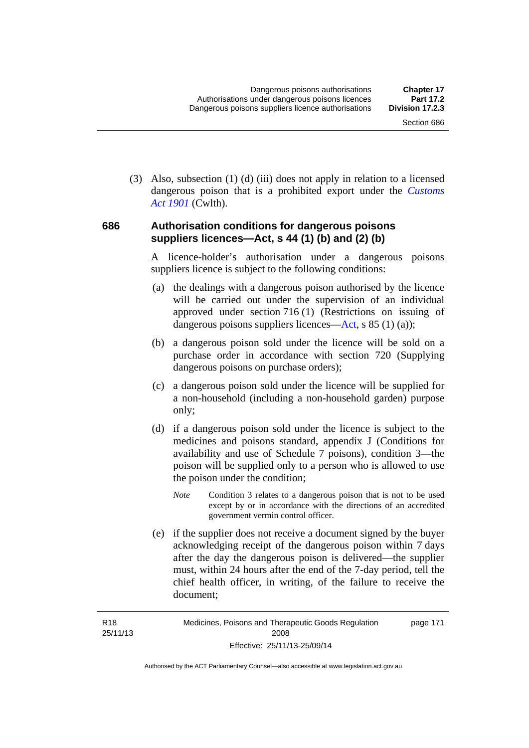(3) Also, subsection (1) (d) (iii) does not apply in relation to a licensed dangerous poison that is a prohibited export under the *Customs Act 1901* (Cwlth).

## 686 Authorisation conditions for dangerous poisons suppliers licences—Act, s 44 (1) (b) and (2) (b)

A licence-holder's authorisation under a dangerous poisons suppliers licence is subject to the following conditions:

(a) the dealings with a dangerous poison authorised by the licence will be carried out under the supervision of an individual approved under section 716 (1) (Restrictions on issuing of dangerous poisons suppliers licences—Act, s 85 (1) (a));

(b) a dangerous poison sold under the licence will be sold on a purchase order in accordance with section 720 (Supplying dangerous poisons on purchase orders);

(c) a dangerous poison sold under the licence will be supplied for a non-household (including a non-household garden) purpose only;

(d) if a dangerous poison sold under the licence is subject to the medicines and poisons standard, appendix J (Conditions for availability and use of Schedule 7 poisons), condition 3—the poison will be supplied only to a person who is allowed to use the poison under the condition;

*Note* Condition 3 relates to a dangerous poison that is not to be used except by or in accordance with the directions of an accredited government vermin control officer.

(e) if the supplier does not receive a document signed by the buyer acknowledging receipt of the dangerous poison within 7 days after the day the dangerous poison is delivered—the supplier must, within 24 hours after the end of the 7-day period, tell the chief health officer, in writing, of the failure to receive the document;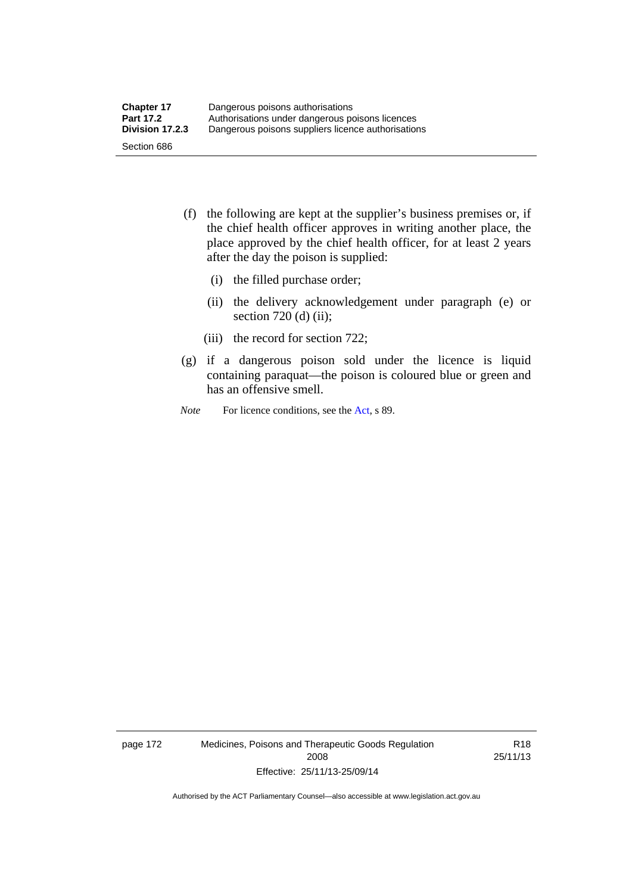(f) the following are kept at the supplier's business premises or, if the chief health officer approves in writing another place, the place approved by the chief health officer, for at least 2 years after the day the poison is supplied:

   (i) the filled purchase order;

   (ii) the delivery acknowledgement under paragraph (e) or section 720 (d) (ii);

   (iii) the record for section 722;

(g) if a dangerous poison sold under the licence is liquid containing paraquat—the poison is coloured blue or green and has an offensive smell.

*Note* For licence conditions, see the Act, s 89.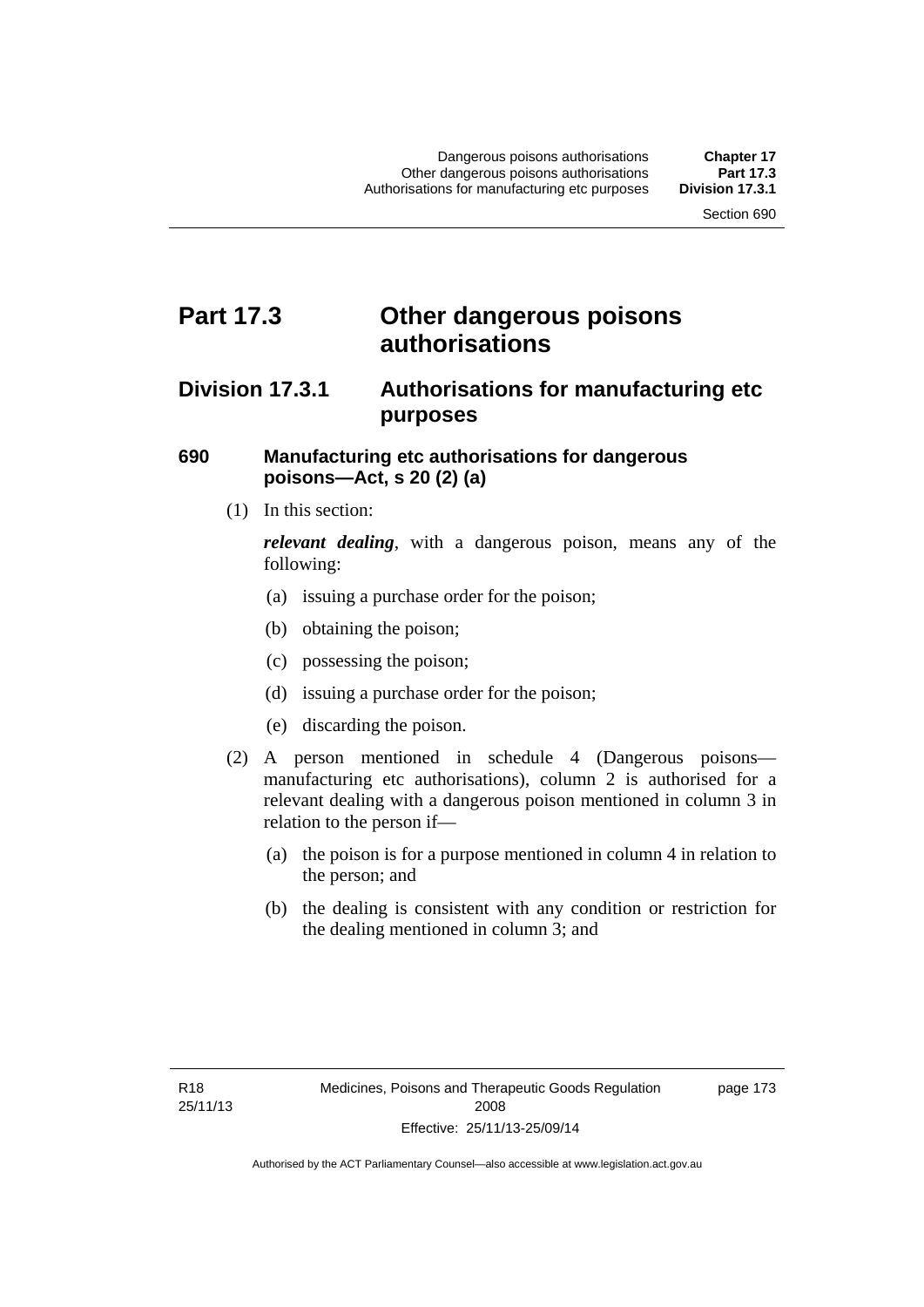# Part 17.3 Other dangerous poisons authorisations

## Division 17.3.1 Authorisations for manufacturing etc purposes

### 690 Manufacturing etc authorisations for dangerous poisons—Act, s 20 (2) (a)

(1) In this section:

***relevant dealing***, with a dangerous poison, means any of the following:

(a) issuing a purchase order for the poison;

(b) obtaining the poison;

(c) possessing the poison;

(d) issuing a purchase order for the poison;

(e) discarding the poison.

(2) A person mentioned in schedule 4 (Dangerous poisons—manufacturing etc authorisations), column 2 is authorised for a relevant dealing with a dangerous poison mentioned in column 3 in relation to the person if—

(a) the poison is for a purpose mentioned in column 4 in relation to the person; and

(b) the dealing is consistent with any condition or restriction for the dealing mentioned in column 3; and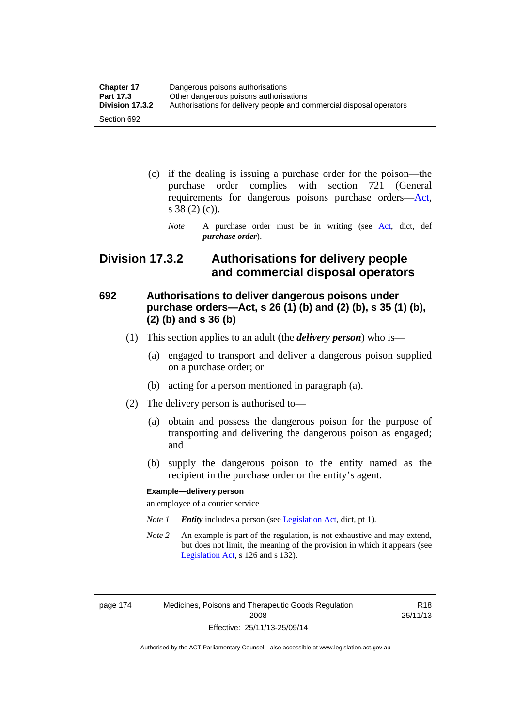(c) if the dealing is issuing a purchase order for the poison—the purchase order complies with section 721 (General requirements for dangerous poisons purchase orders—Act, s 38 (2) (c)).

*Note* A purchase order must be in writing (see Act, dict, def ***purchase order***).

## Division 17.3.2 Authorisations for delivery people and commercial disposal operators

### 692 Authorisations to deliver dangerous poisons under purchase orders—Act, s 26 (1) (b) and (2) (b), s 35 (1) (b), (2) (b) and s 36 (b)

(1) This section applies to an adult (the ***delivery person***) who is—

(a) engaged to transport and deliver a dangerous poison supplied on a purchase order; or

(b) acting for a person mentioned in paragraph (a).

(2) The delivery person is authorised to—

(a) obtain and possess the dangerous poison for the purpose of transporting and delivering the dangerous poison as engaged; and

(b) supply the dangerous poison to the entity named as the recipient in the purchase order or the entity's agent.

**Example—delivery person**

an employee of a courier service

*Note 1* ***Entity*** includes a person (see Legislation Act, dict, pt 1).

*Note 2* An example is part of the regulation, is not exhaustive and may extend, but does not limit, the meaning of the provision in which it appears (see Legislation Act, s 126 and s 132).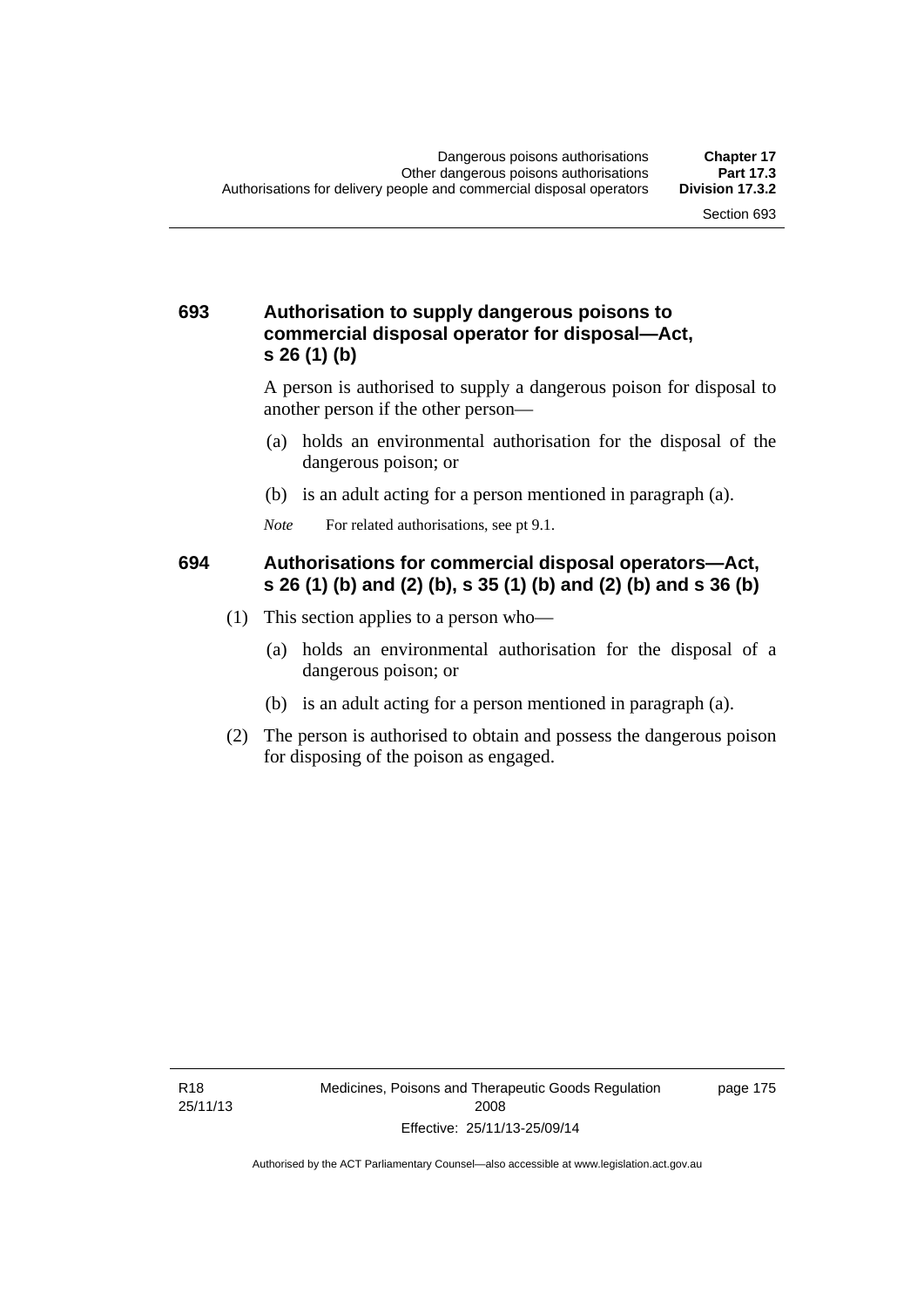## 693 Authorisation to supply dangerous poisons to commercial disposal operator for disposal—Act, s 26 (1) (b)

A person is authorised to supply a dangerous poison for disposal to another person if the other person—

(a) holds an environmental authorisation for the disposal of the dangerous poison; or

(b) is an adult acting for a person mentioned in paragraph (a).

*Note* For related authorisations, see pt 9.1.

## 694 Authorisations for commercial disposal operators—Act, s 26 (1) (b) and (2) (b), s 35 (1) (b) and (2) (b) and s 36 (b)

(1) This section applies to a person who—

(a) holds an environmental authorisation for the disposal of a dangerous poison; or

(b) is an adult acting for a person mentioned in paragraph (a).

(2) The person is authorised to obtain and possess the dangerous poison for disposing of the poison as engaged.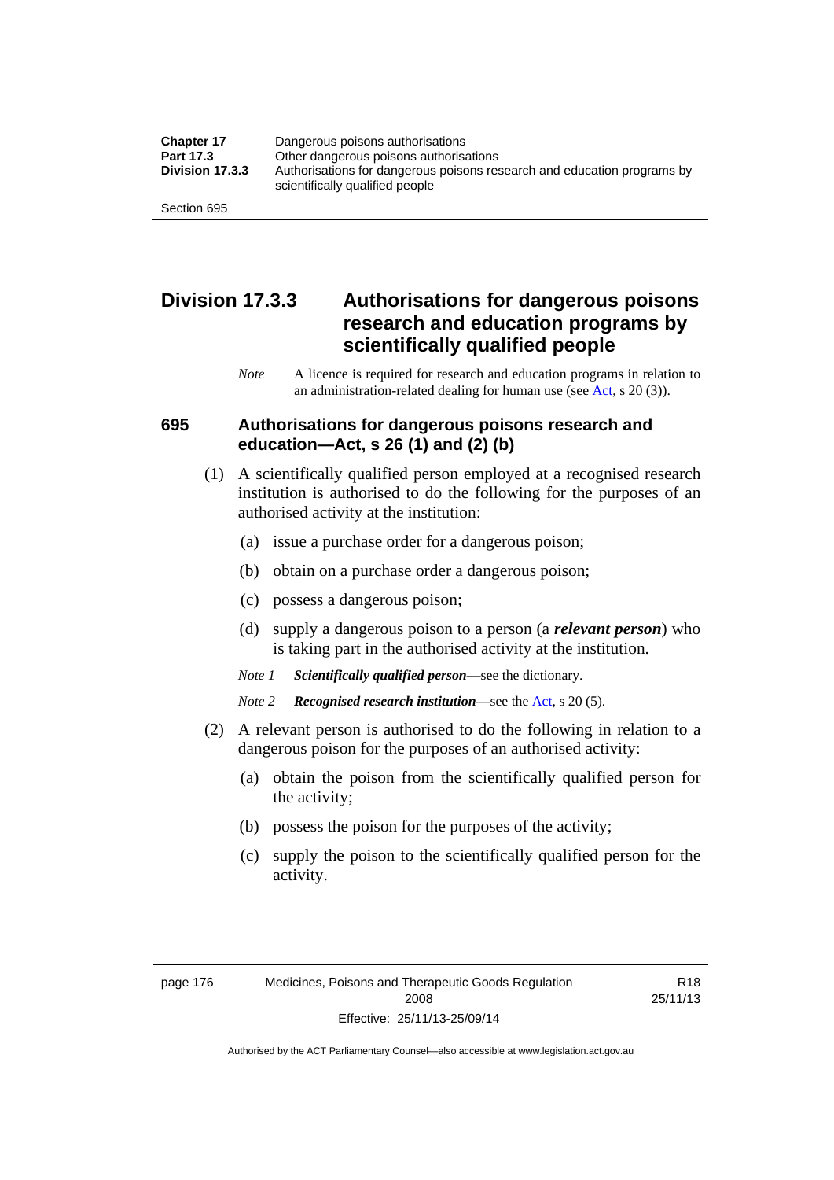## Division 17.3.3 Authorisations for dangerous poisons research and education programs by scientifically qualified people

*Note* A licence is required for research and education programs in relation to an administration-related dealing for human use (see Act, s 20 (3)).

### 695 Authorisations for dangerous poisons research and education—Act, s 26 (1) and (2) (b)

(1) A scientifically qualified person employed at a recognised research institution is authorised to do the following for the purposes of an authorised activity at the institution:

(a) issue a purchase order for a dangerous poison;

(b) obtain on a purchase order a dangerous poison;

(c) possess a dangerous poison;

(d) supply a dangerous poison to a person (a ***relevant person***) who is taking part in the authorised activity at the institution.

*Note 1* ***Scientifically qualified person***—see the dictionary.

*Note 2* ***Recognised research institution***—see the Act, s 20 (5).

(2) A relevant person is authorised to do the following in relation to a dangerous poison for the purposes of an authorised activity:

(a) obtain the poison from the scientifically qualified person for the activity;

(b) possess the poison for the purposes of the activity;

(c) supply the poison to the scientifically qualified person for the activity.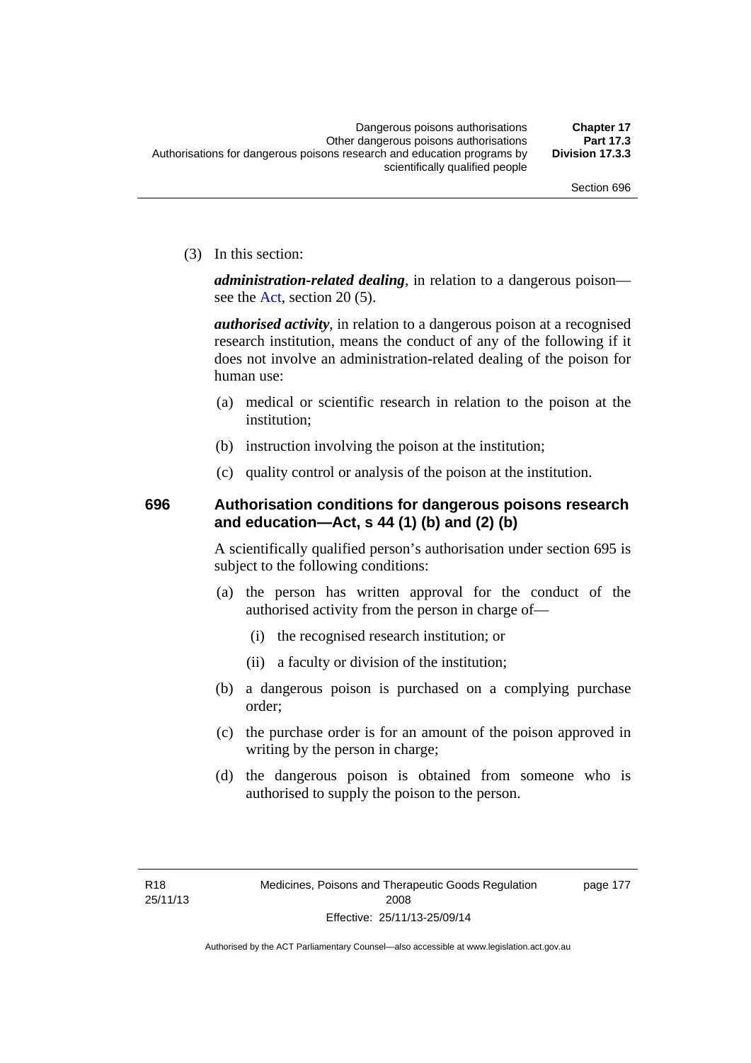(3) In this section:

***administration-related dealing***, in relation to a dangerous poison—see the Act, section 20 (5).

***authorised activity***, in relation to a dangerous poison at a recognised research institution, means the conduct of any of the following if it does not involve an administration-related dealing of the poison for human use:

(a) medical or scientific research in relation to the poison at the institution;

(b) instruction involving the poison at the institution;

(c) quality control or analysis of the poison at the institution.

### 696 Authorisation conditions for dangerous poisons research and education—Act, s 44 (1) (b) and (2) (b)

A scientifically qualified person's authorisation under section 695 is subject to the following conditions:

(a) the person has written approval for the conduct of the authorised activity from the person in charge of—

(i) the recognised research institution; or

(ii) a faculty or division of the institution;

(b) a dangerous poison is purchased on a complying purchase order;

(c) the purchase order is for an amount of the poison approved in writing by the person in charge;

(d) the dangerous poison is obtained from someone who is authorised to supply the poison to the person.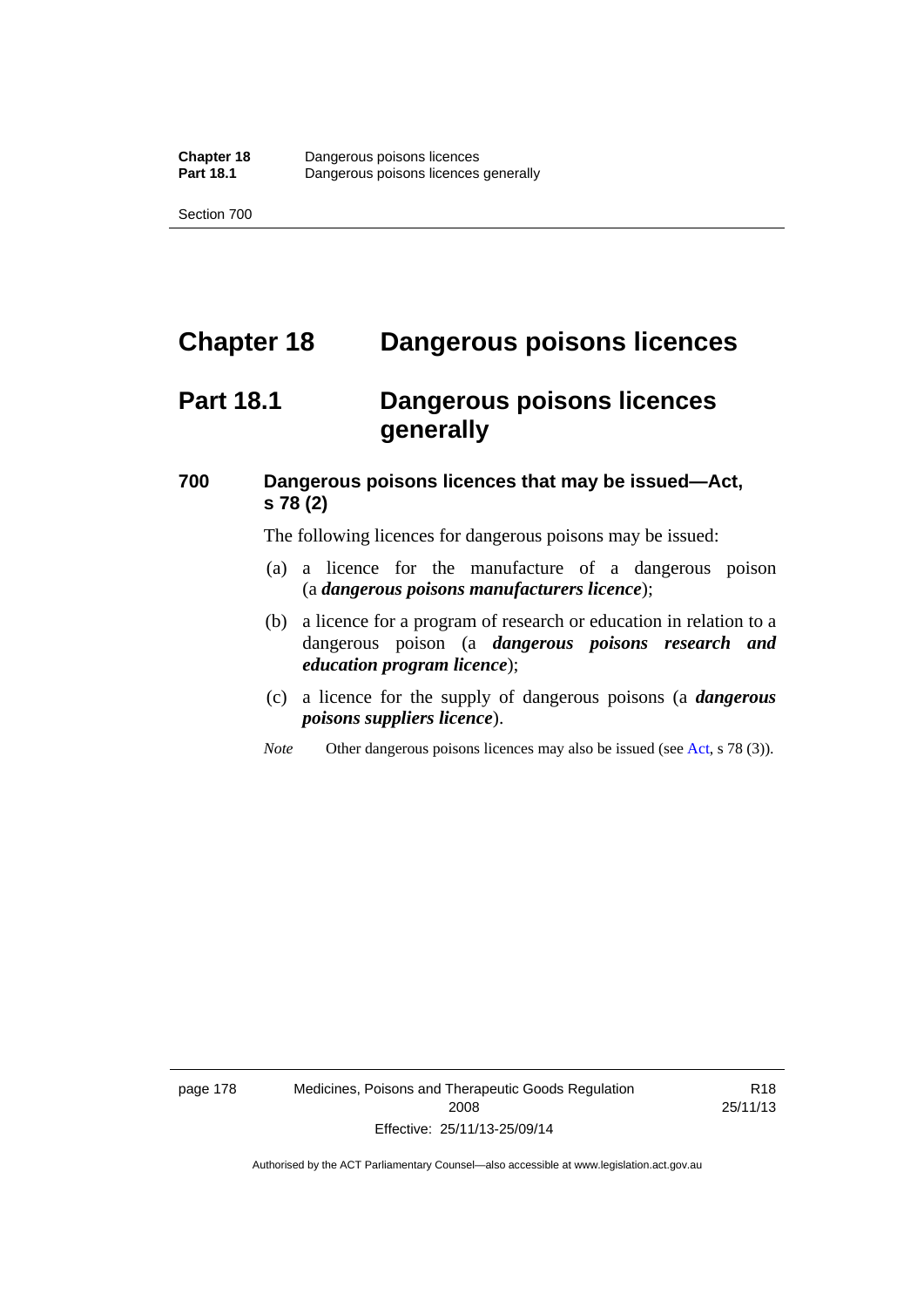# Chapter 18 Dangerous poisons licences

## Part 18.1 Dangerous poisons licences generally

### 700 Dangerous poisons licences that may be issued—Act, s 78 (2)

The following licences for dangerous poisons may be issued:

(a) a licence for the manufacture of a dangerous poison (a ***dangerous poisons manufacturers licence***);

(b) a licence for a program of research or education in relation to a dangerous poison (a ***dangerous poisons research and education program licence***);

(c) a licence for the supply of dangerous poisons (a ***dangerous poisons suppliers licence***).

*Note* Other dangerous poisons licences may also be issued (see Act, s 78 (3)).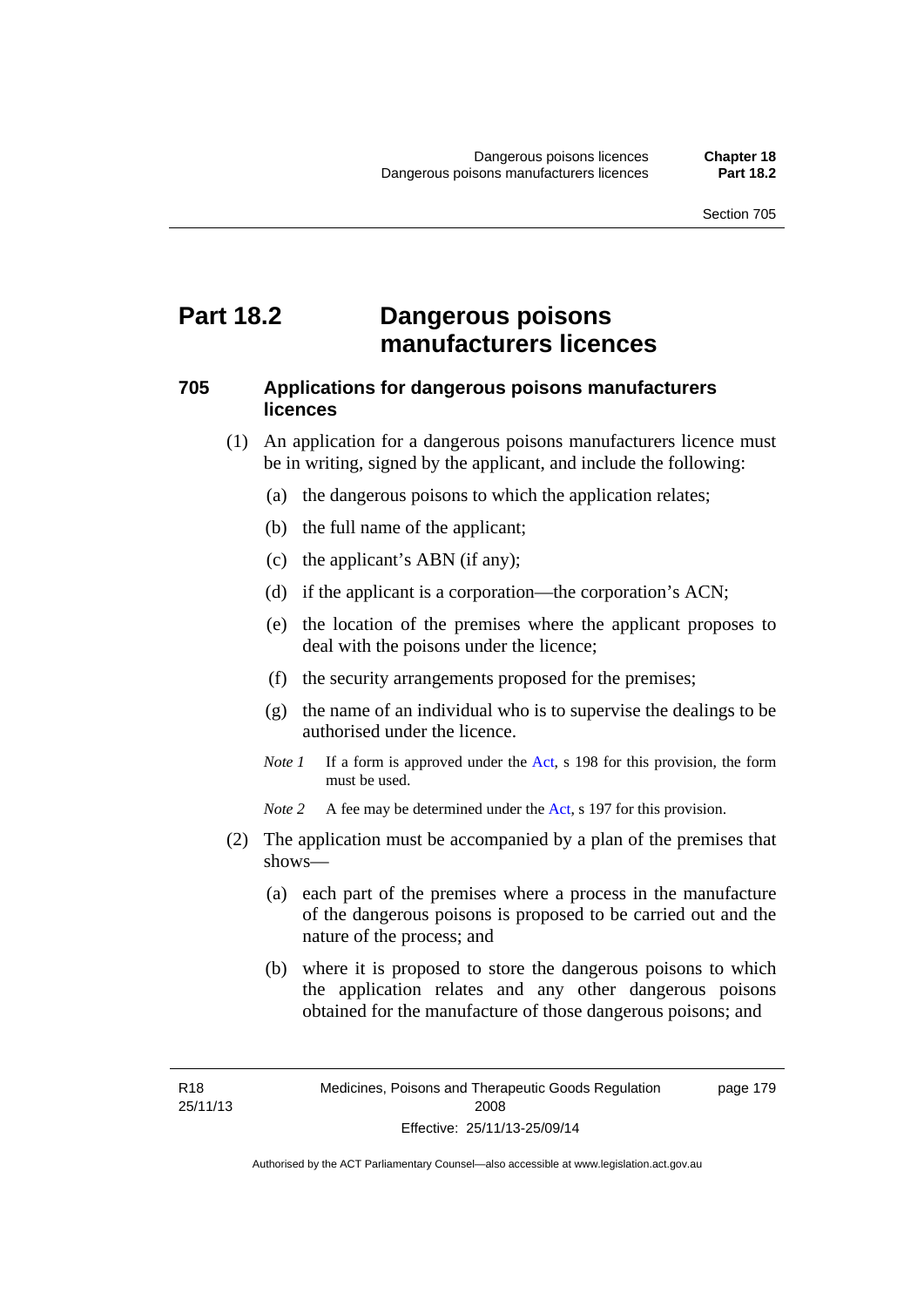# Part 18.2 Dangerous poisons manufacturers licences

### 705 Applications for dangerous poisons manufacturers licences

(1) An application for a dangerous poisons manufacturers licence must be in writing, signed by the applicant, and include the following:

(a) the dangerous poisons to which the application relates;

(b) the full name of the applicant;

(c) the applicant's ABN (if any);

(d) if the applicant is a corporation—the corporation's ACN;

(e) the location of the premises where the applicant proposes to deal with the poisons under the licence;

(f) the security arrangements proposed for the premises;

(g) the name of an individual who is to supervise the dealings to be authorised under the licence.

*Note 1* If a form is approved under the Act, s 198 for this provision, the form must be used.

*Note 2* A fee may be determined under the Act, s 197 for this provision.

(2) The application must be accompanied by a plan of the premises that shows—

(a) each part of the premises where a process in the manufacture of the dangerous poisons is proposed to be carried out and the nature of the process; and

(b) where it is proposed to store the dangerous poisons to which the application relates and any other dangerous poisons obtained for the manufacture of those dangerous poisons; and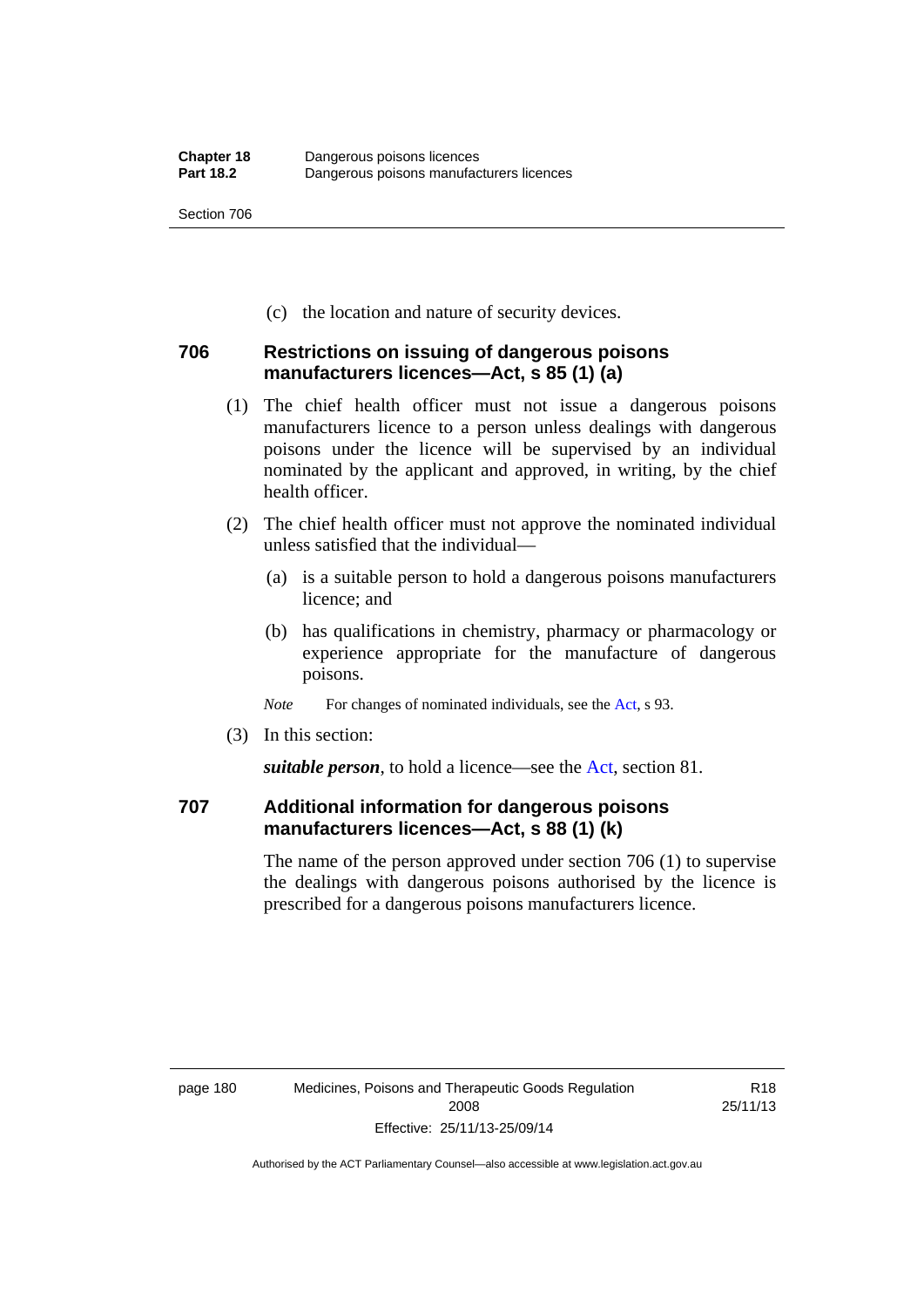(c) the location and nature of security devices.

### 706 Restrictions on issuing of dangerous poisons manufacturers licences—Act, s 85 (1) (a)

(1) The chief health officer must not issue a dangerous poisons manufacturers licence to a person unless dealings with dangerous poisons under the licence will be supervised by an individual nominated by the applicant and approved, in writing, by the chief health officer.

(2) The chief health officer must not approve the nominated individual unless satisfied that the individual—

(a) is a suitable person to hold a dangerous poisons manufacturers licence; and

(b) has qualifications in chemistry, pharmacy or pharmacology or experience appropriate for the manufacture of dangerous poisons.

*Note* For changes of nominated individuals, see the Act, s 93.

(3) In this section:

***suitable person***, to hold a licence—see the Act, section 81.

### 707 Additional information for dangerous poisons manufacturers licences—Act, s 88 (1) (k)

The name of the person approved under section 706 (1) to supervise the dealings with dangerous poisons authorised by the licence is prescribed for a dangerous poisons manufacturers licence.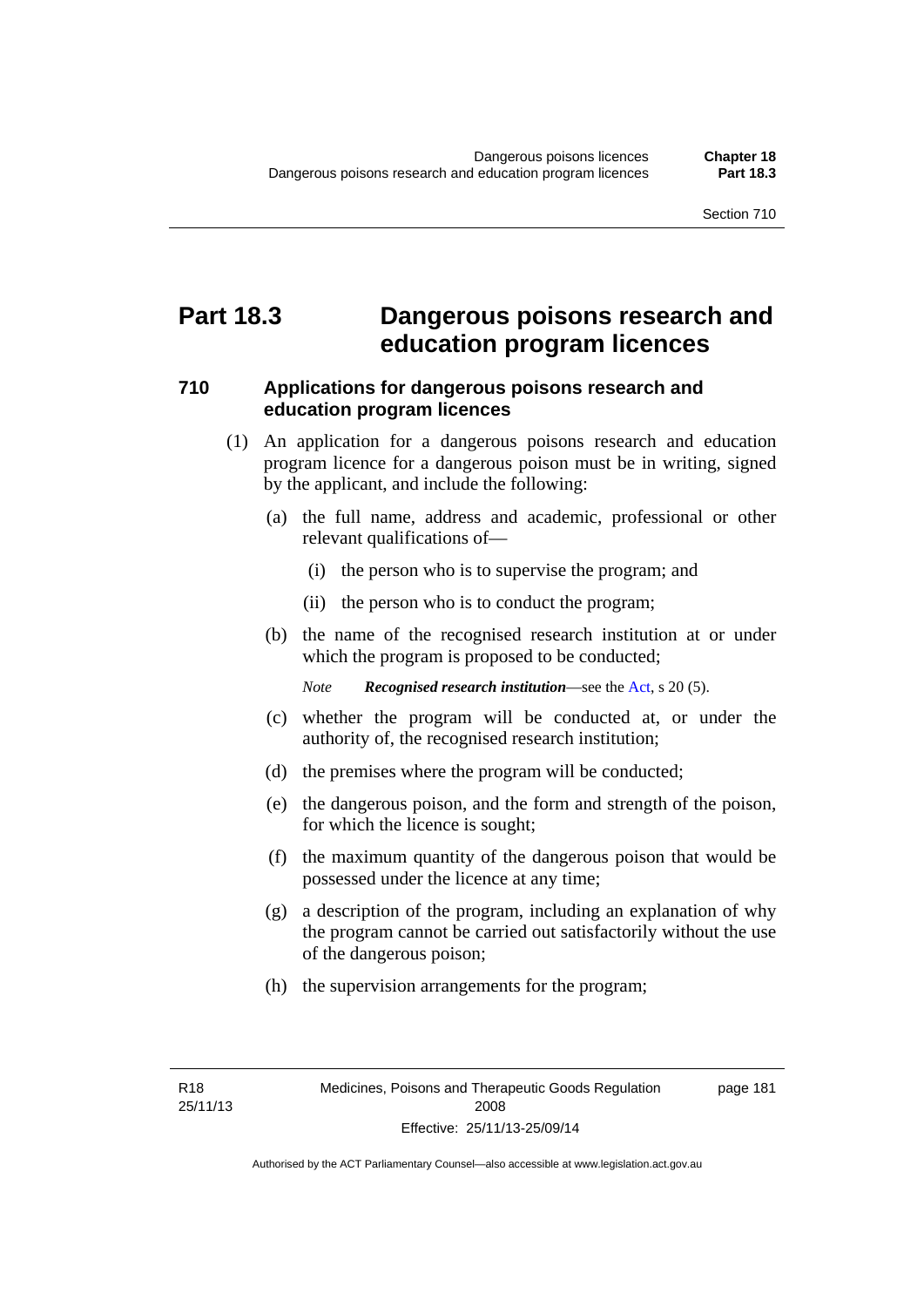# Part 18.3 Dangerous poisons research and education program licences

## 710 Applications for dangerous poisons research and education program licences

(1) An application for a dangerous poisons research and education program licence for a dangerous poison must be in writing, signed by the applicant, and include the following:

(a) the full name, address and academic, professional or other relevant qualifications of—

(i) the person who is to supervise the program; and

(ii) the person who is to conduct the program;

(b) the name of the recognised research institution at or under which the program is proposed to be conducted;

*Note* ***Recognised research institution***—see the Act, s 20 (5).

(c) whether the program will be conducted at, or under the authority of, the recognised research institution;

(d) the premises where the program will be conducted;

(e) the dangerous poison, and the form and strength of the poison, for which the licence is sought;

(f) the maximum quantity of the dangerous poison that would be possessed under the licence at any time;

(g) a description of the program, including an explanation of why the program cannot be carried out satisfactorily without the use of the dangerous poison;

(h) the supervision arrangements for the program;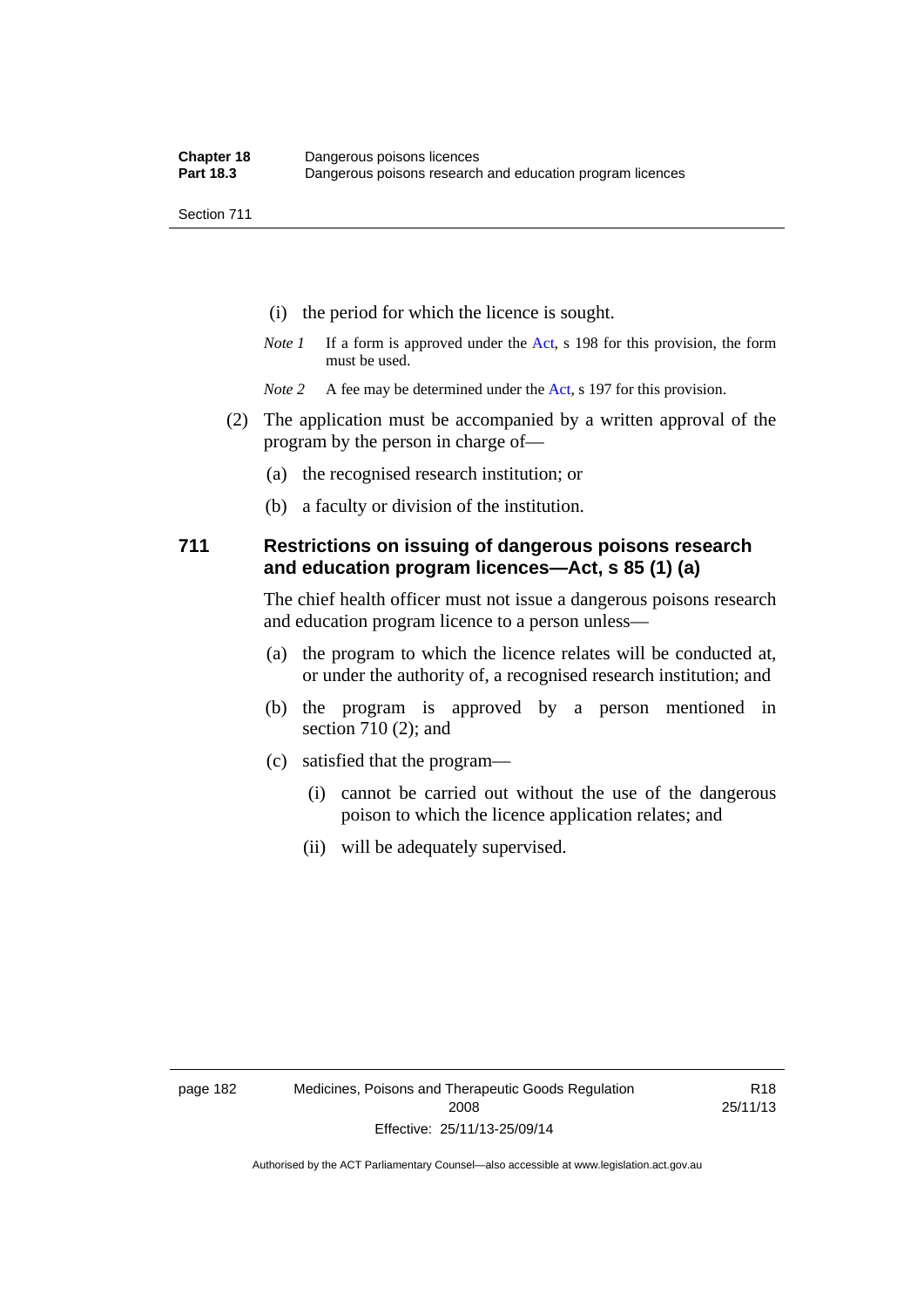(i) the period for which the licence is sought.

*Note 1* If a form is approved under the Act, s 198 for this provision, the form must be used.

*Note 2* A fee may be determined under the Act, s 197 for this provision.

(2) The application must be accompanied by a written approval of the program by the person in charge of—

(a) the recognised research institution; or

(b) a faculty or division of the institution.

## 711 Restrictions on issuing of dangerous poisons research and education program licences—Act, s 85 (1) (a)

The chief health officer must not issue a dangerous poisons research and education program licence to a person unless—

(a) the program to which the licence relates will be conducted at, or under the authority of, a recognised research institution; and

(b) the program is approved by a person mentioned in section 710 (2); and

(c) satisfied that the program—

(i) cannot be carried out without the use of the dangerous poison to which the licence application relates; and

(ii) will be adequately supervised.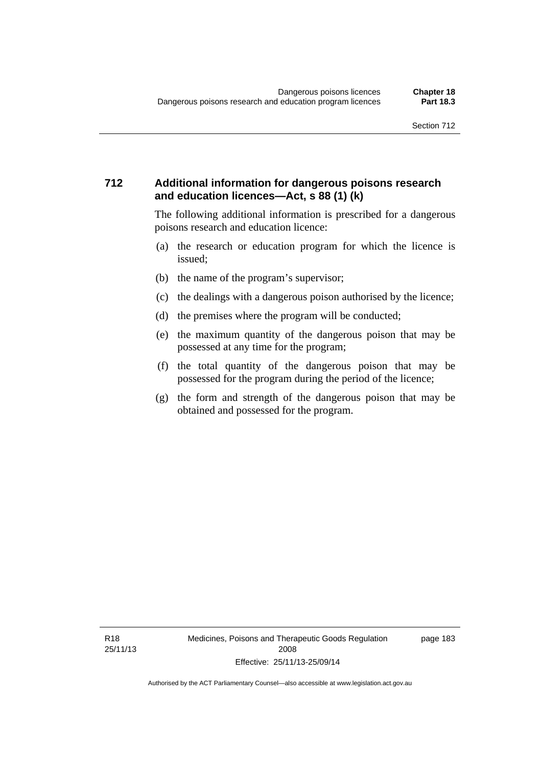## 712 Additional information for dangerous poisons research and education licences—Act, s 88 (1) (k)

The following additional information is prescribed for a dangerous poisons research and education licence:

(a) the research or education program for which the licence is issued;

(b) the name of the program's supervisor;

(c) the dealings with a dangerous poison authorised by the licence;

(d) the premises where the program will be conducted;

(e) the maximum quantity of the dangerous poison that may be possessed at any time for the program;

(f) the total quantity of the dangerous poison that may be possessed for the program during the period of the licence;

(g) the form and strength of the dangerous poison that may be obtained and possessed for the program.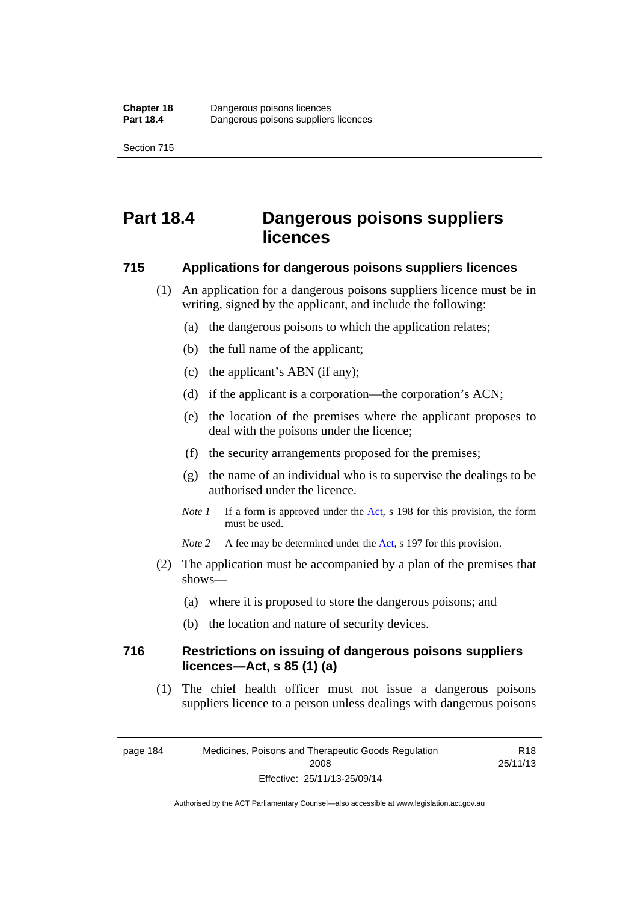# Part 18.4 Dangerous poisons suppliers licences

### 715 Applications for dangerous poisons suppliers licences

(1) An application for a dangerous poisons suppliers licence must be in writing, signed by the applicant, and include the following:

   (a) the dangerous poisons to which the application relates;

   (b) the full name of the applicant;

   (c) the applicant's ABN (if any);

   (d) if the applicant is a corporation—the corporation's ACN;

   (e) the location of the premises where the applicant proposes to deal with the poisons under the licence;

   (f) the security arrangements proposed for the premises;

   (g) the name of an individual who is to supervise the dealings to be authorised under the licence.

   *Note 1* If a form is approved under the Act, s 198 for this provision, the form must be used.

   *Note 2* A fee may be determined under the Act, s 197 for this provision.

(2) The application must be accompanied by a plan of the premises that shows—

   (a) where it is proposed to store the dangerous poisons; and

   (b) the location and nature of security devices.

### 716 Restrictions on issuing of dangerous poisons suppliers licences—Act, s 85 (1) (a)

(1) The chief health officer must not issue a dangerous poisons suppliers licence to a person unless dealings with dangerous poisons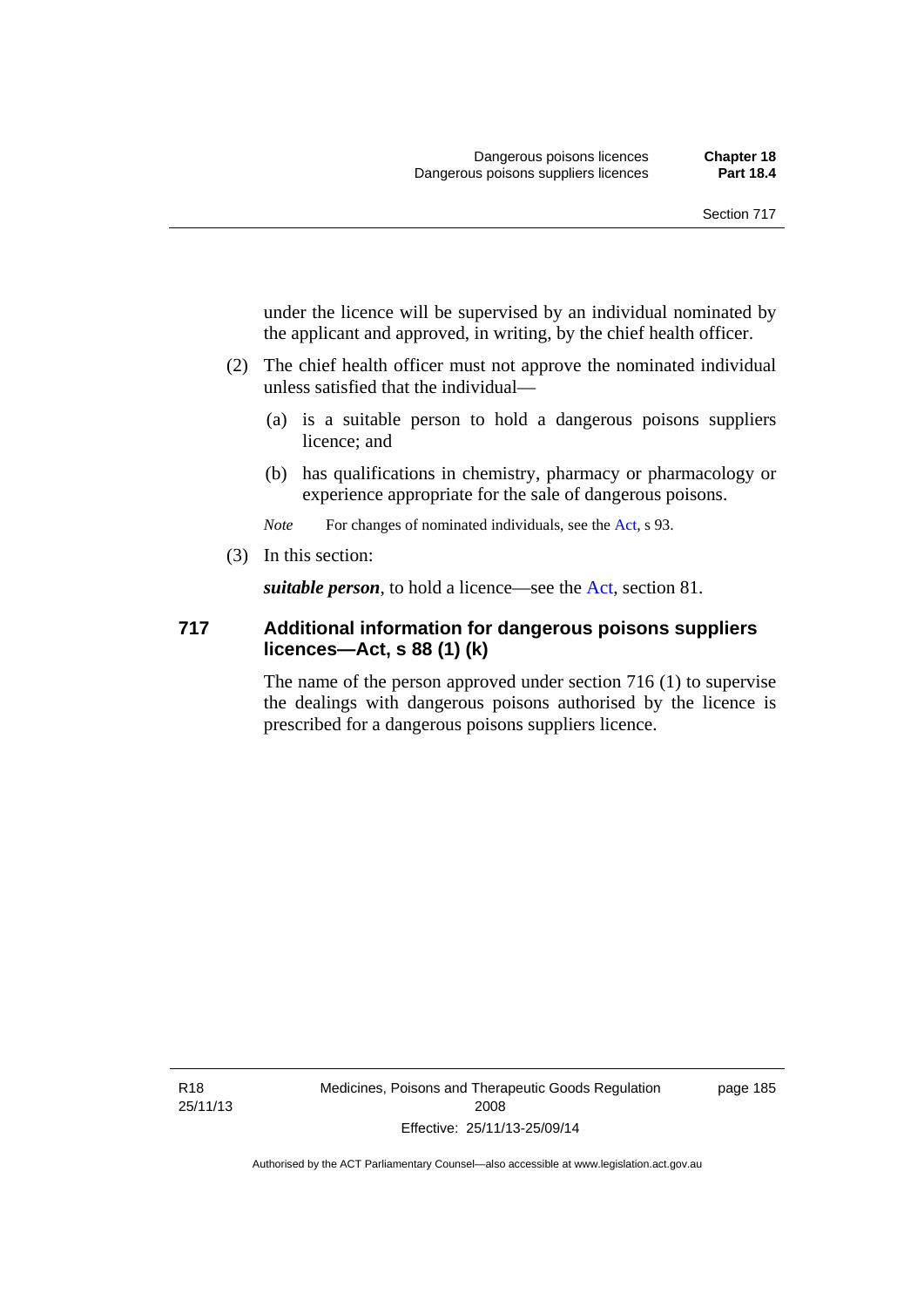under the licence will be supervised by an individual nominated by the applicant and approved, in writing, by the chief health officer.

(2) The chief health officer must not approve the nominated individual unless satisfied that the individual—

(a) is a suitable person to hold a dangerous poisons suppliers licence; and

(b) has qualifications in chemistry, pharmacy or pharmacology or experience appropriate for the sale of dangerous poisons.

*Note* For changes of nominated individuals, see the Act, s 93.

(3) In this section:

***suitable person***, to hold a licence—see the Act, section 81.

### 717 Additional information for dangerous poisons suppliers licences—Act, s 88 (1) (k)

The name of the person approved under section 716 (1) to supervise the dealings with dangerous poisons authorised by the licence is prescribed for a dangerous poisons suppliers licence.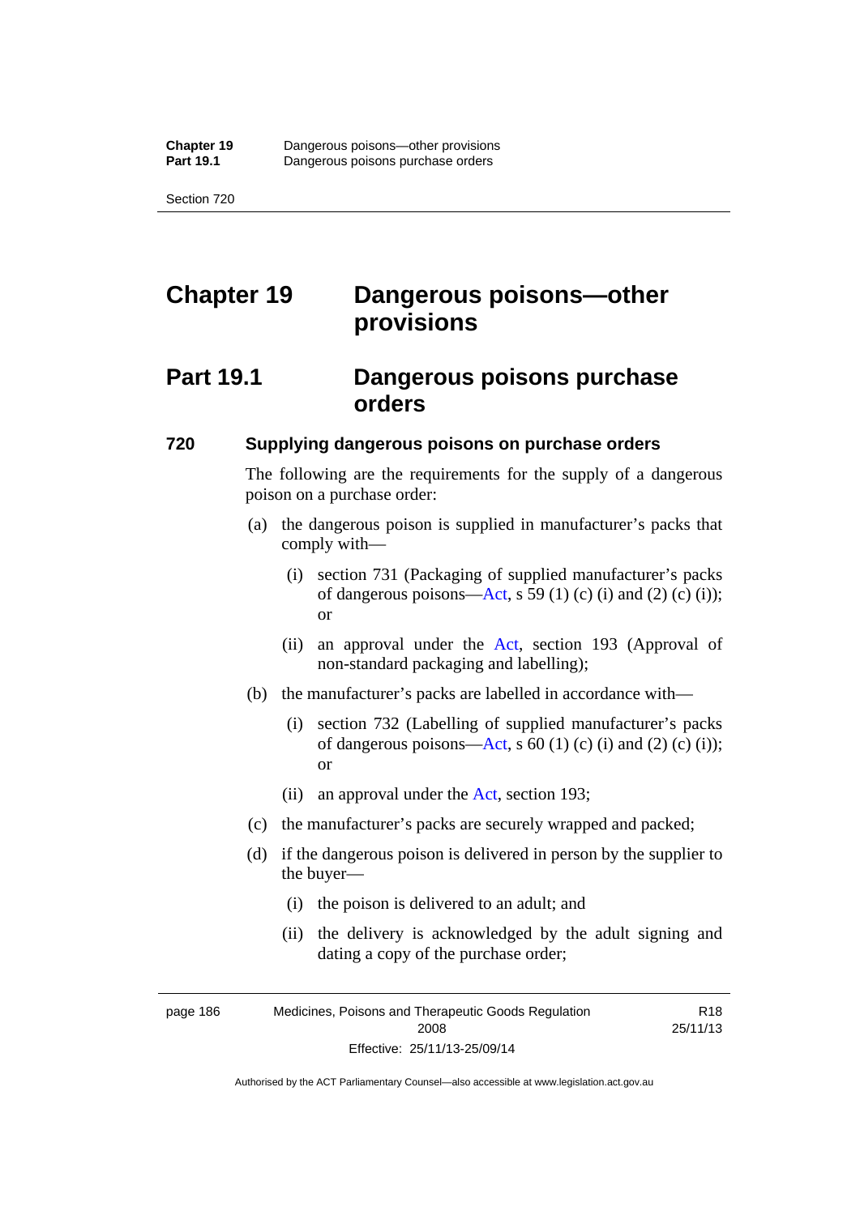# Chapter 19 Dangerous poisons—other provisions

## Part 19.1 Dangerous poisons purchase orders

### 720 Supplying dangerous poisons on purchase orders

The following are the requirements for the supply of a dangerous poison on a purchase order:

(a) the dangerous poison is supplied in manufacturer's packs that comply with—

  (i) section 731 (Packaging of supplied manufacturer's packs of dangerous poisons—Act, s 59 (1) (c) (i) and (2) (c) (i)); or

  (ii) an approval under the Act, section 193 (Approval of non-standard packaging and labelling);

(b) the manufacturer's packs are labelled in accordance with—

  (i) section 732 (Labelling of supplied manufacturer's packs of dangerous poisons—Act, s 60 (1) (c) (i) and (2) (c) (i)); or

  (ii) an approval under the Act, section 193;

(c) the manufacturer's packs are securely wrapped and packed;

(d) if the dangerous poison is delivered in person by the supplier to the buyer—

  (i) the poison is delivered to an adult; and

  (ii) the delivery is acknowledged by the adult signing and dating a copy of the purchase order;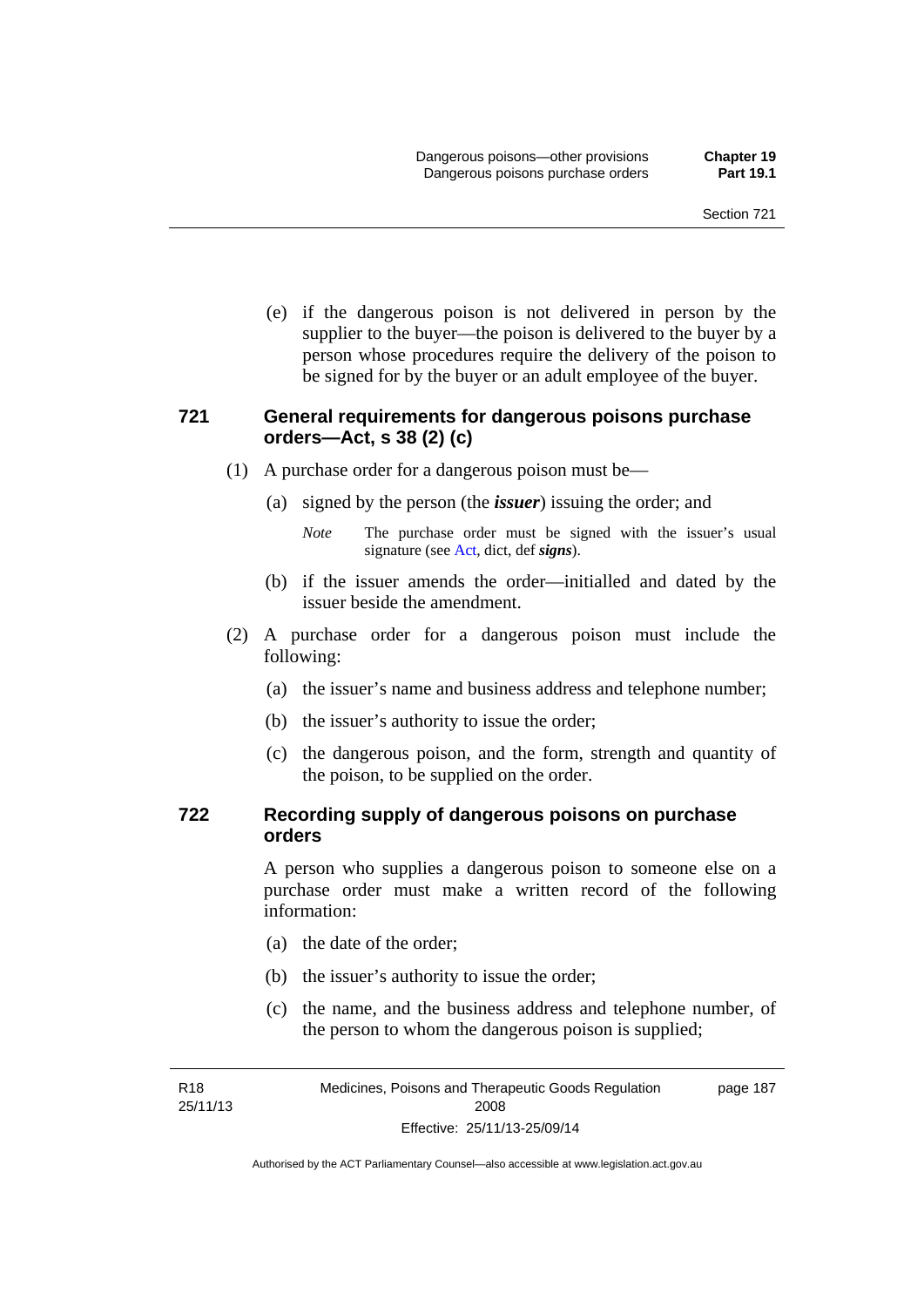(e) if the dangerous poison is not delivered in person by the supplier to the buyer—the poison is delivered to the buyer by a person whose procedures require the delivery of the poison to be signed for by the buyer or an adult employee of the buyer.

## 721 General requirements for dangerous poisons purchase orders—Act, s 38 (2) (c)

(1) A purchase order for a dangerous poison must be—

(a) signed by the person (the ***issuer***) issuing the order; and

*Note* The purchase order must be signed with the issuer's usual signature (see Act, dict, def ***signs***).

(b) if the issuer amends the order—initialled and dated by the issuer beside the amendment.

(2) A purchase order for a dangerous poison must include the following:

(a) the issuer's name and business address and telephone number;

(b) the issuer's authority to issue the order;

(c) the dangerous poison, and the form, strength and quantity of the poison, to be supplied on the order.

## 722 Recording supply of dangerous poisons on purchase orders

A person who supplies a dangerous poison to someone else on a purchase order must make a written record of the following information:

(a) the date of the order;

(b) the issuer's authority to issue the order;

(c) the name, and the business address and telephone number, of the person to whom the dangerous poison is supplied;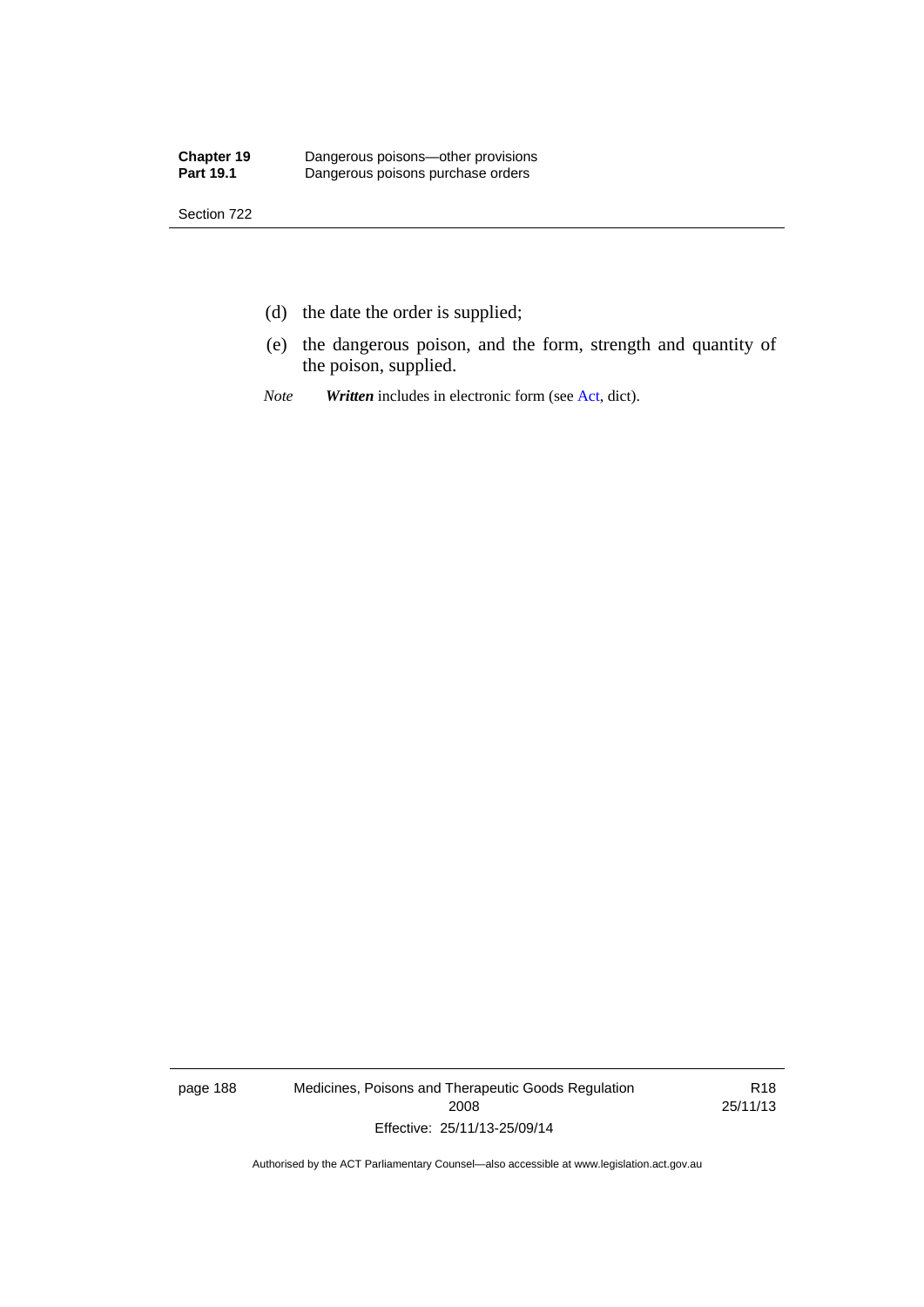(d) the date the order is supplied;

(e) the dangerous poison, and the form, strength and quantity of the poison, supplied.

*Note* ***Written*** includes in electronic form (see Act, dict).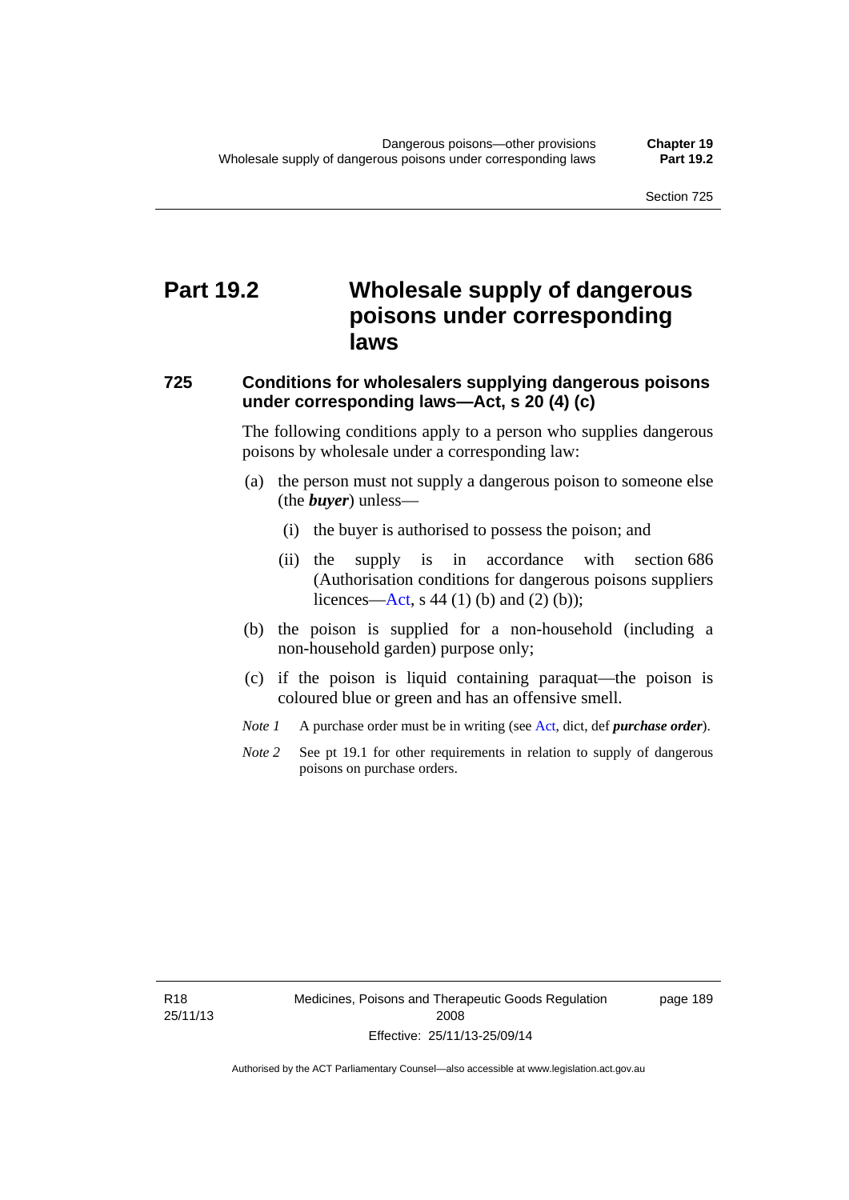# Part 19.2 Wholesale supply of dangerous poisons under corresponding laws

## 725 Conditions for wholesalers supplying dangerous poisons under corresponding laws—Act, s 20 (4) (c)

The following conditions apply to a person who supplies dangerous poisons by wholesale under a corresponding law:

(a) the person must not supply a dangerous poison to someone else (the ***buyer***) unless—

(i) the buyer is authorised to possess the poison; and

(ii) the supply is in accordance with section 686 (Authorisation conditions for dangerous poisons suppliers licences—Act, s 44 (1) (b) and (2) (b));

(b) the poison is supplied for a non-household (including a non-household garden) purpose only;

(c) if the poison is liquid containing paraquat—the poison is coloured blue or green and has an offensive smell.

*Note 1* A purchase order must be in writing (see Act, dict, def ***purchase order***).

*Note 2* See pt 19.1 for other requirements in relation to supply of dangerous poisons on purchase orders.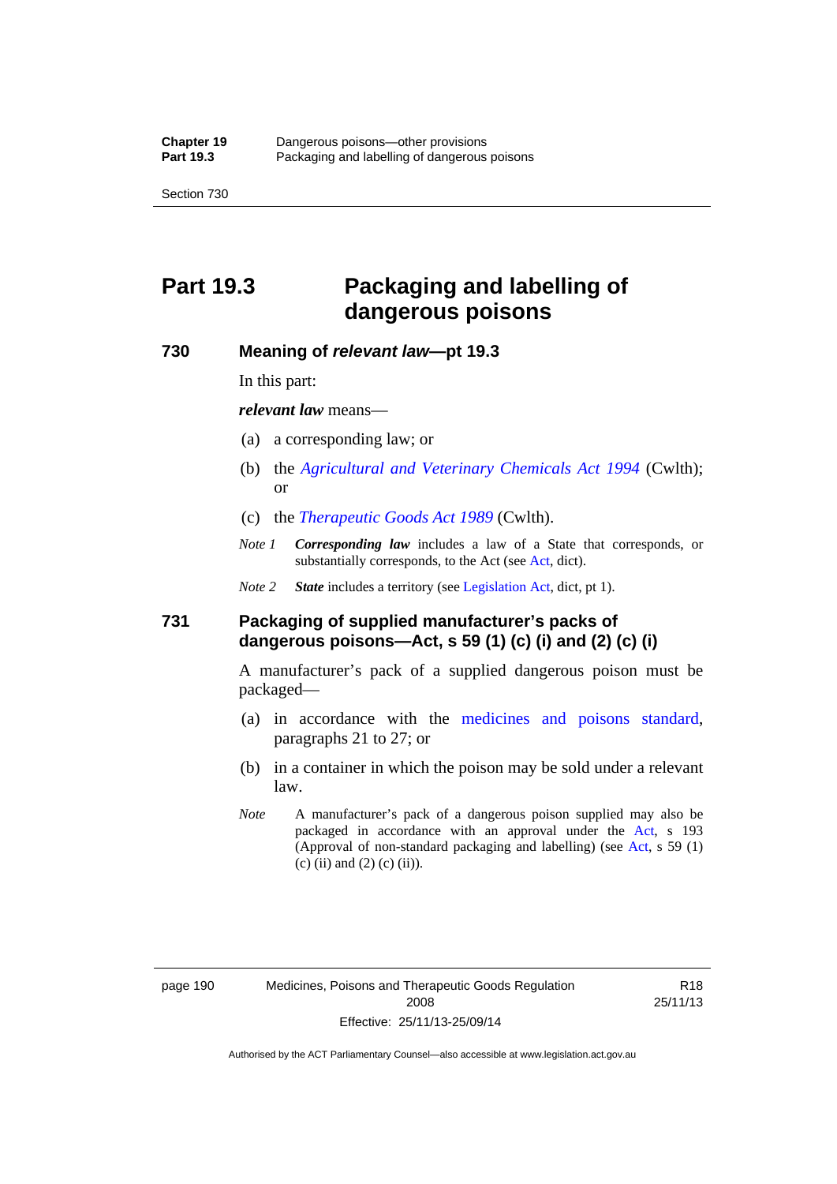# Part 19.3 Packaging and labelling of dangerous poisons

## 730 Meaning of *relevant law*—pt 19.3

In this part:

***relevant law*** means—

(a) a corresponding law; or

(b) the *Agricultural and Veterinary Chemicals Act 1994* (Cwlth); or

(c) the *Therapeutic Goods Act 1989* (Cwlth).

*Note 1* ***Corresponding law*** includes a law of a State that corresponds, or substantially corresponds, to the Act (see Act, dict).

*Note 2* ***State*** includes a territory (see Legislation Act, dict, pt 1).

## 731 Packaging of supplied manufacturer's packs of dangerous poisons—Act, s 59 (1) (c) (i) and (2) (c) (i)

A manufacturer's pack of a supplied dangerous poison must be packaged—

(a) in accordance with the medicines and poisons standard, paragraphs 21 to 27; or

(b) in a container in which the poison may be sold under a relevant law.

*Note* A manufacturer's pack of a dangerous poison supplied may also be packaged in accordance with an approval under the Act, s 193 (Approval of non-standard packaging and labelling) (see Act, s 59 (1) (c) (ii) and (2) (c) (ii)).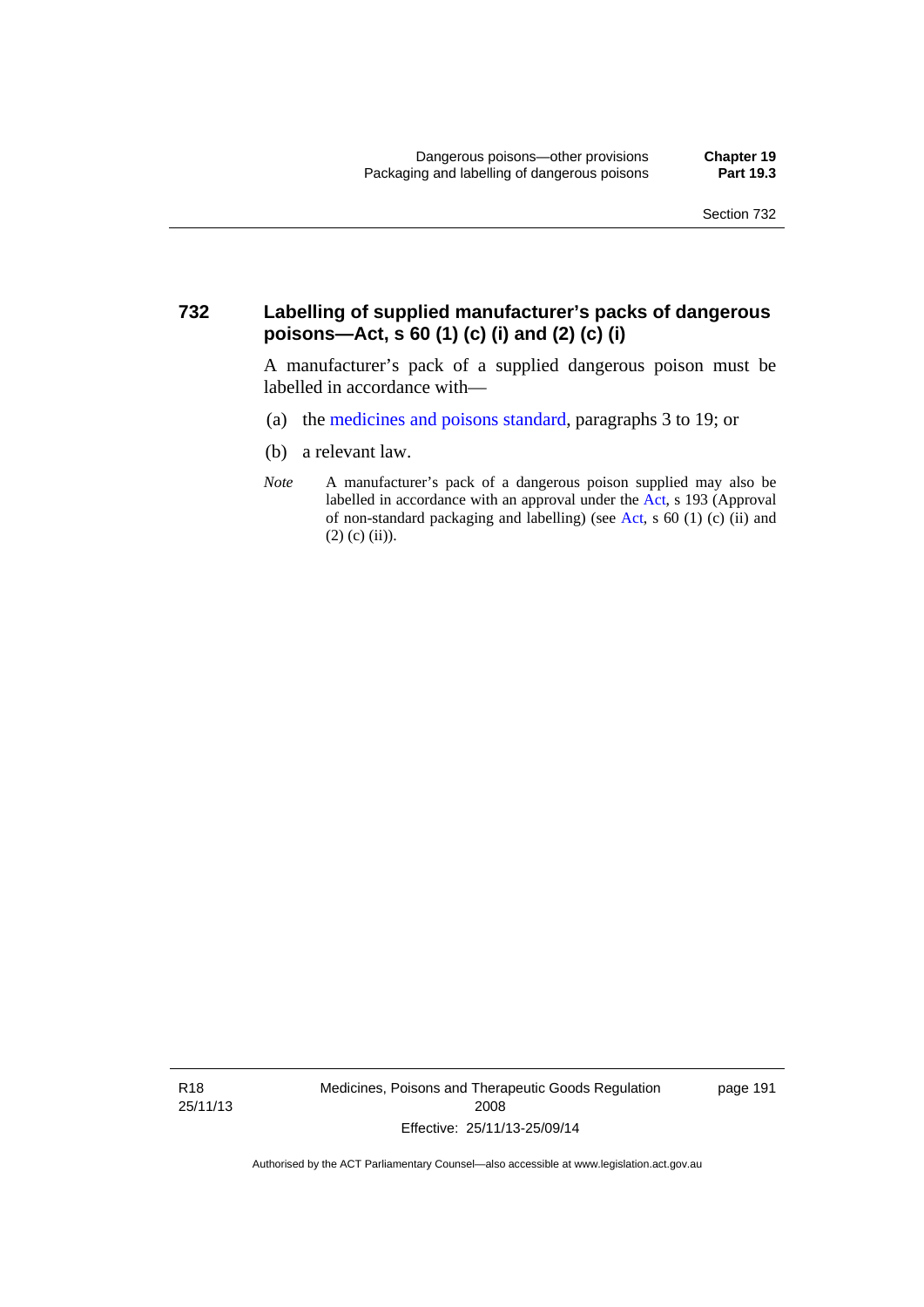## 732 Labelling of supplied manufacturer's packs of dangerous poisons—Act, s 60 (1) (c) (i) and (2) (c) (i)

A manufacturer's pack of a supplied dangerous poison must be labelled in accordance with—

(a) the medicines and poisons standard, paragraphs 3 to 19; or

(b) a relevant law.

*Note* A manufacturer's pack of a dangerous poison supplied may also be labelled in accordance with an approval under the Act, s 193 (Approval of non-standard packaging and labelling) (see Act, s 60 (1) (c) (ii) and (2) (c) (ii)).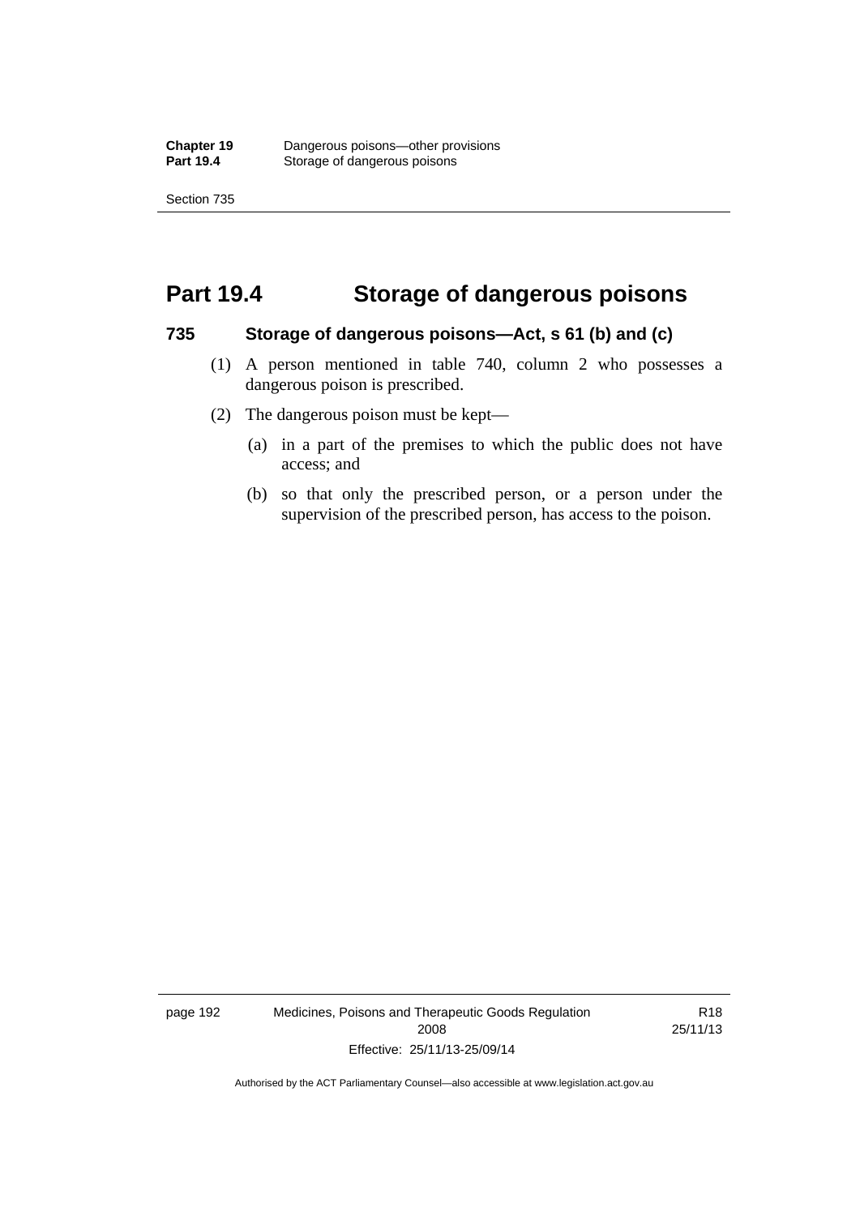# Part 19.4 Storage of dangerous poisons

### 735 Storage of dangerous poisons—Act, s 61 (b) and (c)

(1) A person mentioned in table 740, column 2 who possesses a dangerous poison is prescribed.

(2) The dangerous poison must be kept—

(a) in a part of the premises to which the public does not have access; and

(b) so that only the prescribed person, or a person under the supervision of the prescribed person, has access to the poison.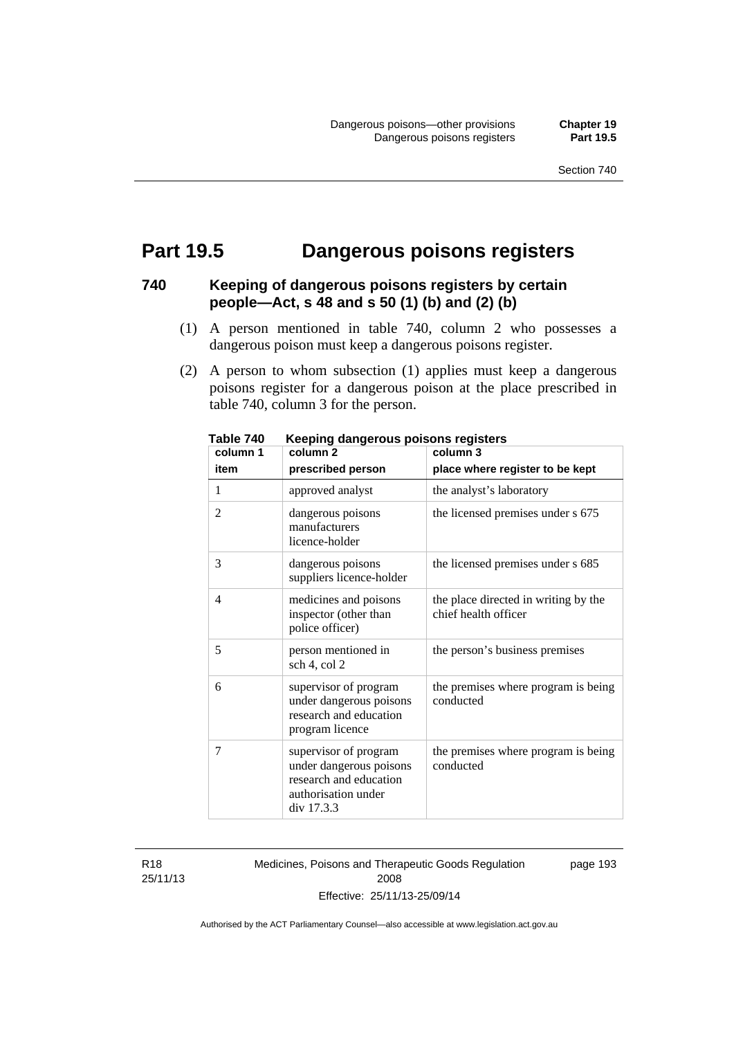# Part 19.5 Dangerous poisons registers

## 740 Keeping of dangerous poisons registers by certain people—Act, s 48 and s 50 (1) (b) and (2) (b)

(1) A person mentioned in table 740, column 2 who possesses a dangerous poison must keep a dangerous poisons register.

(2) A person to whom subsection (1) applies must keep a dangerous poisons register for a dangerous poison at the place prescribed in table 740, column 3 for the person.

**Table 740 Keeping dangerous poisons registers**

| column 1<br>item | column 2<br>prescribed person | column 3<br>place where register to be kept |
|---|---|---|
| 1 | approved analyst | the analyst's laboratory |
| 2 | dangerous poisons manufacturers licence-holder | the licensed premises under s 675 |
| 3 | dangerous poisons suppliers licence-holder | the licensed premises under s 685 |
| 4 | medicines and poisons inspector (other than police officer) | the place directed in writing by the chief health officer |
| 5 | person mentioned in sch 4, col 2 | the person's business premises |
| 6 | supervisor of program under dangerous poisons research and education program licence | the premises where program is being conducted |
| 7 | supervisor of program under dangerous poisons research and education authorisation under div 17.3.3 | the premises where program is being conducted |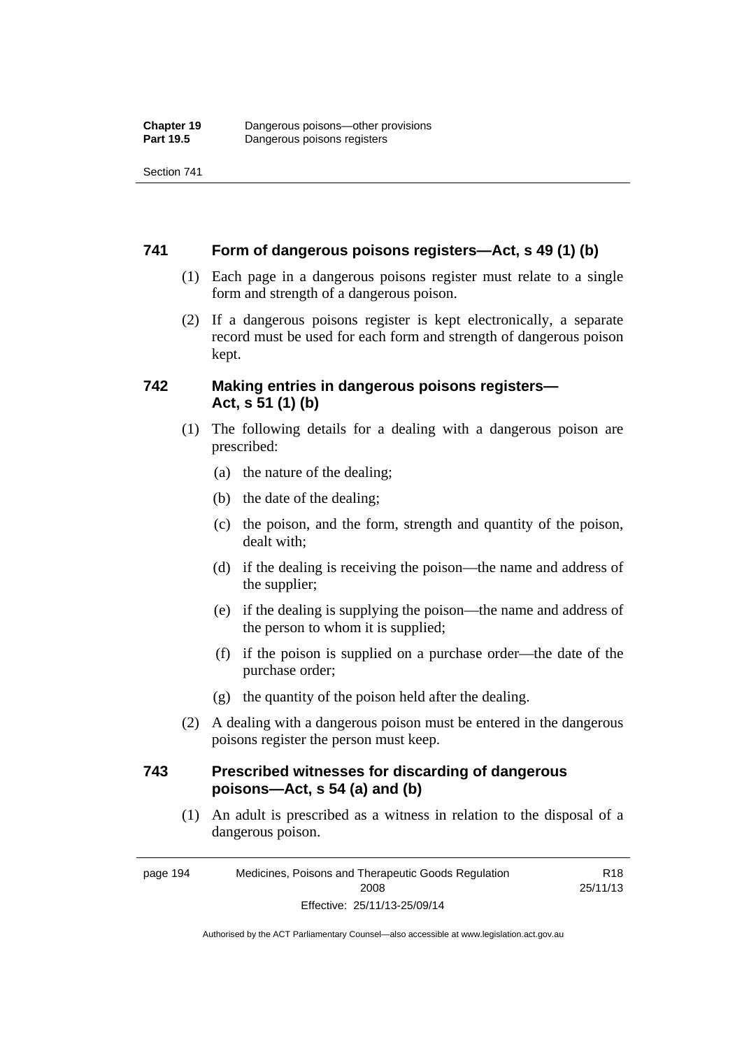## 741 Form of dangerous poisons registers—Act, s 49 (1) (b)

(1) Each page in a dangerous poisons register must relate to a single form and strength of a dangerous poison.

(2) If a dangerous poisons register is kept electronically, a separate record must be used for each form and strength of dangerous poison kept.

## 742 Making entries in dangerous poisons registers—Act, s 51 (1) (b)

(1) The following details for a dealing with a dangerous poison are prescribed:

(a) the nature of the dealing;

(b) the date of the dealing;

(c) the poison, and the form, strength and quantity of the poison, dealt with;

(d) if the dealing is receiving the poison—the name and address of the supplier;

(e) if the dealing is supplying the poison—the name and address of the person to whom it is supplied;

(f) if the poison is supplied on a purchase order—the date of the purchase order;

(g) the quantity of the poison held after the dealing.

(2) A dealing with a dangerous poison must be entered in the dangerous poisons register the person must keep.

## 743 Prescribed witnesses for discarding of dangerous poisons—Act, s 54 (a) and (b)

(1) An adult is prescribed as a witness in relation to the disposal of a dangerous poison.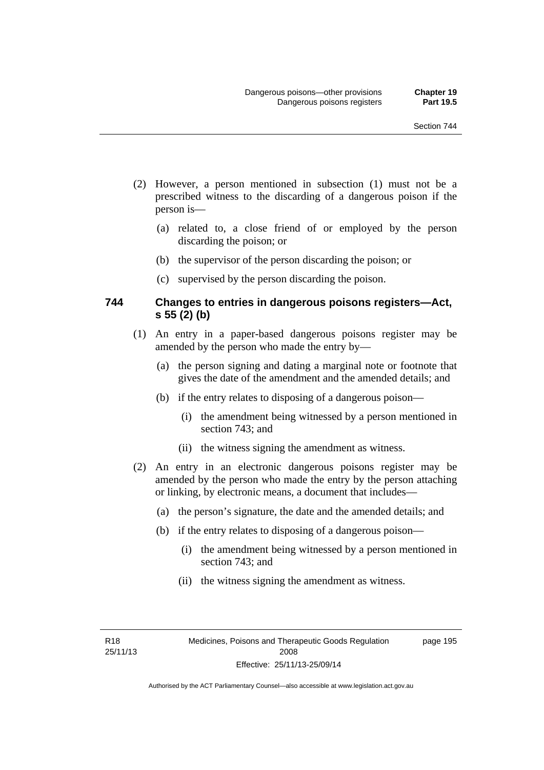(2) However, a person mentioned in subsection (1) must not be a prescribed witness to the discarding of a dangerous poison if the person is—

(a) related to, a close friend of or employed by the person discarding the poison; or

(b) the supervisor of the person discarding the poison; or

(c) supervised by the person discarding the poison.

### 744 Changes to entries in dangerous poisons registers—Act, s 55 (2) (b)

(1) An entry in a paper-based dangerous poisons register may be amended by the person who made the entry by—

(a) the person signing and dating a marginal note or footnote that gives the date of the amendment and the amended details; and

(b) if the entry relates to disposing of a dangerous poison—

(i) the amendment being witnessed by a person mentioned in section 743; and

(ii) the witness signing the amendment as witness.

(2) An entry in an electronic dangerous poisons register may be amended by the person who made the entry by the person attaching or linking, by electronic means, a document that includes—

(a) the person's signature, the date and the amended details; and

(b) if the entry relates to disposing of a dangerous poison—

(i) the amendment being witnessed by a person mentioned in section 743; and

(ii) the witness signing the amendment as witness.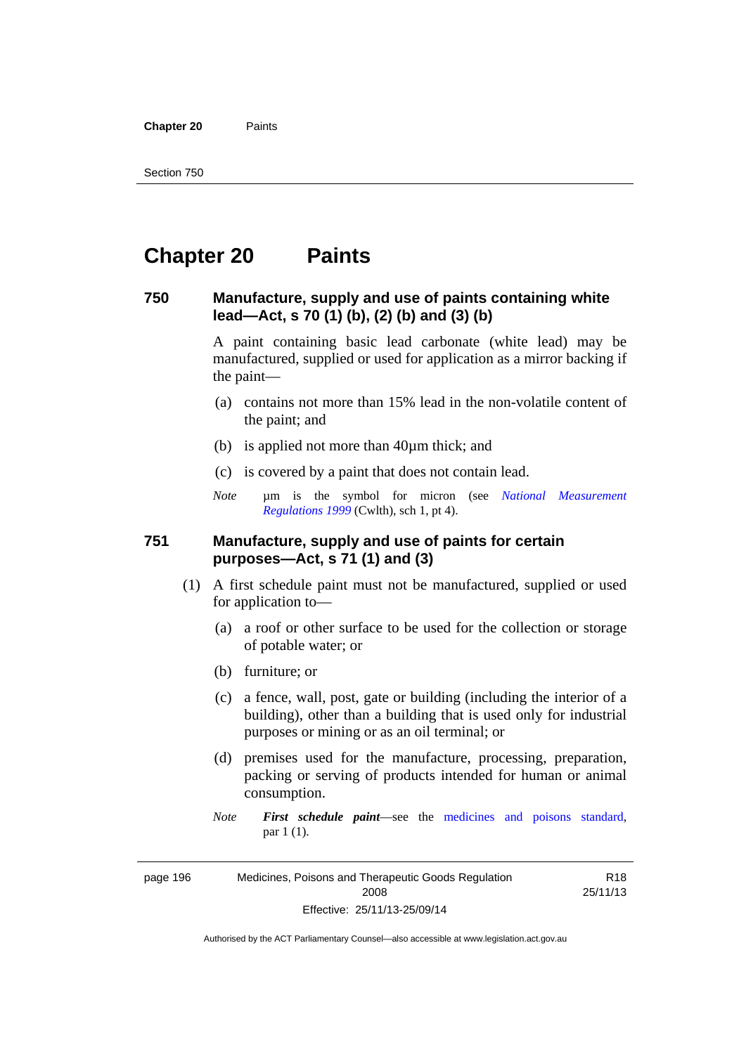# Chapter 20 Paints

### 750 Manufacture, supply and use of paints containing white lead—Act, s 70 (1) (b), (2) (b) and (3) (b)

A paint containing basic lead carbonate (white lead) may be manufactured, supplied or used for application as a mirror backing if the paint—

(a) contains not more than 15% lead in the non-volatile content of the paint; and

(b) is applied not more than 40µm thick; and

(c) is covered by a paint that does not contain lead.

*Note* µm is the symbol for micron (see *National Measurement Regulations 1999* (Cwlth), sch 1, pt 4).

### 751 Manufacture, supply and use of paints for certain purposes—Act, s 71 (1) and (3)

(1) A first schedule paint must not be manufactured, supplied or used for application to—

(a) a roof or other surface to be used for the collection or storage of potable water; or

(b) furniture; or

(c) a fence, wall, post, gate or building (including the interior of a building), other than a building that is used only for industrial purposes or mining or as an oil terminal; or

(d) premises used for the manufacture, processing, preparation, packing or serving of products intended for human or animal consumption.

*Note* ***First schedule paint***—see the medicines and poisons standard, par 1 (1).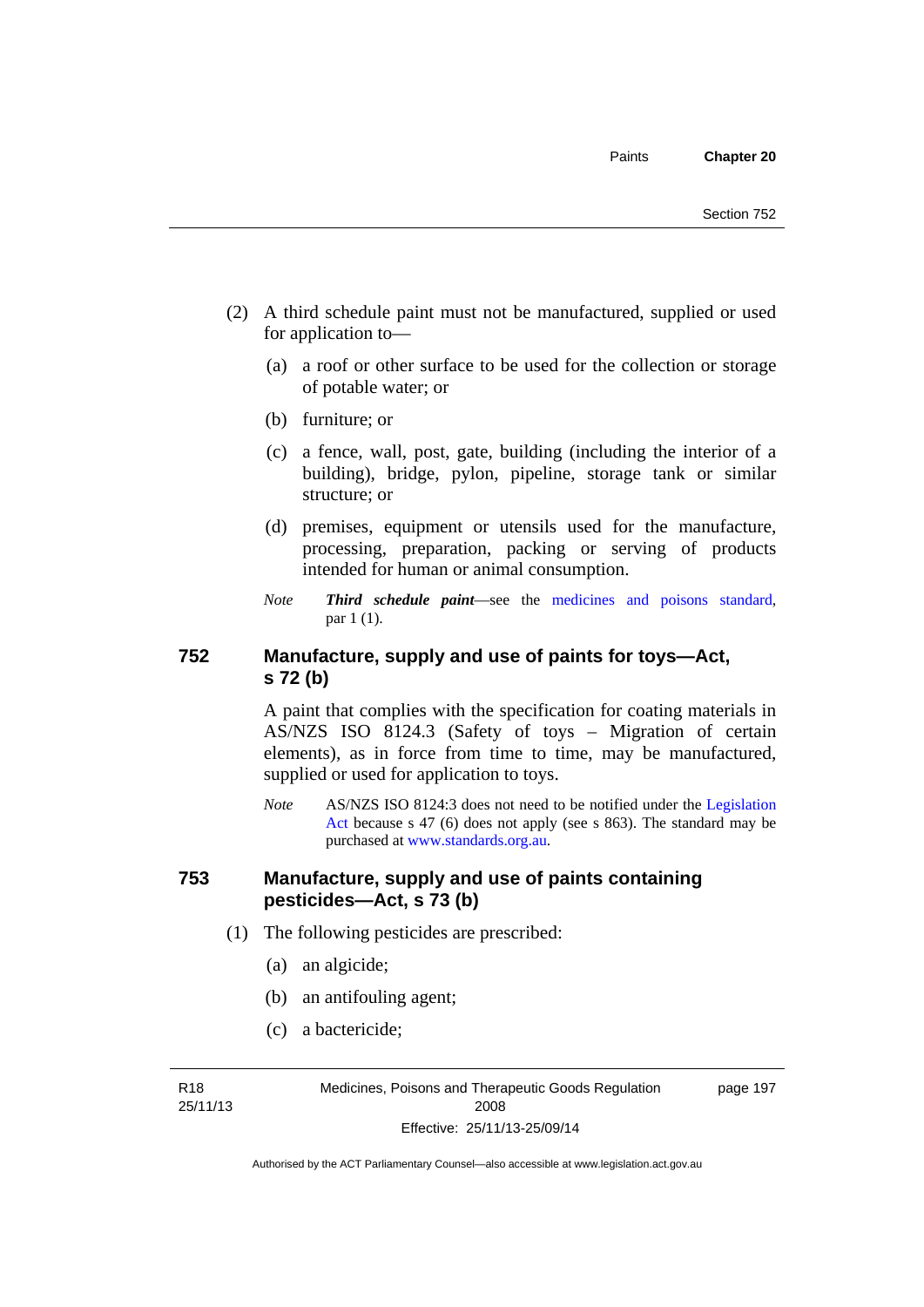(2) A third schedule paint must not be manufactured, supplied or used for application to—

(a) a roof or other surface to be used for the collection or storage of potable water; or

(b) furniture; or

(c) a fence, wall, post, gate, building (including the interior of a building), bridge, pylon, pipeline, storage tank or similar structure; or

(d) premises, equipment or utensils used for the manufacture, processing, preparation, packing or serving of products intended for human or animal consumption.

*Note* ***Third schedule paint***—see the medicines and poisons standard, par 1 (1).

## 752 Manufacture, supply and use of paints for toys—Act, s 72 (b)

A paint that complies with the specification for coating materials in AS/NZS ISO 8124.3 (Safety of toys – Migration of certain elements), as in force from time to time, may be manufactured, supplied or used for application to toys.

*Note* AS/NZS ISO 8124:3 does not need to be notified under the Legislation Act because s 47 (6) does not apply (see s 863). The standard may be purchased at www.standards.org.au.

## 753 Manufacture, supply and use of paints containing pesticides—Act, s 73 (b)

(1) The following pesticides are prescribed:

(a) an algicide;

(b) an antifouling agent;

(c) a bactericide;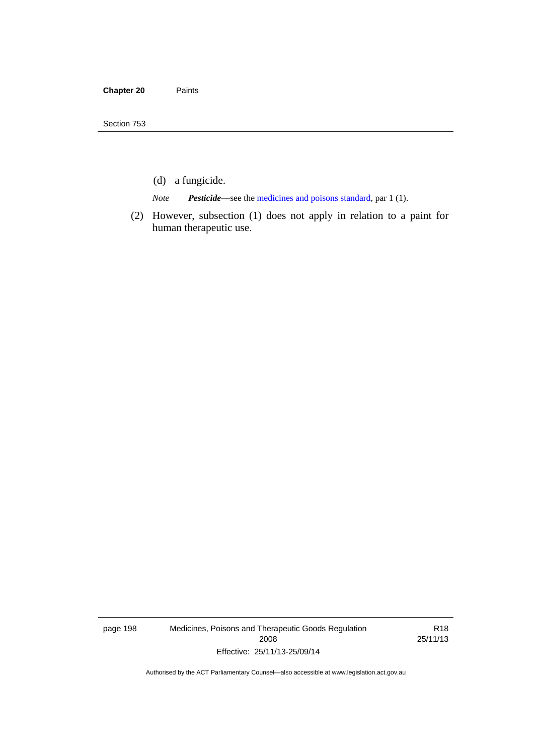(d) a fungicide.

*Note* ***Pesticide***—see the medicines and poisons standard, par 1 (1).

(2) However, subsection (1) does not apply in relation to a paint for human therapeutic use.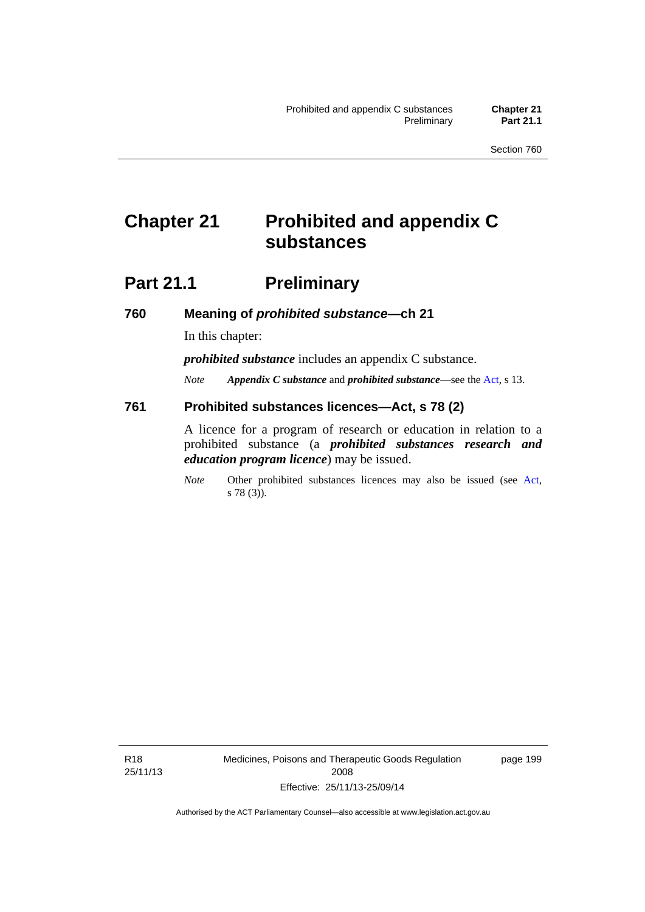# Chapter 21 Prohibited and appendix C substances

## Part 21.1 Preliminary

### 760 Meaning of *prohibited substance*—ch 21

In this chapter:

***prohibited substance*** includes an appendix C substance.

*Note* ***Appendix C substance*** and ***prohibited substance***—see the Act, s 13.

### 761 Prohibited substances licences—Act, s 78 (2)

A licence for a program of research or education in relation to a prohibited substance (a ***prohibited substances research and education program licence***) may be issued.

*Note* Other prohibited substances licences may also be issued (see Act, s 78 (3)).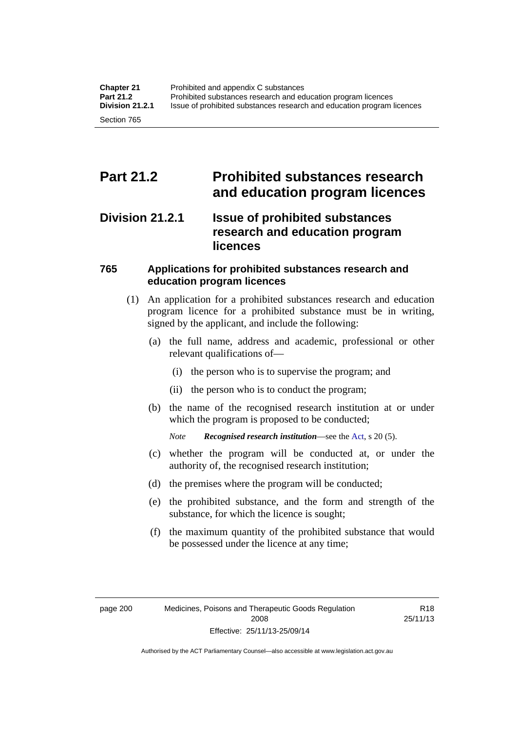# Part 21.2 Prohibited substances research and education program licences

## Division 21.2.1 Issue of prohibited substances research and education program licences

### 765 Applications for prohibited substances research and education program licences

(1) An application for a prohibited substances research and education program licence for a prohibited substance must be in writing, signed by the applicant, and include the following:

(a) the full name, address and academic, professional or other relevant qualifications of—

(i) the person who is to supervise the program; and

(ii) the person who is to conduct the program;

(b) the name of the recognised research institution at or under which the program is proposed to be conducted;

*Note* ***Recognised research institution***—see the Act, s 20 (5).

(c) whether the program will be conducted at, or under the authority of, the recognised research institution;

(d) the premises where the program will be conducted;

(e) the prohibited substance, and the form and strength of the substance, for which the licence is sought;

(f) the maximum quantity of the prohibited substance that would be possessed under the licence at any time;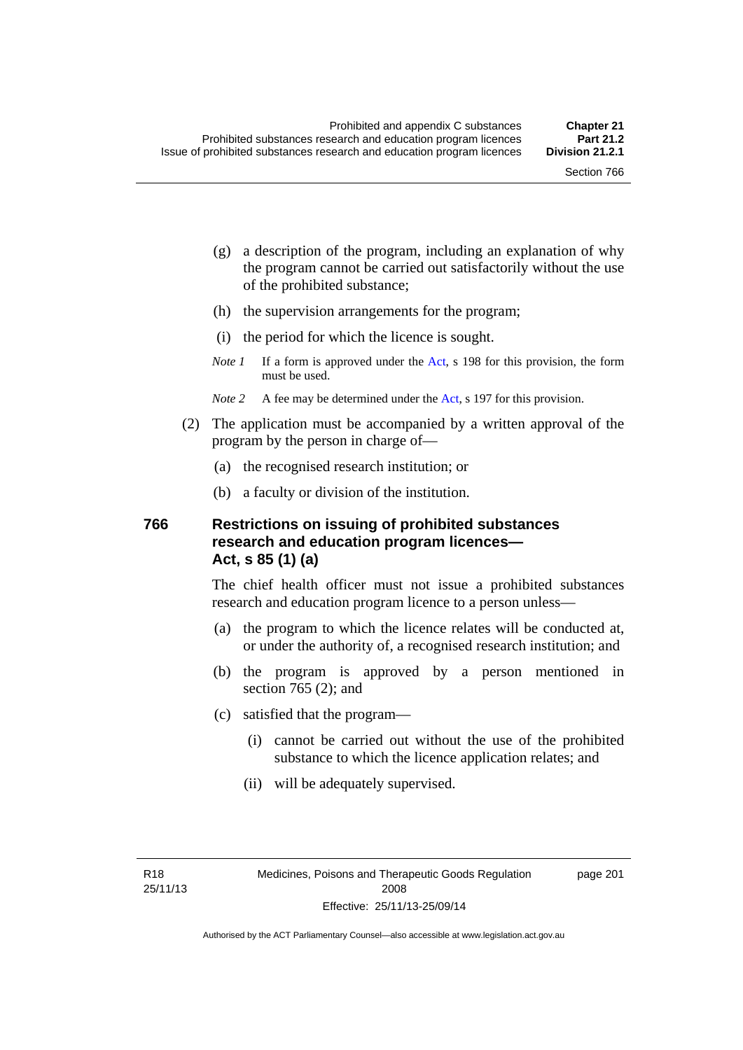(g) a description of the program, including an explanation of why the program cannot be carried out satisfactorily without the use of the prohibited substance;

(h) the supervision arrangements for the program;

(i) the period for which the licence is sought.

*Note 1* If a form is approved under the Act, s 198 for this provision, the form must be used.

*Note 2* A fee may be determined under the Act, s 197 for this provision.

(2) The application must be accompanied by a written approval of the program by the person in charge of—

(a) the recognised research institution; or

(b) a faculty or division of the institution.

### 766 Restrictions on issuing of prohibited substances research and education program licences—Act, s 85 (1) (a)

The chief health officer must not issue a prohibited substances research and education program licence to a person unless—

(a) the program to which the licence relates will be conducted at, or under the authority of, a recognised research institution; and

(b) the program is approved by a person mentioned in section 765 (2); and

(c) satisfied that the program—

(i) cannot be carried out without the use of the prohibited substance to which the licence application relates; and

(ii) will be adequately supervised.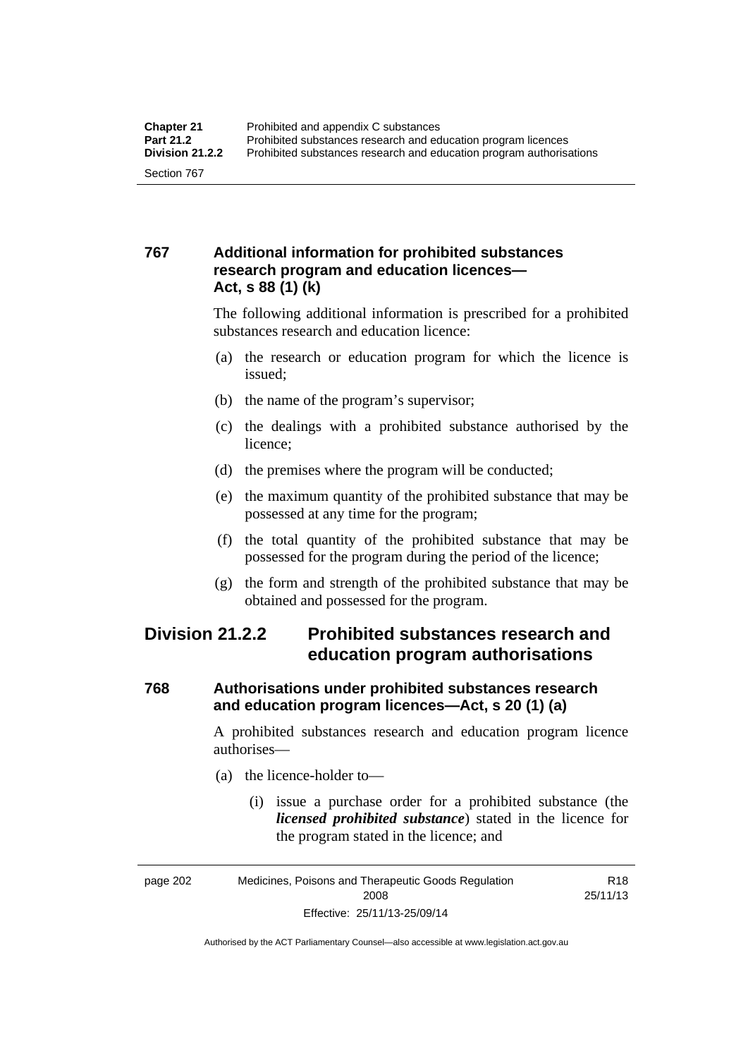### 767 Additional information for prohibited substances research program and education licences—Act, s 88 (1) (k)

The following additional information is prescribed for a prohibited substances research and education licence:

(a) the research or education program for which the licence is issued;

(b) the name of the program's supervisor;

(c) the dealings with a prohibited substance authorised by the licence;

(d) the premises where the program will be conducted;

(e) the maximum quantity of the prohibited substance that may be possessed at any time for the program;

(f) the total quantity of the prohibited substance that may be possessed for the program during the period of the licence;

(g) the form and strength of the prohibited substance that may be obtained and possessed for the program.

## Division 21.2.2 Prohibited substances research and education program authorisations

### 768 Authorisations under prohibited substances research and education program licences—Act, s 20 (1) (a)

A prohibited substances research and education program licence authorises—

(a) the licence-holder to—

(i) issue a purchase order for a prohibited substance (the ***licensed prohibited substance***) stated in the licence for the program stated in the licence; and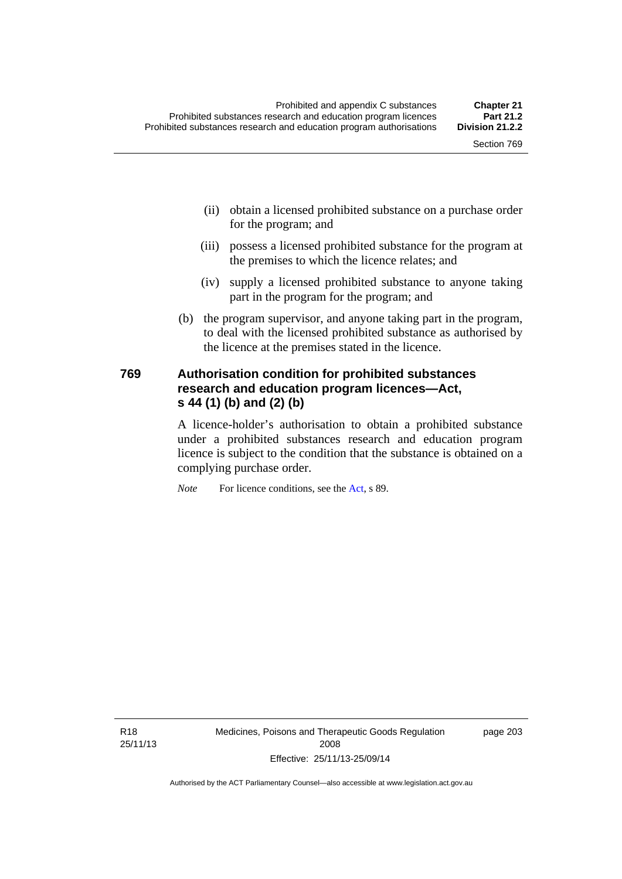(ii) obtain a licensed prohibited substance on a purchase order for the program; and

(iii) possess a licensed prohibited substance for the program at the premises to which the licence relates; and

(iv) supply a licensed prohibited substance to anyone taking part in the program for the program; and

(b) the program supervisor, and anyone taking part in the program, to deal with the licensed prohibited substance as authorised by the licence at the premises stated in the licence.

### 769 Authorisation condition for prohibited substances research and education program licences—Act, s 44 (1) (b) and (2) (b)

A licence-holder's authorisation to obtain a prohibited substance under a prohibited substances research and education program licence is subject to the condition that the substance is obtained on a complying purchase order.

*Note* For licence conditions, see the Act, s 89.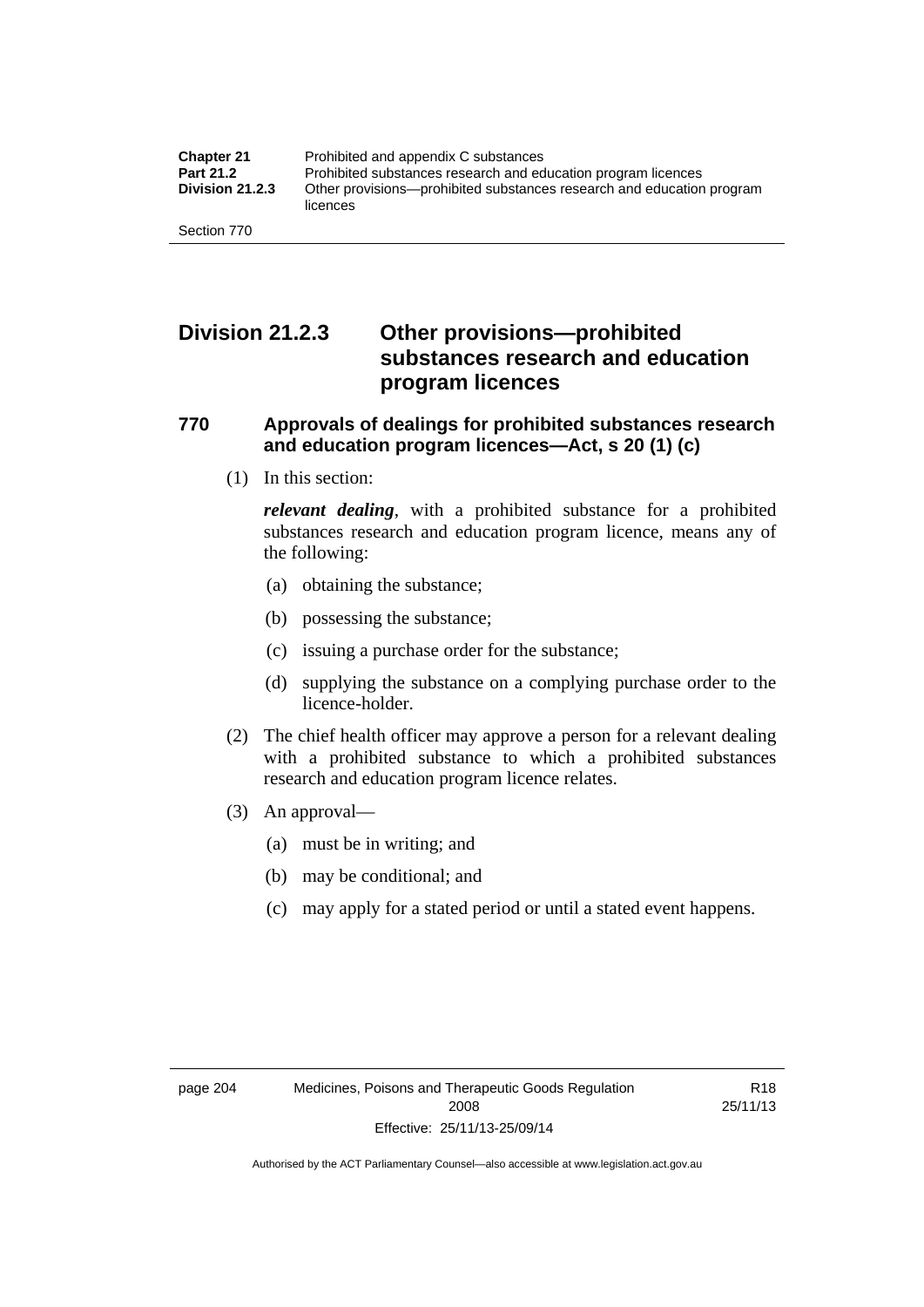## Division 21.2.3 Other provisions—prohibited substances research and education program licences

### 770 Approvals of dealings for prohibited substances research and education program licences—Act, s 20 (1) (c)

(1) In this section:

***relevant dealing***, with a prohibited substance for a prohibited substances research and education program licence, means any of the following:

(a) obtaining the substance;

(b) possessing the substance;

(c) issuing a purchase order for the substance;

(d) supplying the substance on a complying purchase order to the licence-holder.

(2) The chief health officer may approve a person for a relevant dealing with a prohibited substance to which a prohibited substances research and education program licence relates.

(3) An approval—

(a) must be in writing; and

(b) may be conditional; and

(c) may apply for a stated period or until a stated event happens.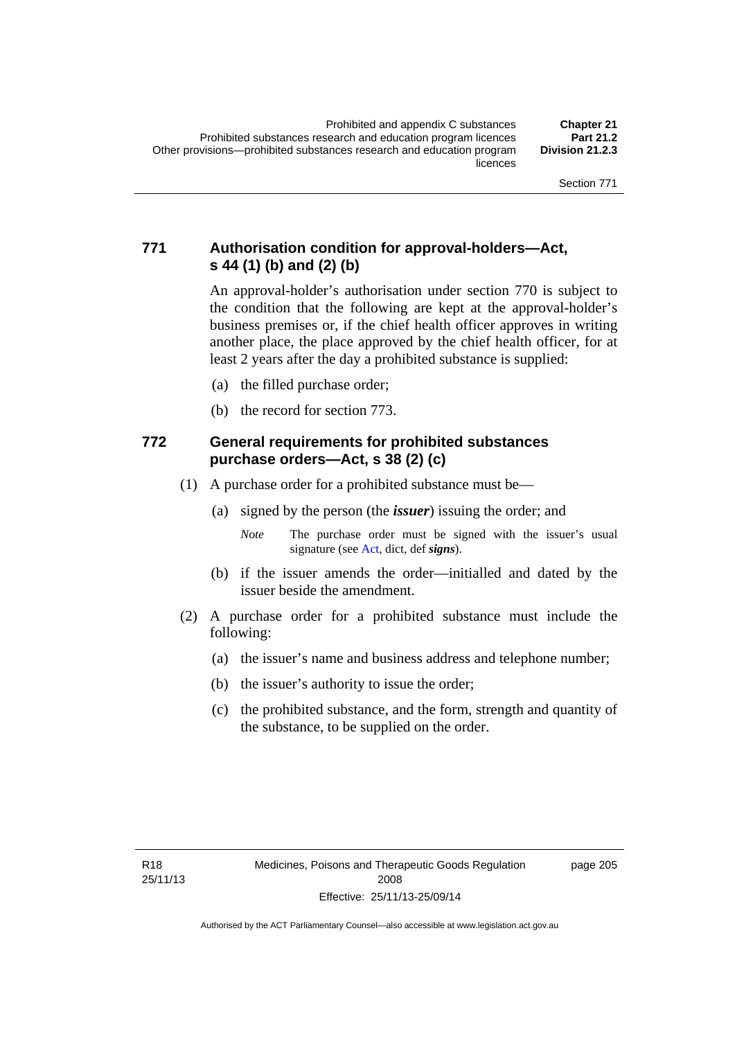## 771 Authorisation condition for approval-holders—Act, s 44 (1) (b) and (2) (b)

An approval-holder's authorisation under section 770 is subject to the condition that the following are kept at the approval-holder's business premises or, if the chief health officer approves in writing another place, the place approved by the chief health officer, for at least 2 years after the day a prohibited substance is supplied:

(a) the filled purchase order;

(b) the record for section 773.

## 772 General requirements for prohibited substances purchase orders—Act, s 38 (2) (c)

(1) A purchase order for a prohibited substance must be—

(a) signed by the person (the ***issuer***) issuing the order; and

*Note* The purchase order must be signed with the issuer's usual signature (see Act, dict, def ***signs***).

(b) if the issuer amends the order—initialled and dated by the issuer beside the amendment.

(2) A purchase order for a prohibited substance must include the following:

(a) the issuer's name and business address and telephone number;

(b) the issuer's authority to issue the order;

(c) the prohibited substance, and the form, strength and quantity of the substance, to be supplied on the order.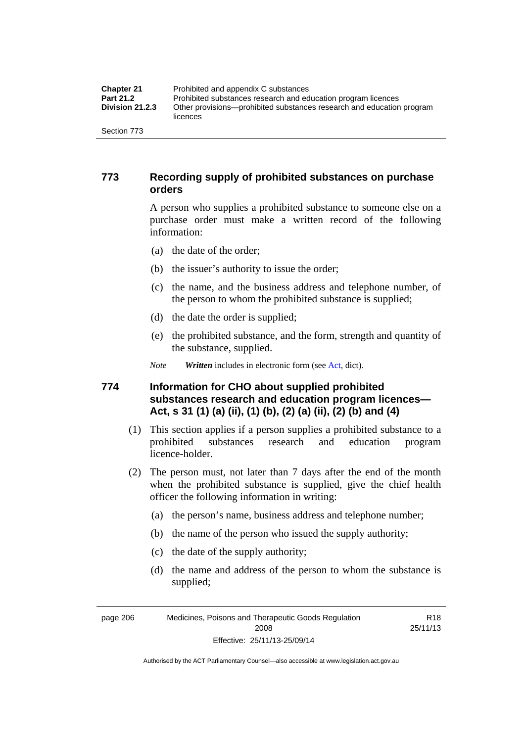## 773 Recording supply of prohibited substances on purchase orders

A person who supplies a prohibited substance to someone else on a purchase order must make a written record of the following information:

(a) the date of the order;

(b) the issuer's authority to issue the order;

(c) the name, and the business address and telephone number, of the person to whom the prohibited substance is supplied;

(d) the date the order is supplied;

(e) the prohibited substance, and the form, strength and quantity of the substance, supplied.

*Note* ***Written*** includes in electronic form (see Act, dict).

## 774 Information for CHO about supplied prohibited substances research and education program licences—Act, s 31 (1) (a) (ii), (1) (b), (2) (a) (ii), (2) (b) and (4)

(1) This section applies if a person supplies a prohibited substance to a prohibited substances research and education program licence-holder.

(2) The person must, not later than 7 days after the end of the month when the prohibited substance is supplied, give the chief health officer the following information in writing:

(a) the person's name, business address and telephone number;

(b) the name of the person who issued the supply authority;

(c) the date of the supply authority;

(d) the name and address of the person to whom the substance is supplied;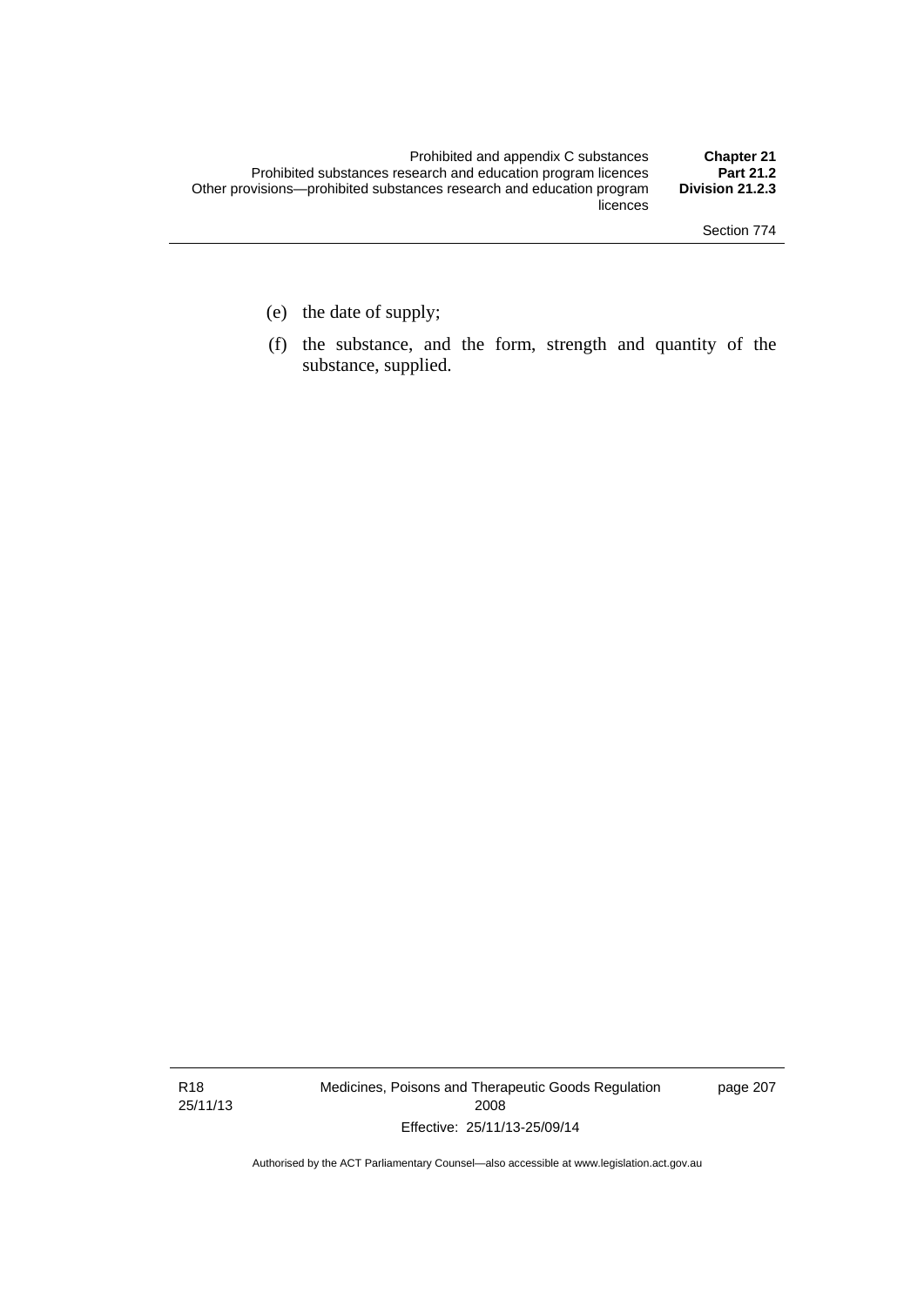(e) the date of supply;

(f) the substance, and the form, strength and quantity of the substance, supplied.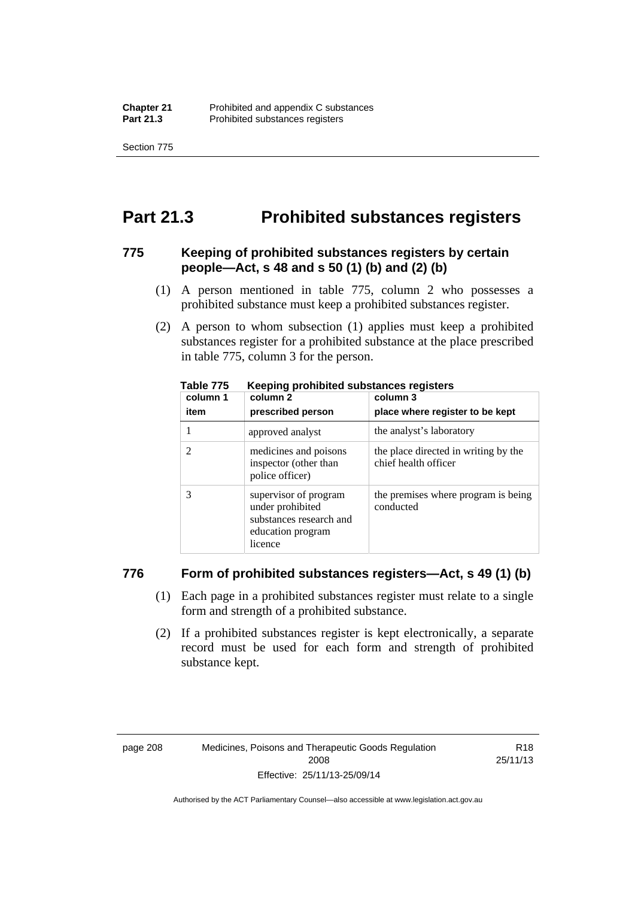# Part 21.3 Prohibited substances registers

### 775 Keeping of prohibited substances registers by certain people—Act, s 48 and s 50 (1) (b) and (2) (b)

(1) A person mentioned in table 775, column 2 who possesses a prohibited substance must keep a prohibited substances register.

(2) A person to whom subsection (1) applies must keep a prohibited substances register for a prohibited substance at the place prescribed in table 775, column 3 for the person.

**Table 775 Keeping prohibited substances registers**

| column 1<br>item | column 2<br>prescribed person | column 3<br>place where register to be kept |
|---|---|---|
| 1 | approved analyst | the analyst's laboratory |
| 2 | medicines and poisons inspector (other than police officer) | the place directed in writing by the chief health officer |
| 3 | supervisor of program under prohibited substances research and education program licence | the premises where program is being conducted |

### 776 Form of prohibited substances registers—Act, s 49 (1) (b)

(1) Each page in a prohibited substances register must relate to a single form and strength of a prohibited substance.

(2) If a prohibited substances register is kept electronically, a separate record must be used for each form and strength of prohibited substance kept.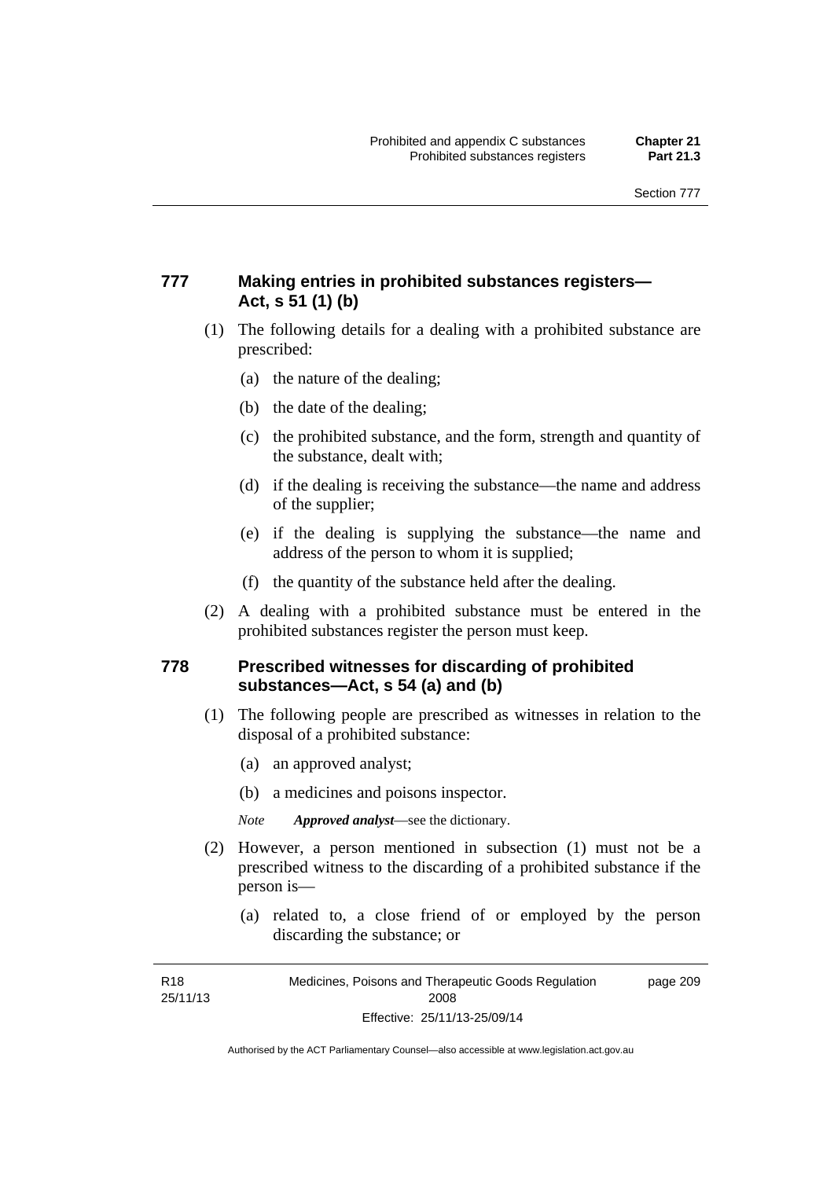## 777 Making entries in prohibited substances registers—Act, s 51 (1) (b)

(1) The following details for a dealing with a prohibited substance are prescribed:

(a) the nature of the dealing;

(b) the date of the dealing;

(c) the prohibited substance, and the form, strength and quantity of the substance, dealt with;

(d) if the dealing is receiving the substance—the name and address of the supplier;

(e) if the dealing is supplying the substance—the name and address of the person to whom it is supplied;

(f) the quantity of the substance held after the dealing.

(2) A dealing with a prohibited substance must be entered in the prohibited substances register the person must keep.

## 778 Prescribed witnesses for discarding of prohibited substances—Act, s 54 (a) and (b)

(1) The following people are prescribed as witnesses in relation to the disposal of a prohibited substance:

(a) an approved analyst;

(b) a medicines and poisons inspector.

*Note* ***Approved analyst***—see the dictionary.

(2) However, a person mentioned in subsection (1) must not be a prescribed witness to the discarding of a prohibited substance if the person is—

(a) related to, a close friend of or employed by the person discarding the substance; or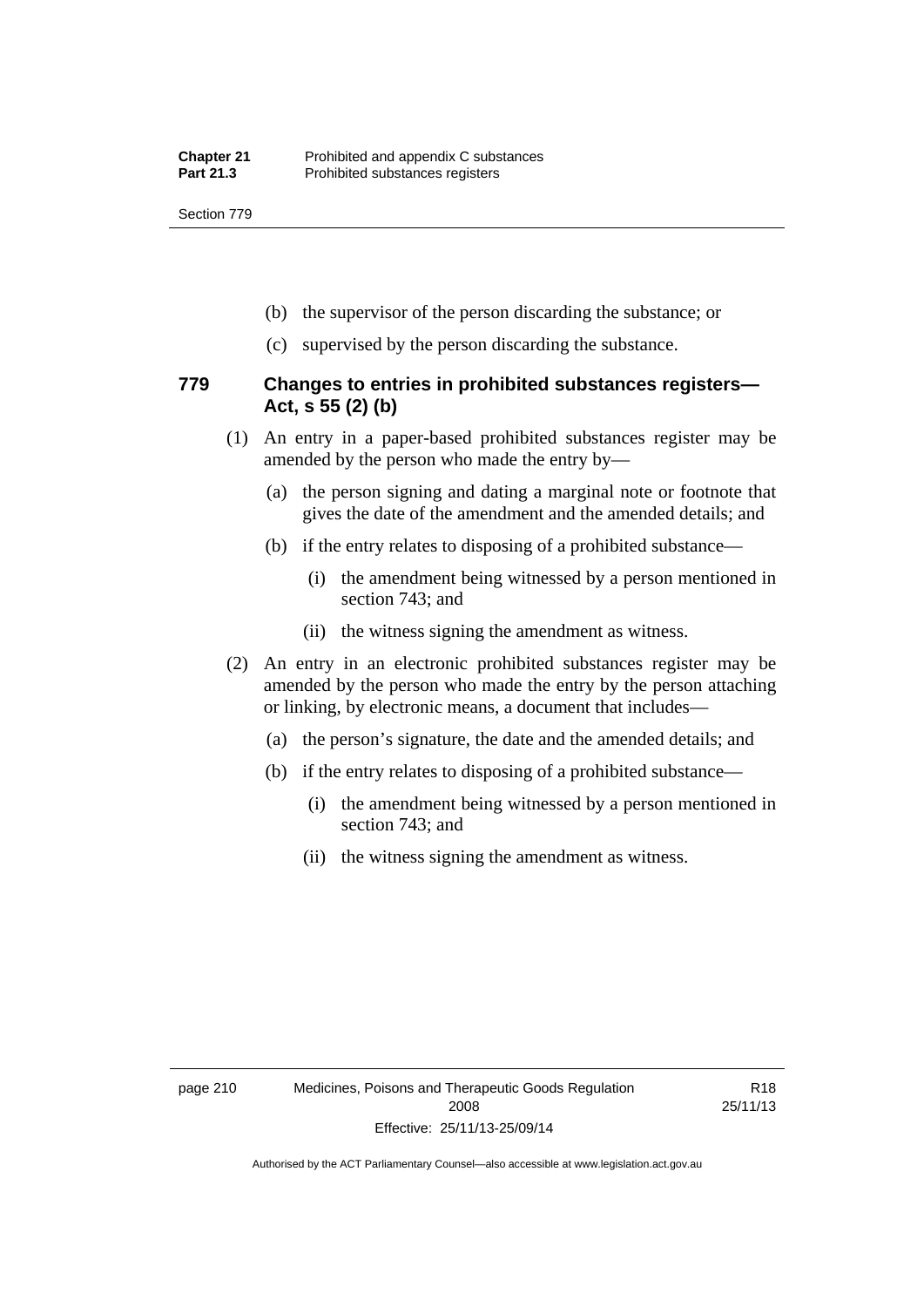(b) the supervisor of the person discarding the substance; or

(c) supervised by the person discarding the substance.

### 779 Changes to entries in prohibited substances registers—Act, s 55 (2) (b)

(1) An entry in a paper-based prohibited substances register may be amended by the person who made the entry by—

(a) the person signing and dating a marginal note or footnote that gives the date of the amendment and the amended details; and

(b) if the entry relates to disposing of a prohibited substance—

(i) the amendment being witnessed by a person mentioned in section 743; and

(ii) the witness signing the amendment as witness.

(2) An entry in an electronic prohibited substances register may be amended by the person who made the entry by the person attaching or linking, by electronic means, a document that includes—

(a) the person's signature, the date and the amended details; and

(b) if the entry relates to disposing of a prohibited substance—

(i) the amendment being witnessed by a person mentioned in section 743; and

(ii) the witness signing the amendment as witness.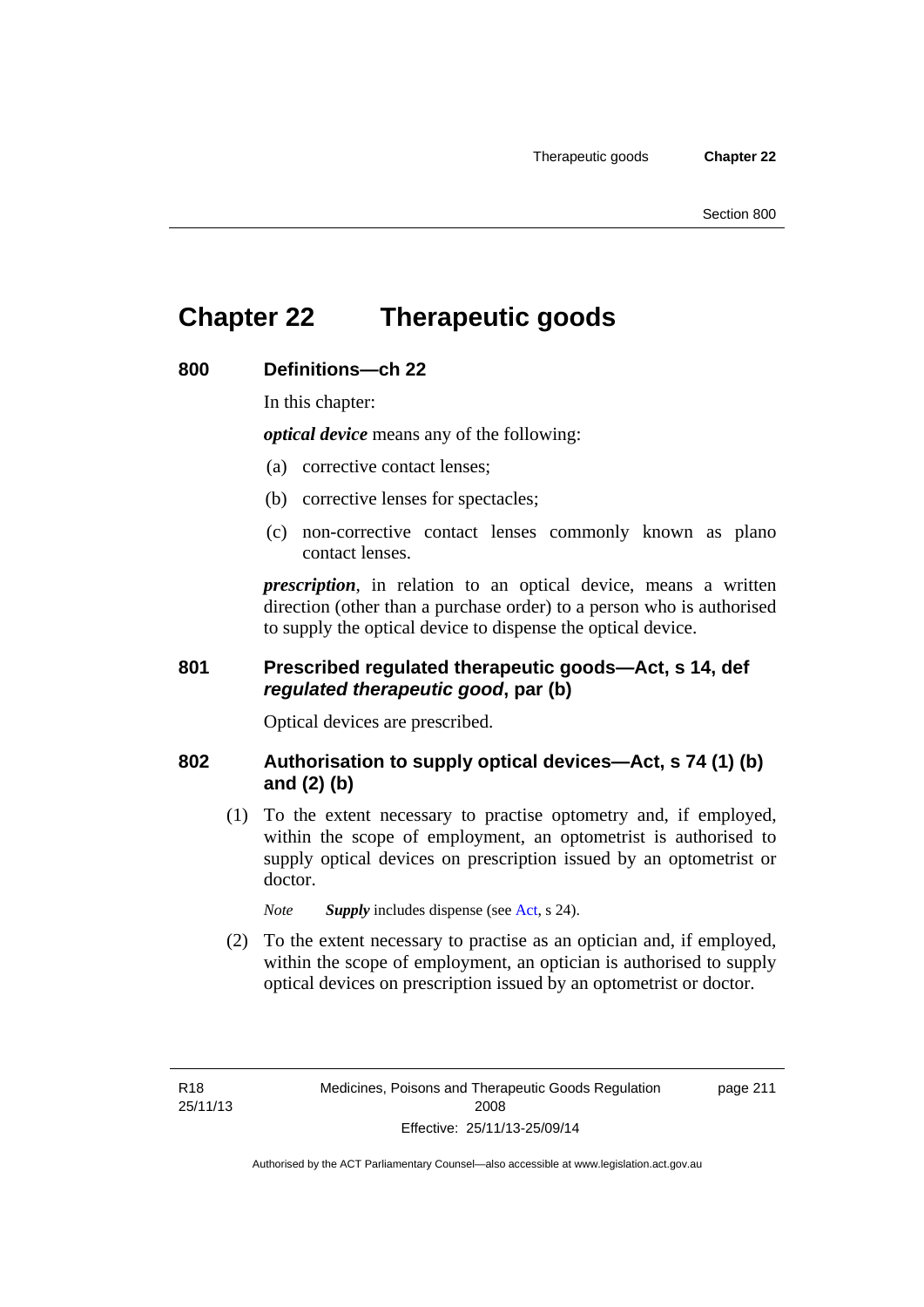# Chapter 22 Therapeutic goods

## 800 Definitions—ch 22

In this chapter:

***optical device*** means any of the following:

(a) corrective contact lenses;

(b) corrective lenses for spectacles;

(c) non-corrective contact lenses commonly known as plano contact lenses.

***prescription***, in relation to an optical device, means a written direction (other than a purchase order) to a person who is authorised to supply the optical device to dispense the optical device.

## 801 Prescribed regulated therapeutic goods—Act, s 14, def *regulated therapeutic good*, par (b)

Optical devices are prescribed.

## 802 Authorisation to supply optical devices—Act, s 74 (1) (b) and (2) (b)

(1) To the extent necessary to practise optometry and, if employed, within the scope of employment, an optometrist is authorised to supply optical devices on prescription issued by an optometrist or doctor.

*Note* ***Supply*** includes dispense (see Act, s 24).

(2) To the extent necessary to practise as an optician and, if employed, within the scope of employment, an optician is authorised to supply optical devices on prescription issued by an optometrist or doctor.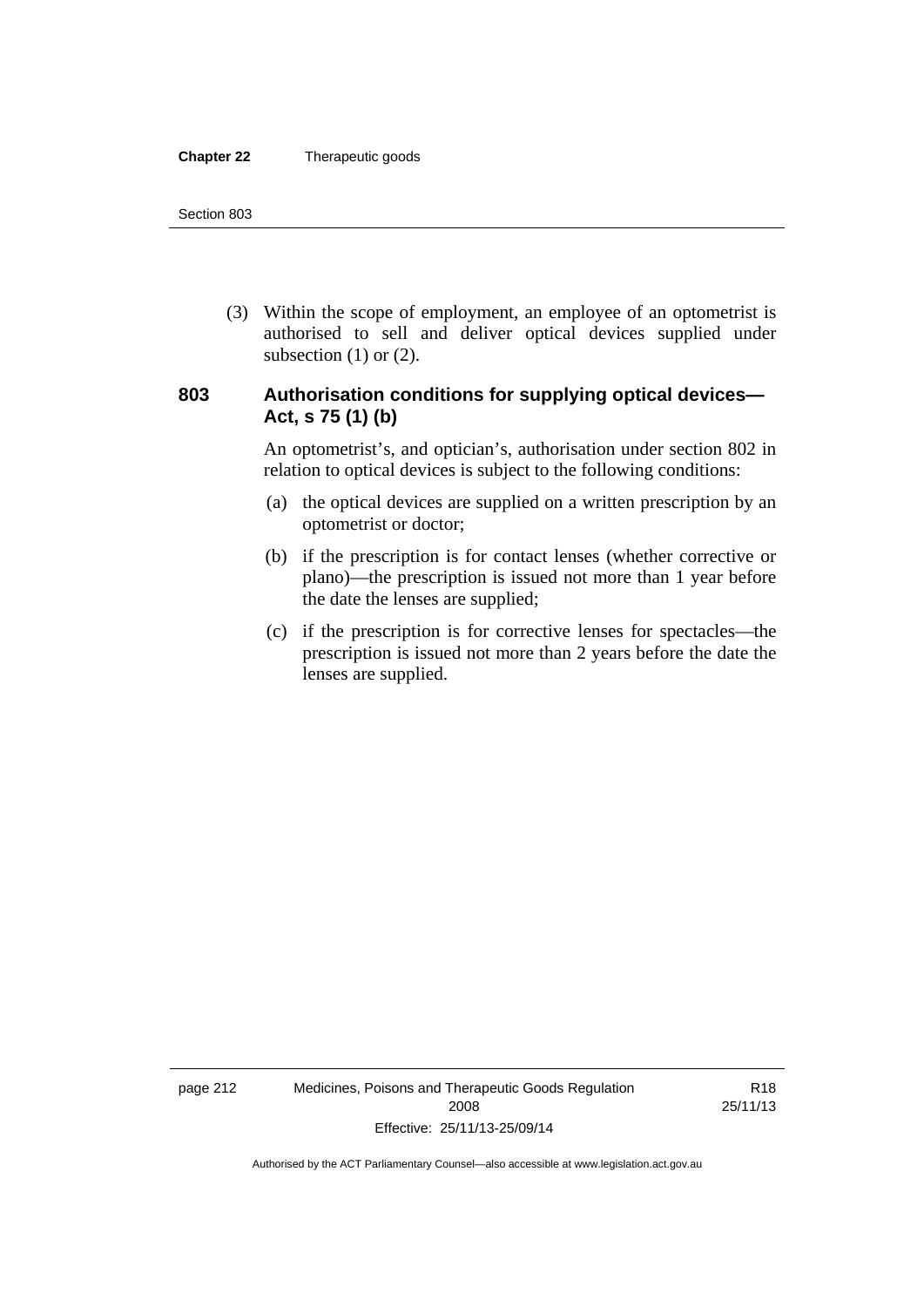(3) Within the scope of employment, an employee of an optometrist is authorised to sell and deliver optical devices supplied under subsection (1) or (2).

### 803 Authorisation conditions for supplying optical devices—Act, s 75 (1) (b)

An optometrist's, and optician's, authorisation under section 802 in relation to optical devices is subject to the following conditions:

(a) the optical devices are supplied on a written prescription by an optometrist or doctor;

(b) if the prescription is for contact lenses (whether corrective or plano)—the prescription is issued not more than 1 year before the date the lenses are supplied;

(c) if the prescription is for corrective lenses for spectacles—the prescription is issued not more than 2 years before the date the lenses are supplied.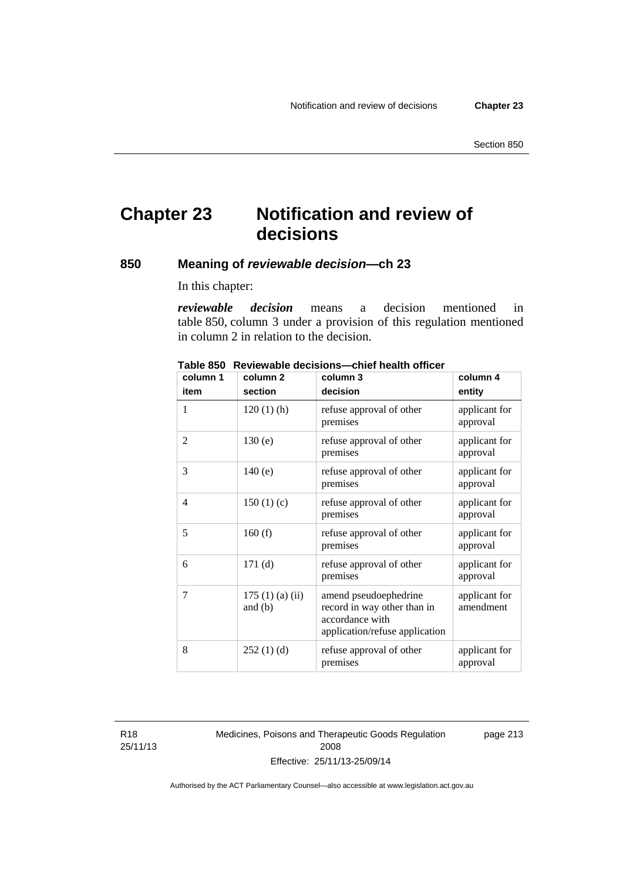# Chapter 23 Notification and review of decisions

## 850 Meaning of *reviewable decision*—ch 23

In this chapter:

***reviewable decision*** means a decision mentioned in table 850, column 3 under a provision of this regulation mentioned in column 2 in relation to the decision.

**Table 850 Reviewable decisions—chief health officer**

| column 1<br>item | column 2<br>section | column 3<br>decision | column 4<br>entity |
|---|---|---|---|
| 1 | 120 (1) (h) | refuse approval of other premises | applicant for approval |
| 2 | 130 (e) | refuse approval of other premises | applicant for approval |
| 3 | 140 (e) | refuse approval of other premises | applicant for approval |
| 4 | 150 (1) (c) | refuse approval of other premises | applicant for approval |
| 5 | 160 (f) | refuse approval of other premises | applicant for approval |
| 6 | 171 (d) | refuse approval of other premises | applicant for approval |
| 7 | 175 (1) (a) (ii) and (b) | amend pseudoephedrine record in way other than in accordance with application/refuse application | applicant for amendment |
| 8 | 252 (1) (d) | refuse approval of other premises | applicant for approval |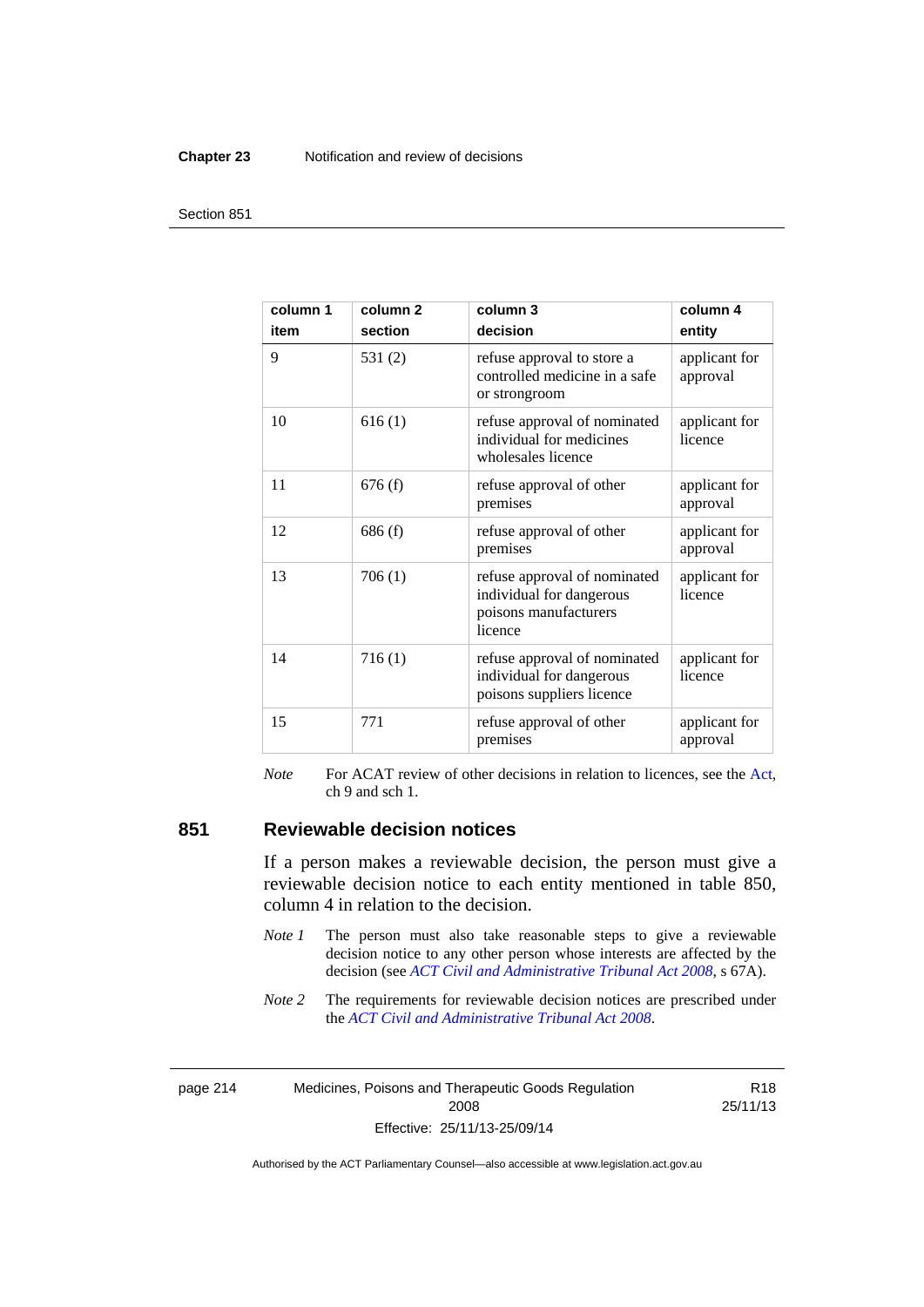| column 1<br>item | column 2<br>section | column 3<br>decision | column 4<br>entity |
|---|---|---|---|
| 9 | 531 (2) | refuse approval to store a controlled medicine in a safe or strongroom | applicant for approval |
| 10 | 616 (1) | refuse approval of nominated individual for medicines wholesales licence | applicant for licence |
| 11 | 676 (f) | refuse approval of other premises | applicant for approval |
| 12 | 686 (f) | refuse approval of other premises | applicant for approval |
| 13 | 706 (1) | refuse approval of nominated individual for dangerous poisons manufacturers licence | applicant for licence |
| 14 | 716 (1) | refuse approval of nominated individual for dangerous poisons suppliers licence | applicant for licence |
| 15 | 771 | refuse approval of other premises | applicant for approval |

*Note* For ACAT review of other decisions in relation to licences, see the Act, ch 9 and sch 1.

## 851 Reviewable decision notices

If a person makes a reviewable decision, the person must give a reviewable decision notice to each entity mentioned in table 850, column 4 in relation to the decision.

*Note 1* The person must also take reasonable steps to give a reviewable decision notice to any other person whose interests are affected by the decision (see *ACT Civil and Administrative Tribunal Act 2008*, s 67A).

*Note 2* The requirements for reviewable decision notices are prescribed under the *ACT Civil and Administrative Tribunal Act 2008*.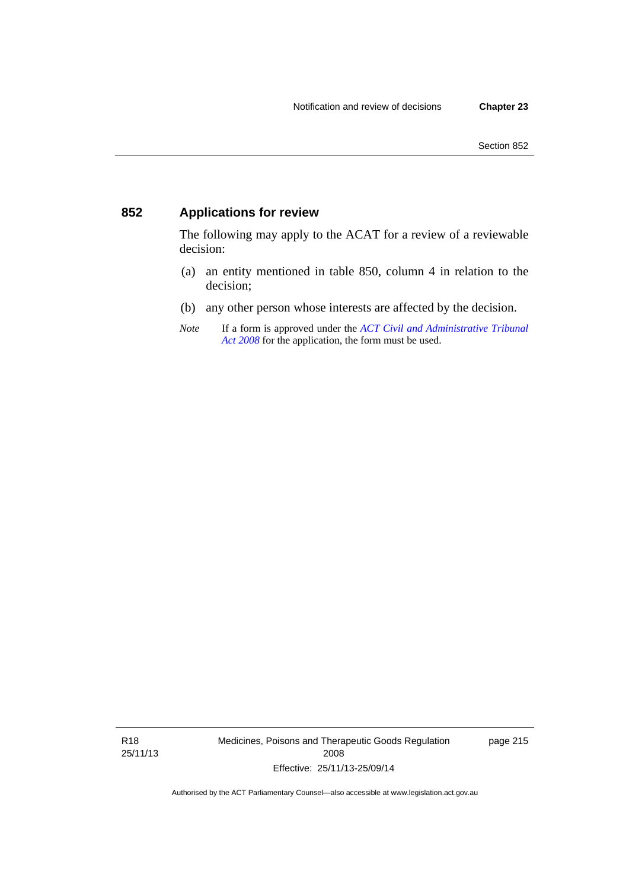## 852 Applications for review

The following may apply to the ACAT for a review of a reviewable decision:

(a) an entity mentioned in table 850, column 4 in relation to the decision;

(b) any other person whose interests are affected by the decision.

*Note* If a form is approved under the *ACT Civil and Administrative Tribunal Act 2008* for the application, the form must be used.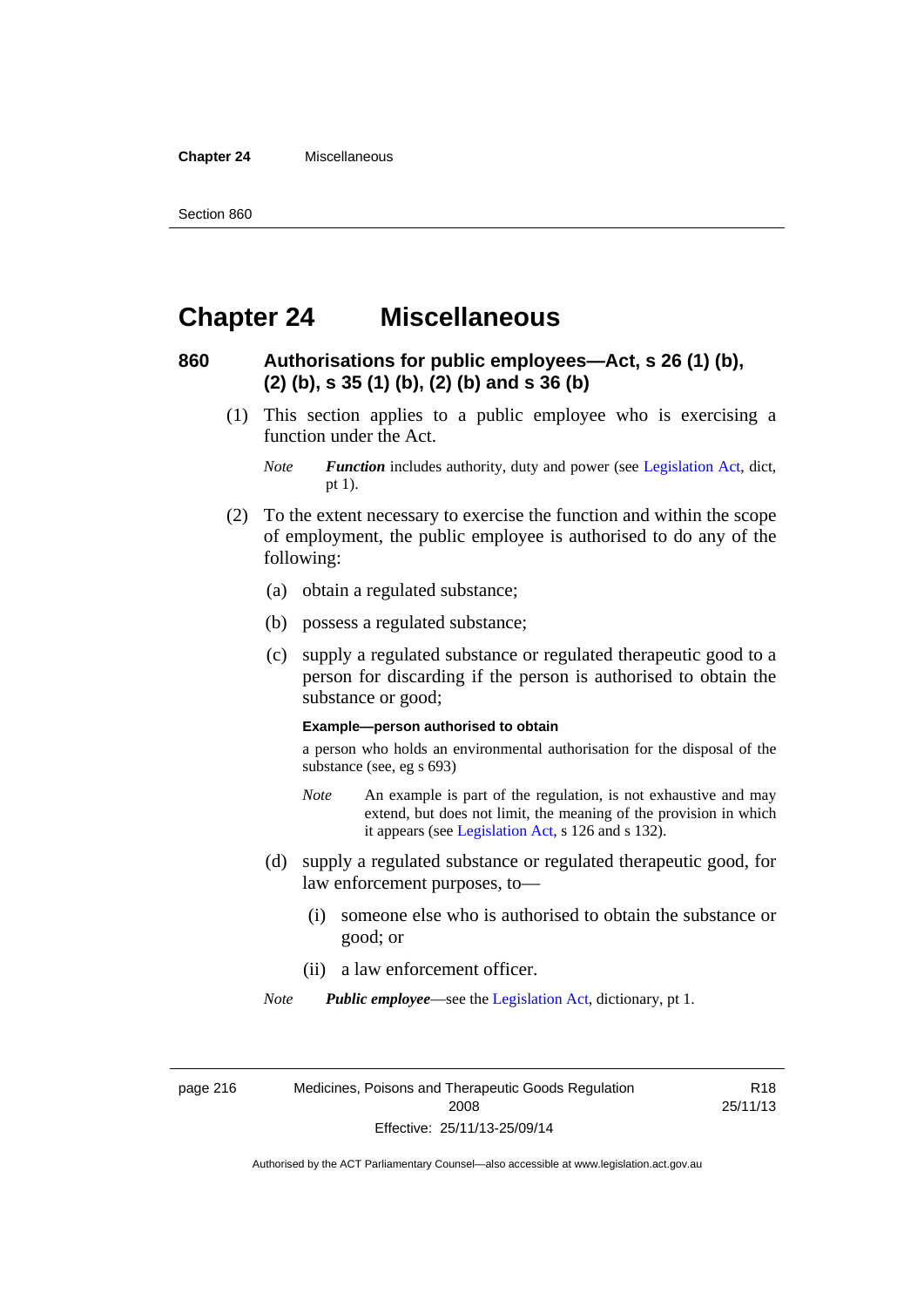# Chapter 24 Miscellaneous

## 860 Authorisations for public employees—Act, s 26 (1) (b), (2) (b), s 35 (1) (b), (2) (b) and s 36 (b)

(1) This section applies to a public employee who is exercising a function under the Act.

*Note* ***Function*** includes authority, duty and power (see Legislation Act, dict, pt 1).

(2) To the extent necessary to exercise the function and within the scope of employment, the public employee is authorised to do any of the following:

(a) obtain a regulated substance;

(b) possess a regulated substance;

(c) supply a regulated substance or regulated therapeutic good to a person for discarding if the person is authorised to obtain the substance or good;

**Example—person authorised to obtain**

a person who holds an environmental authorisation for the disposal of the substance (see, eg s 693)

*Note* An example is part of the regulation, is not exhaustive and may extend, but does not limit, the meaning of the provision in which it appears (see Legislation Act, s 126 and s 132).

(d) supply a regulated substance or regulated therapeutic good, for law enforcement purposes, to—

(i) someone else who is authorised to obtain the substance or good; or

(ii) a law enforcement officer.

*Note* ***Public employee***—see the Legislation Act, dictionary, pt 1.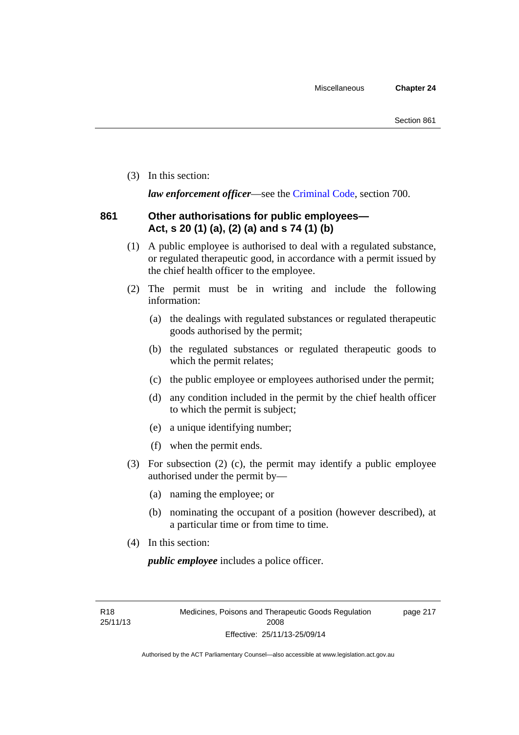(3) In this section:

***law enforcement officer***—see the Criminal Code, section 700.

## 861 Other authorisations for public employees—Act, s 20 (1) (a), (2) (a) and s 74 (1) (b)

(1) A public employee is authorised to deal with a regulated substance, or regulated therapeutic good, in accordance with a permit issued by the chief health officer to the employee.

(2) The permit must be in writing and include the following information:

(a) the dealings with regulated substances or regulated therapeutic goods authorised by the permit;

(b) the regulated substances or regulated therapeutic goods to which the permit relates;

(c) the public employee or employees authorised under the permit;

(d) any condition included in the permit by the chief health officer to which the permit is subject;

(e) a unique identifying number;

(f) when the permit ends.

(3) For subsection (2) (c), the permit may identify a public employee authorised under the permit by—

(a) naming the employee; or

(b) nominating the occupant of a position (however described), at a particular time or from time to time.

(4) In this section:

***public employee*** includes a police officer.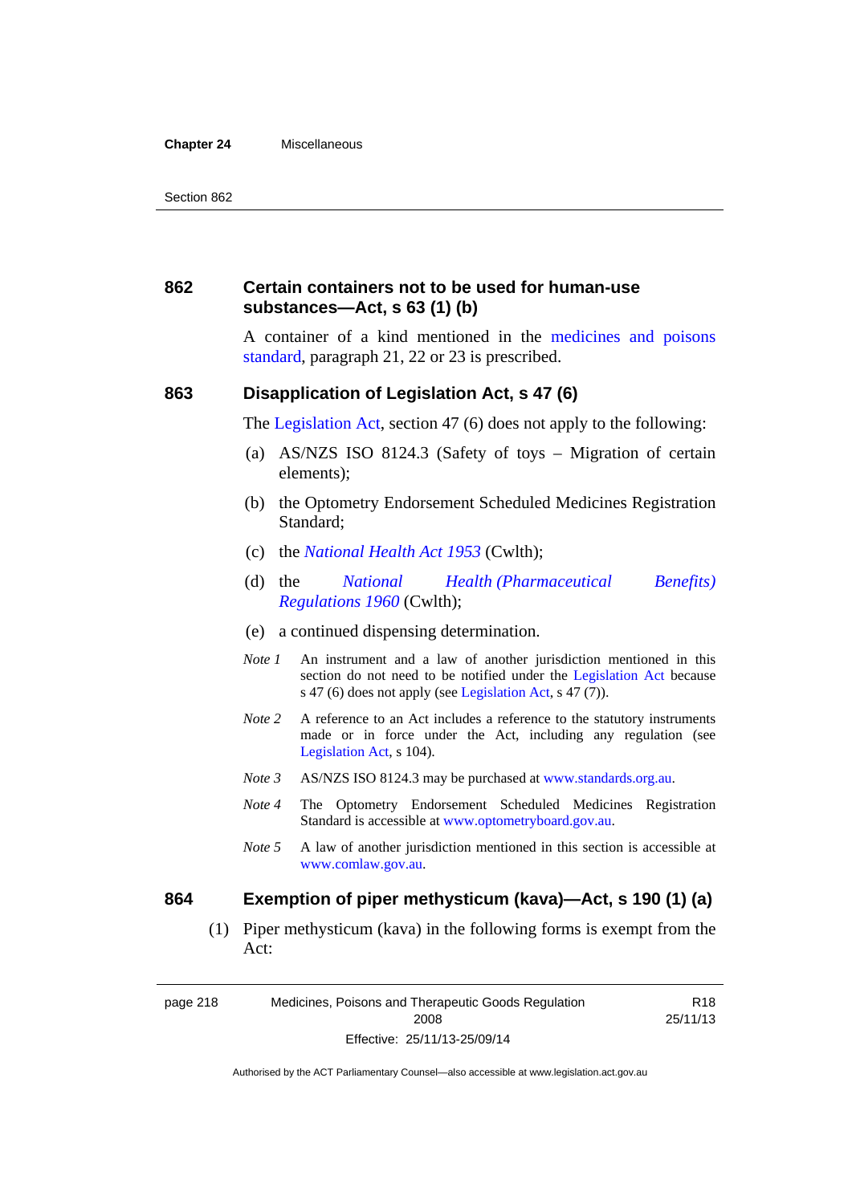### 862 Certain containers not to be used for human-use substances—Act, s 63 (1) (b)

A container of a kind mentioned in the medicines and poisons standard, paragraph 21, 22 or 23 is prescribed.

### 863 Disapplication of Legislation Act, s 47 (6)

The Legislation Act, section 47 (6) does not apply to the following:

(a) AS/NZS ISO 8124.3 (Safety of toys – Migration of certain elements);

(b) the Optometry Endorsement Scheduled Medicines Registration Standard;

(c) the *National Health Act 1953* (Cwlth);

(d) the *National Health (Pharmaceutical Benefits) Regulations 1960* (Cwlth);

(e) a continued dispensing determination.

*Note 1* An instrument and a law of another jurisdiction mentioned in this section do not need to be notified under the Legislation Act because s 47 (6) does not apply (see Legislation Act, s 47 (7)).

*Note 2* A reference to an Act includes a reference to the statutory instruments made or in force under the Act, including any regulation (see Legislation Act, s 104).

*Note 3* AS/NZS ISO 8124.3 may be purchased at www.standards.org.au.

*Note 4* The Optometry Endorsement Scheduled Medicines Registration Standard is accessible at www.optometryboard.gov.au.

*Note 5* A law of another jurisdiction mentioned in this section is accessible at www.comlaw.gov.au.

### 864 Exemption of piper methysticum (kava)—Act, s 190 (1) (a)

(1) Piper methysticum (kava) in the following forms is exempt from the Act: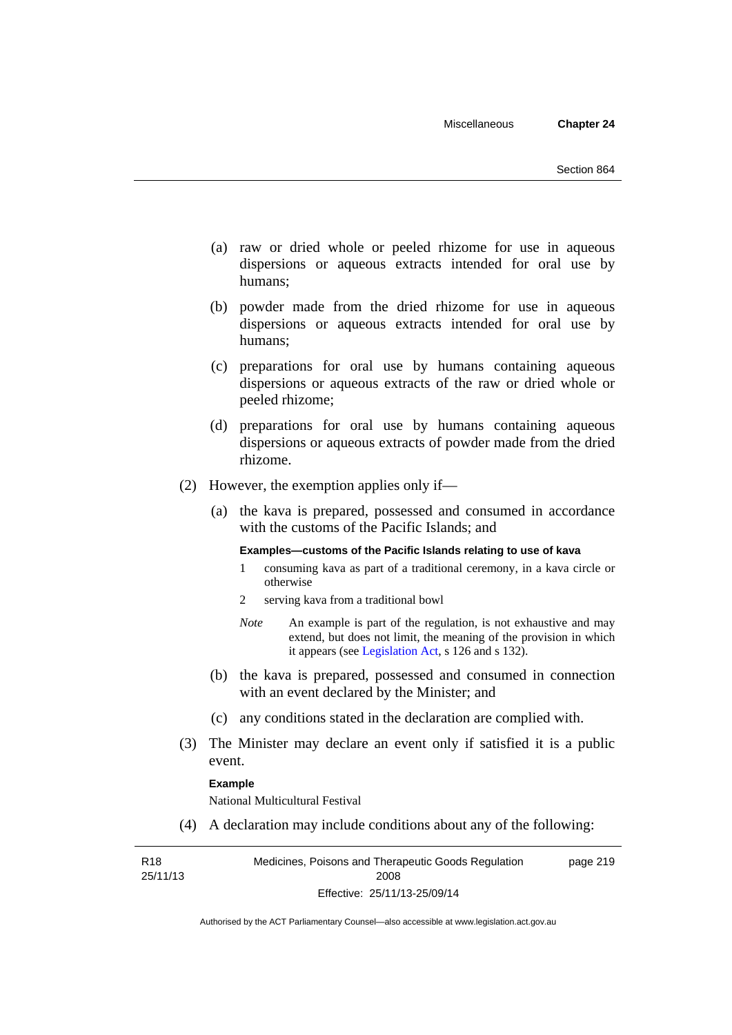(a) raw or dried whole or peeled rhizome for use in aqueous dispersions or aqueous extracts intended for oral use by humans;

(b) powder made from the dried rhizome for use in aqueous dispersions or aqueous extracts intended for oral use by humans;

(c) preparations for oral use by humans containing aqueous dispersions or aqueous extracts of the raw or dried whole or peeled rhizome;

(d) preparations for oral use by humans containing aqueous dispersions or aqueous extracts of powder made from the dried rhizome.

(2) However, the exemption applies only if—

(a) the kava is prepared, possessed and consumed in accordance with the customs of the Pacific Islands; and

**Examples—customs of the Pacific Islands relating to use of kava**

1 consuming kava as part of a traditional ceremony, in a kava circle or otherwise

2 serving kava from a traditional bowl

*Note* An example is part of the regulation, is not exhaustive and may extend, but does not limit, the meaning of the provision in which it appears (see Legislation Act, s 126 and s 132).

(b) the kava is prepared, possessed and consumed in connection with an event declared by the Minister; and

(c) any conditions stated in the declaration are complied with.

(3) The Minister may declare an event only if satisfied it is a public event.

**Example**

National Multicultural Festival

(4) A declaration may include conditions about any of the following: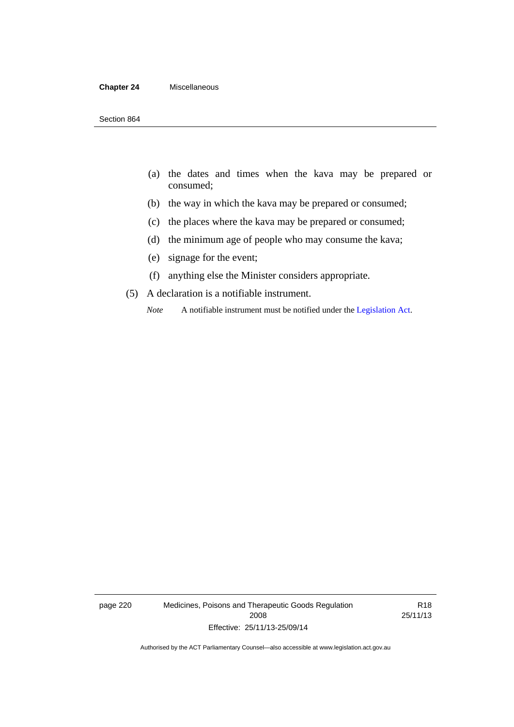(a) the dates and times when the kava may be prepared or consumed;

(b) the way in which the kava may be prepared or consumed;

(c) the places where the kava may be prepared or consumed;

(d) the minimum age of people who may consume the kava;

(e) signage for the event;

(f) anything else the Minister considers appropriate.

(5) A declaration is a notifiable instrument.

*Note* A notifiable instrument must be notified under the Legislation Act.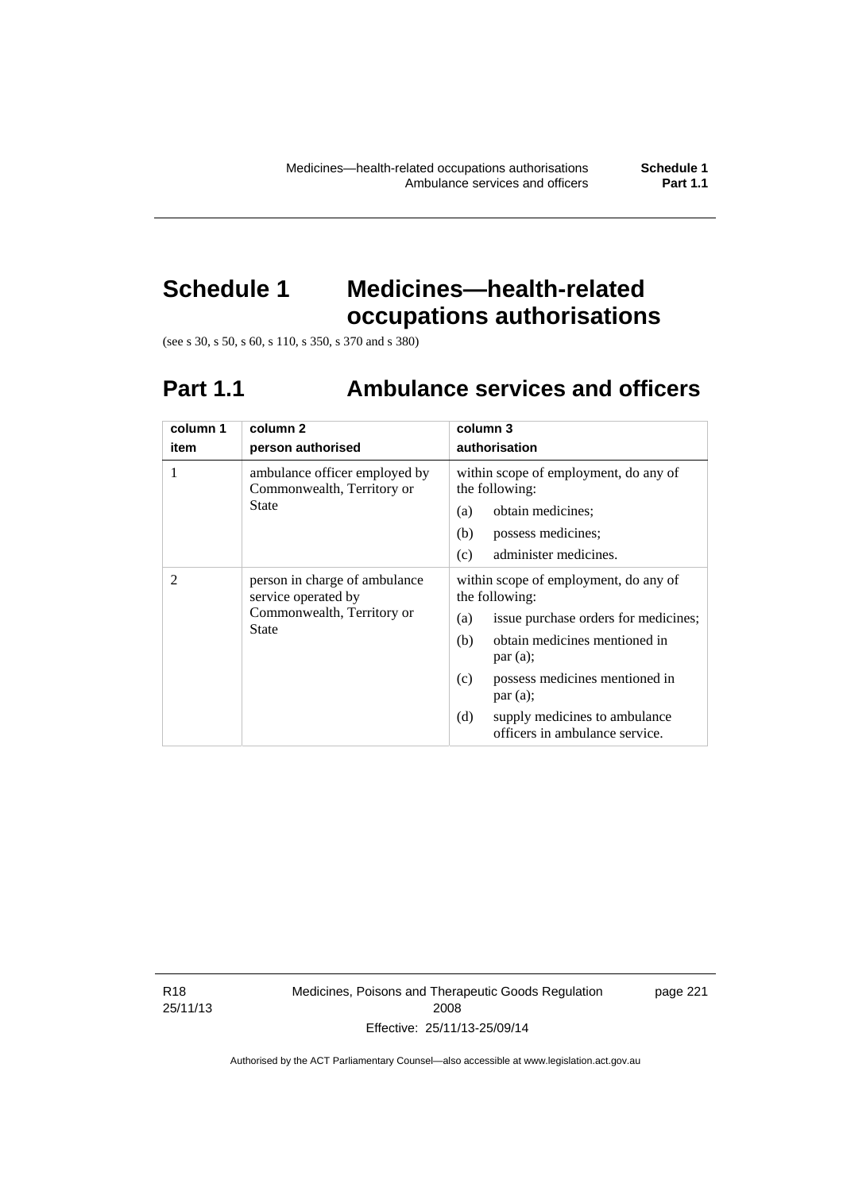# Schedule 1 Medicines—health-related occupations authorisations

(see s 30, s 50, s 60, s 110, s 350, s 370 and s 380)

## Part 1.1 Ambulance services and officers

| column 1<br>item | column 2<br>person authorised | column 3<br>authorisation |
|---|---|---|
| 1 | ambulance officer employed by Commonwealth, Territory or State | within scope of employment, do any of the following:<br>(a) obtain medicines;<br>(b) possess medicines;<br>(c) administer medicines. |
| 2 | person in charge of ambulance service operated by Commonwealth, Territory or State | within scope of employment, do any of the following:<br>(a) issue purchase orders for medicines;<br>(b) obtain medicines mentioned in par (a);<br>(c) possess medicines mentioned in par (a);<br>(d) supply medicines to ambulance officers in ambulance service. |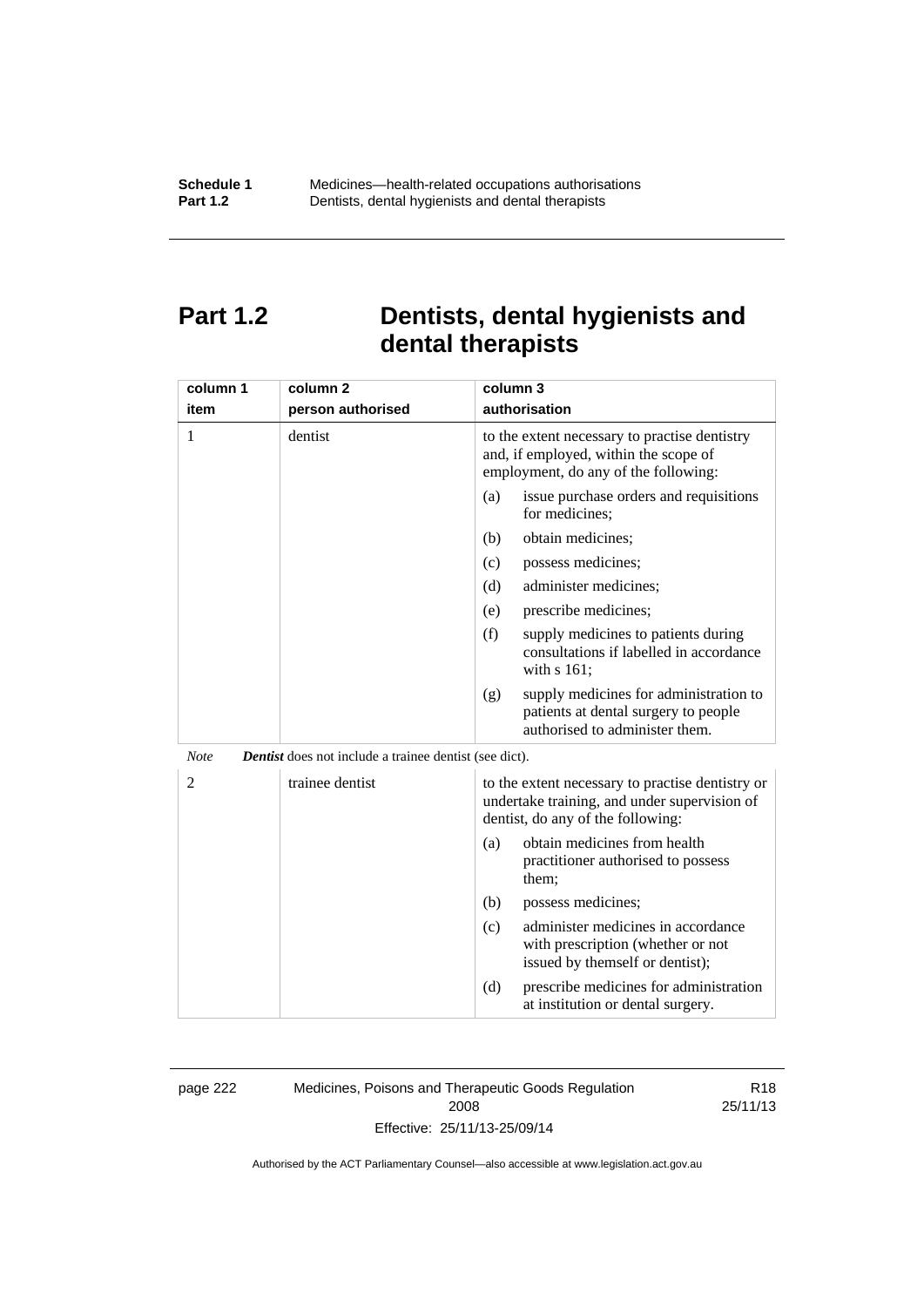# Part 1.2 Dentists, dental hygienists and dental therapists

| column 1<br>item | column 2<br>person authorised | column 3<br>authorisation |
|---|---|---|
| 1 | dentist | to the extent necessary to practise dentistry and, if employed, within the scope of employment, do any of the following:<br>(a) issue purchase orders and requisitions for medicines;<br>(b) obtain medicines;<br>(c) possess medicines;<br>(d) administer medicines;<br>(e) prescribe medicines;<br>(f) supply medicines to patients during consultations if labelled in accordance with s 161;<br>(g) supply medicines for administration to patients at dental surgery to people authorised to administer them. |

*Note* ***Dentist*** does not include a trainee dentist (see dict).

| column 1<br>item | column 2<br>person authorised | column 3<br>authorisation |
|---|---|---|
| 2 | trainee dentist | to the extent necessary to practise dentistry or undertake training, and under supervision of dentist, do any of the following:<br>(a) obtain medicines from health practitioner authorised to possess them;<br>(b) possess medicines;<br>(c) administer medicines in accordance with prescription (whether or not issued by themself or dentist);<br>(d) prescribe medicines for administration at institution or dental surgery. |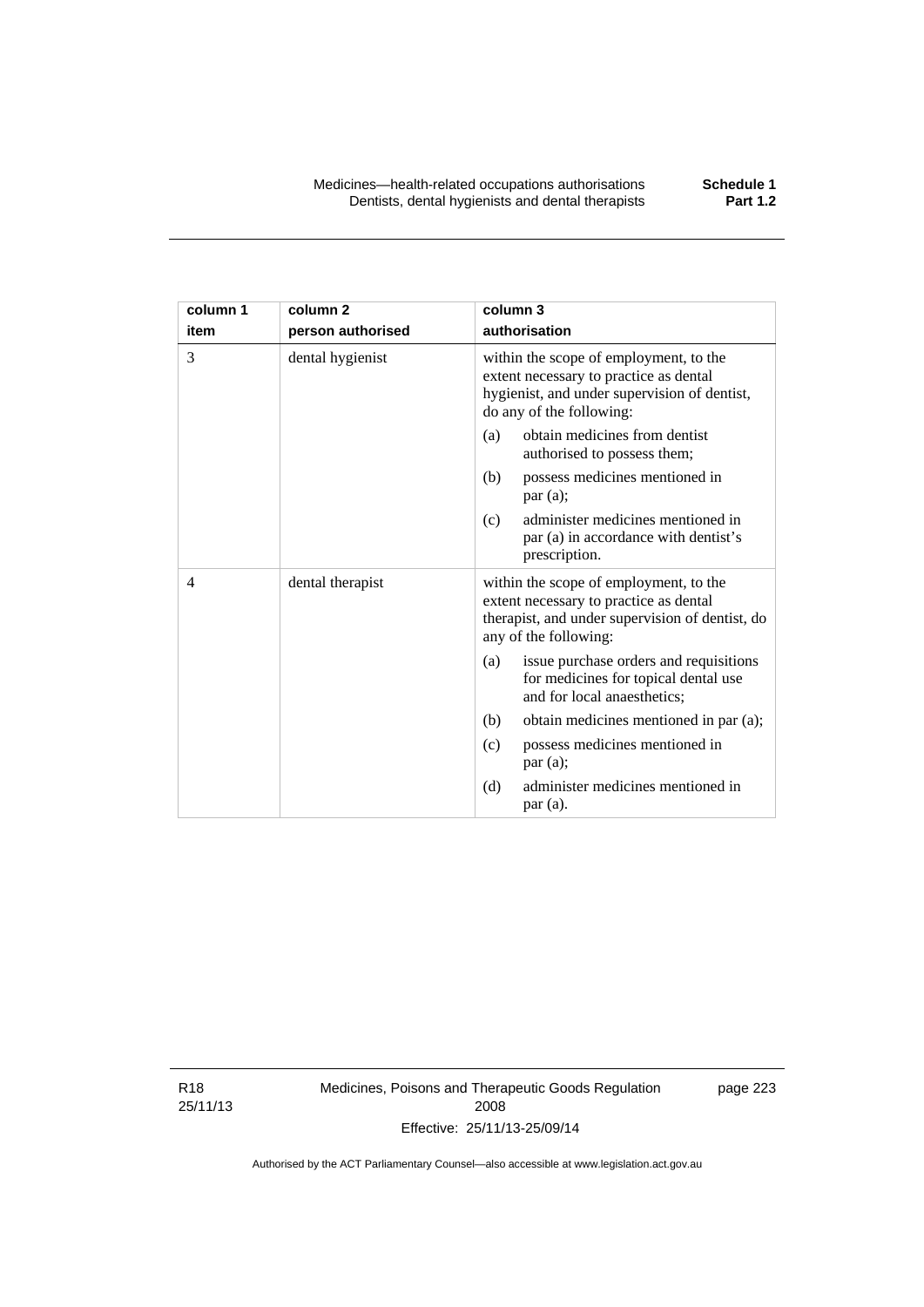| column 1<br>item | column 2<br>person authorised | column 3<br>authorisation |
|---|---|---|
| 3 | dental hygienist | within the scope of employment, to the extent necessary to practice as dental hygienist, and under supervision of dentist, do any of the following:<br>(a) obtain medicines from dentist authorised to possess them;<br>(b) possess medicines mentioned in par (a);<br>(c) administer medicines mentioned in par (a) in accordance with dentist's prescription. |
| 4 | dental therapist | within the scope of employment, to the extent necessary to practice as dental therapist, and under supervision of dentist, do any of the following:<br>(a) issue purchase orders and requisitions for medicines for topical dental use and for local anaesthetics;<br>(b) obtain medicines mentioned in par (a);<br>(c) possess medicines mentioned in par (a);<br>(d) administer medicines mentioned in par (a). |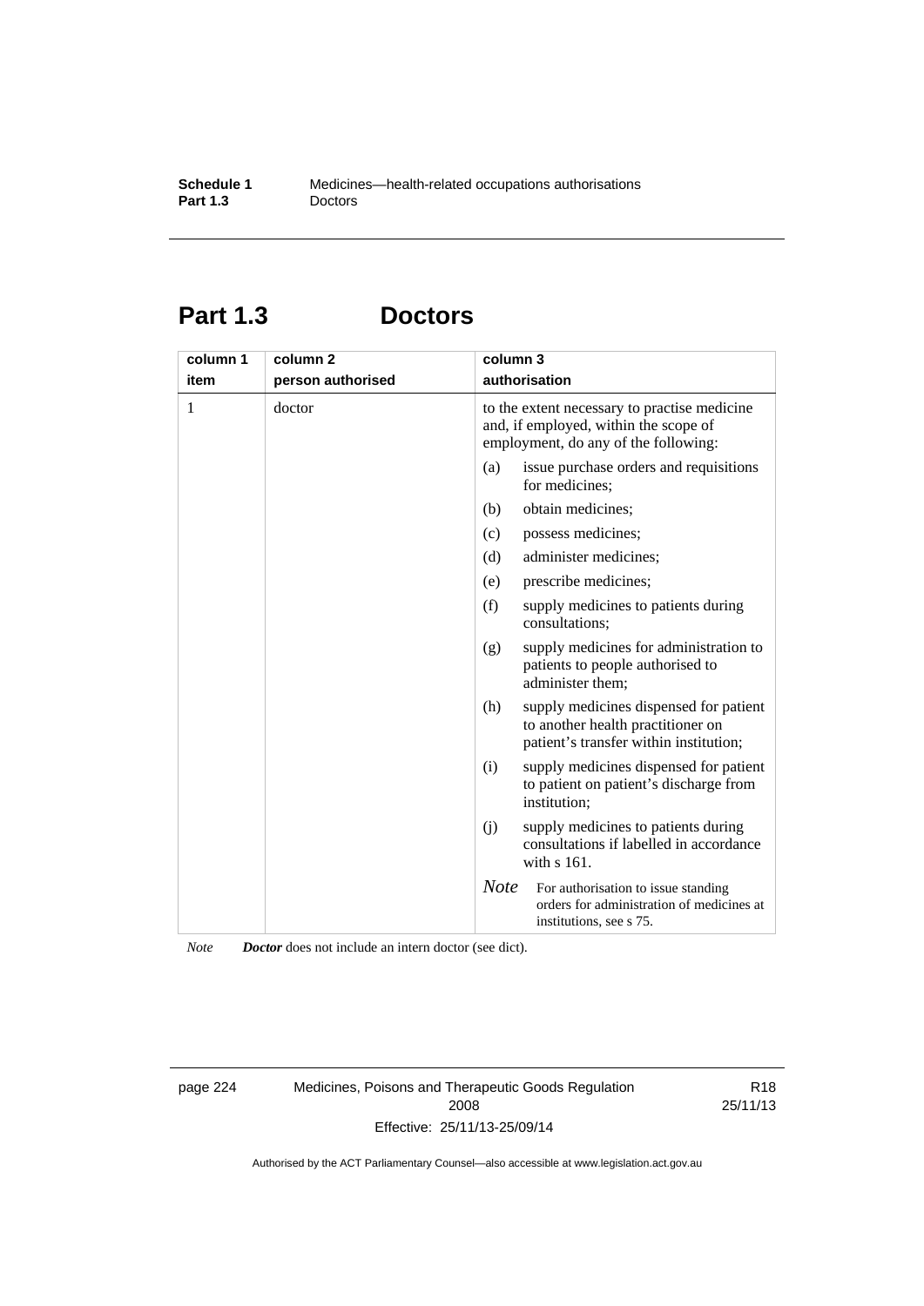# Part 1.3 Doctors

| column 1<br>item | column 2<br>person authorised | column 3<br>authorisation |
|---|---|---|
| 1 | doctor | to the extent necessary to practise medicine and, if employed, within the scope of employment, do any of the following:<br>(a) issue purchase orders and requisitions for medicines;<br>(b) obtain medicines;<br>(c) possess medicines;<br>(d) administer medicines;<br>(e) prescribe medicines;<br>(f) supply medicines to patients during consultations;<br>(g) supply medicines for administration to patients to people authorised to administer them;<br>(h) supply medicines dispensed for patient to another health practitioner on patient's transfer within institution;<br>(i) supply medicines dispensed for patient to patient on patient's discharge from institution;<br>(j) supply medicines to patients during consultations if labelled in accordance with s 161.<br>*Note* For authorisation to issue standing orders for administration of medicines at institutions, see s 75. |

*Note* ***Doctor*** does not include an intern doctor (see dict).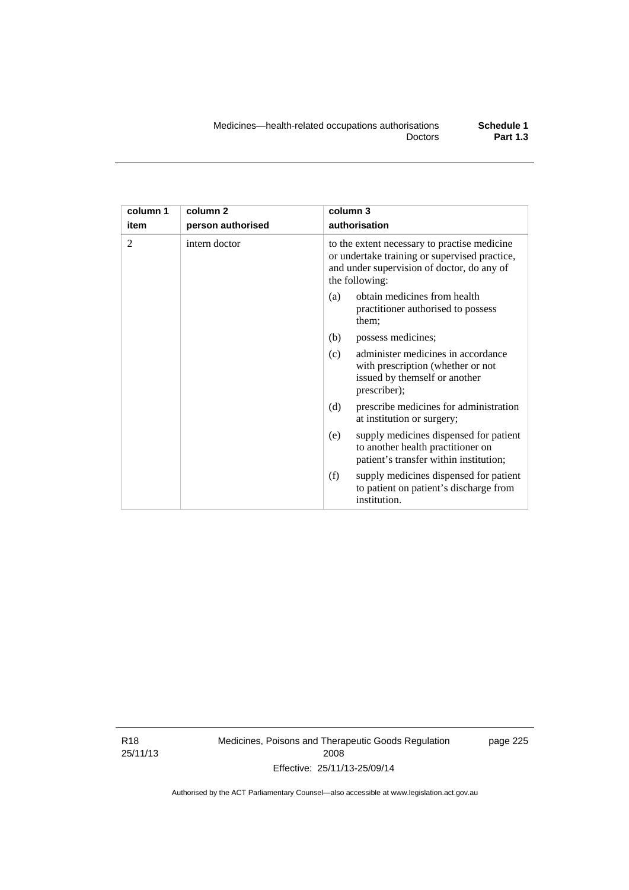| column 1<br>item | column 2<br>person authorised | column 3<br>authorisation |
|---|---|---|
| 2 | intern doctor | to the extent necessary to practise medicine or undertake training or supervised practice, and under supervision of doctor, do any of the following:<br>(a) obtain medicines from health practitioner authorised to possess them;<br>(b) possess medicines;<br>(c) administer medicines in accordance with prescription (whether or not issued by themself or another prescriber);<br>(d) prescribe medicines for administration at institution or surgery;<br>(e) supply medicines dispensed for patient to another health practitioner on patient's transfer within institution;<br>(f) supply medicines dispensed for patient to patient on patient's discharge from institution. |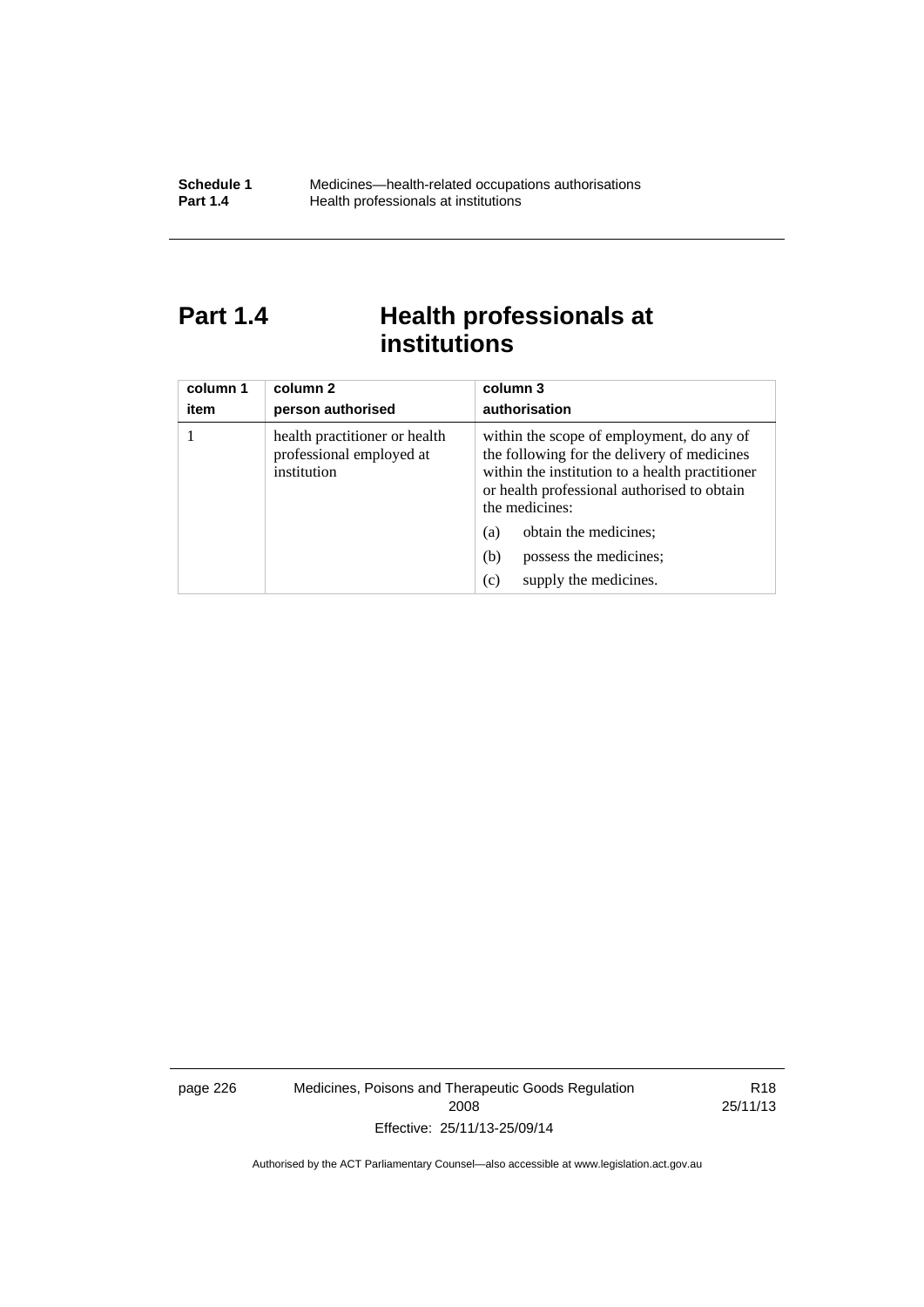# Part 1.4 Health professionals at institutions

| column 1<br>item | column 2<br>person authorised | column 3<br>authorisation |
|---|---|---|
| 1 | health practitioner or health professional employed at institution | within the scope of employment, do any of the following for the delivery of medicines within the institution to a health practitioner or health professional authorised to obtain the medicines:<br>(a) obtain the medicines;<br>(b) possess the medicines;<br>(c) supply the medicines. |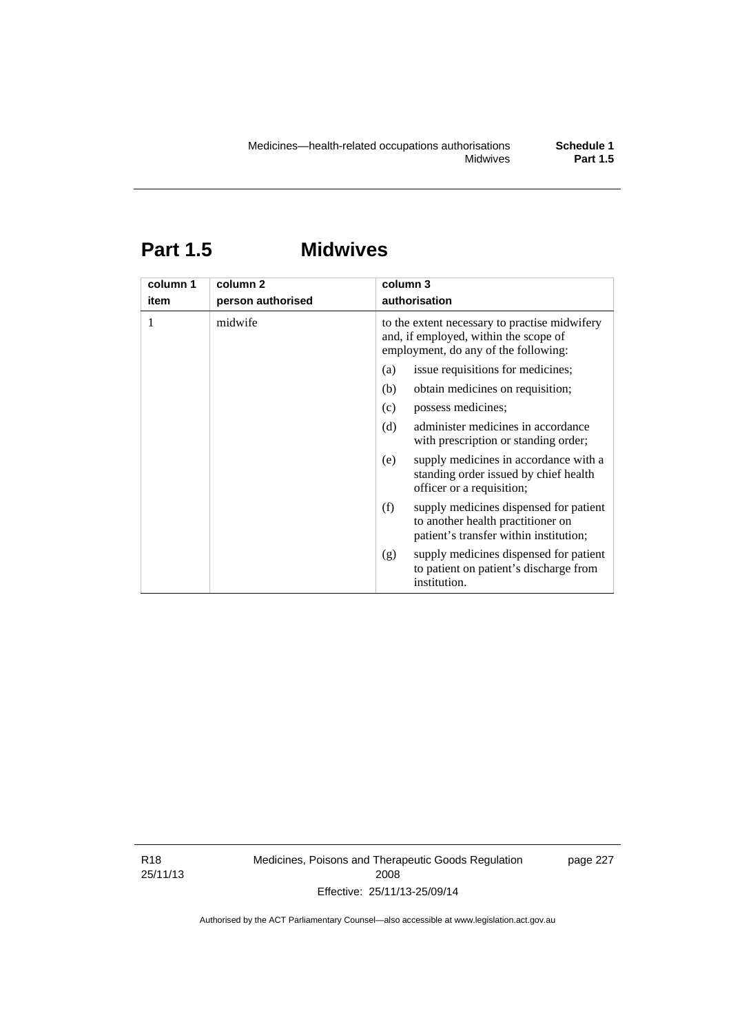# Part 1.5 Midwives

| column 1 item | column 2 person authorised | column 3 authorisation |
|---|---|---|
| 1 | midwife | to the extent necessary to practise midwifery and, if employed, within the scope of employment, do any of the following: |
| | | (a) issue requisitions for medicines; |
| | | (b) obtain medicines on requisition; |
| | | (c) possess medicines; |
| | | (d) administer medicines in accordance with prescription or standing order; |
| | | (e) supply medicines in accordance with a standing order issued by chief health officer or a requisition; |
| | | (f) supply medicines dispensed for patient to another health practitioner on patient's transfer within institution; |
| | | (g) supply medicines dispensed for patient to patient on patient's discharge from institution. |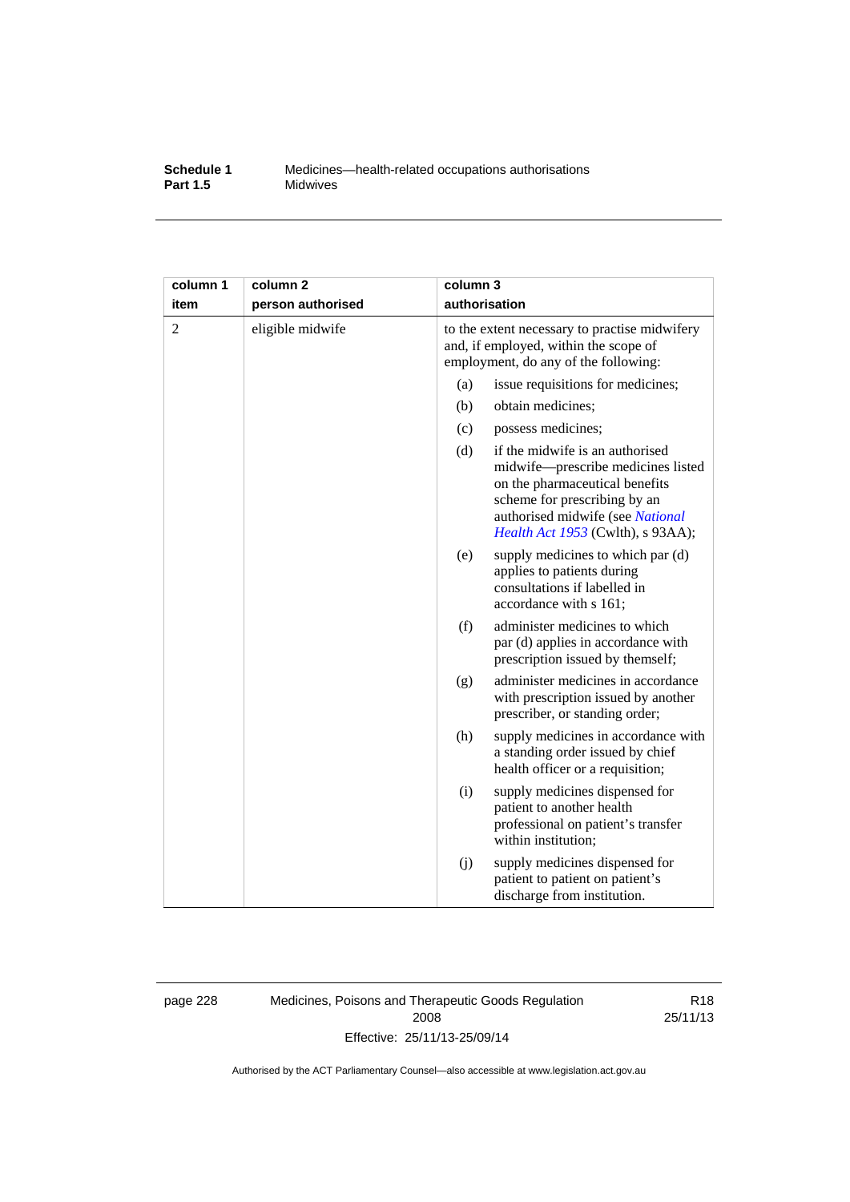| column 1 item | column 2 person authorised | column 3 authorisation |
|---|---|---|
| 2 | eligible midwife | to the extent necessary to practise midwifery and, if employed, within the scope of employment, do any of the following: |
| | | (a) issue requisitions for medicines; |
| | | (b) obtain medicines; |
| | | (c) possess medicines; |
| | | (d) if the midwife is an authorised midwife—prescribe medicines listed on the pharmaceutical benefits scheme for prescribing by an authorised midwife (see *National Health Act 1953* (Cwlth), s 93AA); |
| | | (e) supply medicines to which par (d) applies to patients during consultations if labelled in accordance with s 161; |
| | | (f) administer medicines to which par (d) applies in accordance with prescription issued by themself; |
| | | (g) administer medicines in accordance with prescription issued by another prescriber, or standing order; |
| | | (h) supply medicines in accordance with a standing order issued by chief health officer or a requisition; |
| | | (i) supply medicines dispensed for patient to another health professional on patient's transfer within institution; |
| | | (j) supply medicines dispensed for patient to patient on patient's discharge from institution. |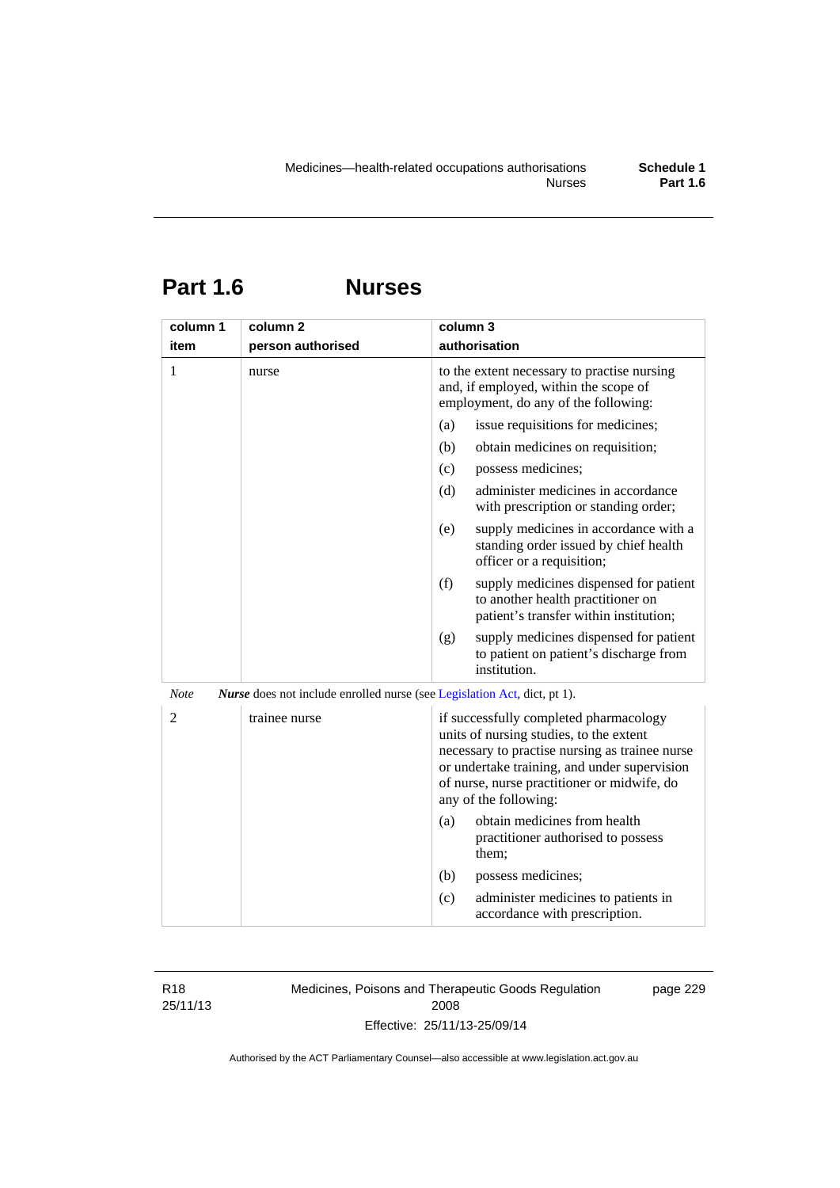# Part 1.6 Nurses

| column 1 item | column 2 person authorised | column 3 authorisation |
|---|---|---|
| 1 | nurse | to the extent necessary to practise nursing and, if employed, within the scope of employment, do any of the following:<br>(a) issue requisitions for medicines;<br>(b) obtain medicines on requisition;<br>(c) possess medicines;<br>(d) administer medicines in accordance with prescription or standing order;<br>(e) supply medicines in accordance with a standing order issued by chief health officer or a requisition;<br>(f) supply medicines dispensed for patient to another health practitioner on patient's transfer within institution;<br>(g) supply medicines dispensed for patient to patient on patient's discharge from institution. |

*Note* ***Nurse*** does not include enrolled nurse (see Legislation Act, dict, pt 1).

| column 1 item | column 2 person authorised | column 3 authorisation |
|---|---|---|
| 2 | trainee nurse | if successfully completed pharmacology units of nursing studies, to the extent necessary to practise nursing as trainee nurse or undertake training, and under supervision of nurse, nurse practitioner or midwife, do any of the following:<br>(a) obtain medicines from health practitioner authorised to possess them;<br>(b) possess medicines;<br>(c) administer medicines to patients in accordance with prescription. |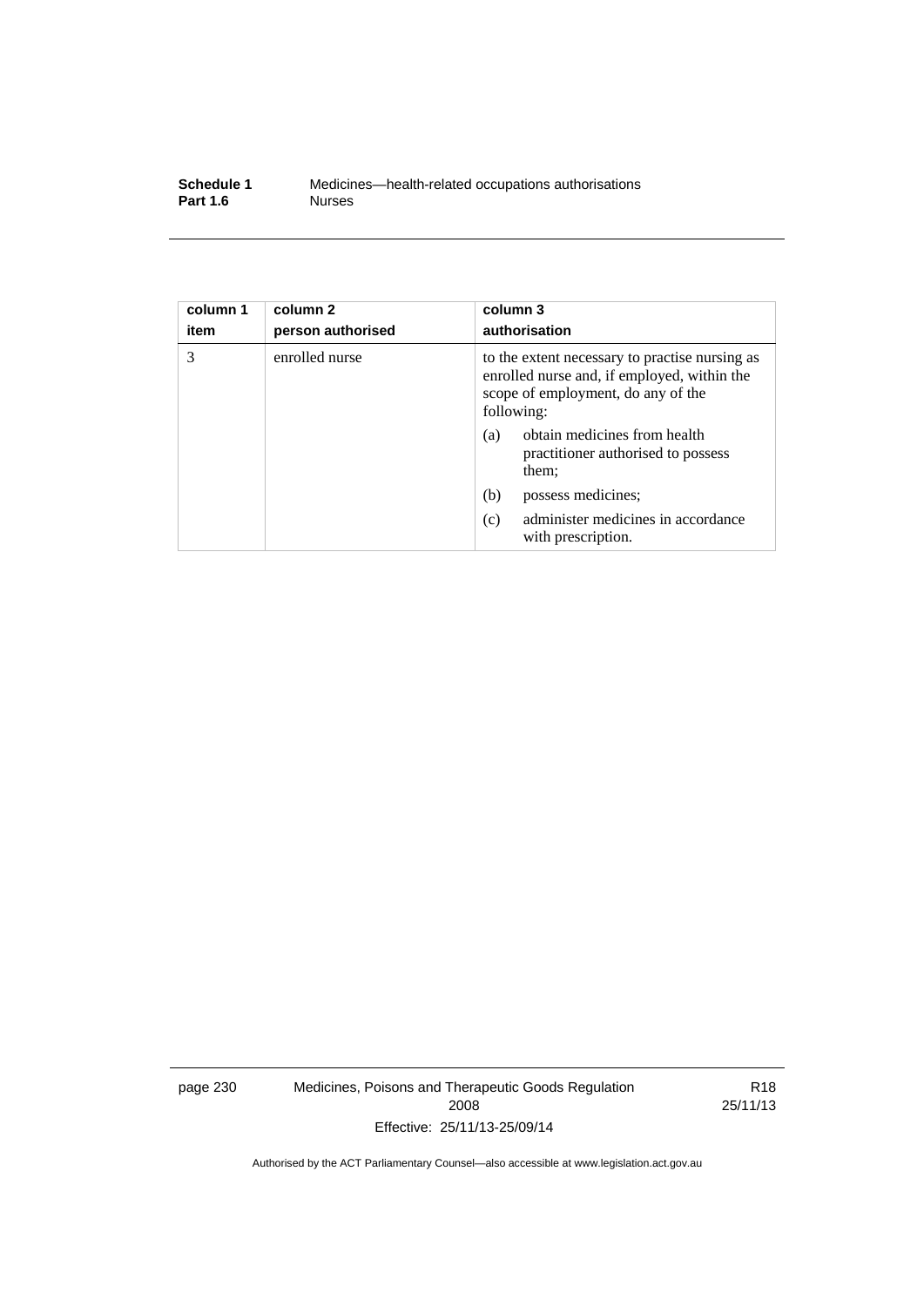| column 1<br>item | column 2<br>person authorised | column 3<br>authorisation |
|---|---|---|
| 3 | enrolled nurse | to the extent necessary to practise nursing as enrolled nurse and, if employed, within the scope of employment, do any of the following:<br>(a) obtain medicines from health practitioner authorised to possess them;<br>(b) possess medicines;<br>(c) administer medicines in accordance with prescription. |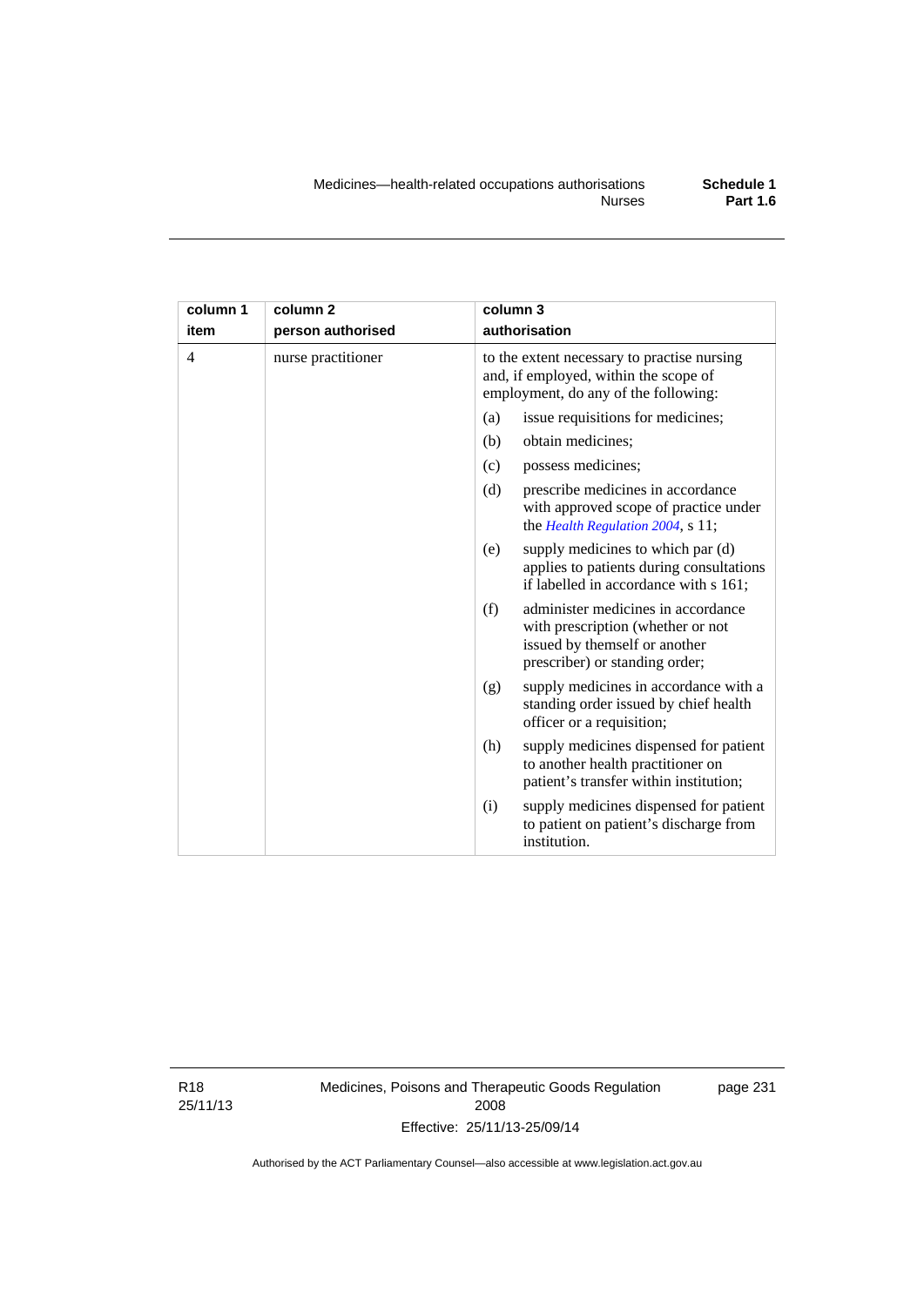| column 1 item | column 2 person authorised | column 3 authorisation |
|---|---|---|
| 4 | nurse practitioner | to the extent necessary to practise nursing and, if employed, within the scope of employment, do any of the following: (a) issue requisitions for medicines; (b) obtain medicines; (c) possess medicines; (d) prescribe medicines in accordance with approved scope of practice under the *Health Regulation 2004*, s 11; (e) supply medicines to which par (d) applies to patients during consultations if labelled in accordance with s 161; (f) administer medicines in accordance with prescription (whether or not issued by themself or another prescriber) or standing order; (g) supply medicines in accordance with a standing order issued by chief health officer or a requisition; (h) supply medicines dispensed for patient to another health practitioner on patient's transfer within institution; (i) supply medicines dispensed for patient to patient on patient's discharge from institution. |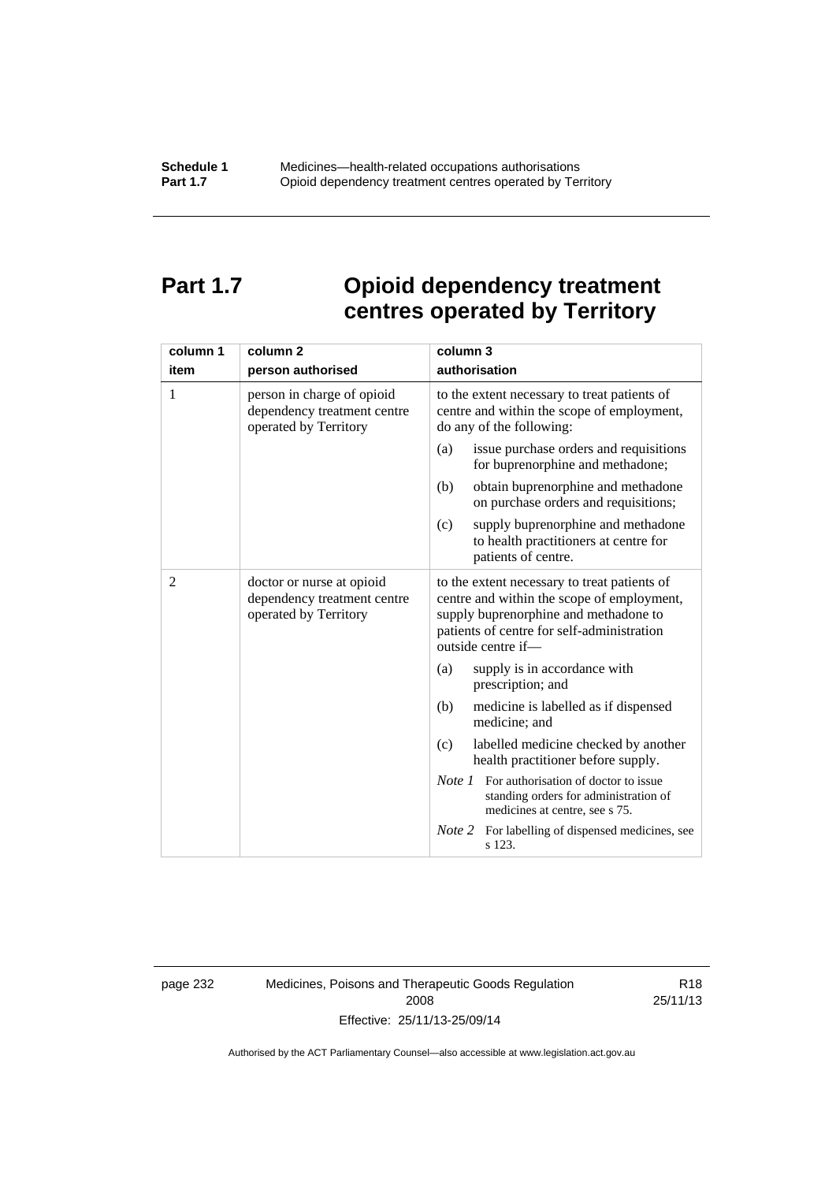# Part 1.7 Opioid dependency treatment centres operated by Territory

| column 1<br>item | column 2<br>person authorised | column 3<br>authorisation |
|---|---|---|
| 1 | person in charge of opioid dependency treatment centre operated by Territory | to the extent necessary to treat patients of centre and within the scope of employment, do any of the following:<br>(a) issue purchase orders and requisitions for buprenorphine and methadone;<br>(b) obtain buprenorphine and methadone on purchase orders and requisitions;<br>(c) supply buprenorphine and methadone to health practitioners at centre for patients of centre. |
| 2 | doctor or nurse at opioid dependency treatment centre operated by Territory | to the extent necessary to treat patients of centre and within the scope of employment, supply buprenorphine and methadone to patients of centre for self-administration outside centre if—<br>(a) supply is in accordance with prescription; and<br>(b) medicine is labelled as if dispensed medicine; and<br>(c) labelled medicine checked by another health practitioner before supply.<br>*Note 1* For authorisation of doctor to issue standing orders for administration of medicines at centre, see s 75.<br>*Note 2* For labelling of dispensed medicines, see s 123. |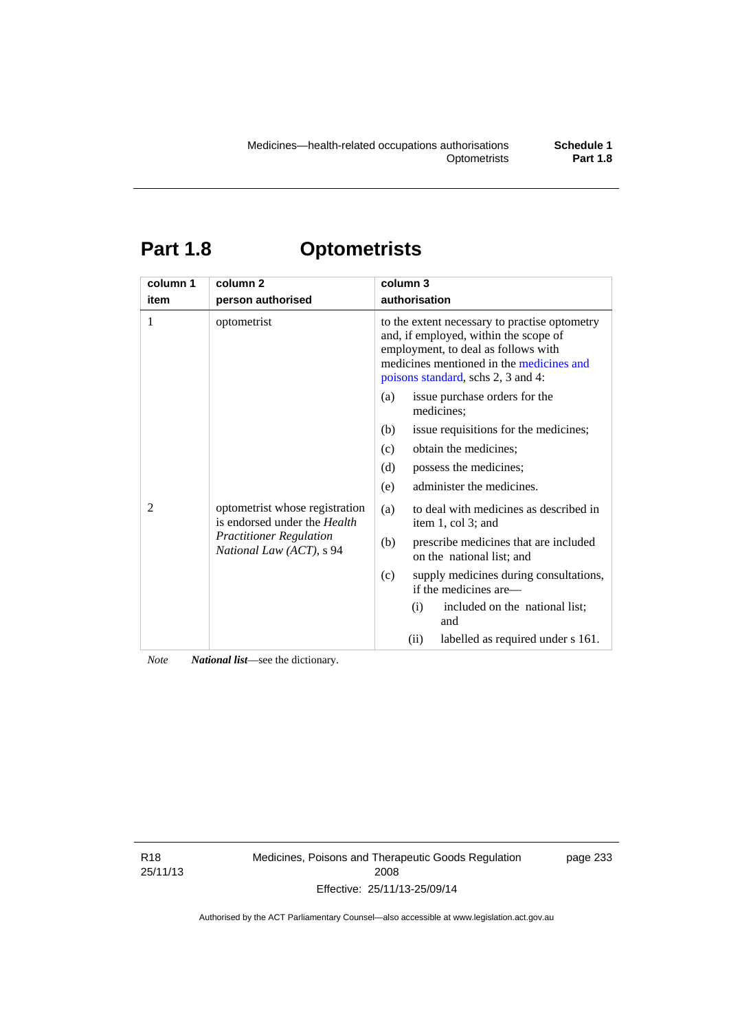# Part 1.8 Optometrists

| column 1<br>item | column 2<br>person authorised | column 3<br>authorisation |
|---|---|---|
| 1 | optometrist | to the extent necessary to practise optometry and, if employed, within the scope of employment, to deal as follows with medicines mentioned in the medicines and poisons standard, schs 2, 3 and 4:<br>(a) issue purchase orders for the medicines;<br>(b) issue requisitions for the medicines;<br>(c) obtain the medicines;<br>(d) possess the medicines;<br>(e) administer the medicines. |
| 2 | optometrist whose registration is endorsed under the *Health Practitioner Regulation National Law (ACT)*, s 94 | (a) to deal with medicines as described in item 1, col 3; and<br>(b) prescribe medicines that are included on the national list; and<br>(c) supply medicines during consultations, if the medicines are—<br>(i) included on the national list; and<br>(ii) labelled as required under s 161. |

*Note* ***National list***—see the dictionary.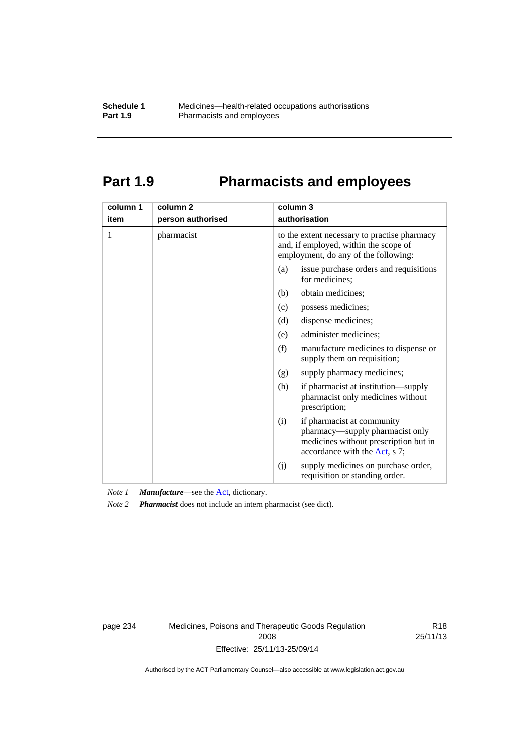# Part 1.9 Pharmacists and employees

| column 1<br>item | column 2<br>person authorised | column 3<br>authorisation |
|---|---|---|
| 1 | pharmacist | to the extent necessary to practise pharmacy and, if employed, within the scope of employment, do any of the following:<br>(a) issue purchase orders and requisitions for medicines;<br>(b) obtain medicines;<br>(c) possess medicines;<br>(d) dispense medicines;<br>(e) administer medicines;<br>(f) manufacture medicines to dispense or supply them on requisition;<br>(g) supply pharmacy medicines;<br>(h) if pharmacist at institution—supply pharmacist only medicines without prescription;<br>(i) if pharmacist at community pharmacy—supply pharmacist only medicines without prescription but in accordance with the Act, s 7;<br>(j) supply medicines on purchase order, requisition or standing order. |

*Note 1* ***Manufacture***—see the Act, dictionary.

*Note 2* ***Pharmacist*** does not include an intern pharmacist (see dict).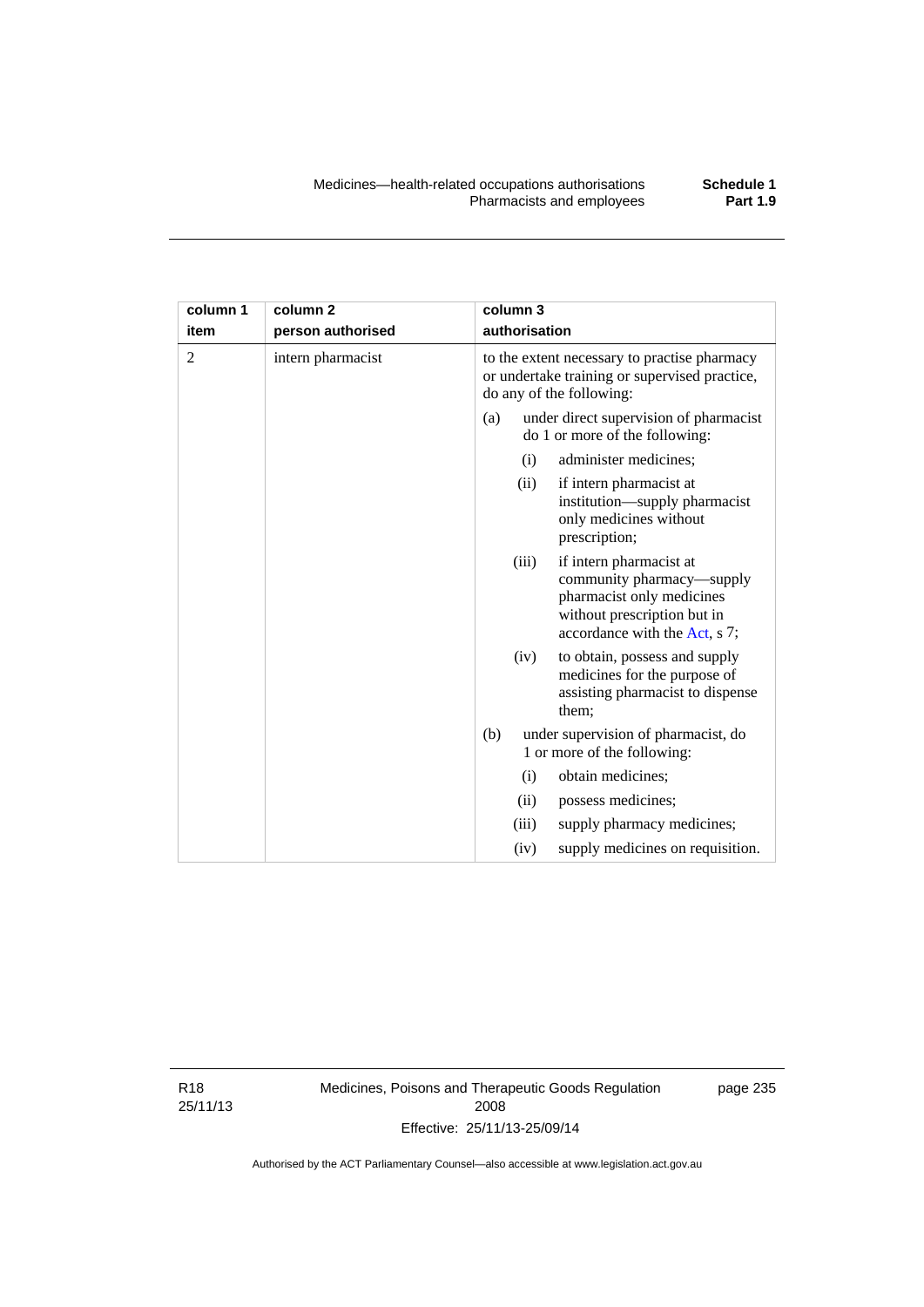| column 1 item | column 2 person authorised | column 3 authorisation |
|---|---|---|
| 2 | intern pharmacist | to the extent necessary to practise pharmacy or undertake training or supervised practice, do any of the following:<br>(a) under direct supervision of pharmacist do 1 or more of the following:<br>(i) administer medicines;<br>(ii) if intern pharmacist at institution—supply pharmacist only medicines without prescription;<br>(iii) if intern pharmacist at community pharmacy—supply pharmacist only medicines without prescription but in accordance with the Act, s 7;<br>(iv) to obtain, possess and supply medicines for the purpose of assisting pharmacist to dispense them;<br>(b) under supervision of pharmacist, do 1 or more of the following:<br>(i) obtain medicines;<br>(ii) possess medicines;<br>(iii) supply pharmacy medicines;<br>(iv) supply medicines on requisition. |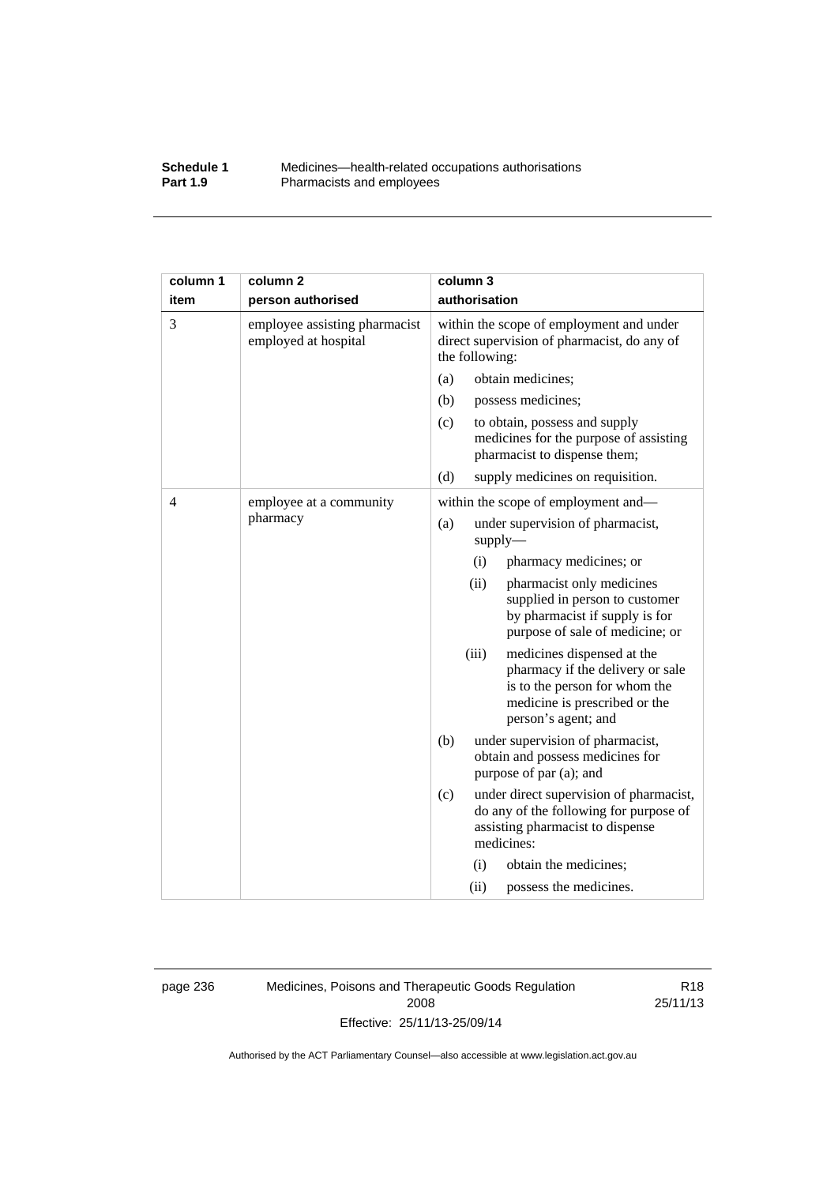| column 1 item | column 2 person authorised | column 3 authorisation |
|---|---|---|
| 3 | employee assisting pharmacist employed at hospital | within the scope of employment and under direct supervision of pharmacist, do any of the following:<br>(a) obtain medicines;<br>(b) possess medicines;<br>(c) to obtain, possess and supply medicines for the purpose of assisting pharmacist to dispense them;<br>(d) supply medicines on requisition. |
| 4 | employee at a community pharmacy | within the scope of employment and—<br>(a) under supervision of pharmacist, supply—<br>(i) pharmacy medicines; or<br>(ii) pharmacist only medicines supplied in person to customer by pharmacist if supply is for purpose of sale of medicine; or<br>(iii) medicines dispensed at the pharmacy if the delivery or sale is to the person for whom the medicine is prescribed or the person's agent; and<br>(b) under supervision of pharmacist, obtain and possess medicines for purpose of par (a); and<br>(c) under direct supervision of pharmacist, do any of the following for purpose of assisting pharmacist to dispense medicines:<br>(i) obtain the medicines;<br>(ii) possess the medicines. |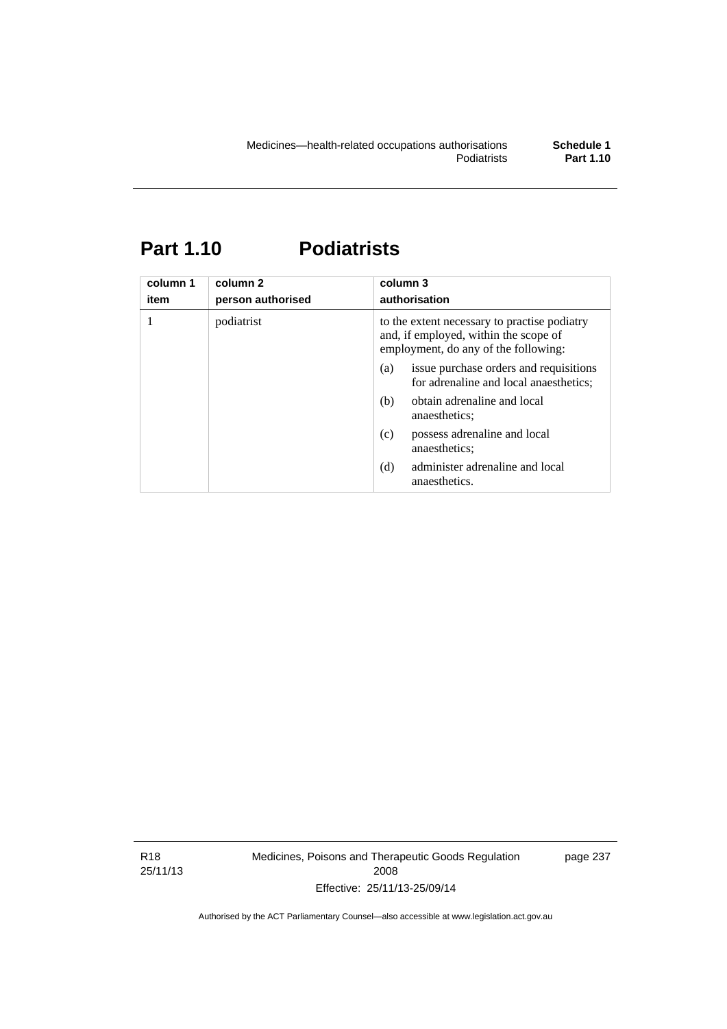# Part 1.10 Podiatrists

| column 1<br>item | column 2<br>person authorised | column 3<br>authorisation |
|---|---|---|
| 1 | podiatrist | to the extent necessary to practise podiatry and, if employed, within the scope of employment, do any of the following:<br>(a) issue purchase orders and requisitions for adrenaline and local anaesthetics;<br>(b) obtain adrenaline and local anaesthetics;<br>(c) possess adrenaline and local anaesthetics;<br>(d) administer adrenaline and local anaesthetics. |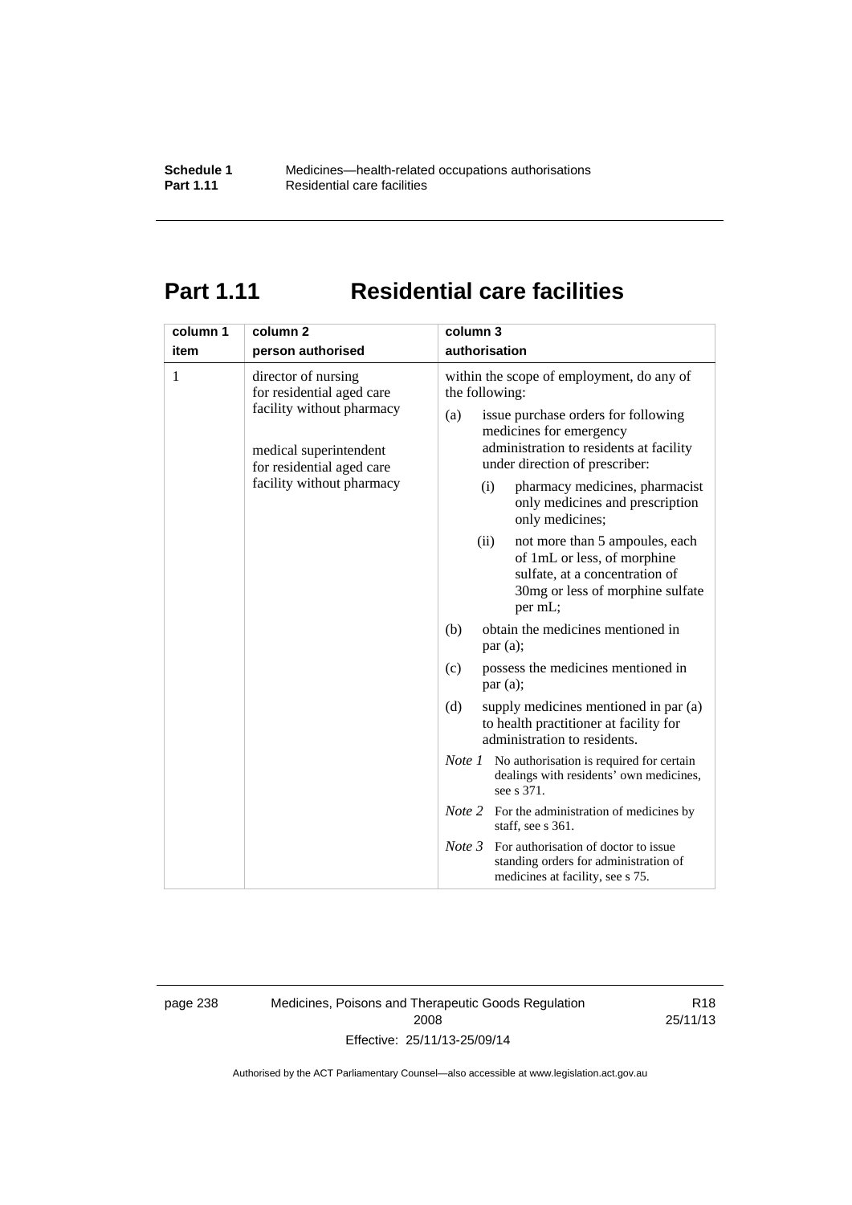# Part 1.11 Residential care facilities

| column 1<br>item | column 2<br>person authorised | column 3<br>authorisation |
|---|---|---|
| 1 | director of nursing for residential aged care facility without pharmacy<br><br>medical superintendent for residential aged care facility without pharmacy | within the scope of employment, do any of the following:<br>(a) issue purchase orders for following medicines for emergency administration to residents at facility under direction of prescriber:<br>(i) pharmacy medicines, pharmacist only medicines and prescription only medicines;<br>(ii) not more than 5 ampoules, each of 1mL or less, of morphine sulfate, at a concentration of 30mg or less of morphine sulfate per mL;<br>(b) obtain the medicines mentioned in par (a);<br>(c) possess the medicines mentioned in par (a);<br>(d) supply medicines mentioned in par (a) to health practitioner at facility for administration to residents.<br>*Note 1* No authorisation is required for certain dealings with residents' own medicines, see s 371.<br>*Note 2* For the administration of medicines by staff, see s 361.<br>*Note 3* For authorisation of doctor to issue standing orders for administration of medicines at facility, see s 75. |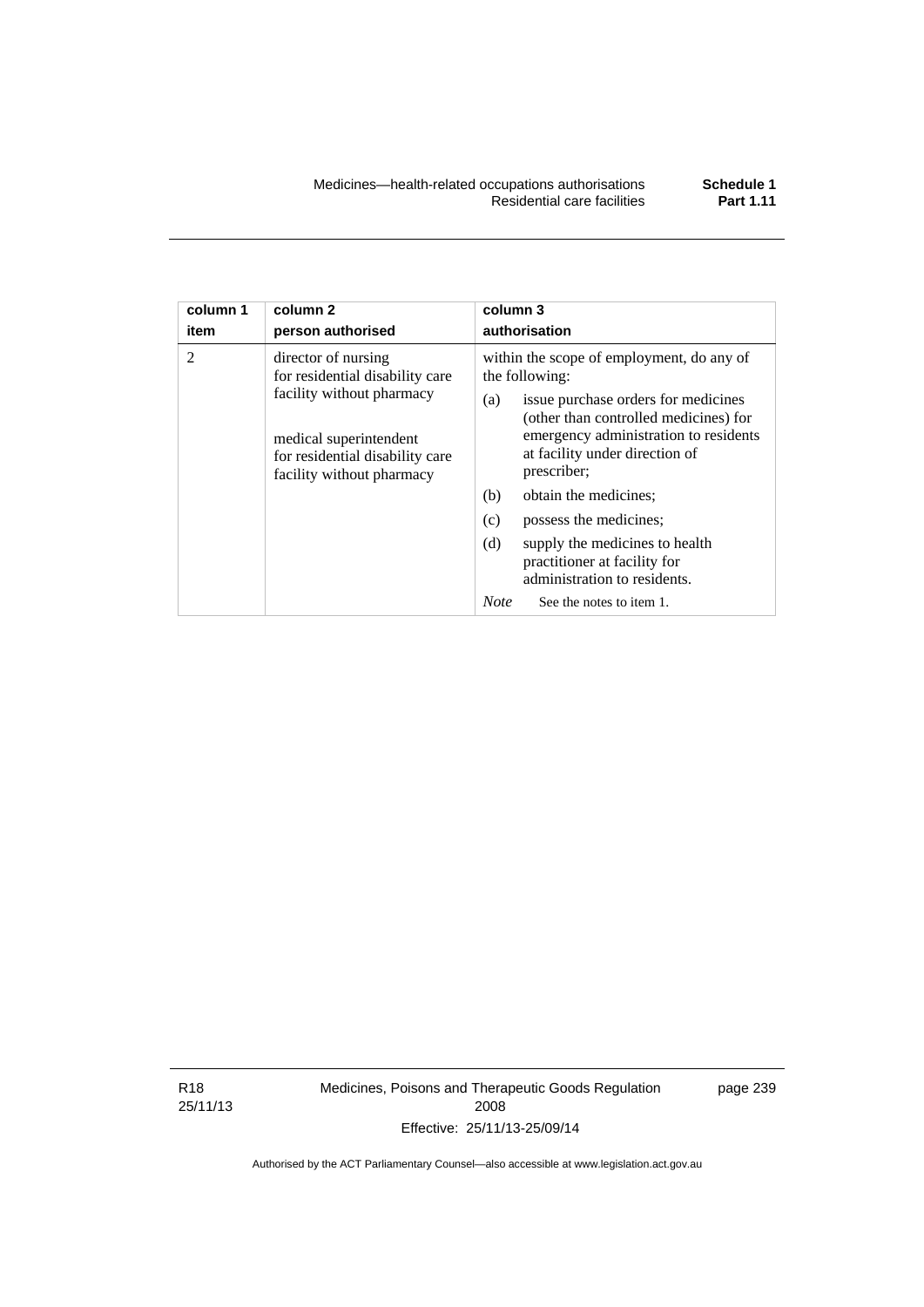| column 1<br>item | column 2<br>person authorised | column 3<br>authorisation |
|---|---|---|
| 2 | director of nursing for residential disability care facility without pharmacy<br><br>medical superintendent for residential disability care facility without pharmacy | within the scope of employment, do any of the following:<br>(a) issue purchase orders for medicines (other than controlled medicines) for emergency administration to residents at facility under direction of prescriber;<br>(b) obtain the medicines;<br>(c) possess the medicines;<br>(d) supply the medicines to health practitioner at facility for administration to residents.<br>*Note* See the notes to item 1. |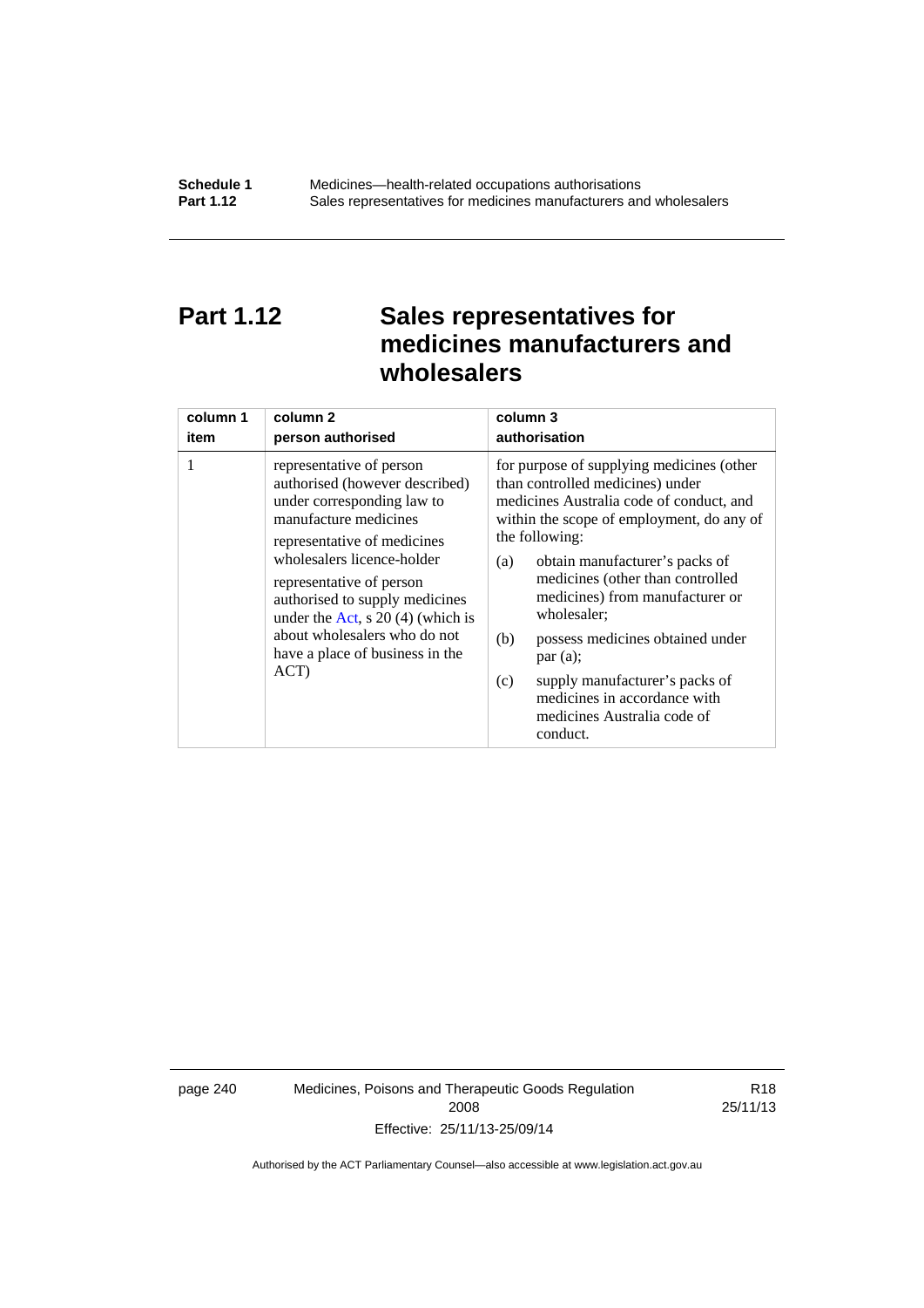# Part 1.12 Sales representatives for medicines manufacturers and wholesalers

| column 1<br>item | column 2<br>person authorised | column 3<br>authorisation |
|---|---|---|
| 1 | representative of person authorised (however described) under corresponding law to manufacture medicines<br>representative of medicines wholesalers licence-holder<br>representative of person authorised to supply medicines under the Act, s 20 (4) (which is about wholesalers who do not have a place of business in the ACT) | for purpose of supplying medicines (other than controlled medicines) under medicines Australia code of conduct, and within the scope of employment, do any of the following:<br>(a) obtain manufacturer's packs of medicines (other than controlled medicines) from manufacturer or wholesaler;<br>(b) possess medicines obtained under par (a);<br>(c) supply manufacturer's packs of medicines in accordance with medicines Australia code of conduct. |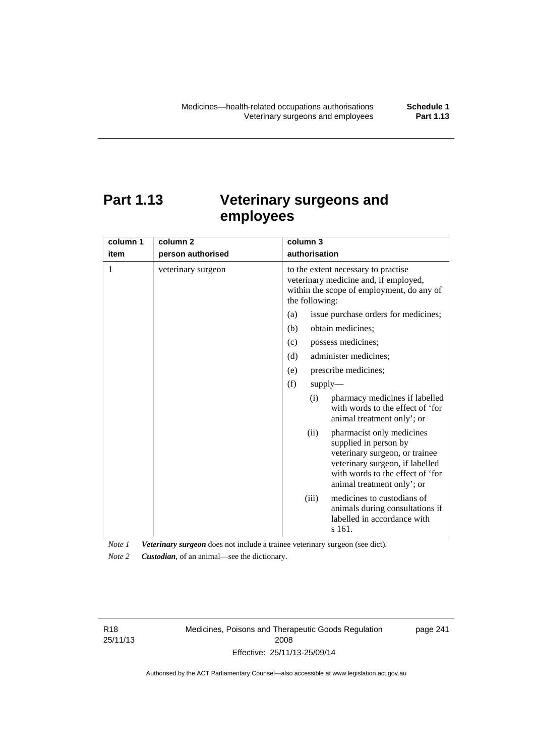# Part 1.13 Veterinary surgeons and employees

| column 1<br>item | column 2<br>person authorised | column 3<br>authorisation |
|---|---|---|
| 1 | veterinary surgeon | to the extent necessary to practise veterinary medicine and, if employed, within the scope of employment, do any of the following:<br>(a) issue purchase orders for medicines;<br>(b) obtain medicines;<br>(c) possess medicines;<br>(d) administer medicines;<br>(e) prescribe medicines;<br>(f) supply—<br>(i) pharmacy medicines if labelled with words to the effect of 'for animal treatment only'; or<br>(ii) pharmacist only medicines supplied in person by veterinary surgeon, or trainee veterinary surgeon, if labelled with words to the effect of 'for animal treatment only'; or<br>(iii) medicines to custodians of animals during consultations if labelled in accordance with s 161. |

*Note 1* ***Veterinary surgeon*** does not include a trainee veterinary surgeon (see dict).

*Note 2* ***Custodian***, of an animal—see the dictionary.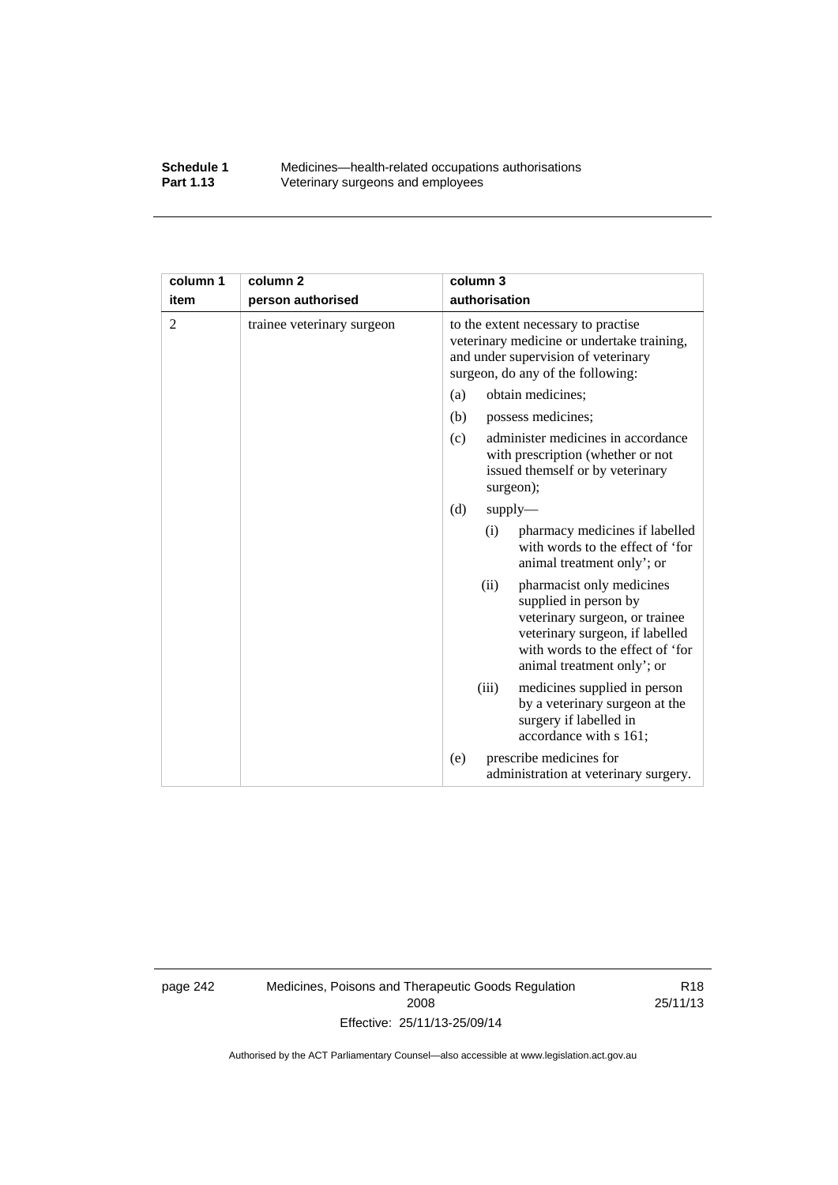| column 1<br>item | column 2<br>person authorised | column 3<br>authorisation |
|---|---|---|
| 2 | trainee veterinary surgeon | to the extent necessary to practise veterinary medicine or undertake training, and under supervision of veterinary surgeon, do any of the following:<br>(a) obtain medicines;<br>(b) possess medicines;<br>(c) administer medicines in accordance with prescription (whether or not issued themself or by veterinary surgeon);<br>(d) supply—<br>(i) pharmacy medicines if labelled with words to the effect of 'for animal treatment only'; or<br>(ii) pharmacist only medicines supplied in person by veterinary surgeon, or trainee veterinary surgeon, if labelled with words to the effect of 'for animal treatment only'; or<br>(iii) medicines supplied in person by a veterinary surgeon at the surgery if labelled in accordance with s 161;<br>(e) prescribe medicines for administration at veterinary surgery. |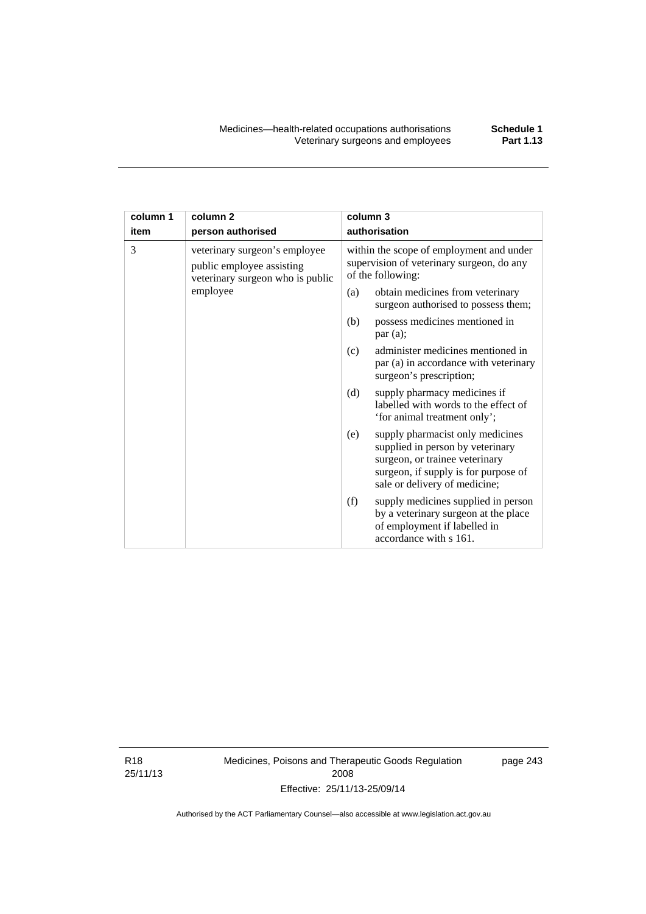| column 1 item | column 2 person authorised | column 3 authorisation |
|---|---|---|
| 3 | veterinary surgeon's employee public employee assisting veterinary surgeon who is public employee | within the scope of employment and under supervision of veterinary surgeon, do any of the following: |
| | | (a) obtain medicines from veterinary surgeon authorised to possess them; |
| | | (b) possess medicines mentioned in par (a); |
| | | (c) administer medicines mentioned in par (a) in accordance with veterinary surgeon's prescription; |
| | | (d) supply pharmacy medicines if labelled with words to the effect of 'for animal treatment only'; |
| | | (e) supply pharmacist only medicines supplied in person by veterinary surgeon, or trainee veterinary surgeon, if supply is for purpose of sale or delivery of medicine; |
| | | (f) supply medicines supplied in person by a veterinary surgeon at the place of employment if labelled in accordance with s 161. |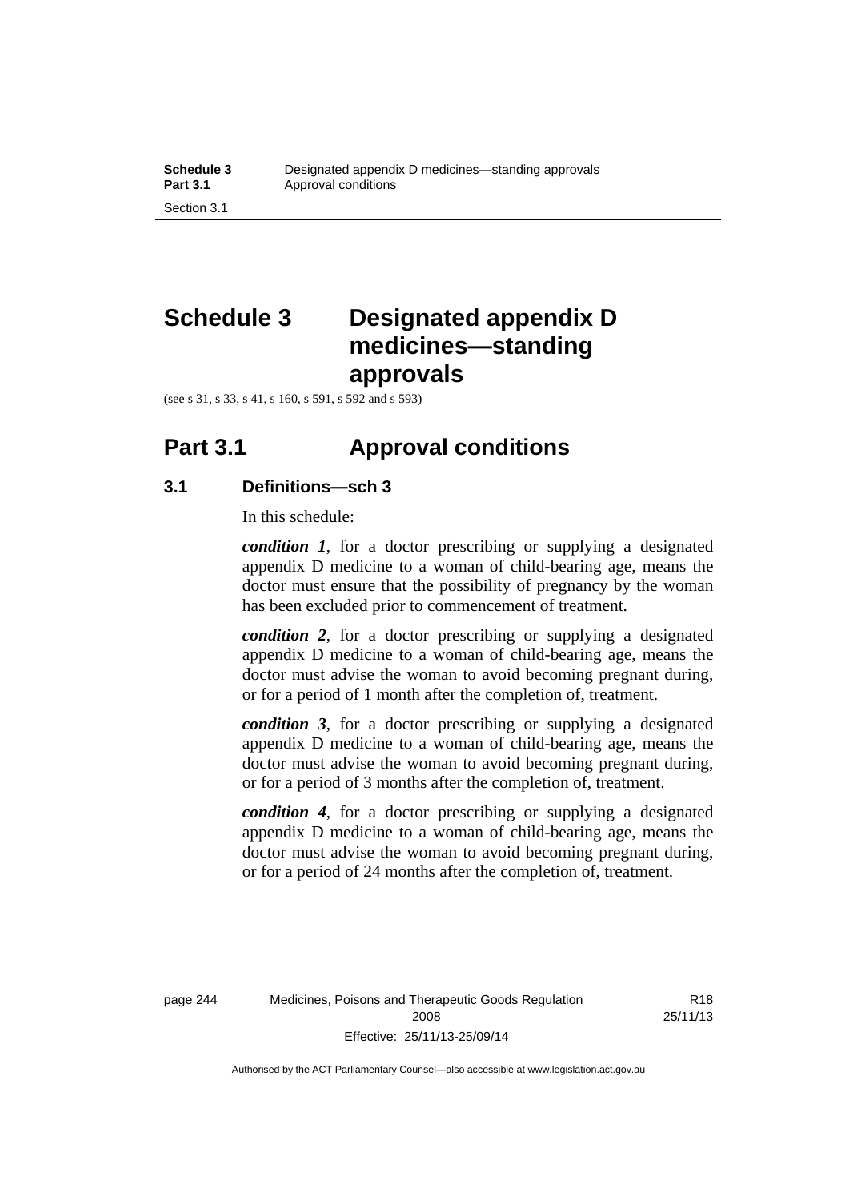# Schedule 3 Designated appendix D medicines—standing approvals

(see s 31, s 33, s 41, s 160, s 591, s 592 and s 593)

## Part 3.1 Approval conditions

### 3.1 Definitions—sch 3

In this schedule:

***condition 1***, for a doctor prescribing or supplying a designated appendix D medicine to a woman of child-bearing age, means the doctor must ensure that the possibility of pregnancy by the woman has been excluded prior to commencement of treatment.

***condition 2***, for a doctor prescribing or supplying a designated appendix D medicine to a woman of child-bearing age, means the doctor must advise the woman to avoid becoming pregnant during, or for a period of 1 month after the completion of, treatment.

***condition 3***, for a doctor prescribing or supplying a designated appendix D medicine to a woman of child-bearing age, means the doctor must advise the woman to avoid becoming pregnant during, or for a period of 3 months after the completion of, treatment.

***condition 4***, for a doctor prescribing or supplying a designated appendix D medicine to a woman of child-bearing age, means the doctor must advise the woman to avoid becoming pregnant during, or for a period of 24 months after the completion of, treatment.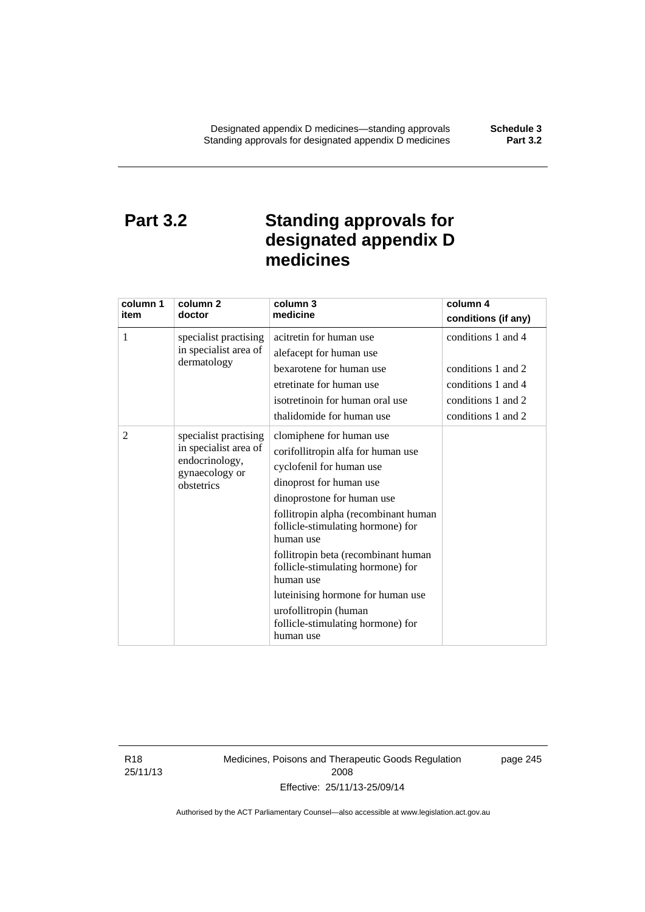# Part 3.2 Standing approvals for designated appendix D medicines

| column 1<br>item | column 2<br>doctor | column 3<br>medicine | column 4<br>conditions (if any) |
|---|---|---|---|
| 1 | specialist practising in specialist area of dermatology | acitretin for human use | conditions 1 and 4 |
| | | alefacept for human use | |
| | | bexarotene for human use | conditions 1 and 2 |
| | | etretinate for human use | conditions 1 and 4 |
| | | isotretinoin for human oral use | conditions 1 and 2 |
| | | thalidomide for human use | conditions 1 and 2 |
| 2 | specialist practising in specialist area of endocrinology, gynaecology or obstetrics | clomiphene for human use | |
| | | corifollitropin alfa for human use | |
| | | cyclofenil for human use | |
| | | dinoprost for human use | |
| | | dinoprostone for human use | |
| | | follitropin alpha (recombinant human follicle-stimulating hormone) for human use | |
| | | follitropin beta (recombinant human follicle-stimulating hormone) for human use | |
| | | luteinising hormone for human use | |
| | | urofollitropin (human follicle-stimulating hormone) for human use | |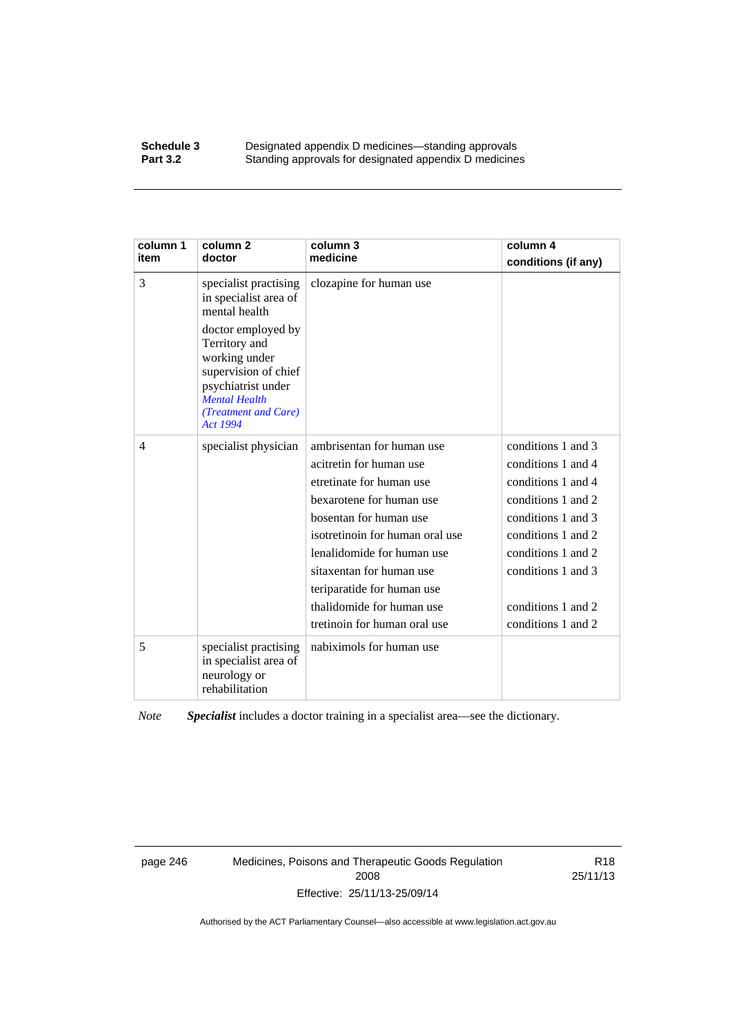| column 1 item | column 2 doctor | column 3 medicine | column 4 conditions (if any) |
|---|---|---|---|
| 3 | specialist practising in specialist area of mental health<br><br>doctor employed by Territory and working under supervision of chief psychiatrist under *Mental Health (Treatment and Care) Act 1994* | clozapine for human use | |
| 4 | specialist physician | ambrisentan for human use<br>acitretin for human use<br>etretinate for human use<br>bexarotene for human use<br>bosentan for human use<br>isotretinoin for human oral use<br>lenalidomide for human use<br>sitaxentan for human use<br>teriparatide for human use<br>thalidomide for human use<br>tretinoin for human oral use | conditions 1 and 3<br>conditions 1 and 4<br>conditions 1 and 4<br>conditions 1 and 2<br>conditions 1 and 3<br>conditions 1 and 2<br>conditions 1 and 2<br>conditions 1 and 3<br><br>conditions 1 and 2<br>conditions 1 and 2 |
| 5 | specialist practising in specialist area of neurology or rehabilitation | nabiximols for human use | |

*Note* ***Specialist*** includes a doctor training in a specialist area—see the dictionary.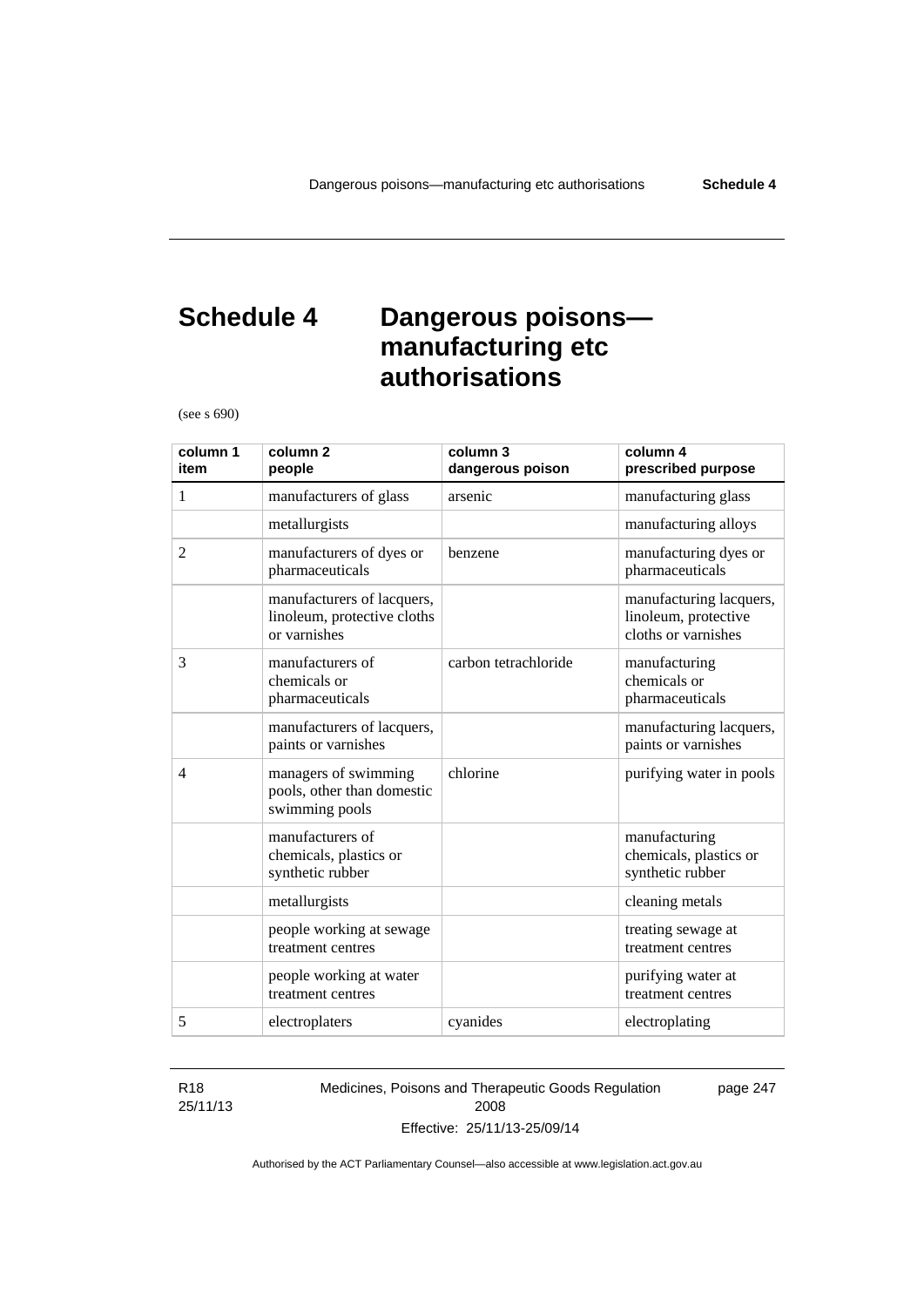# Schedule 4 Dangerous poisons—manufacturing etc authorisations

(see s 690)

| column 1 item | column 2 people | column 3 dangerous poison | column 4 prescribed purpose |
|---|---|---|---|
| 1 | manufacturers of glass | arsenic | manufacturing glass |
| | metallurgists | | manufacturing alloys |
| 2 | manufacturers of dyes or pharmaceuticals | benzene | manufacturing dyes or pharmaceuticals |
| | manufacturers of lacquers, linoleum, protective cloths or varnishes | | manufacturing lacquers, linoleum, protective cloths or varnishes |
| 3 | manufacturers of chemicals or pharmaceuticals | carbon tetrachloride | manufacturing chemicals or pharmaceuticals |
| | manufacturers of lacquers, paints or varnishes | | manufacturing lacquers, paints or varnishes |
| 4 | managers of swimming pools, other than domestic swimming pools | chlorine | purifying water in pools |
| | manufacturers of chemicals, plastics or synthetic rubber | | manufacturing chemicals, plastics or synthetic rubber |
| | metallurgists | | cleaning metals |
| | people working at sewage treatment centres | | treating sewage at treatment centres |
| | people working at water treatment centres | | purifying water at treatment centres |
| 5 | electroplaters | cyanides | electroplating |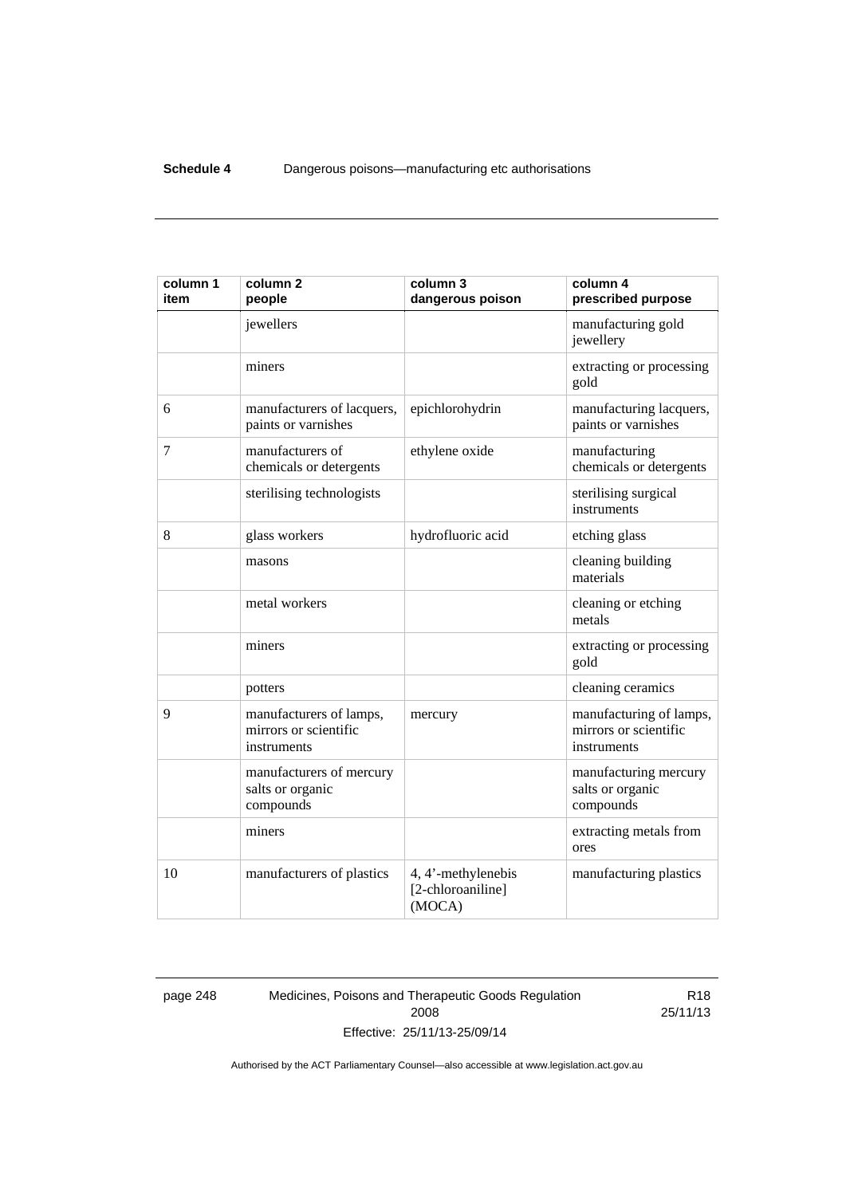| column 1 item | column 2 people | column 3 dangerous poison | column 4 prescribed purpose |
|---|---|---|---|
| | jewellers | | manufacturing gold jewellery |
| | miners | | extracting or processing gold |
| 6 | manufacturers of lacquers, paints or varnishes | epichlorohydrin | manufacturing lacquers, paints or varnishes |
| 7 | manufacturers of chemicals or detergents | ethylene oxide | manufacturing chemicals or detergents |
| | sterilising technologists | | sterilising surgical instruments |
| 8 | glass workers | hydrofluoric acid | etching glass |
| | masons | | cleaning building materials |
| | metal workers | | cleaning or etching metals |
| | miners | | extracting or processing gold |
| | potters | | cleaning ceramics |
| 9 | manufacturers of lamps, mirrors or scientific instruments | mercury | manufacturing of lamps, mirrors or scientific instruments |
| | manufacturers of mercury salts or organic compounds | | manufacturing mercury salts or organic compounds |
| | miners | | extracting metals from ores |
| 10 | manufacturers of plastics | 4, 4'-methylenebis [2-chloroaniline] (MOCA) | manufacturing plastics |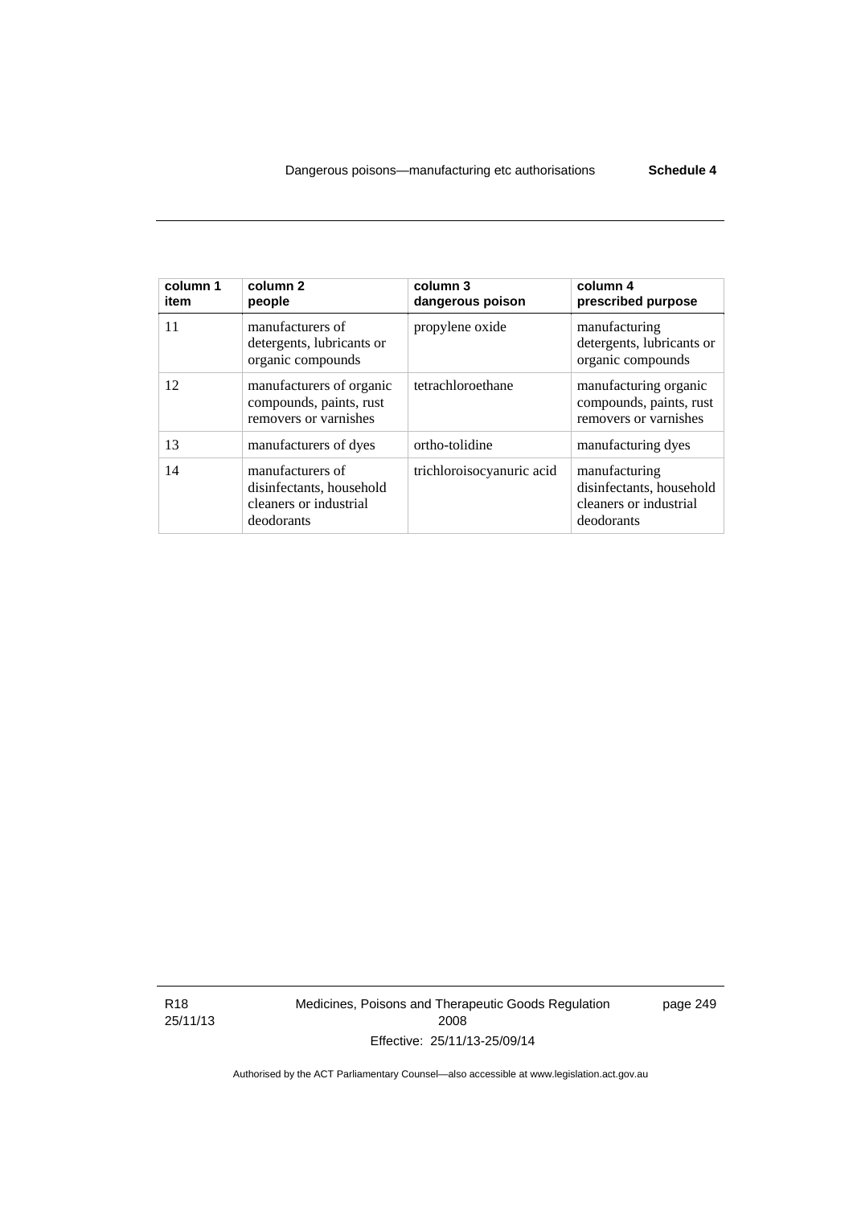| column 1 item | column 2 people | column 3 dangerous poison | column 4 prescribed purpose |
|---|---|---|---|
| 11 | manufacturers of detergents, lubricants or organic compounds | propylene oxide | manufacturing detergents, lubricants or organic compounds |
| 12 | manufacturers of organic compounds, paints, rust removers or varnishes | tetrachloroethane | manufacturing organic compounds, paints, rust removers or varnishes |
| 13 | manufacturers of dyes | ortho-tolidine | manufacturing dyes |
| 14 | manufacturers of disinfectants, household cleaners or industrial deodorants | trichloroisocyanuric acid | manufacturing disinfectants, household cleaners or industrial deodorants |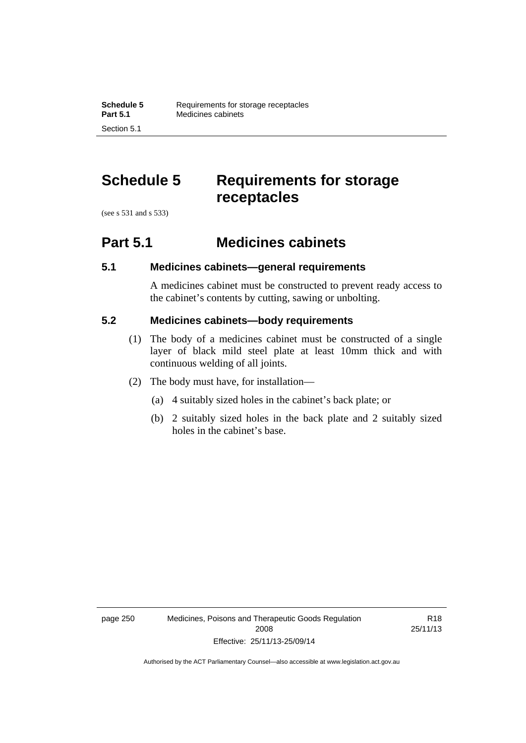# Schedule 5 Requirements for storage receptacles

(see s 531 and s 533)

## Part 5.1 Medicines cabinets

### 5.1 Medicines cabinets—general requirements

A medicines cabinet must be constructed to prevent ready access to the cabinet's contents by cutting, sawing or unbolting.

### 5.2 Medicines cabinets—body requirements

(1) The body of a medicines cabinet must be constructed of a single layer of black mild steel plate at least 10mm thick and with continuous welding of all joints.

(2) The body must have, for installation—

(a) 4 suitably sized holes in the cabinet's back plate; or

(b) 2 suitably sized holes in the back plate and 2 suitably sized holes in the cabinet's base.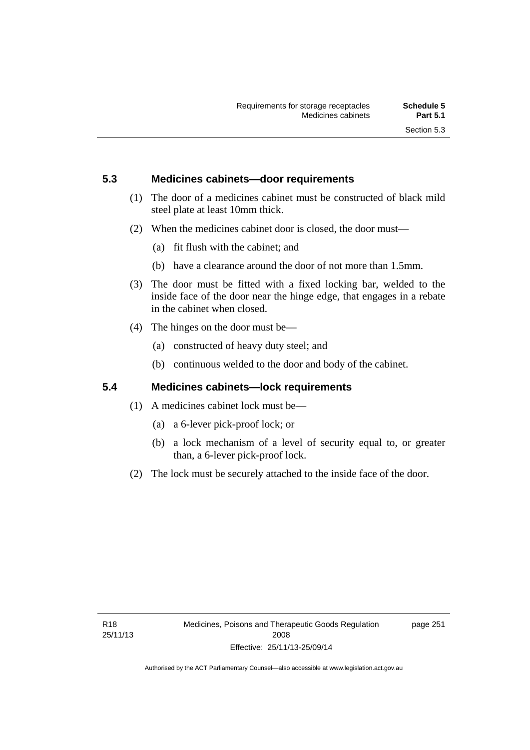## 5.3 Medicines cabinets—door requirements

(1) The door of a medicines cabinet must be constructed of black mild steel plate at least 10mm thick.

(2) When the medicines cabinet door is closed, the door must—

(a) fit flush with the cabinet; and

(b) have a clearance around the door of not more than 1.5mm.

(3) The door must be fitted with a fixed locking bar, welded to the inside face of the door near the hinge edge, that engages in a rebate in the cabinet when closed.

(4) The hinges on the door must be—

(a) constructed of heavy duty steel; and

(b) continuous welded to the door and body of the cabinet.

## 5.4 Medicines cabinets—lock requirements

(1) A medicines cabinet lock must be—

(a) a 6-lever pick-proof lock; or

(b) a lock mechanism of a level of security equal to, or greater than, a 6-lever pick-proof lock.

(2) The lock must be securely attached to the inside face of the door.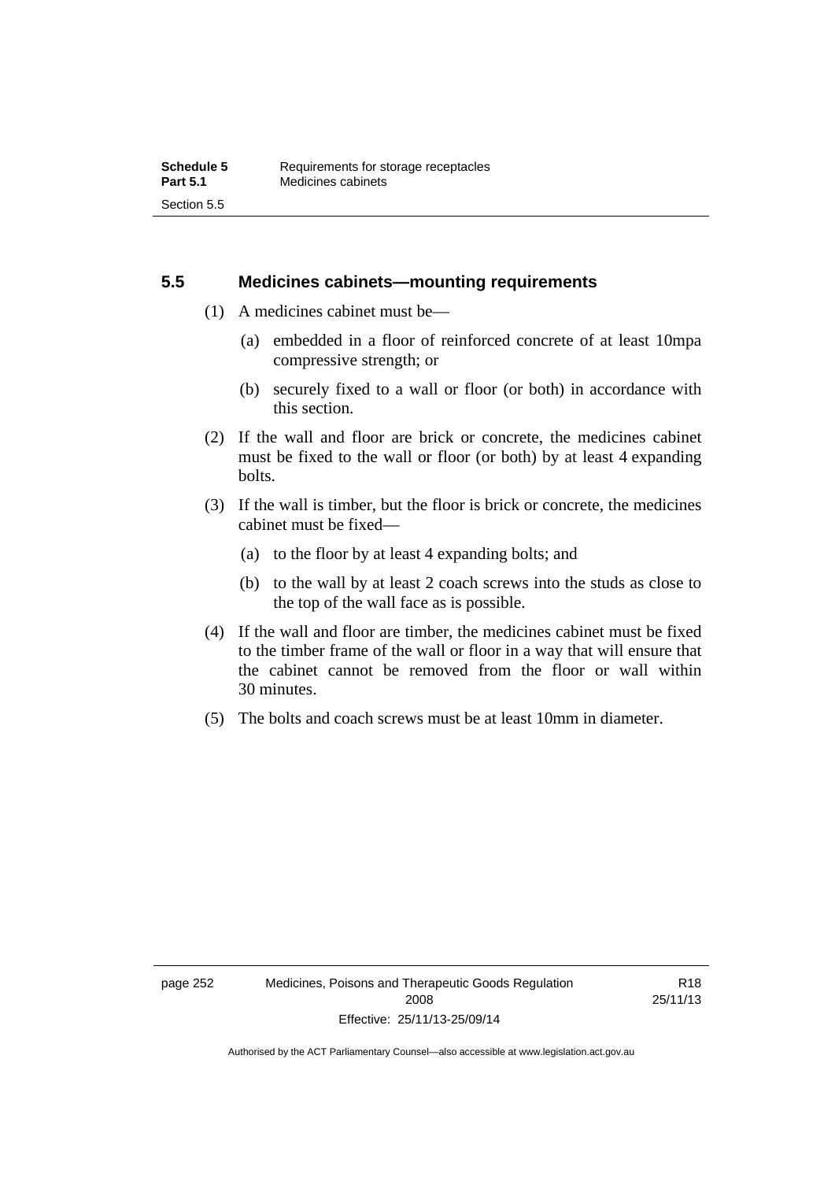## 5.5 Medicines cabinets—mounting requirements

(1) A medicines cabinet must be—

(a) embedded in a floor of reinforced concrete of at least 10mpa compressive strength; or

(b) securely fixed to a wall or floor (or both) in accordance with this section.

(2) If the wall and floor are brick or concrete, the medicines cabinet must be fixed to the wall or floor (or both) by at least 4 expanding bolts.

(3) If the wall is timber, but the floor is brick or concrete, the medicines cabinet must be fixed—

(a) to the floor by at least 4 expanding bolts; and

(b) to the wall by at least 2 coach screws into the studs as close to the top of the wall face as is possible.

(4) If the wall and floor are timber, the medicines cabinet must be fixed to the timber frame of the wall or floor in a way that will ensure that the cabinet cannot be removed from the floor or wall within 30 minutes.

(5) The bolts and coach screws must be at least 10mm in diameter.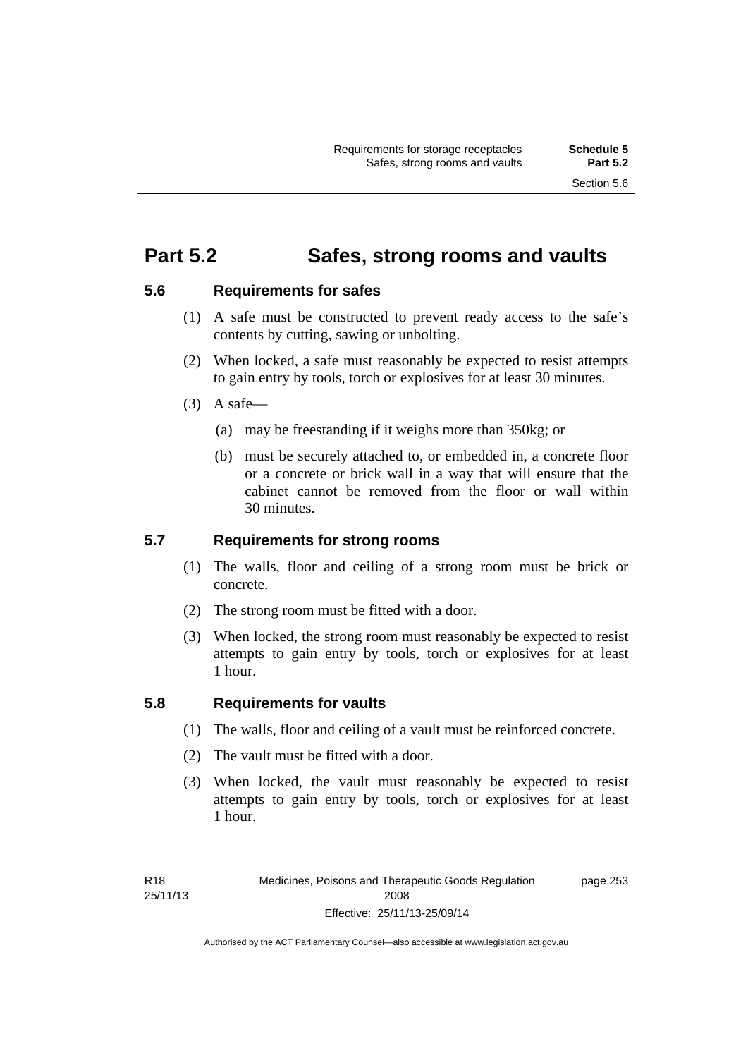# Part 5.2 Safes, strong rooms and vaults

## 5.6 Requirements for safes

(1) A safe must be constructed to prevent ready access to the safe's contents by cutting, sawing or unbolting.

(2) When locked, a safe must reasonably be expected to resist attempts to gain entry by tools, torch or explosives for at least 30 minutes.

(3) A safe—

(a) may be freestanding if it weighs more than 350kg; or

(b) must be securely attached to, or embedded in, a concrete floor or a concrete or brick wall in a way that will ensure that the cabinet cannot be removed from the floor or wall within 30 minutes.

## 5.7 Requirements for strong rooms

(1) The walls, floor and ceiling of a strong room must be brick or concrete.

(2) The strong room must be fitted with a door.

(3) When locked, the strong room must reasonably be expected to resist attempts to gain entry by tools, torch or explosives for at least 1 hour.

## 5.8 Requirements for vaults

(1) The walls, floor and ceiling of a vault must be reinforced concrete.

(2) The vault must be fitted with a door.

(3) When locked, the vault must reasonably be expected to resist attempts to gain entry by tools, torch or explosives for at least 1 hour.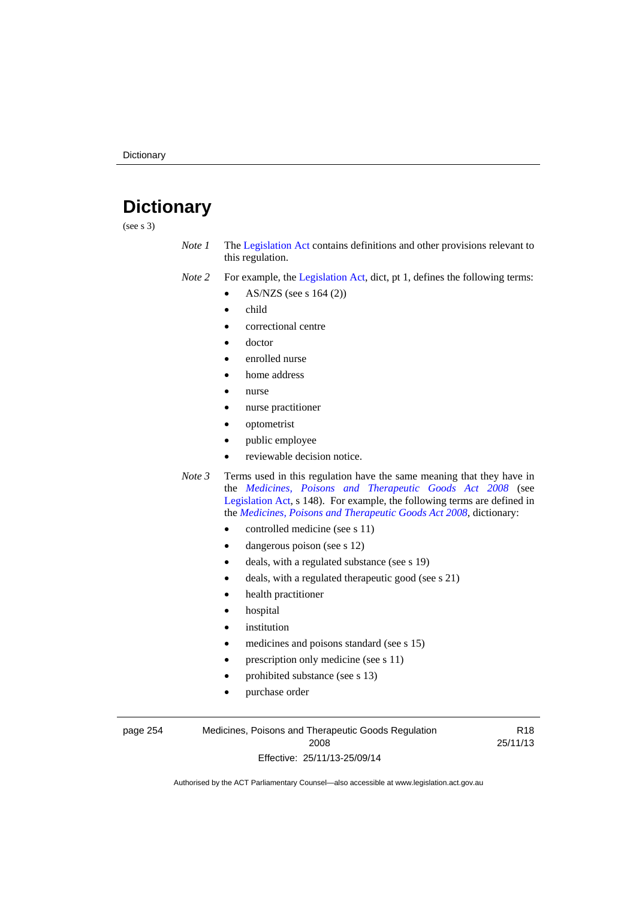# Dictionary

(see s 3)

*Note 1* The Legislation Act contains definitions and other provisions relevant to this regulation.

*Note 2* For example, the Legislation Act, dict, pt 1, defines the following terms:

- AS/NZS (see s 164 (2))
- child
- correctional centre
- doctor
- enrolled nurse
- home address
- nurse
- nurse practitioner
- optometrist
- public employee
- reviewable decision notice.

*Note 3* Terms used in this regulation have the same meaning that they have in the *Medicines, Poisons and Therapeutic Goods Act 2008* (see Legislation Act, s 148). For example, the following terms are defined in the *Medicines, Poisons and Therapeutic Goods Act 2008*, dictionary:

- controlled medicine (see s 11)
- dangerous poison (see s 12)
- deals, with a regulated substance (see s 19)
- deals, with a regulated therapeutic good (see s 21)
- health practitioner
- hospital
- institution
- medicines and poisons standard (see s 15)
- prescription only medicine (see s 11)
- prohibited substance (see s 13)
- purchase order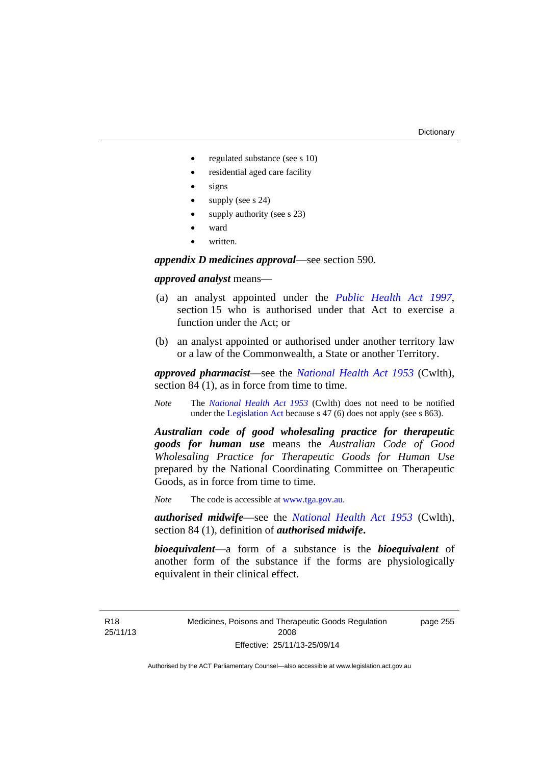- regulated substance (see s 10)
- residential aged care facility
- signs
- supply (see s 24)
- supply authority (see s 23)
- ward
- written.

***appendix D medicines approval***—see section 590.

***approved analyst*** means—

(a) an analyst appointed under the *Public Health Act 1997*, section 15 who is authorised under that Act to exercise a function under the Act; or

(b) an analyst appointed or authorised under another territory law or a law of the Commonwealth, a State or another Territory.

***approved pharmacist***—see the *National Health Act 1953* (Cwlth), section 84 (1), as in force from time to time.

*Note* The *National Health Act 1953* (Cwlth) does not need to be notified under the Legislation Act because s 47 (6) does not apply (see s 863).

***Australian code of good wholesaling practice for therapeutic goods for human use*** means the *Australian Code of Good Wholesaling Practice for Therapeutic Goods for Human Use* prepared by the National Coordinating Committee on Therapeutic Goods, as in force from time to time.

*Note* The code is accessible at www.tga.gov.au.

***authorised midwife***—see the *National Health Act 1953* (Cwlth), section 84 (1), definition of ***authorised midwife.***

***bioequivalent***—a form of a substance is the ***bioequivalent*** of another form of the substance if the forms are physiologically equivalent in their clinical effect.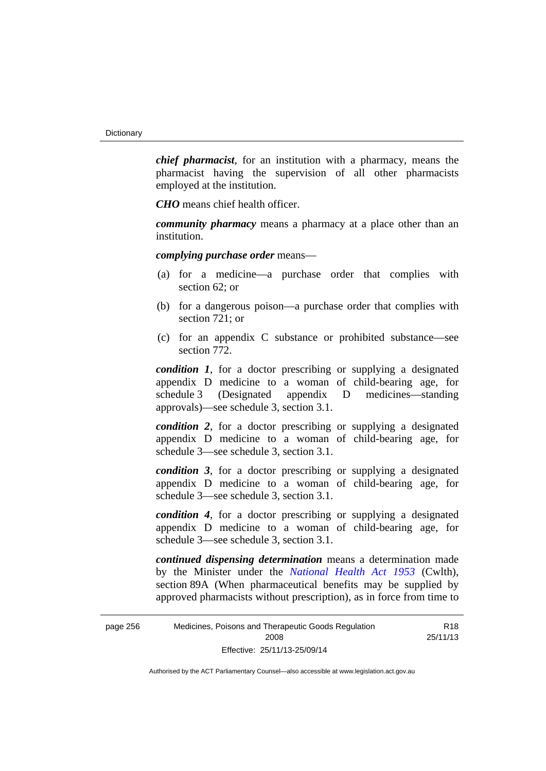***chief pharmacist***, for an institution with a pharmacy, means the pharmacist having the supervision of all other pharmacists employed at the institution.

***CHO*** means chief health officer.

***community pharmacy*** means a pharmacy at a place other than an institution.

***complying purchase order*** means—

(a) for a medicine—a purchase order that complies with section 62; or

(b) for a dangerous poison—a purchase order that complies with section 721; or

(c) for an appendix C substance or prohibited substance—see section 772.

***condition 1***, for a doctor prescribing or supplying a designated appendix D medicine to a woman of child-bearing age, for schedule 3 (Designated appendix D medicines—standing approvals)—see schedule 3, section 3.1.

***condition 2***, for a doctor prescribing or supplying a designated appendix D medicine to a woman of child-bearing age, for schedule 3—see schedule 3, section 3.1.

***condition 3***, for a doctor prescribing or supplying a designated appendix D medicine to a woman of child-bearing age, for schedule 3—see schedule 3, section 3.1.

***condition 4***, for a doctor prescribing or supplying a designated appendix D medicine to a woman of child-bearing age, for schedule 3—see schedule 3, section 3.1.

***continued dispensing determination*** means a determination made by the Minister under the *National Health Act 1953* (Cwlth), section 89A (When pharmaceutical benefits may be supplied by approved pharmacists without prescription), as in force from time to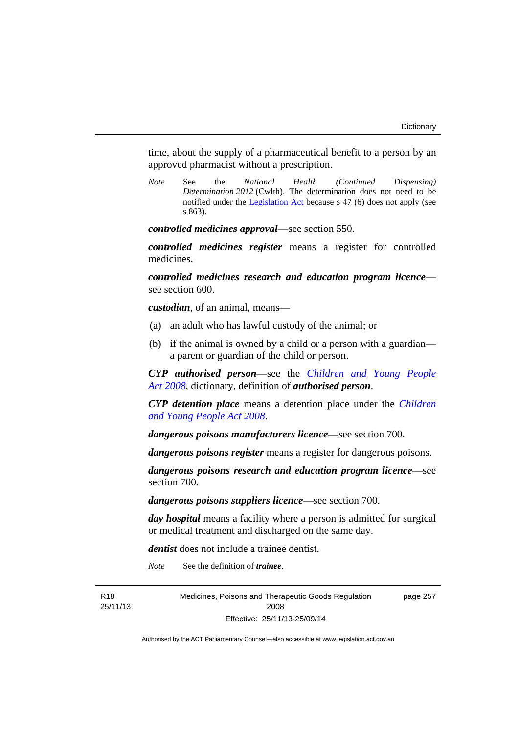time, about the supply of a pharmaceutical benefit to a person by an approved pharmacist without a prescription.

*Note* See the *National Health (Continued Dispensing) Determination 2012* (Cwlth). The determination does not need to be notified under the Legislation Act because s 47 (6) does not apply (see s 863).

***controlled medicines approval***—see section 550.

***controlled medicines register*** means a register for controlled medicines.

***controlled medicines research and education program licence***—see section 600.

***custodian***, of an animal, means—

(a) an adult who has lawful custody of the animal; or

(b) if the animal is owned by a child or a person with a guardian—a parent or guardian of the child or person.

***CYP authorised person***—see the *Children and Young People Act 2008*, dictionary, definition of ***authorised person***.

***CYP detention place*** means a detention place under the *Children and Young People Act 2008*.

***dangerous poisons manufacturers licence***—see section 700.

***dangerous poisons register*** means a register for dangerous poisons.

***dangerous poisons research and education program licence***—see section 700.

***dangerous poisons suppliers licence***—see section 700.

***day hospital*** means a facility where a person is admitted for surgical or medical treatment and discharged on the same day.

***dentist*** does not include a trainee dentist.

*Note* See the definition of ***trainee***.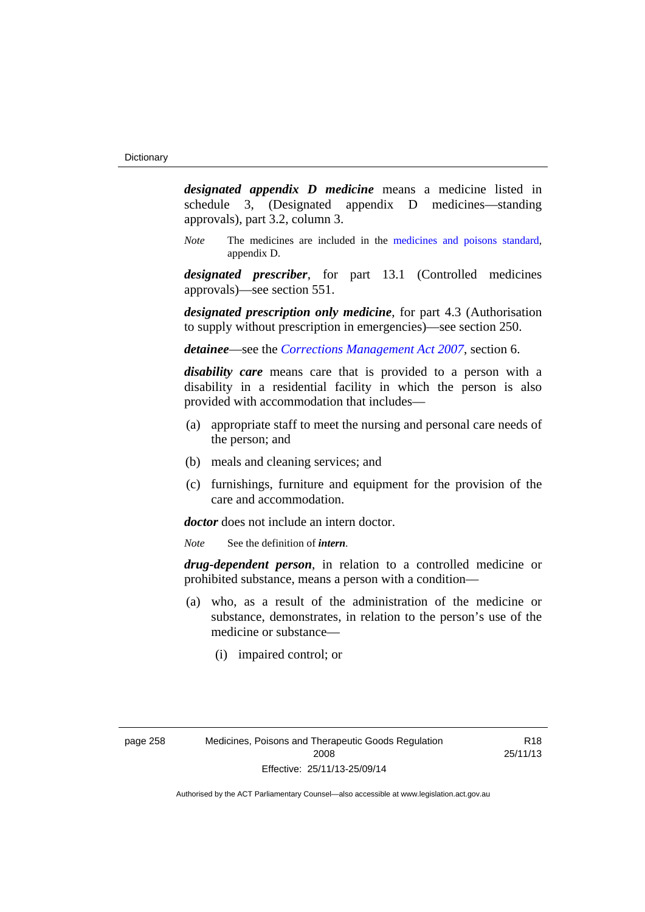***designated appendix D medicine*** means a medicine listed in schedule 3, (Designated appendix D medicines—standing approvals), part 3.2, column 3.

*Note* The medicines are included in the medicines and poisons standard, appendix D.

***designated prescriber***, for part 13.1 (Controlled medicines approvals)—see section 551.

***designated prescription only medicine***, for part 4.3 (Authorisation to supply without prescription in emergencies)—see section 250.

***detainee***—see the *Corrections Management Act 2007*, section 6.

***disability care*** means care that is provided to a person with a disability in a residential facility in which the person is also provided with accommodation that includes—

(a) appropriate staff to meet the nursing and personal care needs of the person; and

(b) meals and cleaning services; and

(c) furnishings, furniture and equipment for the provision of the care and accommodation.

***doctor*** does not include an intern doctor.

*Note* See the definition of ***intern***.

***drug-dependent person***, in relation to a controlled medicine or prohibited substance, means a person with a condition—

(a) who, as a result of the administration of the medicine or substance, demonstrates, in relation to the person's use of the medicine or substance—

(i) impaired control; or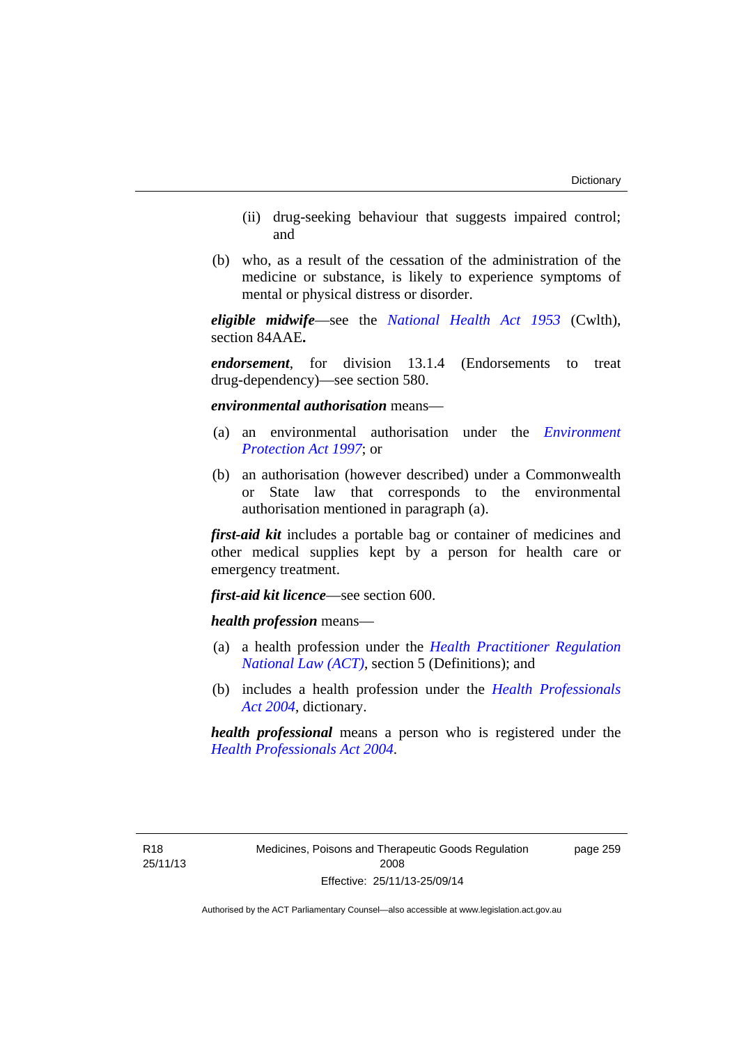(ii) drug-seeking behaviour that suggests impaired control; and

(b) who, as a result of the cessation of the administration of the medicine or substance, is likely to experience symptoms of mental or physical distress or disorder.

***eligible midwife***—see the *National Health Act 1953* (Cwlth), section 84AAE**.**

***endorsement***, for division 13.1.4 (Endorsements to treat drug-dependency)—see section 580.

***environmental authorisation*** means—

(a) an environmental authorisation under the *Environment Protection Act 1997*; or

(b) an authorisation (however described) under a Commonwealth or State law that corresponds to the environmental authorisation mentioned in paragraph (a).

***first-aid kit*** includes a portable bag or container of medicines and other medical supplies kept by a person for health care or emergency treatment.

***first-aid kit licence***—see section 600.

***health profession*** means—

(a) a health profession under the *Health Practitioner Regulation National Law (ACT)*, section 5 (Definitions); and

(b) includes a health profession under the *Health Professionals Act 2004*, dictionary.

***health professional*** means a person who is registered under the *Health Professionals Act 2004*.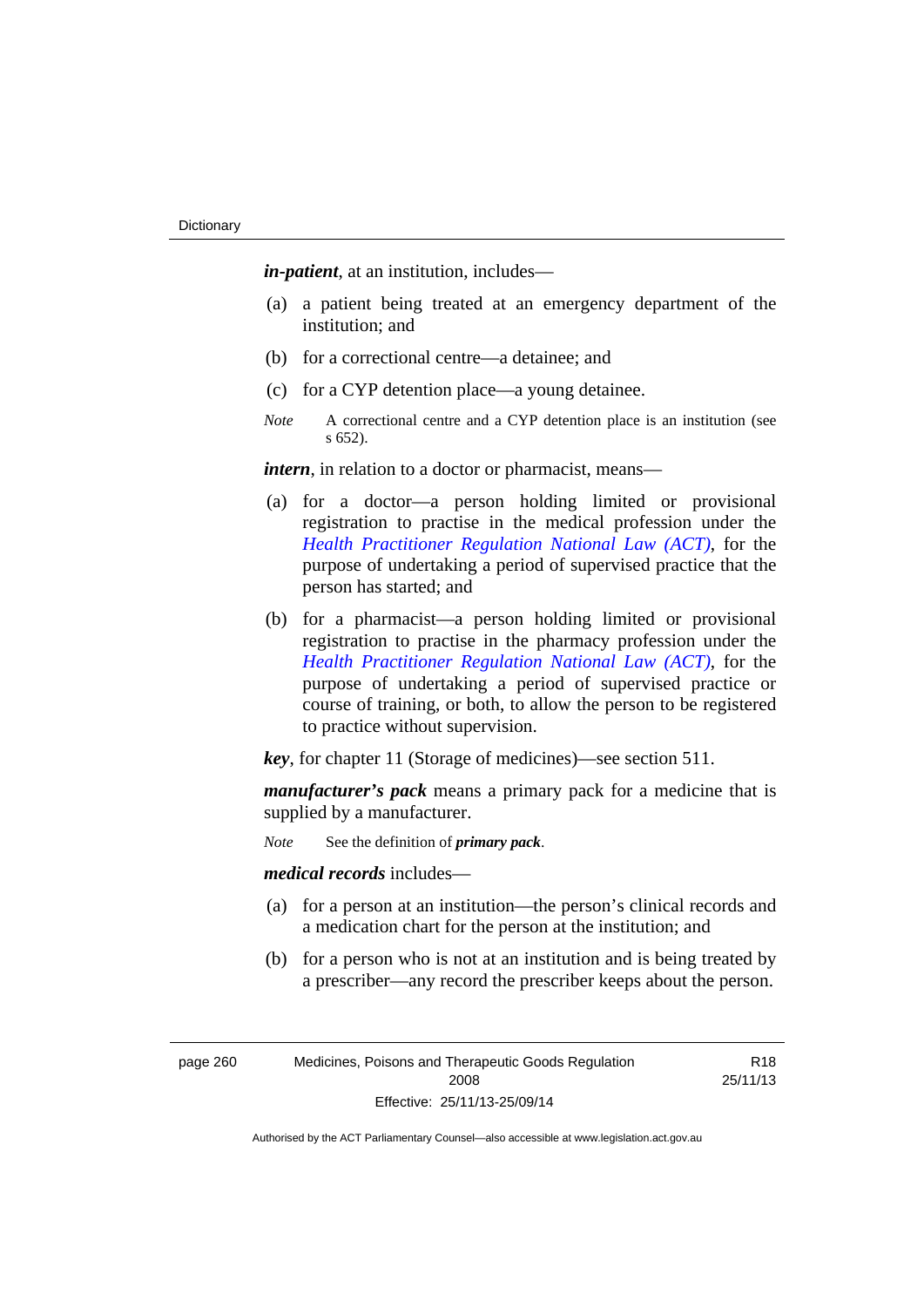***in-patient***, at an institution, includes—

(a) a patient being treated at an emergency department of the institution; and

(b) for a correctional centre—a detainee; and

(c) for a CYP detention place—a young detainee.

*Note* A correctional centre and a CYP detention place is an institution (see s 652).

***intern***, in relation to a doctor or pharmacist, means—

(a) for a doctor—a person holding limited or provisional registration to practise in the medical profession under the *Health Practitioner Regulation National Law (ACT)*, for the purpose of undertaking a period of supervised practice that the person has started; and

(b) for a pharmacist—a person holding limited or provisional registration to practise in the pharmacy profession under the *Health Practitioner Regulation National Law (ACT)*, for the purpose of undertaking a period of supervised practice or course of training, or both, to allow the person to be registered to practice without supervision.

***key***, for chapter 11 (Storage of medicines)—see section 511.

***manufacturer's pack*** means a primary pack for a medicine that is supplied by a manufacturer.

*Note* See the definition of ***primary pack***.

***medical records*** includes—

(a) for a person at an institution—the person's clinical records and a medication chart for the person at the institution; and

(b) for a person who is not at an institution and is being treated by a prescriber—any record the prescriber keeps about the person.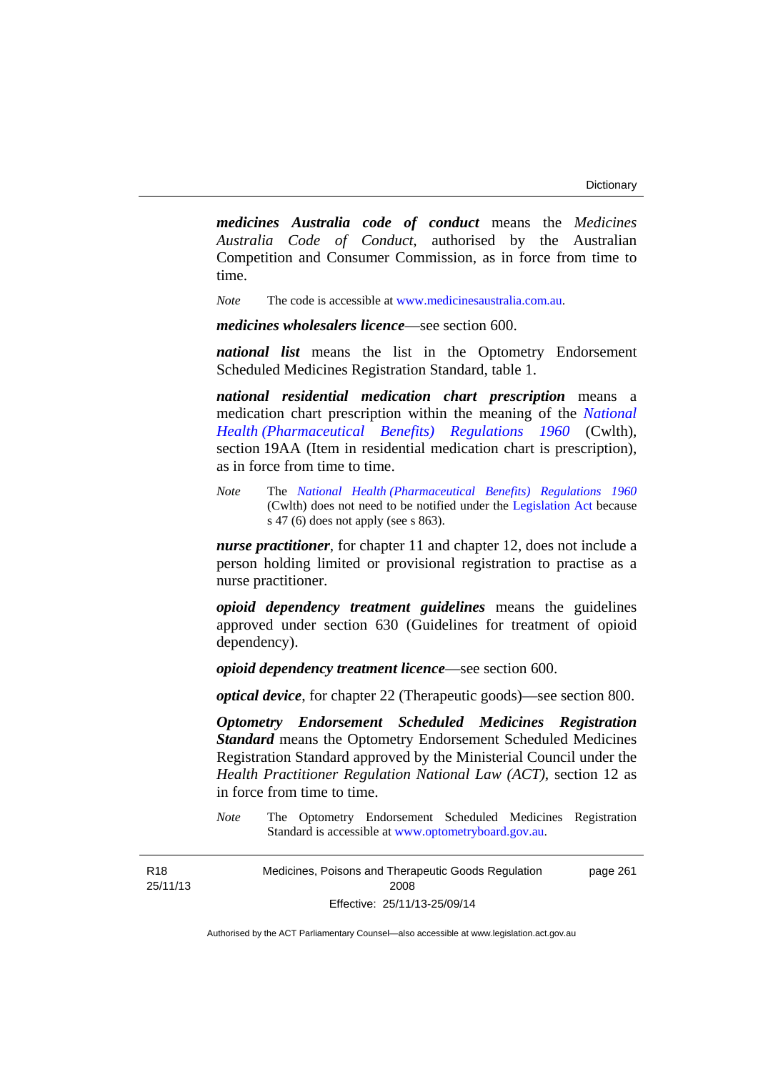***medicines Australia code of conduct*** means the *Medicines Australia Code of Conduct*, authorised by the Australian Competition and Consumer Commission, as in force from time to time.

*Note* The code is accessible at www.medicinesaustralia.com.au.

***medicines wholesalers licence***—see section 600.

***national list*** means the list in the Optometry Endorsement Scheduled Medicines Registration Standard, table 1.

***national residential medication chart prescription*** means a medication chart prescription within the meaning of the *National Health (Pharmaceutical Benefits) Regulations 1960* (Cwlth), section 19AA (Item in residential medication chart is prescription), as in force from time to time.

*Note* The *National Health (Pharmaceutical Benefits) Regulations 1960* (Cwlth) does not need to be notified under the Legislation Act because s 47 (6) does not apply (see s 863).

***nurse practitioner***, for chapter 11 and chapter 12, does not include a person holding limited or provisional registration to practise as a nurse practitioner.

***opioid dependency treatment guidelines*** means the guidelines approved under section 630 (Guidelines for treatment of opioid dependency).

***opioid dependency treatment licence***—see section 600.

***optical device***, for chapter 22 (Therapeutic goods)—see section 800.

***Optometry Endorsement Scheduled Medicines Registration Standard*** means the Optometry Endorsement Scheduled Medicines Registration Standard approved by the Ministerial Council under the *Health Practitioner Regulation National Law (ACT)*, section 12 as in force from time to time.

*Note* The Optometry Endorsement Scheduled Medicines Registration Standard is accessible at www.optometryboard.gov.au.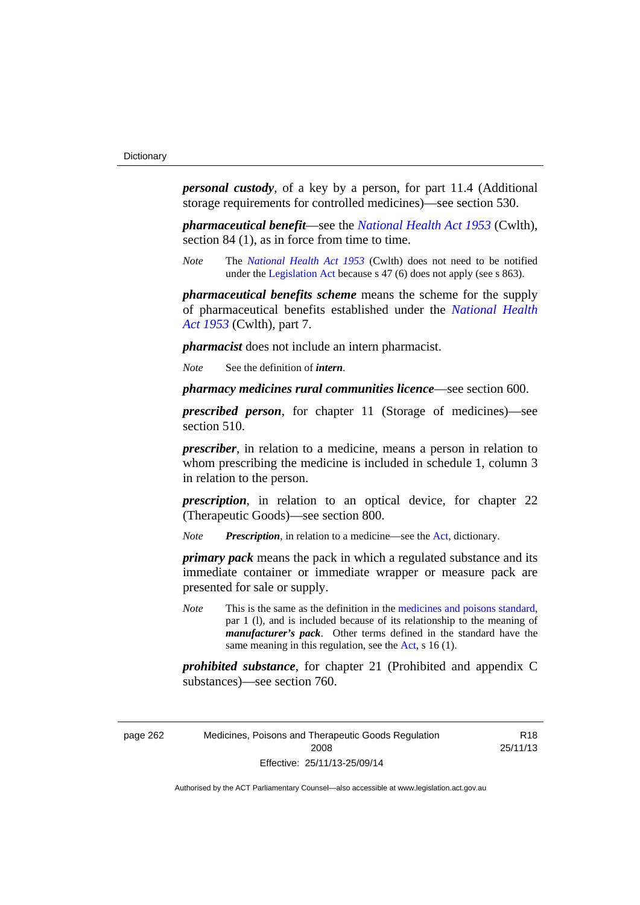***personal custody***, of a key by a person, for part 11.4 (Additional storage requirements for controlled medicines)—see section 530.

***pharmaceutical benefit***—see the *National Health Act 1953* (Cwlth), section 84 (1), as in force from time to time.

*Note* The *National Health Act 1953* (Cwlth) does not need to be notified under the Legislation Act because s 47 (6) does not apply (see s 863).

***pharmaceutical benefits scheme*** means the scheme for the supply of pharmaceutical benefits established under the *National Health Act 1953* (Cwlth), part 7.

***pharmacist*** does not include an intern pharmacist.

*Note* See the definition of ***intern***.

***pharmacy medicines rural communities licence***—see section 600.

***prescribed person***, for chapter 11 (Storage of medicines)—see section 510.

***prescriber***, in relation to a medicine, means a person in relation to whom prescribing the medicine is included in schedule 1, column 3 in relation to the person.

***prescription***, in relation to an optical device, for chapter 22 (Therapeutic Goods)—see section 800.

*Note* ***Prescription***, in relation to a medicine—see the Act, dictionary.

***primary pack*** means the pack in which a regulated substance and its immediate container or immediate wrapper or measure pack are presented for sale or supply.

*Note* This is the same as the definition in the medicines and poisons standard, par 1 (l), and is included because of its relationship to the meaning of ***manufacturer's pack***. Other terms defined in the standard have the same meaning in this regulation, see the Act, s 16 (1).

***prohibited substance***, for chapter 21 (Prohibited and appendix C substances)—see section 760.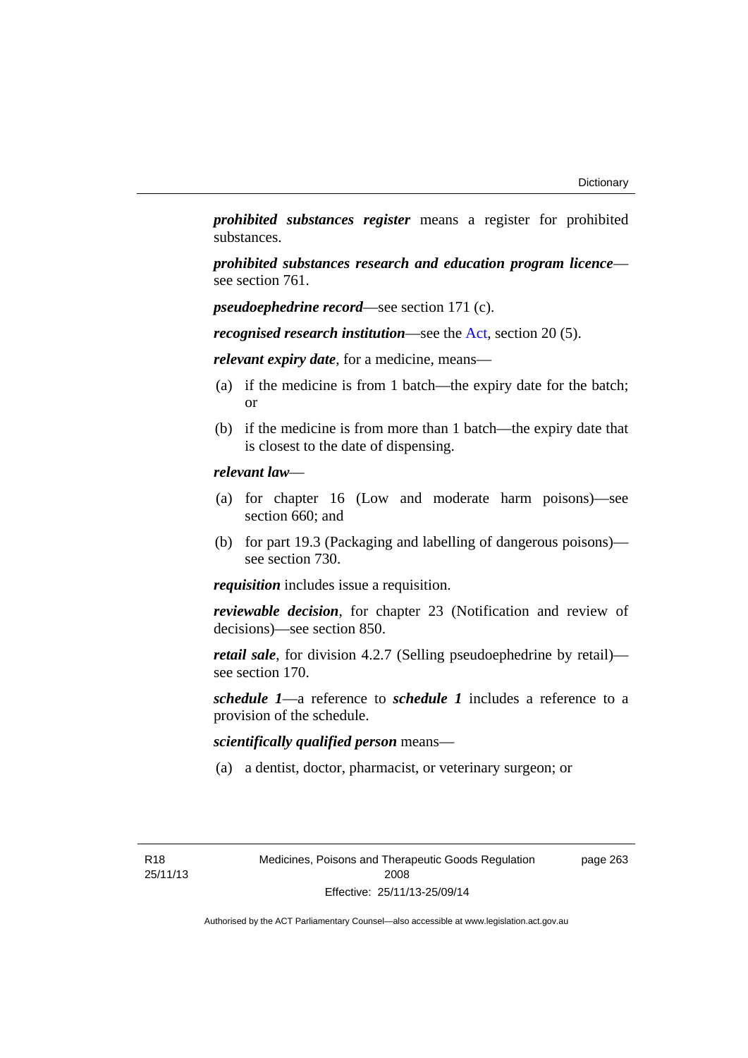***prohibited substances register*** means a register for prohibited substances.

***prohibited substances research and education program licence***—see section 761.

***pseudoephedrine record***—see section 171 (c).

***recognised research institution***—see the Act, section 20 (5).

***relevant expiry date***, for a medicine, means—

(a) if the medicine is from 1 batch—the expiry date for the batch; or

(b) if the medicine is from more than 1 batch—the expiry date that is closest to the date of dispensing.

***relevant law***—

(a) for chapter 16 (Low and moderate harm poisons)—see section 660; and

(b) for part 19.3 (Packaging and labelling of dangerous poisons)—see section 730.

***requisition*** includes issue a requisition.

***reviewable decision***, for chapter 23 (Notification and review of decisions)—see section 850.

***retail sale***, for division 4.2.7 (Selling pseudoephedrine by retail)—see section 170.

***schedule 1***—a reference to ***schedule 1*** includes a reference to a provision of the schedule.

***scientifically qualified person*** means—

(a) a dentist, doctor, pharmacist, or veterinary surgeon; or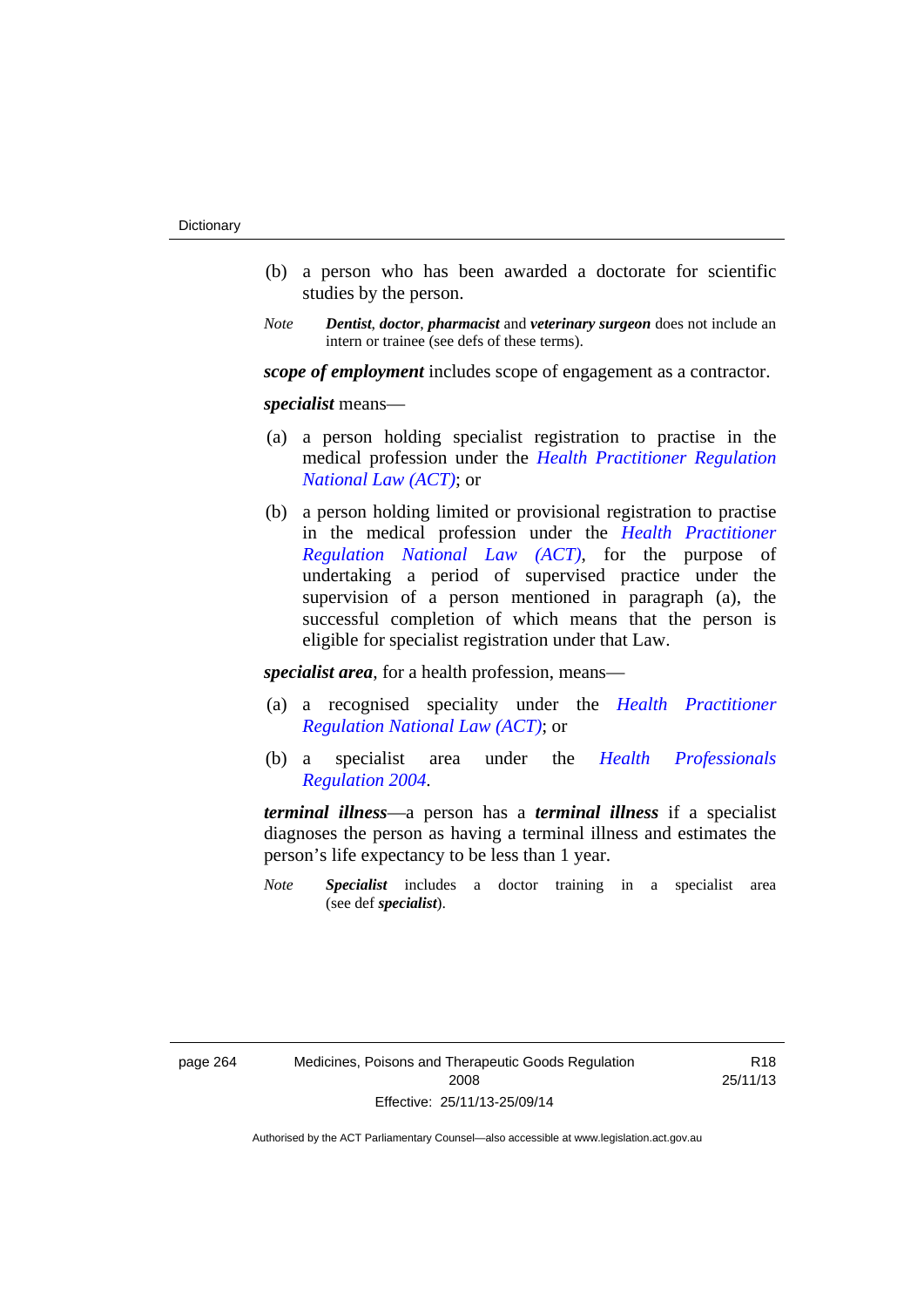(b) a person who has been awarded a doctorate for scientific studies by the person.

*Note* ***Dentist***, ***doctor***, ***pharmacist*** and ***veterinary surgeon*** does not include an intern or trainee (see defs of these terms).

***scope of employment*** includes scope of engagement as a contractor.

***specialist*** means—

(a) a person holding specialist registration to practise in the medical profession under the *Health Practitioner Regulation National Law (ACT)*; or

(b) a person holding limited or provisional registration to practise in the medical profession under the *Health Practitioner Regulation National Law (ACT)*, for the purpose of undertaking a period of supervised practice under the supervision of a person mentioned in paragraph (a), the successful completion of which means that the person is eligible for specialist registration under that Law.

***specialist area***, for a health profession, means—

(a) a recognised speciality under the *Health Practitioner Regulation National Law (ACT)*; or

(b) a specialist area under the *Health Professionals Regulation 2004*.

***terminal illness***—a person has a ***terminal illness*** if a specialist diagnoses the person as having a terminal illness and estimates the person's life expectancy to be less than 1 year.

*Note* ***Specialist*** includes a doctor training in a specialist area (see def ***specialist***).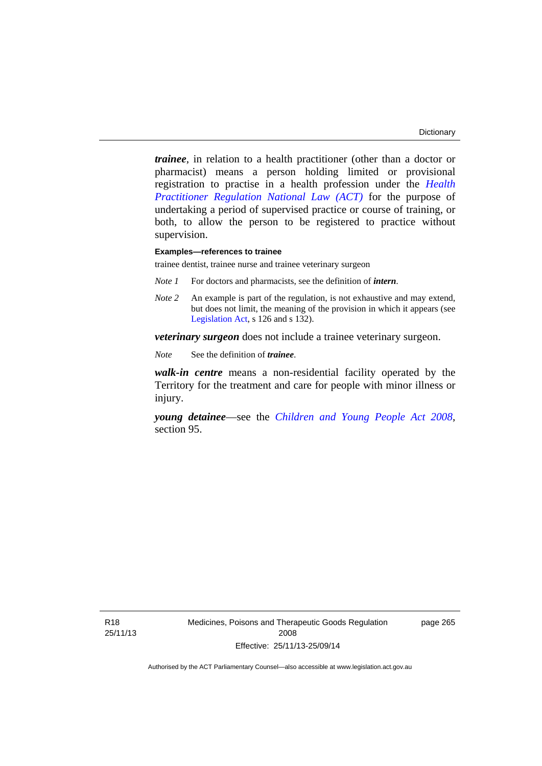***trainee***, in relation to a health practitioner (other than a doctor or pharmacist) means a person holding limited or provisional registration to practise in a health profession under the *Health Practitioner Regulation National Law (ACT)* for the purpose of undertaking a period of supervised practice or course of training, or both, to allow the person to be registered to practice without supervision.

**Examples—references to trainee**

trainee dentist, trainee nurse and trainee veterinary surgeon

*Note 1* For doctors and pharmacists, see the definition of ***intern***.

*Note 2* An example is part of the regulation, is not exhaustive and may extend, but does not limit, the meaning of the provision in which it appears (see Legislation Act, s 126 and s 132).

***veterinary surgeon*** does not include a trainee veterinary surgeon.

*Note* See the definition of ***trainee***.

***walk-in centre*** means a non-residential facility operated by the Territory for the treatment and care for people with minor illness or injury.

***young detainee***—see the *Children and Young People Act 2008*, section 95.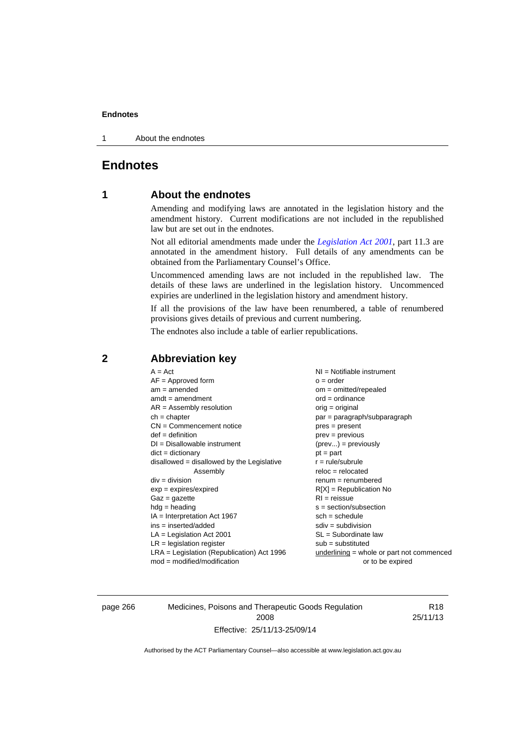# Endnotes

## 1 About the endnotes

Amending and modifying laws are annotated in the legislation history and the amendment history. Current modifications are not included in the republished law but are set out in the endnotes.

Not all editorial amendments made under the *Legislation Act 2001*, part 11.3 are annotated in the amendment history. Full details of any amendments can be obtained from the Parliamentary Counsel's Office.

Uncommenced amending laws are not included in the republished law. The details of these laws are underlined in the legislation history. Uncommenced expiries are underlined in the legislation history and amendment history.

If all the provisions of the law have been renumbered, a table of renumbered provisions gives details of previous and current numbering.

The endnotes also include a table of earlier republications.

## 2 Abbreviation key

A = Act
AF = Approved form
am = amended
amdt = amendment
AR = Assembly resolution
ch = chapter
CN = Commencement notice
def = definition
DI = Disallowable instrument
dict = dictionary
disallowed = disallowed by the Legislative Assembly
div = division
exp = expires/expired
Gaz = gazette
hdg = heading
IA = Interpretation Act 1967
ins = inserted/added
LA = Legislation Act 2001
LR = legislation register
LRA = Legislation (Republication) Act 1996
mod = modified/modification
NI = Notifiable instrument
o = order
om = omitted/repealed
ord = ordinance
orig = original
par = paragraph/subparagraph
pres = present
prev = previous
(prev...) = previously
pt = part
r = rule/subrule
reloc = relocated
renum = renumbered
R[X] = Republication No
RI = reissue
s = section/subsection
sch = schedule
sdiv = subdivision
SL = Subordinate law
sub = substituted
underlining = whole or part not commenced or to be expired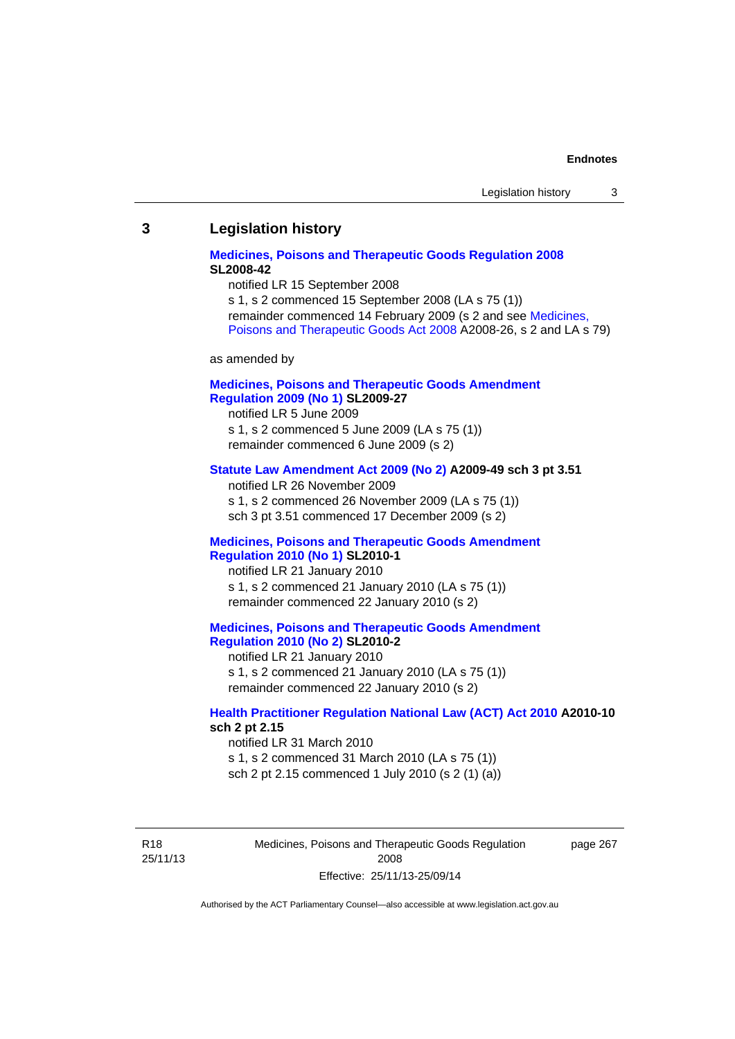## 3 Legislation history

**Medicines, Poisons and Therapeutic Goods Regulation 2008 SL2008-42**

notified LR 15 September 2008

s 1, s 2 commenced 15 September 2008 (LA s 75 (1))

remainder commenced 14 February 2009 (s 2 and see Medicines, Poisons and Therapeutic Goods Act 2008 A2008-26, s 2 and LA s 79)

as amended by

**Medicines, Poisons and Therapeutic Goods Amendment Regulation 2009 (No 1) SL2009-27**

notified LR 5 June 2009

s 1, s 2 commenced 5 June 2009 (LA s 75 (1))

remainder commenced 6 June 2009 (s 2)

**Statute Law Amendment Act 2009 (No 2) A2009-49 sch 3 pt 3.51**

notified LR 26 November 2009

s 1, s 2 commenced 26 November 2009 (LA s 75 (1))

sch 3 pt 3.51 commenced 17 December 2009 (s 2)

**Medicines, Poisons and Therapeutic Goods Amendment Regulation 2010 (No 1) SL2010-1**

notified LR 21 January 2010

s 1, s 2 commenced 21 January 2010 (LA s 75 (1))

remainder commenced 22 January 2010 (s 2)

**Medicines, Poisons and Therapeutic Goods Amendment Regulation 2010 (No 2) SL2010-2**

notified LR 21 January 2010

s 1, s 2 commenced 21 January 2010 (LA s 75 (1))

remainder commenced 22 January 2010 (s 2)

**Health Practitioner Regulation National Law (ACT) Act 2010 A2010-10 sch 2 pt 2.15**

notified LR 31 March 2010

s 1, s 2 commenced 31 March 2010 (LA s 75 (1))

sch 2 pt 2.15 commenced 1 July 2010 (s 2 (1) (a))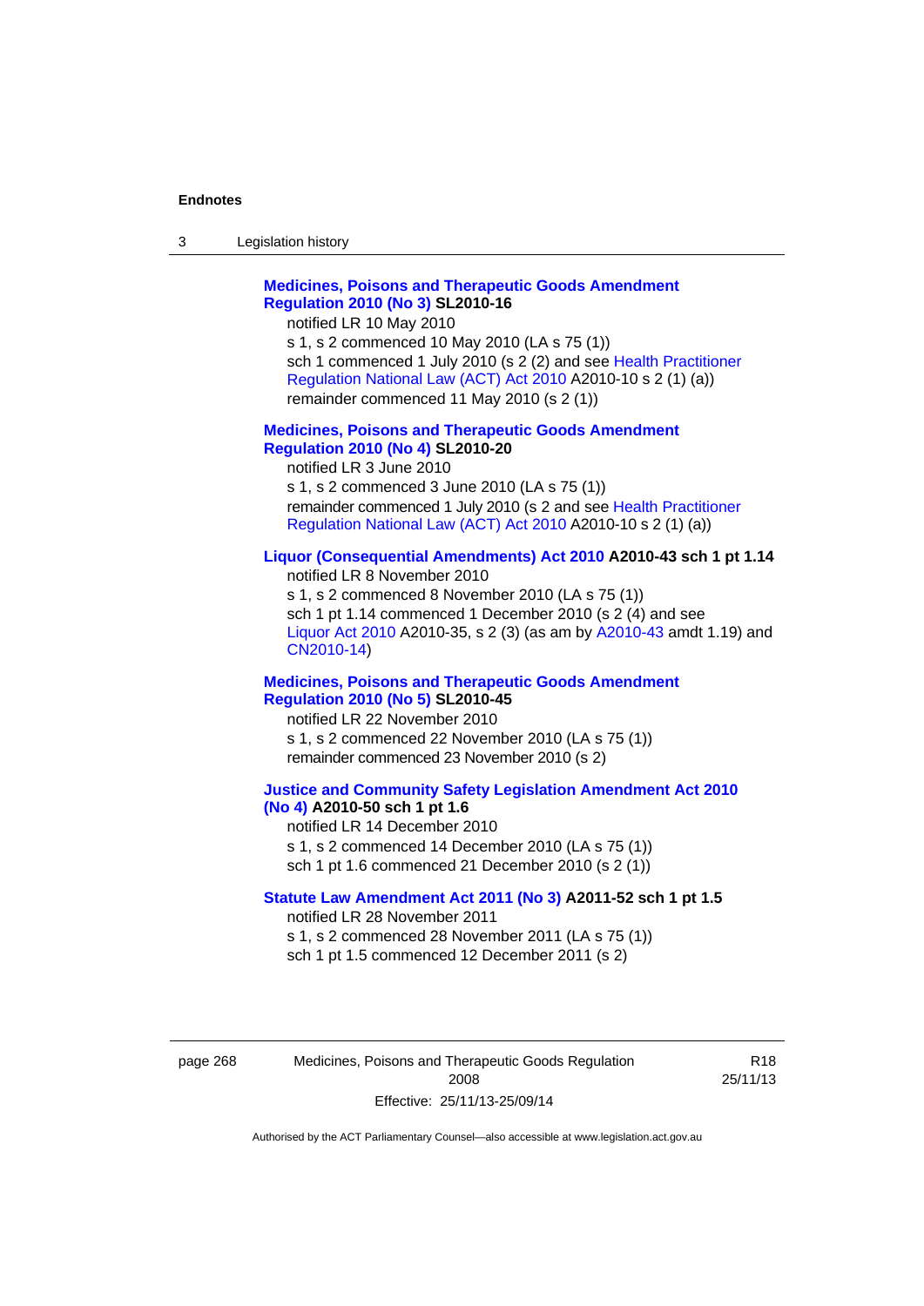**Medicines, Poisons and Therapeutic Goods Amendment Regulation 2010 (No 3) SL2010-16**

notified LR 10 May 2010

s 1, s 2 commenced 10 May 2010 (LA s 75 (1))

sch 1 commenced 1 July 2010 (s 2 (2) and see Health Practitioner Regulation National Law (ACT) Act 2010 A2010-10 s 2 (1) (a))

remainder commenced 11 May 2010 (s 2 (1))

**Medicines, Poisons and Therapeutic Goods Amendment Regulation 2010 (No 4) SL2010-20**

notified LR 3 June 2010

s 1, s 2 commenced 3 June 2010 (LA s 75 (1))

remainder commenced 1 July 2010 (s 2 and see Health Practitioner Regulation National Law (ACT) Act 2010 A2010-10 s 2 (1) (a))

**Liquor (Consequential Amendments) Act 2010 A2010-43 sch 1 pt 1.14**

notified LR 8 November 2010

s 1, s 2 commenced 8 November 2010 (LA s 75 (1))

sch 1 pt 1.14 commenced 1 December 2010 (s 2 (4) and see Liquor Act 2010 A2010-35, s 2 (3) (as am by A2010-43 amdt 1.19) and CN2010-14)

**Medicines, Poisons and Therapeutic Goods Amendment Regulation 2010 (No 5) SL2010-45**

notified LR 22 November 2010

s 1, s 2 commenced 22 November 2010 (LA s 75 (1))

remainder commenced 23 November 2010 (s 2)

**Justice and Community Safety Legislation Amendment Act 2010 (No 4) A2010-50 sch 1 pt 1.6**

notified LR 14 December 2010

s 1, s 2 commenced 14 December 2010 (LA s 75 (1))

sch 1 pt 1.6 commenced 21 December 2010 (s 2 (1))

**Statute Law Amendment Act 2011 (No 3) A2011-52 sch 1 pt 1.5**

notified LR 28 November 2011

s 1, s 2 commenced 28 November 2011 (LA s 75 (1))

sch 1 pt 1.5 commenced 12 December 2011 (s 2)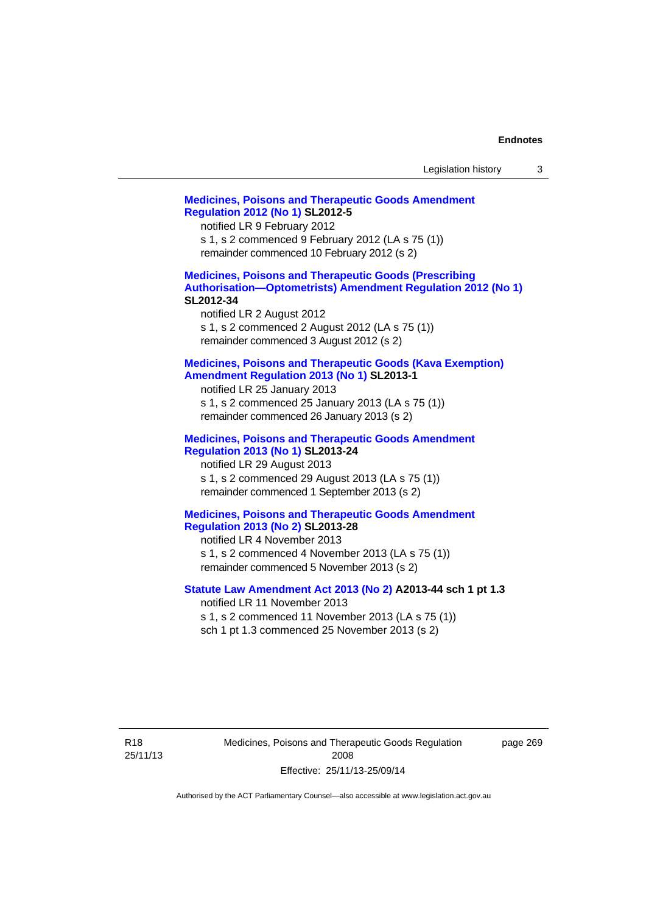**Medicines, Poisons and Therapeutic Goods Amendment Regulation 2012 (No 1) SL2012-5**

notified LR 9 February 2012
s 1, s 2 commenced 9 February 2012 (LA s 75 (1))
remainder commenced 10 February 2012 (s 2)

**Medicines, Poisons and Therapeutic Goods (Prescribing Authorisation—Optometrists) Amendment Regulation 2012 (No 1) SL2012-34**

notified LR 2 August 2012
s 1, s 2 commenced 2 August 2012 (LA s 75 (1))
remainder commenced 3 August 2012 (s 2)

**Medicines, Poisons and Therapeutic Goods (Kava Exemption) Amendment Regulation 2013 (No 1) SL2013-1**

notified LR 25 January 2013
s 1, s 2 commenced 25 January 2013 (LA s 75 (1))
remainder commenced 26 January 2013 (s 2)

**Medicines, Poisons and Therapeutic Goods Amendment Regulation 2013 (No 1) SL2013-24**

notified LR 29 August 2013
s 1, s 2 commenced 29 August 2013 (LA s 75 (1))
remainder commenced 1 September 2013 (s 2)

**Medicines, Poisons and Therapeutic Goods Amendment Regulation 2013 (No 2) SL2013-28**

notified LR 4 November 2013
s 1, s 2 commenced 4 November 2013 (LA s 75 (1))
remainder commenced 5 November 2013 (s 2)

**Statute Law Amendment Act 2013 (No 2) A2013-44 sch 1 pt 1.3**

notified LR 11 November 2013
s 1, s 2 commenced 11 November 2013 (LA s 75 (1))
sch 1 pt 1.3 commenced 25 November 2013 (s 2)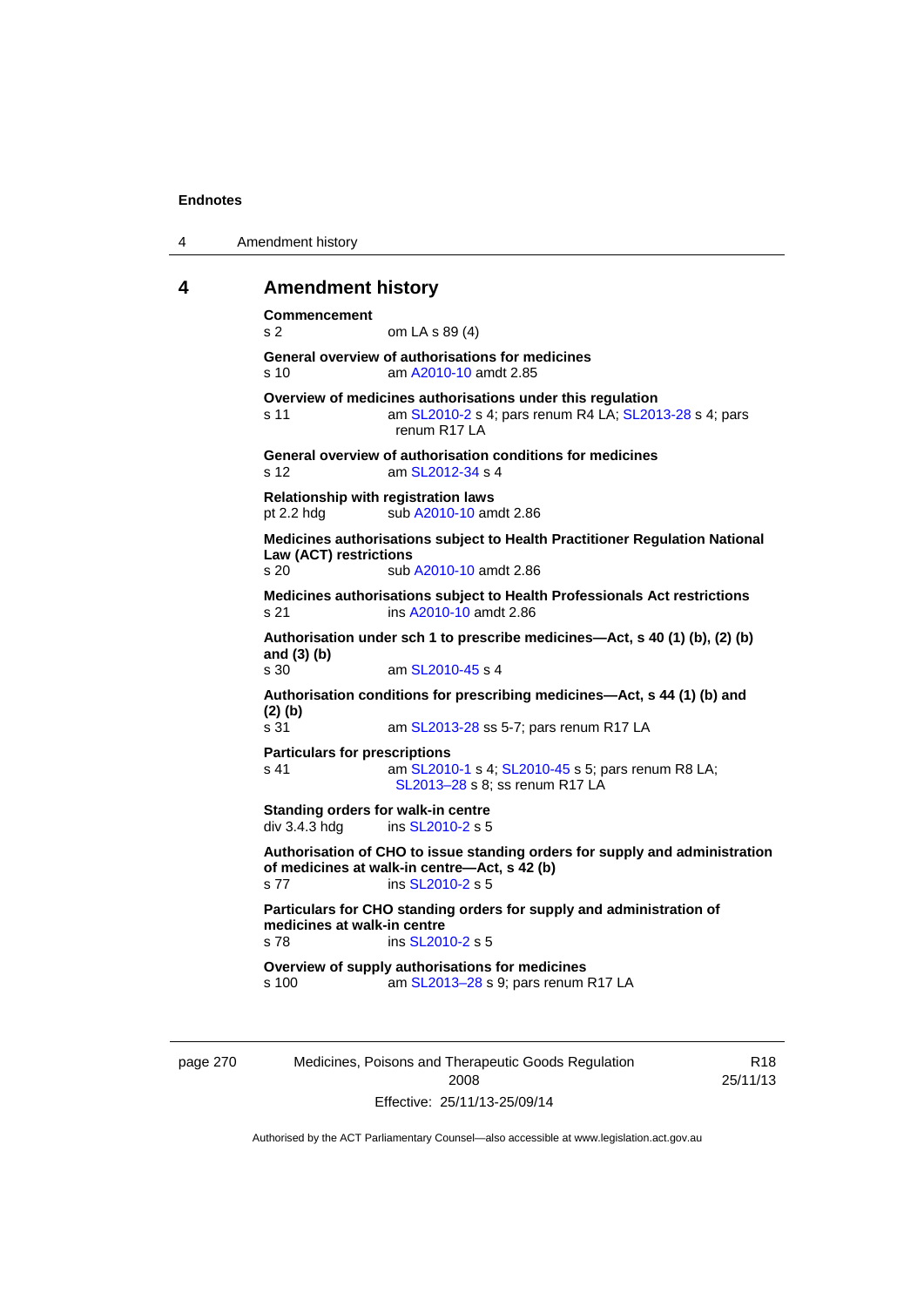# 4 Amendment history

**Commencement**
s 2 om LA s 89 (4)

**General overview of authorisations for medicines**
s 10 am A2010-10 amdt 2.85

**Overview of medicines authorisations under this regulation**
s 11 am SL2010-2 s 4; pars renum R4 LA; SL2013-28 s 4; pars renum R17 LA

**General overview of authorisation conditions for medicines**
s 12 am SL2012-34 s 4

**Relationship with registration laws**
pt 2.2 hdg sub A2010-10 amdt 2.86

**Medicines authorisations subject to Health Practitioner Regulation National Law (ACT) restrictions**
s 20 sub A2010-10 amdt 2.86

**Medicines authorisations subject to Health Professionals Act restrictions**
s 21 ins A2010-10 amdt 2.86

**Authorisation under sch 1 to prescribe medicines—Act, s 40 (1) (b), (2) (b) and (3) (b)**
s 30 am SL2010-45 s 4

**Authorisation conditions for prescribing medicines—Act, s 44 (1) (b) and (2) (b)**
s 31 am SL2013-28 ss 5-7; pars renum R17 LA

**Particulars for prescriptions**
s 41 am SL2010-1 s 4; SL2010-45 s 5; pars renum R8 LA; SL2013–28 s 8; ss renum R17 LA

**Standing orders for walk-in centre**
div 3.4.3 hdg ins SL2010-2 s 5

**Authorisation of CHO to issue standing orders for supply and administration of medicines at walk-in centre—Act, s 42 (b)**
s 77 ins SL2010-2 s 5

**Particulars for CHO standing orders for supply and administration of medicines at walk-in centre**
s 78 ins SL2010-2 s 5

**Overview of supply authorisations for medicines**
s 100 am SL2013–28 s 9; pars renum R17 LA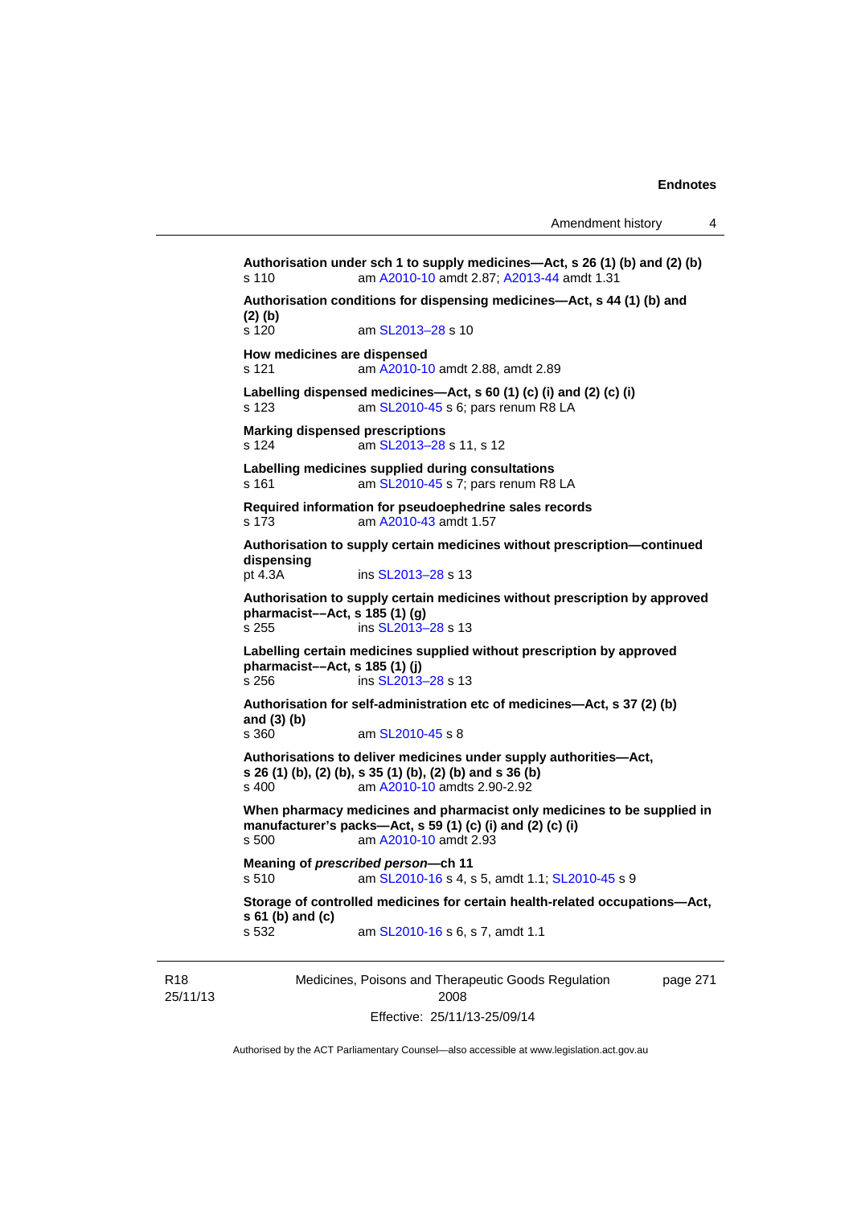**Authorisation under sch 1 to supply medicines—Act, s 26 (1) (b) and (2) (b)**
s 110 am A2010-10 amdt 2.87; A2013-44 amdt 1.31

**Authorisation conditions for dispensing medicines—Act, s 44 (1) (b) and (2) (b)**
s 120 am SL2013–28 s 10

**How medicines are dispensed**
s 121 am A2010-10 amdt 2.88, amdt 2.89

**Labelling dispensed medicines—Act, s 60 (1) (c) (i) and (2) (c) (i)**
s 123 am SL2010-45 s 6; pars renum R8 LA

**Marking dispensed prescriptions**
s 124 am SL2013–28 s 11, s 12

**Labelling medicines supplied during consultations**
s 161 am SL2010-45 s 7; pars renum R8 LA

**Required information for pseudoephedrine sales records**
s 173 am A2010-43 amdt 1.57

**Authorisation to supply certain medicines without prescription—continued dispensing**
pt 4.3A ins SL2013–28 s 13

**Authorisation to supply certain medicines without prescription by approved pharmacist––Act, s 185 (1) (g)**
s 255 ins SL2013–28 s 13

**Labelling certain medicines supplied without prescription by approved pharmacist––Act, s 185 (1) (j)**
s 256 ins SL2013–28 s 13

**Authorisation for self-administration etc of medicines—Act, s 37 (2) (b) and (3) (b)**
s 360 am SL2010-45 s 8

**Authorisations to deliver medicines under supply authorities—Act, s 26 (1) (b), (2) (b), s 35 (1) (b), (2) (b) and s 36 (b)**
s 400 am A2010-10 amdts 2.90-2.92

**When pharmacy medicines and pharmacist only medicines to be supplied in manufacturer's packs—Act, s 59 (1) (c) (i) and (2) (c) (i)**
s 500 am A2010-10 amdt 2.93

**Meaning of *prescribed person*—ch 11**
s 510 am SL2010-16 s 4, s 5, amdt 1.1; SL2010-45 s 9

**Storage of controlled medicines for certain health-related occupations—Act, s 61 (b) and (c)**
s 532 am SL2010-16 s 6, s 7, amdt 1.1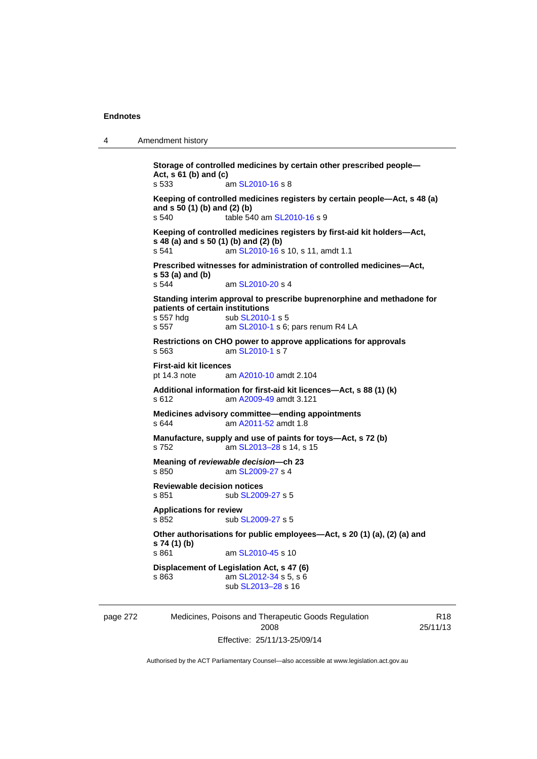**Storage of controlled medicines by certain other prescribed people—Act, s 61 (b) and (c)**
s 533 am SL2010-16 s 8

**Keeping of controlled medicines registers by certain people—Act, s 48 (a) and s 50 (1) (b) and (2) (b)**
s 540 table 540 am SL2010-16 s 9

**Keeping of controlled medicines registers by first-aid kit holders—Act, s 48 (a) and s 50 (1) (b) and (2) (b)**
s 541 am SL2010-16 s 10, s 11, amdt 1.1

**Prescribed witnesses for administration of controlled medicines—Act, s 53 (a) and (b)**
s 544 am SL2010-20 s 4

**Standing interim approval to prescribe buprenorphine and methadone for patients of certain institutions**
s 557 hdg sub SL2010-1 s 5
s 557 am SL2010-1 s 6; pars renum R4 LA

**Restrictions on CHO power to approve applications for approvals**
s 563 am SL2010-1 s 7

**First-aid kit licences**
pt 14.3 note am A2010-10 amdt 2.104

**Additional information for first-aid kit licences—Act, s 88 (1) (k)**
s 612 am A2009-49 amdt 3.121

**Medicines advisory committee—ending appointments**
s 644 am A2011-52 amdt 1.8

**Manufacture, supply and use of paints for toys—Act, s 72 (b)**
s 752 am SL2013–28 s 14, s 15

**Meaning of *reviewable decision*—ch 23**
s 850 am SL2009-27 s 4

**Reviewable decision notices**
s 851 sub SL2009-27 s 5

**Applications for review**
s 852 sub SL2009-27 s 5

**Other authorisations for public employees—Act, s 20 (1) (a), (2) (a) and s 74 (1) (b)**
s 861 am SL2010-45 s 10

**Displacement of Legislation Act, s 47 (6)**
s 863 am SL2012-34 s 5, s 6
sub SL2013–28 s 16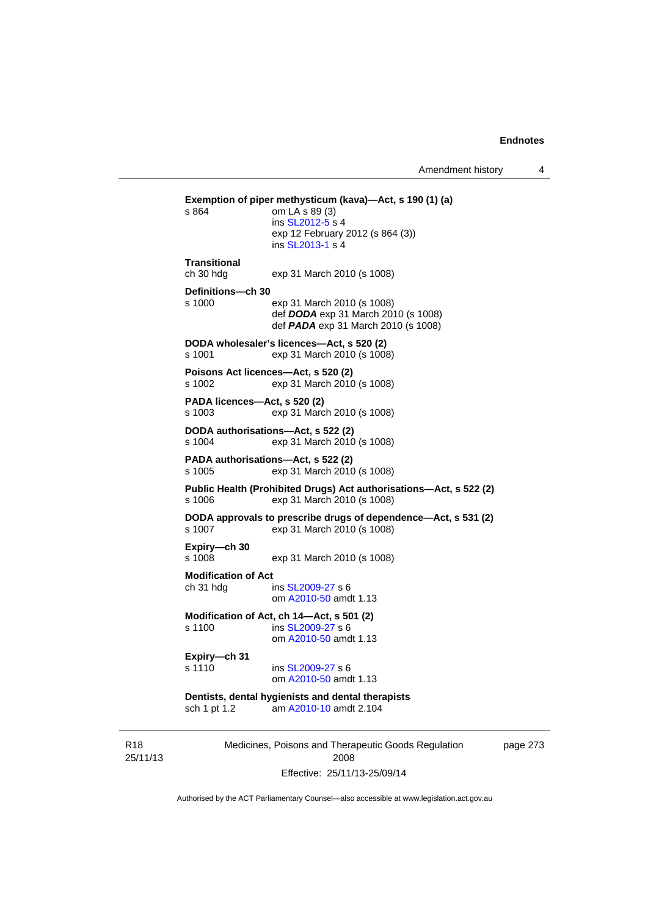**Exemption of piper methysticum (kava)—Act, s 190 (1) (a)**
s 864 om LA s 89 (3)
ins SL2012-5 s 4
exp 12 February 2012 (s 864 (3))
ins SL2013-1 s 4

**Transitional**
ch 30 hdg exp 31 March 2010 (s 1008)

**Definitions—ch 30**
s 1000 exp 31 March 2010 (s 1008)
def ***DODA*** exp 31 March 2010 (s 1008)
def ***PADA*** exp 31 March 2010 (s 1008)

**DODA wholesaler's licences—Act, s 520 (2)**
s 1001 exp 31 March 2010 (s 1008)

**Poisons Act licences—Act, s 520 (2)**
s 1002 exp 31 March 2010 (s 1008)

**PADA licences—Act, s 520 (2)**
s 1003 exp 31 March 2010 (s 1008)

**DODA authorisations—Act, s 522 (2)**
s 1004 exp 31 March 2010 (s 1008)

**PADA authorisations—Act, s 522 (2)**
s 1005 exp 31 March 2010 (s 1008)

**Public Health (Prohibited Drugs) Act authorisations—Act, s 522 (2)**
s 1006 exp 31 March 2010 (s 1008)

**DODA approvals to prescribe drugs of dependence—Act, s 531 (2)**
s 1007 exp 31 March 2010 (s 1008)

**Expiry—ch 30**
s 1008 exp 31 March 2010 (s 1008)

**Modification of Act**
ch 31 hdg ins SL2009-27 s 6
om A2010-50 amdt 1.13

**Modification of Act, ch 14—Act, s 501 (2)**
s 1100 ins SL2009-27 s 6
om A2010-50 amdt 1.13

**Expiry—ch 31**
s 1110 ins SL2009-27 s 6
om A2010-50 amdt 1.13

**Dentists, dental hygienists and dental therapists**
sch 1 pt 1.2 am A2010-10 amdt 2.104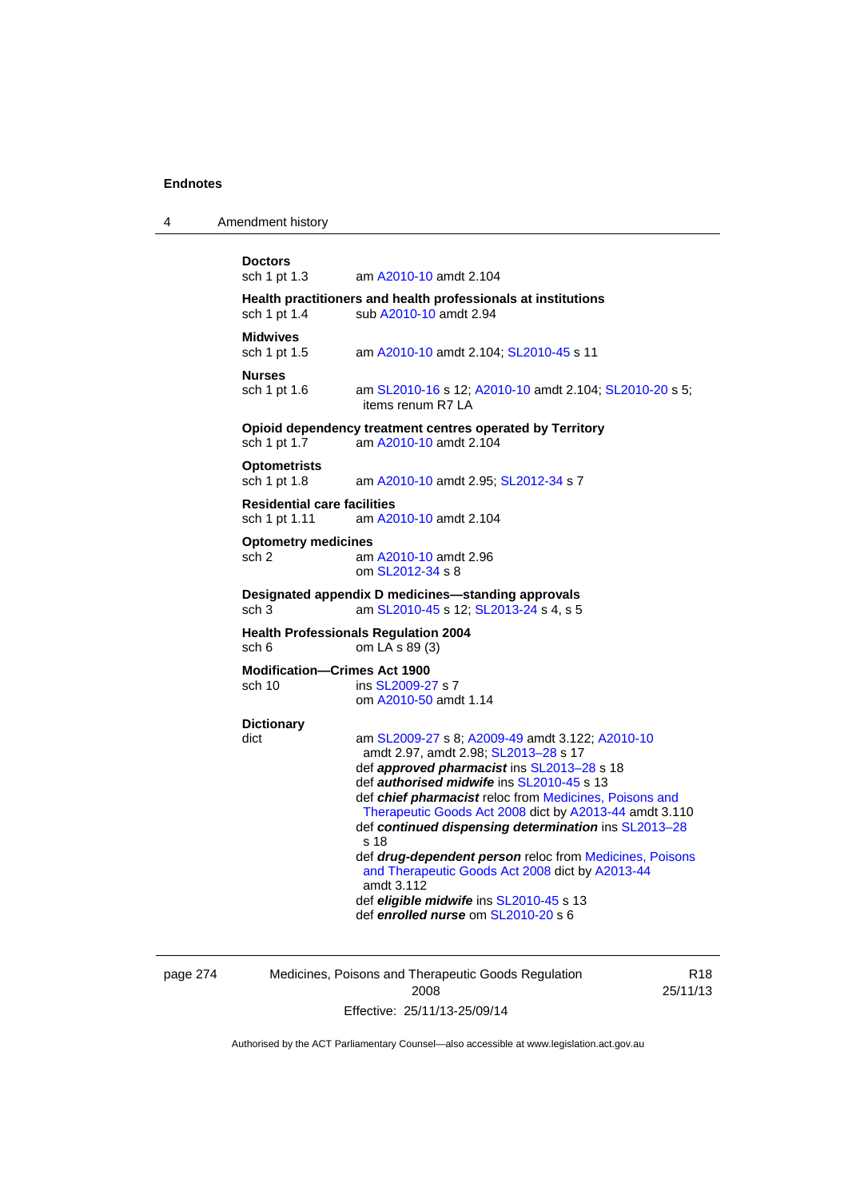**Doctors**
sch 1 pt 1.3 am A2010-10 amdt 2.104

**Health practitioners and health professionals at institutions**
sch 1 pt 1.4 sub A2010-10 amdt 2.94

**Midwives**
sch 1 pt 1.5 am A2010-10 amdt 2.104; SL2010-45 s 11

**Nurses**
sch 1 pt 1.6 am SL2010-16 s 12; A2010-10 amdt 2.104; SL2010-20 s 5; items renum R7 LA

**Opioid dependency treatment centres operated by Territory**
sch 1 pt 1.7 am A2010-10 amdt 2.104

**Optometrists**
sch 1 pt 1.8 am A2010-10 amdt 2.95; SL2012-34 s 7

**Residential care facilities**
sch 1 pt 1.11 am A2010-10 amdt 2.104

**Optometry medicines**
sch 2 am A2010-10 amdt 2.96
om SL2012-34 s 8

**Designated appendix D medicines—standing approvals**
sch 3 am SL2010-45 s 12; SL2013-24 s 4, s 5

**Health Professionals Regulation 2004**
sch 6 om LA s 89 (3)

**Modification—Crimes Act 1900**
sch 10 ins SL2009-27 s 7
om A2010-50 amdt 1.14

**Dictionary**
dict am SL2009-27 s 8; A2009-49 amdt 3.122; A2010-10 amdt 2.97, amdt 2.98; SL2013–28 s 17
def ***approved pharmacist*** ins SL2013–28 s 18
def ***authorised midwife*** ins SL2010-45 s 13
def ***chief pharmacist*** reloc from Medicines, Poisons and Therapeutic Goods Act 2008 dict by A2013-44 amdt 3.110
def ***continued dispensing determination*** ins SL2013–28 s 18
def ***drug-dependent person*** reloc from Medicines, Poisons and Therapeutic Goods Act 2008 dict by A2013-44 amdt 3.112
def ***eligible midwife*** ins SL2010-45 s 13
def ***enrolled nurse*** om SL2010-20 s 6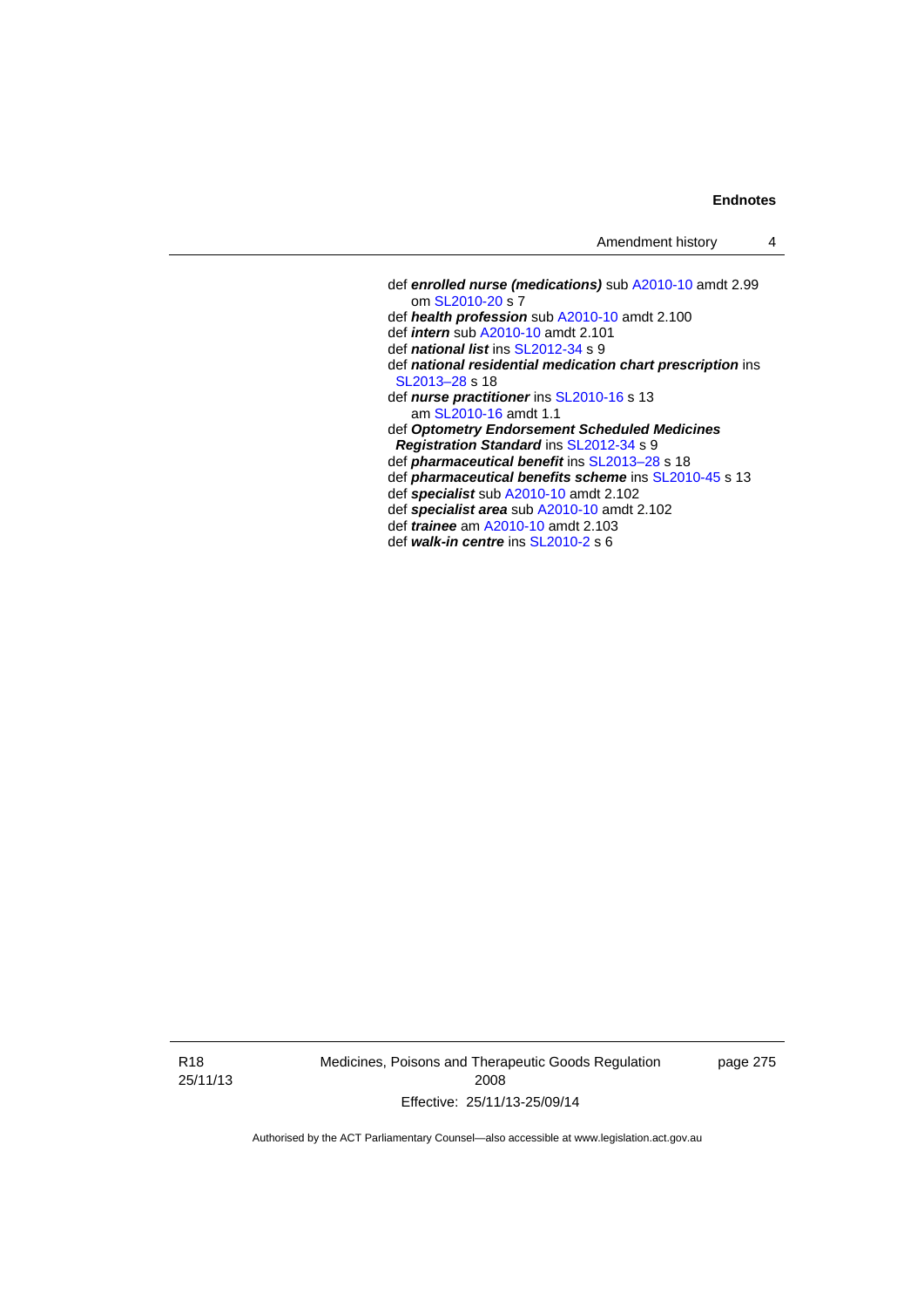def ***enrolled nurse (medications)*** sub A2010-10 amdt 2.99
om SL2010-20 s 7

def ***health profession*** sub A2010-10 amdt 2.100

def ***intern*** sub A2010-10 amdt 2.101

def ***national list*** ins SL2012-34 s 9

def ***national residential medication chart prescription*** ins SL2013–28 s 18

def ***nurse practitioner*** ins SL2010-16 s 13
am SL2010-16 amdt 1.1

def ***Optometry Endorsement Scheduled Medicines Registration Standard*** ins SL2012-34 s 9

def ***pharmaceutical benefit*** ins SL2013–28 s 18

def ***pharmaceutical benefits scheme*** ins SL2010-45 s 13

def ***specialist*** sub A2010-10 amdt 2.102

def ***specialist area*** sub A2010-10 amdt 2.102

def ***trainee*** am A2010-10 amdt 2.103

def ***walk-in centre*** ins SL2010-2 s 6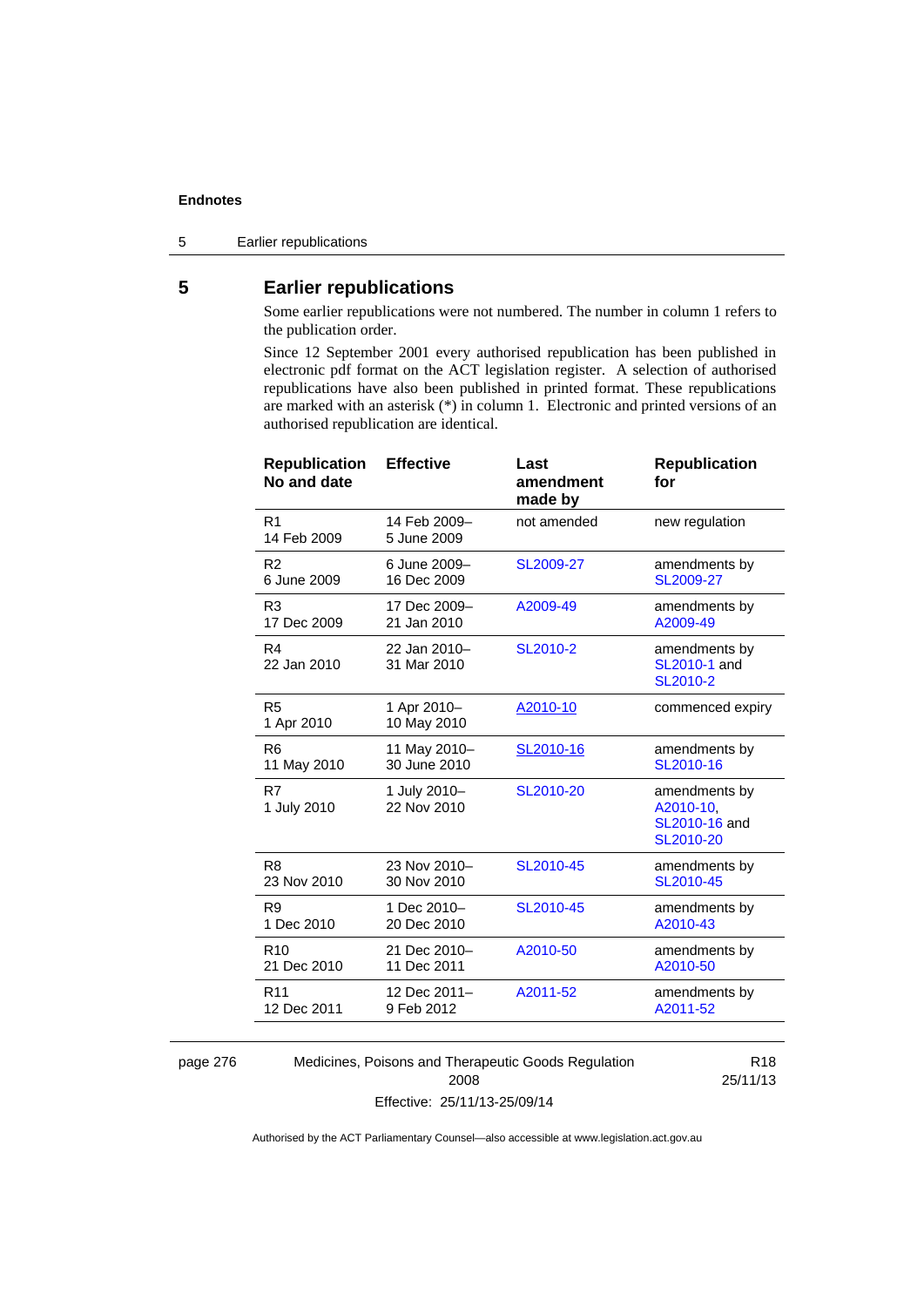## 5 Earlier republications

Some earlier republications were not numbered. The number in column 1 refers to the publication order.

Since 12 September 2001 every authorised republication has been published in electronic pdf format on the ACT legislation register. A selection of authorised republications have also been published in printed format. These republications are marked with an asterisk (*) in column 1. Electronic and printed versions of an authorised republication are identical.

| Republication No and date | Effective | Last amendment made by | Republication for |
|---|---|---|---|
| R1<br>14 Feb 2009 | 14 Feb 2009–<br>5 June 2009 | not amended | new regulation |
| R2<br>6 June 2009 | 6 June 2009–<br>16 Dec 2009 | SL2009-27 | amendments by SL2009-27 |
| R3<br>17 Dec 2009 | 17 Dec 2009–<br>21 Jan 2010 | A2009-49 | amendments by A2009-49 |
| R4<br>22 Jan 2010 | 22 Jan 2010–<br>31 Mar 2010 | SL2010-2 | amendments by SL2010-1 and SL2010-2 |
| R5<br>1 Apr 2010 | 1 Apr 2010–<br>10 May 2010 | A2010-10 | commenced expiry |
| R6<br>11 May 2010 | 11 May 2010–<br>30 June 2010 | SL2010-16 | amendments by SL2010-16 |
| R7<br>1 July 2010 | 1 July 2010–<br>22 Nov 2010 | SL2010-20 | amendments by A2010-10, SL2010-16 and SL2010-20 |
| R8<br>23 Nov 2010 | 23 Nov 2010–<br>30 Nov 2010 | SL2010-45 | amendments by SL2010-45 |
| R9<br>1 Dec 2010 | 1 Dec 2010–<br>20 Dec 2010 | SL2010-45 | amendments by A2010-43 |
| R10<br>21 Dec 2010 | 21 Dec 2010–<br>11 Dec 2011 | A2010-50 | amendments by A2010-50 |
| R11<br>12 Dec 2011 | 12 Dec 2011–<br>9 Feb 2012 | A2011-52 | amendments by A2011-52 |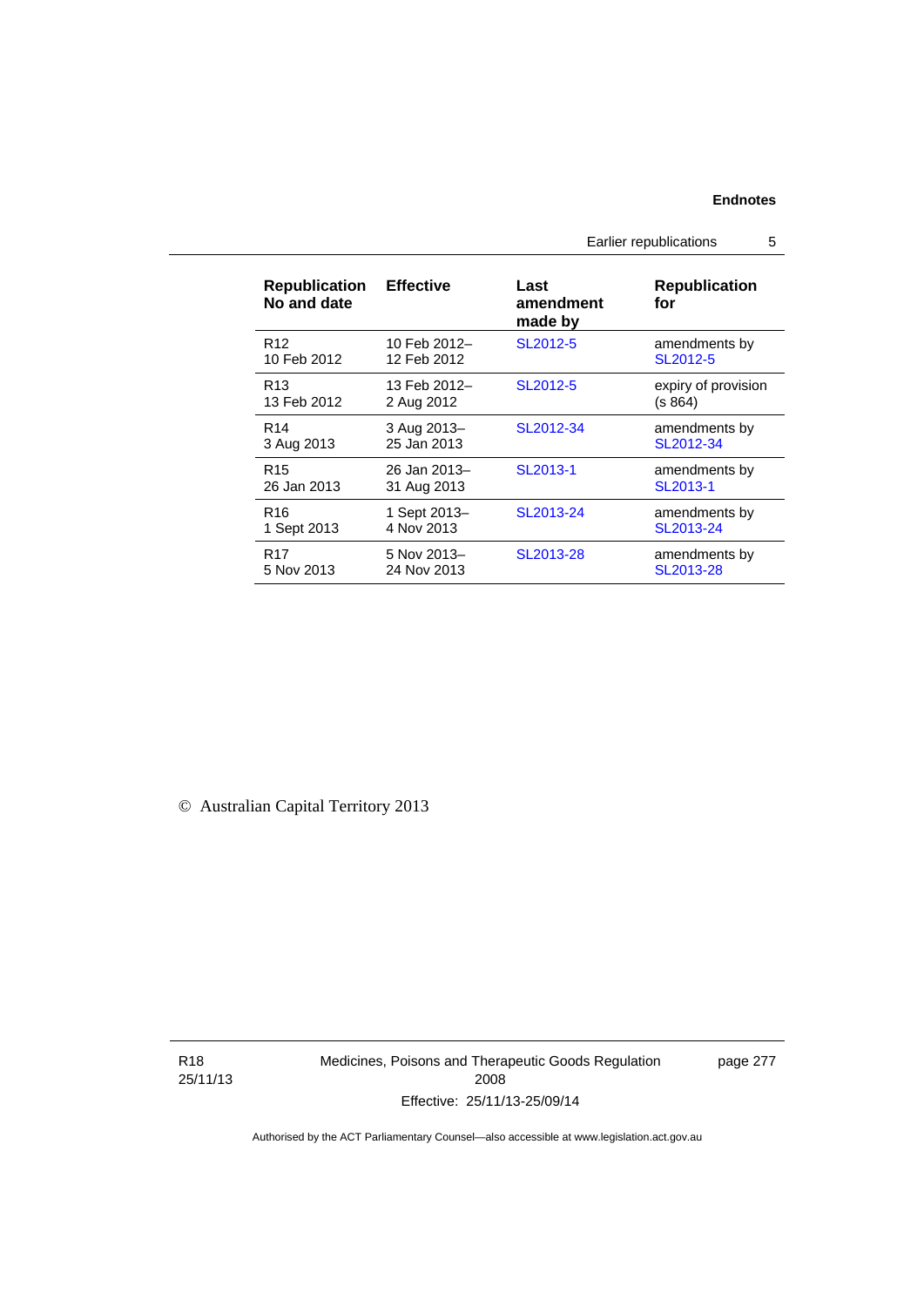| Republication No and date | Effective | Last amendment made by | Republication for |
|---|---|---|---|
| R12 10 Feb 2012 | 10 Feb 2012– 12 Feb 2012 | SL2012-5 | amendments by SL2012-5 |
| R13 13 Feb 2012 | 13 Feb 2012– 2 Aug 2012 | SL2012-5 | expiry of provision (s 864) |
| R14 3 Aug 2013 | 3 Aug 2013– 25 Jan 2013 | SL2012-34 | amendments by SL2012-34 |
| R15 26 Jan 2013 | 26 Jan 2013– 31 Aug 2013 | SL2013-1 | amendments by SL2013-1 |
| R16 1 Sept 2013 | 1 Sept 2013– 4 Nov 2013 | SL2013-24 | amendments by SL2013-24 |
| R17 5 Nov 2013 | 5 Nov 2013– 24 Nov 2013 | SL2013-28 | amendments by SL2013-28 |

© Australian Capital Territory 2013